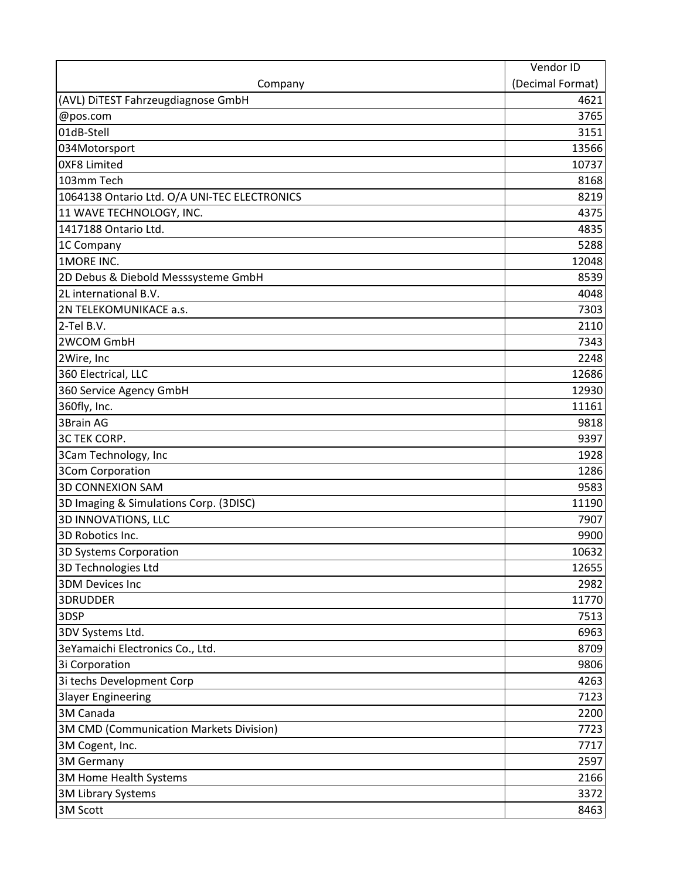| Company | Vendor ID (Decimal Format) |
|---|---|
| (AVL) DiTEST Fahrzeugdiagnose GmbH | 4621 |
| @pos.com | 3765 |
| 01dB-Stell | 3151 |
| 034Motorsport | 13566 |
| 0XF8 Limited | 10737 |
| 103mm Tech | 8168 |
| 1064138 Ontario Ltd. O/A UNI-TEC ELECTRONICS | 8219 |
| 11 WAVE TECHNOLOGY, INC. | 4375 |
| 1417188 Ontario Ltd. | 4835 |
| 1C Company | 5288 |
| 1MORE INC. | 12048 |
| 2D Debus & Diebold Messsysteme GmbH | 8539 |
| 2L international B.V. | 4048 |
| 2N TELEKOMUNIKACE a.s. | 7303 |
| 2-Tel B.V. | 2110 |
| 2WCOM GmbH | 7343 |
| 2Wire, Inc | 2248 |
| 360 Electrical, LLC | 12686 |
| 360 Service Agency GmbH | 12930 |
| 360fly, Inc. | 11161 |
| 3Brain AG | 9818 |
| 3C TEK CORP. | 9397 |
| 3Cam Technology, Inc | 1928 |
| 3Com Corporation | 1286 |
| 3D CONNEXION SAM | 9583 |
| 3D Imaging & Simulations Corp. (3DISC) | 11190 |
| 3D INNOVATIONS, LLC | 7907 |
| 3D Robotics Inc. | 9900 |
| 3D Systems Corporation | 10632 |
| 3D Technologies Ltd | 12655 |
| 3DM Devices Inc | 2982 |
| 3DRUDDER | 11770 |
| 3DSP | 7513 |
| 3DV Systems Ltd. | 6963 |
| 3eYamaichi Electronics Co., Ltd. | 8709 |
| 3i Corporation | 9806 |
| 3i techs Development Corp | 4263 |
| 3layer Engineering | 7123 |
| 3M Canada | 2200 |
| 3M CMD (Communication Markets Division) | 7723 |
| 3M Cogent, Inc. | 7717 |
| 3M Germany | 2597 |
| 3M Home Health Systems | 2166 |
| 3M Library Systems | 3372 |
| 3M Scott | 8463 |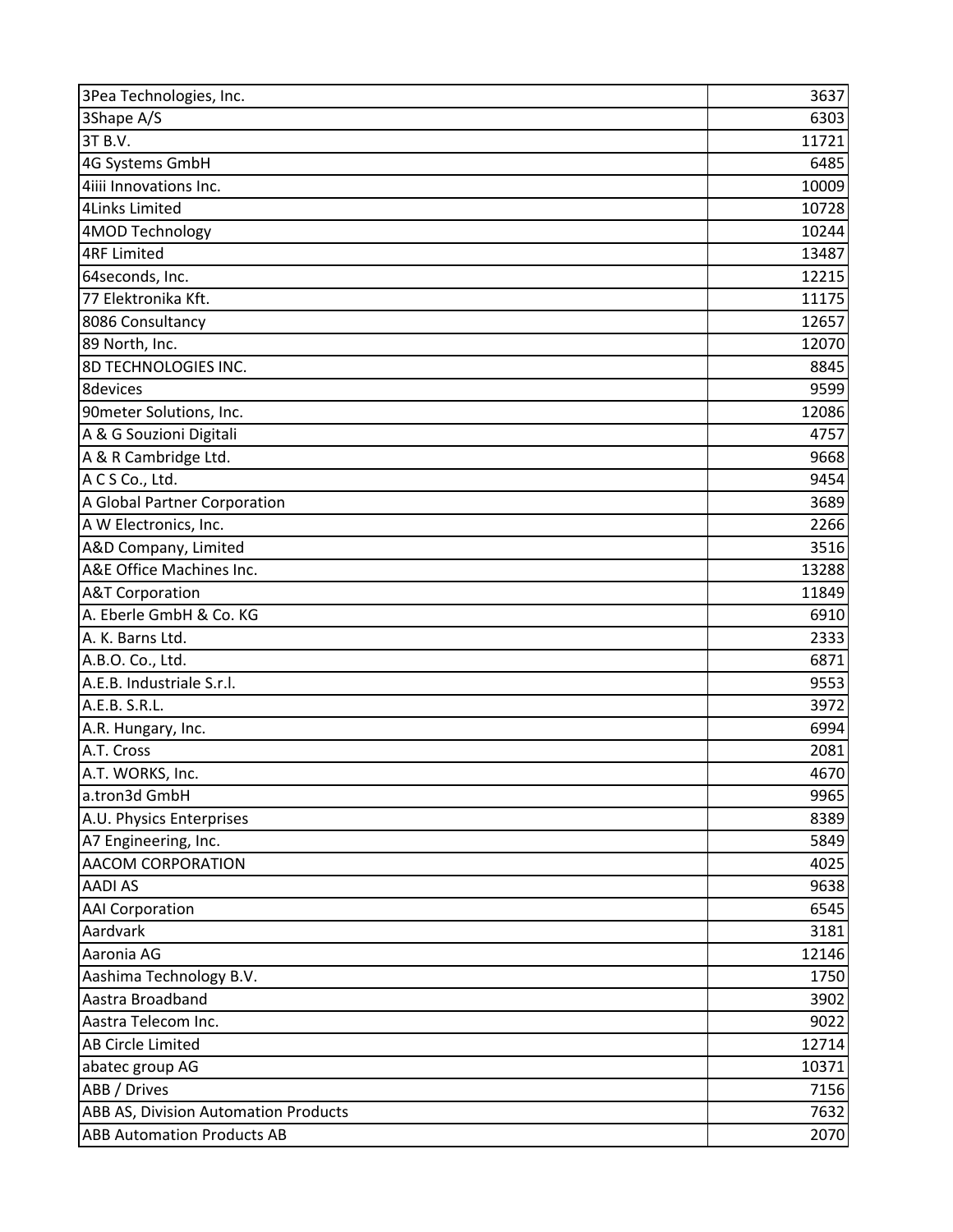| | |
|---|---|
| 3Pea Technologies, Inc. | 3637 |
| 3Shape A/S | 6303 |
| 3T B.V. | 11721 |
| 4G Systems GmbH | 6485 |
| 4iiii Innovations Inc. | 10009 |
| 4Links Limited | 10728 |
| 4MOD Technology | 10244 |
| 4RF Limited | 13487 |
| 64seconds, Inc. | 12215 |
| 77 Elektronika Kft. | 11175 |
| 8086 Consultancy | 12657 |
| 89 North, Inc. | 12070 |
| 8D TECHNOLOGIES INC. | 8845 |
| 8devices | 9599 |
| 90meter Solutions, Inc. | 12086 |
| A & G Souzioni Digitali | 4757 |
| A & R Cambridge Ltd. | 9668 |
| A C S Co., Ltd. | 9454 |
| A Global Partner Corporation | 3689 |
| A W Electronics, Inc. | 2266 |
| A&D Company, Limited | 3516 |
| A&E Office Machines Inc. | 13288 |
| A&T Corporation | 11849 |
| A. Eberle GmbH & Co. KG | 6910 |
| A. K. Barns Ltd. | 2333 |
| A.B.O. Co., Ltd. | 6871 |
| A.E.B. Industriale S.r.l. | 9553 |
| A.E.B. S.R.L. | 3972 |
| A.R. Hungary, Inc. | 6994 |
| A.T. Cross | 2081 |
| A.T. WORKS, Inc. | 4670 |
| a.tron3d GmbH | 9965 |
| A.U. Physics Enterprises | 8389 |
| A7 Engineering, Inc. | 5849 |
| AACOM CORPORATION | 4025 |
| AADI AS | 9638 |
| AAI Corporation | 6545 |
| Aardvark | 3181 |
| Aaronia AG | 12146 |
| Aashima Technology B.V. | 1750 |
| Aastra Broadband | 3902 |
| Aastra Telecom Inc. | 9022 |
| AB Circle Limited | 12714 |
| abatec group AG | 10371 |
| ABB / Drives | 7156 |
| ABB AS, Division Automation Products | 7632 |
| ABB Automation Products AB | 2070 |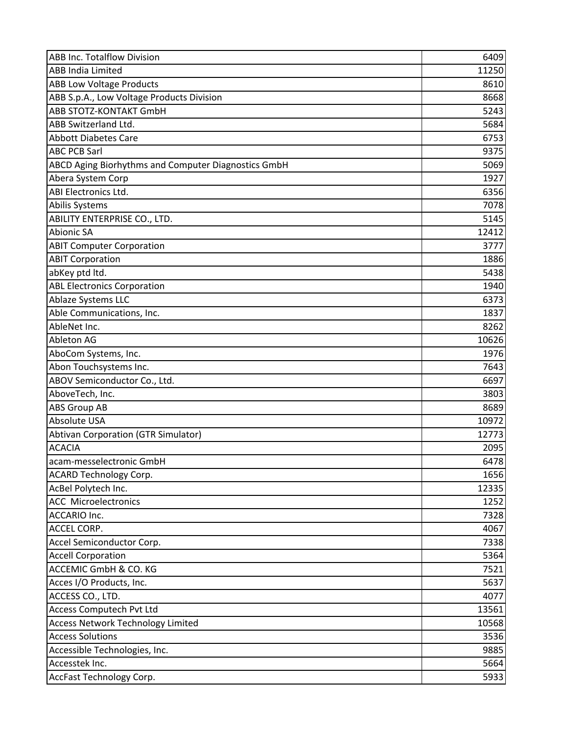| | |
|---|---|
| ABB Inc. Totalflow Division | 6409 |
| ABB India Limited | 11250 |
| ABB Low Voltage Products | 8610 |
| ABB S.p.A., Low Voltage Products Division | 8668 |
| ABB STOTZ-KONTAKT GmbH | 5243 |
| ABB Switzerland Ltd. | 5684 |
| Abbott Diabetes Care | 6753 |
| ABC PCB Sarl | 9375 |
| ABCD Aging Biorhythms and Computer Diagnostics GmbH | 5069 |
| Abera System Corp | 1927 |
| ABI Electronics Ltd. | 6356 |
| Abilis Systems | 7078 |
| ABILITY ENTERPRISE CO., LTD. | 5145 |
| Abionic SA | 12412 |
| ABIT Computer Corporation | 3777 |
| ABIT Corporation | 1886 |
| abKey ptd ltd. | 5438 |
| ABL Electronics Corporation | 1940 |
| Ablaze Systems LLC | 6373 |
| Able Communications, Inc. | 1837 |
| AbleNet Inc. | 8262 |
| Ableton AG | 10626 |
| AboCom Systems, Inc. | 1976 |
| Abon Touchsystems Inc. | 7643 |
| ABOV Semiconductor Co., Ltd. | 6697 |
| AboveTech, Inc. | 3803 |
| ABS Group AB | 8689 |
| Absolute USA | 10972 |
| Abtivan Corporation (GTR Simulator) | 12773 |
| ACACIA | 2095 |
| acam-messelectronic GmbH | 6478 |
| ACARD Technology Corp. | 1656 |
| AcBel Polytech Inc. | 12335 |
| ACC Microelectronics | 1252 |
| ACCARIO Inc. | 7328 |
| ACCEL CORP. | 4067 |
| Accel Semiconductor Corp. | 7338 |
| Accell Corporation | 5364 |
| ACCEMIC GmbH & CO. KG | 7521 |
| Acces I/O Products, Inc. | 5637 |
| ACCESS CO., LTD. | 4077 |
| Access Computech Pvt Ltd | 13561 |
| Access Network Technology Limited | 10568 |
| Access Solutions | 3536 |
| Accessible Technologies, Inc. | 9885 |
| Accesstek Inc. | 5664 |
| AccFast Technology Corp. | 5933 |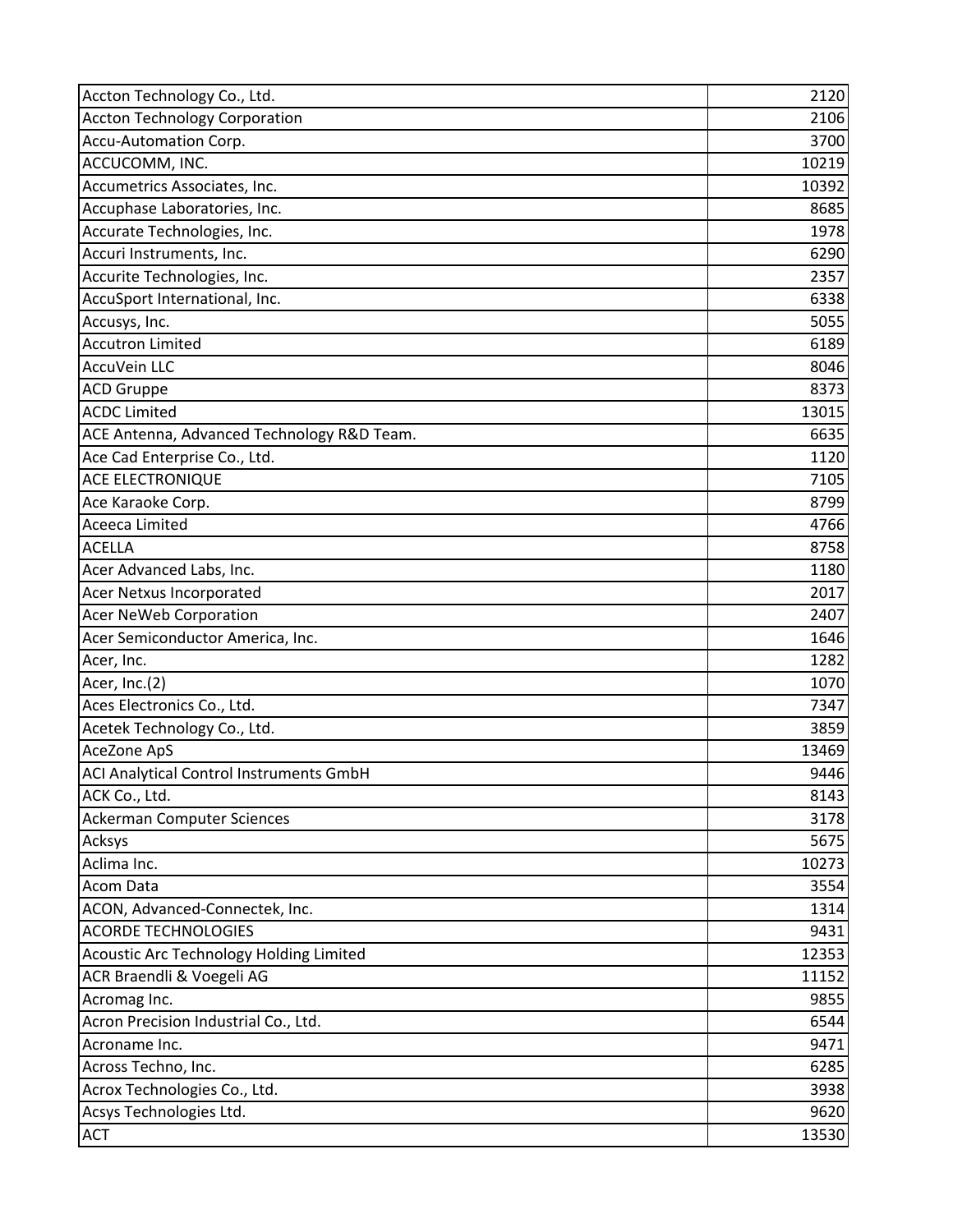| | |
|---|---|
| Accton Technology Co., Ltd. | 2120 |
| Accton Technology Corporation | 2106 |
| Accu-Automation Corp. | 3700 |
| ACCUCOMM, INC. | 10219 |
| Accumetrics Associates, Inc. | 10392 |
| Accuphase Laboratories, Inc. | 8685 |
| Accurate Technologies, Inc. | 1978 |
| Accuri Instruments, Inc. | 6290 |
| Accurite Technologies, Inc. | 2357 |
| AccuSport International, Inc. | 6338 |
| Accusys, Inc. | 5055 |
| Accutron Limited | 6189 |
| AccuVein LLC | 8046 |
| ACD Gruppe | 8373 |
| ACDC Limited | 13015 |
| ACE Antenna, Advanced Technology R&D Team. | 6635 |
| Ace Cad Enterprise Co., Ltd. | 1120 |
| ACE ELECTRONIQUE | 7105 |
| Ace Karaoke Corp. | 8799 |
| Aceeca Limited | 4766 |
| ACELLA | 8758 |
| Acer Advanced Labs, Inc. | 1180 |
| Acer Netxus Incorporated | 2017 |
| Acer NeWeb Corporation | 2407 |
| Acer Semiconductor America, Inc. | 1646 |
| Acer, Inc. | 1282 |
| Acer, Inc.(2) | 1070 |
| Aces Electronics Co., Ltd. | 7347 |
| Acetek Technology Co., Ltd. | 3859 |
| AceZone ApS | 13469 |
| ACI Analytical Control Instruments GmbH | 9446 |
| ACK Co., Ltd. | 8143 |
| Ackerman Computer Sciences | 3178 |
| Acksys | 5675 |
| Aclima Inc. | 10273 |
| Acom Data | 3554 |
| ACON, Advanced-Connectek, Inc. | 1314 |
| ACORDE TECHNOLOGIES | 9431 |
| Acoustic Arc Technology Holding Limited | 12353 |
| ACR Braendli & Voegeli AG | 11152 |
| Acromag Inc. | 9855 |
| Acron Precision Industrial Co., Ltd. | 6544 |
| Acroname Inc. | 9471 |
| Across Techno, Inc. | 6285 |
| Acrox Technologies Co., Ltd. | 3938 |
| Acsys Technologies Ltd. | 9620 |
| ACT | 13530 |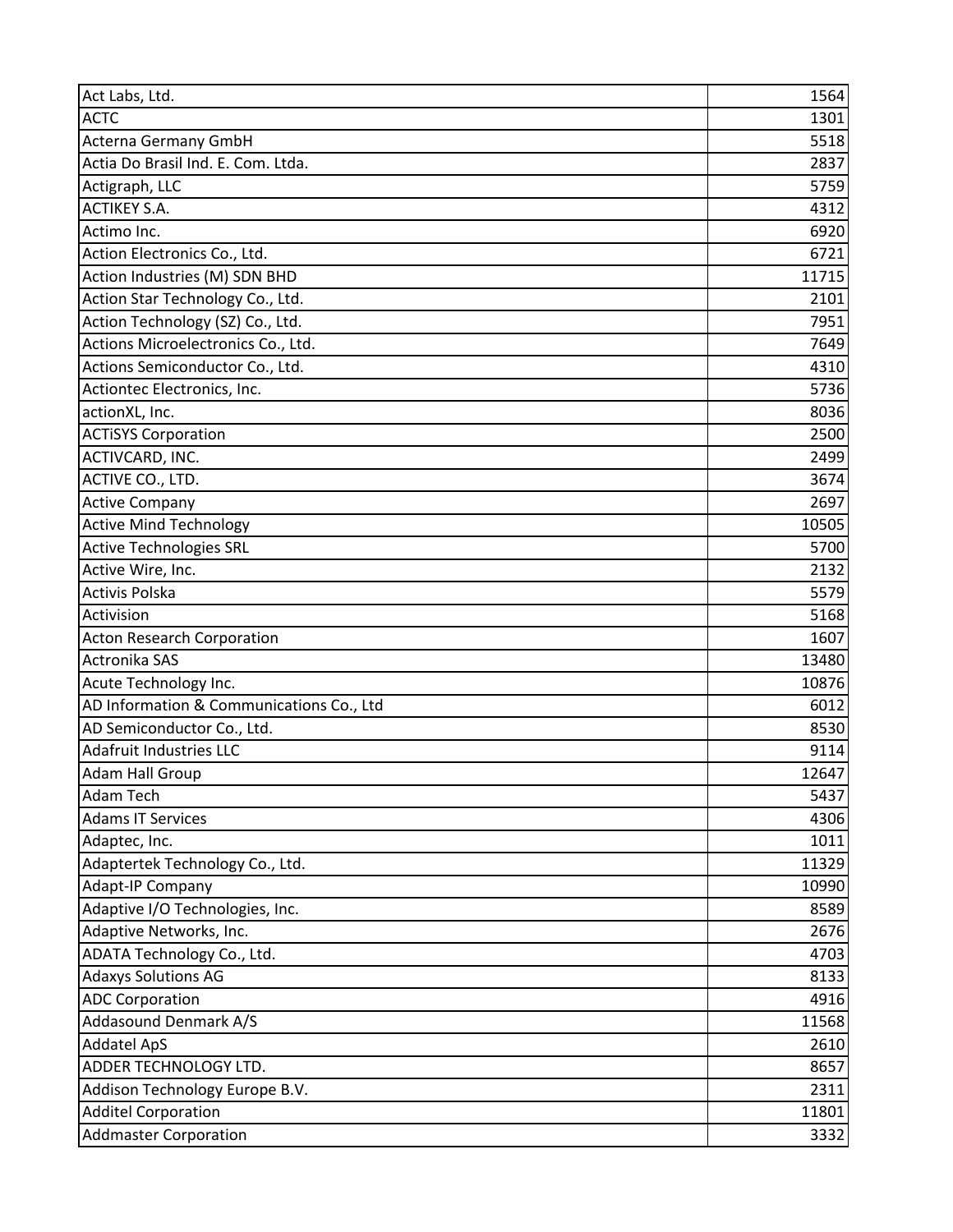| | |
|---|---|
| Act Labs, Ltd. | 1564 |
| ACTC | 1301 |
| Acterna Germany GmbH | 5518 |
| Actia Do Brasil Ind. E. Com. Ltda. | 2837 |
| Actigraph, LLC | 5759 |
| ACTIKEY S.A. | 4312 |
| Actimo Inc. | 6920 |
| Action Electronics Co., Ltd. | 6721 |
| Action Industries (M) SDN BHD | 11715 |
| Action Star Technology Co., Ltd. | 2101 |
| Action Technology (SZ) Co., Ltd. | 7951 |
| Actions Microelectronics Co., Ltd. | 7649 |
| Actions Semiconductor Co., Ltd. | 4310 |
| Actiontec Electronics, Inc. | 5736 |
| actionXL, Inc. | 8036 |
| ACTiSYS Corporation | 2500 |
| ACTIVCARD, INC. | 2499 |
| ACTIVE CO., LTD. | 3674 |
| Active Company | 2697 |
| Active Mind Technology | 10505 |
| Active Technologies SRL | 5700 |
| Active Wire, Inc. | 2132 |
| Activis Polska | 5579 |
| Activision | 5168 |
| Acton Research Corporation | 1607 |
| Actronika SAS | 13480 |
| Acute Technology Inc. | 10876 |
| AD Information & Communications Co., Ltd | 6012 |
| AD Semiconductor Co., Ltd. | 8530 |
| Adafruit Industries LLC | 9114 |
| Adam Hall Group | 12647 |
| Adam Tech | 5437 |
| Adams IT Services | 4306 |
| Adaptec, Inc. | 1011 |
| Adaptertek Technology Co., Ltd. | 11329 |
| Adapt-IP Company | 10990 |
| Adaptive I/O Technologies, Inc. | 8589 |
| Adaptive Networks, Inc. | 2676 |
| ADATA Technology Co., Ltd. | 4703 |
| Adaxys Solutions AG | 8133 |
| ADC Corporation | 4916 |
| Addasound Denmark A/S | 11568 |
| Addatel ApS | 2610 |
| ADDER TECHNOLOGY LTD. | 8657 |
| Addison Technology Europe B.V. | 2311 |
| Additel Corporation | 11801 |
| Addmaster Corporation | 3332 |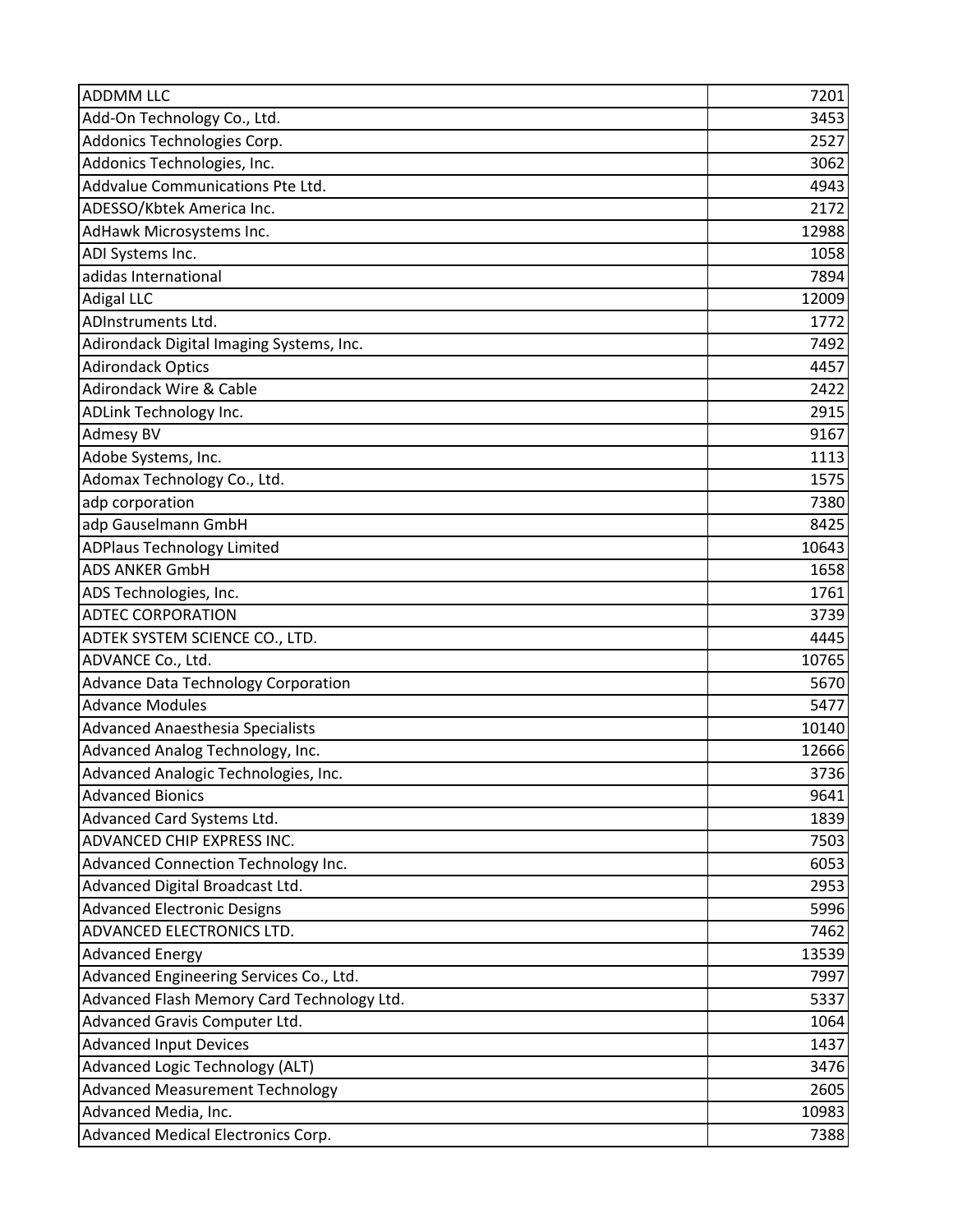| | |
|---|---|
| ADDMM LLC | 7201 |
| Add-On Technology Co., Ltd. | 3453 |
| Addonics Technologies Corp. | 2527 |
| Addonics Technologies, Inc. | 3062 |
| Addvalue Communications Pte Ltd. | 4943 |
| ADESSO/Kbtek America Inc. | 2172 |
| AdHawk Microsystems Inc. | 12988 |
| ADI Systems Inc. | 1058 |
| adidas International | 7894 |
| Adigal LLC | 12009 |
| ADInstruments Ltd. | 1772 |
| Adirondack Digital Imaging Systems, Inc. | 7492 |
| Adirondack Optics | 4457 |
| Adirondack Wire & Cable | 2422 |
| ADLink Technology Inc. | 2915 |
| Admesy BV | 9167 |
| Adobe Systems, Inc. | 1113 |
| Adomax Technology Co., Ltd. | 1575 |
| adp corporation | 7380 |
| adp Gauselmann GmbH | 8425 |
| ADPlaus Technology Limited | 10643 |
| ADS ANKER GmbH | 1658 |
| ADS Technologies, Inc. | 1761 |
| ADTEC CORPORATION | 3739 |
| ADTEK SYSTEM SCIENCE CO., LTD. | 4445 |
| ADVANCE Co., Ltd. | 10765 |
| Advance Data Technology Corporation | 5670 |
| Advance Modules | 5477 |
| Advanced Anaesthesia Specialists | 10140 |
| Advanced Analog Technology, Inc. | 12666 |
| Advanced Analogic Technologies, Inc. | 3736 |
| Advanced Bionics | 9641 |
| Advanced Card Systems Ltd. | 1839 |
| ADVANCED CHIP EXPRESS INC. | 7503 |
| Advanced Connection Technology Inc. | 6053 |
| Advanced Digital Broadcast Ltd. | 2953 |
| Advanced Electronic Designs | 5996 |
| ADVANCED ELECTRONICS LTD. | 7462 |
| Advanced Energy | 13539 |
| Advanced Engineering Services Co., Ltd. | 7997 |
| Advanced Flash Memory Card Technology Ltd. | 5337 |
| Advanced Gravis Computer Ltd. | 1064 |
| Advanced Input Devices | 1437 |
| Advanced Logic Technology (ALT) | 3476 |
| Advanced Measurement Technology | 2605 |
| Advanced Media, Inc. | 10983 |
| Advanced Medical Electronics Corp. | 7388 |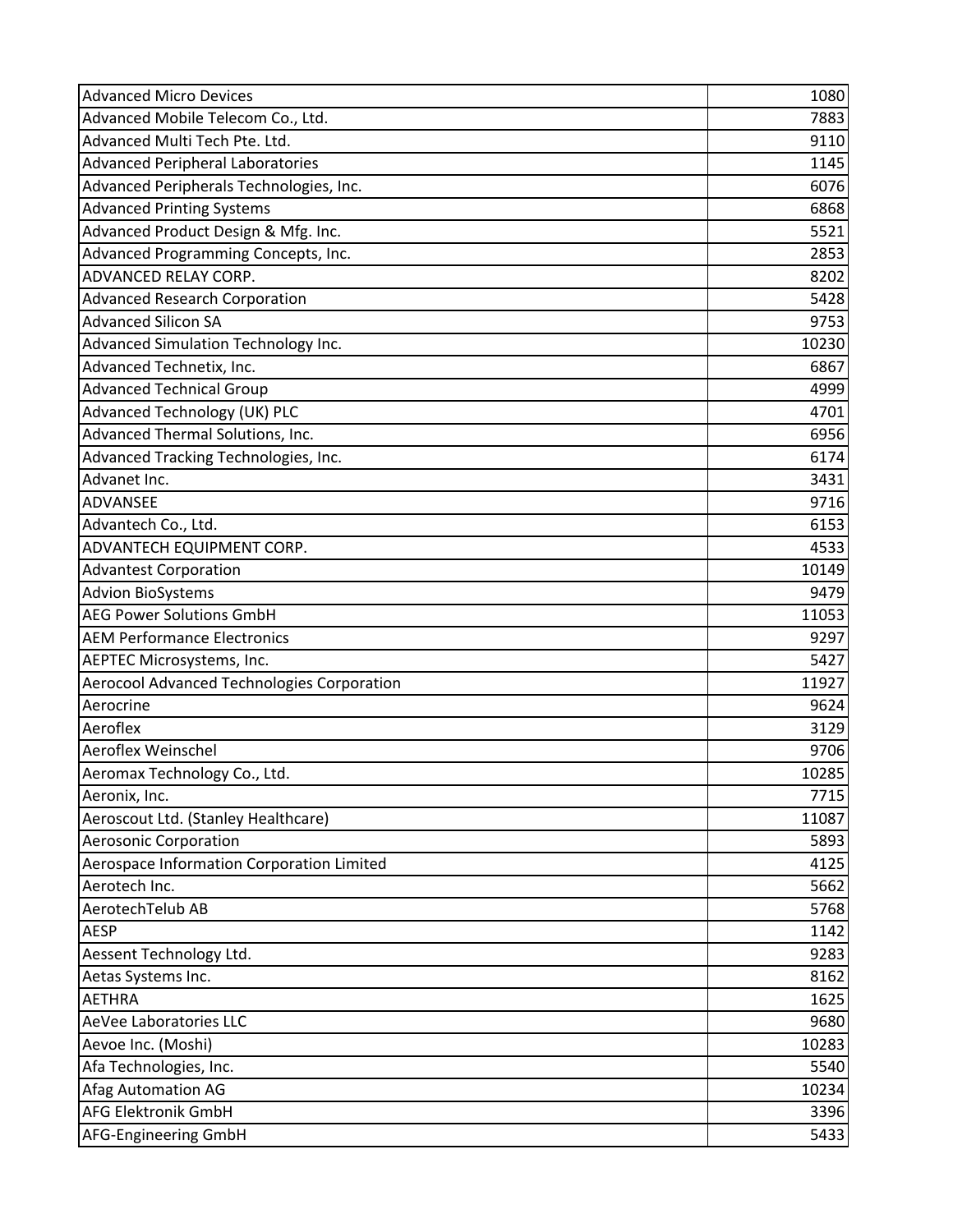| | |
|---|---|
| Advanced Micro Devices | 1080 |
| Advanced Mobile Telecom Co., Ltd. | 7883 |
| Advanced Multi Tech Pte. Ltd. | 9110 |
| Advanced Peripheral Laboratories | 1145 |
| Advanced Peripherals Technologies, Inc. | 6076 |
| Advanced Printing Systems | 6868 |
| Advanced Product Design & Mfg. Inc. | 5521 |
| Advanced Programming Concepts, Inc. | 2853 |
| ADVANCED RELAY CORP. | 8202 |
| Advanced Research Corporation | 5428 |
| Advanced Silicon SA | 9753 |
| Advanced Simulation Technology Inc. | 10230 |
| Advanced Technetix, Inc. | 6867 |
| Advanced Technical Group | 4999 |
| Advanced Technology (UK) PLC | 4701 |
| Advanced Thermal Solutions, Inc. | 6956 |
| Advanced Tracking Technologies, Inc. | 6174 |
| Advanet Inc. | 3431 |
| ADVANSEE | 9716 |
| Advantech Co., Ltd. | 6153 |
| ADVANTECH EQUIPMENT CORP. | 4533 |
| Advantest Corporation | 10149 |
| Advion BioSystems | 9479 |
| AEG Power Solutions GmbH | 11053 |
| AEM Performance Electronics | 9297 |
| AEPTEC Microsystems, Inc. | 5427 |
| Aerocool Advanced Technologies Corporation | 11927 |
| Aerocrine | 9624 |
| Aeroflex | 3129 |
| Aeroflex Weinschel | 9706 |
| Aeromax Technology Co., Ltd. | 10285 |
| Aeronix, Inc. | 7715 |
| Aeroscout Ltd. (Stanley Healthcare) | 11087 |
| Aerosonic Corporation | 5893 |
| Aerospace Information Corporation Limited | 4125 |
| Aerotech Inc. | 5662 |
| AerotechTelub AB | 5768 |
| AESP | 1142 |
| Aessent Technology Ltd. | 9283 |
| Aetas Systems Inc. | 8162 |
| AETHRA | 1625 |
| AeVee Laboratories LLC | 9680 |
| Aevoe Inc. (Moshi) | 10283 |
| Afa Technologies, Inc. | 5540 |
| Afag Automation AG | 10234 |
| AFG Elektronik GmbH | 3396 |
| AFG-Engineering GmbH | 5433 |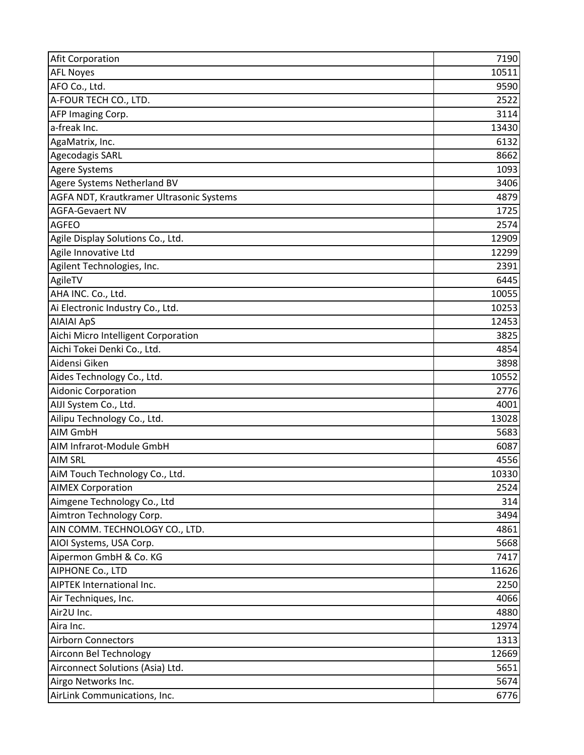| | |
|---|---|
| Afit Corporation | 7190 |
| AFL Noyes | 10511 |
| AFO Co., Ltd. | 9590 |
| A-FOUR TECH CO., LTD. | 2522 |
| AFP Imaging Corp. | 3114 |
| a-freak Inc. | 13430 |
| AgaMatrix, Inc. | 6132 |
| Agecodagis SARL | 8662 |
| Agere Systems | 1093 |
| Agere Systems Netherland BV | 3406 |
| AGFA NDT, Krautkramer Ultrasonic Systems | 4879 |
| AGFA-Gevaert NV | 1725 |
| AGFEO | 2574 |
| Agile Display Solutions Co., Ltd. | 12909 |
| Agile Innovative Ltd | 12299 |
| Agilent Technologies, Inc. | 2391 |
| AgileTV | 6445 |
| AHA INC. Co., Ltd. | 10055 |
| Ai Electronic Industry Co., Ltd. | 10253 |
| AIAIAI ApS | 12453 |
| Aichi Micro Intelligent Corporation | 3825 |
| Aichi Tokei Denki Co., Ltd. | 4854 |
| Aidensi Giken | 3898 |
| Aides Technology Co., Ltd. | 10552 |
| Aidonic Corporation | 2776 |
| AIJI System Co., Ltd. | 4001 |
| Ailipu Technology Co., Ltd. | 13028 |
| AIM GmbH | 5683 |
| AIM Infrarot-Module GmbH | 6087 |
| AIM SRL | 4556 |
| AiM Touch Technology Co., Ltd. | 10330 |
| AIMEX Corporation | 2524 |
| Aimgene Technology Co., Ltd | 314 |
| Aimtron Technology Corp. | 3494 |
| AIN COMM. TECHNOLOGY CO., LTD. | 4861 |
| AIOI Systems, USA Corp. | 5668 |
| Aipermon GmbH & Co. KG | 7417 |
| AIPHONE Co., LTD | 11626 |
| AIPTEK International Inc. | 2250 |
| Air Techniques, Inc. | 4066 |
| Air2U Inc. | 4880 |
| Aira Inc. | 12974 |
| Airborn Connectors | 1313 |
| Airconn Bel Technology | 12669 |
| Airconnect Solutions (Asia) Ltd. | 5651 |
| Airgo Networks Inc. | 5674 |
| AirLink Communications, Inc. | 6776 |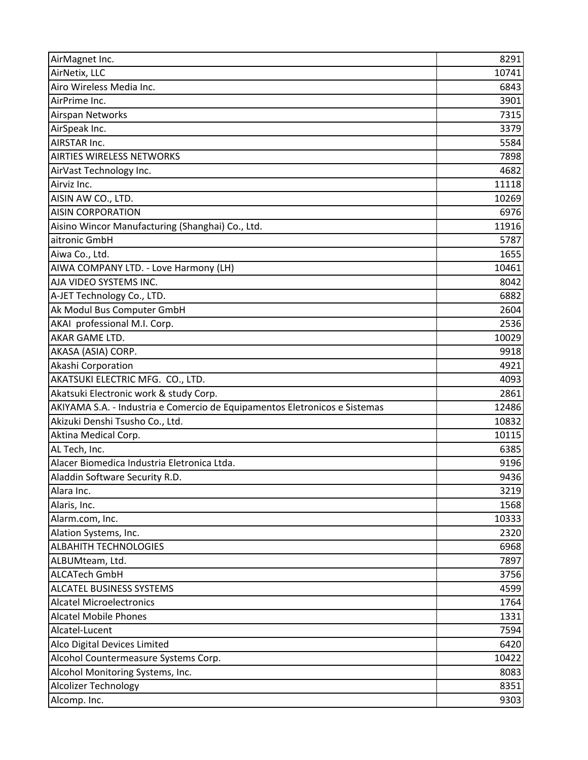| | |
|---|---|
| AirMagnet Inc. | 8291 |
| AirNetix, LLC | 10741 |
| Airo Wireless Media Inc. | 6843 |
| AirPrime Inc. | 3901 |
| Airspan Networks | 7315 |
| AirSpeak Inc. | 3379 |
| AIRSTAR Inc. | 5584 |
| AIRTIES WIRELESS NETWORKS | 7898 |
| AirVast Technology Inc. | 4682 |
| Airviz Inc. | 11118 |
| AISIN AW CO., LTD. | 10269 |
| AISIN CORPORATION | 6976 |
| Aisino Wincor Manufacturing (Shanghai) Co., Ltd. | 11916 |
| aitronic GmbH | 5787 |
| Aiwa Co., Ltd. | 1655 |
| AIWA COMPANY LTD. - Love Harmony (LH) | 10461 |
| AJA VIDEO SYSTEMS INC. | 8042 |
| A-JET Technology Co., LTD. | 6882 |
| Ak Modul Bus Computer GmbH | 2604 |
| AKAI professional M.I. Corp. | 2536 |
| AKAR GAME LTD. | 10029 |
| AKASA (ASIA) CORP. | 9918 |
| Akashi Corporation | 4921 |
| AKATSUKI ELECTRIC MFG. CO., LTD. | 4093 |
| Akatsuki Electronic work & study Corp. | 2861 |
| AKIYAMA S.A. - Industria e Comercio de Equipamentos Eletronicos e Sistemas | 12486 |
| Akizuki Denshi Tsusho Co., Ltd. | 10832 |
| Aktina Medical Corp. | 10115 |
| AL Tech, Inc. | 6385 |
| Alacer Biomedica Industria Eletronica Ltda. | 9196 |
| Aladdin Software Security R.D. | 9436 |
| Alara Inc. | 3219 |
| Alaris, Inc. | 1568 |
| Alarm.com, Inc. | 10333 |
| Alation Systems, Inc. | 2320 |
| ALBAHITH TECHNOLOGIES | 6968 |
| ALBUMteam, Ltd. | 7897 |
| ALCATech GmbH | 3756 |
| ALCATEL BUSINESS SYSTEMS | 4599 |
| Alcatel Microelectronics | 1764 |
| Alcatel Mobile Phones | 1331 |
| Alcatel-Lucent | 7594 |
| Alco Digital Devices Limited | 6420 |
| Alcohol Countermeasure Systems Corp. | 10422 |
| Alcohol Monitoring Systems, Inc. | 8083 |
| Alcolizer Technology | 8351 |
| Alcomp. Inc. | 9303 |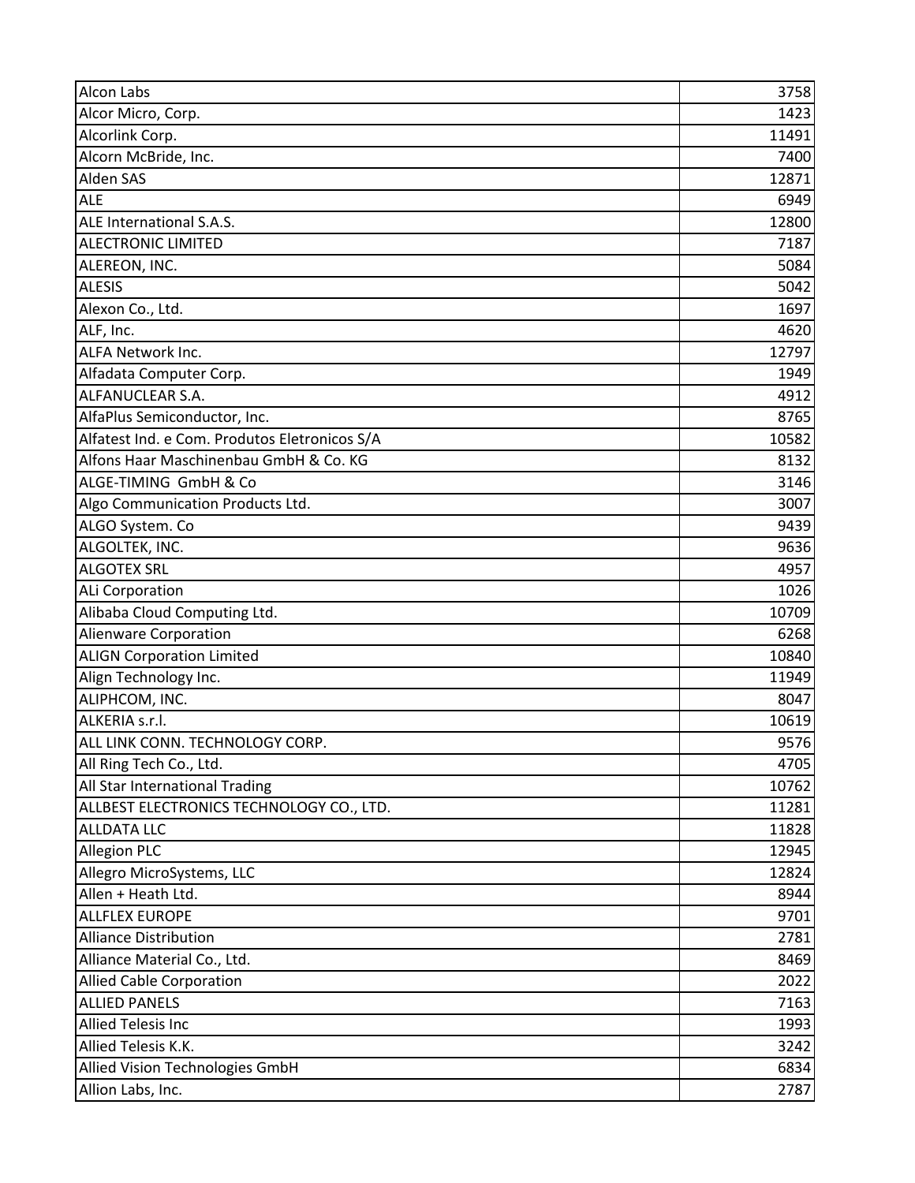| | |
|---|---|
| Alcon Labs | 3758 |
| Alcor Micro, Corp. | 1423 |
| Alcorlink Corp. | 11491 |
| Alcorn McBride, Inc. | 7400 |
| Alden SAS | 12871 |
| ALE | 6949 |
| ALE International S.A.S. | 12800 |
| ALECTRONIC LIMITED | 7187 |
| ALEREON, INC. | 5084 |
| ALESIS | 5042 |
| Alexon Co., Ltd. | 1697 |
| ALF, Inc. | 4620 |
| ALFA Network Inc. | 12797 |
| Alfadata Computer Corp. | 1949 |
| ALFANUCLEAR S.A. | 4912 |
| AlfaPlus Semiconductor, Inc. | 8765 |
| Alfatest Ind. e Com. Produtos Eletronicos S/A | 10582 |
| Alfons Haar Maschinenbau GmbH & Co. KG | 8132 |
| ALGE-TIMING GmbH & Co | 3146 |
| Algo Communication Products Ltd. | 3007 |
| ALGO System. Co | 9439 |
| ALGOLTEK, INC. | 9636 |
| ALGOTEX SRL | 4957 |
| ALi Corporation | 1026 |
| Alibaba Cloud Computing Ltd. | 10709 |
| Alienware Corporation | 6268 |
| ALIGN Corporation Limited | 10840 |
| Align Technology Inc. | 11949 |
| ALIPHCOM, INC. | 8047 |
| ALKERIA s.r.l. | 10619 |
| ALL LINK CONN. TECHNOLOGY CORP. | 9576 |
| All Ring Tech Co., Ltd. | 4705 |
| All Star International Trading | 10762 |
| ALLBEST ELECTRONICS TECHNOLOGY CO., LTD. | 11281 |
| ALLDATA LLC | 11828 |
| Allegion PLC | 12945 |
| Allegro MicroSystems, LLC | 12824 |
| Allen + Heath Ltd. | 8944 |
| ALLFLEX EUROPE | 9701 |
| Alliance Distribution | 2781 |
| Alliance Material Co., Ltd. | 8469 |
| Allied Cable Corporation | 2022 |
| ALLIED PANELS | 7163 |
| Allied Telesis Inc | 1993 |
| Allied Telesis K.K. | 3242 |
| Allied Vision Technologies GmbH | 6834 |
| Allion Labs, Inc. | 2787 |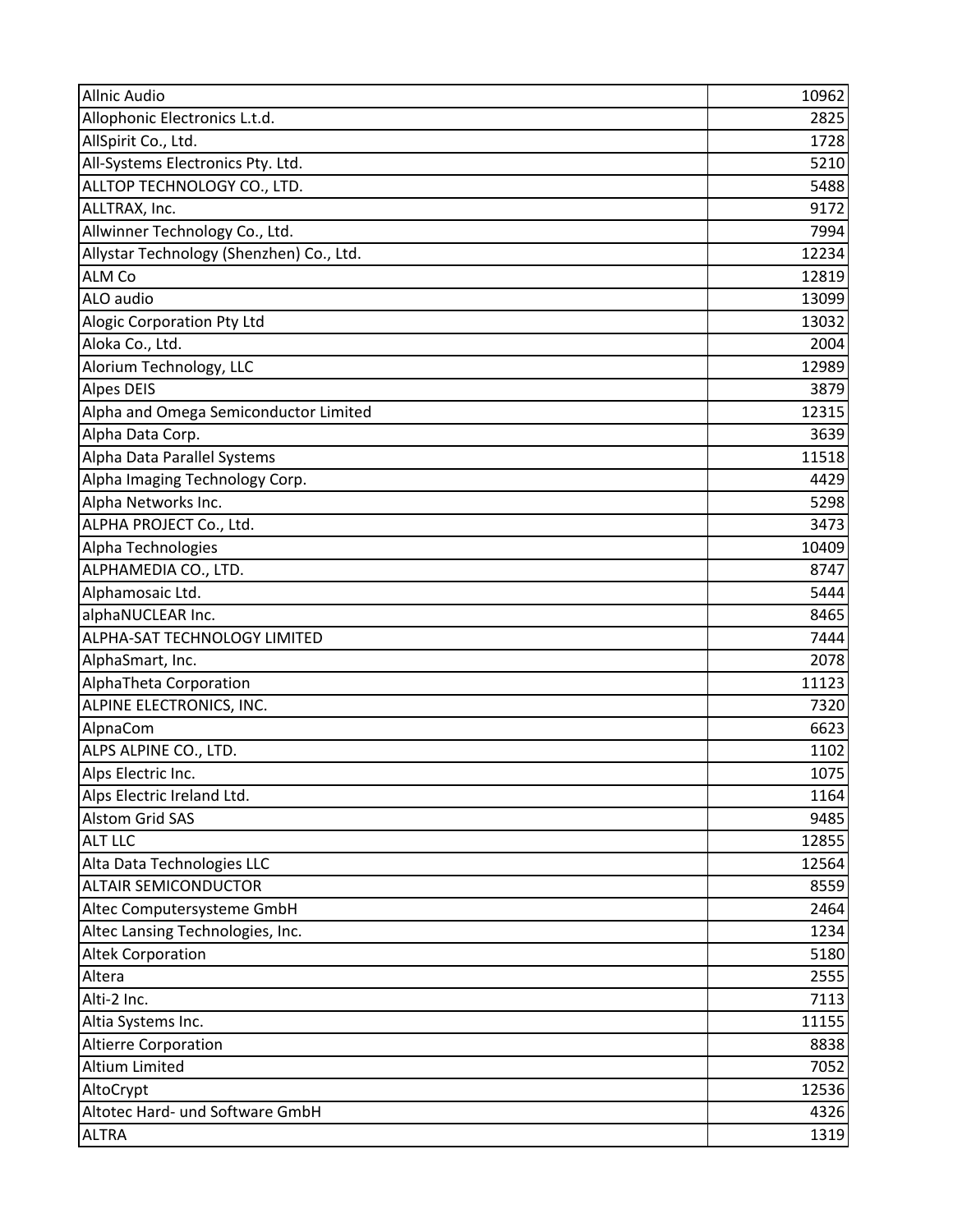| | |
|---|---|
| Allnic Audio | 10962 |
| Allophonic Electronics L.t.d. | 2825 |
| AllSpirit Co., Ltd. | 1728 |
| All-Systems Electronics Pty. Ltd. | 5210 |
| ALLTOP TECHNOLOGY CO., LTD. | 5488 |
| ALLTRAX, Inc. | 9172 |
| Allwinner Technology Co., Ltd. | 7994 |
| Allystar Technology (Shenzhen) Co., Ltd. | 12234 |
| ALM Co | 12819 |
| ALO audio | 13099 |
| Alogic Corporation Pty Ltd | 13032 |
| Aloka Co., Ltd. | 2004 |
| Alorium Technology, LLC | 12989 |
| Alpes DEIS | 3879 |
| Alpha and Omega Semiconductor Limited | 12315 |
| Alpha Data Corp. | 3639 |
| Alpha Data Parallel Systems | 11518 |
| Alpha Imaging Technology Corp. | 4429 |
| Alpha Networks Inc. | 5298 |
| ALPHA PROJECT Co., Ltd. | 3473 |
| Alpha Technologies | 10409 |
| ALPHAMEDIA CO., LTD. | 8747 |
| Alphamosaic Ltd. | 5444 |
| alphaNUCLEAR Inc. | 8465 |
| ALPHA-SAT TECHNOLOGY LIMITED | 7444 |
| AlphaSmart, Inc. | 2078 |
| AlphaTheta Corporation | 11123 |
| ALPINE ELECTRONICS, INC. | 7320 |
| AlpnaCom | 6623 |
| ALPS ALPINE CO., LTD. | 1102 |
| Alps Electric Inc. | 1075 |
| Alps Electric Ireland Ltd. | 1164 |
| Alstom Grid SAS | 9485 |
| ALT LLC | 12855 |
| Alta Data Technologies LLC | 12564 |
| ALTAIR SEMICONDUCTOR | 8559 |
| Altec Computersysteme GmbH | 2464 |
| Altec Lansing Technologies, Inc. | 1234 |
| Altek Corporation | 5180 |
| Altera | 2555 |
| Alti-2 Inc. | 7113 |
| Altia Systems Inc. | 11155 |
| Altierre Corporation | 8838 |
| Altium Limited | 7052 |
| AltoCrypt | 12536 |
| Altotec Hard- und Software GmbH | 4326 |
| ALTRA | 1319 |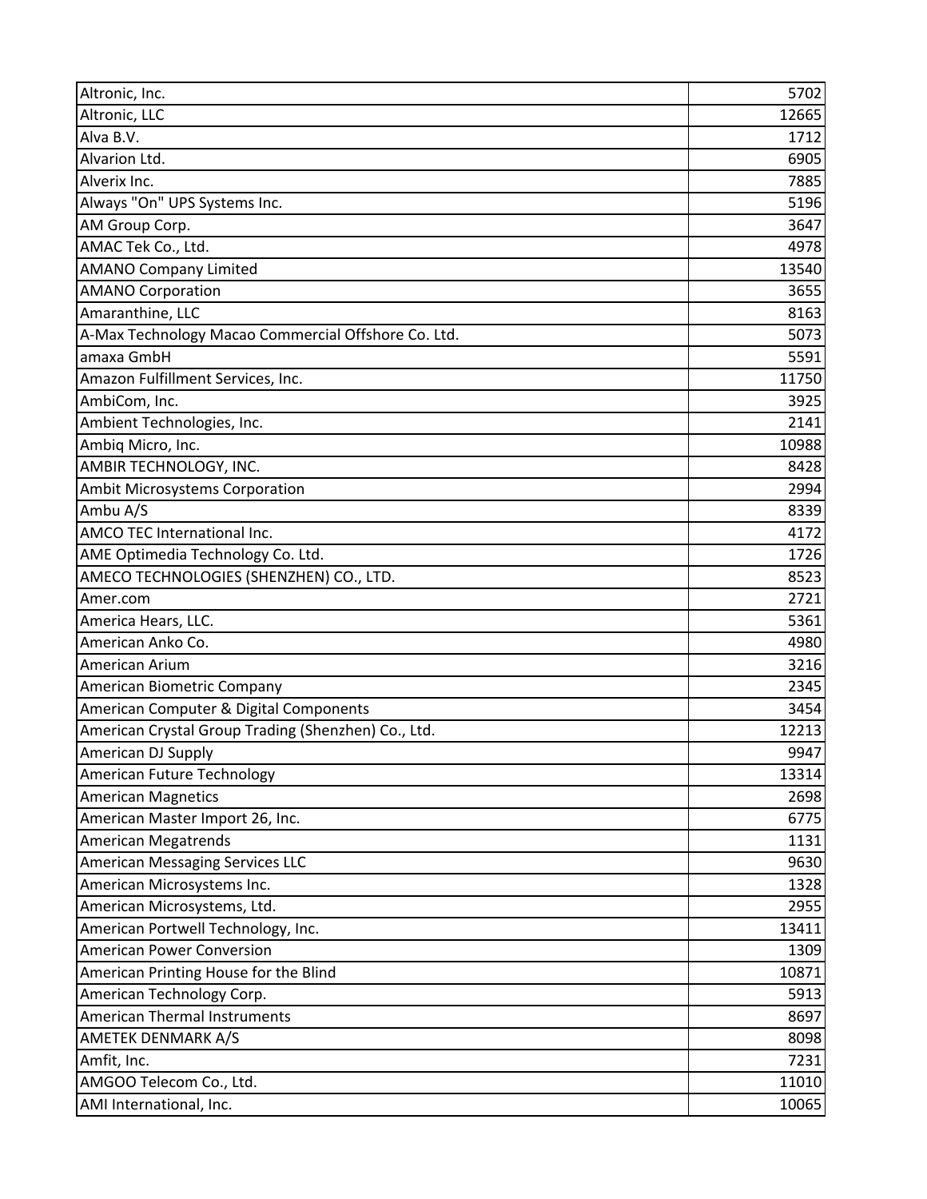| | |
|---|---|
| Altronic, Inc. | 5702 |
| Altronic, LLC | 12665 |
| Alva B.V. | 1712 |
| Alvarion Ltd. | 6905 |
| Alverix Inc. | 7885 |
| Always "On" UPS Systems Inc. | 5196 |
| AM Group Corp. | 3647 |
| AMAC Tek Co., Ltd. | 4978 |
| AMANO Company Limited | 13540 |
| AMANO Corporation | 3655 |
| Amaranthine, LLC | 8163 |
| A-Max Technology Macao Commercial Offshore Co. Ltd. | 5073 |
| amaxa GmbH | 5591 |
| Amazon Fulfillment Services, Inc. | 11750 |
| AmbiCom, Inc. | 3925 |
| Ambient Technologies, Inc. | 2141 |
| Ambiq Micro, Inc. | 10988 |
| AMBIR TECHNOLOGY, INC. | 8428 |
| Ambit Microsystems Corporation | 2994 |
| Ambu A/S | 8339 |
| AMCO TEC International Inc. | 4172 |
| AME Optimedia Technology Co. Ltd. | 1726 |
| AMECO TECHNOLOGIES (SHENZHEN) CO., LTD. | 8523 |
| Amer.com | 2721 |
| America Hears, LLC. | 5361 |
| American Anko Co. | 4980 |
| American Arium | 3216 |
| American Biometric Company | 2345 |
| American Computer & Digital Components | 3454 |
| American Crystal Group Trading (Shenzhen) Co., Ltd. | 12213 |
| American DJ Supply | 9947 |
| American Future Technology | 13314 |
| American Magnetics | 2698 |
| American Master Import 26, Inc. | 6775 |
| American Megatrends | 1131 |
| American Messaging Services LLC | 9630 |
| American Microsystems Inc. | 1328 |
| American Microsystems, Ltd. | 2955 |
| American Portwell Technology, Inc. | 13411 |
| American Power Conversion | 1309 |
| American Printing House for the Blind | 10871 |
| American Technology Corp. | 5913 |
| American Thermal Instruments | 8697 |
| AMETEK DENMARK A/S | 8098 |
| Amfit, Inc. | 7231 |
| AMGOO Telecom Co., Ltd. | 11010 |
| AMI International, Inc. | 10065 |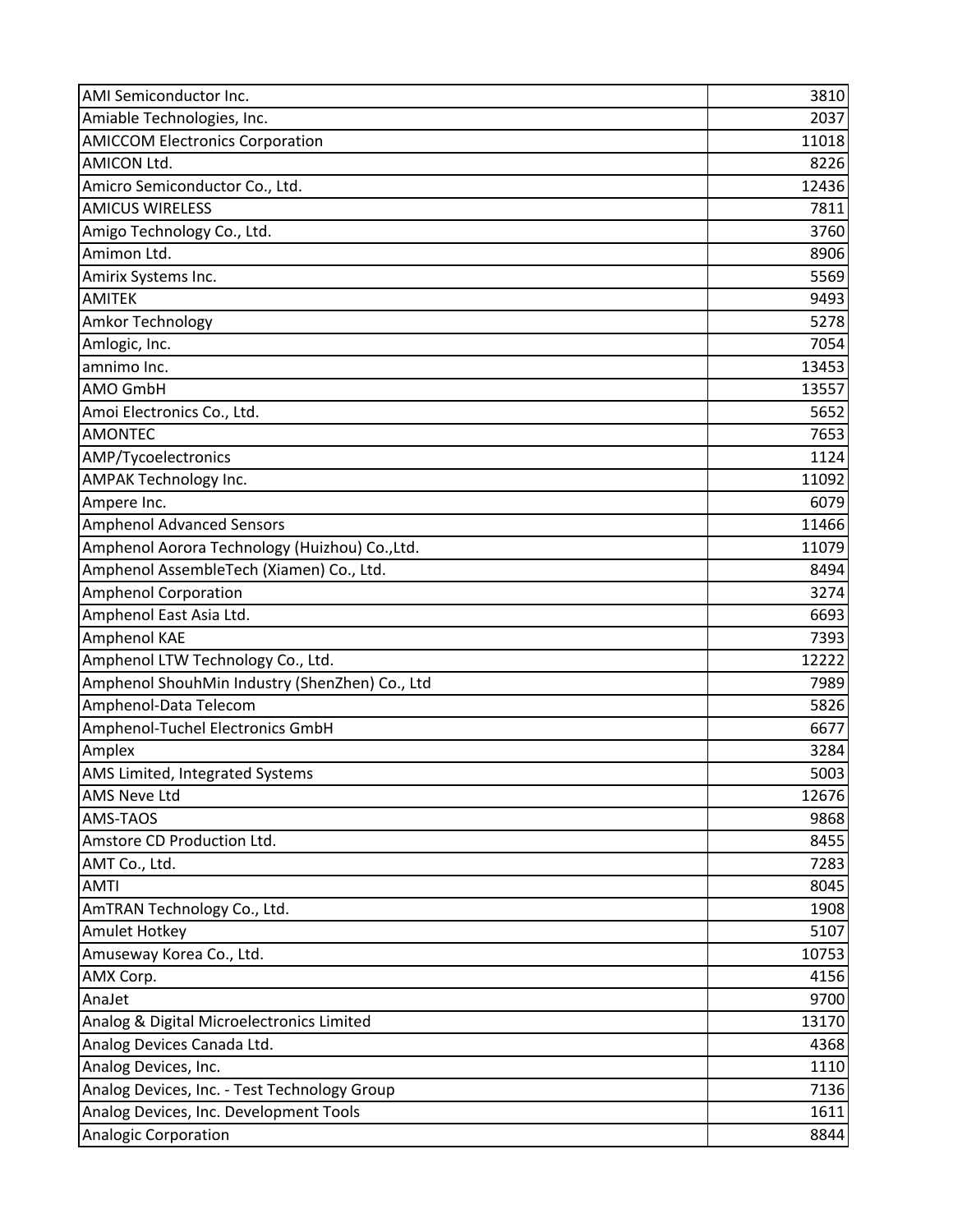| | |
|---|---|
| AMI Semiconductor Inc. | 3810 |
| Amiable Technologies, Inc. | 2037 |
| AMICCOM Electronics Corporation | 11018 |
| AMICON Ltd. | 8226 |
| Amicro Semiconductor Co., Ltd. | 12436 |
| AMICUS WIRELESS | 7811 |
| Amigo Technology Co., Ltd. | 3760 |
| Amimon Ltd. | 8906 |
| Amirix Systems Inc. | 5569 |
| AMITEK | 9493 |
| Amkor Technology | 5278 |
| Amlogic, Inc. | 7054 |
| amnimo Inc. | 13453 |
| AMO GmbH | 13557 |
| Amoi Electronics Co., Ltd. | 5652 |
| AMONTEC | 7653 |
| AMP/Tycoelectronics | 1124 |
| AMPAK Technology Inc. | 11092 |
| Ampere Inc. | 6079 |
| Amphenol Advanced Sensors | 11466 |
| Amphenol Aorora Technology (Huizhou) Co.,Ltd. | 11079 |
| Amphenol AssembleTech (Xiamen) Co., Ltd. | 8494 |
| Amphenol Corporation | 3274 |
| Amphenol East Asia Ltd. | 6693 |
| Amphenol KAE | 7393 |
| Amphenol LTW Technology Co., Ltd. | 12222 |
| Amphenol ShouhMin Industry (ShenZhen) Co., Ltd | 7989 |
| Amphenol-Data Telecom | 5826 |
| Amphenol-Tuchel Electronics GmbH | 6677 |
| Amplex | 3284 |
| AMS Limited, Integrated Systems | 5003 |
| AMS Neve Ltd | 12676 |
| AMS-TAOS | 9868 |
| Amstore CD Production Ltd. | 8455 |
| AMT Co., Ltd. | 7283 |
| AMTI | 8045 |
| AmTRAN Technology Co., Ltd. | 1908 |
| Amulet Hotkey | 5107 |
| Amuseway Korea Co., Ltd. | 10753 |
| AMX Corp. | 4156 |
| AnaJet | 9700 |
| Analog & Digital Microelectronics Limited | 13170 |
| Analog Devices Canada Ltd. | 4368 |
| Analog Devices, Inc. | 1110 |
| Analog Devices, Inc. - Test Technology Group | 7136 |
| Analog Devices, Inc. Development Tools | 1611 |
| Analogic Corporation | 8844 |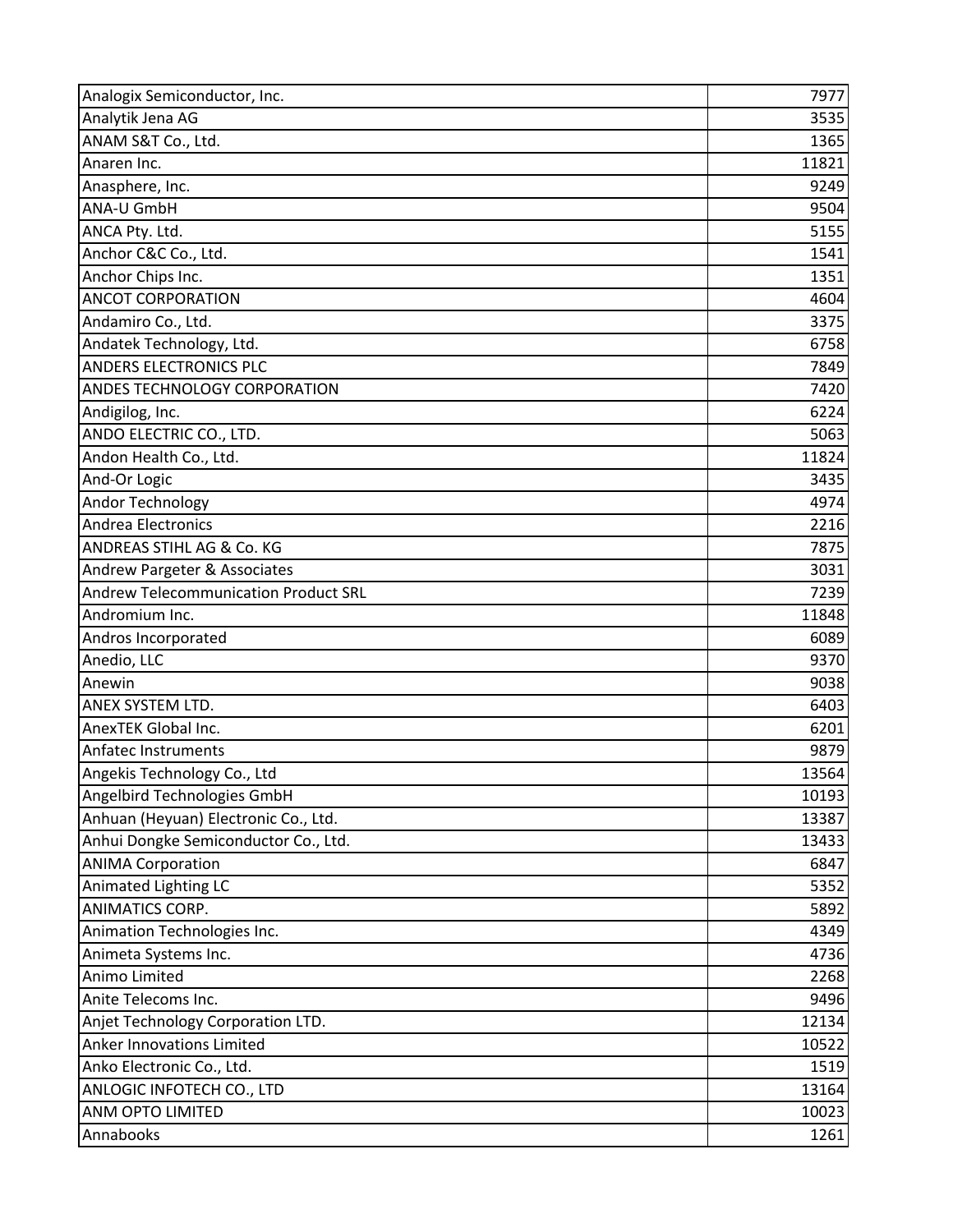| | |
|---|---|
| Analogix Semiconductor, Inc. | 7977 |
| Analytik Jena AG | 3535 |
| ANAM S&T Co., Ltd. | 1365 |
| Anaren Inc. | 11821 |
| Anasphere, Inc. | 9249 |
| ANA-U GmbH | 9504 |
| ANCA Pty. Ltd. | 5155 |
| Anchor C&C Co., Ltd. | 1541 |
| Anchor Chips Inc. | 1351 |
| ANCOT CORPORATION | 4604 |
| Andamiro Co., Ltd. | 3375 |
| Andatek Technology, Ltd. | 6758 |
| ANDERS ELECTRONICS PLC | 7849 |
| ANDES TECHNOLOGY CORPORATION | 7420 |
| Andigilog, Inc. | 6224 |
| ANDO ELECTRIC CO., LTD. | 5063 |
| Andon Health Co., Ltd. | 11824 |
| And-Or Logic | 3435 |
| Andor Technology | 4974 |
| Andrea Electronics | 2216 |
| ANDREAS STIHL AG & Co. KG | 7875 |
| Andrew Pargeter & Associates | 3031 |
| Andrew Telecommunication Product SRL | 7239 |
| Andromium Inc. | 11848 |
| Andros Incorporated | 6089 |
| Anedio, LLC | 9370 |
| Anewin | 9038 |
| ANEX SYSTEM LTD. | 6403 |
| AnexTEK Global Inc. | 6201 |
| Anfatec Instruments | 9879 |
| Angekis Technology Co., Ltd | 13564 |
| Angelbird Technologies GmbH | 10193 |
| Anhuan (Heyuan) Electronic Co., Ltd. | 13387 |
| Anhui Dongke Semiconductor Co., Ltd. | 13433 |
| ANIMA Corporation | 6847 |
| Animated Lighting LC | 5352 |
| ANIMATICS CORP. | 5892 |
| Animation Technologies Inc. | 4349 |
| Animeta Systems Inc. | 4736 |
| Animo Limited | 2268 |
| Anite Telecoms Inc. | 9496 |
| Anjet Technology Corporation LTD. | 12134 |
| Anker Innovations Limited | 10522 |
| Anko Electronic Co., Ltd. | 1519 |
| ANLOGIC INFOTECH CO., LTD | 13164 |
| ANM OPTO LIMITED | 10023 |
| Annabooks | 1261 |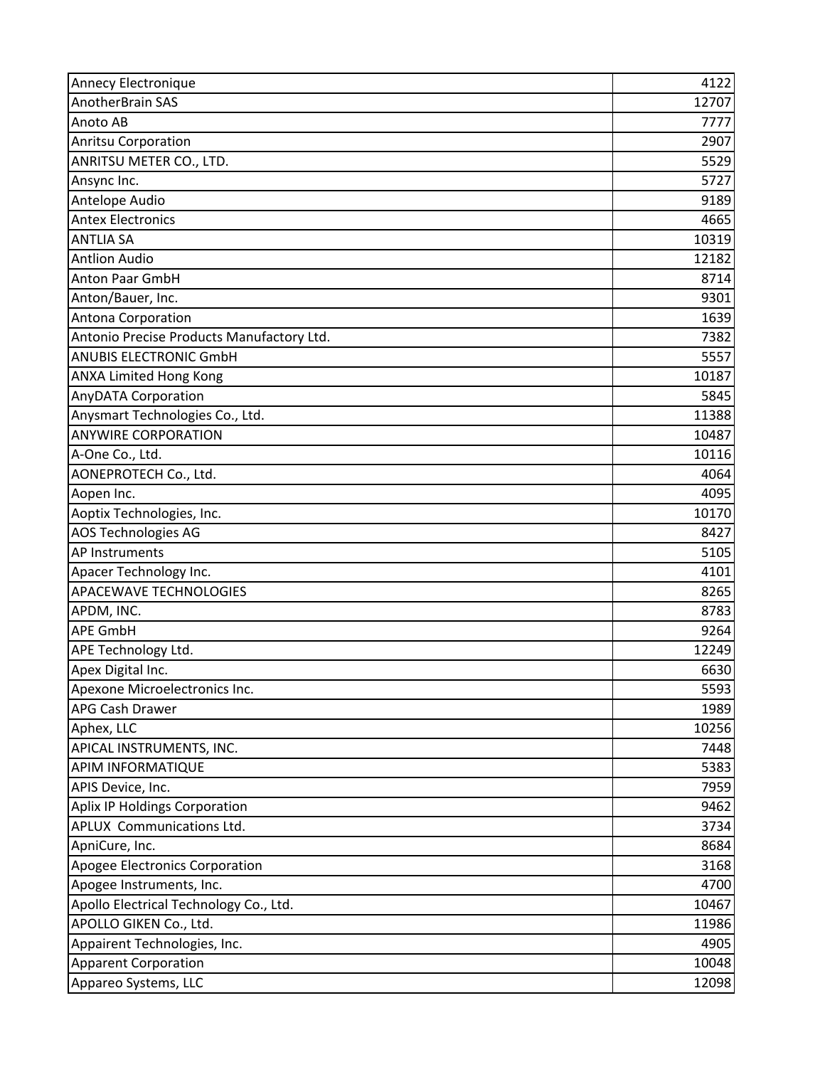| Annecy Electronique | 4122 |
|---|---|
| AnotherBrain SAS | 12707 |
| Anoto AB | 7777 |
| Anritsu Corporation | 2907 |
| ANRITSU METER CO., LTD. | 5529 |
| Ansync Inc. | 5727 |
| Antelope Audio | 9189 |
| Antex Electronics | 4665 |
| ANTLIA SA | 10319 |
| Antlion Audio | 12182 |
| Anton Paar GmbH | 8714 |
| Anton/Bauer, Inc. | 9301 |
| Antona Corporation | 1639 |
| Antonio Precise Products Manufactory Ltd. | 7382 |
| ANUBIS ELECTRONIC GmbH | 5557 |
| ANXA Limited Hong Kong | 10187 |
| AnyDATA Corporation | 5845 |
| Anysmart Technologies Co., Ltd. | 11388 |
| ANYWIRE CORPORATION | 10487 |
| A-One Co., Ltd. | 10116 |
| AONEPROTECH Co., Ltd. | 4064 |
| Aopen Inc. | 4095 |
| Aoptix Technologies, Inc. | 10170 |
| AOS Technologies AG | 8427 |
| AP Instruments | 5105 |
| Apacer Technology Inc. | 4101 |
| APACEWAVE TECHNOLOGIES | 8265 |
| APDM, INC. | 8783 |
| APE GmbH | 9264 |
| APE Technology Ltd. | 12249 |
| Apex Digital Inc. | 6630 |
| Apexone Microelectronics Inc. | 5593 |
| APG Cash Drawer | 1989 |
| Aphex, LLC | 10256 |
| APICAL INSTRUMENTS, INC. | 7448 |
| APIM INFORMATIQUE | 5383 |
| APIS Device, Inc. | 7959 |
| Aplix IP Holdings Corporation | 9462 |
| APLUX  Communications Ltd. | 3734 |
| ApniCure, Inc. | 8684 |
| Apogee Electronics Corporation | 3168 |
| Apogee Instruments, Inc. | 4700 |
| Apollo Electrical Technology Co., Ltd. | 10467 |
| APOLLO GIKEN Co., Ltd. | 11986 |
| Appairent Technologies, Inc. | 4905 |
| Apparent Corporation | 10048 |
| Appareo Systems, LLC | 12098 |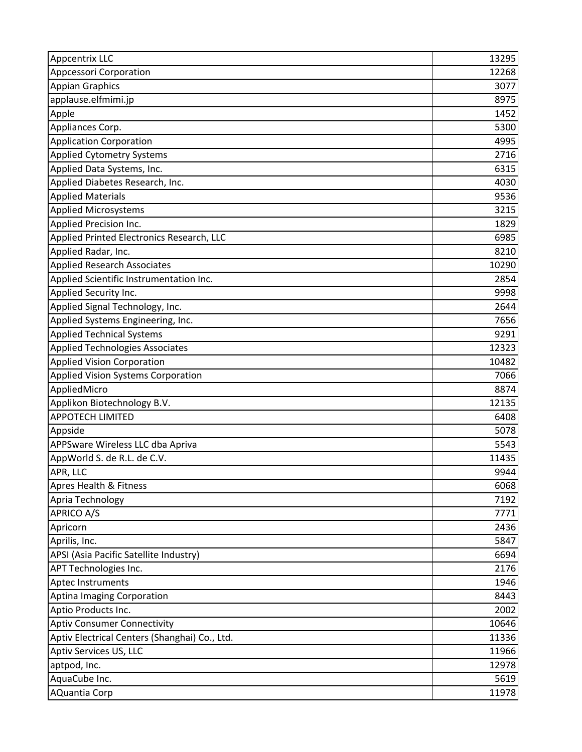| | |
|---|---|
| Appcentrix LLC | 13295 |
| Appcessori Corporation | 12268 |
| Appian Graphics | 3077 |
| applause.elfmimi.jp | 8975 |
| Apple | 1452 |
| Appliances Corp. | 5300 |
| Application Corporation | 4995 |
| Applied Cytometry Systems | 2716 |
| Applied Data Systems, Inc. | 6315 |
| Applied Diabetes Research, Inc. | 4030 |
| Applied Materials | 9536 |
| Applied Microsystems | 3215 |
| Applied Precision Inc. | 1829 |
| Applied Printed Electronics Research, LLC | 6985 |
| Applied Radar, Inc. | 8210 |
| Applied Research Associates | 10290 |
| Applied Scientific Instrumentation Inc. | 2854 |
| Applied Security Inc. | 9998 |
| Applied Signal Technology, Inc. | 2644 |
| Applied Systems Engineering, Inc. | 7656 |
| Applied Technical Systems | 9291 |
| Applied Technologies Associates | 12323 |
| Applied Vision Corporation | 10482 |
| Applied Vision Systems Corporation | 7066 |
| AppliedMicro | 8874 |
| Applikon Biotechnology B.V. | 12135 |
| APPOTECH LIMITED | 6408 |
| Appside | 5078 |
| APPSware Wireless LLC dba Apriva | 5543 |
| AppWorld S. de R.L. de C.V. | 11435 |
| APR, LLC | 9944 |
| Apres Health & Fitness | 6068 |
| Apria Technology | 7192 |
| APRICO A/S | 7771 |
| Apricorn | 2436 |
| Aprilis, Inc. | 5847 |
| APSI (Asia Pacific Satellite Industry) | 6694 |
| APT Technologies Inc. | 2176 |
| Aptec Instruments | 1946 |
| Aptina Imaging Corporation | 8443 |
| Aptio Products Inc. | 2002 |
| Aptiv Consumer Connectivity | 10646 |
| Aptiv Electrical Centers (Shanghai) Co., Ltd. | 11336 |
| Aptiv Services US, LLC | 11966 |
| aptpod, Inc. | 12978 |
| AquaCube Inc. | 5619 |
| AQuantia Corp | 11978 |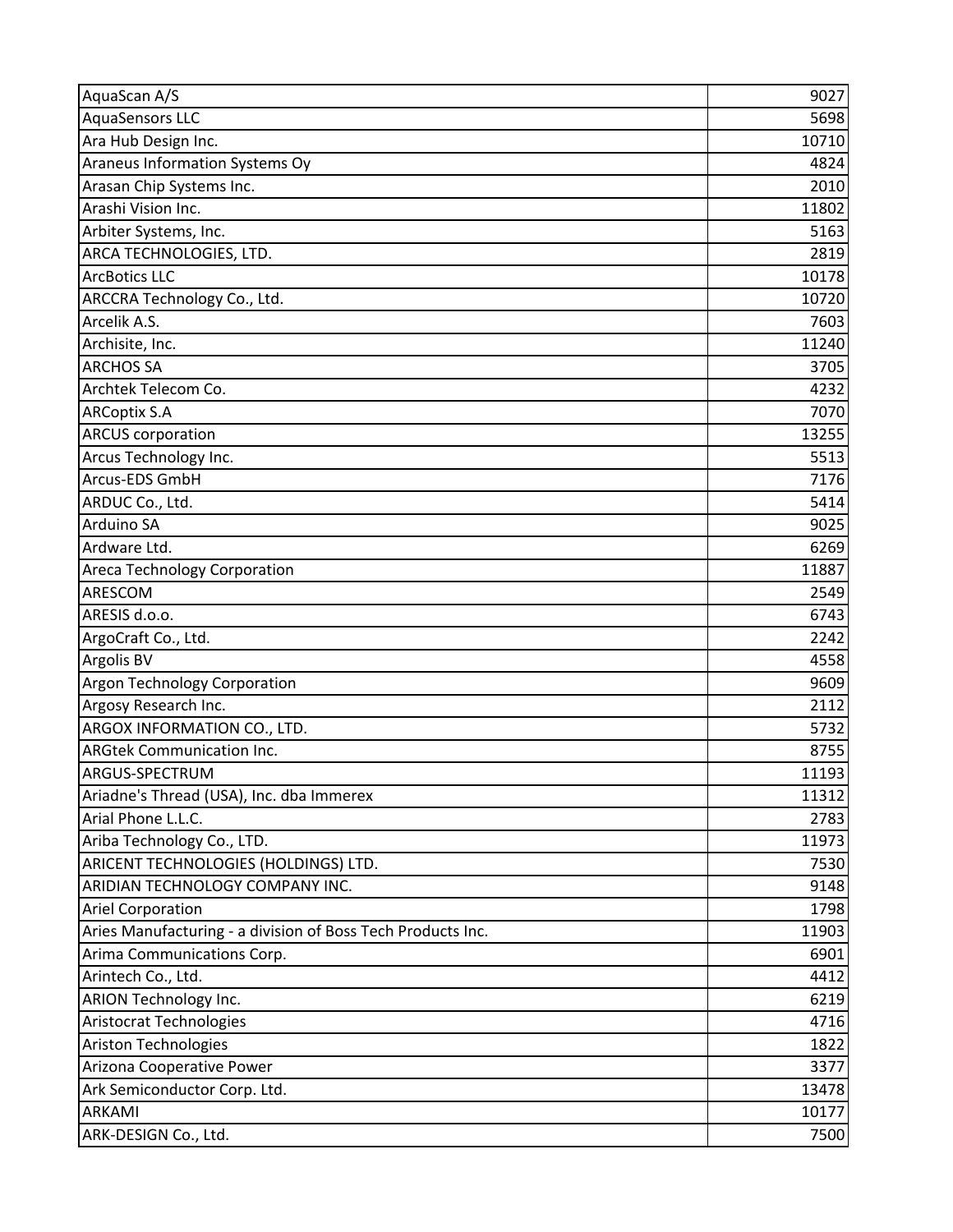| | |
|---|---|
| AquaScan A/S | 9027 |
| AquaSensors LLC | 5698 |
| Ara Hub Design Inc. | 10710 |
| Araneus Information Systems Oy | 4824 |
| Arasan Chip Systems Inc. | 2010 |
| Arashi Vision Inc. | 11802 |
| Arbiter Systems, Inc. | 5163 |
| ARCA TECHNOLOGIES, LTD. | 2819 |
| ArcBotics LLC | 10178 |
| ARCCRA Technology Co., Ltd. | 10720 |
| Arcelik A.S. | 7603 |
| Archisite, Inc. | 11240 |
| ARCHOS SA | 3705 |
| Archtek Telecom Co. | 4232 |
| ARCoptix S.A | 7070 |
| ARCUS corporation | 13255 |
| Arcus Technology Inc. | 5513 |
| Arcus-EDS GmbH | 7176 |
| ARDUC Co., Ltd. | 5414 |
| Arduino SA | 9025 |
| Ardware Ltd. | 6269 |
| Areca Technology Corporation | 11887 |
| ARESCOM | 2549 |
| ARESIS d.o.o. | 6743 |
| ArgoCraft Co., Ltd. | 2242 |
| Argolis BV | 4558 |
| Argon Technology Corporation | 9609 |
| Argosy Research Inc. | 2112 |
| ARGOX INFORMATION CO., LTD. | 5732 |
| ARGtek Communication Inc. | 8755 |
| ARGUS-SPECTRUM | 11193 |
| Ariadne's Thread (USA), Inc. dba Immerex | 11312 |
| Arial Phone L.L.C. | 2783 |
| Ariba Technology Co., LTD. | 11973 |
| ARICENT TECHNOLOGIES (HOLDINGS) LTD. | 7530 |
| ARIDIAN TECHNOLOGY COMPANY INC. | 9148 |
| Ariel Corporation | 1798 |
| Aries Manufacturing - a division of Boss Tech Products Inc. | 11903 |
| Arima Communications Corp. | 6901 |
| Arintech Co., Ltd. | 4412 |
| ARION Technology Inc. | 6219 |
| Aristocrat Technologies | 4716 |
| Ariston Technologies | 1822 |
| Arizona Cooperative Power | 3377 |
| Ark Semiconductor Corp. Ltd. | 13478 |
| ARKAMI | 10177 |
| ARK-DESIGN Co., Ltd. | 7500 |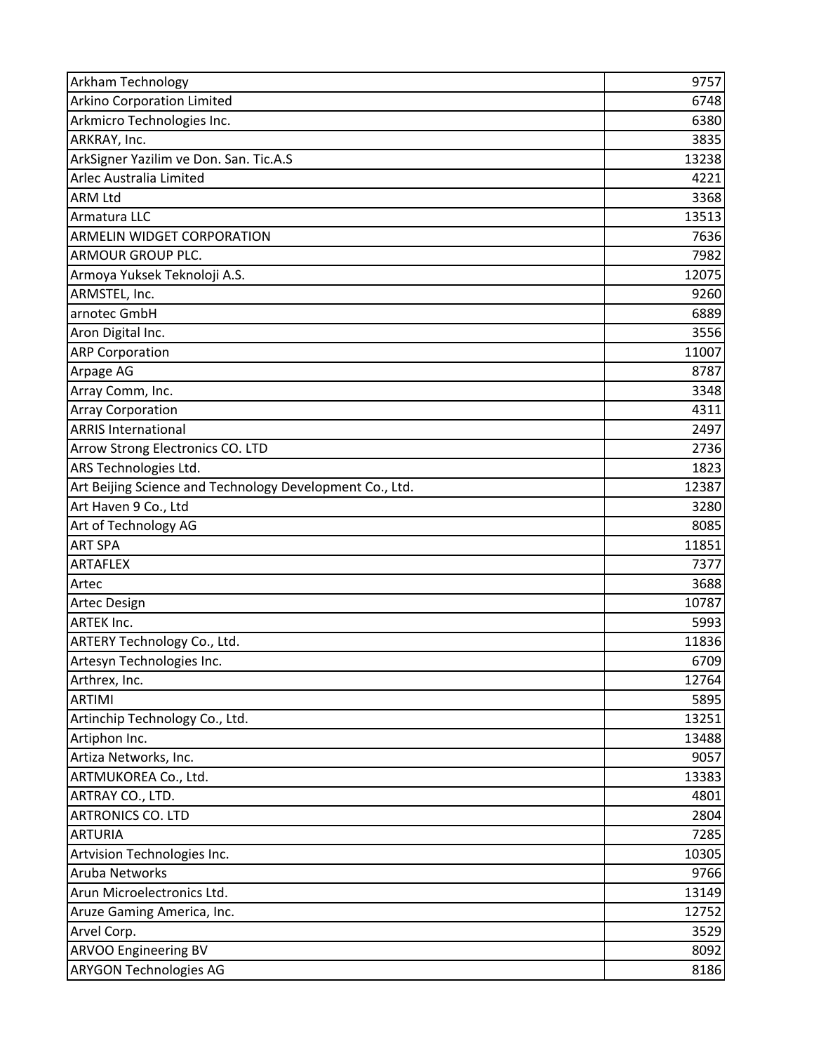| | |
|---|---|
| Arkham Technology | 9757 |
| Arkino Corporation Limited | 6748 |
| Arkmicro Technologies Inc. | 6380 |
| ARKRAY, Inc. | 3835 |
| ArkSigner Yazilim ve Don. San. Tic.A.S | 13238 |
| Arlec Australia Limited | 4221 |
| ARM Ltd | 3368 |
| Armatura LLC | 13513 |
| ARMELIN WIDGET CORPORATION | 7636 |
| ARMOUR GROUP PLC. | 7982 |
| Armoya Yuksek Teknoloji A.S. | 12075 |
| ARMSTEL, Inc. | 9260 |
| arnotec GmbH | 6889 |
| Aron Digital Inc. | 3556 |
| ARP Corporation | 11007 |
| Arpage AG | 8787 |
| Array Comm, Inc. | 3348 |
| Array Corporation | 4311 |
| ARRIS International | 2497 |
| Arrow Strong Electronics CO. LTD | 2736 |
| ARS Technologies Ltd. | 1823 |
| Art Beijing Science and Technology Development Co., Ltd. | 12387 |
| Art Haven 9 Co., Ltd | 3280 |
| Art of Technology AG | 8085 |
| ART SPA | 11851 |
| ARTAFLEX | 7377 |
| Artec | 3688 |
| Artec Design | 10787 |
| ARTEK Inc. | 5993 |
| ARTERY Technology Co., Ltd. | 11836 |
| Artesyn Technologies Inc. | 6709 |
| Arthrex, Inc. | 12764 |
| ARTIMI | 5895 |
| Artinchip Technology Co., Ltd. | 13251 |
| Artiphon Inc. | 13488 |
| Artiza Networks, Inc. | 9057 |
| ARTMUKOREA Co., Ltd. | 13383 |
| ARTRAY CO., LTD. | 4801 |
| ARTRONICS CO. LTD | 2804 |
| ARTURIA | 7285 |
| Artvision Technologies Inc. | 10305 |
| Aruba Networks | 9766 |
| Arun Microelectronics Ltd. | 13149 |
| Aruze Gaming America, Inc. | 12752 |
| Arvel Corp. | 3529 |
| ARVOO Engineering BV | 8092 |
| ARYGON Technologies AG | 8186 |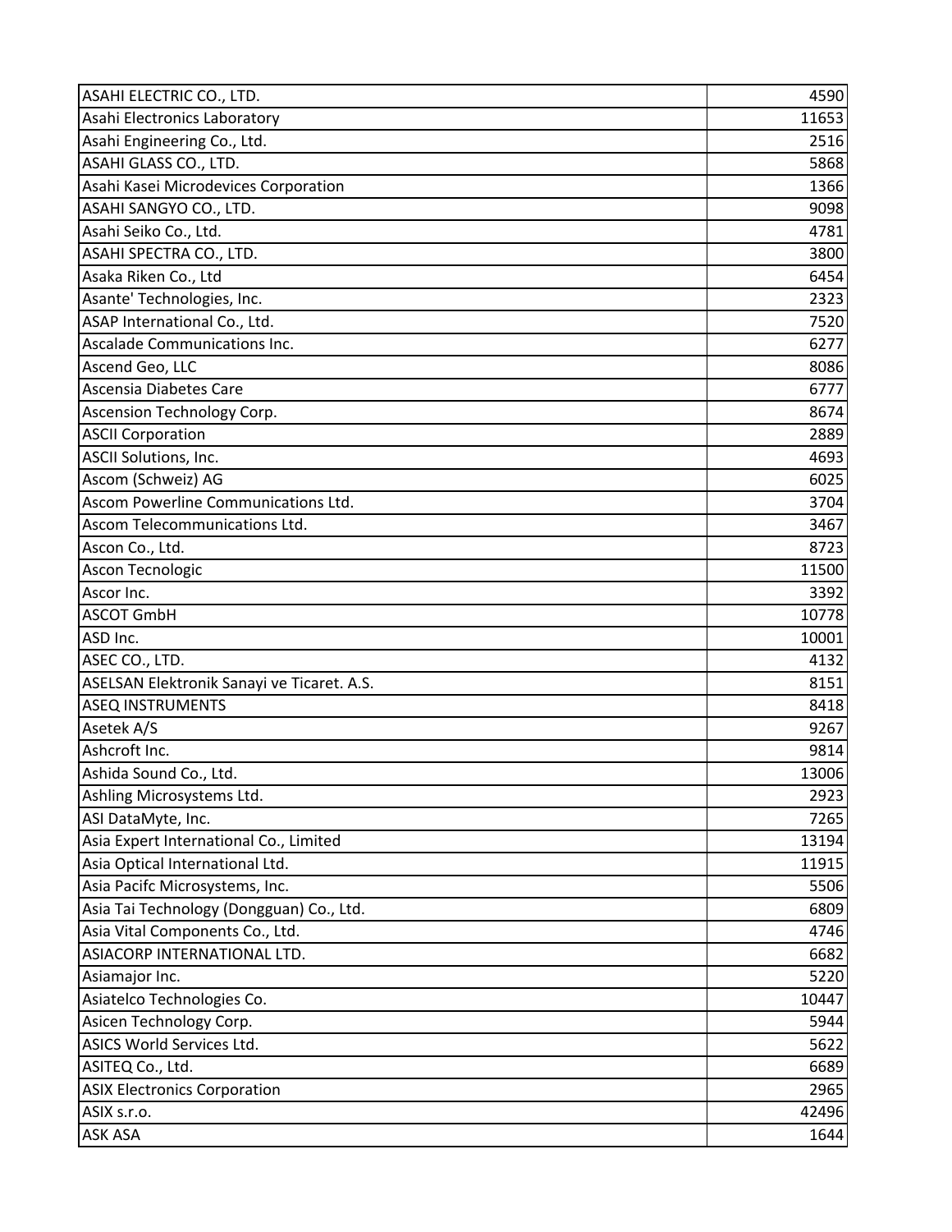| | |
|---|---|
| ASAHI ELECTRIC CO., LTD. | 4590 |
| Asahi Electronics Laboratory | 11653 |
| Asahi Engineering Co., Ltd. | 2516 |
| ASAHI GLASS CO., LTD. | 5868 |
| Asahi Kasei Microdevices Corporation | 1366 |
| ASAHI SANGYO CO., LTD. | 9098 |
| Asahi Seiko Co., Ltd. | 4781 |
| ASAHI SPECTRA CO., LTD. | 3800 |
| Asaka Riken Co., Ltd | 6454 |
| Asante' Technologies, Inc. | 2323 |
| ASAP International Co., Ltd. | 7520 |
| Ascalade Communications Inc. | 6277 |
| Ascend Geo, LLC | 8086 |
| Ascensia Diabetes Care | 6777 |
| Ascension Technology Corp. | 8674 |
| ASCII Corporation | 2889 |
| ASCII Solutions, Inc. | 4693 |
| Ascom (Schweiz) AG | 6025 |
| Ascom Powerline Communications Ltd. | 3704 |
| Ascom Telecommunications Ltd. | 3467 |
| Ascon Co., Ltd. | 8723 |
| Ascon Tecnologic | 11500 |
| Ascor Inc. | 3392 |
| ASCOT GmbH | 10778 |
| ASD Inc. | 10001 |
| ASEC CO., LTD. | 4132 |
| ASELSAN Elektronik Sanayi ve Ticaret. A.S. | 8151 |
| ASEQ INSTRUMENTS | 8418 |
| Asetek A/S | 9267 |
| Ashcroft Inc. | 9814 |
| Ashida Sound Co., Ltd. | 13006 |
| Ashling Microsystems Ltd. | 2923 |
| ASI DataMyte, Inc. | 7265 |
| Asia Expert International Co., Limited | 13194 |
| Asia Optical International Ltd. | 11915 |
| Asia Pacifc Microsystems, Inc. | 5506 |
| Asia Tai Technology (Dongguan) Co., Ltd. | 6809 |
| Asia Vital Components Co., Ltd. | 4746 |
| ASIACORP INTERNATIONAL LTD. | 6682 |
| Asiamajor Inc. | 5220 |
| Asiatelco Technologies Co. | 10447 |
| Asicen Technology Corp. | 5944 |
| ASICS World Services Ltd. | 5622 |
| ASITEQ Co., Ltd. | 6689 |
| ASIX Electronics Corporation | 2965 |
| ASIX s.r.o. | 42496 |
| ASK ASA | 1644 |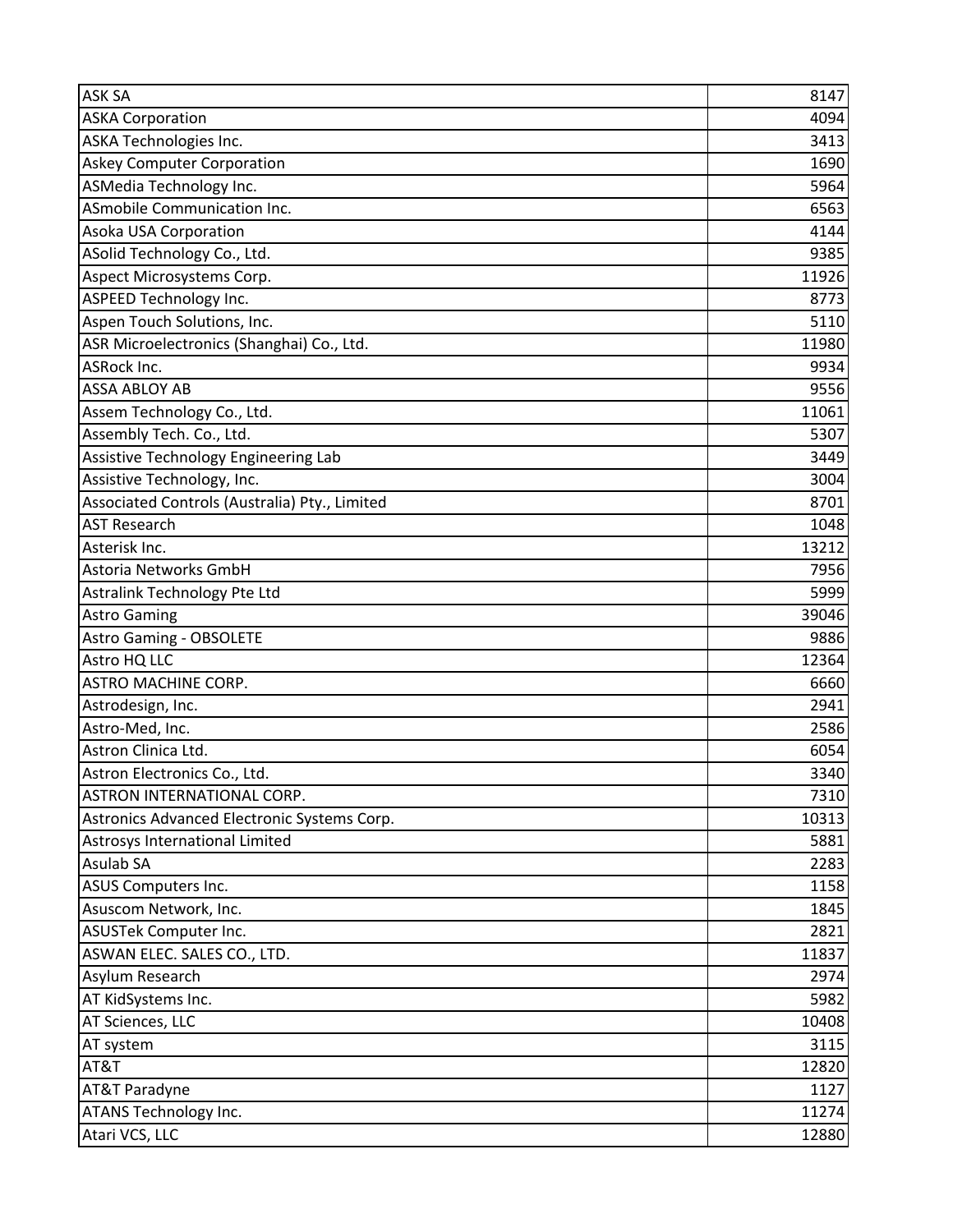| | |
|---|---|
| ASK SA | 8147 |
| ASKA Corporation | 4094 |
| ASKA Technologies Inc. | 3413 |
| Askey Computer Corporation | 1690 |
| ASMedia Technology Inc. | 5964 |
| ASmobile Communication Inc. | 6563 |
| Asoka USA Corporation | 4144 |
| ASolid Technology Co., Ltd. | 9385 |
| Aspect Microsystems Corp. | 11926 |
| ASPEED Technology Inc. | 8773 |
| Aspen Touch Solutions, Inc. | 5110 |
| ASR Microelectronics (Shanghai) Co., Ltd. | 11980 |
| ASRock Inc. | 9934 |
| ASSA ABLOY AB | 9556 |
| Assem Technology Co., Ltd. | 11061 |
| Assembly Tech. Co., Ltd. | 5307 |
| Assistive Technology Engineering Lab | 3449 |
| Assistive Technology, Inc. | 3004 |
| Associated Controls (Australia) Pty., Limited | 8701 |
| AST Research | 1048 |
| Asterisk Inc. | 13212 |
| Astoria Networks GmbH | 7956 |
| Astralink Technology Pte Ltd | 5999 |
| Astro Gaming | 39046 |
| Astro Gaming - OBSOLETE | 9886 |
| Astro HQ LLC | 12364 |
| ASTRO MACHINE CORP. | 6660 |
| Astrodesign, Inc. | 2941 |
| Astro-Med, Inc. | 2586 |
| Astron Clinica Ltd. | 6054 |
| Astron Electronics Co., Ltd. | 3340 |
| ASTRON INTERNATIONAL CORP. | 7310 |
| Astronics Advanced Electronic Systems Corp. | 10313 |
| Astrosys International Limited | 5881 |
| Asulab SA | 2283 |
| ASUS Computers Inc. | 1158 |
| Asuscom Network, Inc. | 1845 |
| ASUSTek Computer Inc. | 2821 |
| ASWAN ELEC. SALES CO., LTD. | 11837 |
| Asylum Research | 2974 |
| AT KidSystems Inc. | 5982 |
| AT Sciences, LLC | 10408 |
| AT system | 3115 |
| AT&T | 12820 |
| AT&T Paradyne | 1127 |
| ATANS Technology Inc. | 11274 |
| Atari VCS, LLC | 12880 |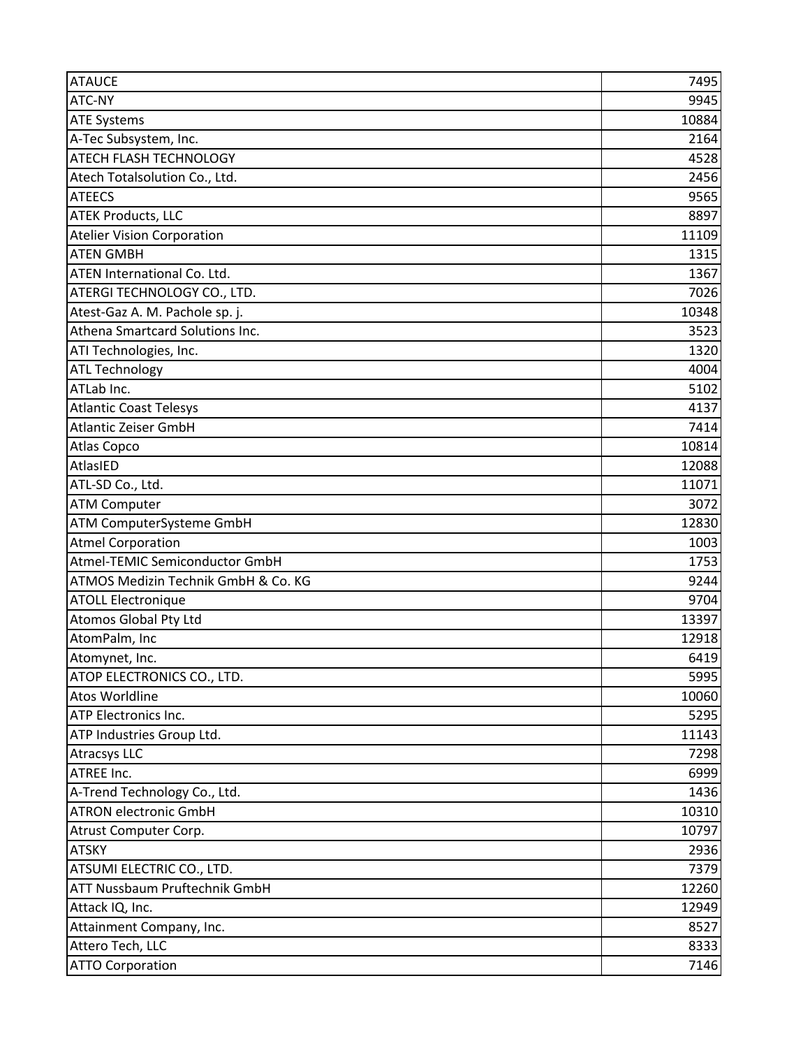| | |
|---|---|
| ATAUCE | 7495 |
| ATC-NY | 9945 |
| ATE Systems | 10884 |
| A-Tec Subsystem, Inc. | 2164 |
| ATECH FLASH TECHNOLOGY | 4528 |
| Atech Totalsolution Co., Ltd. | 2456 |
| ATEECS | 9565 |
| ATEK Products, LLC | 8897 |
| Atelier Vision Corporation | 11109 |
| ATEN GMBH | 1315 |
| ATEN International Co. Ltd. | 1367 |
| ATERGI TECHNOLOGY CO., LTD. | 7026 |
| Atest-Gaz A. M. Pachole sp. j. | 10348 |
| Athena Smartcard Solutions Inc. | 3523 |
| ATI Technologies, Inc. | 1320 |
| ATL Technology | 4004 |
| ATLab Inc. | 5102 |
| Atlantic Coast Telesys | 4137 |
| Atlantic Zeiser GmbH | 7414 |
| Atlas Copco | 10814 |
| AtlasIED | 12088 |
| ATL-SD Co., Ltd. | 11071 |
| ATM Computer | 3072 |
| ATM ComputerSysteme GmbH | 12830 |
| Atmel Corporation | 1003 |
| Atmel-TEMIC Semiconductor GmbH | 1753 |
| ATMOS Medizin Technik GmbH & Co. KG | 9244 |
| ATOLL Electronique | 9704 |
| Atomos Global Pty Ltd | 13397 |
| AtomPalm, Inc | 12918 |
| Atomynet, Inc. | 6419 |
| ATOP ELECTRONICS CO., LTD. | 5995 |
| Atos Worldline | 10060 |
| ATP Electronics Inc. | 5295 |
| ATP Industries Group Ltd. | 11143 |
| Atracsys LLC | 7298 |
| ATREE Inc. | 6999 |
| A-Trend Technology Co., Ltd. | 1436 |
| ATRON electronic GmbH | 10310 |
| Atrust Computer Corp. | 10797 |
| ATSKY | 2936 |
| ATSUMI ELECTRIC CO., LTD. | 7379 |
| ATT Nussbaum Pruftechnik GmbH | 12260 |
| Attack IQ, Inc. | 12949 |
| Attainment Company, Inc. | 8527 |
| Attero Tech, LLC | 8333 |
| ATTO Corporation | 7146 |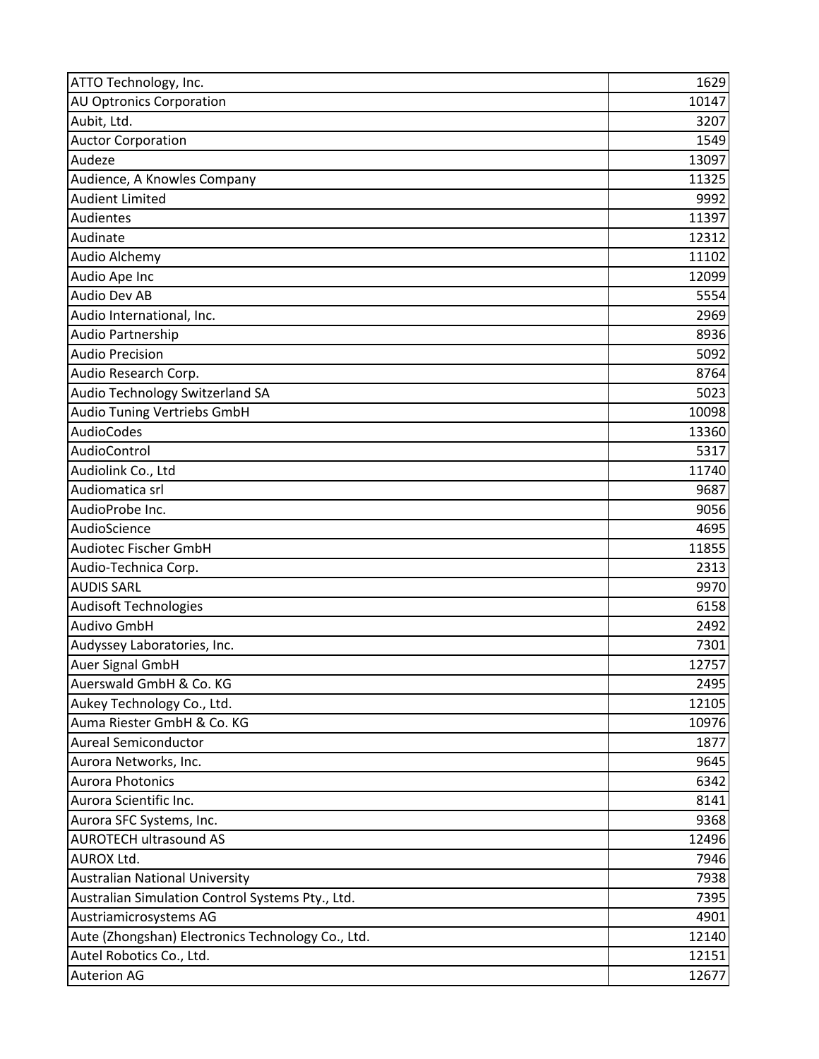| | |
|---|---|
| ATTO Technology, Inc. | 1629 |
| AU Optronics Corporation | 10147 |
| Aubit, Ltd. | 3207 |
| Auctor Corporation | 1549 |
| Audeze | 13097 |
| Audience, A Knowles Company | 11325 |
| Audient Limited | 9992 |
| Audientes | 11397 |
| Audinate | 12312 |
| Audio Alchemy | 11102 |
| Audio Ape Inc | 12099 |
| Audio Dev AB | 5554 |
| Audio International, Inc. | 2969 |
| Audio Partnership | 8936 |
| Audio Precision | 5092 |
| Audio Research Corp. | 8764 |
| Audio Technology Switzerland SA | 5023 |
| Audio Tuning Vertriebs GmbH | 10098 |
| AudioCodes | 13360 |
| AudioControl | 5317 |
| Audiolink Co., Ltd | 11740 |
| Audiomatica srl | 9687 |
| AudioProbe Inc. | 9056 |
| AudioScience | 4695 |
| Audiotec Fischer GmbH | 11855 |
| Audio-Technica Corp. | 2313 |
| AUDIS SARL | 9970 |
| Audisoft Technologies | 6158 |
| Audivo GmbH | 2492 |
| Audyssey Laboratories, Inc. | 7301 |
| Auer Signal GmbH | 12757 |
| Auerswald GmbH & Co. KG | 2495 |
| Aukey Technology Co., Ltd. | 12105 |
| Auma Riester GmbH & Co. KG | 10976 |
| Aureal Semiconductor | 1877 |
| Aurora Networks, Inc. | 9645 |
| Aurora Photonics | 6342 |
| Aurora Scientific Inc. | 8141 |
| Aurora SFC Systems, Inc. | 9368 |
| AUROTECH ultrasound AS | 12496 |
| AUROX Ltd. | 7946 |
| Australian National University | 7938 |
| Australian Simulation Control Systems Pty., Ltd. | 7395 |
| Austriamicrosystems AG | 4901 |
| Aute (Zhongshan) Electronics Technology Co., Ltd. | 12140 |
| Autel Robotics Co., Ltd. | 12151 |
| Auterion AG | 12677 |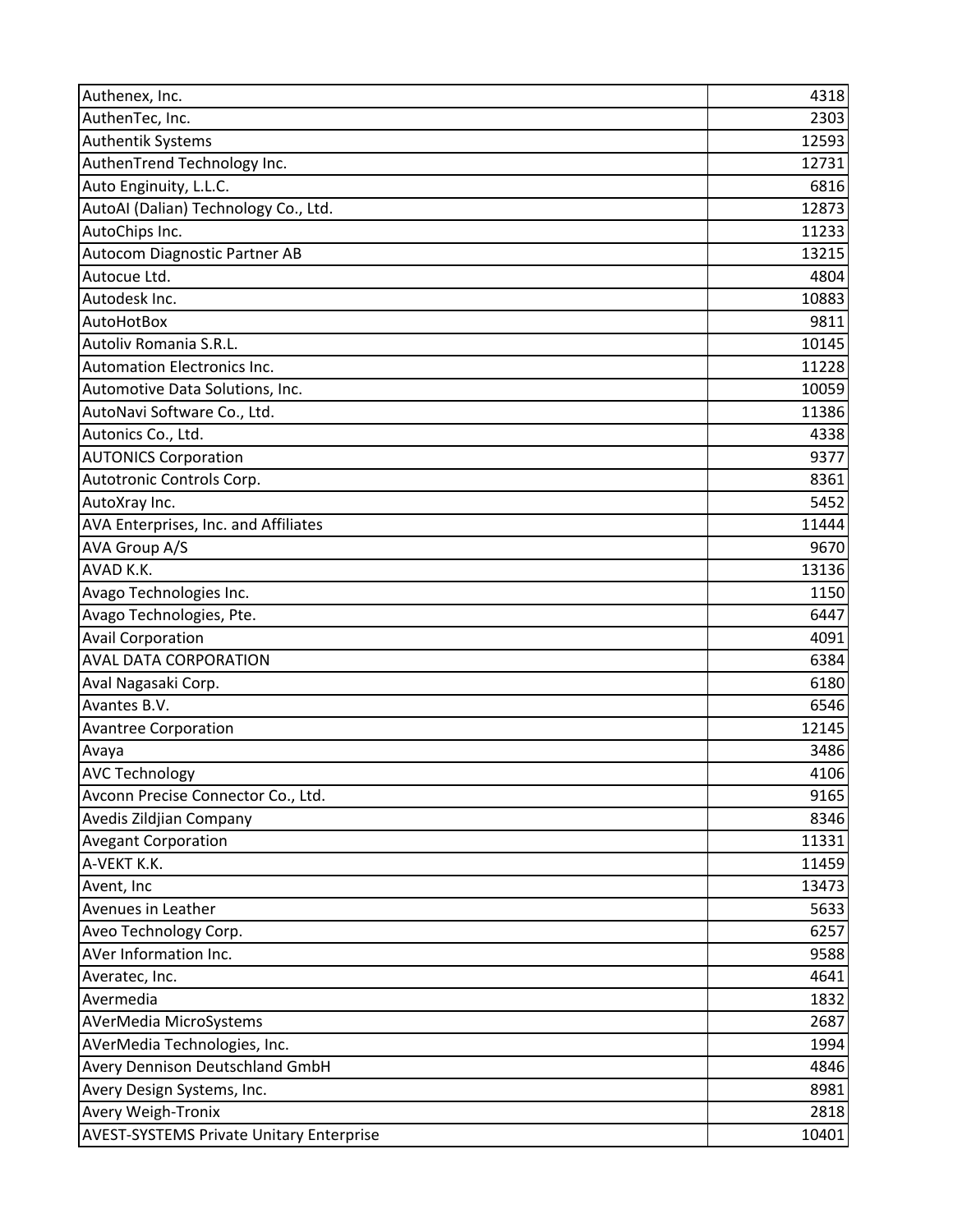| | |
|---|---|
| Authenex, Inc. | 4318 |
| AuthenTec, Inc. | 2303 |
| Authentik Systems | 12593 |
| AuthenTrend Technology Inc. | 12731 |
| Auto Enginuity, L.L.C. | 6816 |
| AutoAI (Dalian) Technology Co., Ltd. | 12873 |
| AutoChips Inc. | 11233 |
| Autocom Diagnostic Partner AB | 13215 |
| Autocue Ltd. | 4804 |
| Autodesk Inc. | 10883 |
| AutoHotBox | 9811 |
| Autoliv Romania S.R.L. | 10145 |
| Automation Electronics Inc. | 11228 |
| Automotive Data Solutions, Inc. | 10059 |
| AutoNavi Software Co., Ltd. | 11386 |
| Autonics Co., Ltd. | 4338 |
| AUTONICS Corporation | 9377 |
| Autotronic Controls Corp. | 8361 |
| AutoXray Inc. | 5452 |
| AVA Enterprises, Inc. and Affiliates | 11444 |
| AVA Group A/S | 9670 |
| AVAD K.K. | 13136 |
| Avago Technologies Inc. | 1150 |
| Avago Technologies, Pte. | 6447 |
| Avail Corporation | 4091 |
| AVAL DATA CORPORATION | 6384 |
| Aval Nagasaki Corp. | 6180 |
| Avantes B.V. | 6546 |
| Avantree Corporation | 12145 |
| Avaya | 3486 |
| AVC Technology | 4106 |
| Avconn Precise Connector Co., Ltd. | 9165 |
| Avedis Zildjian Company | 8346 |
| Avegant Corporation | 11331 |
| A-VEKT K.K. | 11459 |
| Avent, Inc | 13473 |
| Avenues in Leather | 5633 |
| Aveo Technology Corp. | 6257 |
| AVer Information Inc. | 9588 |
| Averatec, Inc. | 4641 |
| Avermedia | 1832 |
| AVerMedia MicroSystems | 2687 |
| AVerMedia Technologies, Inc. | 1994 |
| Avery Dennison Deutschland GmbH | 4846 |
| Avery Design Systems, Inc. | 8981 |
| Avery Weigh-Tronix | 2818 |
| AVEST-SYSTEMS Private Unitary Enterprise | 10401 |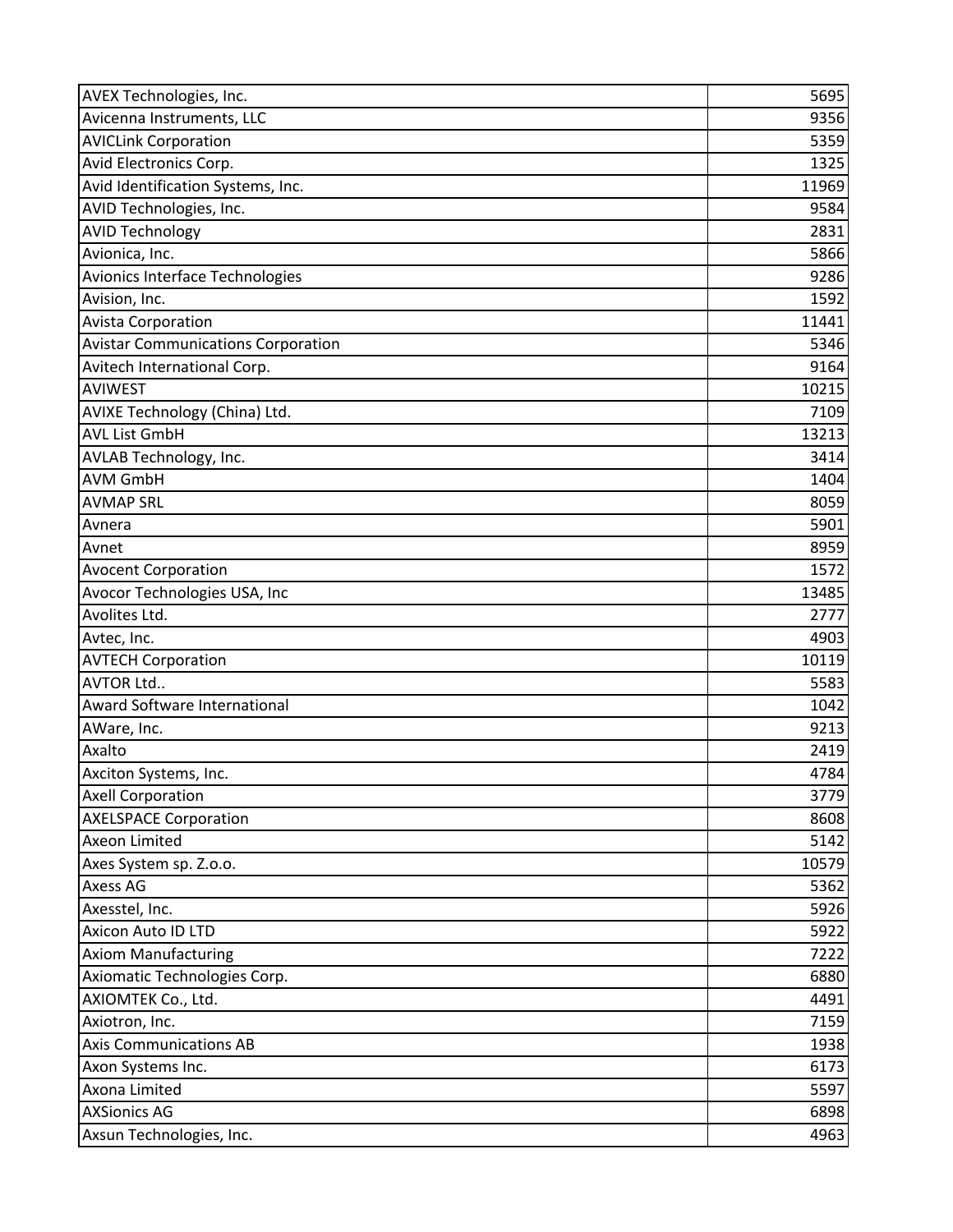| | |
|---|---|
| AVEX Technologies, Inc. | 5695 |
| Avicenna Instruments, LLC | 9356 |
| AVICLink Corporation | 5359 |
| Avid Electronics Corp. | 1325 |
| Avid Identification Systems, Inc. | 11969 |
| AVID Technologies, Inc. | 9584 |
| AVID Technology | 2831 |
| Avionica, Inc. | 5866 |
| Avionics Interface Technologies | 9286 |
| Avision, Inc. | 1592 |
| Avista Corporation | 11441 |
| Avistar Communications Corporation | 5346 |
| Avitech International Corp. | 9164 |
| AVIWEST | 10215 |
| AVIXE Technology (China) Ltd. | 7109 |
| AVL List GmbH | 13213 |
| AVLAB Technology, Inc. | 3414 |
| AVM GmbH | 1404 |
| AVMAP SRL | 8059 |
| Avnera | 5901 |
| Avnet | 8959 |
| Avocent Corporation | 1572 |
| Avocor Technologies USA, Inc | 13485 |
| Avolites Ltd. | 2777 |
| Avtec, Inc. | 4903 |
| AVTECH Corporation | 10119 |
| AVTOR Ltd.. | 5583 |
| Award Software International | 1042 |
| AWare, Inc. | 9213 |
| Axalto | 2419 |
| Axciton Systems, Inc. | 4784 |
| Axell Corporation | 3779 |
| AXELSPACE Corporation | 8608 |
| Axeon Limited | 5142 |
| Axes System sp. Z.o.o. | 10579 |
| Axess AG | 5362 |
| Axesstel, Inc. | 5926 |
| Axicon Auto ID LTD | 5922 |
| Axiom Manufacturing | 7222 |
| Axiomatic Technologies Corp. | 6880 |
| AXIOMTEK Co., Ltd. | 4491 |
| Axiotron, Inc. | 7159 |
| Axis Communications AB | 1938 |
| Axon Systems Inc. | 6173 |
| Axona Limited | 5597 |
| AXSionics AG | 6898 |
| Axsun Technologies, Inc. | 4963 |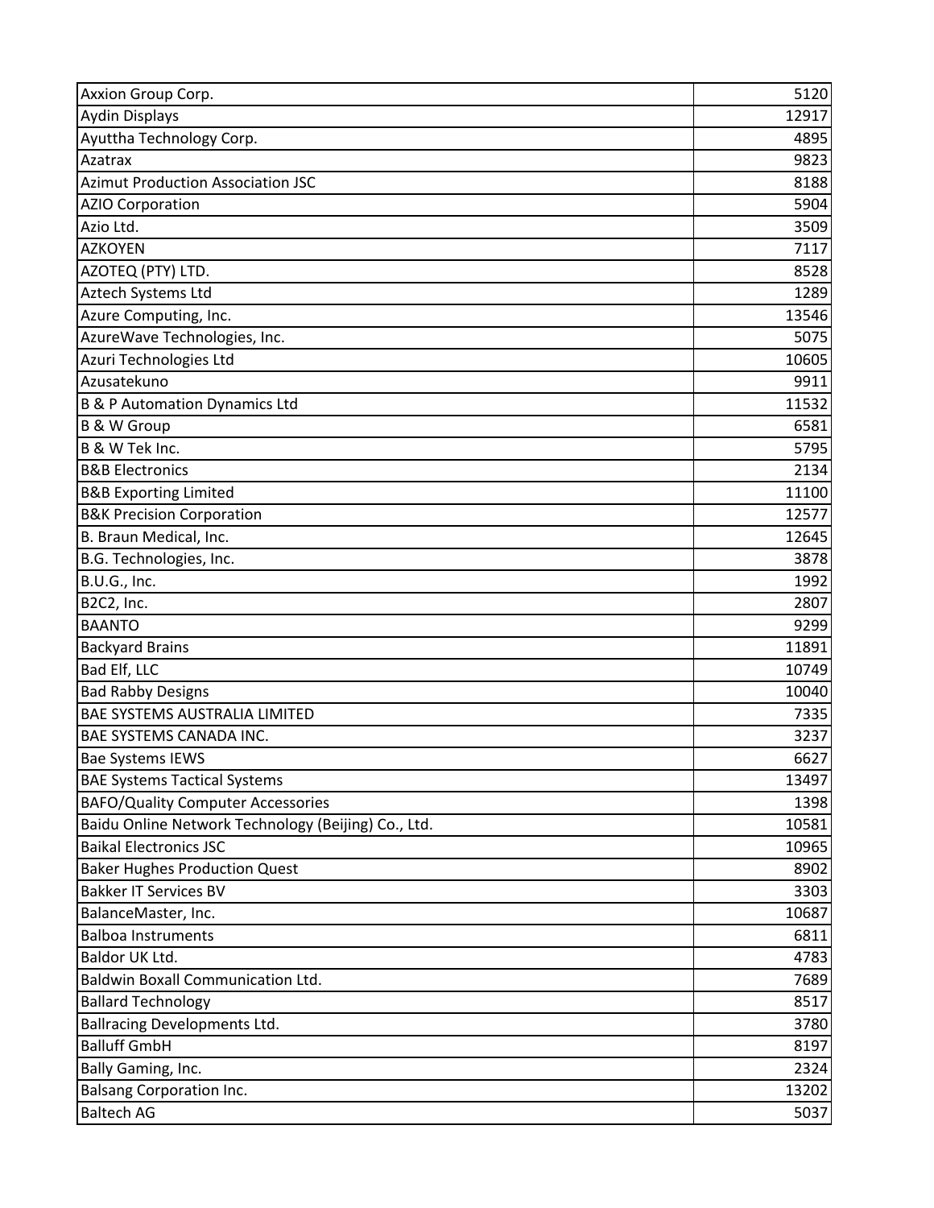| | |
|---|---|
| Axxion Group Corp. | 5120 |
| Aydin Displays | 12917 |
| Ayuttha Technology Corp. | 4895 |
| Azatrax | 9823 |
| Azimut Production Association JSC | 8188 |
| AZIO Corporation | 5904 |
| Azio Ltd. | 3509 |
| AZKOYEN | 7117 |
| AZOTEQ (PTY) LTD. | 8528 |
| Aztech Systems Ltd | 1289 |
| Azure Computing, Inc. | 13546 |
| AzureWave Technologies, Inc. | 5075 |
| Azuri Technologies Ltd | 10605 |
| Azusatekuno | 9911 |
| B & P Automation Dynamics Ltd | 11532 |
| B & W Group | 6581 |
| B & W Tek Inc. | 5795 |
| B&B Electronics | 2134 |
| B&B Exporting Limited | 11100 |
| B&K Precision Corporation | 12577 |
| B. Braun Medical, Inc. | 12645 |
| B.G. Technologies, Inc. | 3878 |
| B.U.G., Inc. | 1992 |
| B2C2, Inc. | 2807 |
| BAANTO | 9299 |
| Backyard Brains | 11891 |
| Bad Elf, LLC | 10749 |
| Bad Rabby Designs | 10040 |
| BAE SYSTEMS AUSTRALIA LIMITED | 7335 |
| BAE SYSTEMS CANADA INC. | 3237 |
| Bae Systems IEWS | 6627 |
| BAE Systems Tactical Systems | 13497 |
| BAFO/Quality Computer Accessories | 1398 |
| Baidu Online Network Technology (Beijing) Co., Ltd. | 10581 |
| Baikal Electronics JSC | 10965 |
| Baker Hughes Production Quest | 8902 |
| Bakker IT Services BV | 3303 |
| BalanceMaster, Inc. | 10687 |
| Balboa Instruments | 6811 |
| Baldor UK Ltd. | 4783 |
| Baldwin Boxall Communication Ltd. | 7689 |
| Ballard Technology | 8517 |
| Ballracing Developments Ltd. | 3780 |
| Balluff GmbH | 8197 |
| Bally Gaming, Inc. | 2324 |
| Balsang Corporation Inc. | 13202 |
| Baltech AG | 5037 |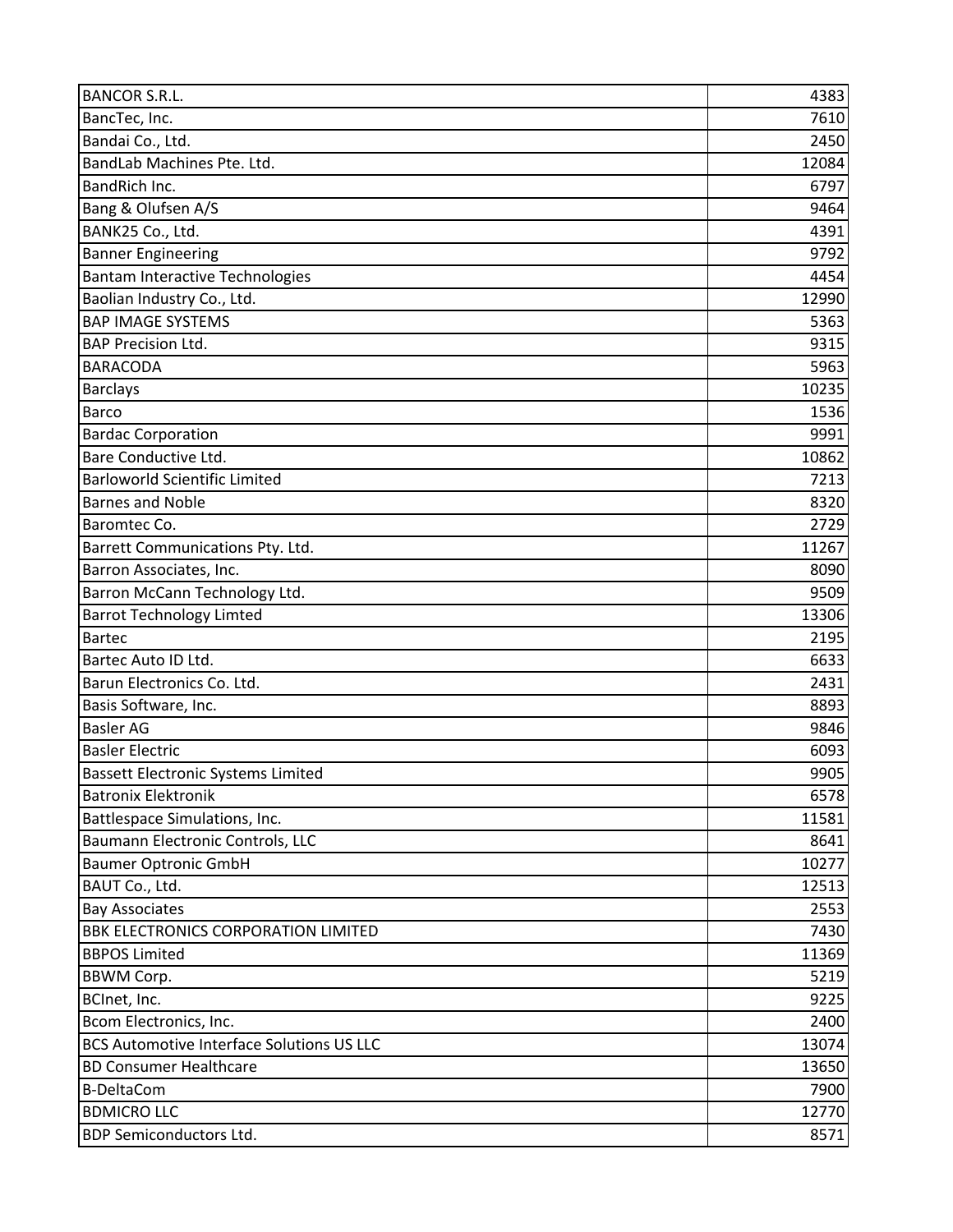| | |
|---|---|
| BANCOR S.R.L. | 4383 |
| BancTec, Inc. | 7610 |
| Bandai Co., Ltd. | 2450 |
| BandLab Machines Pte. Ltd. | 12084 |
| BandRich Inc. | 6797 |
| Bang & Olufsen A/S | 9464 |
| BANK25 Co., Ltd. | 4391 |
| Banner Engineering | 9792 |
| Bantam Interactive Technologies | 4454 |
| Baolian Industry Co., Ltd. | 12990 |
| BAP IMAGE SYSTEMS | 5363 |
| BAP Precision Ltd. | 9315 |
| BARACODA | 5963 |
| Barclays | 10235 |
| Barco | 1536 |
| Bardac Corporation | 9991 |
| Bare Conductive Ltd. | 10862 |
| Barloworld Scientific Limited | 7213 |
| Barnes and Noble | 8320 |
| Baromtec Co. | 2729 |
| Barrett Communications Pty. Ltd. | 11267 |
| Barron Associates, Inc. | 8090 |
| Barron McCann Technology Ltd. | 9509 |
| Barrot Technology Limted | 13306 |
| Bartec | 2195 |
| Bartec Auto ID Ltd. | 6633 |
| Barun Electronics Co. Ltd. | 2431 |
| Basis Software, Inc. | 8893 |
| Basler AG | 9846 |
| Basler Electric | 6093 |
| Bassett Electronic Systems Limited | 9905 |
| Batronix Elektronik | 6578 |
| Battlespace Simulations, Inc. | 11581 |
| Baumann Electronic Controls, LLC | 8641 |
| Baumer Optronic GmbH | 10277 |
| BAUT Co., Ltd. | 12513 |
| Bay Associates | 2553 |
| BBK ELECTRONICS CORPORATION LIMITED | 7430 |
| BBPOS Limited | 11369 |
| BBWM Corp. | 5219 |
| BCInet, Inc. | 9225 |
| Bcom Electronics, Inc. | 2400 |
| BCS Automotive Interface Solutions US LLC | 13074 |
| BD Consumer Healthcare | 13650 |
| B-DeltaCom | 7900 |
| BDMICRO LLC | 12770 |
| BDP Semiconductors Ltd. | 8571 |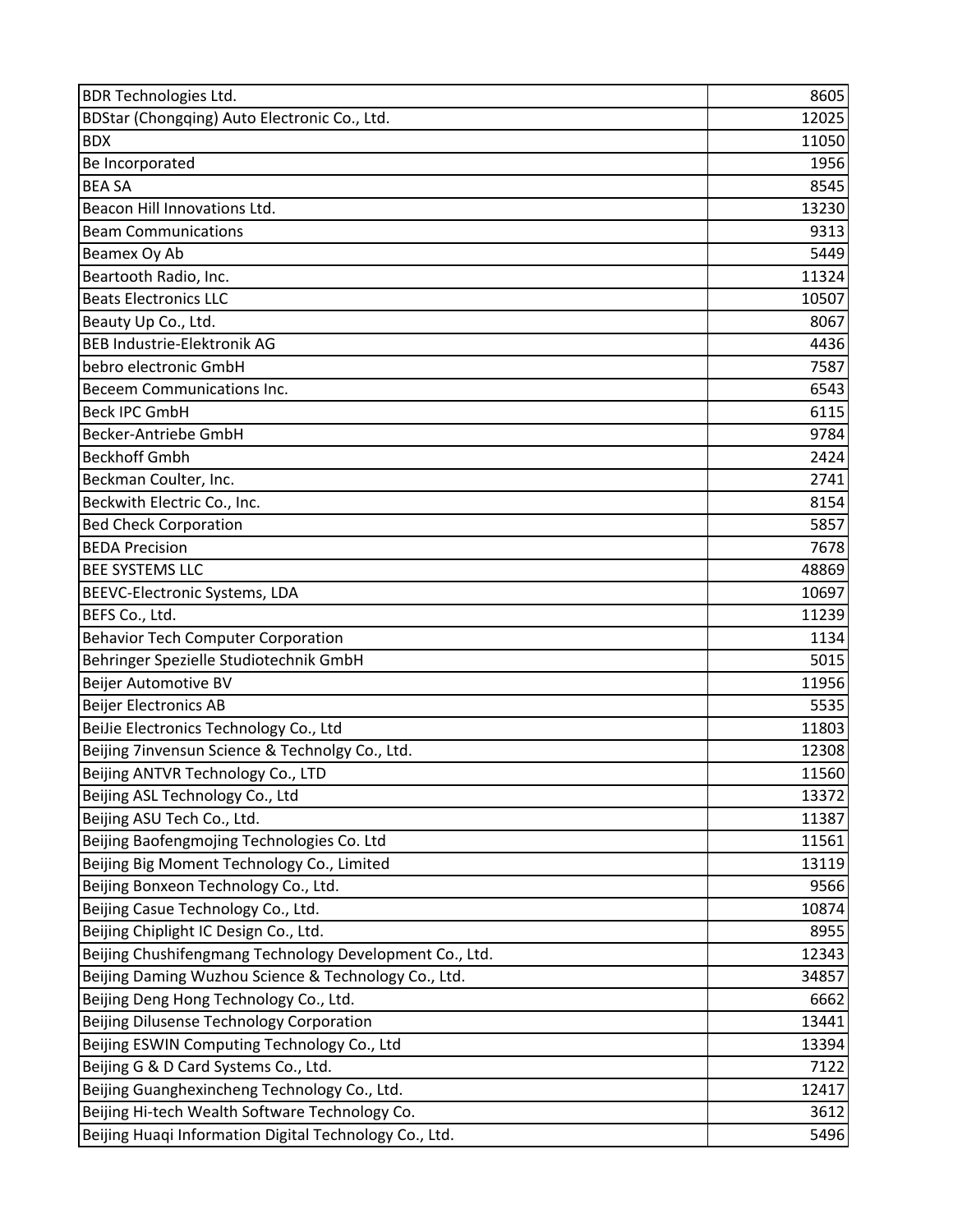| | |
|---|---|
| BDR Technologies Ltd. | 8605 |
| BDStar (Chongqing) Auto Electronic Co., Ltd. | 12025 |
| BDX | 11050 |
| Be Incorporated | 1956 |
| BEA SA | 8545 |
| Beacon Hill Innovations Ltd. | 13230 |
| Beam Communications | 9313 |
| Beamex Oy Ab | 5449 |
| Beartooth Radio, Inc. | 11324 |
| Beats Electronics LLC | 10507 |
| Beauty Up Co., Ltd. | 8067 |
| BEB Industrie-Elektronik AG | 4436 |
| bebro electronic GmbH | 7587 |
| Beceem Communications Inc. | 6543 |
| Beck IPC GmbH | 6115 |
| Becker-Antriebe GmbH | 9784 |
| Beckhoff Gmbh | 2424 |
| Beckman Coulter, Inc. | 2741 |
| Beckwith Electric Co., Inc. | 8154 |
| Bed Check Corporation | 5857 |
| BEDA Precision | 7678 |
| BEE SYSTEMS LLC | 48869 |
| BEEVC-Electronic Systems, LDA | 10697 |
| BEFS Co., Ltd. | 11239 |
| Behavior Tech Computer Corporation | 1134 |
| Behringer Spezielle Studiotechnik GmbH | 5015 |
| Beijer Automotive BV | 11956 |
| Beijer Electronics AB | 5535 |
| BeiJie Electronics Technology Co., Ltd | 11803 |
| Beijing 7invensun Science & Technolgy Co., Ltd. | 12308 |
| Beijing ANTVR Technology Co., LTD | 11560 |
| Beijing ASL Technology Co., Ltd | 13372 |
| Beijing ASU Tech Co., Ltd. | 11387 |
| Beijing Baofengmojing Technologies Co. Ltd | 11561 |
| Beijing Big Moment Technology Co., Limited | 13119 |
| Beijing Bonxeon Technology Co., Ltd. | 9566 |
| Beijing Casue Technology Co., Ltd. | 10874 |
| Beijing Chiplight IC Design Co., Ltd. | 8955 |
| Beijing Chushifengmang Technology Development Co., Ltd. | 12343 |
| Beijing Daming Wuzhou Science & Technology Co., Ltd. | 34857 |
| Beijing Deng Hong Technology Co., Ltd. | 6662 |
| Beijing Dilusense Technology Corporation | 13441 |
| Beijing ESWIN Computing Technology Co., Ltd | 13394 |
| Beijing G & D Card Systems Co., Ltd. | 7122 |
| Beijing Guanghexincheng Technology Co., Ltd. | 12417 |
| Beijing Hi-tech Wealth Software Technology Co. | 3612 |
| Beijing Huaqi Information Digital Technology Co., Ltd. | 5496 |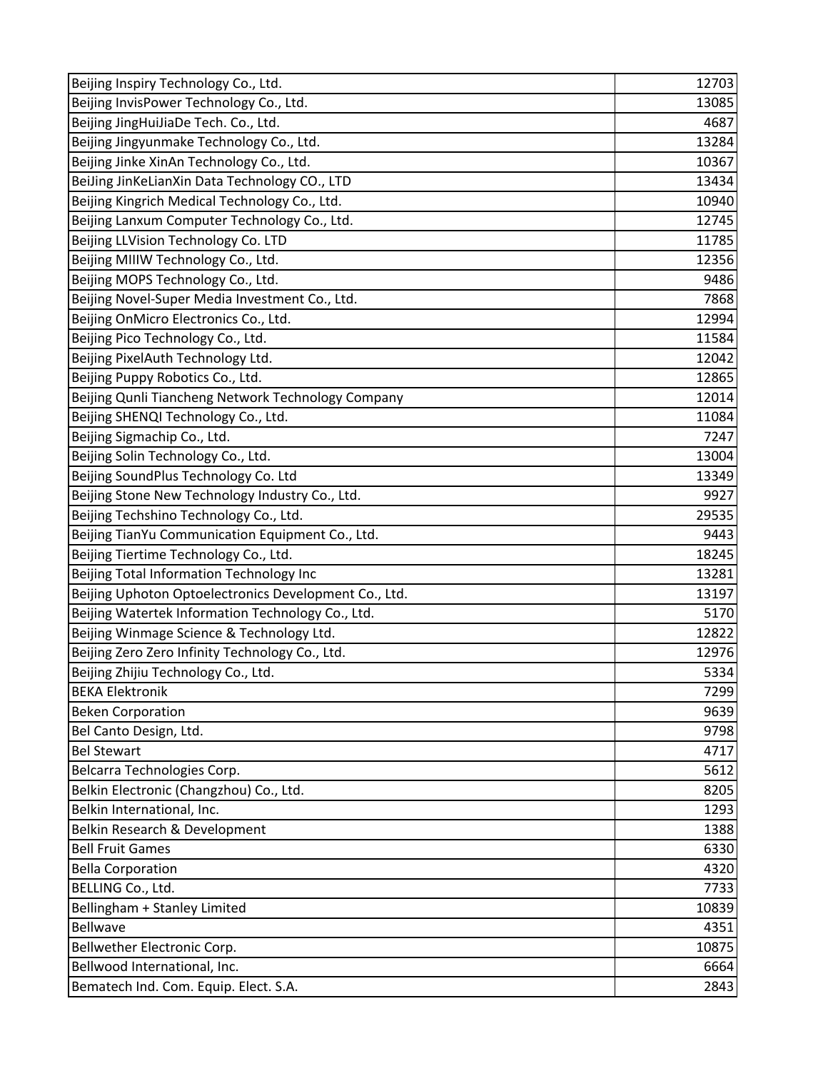| | |
|---|---|
| Beijing Inspiry Technology Co., Ltd. | 12703 |
| Beijing InvisPower Technology Co., Ltd. | 13085 |
| Beijing JingHuiJiaDe Tech. Co., Ltd. | 4687 |
| Beijing Jingyunmake Technology Co., Ltd. | 13284 |
| Beijing Jinke XinAn Technology Co., Ltd. | 10367 |
| BeiJing JinKeLianXin Data Technology CO., LTD | 13434 |
| Beijing Kingrich Medical Technology Co., Ltd. | 10940 |
| Beijing Lanxum Computer Technology Co., Ltd. | 12745 |
| Beijing LLVision Technology Co. LTD | 11785 |
| Beijing MIIIW Technology Co., Ltd. | 12356 |
| Beijing MOPS Technology Co., Ltd. | 9486 |
| Beijing Novel-Super Media Investment Co., Ltd. | 7868 |
| Beijing OnMicro Electronics Co., Ltd. | 12994 |
| Beijing Pico Technology Co., Ltd. | 11584 |
| Beijing PixelAuth Technology Ltd. | 12042 |
| Beijing Puppy Robotics Co., Ltd. | 12865 |
| Beijing Qunli Tiancheng Network Technology Company | 12014 |
| Beijing SHENQI Technology Co., Ltd. | 11084 |
| Beijing Sigmachip Co., Ltd. | 7247 |
| Beijing Solin Technology Co., Ltd. | 13004 |
| Beijing SoundPlus Technology Co. Ltd | 13349 |
| Beijing Stone New Technology Industry Co., Ltd. | 9927 |
| Beijing Techshino Technology Co., Ltd. | 29535 |
| Beijing TianYu Communication Equipment Co., Ltd. | 9443 |
| Beijing Tiertime Technology Co., Ltd. | 18245 |
| Beijing Total Information Technology Inc | 13281 |
| Beijing Uphoton Optoelectronics Development Co., Ltd. | 13197 |
| Beijing Watertek Information Technology Co., Ltd. | 5170 |
| Beijing Winmage Science & Technology Ltd. | 12822 |
| Beijing Zero Zero Infinity Technology Co., Ltd. | 12976 |
| Beijing Zhijiu Technology Co., Ltd. | 5334 |
| BEKA Elektronik | 7299 |
| Beken Corporation | 9639 |
| Bel Canto Design, Ltd. | 9798 |
| Bel Stewart | 4717 |
| Belcarra Technologies Corp. | 5612 |
| Belkin Electronic (Changzhou) Co., Ltd. | 8205 |
| Belkin International, Inc. | 1293 |
| Belkin Research & Development | 1388 |
| Bell Fruit Games | 6330 |
| Bella Corporation | 4320 |
| BELLING Co., Ltd. | 7733 |
| Bellingham + Stanley Limited | 10839 |
| Bellwave | 4351 |
| Bellwether Electronic Corp. | 10875 |
| Bellwood International, Inc. | 6664 |
| Bematech Ind. Com. Equip. Elect. S.A. | 2843 |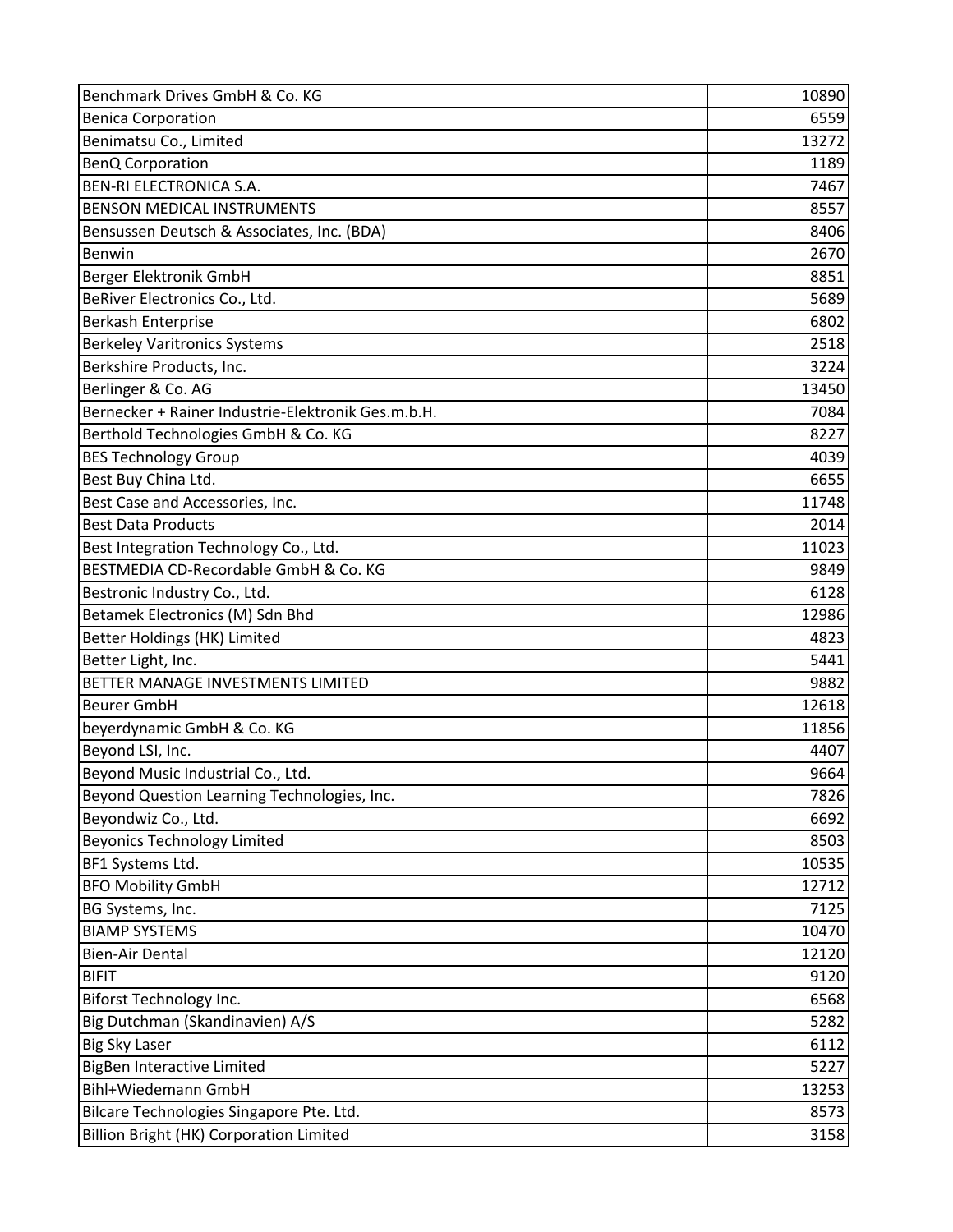| | |
|---|---|
| Benchmark Drives GmbH & Co. KG | 10890 |
| Benica Corporation | 6559 |
| Benimatsu Co., Limited | 13272 |
| BenQ Corporation | 1189 |
| BEN-RI ELECTRONICA S.A. | 7467 |
| BENSON MEDICAL INSTRUMENTS | 8557 |
| Bensussen Deutsch & Associates, Inc. (BDA) | 8406 |
| Benwin | 2670 |
| Berger Elektronik GmbH | 8851 |
| BeRiver Electronics Co., Ltd. | 5689 |
| Berkash Enterprise | 6802 |
| Berkeley Varitronics Systems | 2518 |
| Berkshire Products, Inc. | 3224 |
| Berlinger & Co. AG | 13450 |
| Bernecker + Rainer Industrie-Elektronik Ges.m.b.H. | 7084 |
| Berthold Technologies GmbH & Co. KG | 8227 |
| BES Technology Group | 4039 |
| Best Buy China Ltd. | 6655 |
| Best Case and Accessories, Inc. | 11748 |
| Best Data Products | 2014 |
| Best Integration Technology Co., Ltd. | 11023 |
| BESTMEDIA CD-Recordable GmbH & Co. KG | 9849 |
| Bestronic Industry Co., Ltd. | 6128 |
| Betamek Electronics (M) Sdn Bhd | 12986 |
| Better Holdings (HK) Limited | 4823 |
| Better Light, Inc. | 5441 |
| BETTER MANAGE INVESTMENTS LIMITED | 9882 |
| Beurer GmbH | 12618 |
| beyerdynamic GmbH & Co. KG | 11856 |
| Beyond LSI, Inc. | 4407 |
| Beyond Music Industrial Co., Ltd. | 9664 |
| Beyond Question Learning Technologies, Inc. | 7826 |
| Beyondwiz Co., Ltd. | 6692 |
| Beyonics Technology Limited | 8503 |
| BF1 Systems Ltd. | 10535 |
| BFO Mobility GmbH | 12712 |
| BG Systems, Inc. | 7125 |
| BIAMP SYSTEMS | 10470 |
| Bien-Air Dental | 12120 |
| BIFIT | 9120 |
| Biforst Technology Inc. | 6568 |
| Big Dutchman (Skandinavien) A/S | 5282 |
| Big Sky Laser | 6112 |
| BigBen Interactive Limited | 5227 |
| Bihl+Wiedemann GmbH | 13253 |
| Bilcare Technologies Singapore Pte. Ltd. | 8573 |
| Billion Bright (HK) Corporation Limited | 3158 |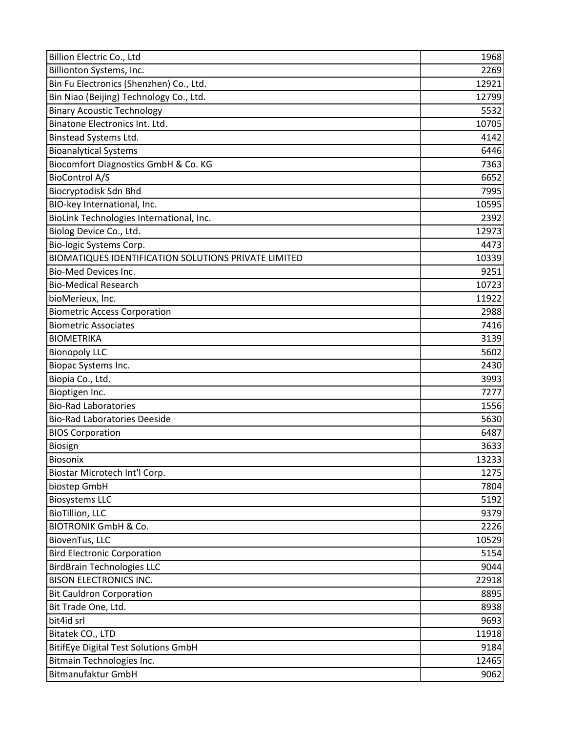| | |
|---|---|
| Billion Electric Co., Ltd | 1968 |
| Billionton Systems, Inc. | 2269 |
| Bin Fu Electronics (Shenzhen) Co., Ltd. | 12921 |
| Bin Niao (Beijing) Technology Co., Ltd. | 12799 |
| Binary Acoustic Technology | 5532 |
| Binatone Electronics Int. Ltd. | 10705 |
| Binstead Systems Ltd. | 4142 |
| Bioanalytical Systems | 6446 |
| Biocomfort Diagnostics GmbH & Co. KG | 7363 |
| BioControl A/S | 6652 |
| Biocryptodisk Sdn Bhd | 7995 |
| BIO-key International, Inc. | 10595 |
| BioLink Technologies International, Inc. | 2392 |
| Biolog Device Co., Ltd. | 12973 |
| Bio-logic Systems Corp. | 4473 |
| BIOMATIQUES IDENTIFICATION SOLUTIONS PRIVATE LIMITED | 10339 |
| Bio-Med Devices Inc. | 9251 |
| Bio-Medical Research | 10723 |
| bioMerieux, Inc. | 11922 |
| Biometric Access Corporation | 2988 |
| Biometric Associates | 7416 |
| BIOMETRIKA | 3139 |
| Bionopoly LLC | 5602 |
| Biopac Systems Inc. | 2430 |
| Biopia Co., Ltd. | 3993 |
| Bioptigen Inc. | 7277 |
| Bio-Rad Laboratories | 1556 |
| Bio-Rad Laboratories Deeside | 5630 |
| BIOS Corporation | 6487 |
| Biosign | 3633 |
| Biosonix | 13233 |
| Biostar Microtech Int'l Corp. | 1275 |
| biostep GmbH | 7804 |
| Biosystems LLC | 5192 |
| BioTillion, LLC | 9379 |
| BIOTRONIK GmbH & Co. | 2226 |
| BiovenTus, LLC | 10529 |
| Bird Electronic Corporation | 5154 |
| BirdBrain Technologies LLC | 9044 |
| BISON ELECTRONICS INC. | 22918 |
| Bit Cauldron Corporation | 8895 |
| Bit Trade One, Ltd. | 8938 |
| bit4id srl | 9693 |
| Bitatek CO., LTD | 11918 |
| BitifEye Digital Test Solutions GmbH | 9184 |
| Bitmain Technologies Inc. | 12465 |
| Bitmanufaktur GmbH | 9062 |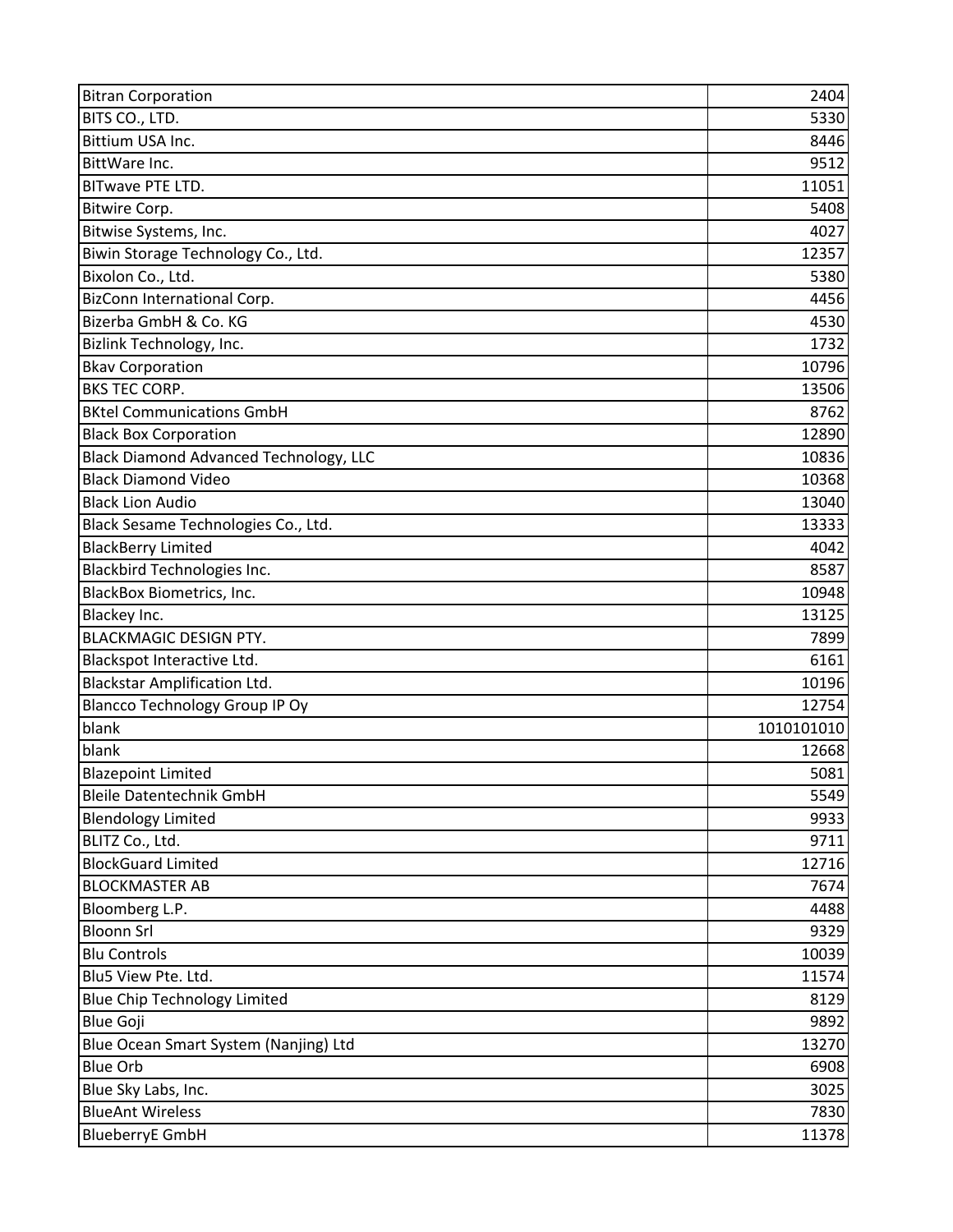| | |
|---|---|
| Bitran Corporation | 2404 |
| BITS CO., LTD. | 5330 |
| Bittium USA Inc. | 8446 |
| BittWare Inc. | 9512 |
| BITwave PTE LTD. | 11051 |
| Bitwire Corp. | 5408 |
| Bitwise Systems, Inc. | 4027 |
| Biwin Storage Technology Co., Ltd. | 12357 |
| Bixolon Co., Ltd. | 5380 |
| BizConn International Corp. | 4456 |
| Bizerba GmbH & Co. KG | 4530 |
| Bizlink Technology, Inc. | 1732 |
| Bkav Corporation | 10796 |
| BKS TEC CORP. | 13506 |
| BKtel Communications GmbH | 8762 |
| Black Box Corporation | 12890 |
| Black Diamond Advanced Technology, LLC | 10836 |
| Black Diamond Video | 10368 |
| Black Lion Audio | 13040 |
| Black Sesame Technologies Co., Ltd. | 13333 |
| BlackBerry Limited | 4042 |
| Blackbird Technologies Inc. | 8587 |
| BlackBox Biometrics, Inc. | 10948 |
| Blackey Inc. | 13125 |
| BLACKMAGIC DESIGN PTY. | 7899 |
| Blackspot Interactive Ltd. | 6161 |
| Blackstar Amplification Ltd. | 10196 |
| Blancco Technology Group IP Oy | 12754 |
| blank | 1010101010 |
| blank | 12668 |
| Blazepoint Limited | 5081 |
| Bleile Datentechnik GmbH | 5549 |
| Blendology Limited | 9933 |
| BLITZ Co., Ltd. | 9711 |
| BlockGuard Limited | 12716 |
| BLOCKMASTER AB | 7674 |
| Bloomberg L.P. | 4488 |
| Bloonn Srl | 9329 |
| Blu Controls | 10039 |
| Blu5 View Pte. Ltd. | 11574 |
| Blue Chip Technology Limited | 8129 |
| Blue Goji | 9892 |
| Blue Ocean Smart System (Nanjing) Ltd | 13270 |
| Blue Orb | 6908 |
| Blue Sky Labs, Inc. | 3025 |
| BlueAnt Wireless | 7830 |
| BlueberryE GmbH | 11378 |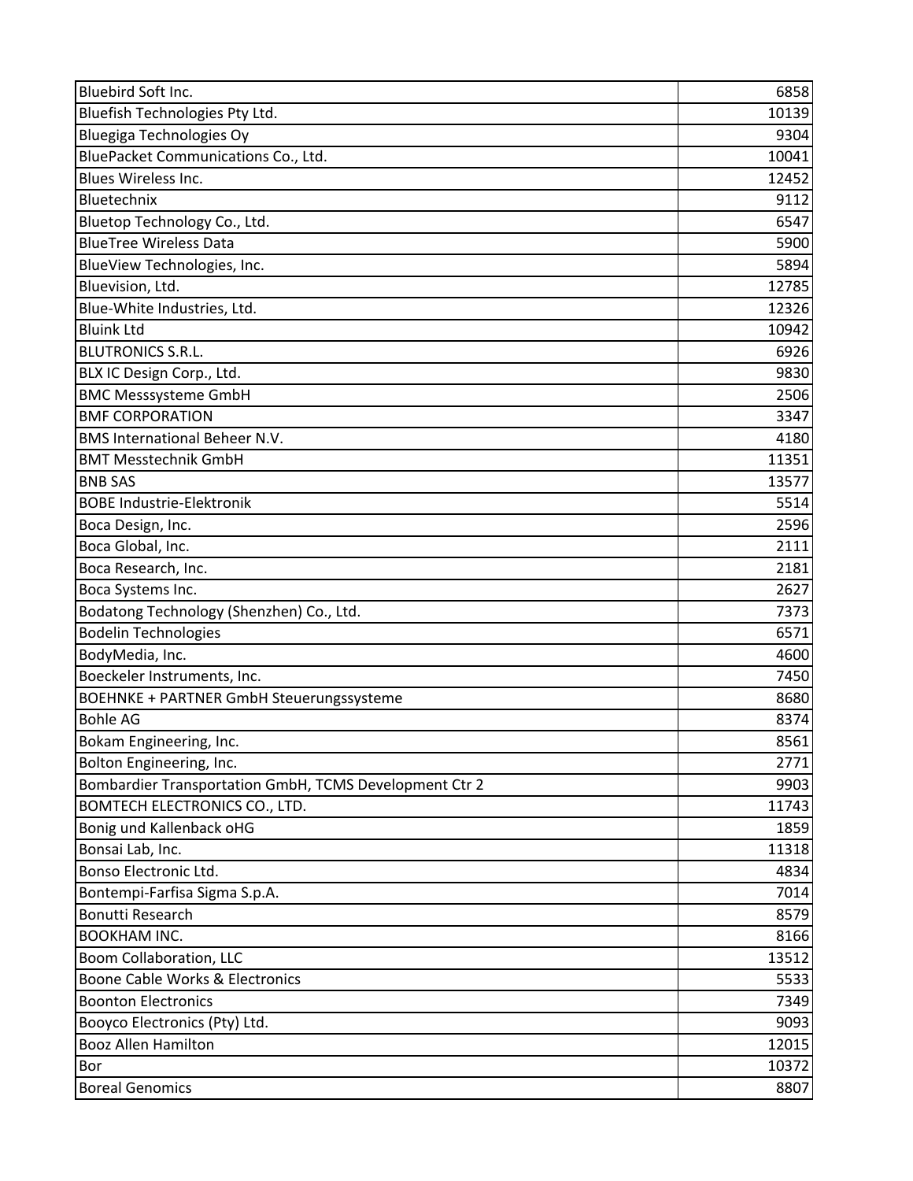| | |
|---|---|
| Bluebird Soft Inc. | 6858 |
| Bluefish Technologies Pty Ltd. | 10139 |
| Bluegiga Technologies Oy | 9304 |
| BluePacket Communications Co., Ltd. | 10041 |
| Blues Wireless Inc. | 12452 |
| Bluetechnix | 9112 |
| Bluetop Technology Co., Ltd. | 6547 |
| BlueTree Wireless Data | 5900 |
| BlueView Technologies, Inc. | 5894 |
| Bluevision, Ltd. | 12785 |
| Blue-White Industries, Ltd. | 12326 |
| Bluink Ltd | 10942 |
| BLUTRONICS S.R.L. | 6926 |
| BLX IC Design Corp., Ltd. | 9830 |
| BMC Messsysteme GmbH | 2506 |
| BMF CORPORATION | 3347 |
| BMS International Beheer N.V. | 4180 |
| BMT Messtechnik GmbH | 11351 |
| BNB SAS | 13577 |
| BOBE Industrie-Elektronik | 5514 |
| Boca Design, Inc. | 2596 |
| Boca Global, Inc. | 2111 |
| Boca Research, Inc. | 2181 |
| Boca Systems Inc. | 2627 |
| Bodatong Technology (Shenzhen) Co., Ltd. | 7373 |
| Bodelin Technologies | 6571 |
| BodyMedia, Inc. | 4600 |
| Boeckeler Instruments, Inc. | 7450 |
| BOEHNKE + PARTNER GmbH Steuerungssysteme | 8680 |
| Bohle AG | 8374 |
| Bokam Engineering, Inc. | 8561 |
| Bolton Engineering, Inc. | 2771 |
| Bombardier Transportation GmbH, TCMS Development Ctr 2 | 9903 |
| BOMTECH ELECTRONICS CO., LTD. | 11743 |
| Bonig und Kallenback oHG | 1859 |
| Bonsai Lab, Inc. | 11318 |
| Bonso Electronic Ltd. | 4834 |
| Bontempi-Farfisa Sigma S.p.A. | 7014 |
| Bonutti Research | 8579 |
| BOOKHAM INC. | 8166 |
| Boom Collaboration, LLC | 13512 |
| Boone Cable Works & Electronics | 5533 |
| Boonton Electronics | 7349 |
| Booyco Electronics (Pty) Ltd. | 9093 |
| Booz Allen Hamilton | 12015 |
| Bor | 10372 |
| Boreal Genomics | 8807 |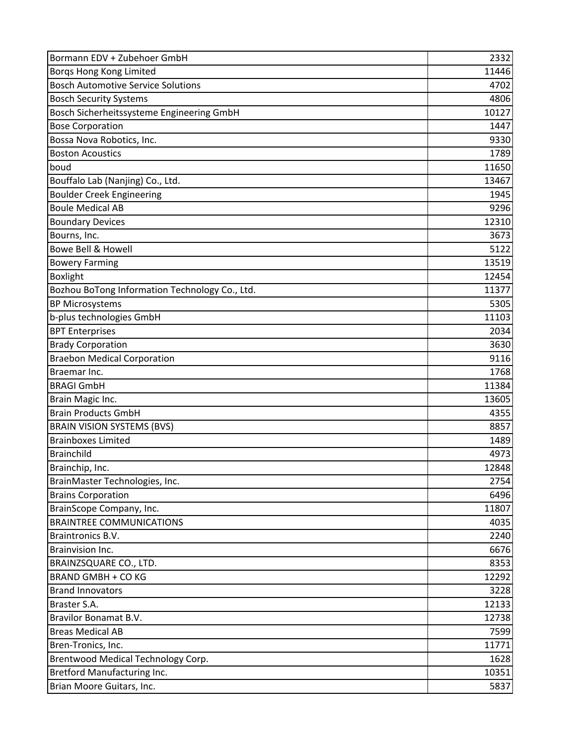| | |
|---|---|
| Bormann EDV + Zubehoer GmbH | 2332 |
| Borqs Hong Kong Limited | 11446 |
| Bosch Automotive Service Solutions | 4702 |
| Bosch Security Systems | 4806 |
| Bosch Sicherheitssysteme Engineering GmbH | 10127 |
| Bose Corporation | 1447 |
| Bossa Nova Robotics, Inc. | 9330 |
| Boston Acoustics | 1789 |
| boud | 11650 |
| Bouffalo Lab (Nanjing) Co., Ltd. | 13467 |
| Boulder Creek Engineering | 1945 |
| Boule Medical AB | 9296 |
| Boundary Devices | 12310 |
| Bourns, Inc. | 3673 |
| Bowe Bell & Howell | 5122 |
| Bowery Farming | 13519 |
| Boxlight | 12454 |
| Bozhou BoTong Information Technology Co., Ltd. | 11377 |
| BP Microsystems | 5305 |
| b-plus technologies GmbH | 11103 |
| BPT Enterprises | 2034 |
| Brady Corporation | 3630 |
| Braebon Medical Corporation | 9116 |
| Braemar Inc. | 1768 |
| BRAGI GmbH | 11384 |
| Brain Magic Inc. | 13605 |
| Brain Products GmbH | 4355 |
| BRAIN VISION SYSTEMS (BVS) | 8857 |
| Brainboxes Limited | 1489 |
| Brainchild | 4973 |
| Brainchip, Inc. | 12848 |
| BrainMaster Technologies, Inc. | 2754 |
| Brains Corporation | 6496 |
| BrainScope Company, Inc. | 11807 |
| BRAINTREE COMMUNICATIONS | 4035 |
| Braintronics B.V. | 2240 |
| Brainvision Inc. | 6676 |
| BRAINZSQUARE CO., LTD. | 8353 |
| BRAND GMBH + CO KG | 12292 |
| Brand Innovators | 3228 |
| Braster S.A. | 12133 |
| Bravilor Bonamat B.V. | 12738 |
| Breas Medical AB | 7599 |
| Bren-Tronics, Inc. | 11771 |
| Brentwood Medical Technology Corp. | 1628 |
| Bretford Manufacturing Inc. | 10351 |
| Brian Moore Guitars, Inc. | 5837 |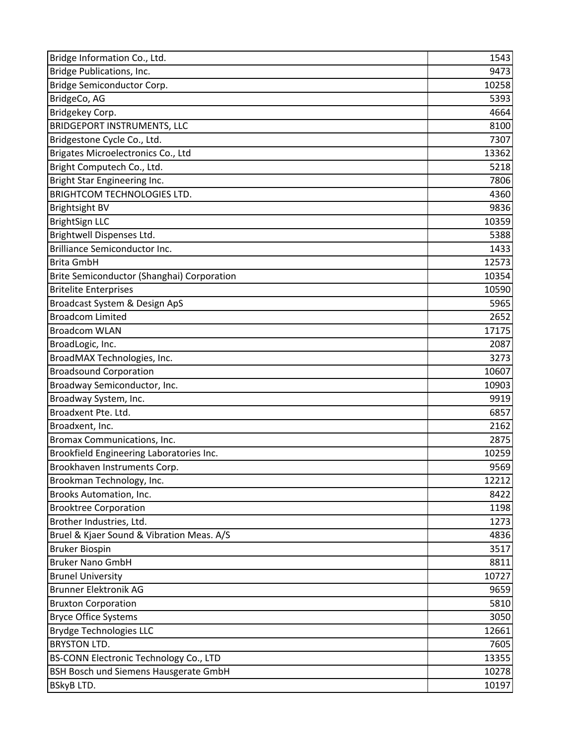| | |
|---|---|
| Bridge Information Co., Ltd. | 1543 |
| Bridge Publications, Inc. | 9473 |
| Bridge Semiconductor Corp. | 10258 |
| BridgeCo, AG | 5393 |
| Bridgekey Corp. | 4664 |
| BRIDGEPORT INSTRUMENTS, LLC | 8100 |
| Bridgestone Cycle Co., Ltd. | 7307 |
| Brigates Microelectronics Co., Ltd | 13362 |
| Bright Computech Co., Ltd. | 5218 |
| Bright Star Engineering Inc. | 7806 |
| BRIGHTCOM TECHNOLOGIES LTD. | 4360 |
| Brightsight BV | 9836 |
| BrightSign LLC | 10359 |
| Brightwell Dispenses Ltd. | 5388 |
| Brilliance Semiconductor Inc. | 1433 |
| Brita GmbH | 12573 |
| Brite Semiconductor (Shanghai) Corporation | 10354 |
| Britelite Enterprises | 10590 |
| Broadcast System & Design ApS | 5965 |
| Broadcom Limited | 2652 |
| Broadcom WLAN | 17175 |
| BroadLogic, Inc. | 2087 |
| BroadMAX Technologies, Inc. | 3273 |
| Broadsound Corporation | 10607 |
| Broadway Semiconductor, Inc. | 10903 |
| Broadway System, Inc. | 9919 |
| Broadxent Pte. Ltd. | 6857 |
| Broadxent, Inc. | 2162 |
| Bromax Communications, Inc. | 2875 |
| Brookfield Engineering Laboratories Inc. | 10259 |
| Brookhaven Instruments Corp. | 9569 |
| Brookman Technology, Inc. | 12212 |
| Brooks Automation, Inc. | 8422 |
| Brooktree Corporation | 1198 |
| Brother Industries, Ltd. | 1273 |
| Bruel & Kjaer Sound & Vibration Meas. A/S | 4836 |
| Bruker Biospin | 3517 |
| Bruker Nano GmbH | 8811 |
| Brunel University | 10727 |
| Brunner Elektronik AG | 9659 |
| Bruxton Corporation | 5810 |
| Bryce Office Systems | 3050 |
| Brydge Technologies LLC | 12661 |
| BRYSTON LTD. | 7605 |
| BS-CONN Electronic Technology Co., LTD | 13355 |
| BSH Bosch und Siemens Hausgerate GmbH | 10278 |
| BSkyB LTD. | 10197 |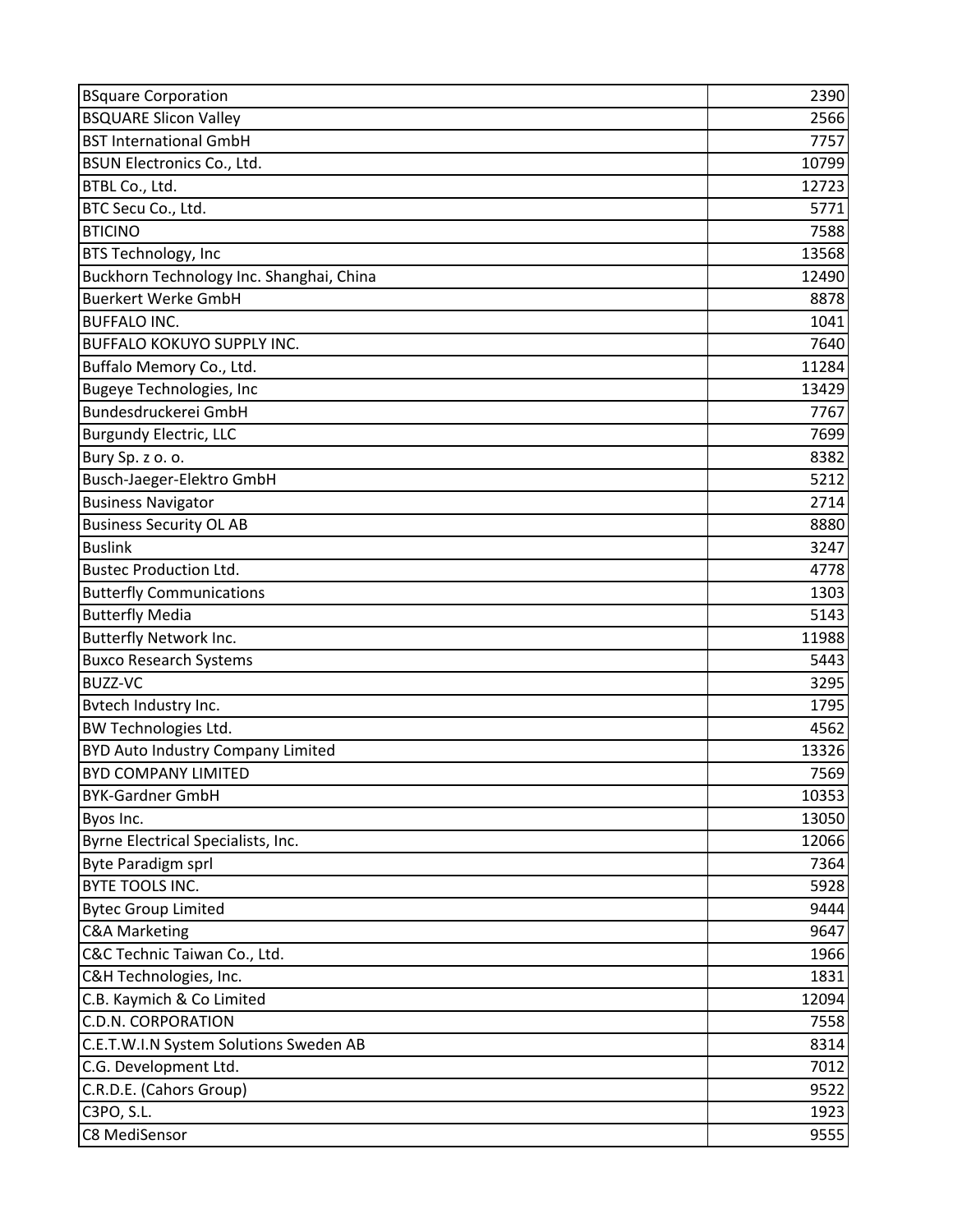| | |
|---|---|
| BSquare Corporation | 2390 |
| BSQUARE Slicon Valley | 2566 |
| BST International GmbH | 7757 |
| BSUN Electronics Co., Ltd. | 10799 |
| BTBL Co., Ltd. | 12723 |
| BTC Secu Co., Ltd. | 5771 |
| BTICINO | 7588 |
| BTS Technology, Inc | 13568 |
| Buckhorn Technology Inc. Shanghai, China | 12490 |
| Buerkert Werke GmbH | 8878 |
| BUFFALO INC. | 1041 |
| BUFFALO KOKUYO SUPPLY INC. | 7640 |
| Buffalo Memory Co., Ltd. | 11284 |
| Bugeye Technologies, Inc | 13429 |
| Bundesdruckerei GmbH | 7767 |
| Burgundy Electric, LLC | 7699 |
| Bury Sp. z o. o. | 8382 |
| Busch-Jaeger-Elektro GmbH | 5212 |
| Business Navigator | 2714 |
| Business Security OL AB | 8880 |
| Buslink | 3247 |
| Bustec Production Ltd. | 4778 |
| Butterfly Communications | 1303 |
| Butterfly Media | 5143 |
| Butterfly Network Inc. | 11988 |
| Buxco Research Systems | 5443 |
| BUZZ-VC | 3295 |
| Bvtech Industry Inc. | 1795 |
| BW Technologies Ltd. | 4562 |
| BYD Auto Industry Company Limited | 13326 |
| BYD COMPANY LIMITED | 7569 |
| BYK-Gardner GmbH | 10353 |
| Byos Inc. | 13050 |
| Byrne Electrical Specialists, Inc. | 12066 |
| Byte Paradigm sprl | 7364 |
| BYTE TOOLS INC. | 5928 |
| Bytec Group Limited | 9444 |
| C&A Marketing | 9647 |
| C&C Technic Taiwan Co., Ltd. | 1966 |
| C&H Technologies, Inc. | 1831 |
| C.B. Kaymich & Co Limited | 12094 |
| C.D.N. CORPORATION | 7558 |
| C.E.T.W.I.N System Solutions Sweden AB | 8314 |
| C.G. Development Ltd. | 7012 |
| C.R.D.E. (Cahors Group) | 9522 |
| C3PO, S.L. | 1923 |
| C8 MediSensor | 9555 |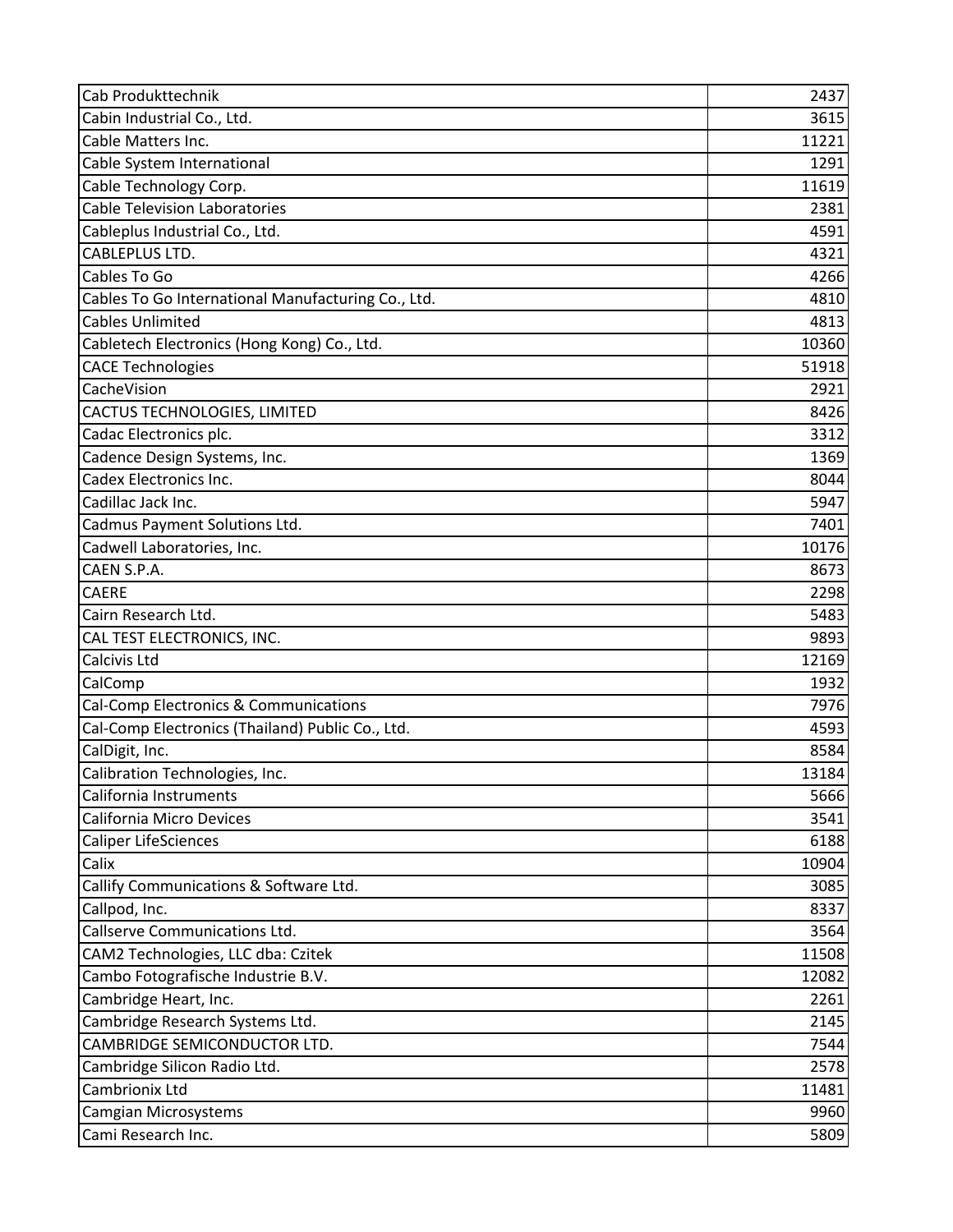| | |
|---|---|
| Cab Produkttechnik | 2437 |
| Cabin Industrial Co., Ltd. | 3615 |
| Cable Matters Inc. | 11221 |
| Cable System International | 1291 |
| Cable Technology Corp. | 11619 |
| Cable Television Laboratories | 2381 |
| Cableplus Industrial Co., Ltd. | 4591 |
| CABLEPLUS LTD. | 4321 |
| Cables To Go | 4266 |
| Cables To Go International Manufacturing Co., Ltd. | 4810 |
| Cables Unlimited | 4813 |
| Cabletech Electronics (Hong Kong) Co., Ltd. | 10360 |
| CACE Technologies | 51918 |
| CacheVision | 2921 |
| CACTUS TECHNOLOGIES, LIMITED | 8426 |
| Cadac Electronics plc. | 3312 |
| Cadence Design Systems, Inc. | 1369 |
| Cadex Electronics Inc. | 8044 |
| Cadillac Jack Inc. | 5947 |
| Cadmus Payment Solutions Ltd. | 7401 |
| Cadwell Laboratories, Inc. | 10176 |
| CAEN S.P.A. | 8673 |
| CAERE | 2298 |
| Cairn Research Ltd. | 5483 |
| CAL TEST ELECTRONICS, INC. | 9893 |
| Calcivis Ltd | 12169 |
| CalComp | 1932 |
| Cal-Comp Electronics & Communications | 7976 |
| Cal-Comp Electronics (Thailand) Public Co., Ltd. | 4593 |
| CalDigit, Inc. | 8584 |
| Calibration Technologies, Inc. | 13184 |
| California Instruments | 5666 |
| California Micro Devices | 3541 |
| Caliper LifeSciences | 6188 |
| Calix | 10904 |
| Callify Communications & Software Ltd. | 3085 |
| Callpod, Inc. | 8337 |
| Callserve Communications Ltd. | 3564 |
| CAM2 Technologies, LLC dba: Czitek | 11508 |
| Cambo Fotografische Industrie B.V. | 12082 |
| Cambridge Heart, Inc. | 2261 |
| Cambridge Research Systems Ltd. | 2145 |
| CAMBRIDGE SEMICONDUCTOR LTD. | 7544 |
| Cambridge Silicon Radio Ltd. | 2578 |
| Cambrionix Ltd | 11481 |
| Camgian Microsystems | 9960 |
| Cami Research Inc. | 5809 |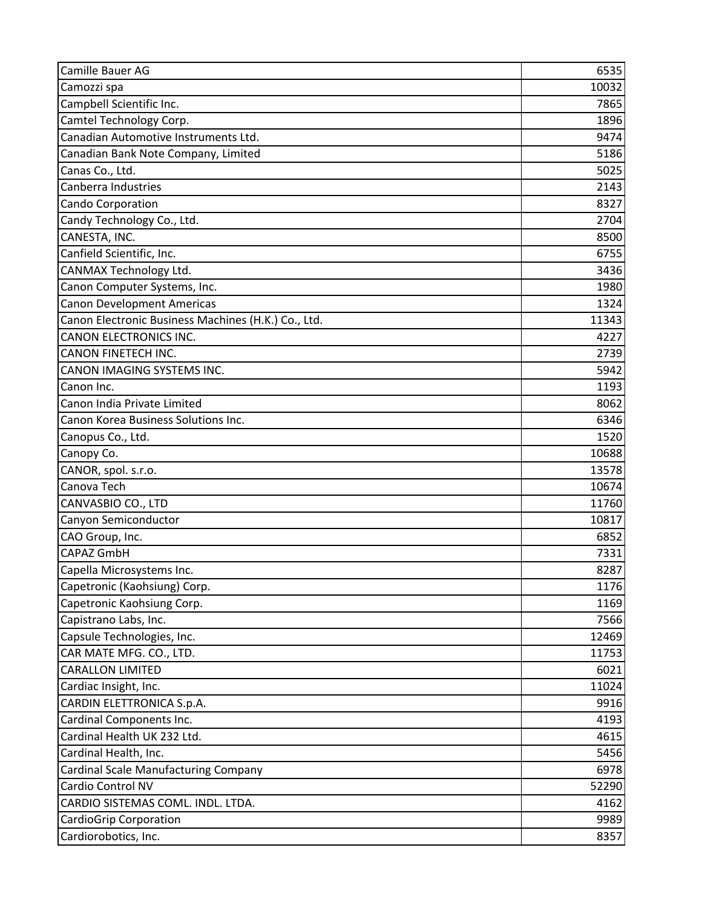| | |
|---|---|
| Camille Bauer AG | 6535 |
| Camozzi spa | 10032 |
| Campbell Scientific Inc. | 7865 |
| Camtel Technology Corp. | 1896 |
| Canadian Automotive Instruments Ltd. | 9474 |
| Canadian Bank Note Company, Limited | 5186 |
| Canas Co., Ltd. | 5025 |
| Canberra Industries | 2143 |
| Cando Corporation | 8327 |
| Candy Technology Co., Ltd. | 2704 |
| CANESTA, INC. | 8500 |
| Canfield Scientific, Inc. | 6755 |
| CANMAX Technology Ltd. | 3436 |
| Canon Computer Systems, Inc. | 1980 |
| Canon Development Americas | 1324 |
| Canon Electronic Business Machines (H.K.) Co., Ltd. | 11343 |
| CANON ELECTRONICS INC. | 4227 |
| CANON FINETECH INC. | 2739 |
| CANON IMAGING SYSTEMS INC. | 5942 |
| Canon Inc. | 1193 |
| Canon India Private Limited | 8062 |
| Canon Korea Business Solutions Inc. | 6346 |
| Canopus Co., Ltd. | 1520 |
| Canopy Co. | 10688 |
| CANOR, spol. s.r.o. | 13578 |
| Canova Tech | 10674 |
| CANVASBIO CO., LTD | 11760 |
| Canyon Semiconductor | 10817 |
| CAO Group, Inc. | 6852 |
| CAPAZ GmbH | 7331 |
| Capella Microsystems Inc. | 8287 |
| Capetronic (Kaohsiung) Corp. | 1176 |
| Capetronic Kaohsiung Corp. | 1169 |
| Capistrano Labs, Inc. | 7566 |
| Capsule Technologies, Inc. | 12469 |
| CAR MATE MFG. CO., LTD. | 11753 |
| CARALLON LIMITED | 6021 |
| Cardiac Insight, Inc. | 11024 |
| CARDIN ELETTRONICA S.p.A. | 9916 |
| Cardinal Components Inc. | 4193 |
| Cardinal Health UK 232 Ltd. | 4615 |
| Cardinal Health, Inc. | 5456 |
| Cardinal Scale Manufacturing Company | 6978 |
| Cardio Control NV | 52290 |
| CARDIO SISTEMAS COML. INDL. LTDA. | 4162 |
| CardioGrip Corporation | 9989 |
| Cardiorobotics, Inc. | 8357 |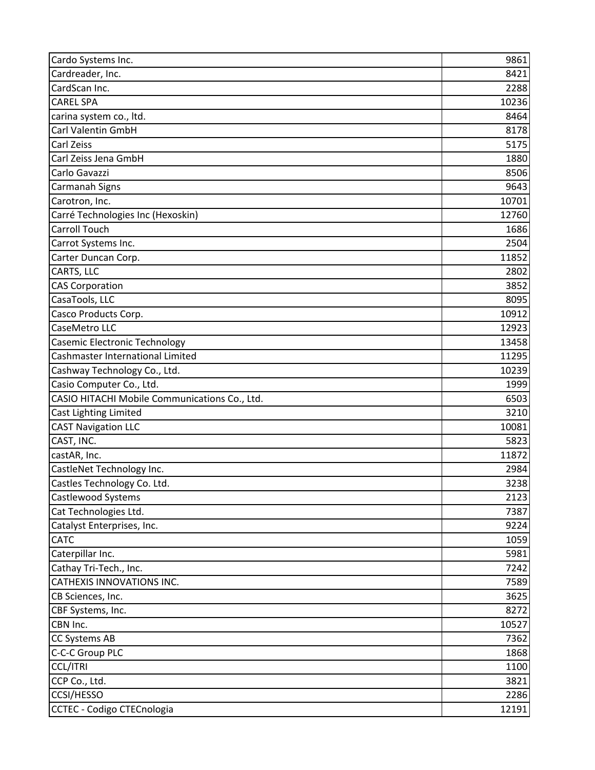| | |
|---|---|
| Cardo Systems Inc. | 9861 |
| Cardreader, Inc. | 8421 |
| CardScan Inc. | 2288 |
| CAREL SPA | 10236 |
| carina system co., ltd. | 8464 |
| Carl Valentin GmbH | 8178 |
| Carl Zeiss | 5175 |
| Carl Zeiss Jena GmbH | 1880 |
| Carlo Gavazzi | 8506 |
| Carmanah Signs | 9643 |
| Carotron, Inc. | 10701 |
| Carré Technologies Inc (Hexoskin) | 12760 |
| Carroll Touch | 1686 |
| Carrot Systems Inc. | 2504 |
| Carter Duncan Corp. | 11852 |
| CARTS, LLC | 2802 |
| CAS Corporation | 3852 |
| CasaTools, LLC | 8095 |
| Casco Products Corp. | 10912 |
| CaseMetro LLC | 12923 |
| Casemic Electronic Technology | 13458 |
| Cashmaster International Limited | 11295 |
| Cashway Technology Co., Ltd. | 10239 |
| Casio Computer Co., Ltd. | 1999 |
| CASIO HITACHI Mobile Communications Co., Ltd. | 6503 |
| Cast Lighting Limited | 3210 |
| CAST Navigation LLC | 10081 |
| CAST, INC. | 5823 |
| castAR, Inc. | 11872 |
| CastleNet Technology Inc. | 2984 |
| Castles Technology Co. Ltd. | 3238 |
| Castlewood Systems | 2123 |
| Cat Technologies Ltd. | 7387 |
| Catalyst Enterprises, Inc. | 9224 |
| CATC | 1059 |
| Caterpillar Inc. | 5981 |
| Cathay Tri-Tech., Inc. | 7242 |
| CATHEXIS INNOVATIONS INC. | 7589 |
| CB Sciences, Inc. | 3625 |
| CBF Systems, Inc. | 8272 |
| CBN Inc. | 10527 |
| CC Systems AB | 7362 |
| C-C-C Group PLC | 1868 |
| CCL/ITRI | 1100 |
| CCP Co., Ltd. | 3821 |
| CCSI/HESSO | 2286 |
| CCTEC - Codigo CTECnologia | 12191 |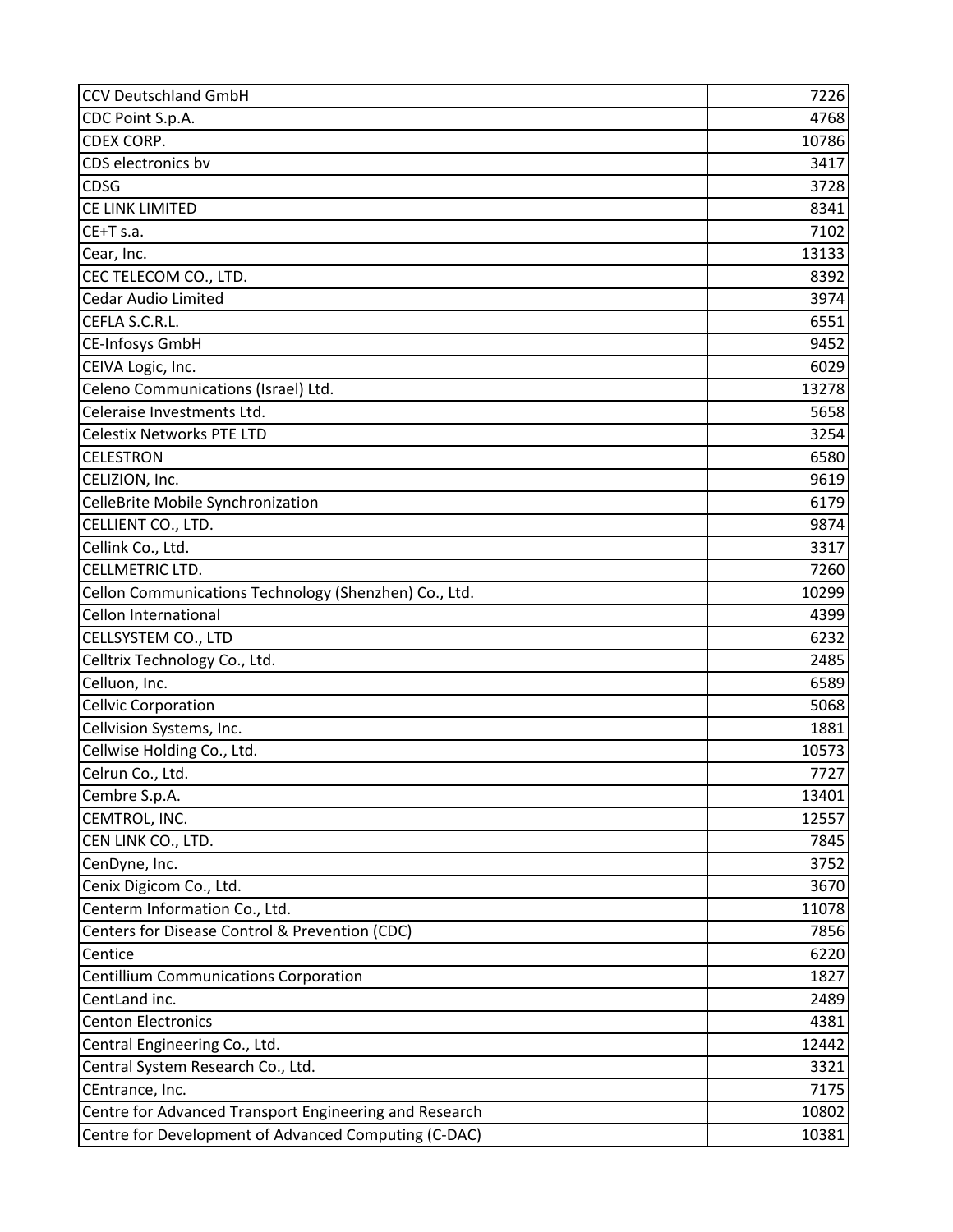| | |
|---|---|
| CCV Deutschland GmbH | 7226 |
| CDC Point S.p.A. | 4768 |
| CDEX CORP. | 10786 |
| CDS electronics bv | 3417 |
| CDSG | 3728 |
| CE LINK LIMITED | 8341 |
| CE+T s.a. | 7102 |
| Cear, Inc. | 13133 |
| CEC TELECOM CO., LTD. | 8392 |
| Cedar Audio Limited | 3974 |
| CEFLA S.C.R.L. | 6551 |
| CE-Infosys GmbH | 9452 |
| CEIVA Logic, Inc. | 6029 |
| Celeno Communications (Israel) Ltd. | 13278 |
| Celeraise Investments Ltd. | 5658 |
| Celestix Networks PTE LTD | 3254 |
| CELESTRON | 6580 |
| CELIZION, Inc. | 9619 |
| CelleBrite Mobile Synchronization | 6179 |
| CELLIENT CO., LTD. | 9874 |
| Cellink Co., Ltd. | 3317 |
| CELLMETRIC LTD. | 7260 |
| Cellon Communications Technology (Shenzhen) Co., Ltd. | 10299 |
| Cellon International | 4399 |
| CELLSYSTEM CO., LTD | 6232 |
| Celltrix Technology Co., Ltd. | 2485 |
| Celluon, Inc. | 6589 |
| Cellvic Corporation | 5068 |
| Cellvision Systems, Inc. | 1881 |
| Cellwise Holding Co., Ltd. | 10573 |
| Celrun Co., Ltd. | 7727 |
| Cembre S.p.A. | 13401 |
| CEMTROL, INC. | 12557 |
| CEN LINK CO., LTD. | 7845 |
| CenDyne, Inc. | 3752 |
| Cenix Digicom Co., Ltd. | 3670 |
| Centerm Information Co., Ltd. | 11078 |
| Centers for Disease Control & Prevention (CDC) | 7856 |
| Centice | 6220 |
| Centillium Communications Corporation | 1827 |
| CentLand inc. | 2489 |
| Centon Electronics | 4381 |
| Central Engineering Co., Ltd. | 12442 |
| Central System Research Co., Ltd. | 3321 |
| CEntrance, Inc. | 7175 |
| Centre for Advanced Transport Engineering and Research | 10802 |
| Centre for Development of Advanced Computing (C-DAC) | 10381 |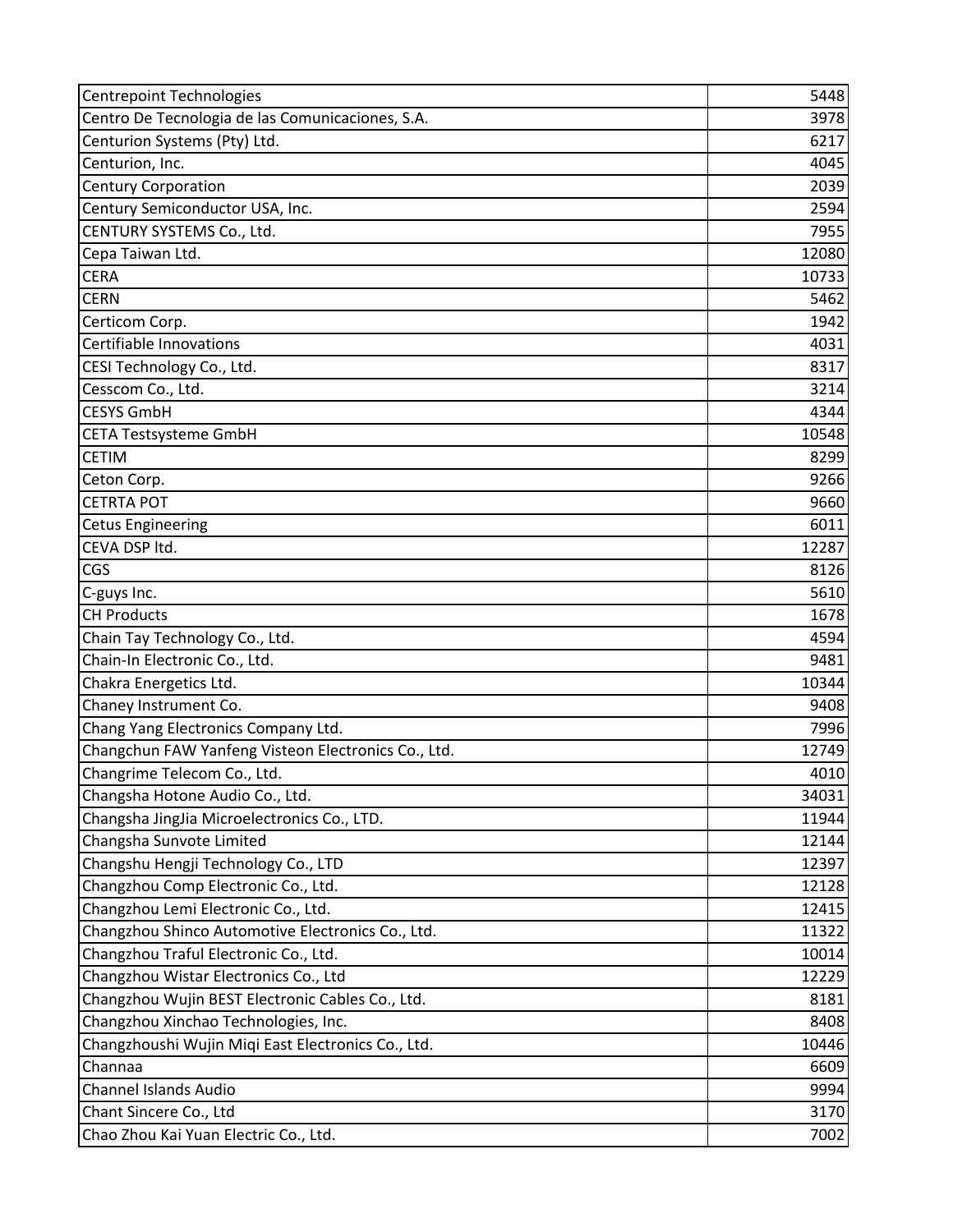| | |
|---|---|
| Centrepoint Technologies | 5448 |
| Centro De Tecnologia de las Comunicaciones, S.A. | 3978 |
| Centurion Systems (Pty) Ltd. | 6217 |
| Centurion, Inc. | 4045 |
| Century Corporation | 2039 |
| Century Semiconductor USA, Inc. | 2594 |
| CENTURY SYSTEMS Co., Ltd. | 7955 |
| Cepa Taiwan Ltd. | 12080 |
| CERA | 10733 |
| CERN | 5462 |
| Certicom Corp. | 1942 |
| Certifiable Innovations | 4031 |
| CESI Technology Co., Ltd. | 8317 |
| Cesscom Co., Ltd. | 3214 |
| CESYS GmbH | 4344 |
| CETA Testsysteme GmbH | 10548 |
| CETIM | 8299 |
| Ceton Corp. | 9266 |
| CETRTA POT | 9660 |
| Cetus Engineering | 6011 |
| CEVA DSP ltd. | 12287 |
| CGS | 8126 |
| C-guys Inc. | 5610 |
| CH Products | 1678 |
| Chain Tay Technology Co., Ltd. | 4594 |
| Chain-In Electronic Co., Ltd. | 9481 |
| Chakra Energetics Ltd. | 10344 |
| Chaney Instrument Co. | 9408 |
| Chang Yang Electronics Company Ltd. | 7996 |
| Changchun FAW Yanfeng Visteon Electronics Co., Ltd. | 12749 |
| Changrime Telecom Co., Ltd. | 4010 |
| Changsha Hotone Audio Co., Ltd. | 34031 |
| Changsha JingJia Microelectronics Co., LTD. | 11944 |
| Changsha Sunvote Limited | 12144 |
| Changshu Hengji Technology Co., LTD | 12397 |
| Changzhou Comp Electronic Co., Ltd. | 12128 |
| Changzhou Lemi Electronic Co., Ltd. | 12415 |
| Changzhou Shinco Automotive Electronics Co., Ltd. | 11322 |
| Changzhou Traful Electronic Co., Ltd. | 10014 |
| Changzhou Wistar Electronics Co., Ltd | 12229 |
| Changzhou Wujin BEST Electronic Cables Co., Ltd. | 8181 |
| Changzhou Xinchao Technologies, Inc. | 8408 |
| Changzhoushi Wujin Miqi East Electronics Co., Ltd. | 10446 |
| Channaa | 6609 |
| Channel Islands Audio | 9994 |
| Chant Sincere Co., Ltd | 3170 |
| Chao Zhou Kai Yuan Electric Co., Ltd. | 7002 |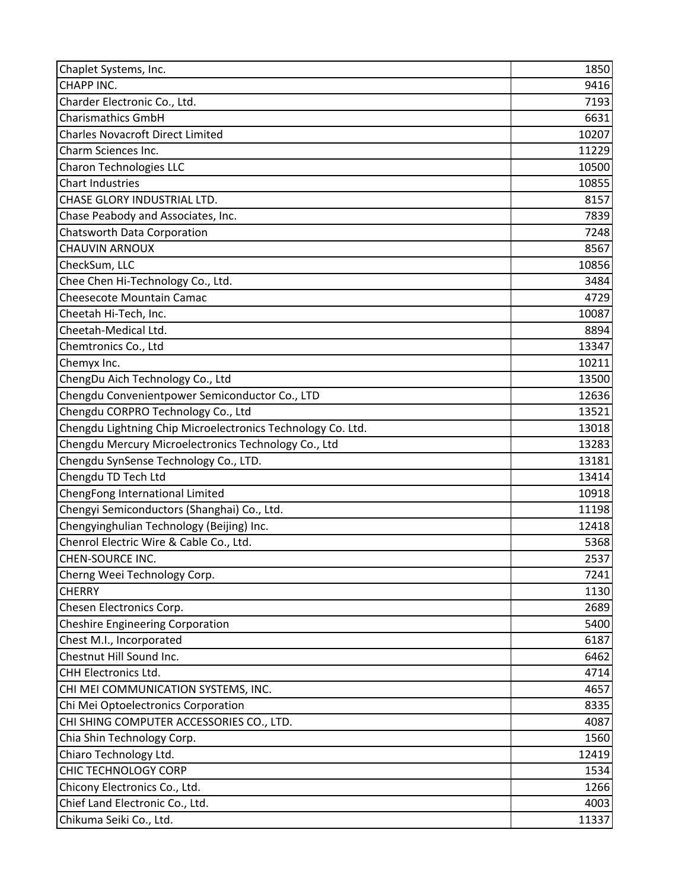| | |
|---|---|
| Chaplet Systems, Inc. | 1850 |
| CHAPP INC. | 9416 |
| Charder Electronic Co., Ltd. | 7193 |
| Charismathics GmbH | 6631 |
| Charles Novacroft Direct Limited | 10207 |
| Charm Sciences Inc. | 11229 |
| Charon Technologies LLC | 10500 |
| Chart Industries | 10855 |
| CHASE GLORY INDUSTRIAL LTD. | 8157 |
| Chase Peabody and Associates, Inc. | 7839 |
| Chatsworth Data Corporation | 7248 |
| CHAUVIN ARNOUX | 8567 |
| CheckSum, LLC | 10856 |
| Chee Chen Hi-Technology Co., Ltd. | 3484 |
| Cheesecote Mountain Camac | 4729 |
| Cheetah Hi-Tech, Inc. | 10087 |
| Cheetah-Medical Ltd. | 8894 |
| Chemtronics Co., Ltd | 13347 |
| Chemyx Inc. | 10211 |
| ChengDu Aich Technology Co., Ltd | 13500 |
| Chengdu Convenientpower Semiconductor Co., LTD | 12636 |
| Chengdu CORPRO Technology Co., Ltd | 13521 |
| Chengdu Lightning Chip Microelectronics Technology Co. Ltd. | 13018 |
| Chengdu Mercury Microelectronics Technology Co., Ltd | 13283 |
| Chengdu SynSense Technology Co., LTD. | 13181 |
| Chengdu TD Tech Ltd | 13414 |
| ChengFong International Limited | 10918 |
| Chengyi Semiconductors (Shanghai) Co., Ltd. | 11198 |
| Chengyinghulian Technology (Beijing) Inc. | 12418 |
| Chenrol Electric Wire & Cable Co., Ltd. | 5368 |
| CHEN-SOURCE INC. | 2537 |
| Cherng Weei Technology Corp. | 7241 |
| CHERRY | 1130 |
| Chesen Electronics Corp. | 2689 |
| Cheshire Engineering Corporation | 5400 |
| Chest M.I., Incorporated | 6187 |
| Chestnut Hill Sound Inc. | 6462 |
| CHH Electronics Ltd. | 4714 |
| CHI MEI COMMUNICATION SYSTEMS, INC. | 4657 |
| Chi Mei Optoelectronics Corporation | 8335 |
| CHI SHING COMPUTER ACCESSORIES CO., LTD. | 4087 |
| Chia Shin Technology Corp. | 1560 |
| Chiaro Technology Ltd. | 12419 |
| CHIC TECHNOLOGY CORP | 1534 |
| Chicony Electronics Co., Ltd. | 1266 |
| Chief Land Electronic Co., Ltd. | 4003 |
| Chikuma Seiki Co., Ltd. | 11337 |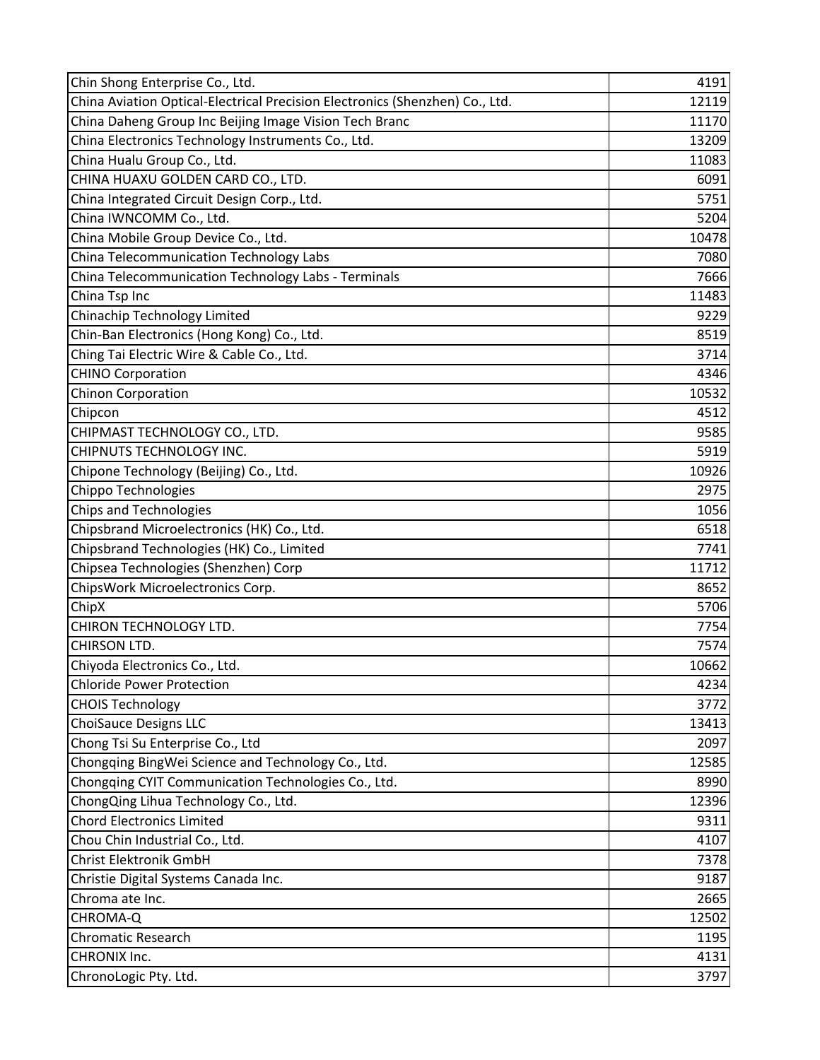| | |
|---|---|
| Chin Shong Enterprise Co., Ltd. | 4191 |
| China Aviation Optical-Electrical Precision Electronics (Shenzhen) Co., Ltd. | 12119 |
| China Daheng Group Inc Beijing Image Vision Tech Branc | 11170 |
| China Electronics Technology Instruments Co., Ltd. | 13209 |
| China Hualu Group Co., Ltd. | 11083 |
| CHINA HUAXU GOLDEN CARD CO., LTD. | 6091 |
| China Integrated Circuit Design Corp., Ltd. | 5751 |
| China IWNCOMM Co., Ltd. | 5204 |
| China Mobile Group Device Co., Ltd. | 10478 |
| China Telecommunication Technology Labs | 7080 |
| China Telecommunication Technology Labs - Terminals | 7666 |
| China Tsp Inc | 11483 |
| Chinachip Technology Limited | 9229 |
| Chin-Ban Electronics (Hong Kong) Co., Ltd. | 8519 |
| Ching Tai Electric Wire & Cable Co., Ltd. | 3714 |
| CHINO Corporation | 4346 |
| Chinon Corporation | 10532 |
| Chipcon | 4512 |
| CHIPMAST TECHNOLOGY CO., LTD. | 9585 |
| CHIPNUTS TECHNOLOGY INC. | 5919 |
| Chipone Technology (Beijing) Co., Ltd. | 10926 |
| Chippo Technologies | 2975 |
| Chips and Technologies | 1056 |
| Chipsbrand Microelectronics (HK) Co., Ltd. | 6518 |
| Chipsbrand Technologies (HK) Co., Limited | 7741 |
| Chipsea Technologies (Shenzhen) Corp | 11712 |
| ChipsWork Microelectronics Corp. | 8652 |
| ChipX | 5706 |
| CHIRON TECHNOLOGY LTD. | 7754 |
| CHIRSON LTD. | 7574 |
| Chiyoda Electronics Co., Ltd. | 10662 |
| Chloride Power Protection | 4234 |
| CHOIS Technology | 3772 |
| ChoiSauce Designs LLC | 13413 |
| Chong Tsi Su Enterprise Co., Ltd | 2097 |
| Chongqing BingWei Science and Technology Co., Ltd. | 12585 |
| Chongqing CYIT Communication Technologies Co., Ltd. | 8990 |
| ChongQing Lihua Technology Co., Ltd. | 12396 |
| Chord Electronics Limited | 9311 |
| Chou Chin Industrial Co., Ltd. | 4107 |
| Christ Elektronik GmbH | 7378 |
| Christie Digital Systems Canada Inc. | 9187 |
| Chroma ate Inc. | 2665 |
| CHROMA-Q | 12502 |
| Chromatic Research | 1195 |
| CHRONIX Inc. | 4131 |
| ChronoLogic Pty. Ltd. | 3797 |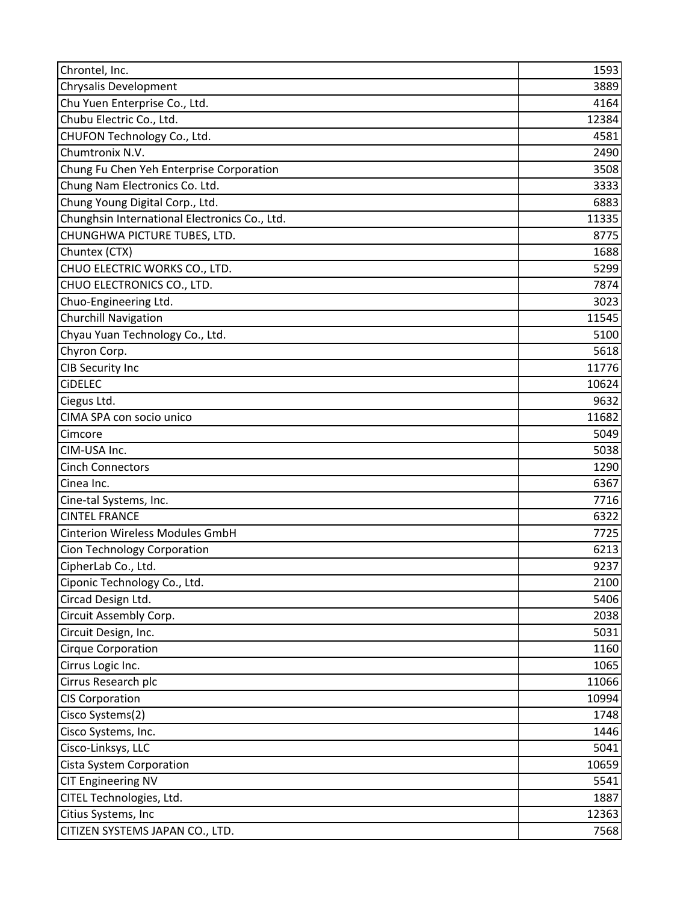| | |
|---|---|
| Chrontel, Inc. | 1593 |
| Chrysalis Development | 3889 |
| Chu Yuen Enterprise Co., Ltd. | 4164 |
| Chubu Electric Co., Ltd. | 12384 |
| CHUFON Technology Co., Ltd. | 4581 |
| Chumtronix N.V. | 2490 |
| Chung Fu Chen Yeh Enterprise Corporation | 3508 |
| Chung Nam Electronics Co. Ltd. | 3333 |
| Chung Young Digital Corp., Ltd. | 6883 |
| Chunghsin International Electronics Co., Ltd. | 11335 |
| CHUNGHWA PICTURE TUBES, LTD. | 8775 |
| Chuntex (CTX) | 1688 |
| CHUO ELECTRIC WORKS CO., LTD. | 5299 |
| CHUO ELECTRONICS CO., LTD. | 7874 |
| Chuo-Engineering Ltd. | 3023 |
| Churchill Navigation | 11545 |
| Chyau Yuan Technology Co., Ltd. | 5100 |
| Chyron Corp. | 5618 |
| CIB Security Inc | 11776 |
| CiDELEC | 10624 |
| Ciegus Ltd. | 9632 |
| CIMA SPA con socio unico | 11682 |
| Cimcore | 5049 |
| CIM-USA Inc. | 5038 |
| Cinch Connectors | 1290 |
| Cinea Inc. | 6367 |
| Cine-tal Systems, Inc. | 7716 |
| CINTEL FRANCE | 6322 |
| Cinterion Wireless Modules GmbH | 7725 |
| Cion Technology Corporation | 6213 |
| CipherLab Co., Ltd. | 9237 |
| Ciponic Technology Co., Ltd. | 2100 |
| Circad Design Ltd. | 5406 |
| Circuit Assembly Corp. | 2038 |
| Circuit Design, Inc. | 5031 |
| Cirque Corporation | 1160 |
| Cirrus Logic Inc. | 1065 |
| Cirrus Research plc | 11066 |
| CIS Corporation | 10994 |
| Cisco Systems(2) | 1748 |
| Cisco Systems, Inc. | 1446 |
| Cisco-Linksys, LLC | 5041 |
| Cista System Corporation | 10659 |
| CIT Engineering NV | 5541 |
| CITEL Technologies, Ltd. | 1887 |
| Citius Systems, Inc | 12363 |
| CITIZEN SYSTEMS JAPAN CO., LTD. | 7568 |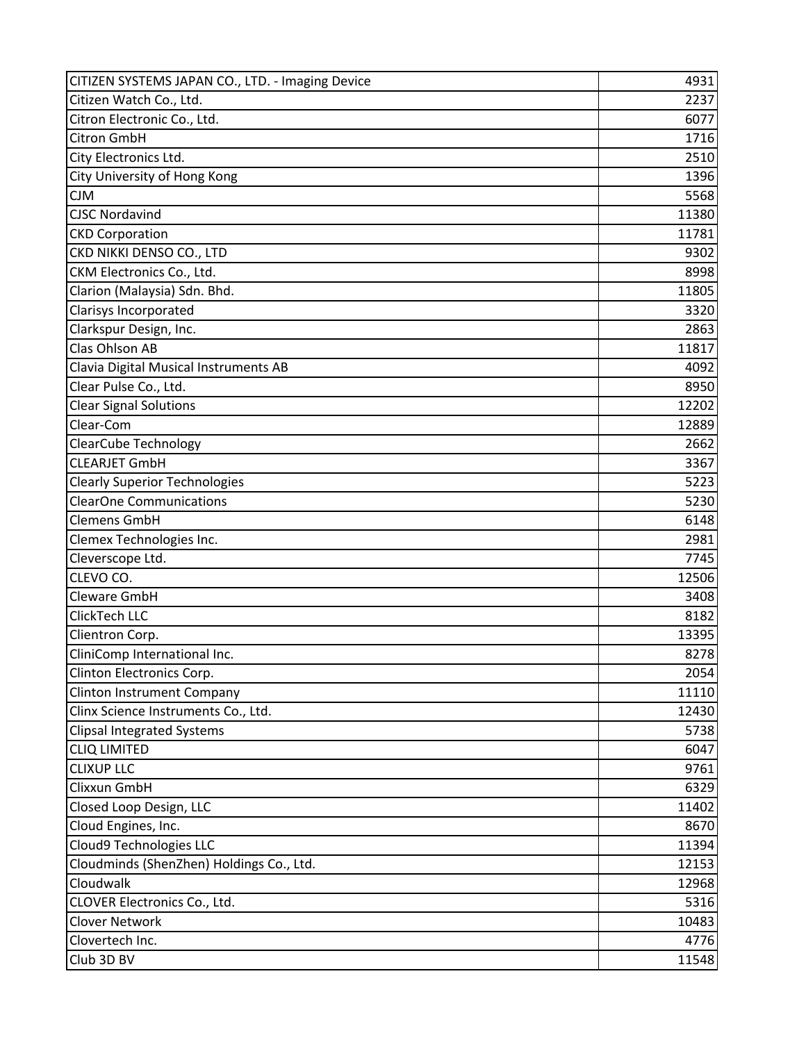| | |
|---|---|
| CITIZEN SYSTEMS JAPAN CO., LTD. - Imaging Device | 4931 |
| Citizen Watch Co., Ltd. | 2237 |
| Citron Electronic Co., Ltd. | 6077 |
| Citron GmbH | 1716 |
| City Electronics Ltd. | 2510 |
| City University of Hong Kong | 1396 |
| CJM | 5568 |
| CJSC Nordavind | 11380 |
| CKD Corporation | 11781 |
| CKD NIKKI DENSO CO., LTD | 9302 |
| CKM Electronics Co., Ltd. | 8998 |
| Clarion (Malaysia) Sdn. Bhd. | 11805 |
| Clarisys Incorporated | 3320 |
| Clarkspur Design, Inc. | 2863 |
| Clas Ohlson AB | 11817 |
| Clavia Digital Musical Instruments AB | 4092 |
| Clear Pulse Co., Ltd. | 8950 |
| Clear Signal Solutions | 12202 |
| Clear-Com | 12889 |
| ClearCube Technology | 2662 |
| CLEARJET GmbH | 3367 |
| Clearly Superior Technologies | 5223 |
| ClearOne Communications | 5230 |
| Clemens GmbH | 6148 |
| Clemex Technologies Inc. | 2981 |
| Cleverscope Ltd. | 7745 |
| CLEVO CO. | 12506 |
| Cleware GmbH | 3408 |
| ClickTech LLC | 8182 |
| Clientron Corp. | 13395 |
| CliniComp International Inc. | 8278 |
| Clinton Electronics Corp. | 2054 |
| Clinton Instrument Company | 11110 |
| Clinx Science Instruments Co., Ltd. | 12430 |
| Clipsal Integrated Systems | 5738 |
| CLIQ LIMITED | 6047 |
| CLIXUP LLC | 9761 |
| Clixxun GmbH | 6329 |
| Closed Loop Design, LLC | 11402 |
| Cloud Engines, Inc. | 8670 |
| Cloud9 Technologies LLC | 11394 |
| Cloudminds (ShenZhen) Holdings Co., Ltd. | 12153 |
| Cloudwalk | 12968 |
| CLOVER Electronics Co., Ltd. | 5316 |
| Clover Network | 10483 |
| Clovertech Inc. | 4776 |
| Club 3D BV | 11548 |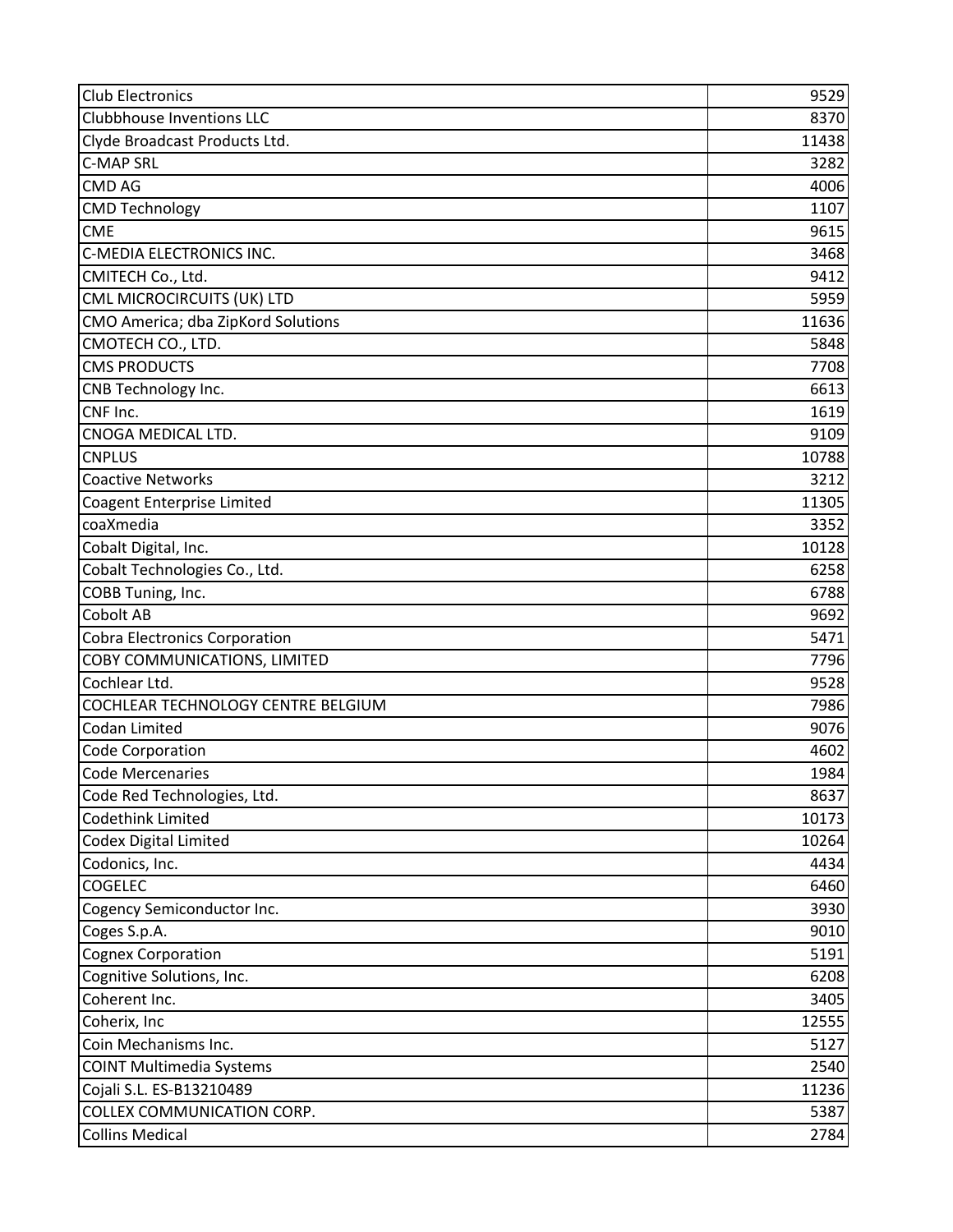| | |
|---|---|
| Club Electronics | 9529 |
| Clubbhouse Inventions LLC | 8370 |
| Clyde Broadcast Products Ltd. | 11438 |
| C-MAP SRL | 3282 |
| CMD AG | 4006 |
| CMD Technology | 1107 |
| CME | 9615 |
| C-MEDIA ELECTRONICS INC. | 3468 |
| CMITECH Co., Ltd. | 9412 |
| CML MICROCIRCUITS (UK) LTD | 5959 |
| CMO America; dba ZipKord Solutions | 11636 |
| CMOTECH CO., LTD. | 5848 |
| CMS PRODUCTS | 7708 |
| CNB Technology Inc. | 6613 |
| CNF Inc. | 1619 |
| CNOGA MEDICAL LTD. | 9109 |
| CNPLUS | 10788 |
| Coactive Networks | 3212 |
| Coagent Enterprise Limited | 11305 |
| coaXmedia | 3352 |
| Cobalt Digital, Inc. | 10128 |
| Cobalt Technologies Co., Ltd. | 6258 |
| COBB Tuning, Inc. | 6788 |
| Cobolt AB | 9692 |
| Cobra Electronics Corporation | 5471 |
| COBY COMMUNICATIONS, LIMITED | 7796 |
| Cochlear Ltd. | 9528 |
| COCHLEAR TECHNOLOGY CENTRE BELGIUM | 7986 |
| Codan Limited | 9076 |
| Code Corporation | 4602 |
| Code Mercenaries | 1984 |
| Code Red Technologies, Ltd. | 8637 |
| Codethink Limited | 10173 |
| Codex Digital Limited | 10264 |
| Codonics, Inc. | 4434 |
| COGELEC | 6460 |
| Cogency Semiconductor Inc. | 3930 |
| Coges S.p.A. | 9010 |
| Cognex Corporation | 5191 |
| Cognitive Solutions, Inc. | 6208 |
| Coherent Inc. | 3405 |
| Coherix, Inc | 12555 |
| Coin Mechanisms Inc. | 5127 |
| COINT Multimedia Systems | 2540 |
| Cojali S.L. ES-B13210489 | 11236 |
| COLLEX COMMUNICATION CORP. | 5387 |
| Collins Medical | 2784 |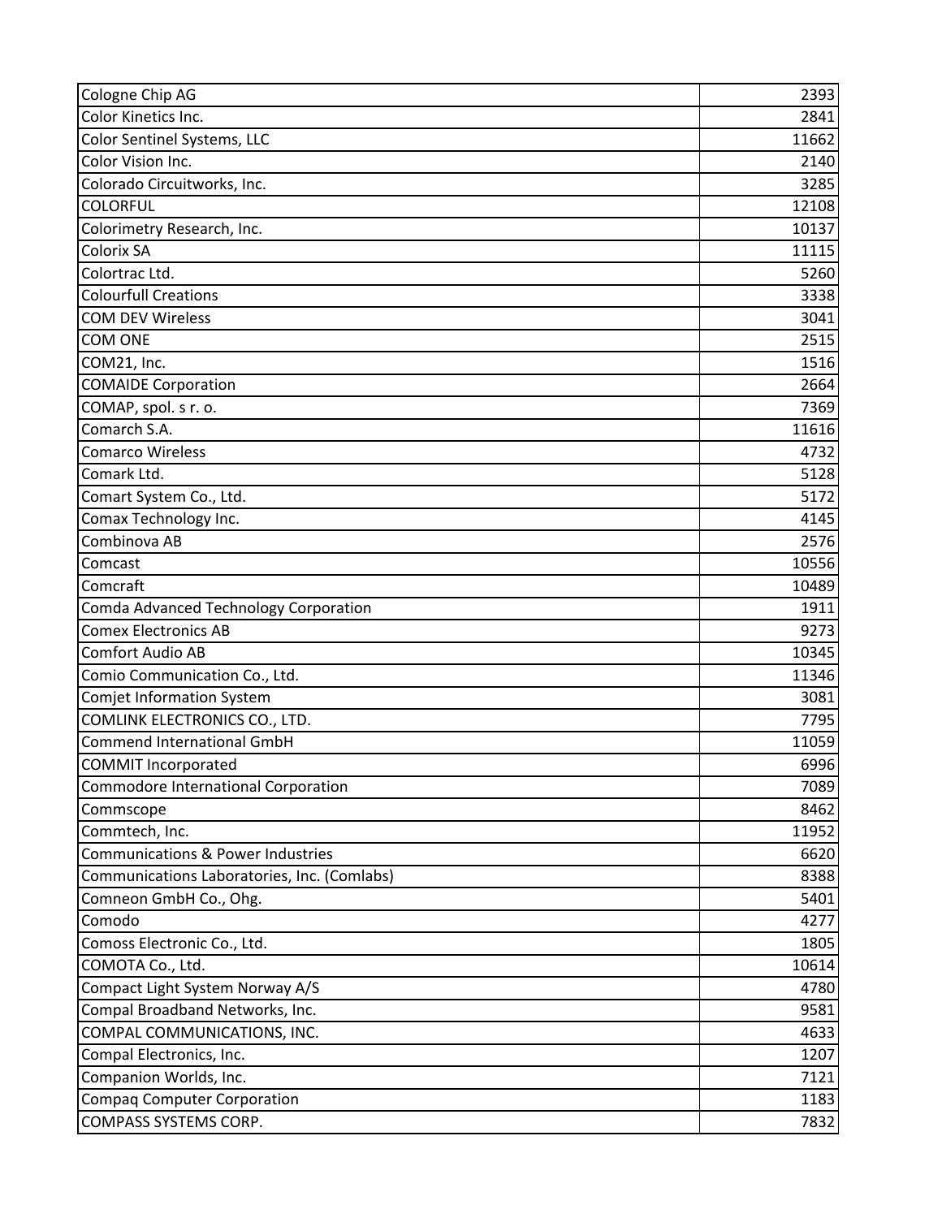| | |
|---|---|
| Cologne Chip AG | 2393 |
| Color Kinetics Inc. | 2841 |
| Color Sentinel Systems, LLC | 11662 |
| Color Vision Inc. | 2140 |
| Colorado Circuitworks, Inc. | 3285 |
| COLORFUL | 12108 |
| Colorimetry Research, Inc. | 10137 |
| Colorix SA | 11115 |
| Colortrac Ltd. | 5260 |
| Colourfull Creations | 3338 |
| COM DEV Wireless | 3041 |
| COM ONE | 2515 |
| COM21, Inc. | 1516 |
| COMAIDE Corporation | 2664 |
| COMAP, spol. s r. o. | 7369 |
| Comarch S.A. | 11616 |
| Comarco Wireless | 4732 |
| Comark Ltd. | 5128 |
| Comart System Co., Ltd. | 5172 |
| Comax Technology Inc. | 4145 |
| Combinova AB | 2576 |
| Comcast | 10556 |
| Comcraft | 10489 |
| Comda Advanced Technology Corporation | 1911 |
| Comex Electronics AB | 9273 |
| Comfort Audio AB | 10345 |
| Comio Communication Co., Ltd. | 11346 |
| Comjet Information System | 3081 |
| COMLINK ELECTRONICS CO., LTD. | 7795 |
| Commend International GmbH | 11059 |
| COMMIT Incorporated | 6996 |
| Commodore International Corporation | 7089 |
| Commscope | 8462 |
| Commtech, Inc. | 11952 |
| Communications & Power Industries | 6620 |
| Communications Laboratories, Inc. (Comlabs) | 8388 |
| Comneon GmbH Co., Ohg. | 5401 |
| Comodo | 4277 |
| Comoss Electronic Co., Ltd. | 1805 |
| COMOTA Co., Ltd. | 10614 |
| Compact Light System Norway A/S | 4780 |
| Compal Broadband Networks, Inc. | 9581 |
| COMPAL COMMUNICATIONS, INC. | 4633 |
| Compal Electronics, Inc. | 1207 |
| Companion Worlds, Inc. | 7121 |
| Compaq Computer Corporation | 1183 |
| COMPASS SYSTEMS CORP. | 7832 |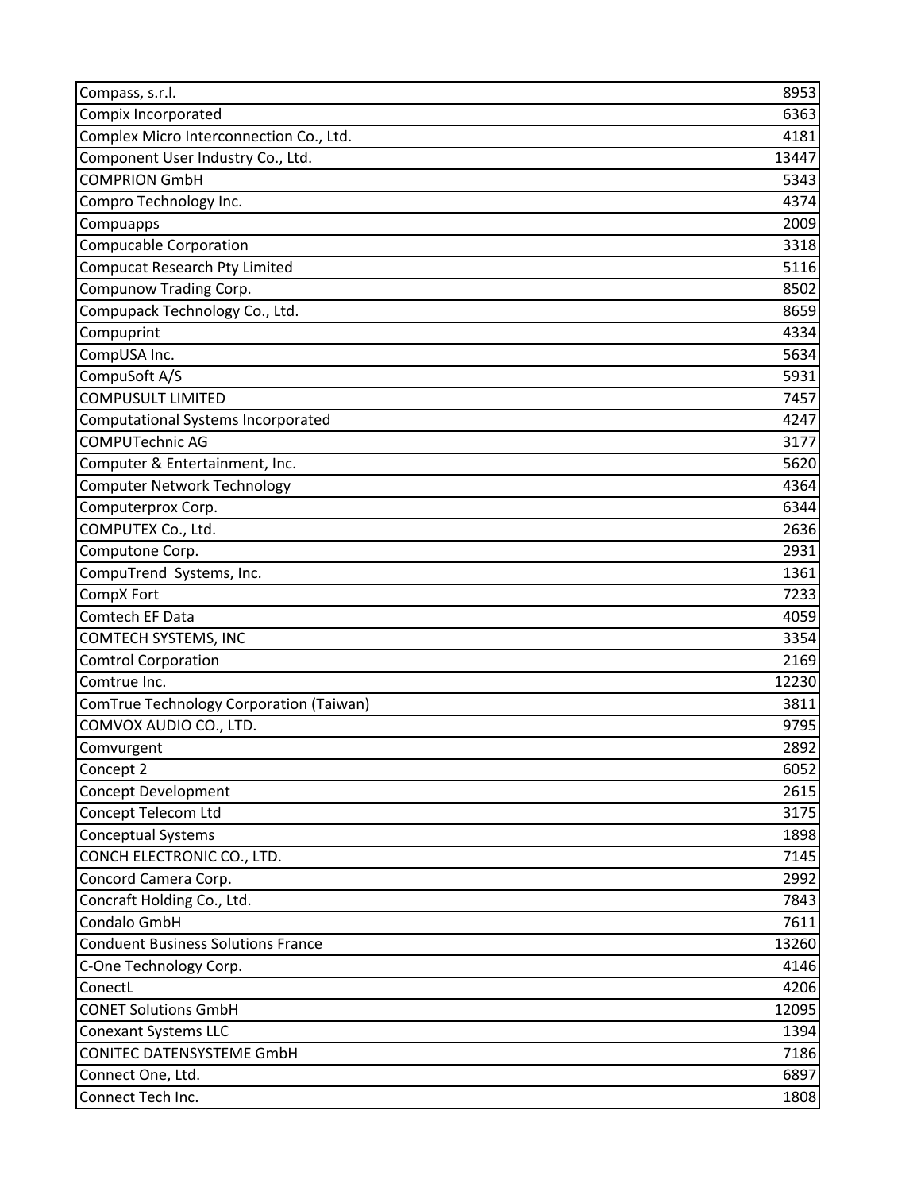| | |
|---|---|
| Compass, s.r.l. | 8953 |
| Compix Incorporated | 6363 |
| Complex Micro Interconnection Co., Ltd. | 4181 |
| Component User Industry Co., Ltd. | 13447 |
| COMPRION GmbH | 5343 |
| Compro Technology Inc. | 4374 |
| Compuapps | 2009 |
| Compucable Corporation | 3318 |
| Compucat Research Pty Limited | 5116 |
| Compunow Trading Corp. | 8502 |
| Compupack Technology Co., Ltd. | 8659 |
| Compuprint | 4334 |
| CompUSA Inc. | 5634 |
| CompuSoft A/S | 5931 |
| COMPUSULT LIMITED | 7457 |
| Computational Systems Incorporated | 4247 |
| COMPUTechnic AG | 3177 |
| Computer & Entertainment, Inc. | 5620 |
| Computer Network Technology | 4364 |
| Computerprox Corp. | 6344 |
| COMPUTEX Co., Ltd. | 2636 |
| Computone Corp. | 2931 |
| CompuTrend  Systems, Inc. | 1361 |
| CompX Fort | 7233 |
| Comtech EF Data | 4059 |
| COMTECH SYSTEMS, INC | 3354 |
| Comtrol Corporation | 2169 |
| Comtrue Inc. | 12230 |
| ComTrue Technology Corporation (Taiwan) | 3811 |
| COMVOX AUDIO CO., LTD. | 9795 |
| Comvurgent | 2892 |
| Concept 2 | 6052 |
| Concept Development | 2615 |
| Concept Telecom Ltd | 3175 |
| Conceptual Systems | 1898 |
| CONCH ELECTRONIC CO., LTD. | 7145 |
| Concord Camera Corp. | 2992 |
| Concraft Holding Co., Ltd. | 7843 |
| Condalo GmbH | 7611 |
| Conduent Business Solutions France | 13260 |
| C-One Technology Corp. | 4146 |
| ConectL | 4206 |
| CONET Solutions GmbH | 12095 |
| Conexant Systems LLC | 1394 |
| CONITEC DATENSYSTEME GmbH | 7186 |
| Connect One, Ltd. | 6897 |
| Connect Tech Inc. | 1808 |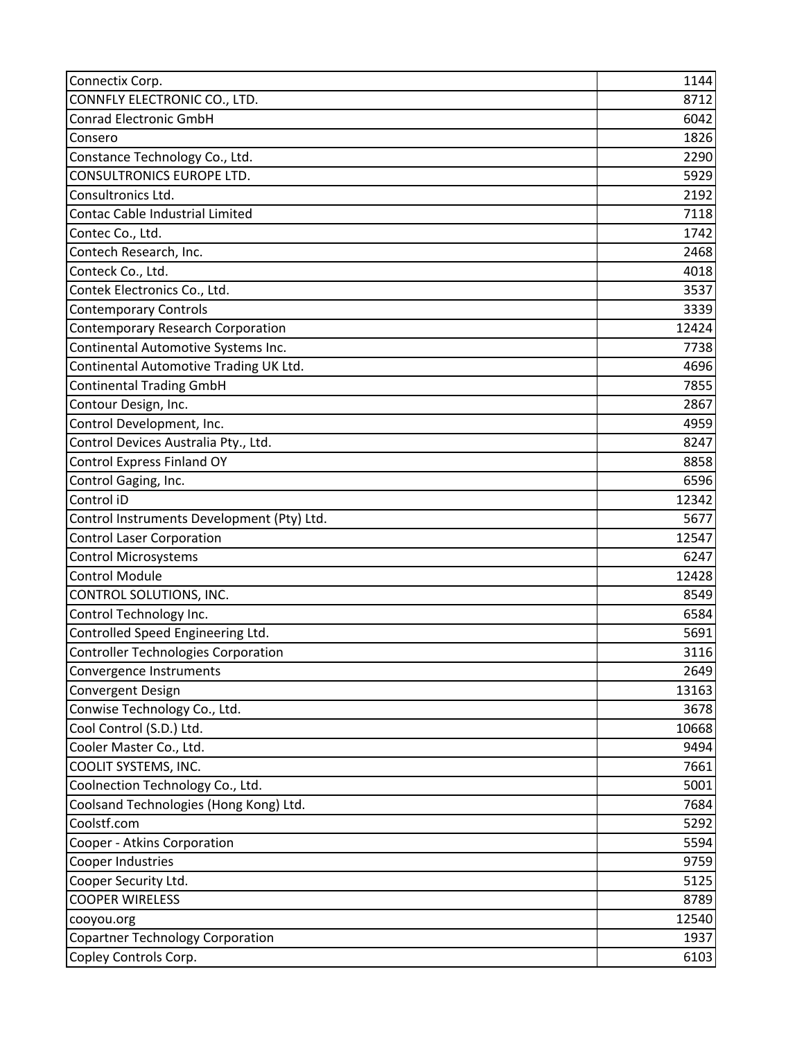| Connectix Corp. | 1144 |
|---|---|
| CONNFLY ELECTRONIC CO., LTD. | 8712 |
| Conrad Electronic GmbH | 6042 |
| Consero | 1826 |
| Constance Technology Co., Ltd. | 2290 |
| CONSULTRONICS EUROPE LTD. | 5929 |
| Consultronics Ltd. | 2192 |
| Contac Cable Industrial Limited | 7118 |
| Contec Co., Ltd. | 1742 |
| Contech Research, Inc. | 2468 |
| Conteck Co., Ltd. | 4018 |
| Contek Electronics Co., Ltd. | 3537 |
| Contemporary Controls | 3339 |
| Contemporary Research Corporation | 12424 |
| Continental Automotive Systems Inc. | 7738 |
| Continental Automotive Trading UK Ltd. | 4696 |
| Continental Trading GmbH | 7855 |
| Contour Design, Inc. | 2867 |
| Control Development, Inc. | 4959 |
| Control Devices Australia Pty., Ltd. | 8247 |
| Control Express Finland OY | 8858 |
| Control Gaging, Inc. | 6596 |
| Control iD | 12342 |
| Control Instruments Development (Pty) Ltd. | 5677 |
| Control Laser Corporation | 12547 |
| Control Microsystems | 6247 |
| Control Module | 12428 |
| CONTROL SOLUTIONS, INC. | 8549 |
| Control Technology Inc. | 6584 |
| Controlled Speed Engineering Ltd. | 5691 |
| Controller Technologies Corporation | 3116 |
| Convergence Instruments | 2649 |
| Convergent Design | 13163 |
| Conwise Technology Co., Ltd. | 3678 |
| Cool Control (S.D.) Ltd. | 10668 |
| Cooler Master Co., Ltd. | 9494 |
| COOLIT SYSTEMS, INC. | 7661 |
| Coolnection Technology Co., Ltd. | 5001 |
| Coolsand Technologies (Hong Kong) Ltd. | 7684 |
| Coolstf.com | 5292 |
| Cooper - Atkins Corporation | 5594 |
| Cooper Industries | 9759 |
| Cooper Security Ltd. | 5125 |
| COOPER WIRELESS | 8789 |
| cooyou.org | 12540 |
| Copartner Technology Corporation | 1937 |
| Copley Controls Corp. | 6103 |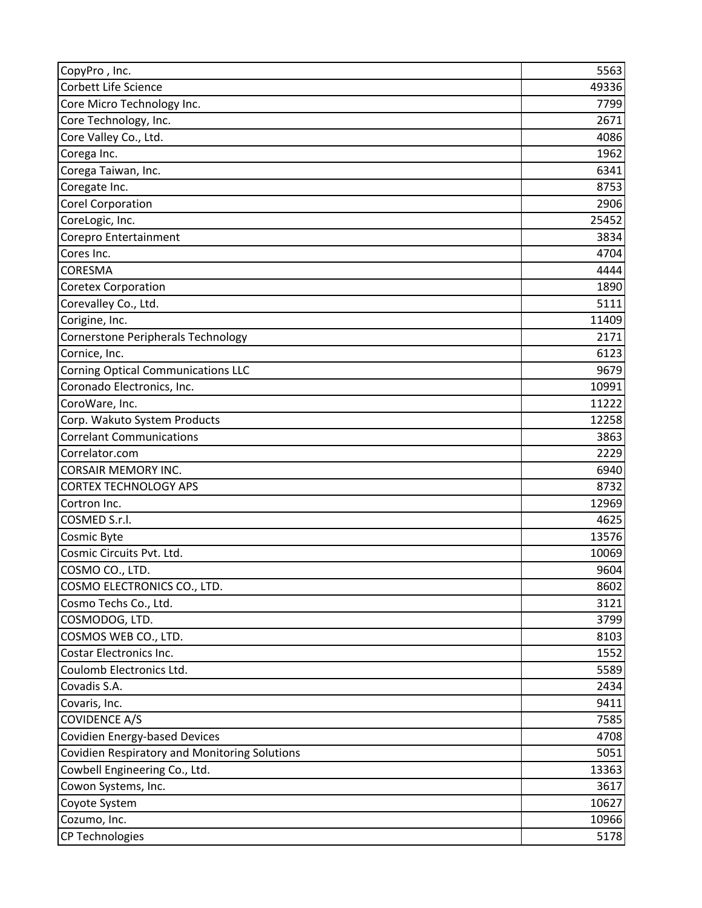| | |
|---|---|
| CopyPro , Inc. | 5563 |
| Corbett Life Science | 49336 |
| Core Micro Technology Inc. | 7799 |
| Core Technology, Inc. | 2671 |
| Core Valley Co., Ltd. | 4086 |
| Corega Inc. | 1962 |
| Corega Taiwan, Inc. | 6341 |
| Coregate Inc. | 8753 |
| Corel Corporation | 2906 |
| CoreLogic, Inc. | 25452 |
| Corepro Entertainment | 3834 |
| Cores Inc. | 4704 |
| CORESMA | 4444 |
| Coretex Corporation | 1890 |
| Corevalley Co., Ltd. | 5111 |
| Corigine, Inc. | 11409 |
| Cornerstone Peripherals Technology | 2171 |
| Cornice, Inc. | 6123 |
| Corning Optical Communications LLC | 9679 |
| Coronado Electronics, Inc. | 10991 |
| CoroWare, Inc. | 11222 |
| Corp. Wakuto System Products | 12258 |
| Correlant Communications | 3863 |
| Correlator.com | 2229 |
| CORSAIR MEMORY INC. | 6940 |
| CORTEX TECHNOLOGY APS | 8732 |
| Cortron Inc. | 12969 |
| COSMED S.r.l. | 4625 |
| Cosmic Byte | 13576 |
| Cosmic Circuits Pvt. Ltd. | 10069 |
| COSMO CO., LTD. | 9604 |
| COSMO ELECTRONICS CO., LTD. | 8602 |
| Cosmo Techs Co., Ltd. | 3121 |
| COSMODOG, LTD. | 3799 |
| COSMOS WEB CO., LTD. | 8103 |
| Costar Electronics Inc. | 1552 |
| Coulomb Electronics Ltd. | 5589 |
| Covadis S.A. | 2434 |
| Covaris, Inc. | 9411 |
| COVIDENCE A/S | 7585 |
| Covidien Energy-based Devices | 4708 |
| Covidien Respiratory and Monitoring Solutions | 5051 |
| Cowbell Engineering Co., Ltd. | 13363 |
| Cowon Systems, Inc. | 3617 |
| Coyote System | 10627 |
| Cozumo, Inc. | 10966 |
| CP Technologies | 5178 |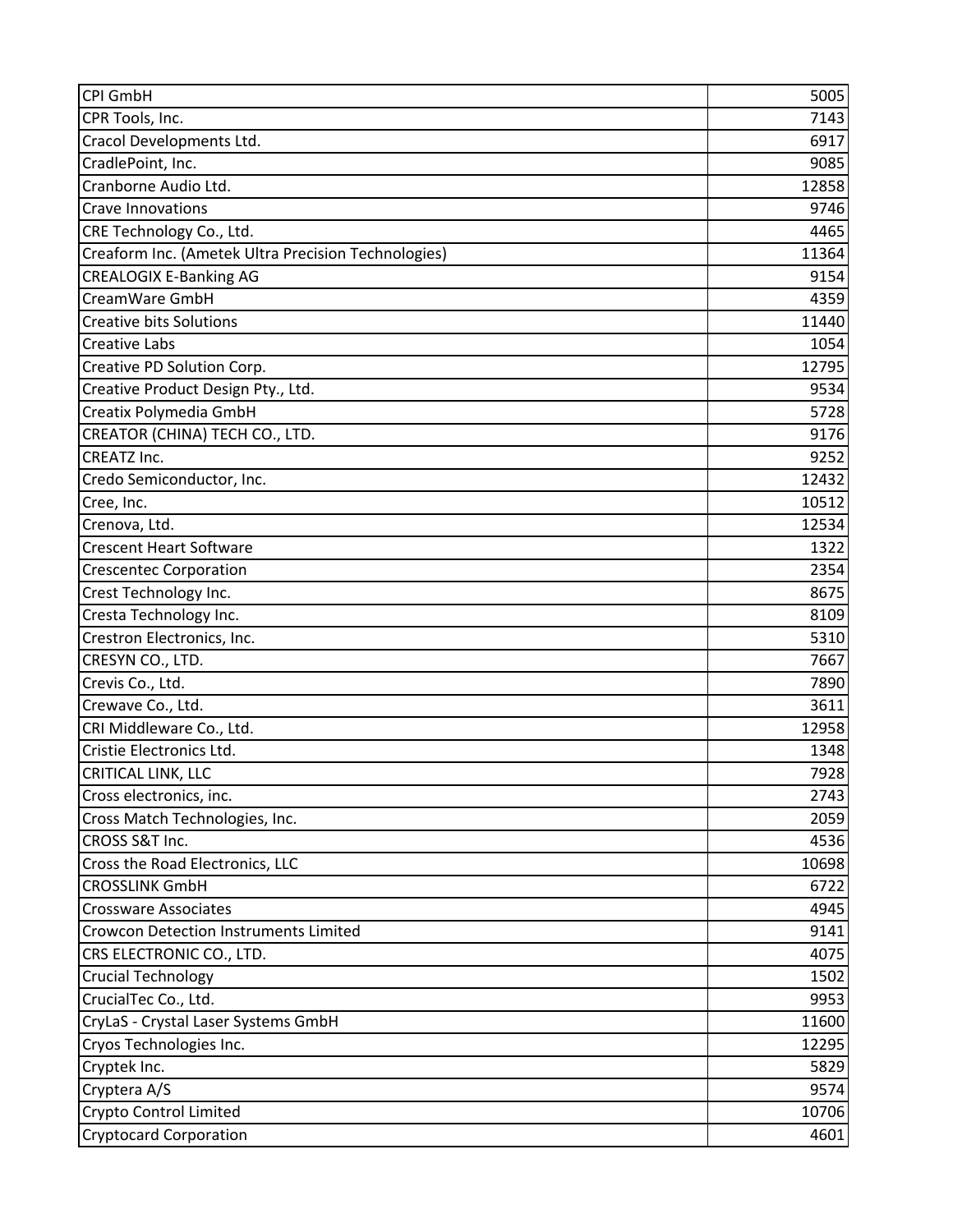| | |
|---|---|
| CPI GmbH | 5005 |
| CPR Tools, Inc. | 7143 |
| Cracol Developments Ltd. | 6917 |
| CradlePoint, Inc. | 9085 |
| Cranborne Audio Ltd. | 12858 |
| Crave Innovations | 9746 |
| CRE Technology Co., Ltd. | 4465 |
| Creaform Inc. (Ametek Ultra Precision Technologies) | 11364 |
| CREALOGIX E-Banking AG | 9154 |
| CreamWare GmbH | 4359 |
| Creative bits Solutions | 11440 |
| Creative Labs | 1054 |
| Creative PD Solution Corp. | 12795 |
| Creative Product Design Pty., Ltd. | 9534 |
| Creatix Polymedia GmbH | 5728 |
| CREATOR (CHINA) TECH CO., LTD. | 9176 |
| CREATZ Inc. | 9252 |
| Credo Semiconductor, Inc. | 12432 |
| Cree, Inc. | 10512 |
| Crenova, Ltd. | 12534 |
| Crescent Heart Software | 1322 |
| Crescentec Corporation | 2354 |
| Crest Technology Inc. | 8675 |
| Cresta Technology Inc. | 8109 |
| Crestron Electronics, Inc. | 5310 |
| CRESYN CO., LTD. | 7667 |
| Crevis Co., Ltd. | 7890 |
| Crewave Co., Ltd. | 3611 |
| CRI Middleware Co., Ltd. | 12958 |
| Cristie Electronics Ltd. | 1348 |
| CRITICAL LINK, LLC | 7928 |
| Cross electronics, inc. | 2743 |
| Cross Match Technologies, Inc. | 2059 |
| CROSS S&T Inc. | 4536 |
| Cross the Road Electronics, LLC | 10698 |
| CROSSLINK GmbH | 6722 |
| Crossware Associates | 4945 |
| Crowcon Detection Instruments Limited | 9141 |
| CRS ELECTRONIC CO., LTD. | 4075 |
| Crucial Technology | 1502 |
| CrucialTec Co., Ltd. | 9953 |
| CryLaS - Crystal Laser Systems GmbH | 11600 |
| Cryos Technologies Inc. | 12295 |
| Cryptek Inc. | 5829 |
| Cryptera A/S | 9574 |
| Crypto Control Limited | 10706 |
| Cryptocard Corporation | 4601 |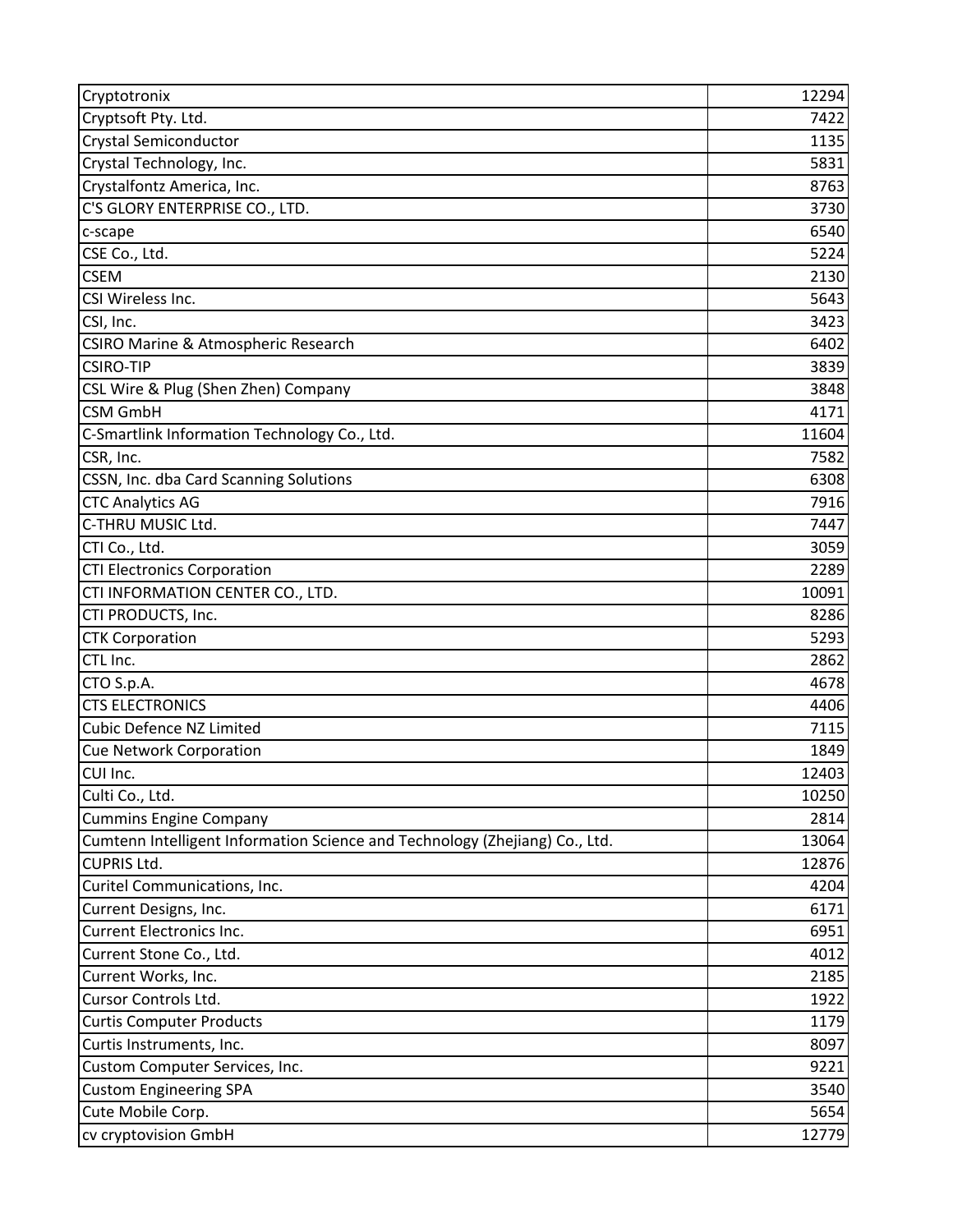| | |
|---|---|
| Cryptotronix | 12294 |
| Cryptsoft Pty. Ltd. | 7422 |
| Crystal Semiconductor | 1135 |
| Crystal Technology, Inc. | 5831 |
| Crystalfontz America, Inc. | 8763 |
| C'S GLORY ENTERPRISE CO., LTD. | 3730 |
| c-scape | 6540 |
| CSE Co., Ltd. | 5224 |
| CSEM | 2130 |
| CSI Wireless Inc. | 5643 |
| CSI, Inc. | 3423 |
| CSIRO Marine & Atmospheric Research | 6402 |
| CSIRO-TIP | 3839 |
| CSL Wire & Plug (Shen Zhen) Company | 3848 |
| CSM GmbH | 4171 |
| C-Smartlink Information Technology Co., Ltd. | 11604 |
| CSR, Inc. | 7582 |
| CSSN, Inc. dba Card Scanning Solutions | 6308 |
| CTC Analytics AG | 7916 |
| C-THRU MUSIC Ltd. | 7447 |
| CTI Co., Ltd. | 3059 |
| CTI Electronics Corporation | 2289 |
| CTI INFORMATION CENTER CO., LTD. | 10091 |
| CTI PRODUCTS, Inc. | 8286 |
| CTK Corporation | 5293 |
| CTL Inc. | 2862 |
| CTO S.p.A. | 4678 |
| CTS ELECTRONICS | 4406 |
| Cubic Defence NZ Limited | 7115 |
| Cue Network Corporation | 1849 |
| CUI Inc. | 12403 |
| Culti Co., Ltd. | 10250 |
| Cummins Engine Company | 2814 |
| Cumtenn Intelligent Information Science and Technology (Zhejiang) Co., Ltd. | 13064 |
| CUPRIS Ltd. | 12876 |
| Curitel Communications, Inc. | 4204 |
| Current Designs, Inc. | 6171 |
| Current Electronics Inc. | 6951 |
| Current Stone Co., Ltd. | 4012 |
| Current Works, Inc. | 2185 |
| Cursor Controls Ltd. | 1922 |
| Curtis Computer Products | 1179 |
| Curtis Instruments, Inc. | 8097 |
| Custom Computer Services, Inc. | 9221 |
| Custom Engineering SPA | 3540 |
| Cute Mobile Corp. | 5654 |
| cv cryptovision GmbH | 12779 |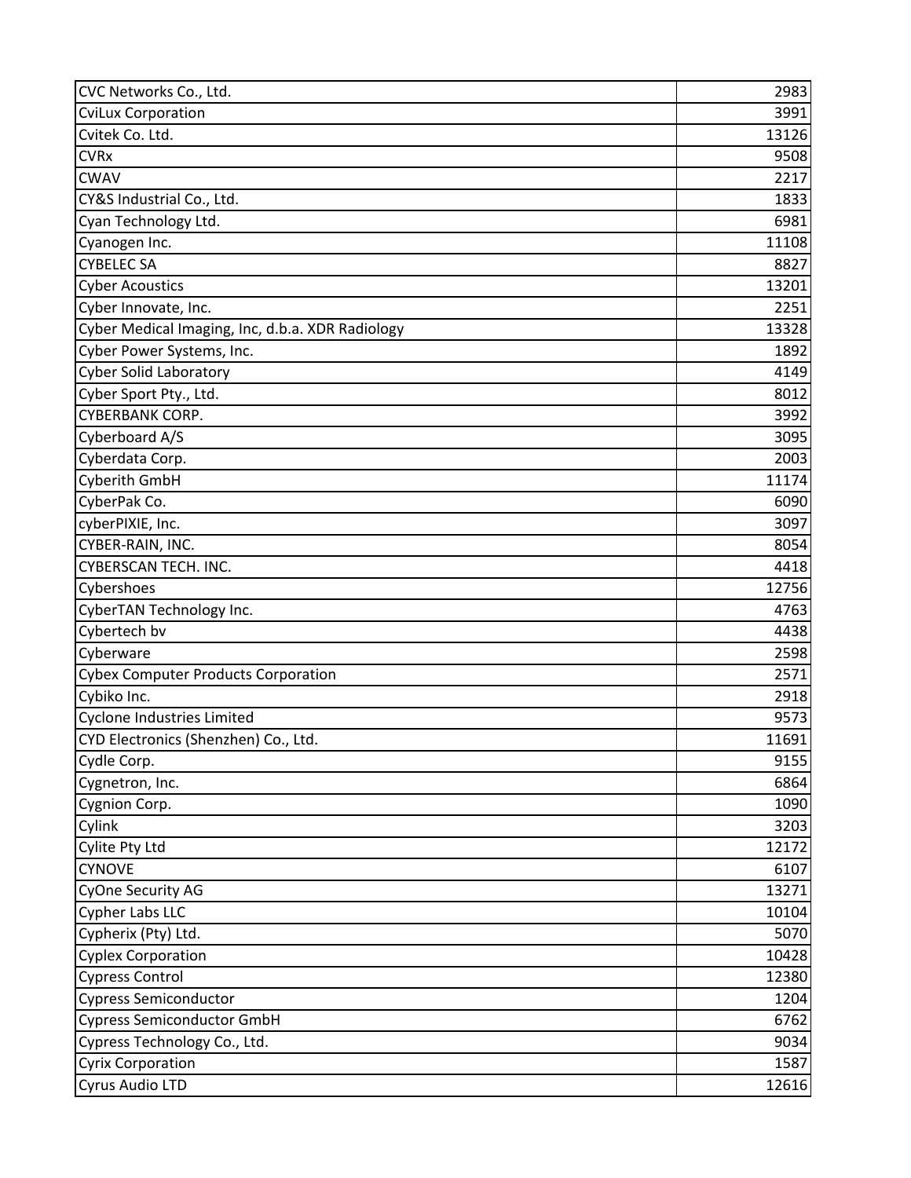| | |
|---|---|
| CVC Networks Co., Ltd. | 2983 |
| CviLux Corporation | 3991 |
| Cvitek Co. Ltd. | 13126 |
| CVRx | 9508 |
| CWAV | 2217 |
| CY&S Industrial Co., Ltd. | 1833 |
| Cyan Technology Ltd. | 6981 |
| Cyanogen Inc. | 11108 |
| CYBELEC SA | 8827 |
| Cyber Acoustics | 13201 |
| Cyber Innovate, Inc. | 2251 |
| Cyber Medical Imaging, Inc, d.b.a. XDR Radiology | 13328 |
| Cyber Power Systems, Inc. | 1892 |
| Cyber Solid Laboratory | 4149 |
| Cyber Sport Pty., Ltd. | 8012 |
| CYBERBANK CORP. | 3992 |
| Cyberboard A/S | 3095 |
| Cyberdata Corp. | 2003 |
| Cyberith GmbH | 11174 |
| CyberPak Co. | 6090 |
| cyberPIXIE, Inc. | 3097 |
| CYBER-RAIN, INC. | 8054 |
| CYBERSCAN TECH. INC. | 4418 |
| Cybershoes | 12756 |
| CyberTAN Technology Inc. | 4763 |
| Cybertech bv | 4438 |
| Cyberware | 2598 |
| Cybex Computer Products Corporation | 2571 |
| Cybiko Inc. | 2918 |
| Cyclone Industries Limited | 9573 |
| CYD Electronics (Shenzhen) Co., Ltd. | 11691 |
| Cydle Corp. | 9155 |
| Cygnetron, Inc. | 6864 |
| Cygnion Corp. | 1090 |
| Cylink | 3203 |
| Cylite Pty Ltd | 12172 |
| CYNOVE | 6107 |
| CyOne Security AG | 13271 |
| Cypher Labs LLC | 10104 |
| Cypherix (Pty) Ltd. | 5070 |
| Cyplex Corporation | 10428 |
| Cypress Control | 12380 |
| Cypress Semiconductor | 1204 |
| Cypress Semiconductor GmbH | 6762 |
| Cypress Technology Co., Ltd. | 9034 |
| Cyrix Corporation | 1587 |
| Cyrus Audio LTD | 12616 |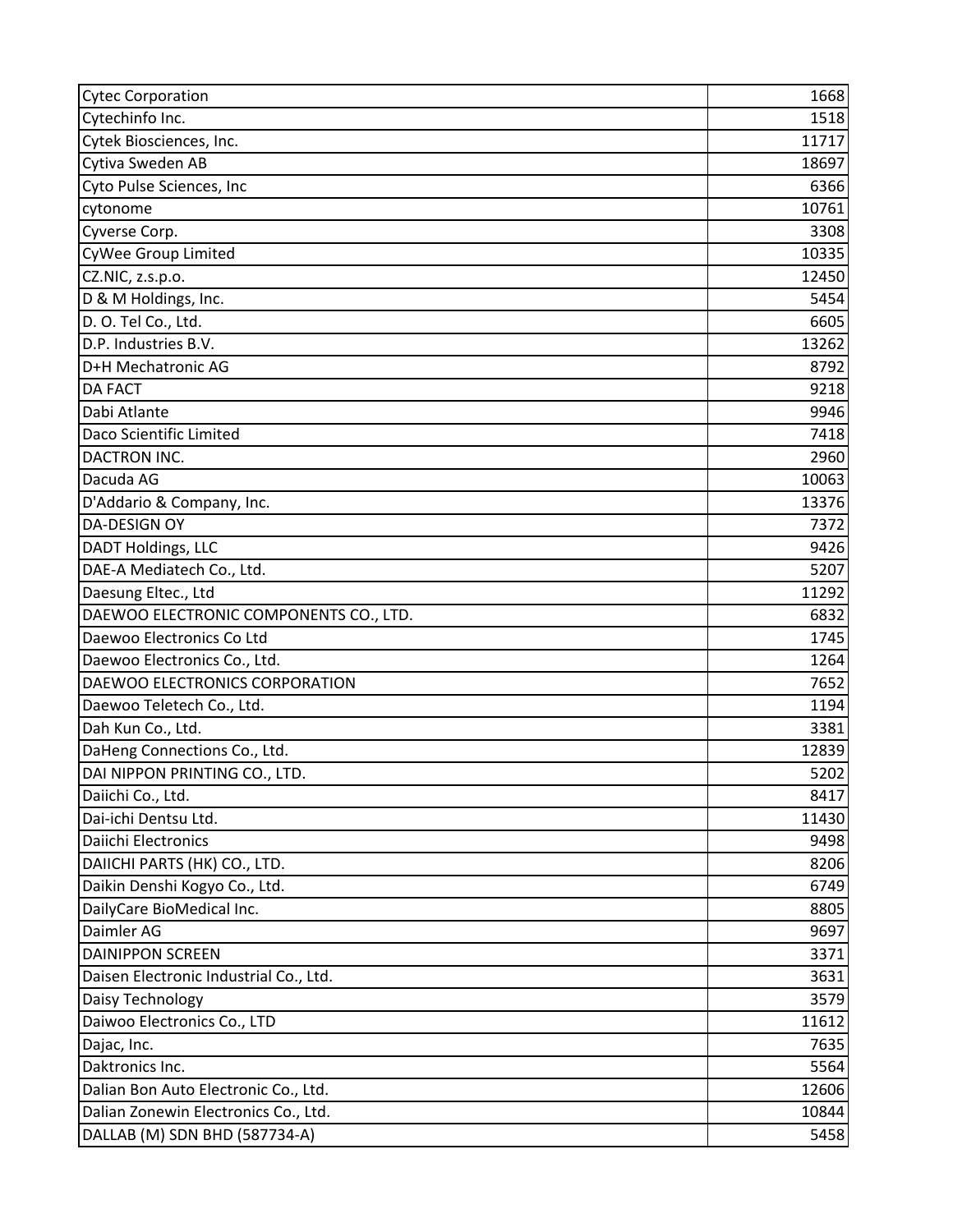| | |
|---|---|
| Cytec Corporation | 1668 |
| Cytechinfo Inc. | 1518 |
| Cytek Biosciences, Inc. | 11717 |
| Cytiva Sweden AB | 18697 |
| Cyto Pulse Sciences, Inc | 6366 |
| cytonome | 10761 |
| Cyverse Corp. | 3308 |
| CyWee Group Limited | 10335 |
| CZ.NIC, z.s.p.o. | 12450 |
| D & M Holdings, Inc. | 5454 |
| D. O. Tel Co., Ltd. | 6605 |
| D.P. Industries B.V. | 13262 |
| D+H Mechatronic AG | 8792 |
| DA FACT | 9218 |
| Dabi Atlante | 9946 |
| Daco Scientific Limited | 7418 |
| DACTRON INC. | 2960 |
| Dacuda AG | 10063 |
| D'Addario & Company, Inc. | 13376 |
| DA-DESIGN OY | 7372 |
| DADT Holdings, LLC | 9426 |
| DAE-A Mediatech Co., Ltd. | 5207 |
| Daesung Eltec., Ltd | 11292 |
| DAEWOO ELECTRONIC COMPONENTS CO., LTD. | 6832 |
| Daewoo Electronics Co Ltd | 1745 |
| Daewoo Electronics Co., Ltd. | 1264 |
| DAEWOO ELECTRONICS CORPORATION | 7652 |
| Daewoo Teletech Co., Ltd. | 1194 |
| Dah Kun Co., Ltd. | 3381 |
| DaHeng Connections Co., Ltd. | 12839 |
| DAI NIPPON PRINTING CO., LTD. | 5202 |
| Daiichi Co., Ltd. | 8417 |
| Dai-ichi Dentsu Ltd. | 11430 |
| Daiichi Electronics | 9498 |
| DAIICHI PARTS (HK) CO., LTD. | 8206 |
| Daikin Denshi Kogyo Co., Ltd. | 6749 |
| DailyCare BioMedical Inc. | 8805 |
| Daimler AG | 9697 |
| DAINIPPON SCREEN | 3371 |
| Daisen Electronic Industrial Co., Ltd. | 3631 |
| Daisy Technology | 3579 |
| Daiwoo Electronics Co., LTD | 11612 |
| Dajac, Inc. | 7635 |
| Daktronics Inc. | 5564 |
| Dalian Bon Auto Electronic Co., Ltd. | 12606 |
| Dalian Zonewin Electronics Co., Ltd. | 10844 |
| DALLAB (M) SDN BHD (587734-A) | 5458 |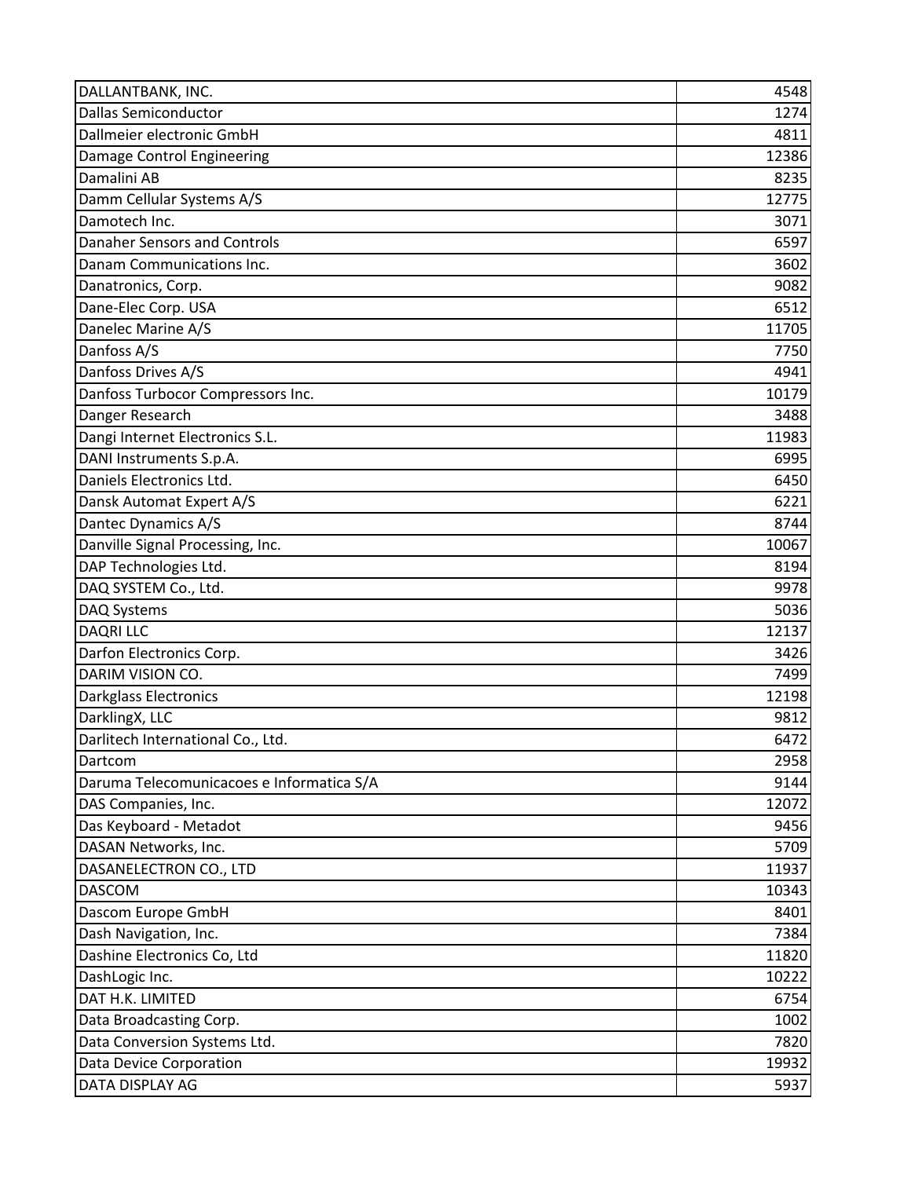| | |
|---|---|
| DALLANTBANK, INC. | 4548 |
| Dallas Semiconductor | 1274 |
| Dallmeier electronic GmbH | 4811 |
| Damage Control Engineering | 12386 |
| Damalini AB | 8235 |
| Damm Cellular Systems A/S | 12775 |
| Damotech Inc. | 3071 |
| Danaher Sensors and Controls | 6597 |
| Danam Communications Inc. | 3602 |
| Danatronics, Corp. | 9082 |
| Dane-Elec Corp. USA | 6512 |
| Danelec Marine A/S | 11705 |
| Danfoss A/S | 7750 |
| Danfoss Drives A/S | 4941 |
| Danfoss Turbocor Compressors Inc. | 10179 |
| Danger Research | 3488 |
| Dangi Internet Electronics S.L. | 11983 |
| DANI Instruments S.p.A. | 6995 |
| Daniels Electronics Ltd. | 6450 |
| Dansk Automat Expert A/S | 6221 |
| Dantec Dynamics A/S | 8744 |
| Danville Signal Processing, Inc. | 10067 |
| DAP Technologies Ltd. | 8194 |
| DAQ SYSTEM Co., Ltd. | 9978 |
| DAQ Systems | 5036 |
| DAQRI LLC | 12137 |
| Darfon Electronics Corp. | 3426 |
| DARIM VISION CO. | 7499 |
| Darkglass Electronics | 12198 |
| DarklingX, LLC | 9812 |
| Darlitech International Co., Ltd. | 6472 |
| Dartcom | 2958 |
| Daruma Telecomunicacoes e Informatica S/A | 9144 |
| DAS Companies, Inc. | 12072 |
| Das Keyboard - Metadot | 9456 |
| DASAN Networks, Inc. | 5709 |
| DASANELECTRON CO., LTD | 11937 |
| DASCOM | 10343 |
| Dascom Europe GmbH | 8401 |
| Dash Navigation, Inc. | 7384 |
| Dashine Electronics Co, Ltd | 11820 |
| DashLogic Inc. | 10222 |
| DAT H.K. LIMITED | 6754 |
| Data Broadcasting Corp. | 1002 |
| Data Conversion Systems Ltd. | 7820 |
| Data Device Corporation | 19932 |
| DATA DISPLAY AG | 5937 |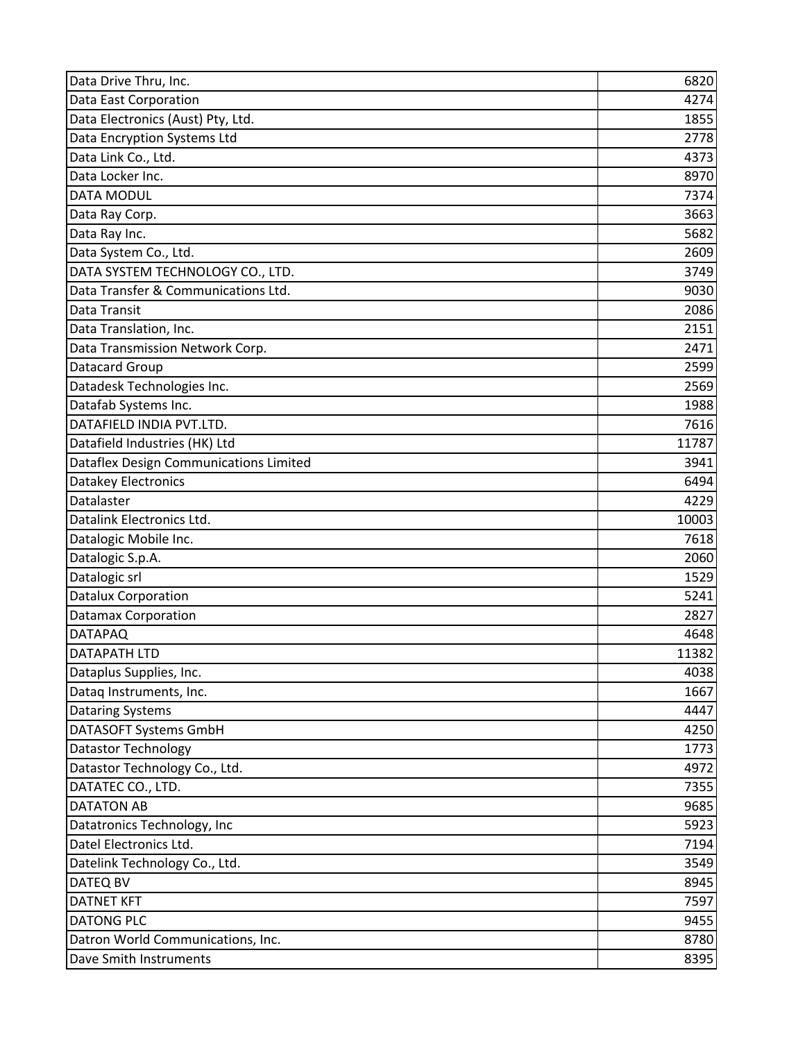| | |
|---|---|
| Data Drive Thru, Inc. | 6820 |
| Data East Corporation | 4274 |
| Data Electronics (Aust) Pty, Ltd. | 1855 |
| Data Encryption Systems Ltd | 2778 |
| Data Link Co., Ltd. | 4373 |
| Data Locker Inc. | 8970 |
| DATA MODUL | 7374 |
| Data Ray Corp. | 3663 |
| Data Ray Inc. | 5682 |
| Data System Co., Ltd. | 2609 |
| DATA SYSTEM TECHNOLOGY CO., LTD. | 3749 |
| Data Transfer & Communications Ltd. | 9030 |
| Data Transit | 2086 |
| Data Translation, Inc. | 2151 |
| Data Transmission Network Corp. | 2471 |
| Datacard Group | 2599 |
| Datadesk Technologies Inc. | 2569 |
| Datafab Systems Inc. | 1988 |
| DATAFIELD INDIA PVT.LTD. | 7616 |
| Datafield Industries (HK) Ltd | 11787 |
| Dataflex Design Communications Limited | 3941 |
| Datakey Electronics | 6494 |
| Datalaster | 4229 |
| Datalink Electronics Ltd. | 10003 |
| Datalogic Mobile Inc. | 7618 |
| Datalogic S.p.A. | 2060 |
| Datalogic srl | 1529 |
| Datalux Corporation | 5241 |
| Datamax Corporation | 2827 |
| DATAPAQ | 4648 |
| DATAPATH LTD | 11382 |
| Dataplus Supplies, Inc. | 4038 |
| Dataq Instruments, Inc. | 1667 |
| Dataring Systems | 4447 |
| DATASOFT Systems GmbH | 4250 |
| Datastor Technology | 1773 |
| Datastor Technology Co., Ltd. | 4972 |
| DATATEC CO., LTD. | 7355 |
| DATATON AB | 9685 |
| Datatronics Technology, Inc | 5923 |
| Datel Electronics Ltd. | 7194 |
| Datelink Technology Co., Ltd. | 3549 |
| DATEQ BV | 8945 |
| DATNET KFT | 7597 |
| DATONG PLC | 9455 |
| Datron World Communications, Inc. | 8780 |
| Dave Smith Instruments | 8395 |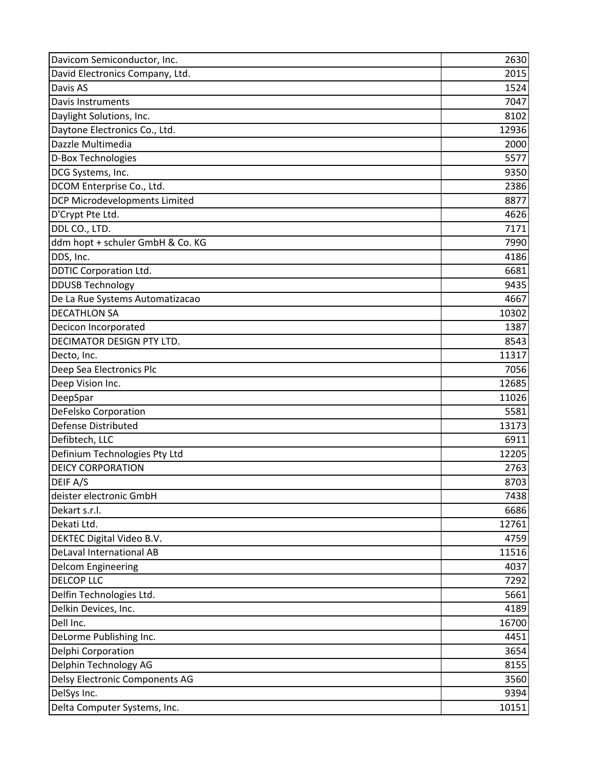| | |
|---|---|
| Davicom Semiconductor, Inc. | 2630 |
| David Electronics Company, Ltd. | 2015 |
| Davis AS | 1524 |
| Davis Instruments | 7047 |
| Daylight Solutions, Inc. | 8102 |
| Daytone Electronics Co., Ltd. | 12936 |
| Dazzle Multimedia | 2000 |
| D-Box Technologies | 5577 |
| DCG Systems, Inc. | 9350 |
| DCOM Enterprise Co., Ltd. | 2386 |
| DCP Microdevelopments Limited | 8877 |
| D'Crypt Pte Ltd. | 4626 |
| DDL CO., LTD. | 7171 |
| ddm hopt + schuler GmbH & Co. KG | 7990 |
| DDS, Inc. | 4186 |
| DDTIC Corporation Ltd. | 6681 |
| DDUSB Technology | 9435 |
| De La Rue Systems Automatizacao | 4667 |
| DECATHLON SA | 10302 |
| Decicon Incorporated | 1387 |
| DECIMATOR DESIGN PTY LTD. | 8543 |
| Decto, Inc. | 11317 |
| Deep Sea Electronics Plc | 7056 |
| Deep Vision Inc. | 12685 |
| DeepSpar | 11026 |
| DeFelsko Corporation | 5581 |
| Defense Distributed | 13173 |
| Defibtech, LLC | 6911 |
| Definium Technologies Pty Ltd | 12205 |
| DEICY CORPORATION | 2763 |
| DEIF A/S | 8703 |
| deister electronic GmbH | 7438 |
| Dekart s.r.l. | 6686 |
| Dekati Ltd. | 12761 |
| DEKTEC Digital Video B.V. | 4759 |
| DeLaval International AB | 11516 |
| Delcom Engineering | 4037 |
| DELCOP LLC | 7292 |
| Delfin Technologies Ltd. | 5661 |
| Delkin Devices, Inc. | 4189 |
| Dell Inc. | 16700 |
| DeLorme Publishing Inc. | 4451 |
| Delphi Corporation | 3654 |
| Delphin Technology AG | 8155 |
| Delsy Electronic Components AG | 3560 |
| DelSys Inc. | 9394 |
| Delta Computer Systems, Inc. | 10151 |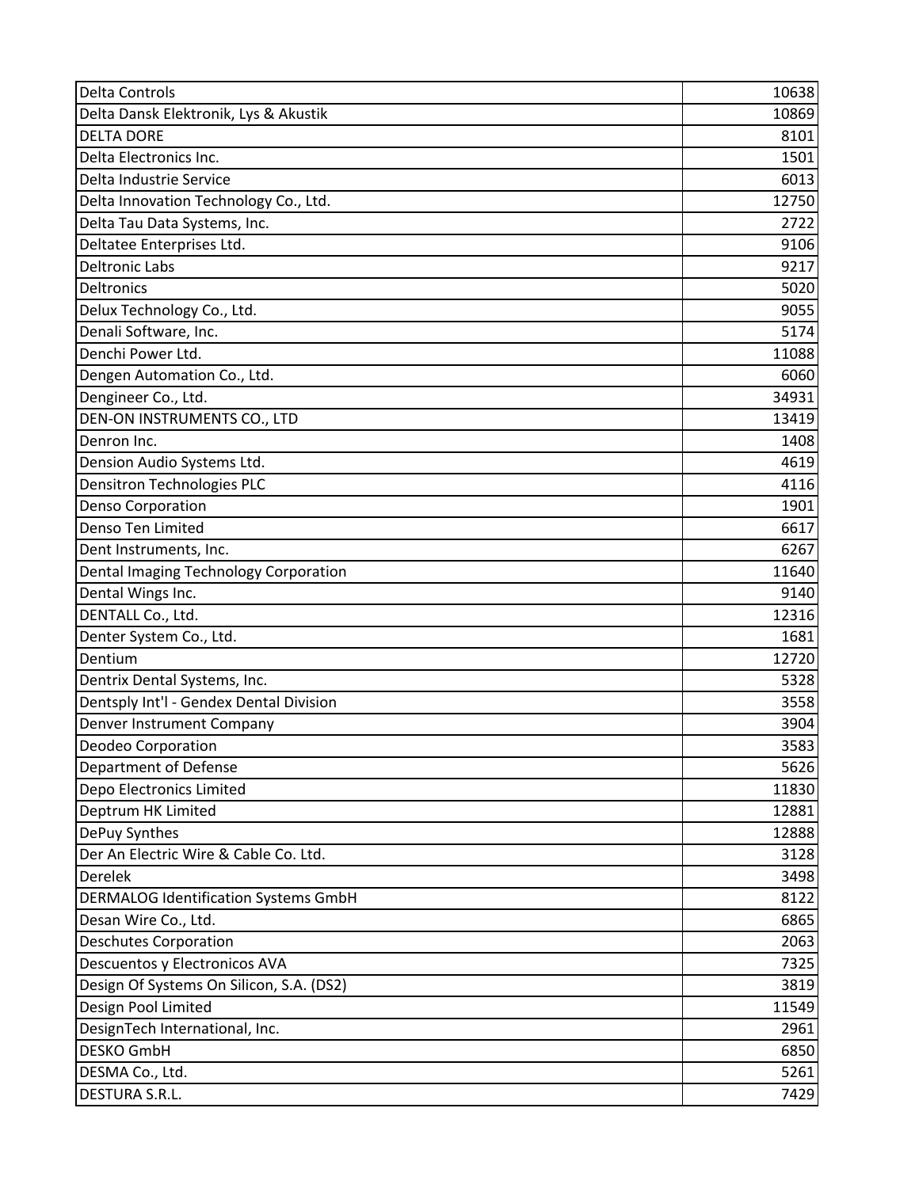| | |
|---|---|
| Delta Controls | 10638 |
| Delta Dansk Elektronik, Lys & Akustik | 10869 |
| DELTA DORE | 8101 |
| Delta Electronics Inc. | 1501 |
| Delta Industrie Service | 6013 |
| Delta Innovation Technology Co., Ltd. | 12750 |
| Delta Tau Data Systems, Inc. | 2722 |
| Deltatee Enterprises Ltd. | 9106 |
| Deltronic Labs | 9217 |
| Deltronics | 5020 |
| Delux Technology Co., Ltd. | 9055 |
| Denali Software, Inc. | 5174 |
| Denchi Power Ltd. | 11088 |
| Dengen Automation Co., Ltd. | 6060 |
| Dengineer Co., Ltd. | 34931 |
| DEN-ON INSTRUMENTS CO., LTD | 13419 |
| Denron Inc. | 1408 |
| Dension Audio Systems Ltd. | 4619 |
| Densitron Technologies PLC | 4116 |
| Denso Corporation | 1901 |
| Denso Ten Limited | 6617 |
| Dent Instruments, Inc. | 6267 |
| Dental Imaging Technology Corporation | 11640 |
| Dental Wings Inc. | 9140 |
| DENTALL Co., Ltd. | 12316 |
| Denter System Co., Ltd. | 1681 |
| Dentium | 12720 |
| Dentrix Dental Systems, Inc. | 5328 |
| Dentsply Int'l - Gendex Dental Division | 3558 |
| Denver Instrument Company | 3904 |
| Deodeo Corporation | 3583 |
| Department of Defense | 5626 |
| Depo Electronics Limited | 11830 |
| Deptrum HK Limited | 12881 |
| DePuy Synthes | 12888 |
| Der An Electric Wire & Cable Co. Ltd. | 3128 |
| Derelek | 3498 |
| DERMALOG Identification Systems GmbH | 8122 |
| Desan Wire Co., Ltd. | 6865 |
| Deschutes Corporation | 2063 |
| Descuentos y Electronicos AVA | 7325 |
| Design Of Systems On Silicon, S.A. (DS2) | 3819 |
| Design Pool Limited | 11549 |
| DesignTech International, Inc. | 2961 |
| DESKO GmbH | 6850 |
| DESMA Co., Ltd. | 5261 |
| DESTURA S.R.L. | 7429 |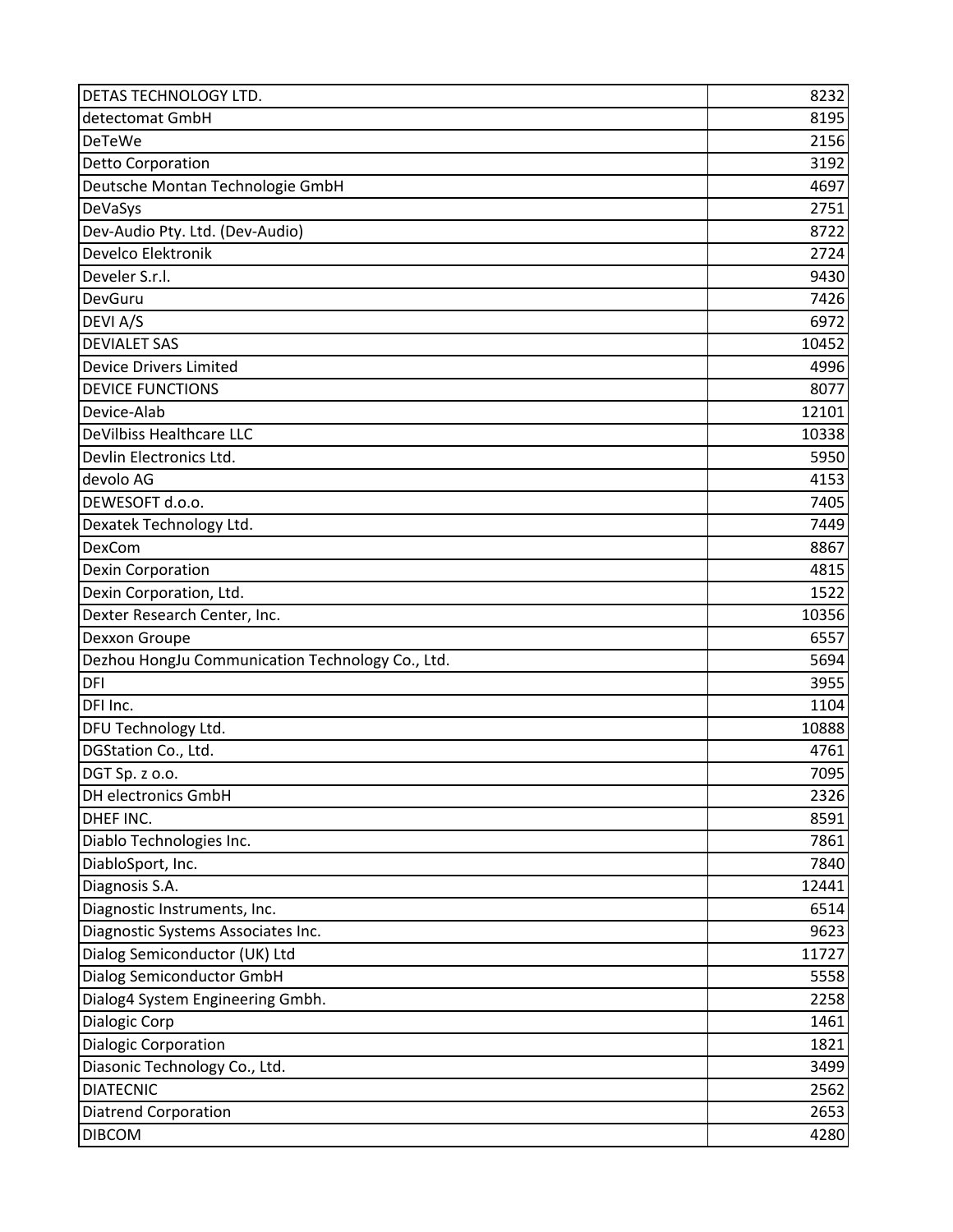| | |
|---|---|
| DETAS TECHNOLOGY LTD. | 8232 |
| detectomat GmbH | 8195 |
| DeTeWe | 2156 |
| Detto Corporation | 3192 |
| Deutsche Montan Technologie GmbH | 4697 |
| DeVaSys | 2751 |
| Dev-Audio Pty. Ltd. (Dev-Audio) | 8722 |
| Develco Elektronik | 2724 |
| Develer S.r.l. | 9430 |
| DevGuru | 7426 |
| DEVI A/S | 6972 |
| DEVIALET SAS | 10452 |
| Device Drivers Limited | 4996 |
| DEVICE FUNCTIONS | 8077 |
| Device-Alab | 12101 |
| DeVilbiss Healthcare LLC | 10338 |
| Devlin Electronics Ltd. | 5950 |
| devolo AG | 4153 |
| DEWESOFT d.o.o. | 7405 |
| Dexatek Technology Ltd. | 7449 |
| DexCom | 8867 |
| Dexin Corporation | 4815 |
| Dexin Corporation, Ltd. | 1522 |
| Dexter Research Center, Inc. | 10356 |
| Dexxon Groupe | 6557 |
| Dezhou HongJu Communication Technology Co., Ltd. | 5694 |
| DFI | 3955 |
| DFI Inc. | 1104 |
| DFU Technology Ltd. | 10888 |
| DGStation Co., Ltd. | 4761 |
| DGT Sp. z o.o. | 7095 |
| DH electronics GmbH | 2326 |
| DHEF INC. | 8591 |
| Diablo Technologies Inc. | 7861 |
| DiabloSport, Inc. | 7840 |
| Diagnosis S.A. | 12441 |
| Diagnostic Instruments, Inc. | 6514 |
| Diagnostic Systems Associates Inc. | 9623 |
| Dialog Semiconductor (UK) Ltd | 11727 |
| Dialog Semiconductor GmbH | 5558 |
| Dialog4 System Engineering Gmbh. | 2258 |
| Dialogic Corp | 1461 |
| Dialogic Corporation | 1821 |
| Diasonic Technology Co., Ltd. | 3499 |
| DIATECNIC | 2562 |
| Diatrend Corporation | 2653 |
| DIBCOM | 4280 |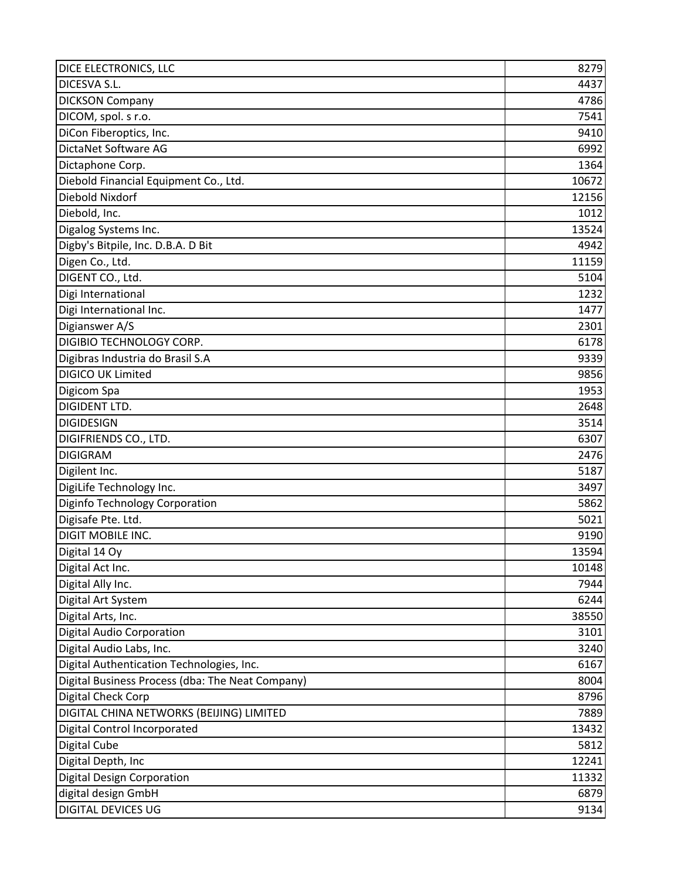| | |
|---|---|
| DICE ELECTRONICS, LLC | 8279 |
| DICESVA S.L. | 4437 |
| DICKSON Company | 4786 |
| DICOM, spol. s r.o. | 7541 |
| DiCon Fiberoptics, Inc. | 9410 |
| DictaNet Software AG | 6992 |
| Dictaphone Corp. | 1364 |
| Diebold Financial Equipment Co., Ltd. | 10672 |
| Diebold Nixdorf | 12156 |
| Diebold, Inc. | 1012 |
| Digalog Systems Inc. | 13524 |
| Digby's Bitpile, Inc. D.B.A. D Bit | 4942 |
| Digen Co., Ltd. | 11159 |
| DIGENT CO., Ltd. | 5104 |
| Digi International | 1232 |
| Digi International Inc. | 1477 |
| Digianswer A/S | 2301 |
| DIGIBIO TECHNOLOGY CORP. | 6178 |
| Digibras Industria do Brasil S.A | 9339 |
| DIGICO UK Limited | 9856 |
| Digicom Spa | 1953 |
| DIGIDENT LTD. | 2648 |
| DIGIDESIGN | 3514 |
| DIGIFRIENDS CO., LTD. | 6307 |
| DIGIGRAM | 2476 |
| Digilent Inc. | 5187 |
| DigiLife Technology Inc. | 3497 |
| Diginfo Technology Corporation | 5862 |
| Digisafe Pte. Ltd. | 5021 |
| DIGIT MOBILE INC. | 9190 |
| Digital 14 Oy | 13594 |
| Digital Act Inc. | 10148 |
| Digital Ally Inc. | 7944 |
| Digital Art System | 6244 |
| Digital Arts, Inc. | 38550 |
| Digital Audio Corporation | 3101 |
| Digital Audio Labs, Inc. | 3240 |
| Digital Authentication Technologies, Inc. | 6167 |
| Digital Business Process (dba: The Neat Company) | 8004 |
| Digital Check Corp | 8796 |
| DIGITAL CHINA NETWORKS (BEIJING) LIMITED | 7889 |
| Digital Control Incorporated | 13432 |
| Digital Cube | 5812 |
| Digital Depth, Inc | 12241 |
| Digital Design Corporation | 11332 |
| digital design GmbH | 6879 |
| DIGITAL DEVICES UG | 9134 |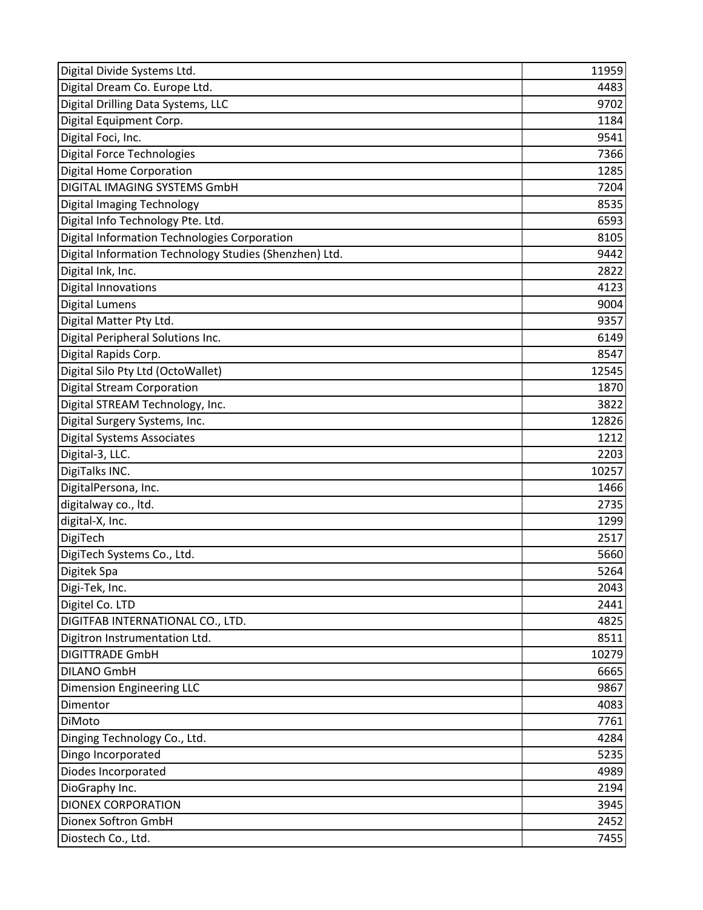| | |
|---|---|
| Digital Divide Systems Ltd. | 11959 |
| Digital Dream Co. Europe Ltd. | 4483 |
| Digital Drilling Data Systems, LLC | 9702 |
| Digital Equipment Corp. | 1184 |
| Digital Foci, Inc. | 9541 |
| Digital Force Technologies | 7366 |
| Digital Home Corporation | 1285 |
| DIGITAL IMAGING SYSTEMS GmbH | 7204 |
| Digital Imaging Technology | 8535 |
| Digital Info Technology Pte. Ltd. | 6593 |
| Digital Information Technologies Corporation | 8105 |
| Digital Information Technology Studies (Shenzhen) Ltd. | 9442 |
| Digital Ink, Inc. | 2822 |
| Digital Innovations | 4123 |
| Digital Lumens | 9004 |
| Digital Matter Pty Ltd. | 9357 |
| Digital Peripheral Solutions Inc. | 6149 |
| Digital Rapids Corp. | 8547 |
| Digital Silo Pty Ltd (OctoWallet) | 12545 |
| Digital Stream Corporation | 1870 |
| Digital STREAM Technology, Inc. | 3822 |
| Digital Surgery Systems, Inc. | 12826 |
| Digital Systems Associates | 1212 |
| Digital-3, LLC. | 2203 |
| DigiTalks INC. | 10257 |
| DigitalPersona, Inc. | 1466 |
| digitalway co., ltd. | 2735 |
| digital-X, Inc. | 1299 |
| DigiTech | 2517 |
| DigiTech Systems Co., Ltd. | 5660 |
| Digitek Spa | 5264 |
| Digi-Tek, Inc. | 2043 |
| Digitel Co. LTD | 2441 |
| DIGITFAB INTERNATIONAL CO., LTD. | 4825 |
| Digitron Instrumentation Ltd. | 8511 |
| DIGITTRADE GmbH | 10279 |
| DILANO GmbH | 6665 |
| Dimension Engineering LLC | 9867 |
| Dimentor | 4083 |
| DiMoto | 7761 |
| Dinging Technology Co., Ltd. | 4284 |
| Dingo Incorporated | 5235 |
| Diodes Incorporated | 4989 |
| DioGraphy Inc. | 2194 |
| DIONEX CORPORATION | 3945 |
| Dionex Softron GmbH | 2452 |
| Diostech Co., Ltd. | 7455 |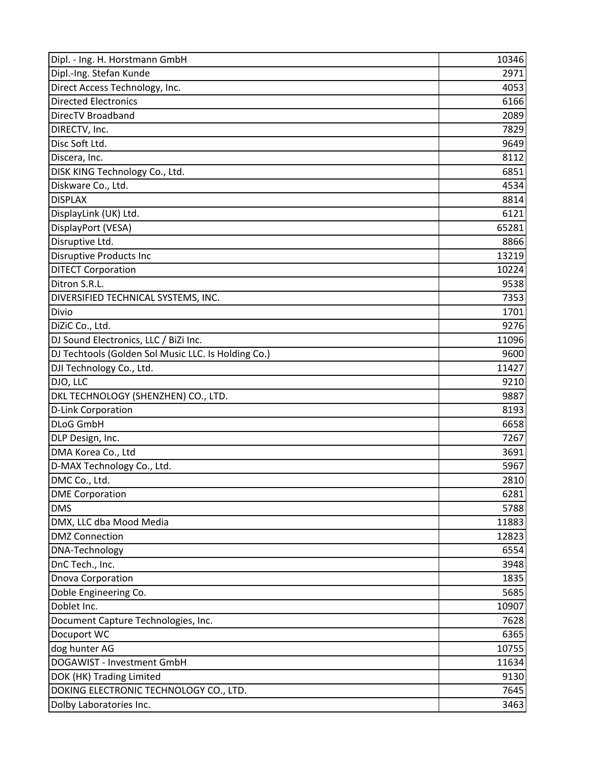| | |
|---|---|
| Dipl. - Ing. H. Horstmann GmbH | 10346 |
| Dipl.-Ing. Stefan Kunde | 2971 |
| Direct Access Technology, Inc. | 4053 |
| Directed Electronics | 6166 |
| DirecTV Broadband | 2089 |
| DIRECTV, Inc. | 7829 |
| Disc Soft Ltd. | 9649 |
| Discera, Inc. | 8112 |
| DISK KING Technology Co., Ltd. | 6851 |
| Diskware Co., Ltd. | 4534 |
| DISPLAX | 8814 |
| DisplayLink (UK) Ltd. | 6121 |
| DisplayPort (VESA) | 65281 |
| Disruptive Ltd. | 8866 |
| Disruptive Products Inc | 13219 |
| DITECT Corporation | 10224 |
| Ditron S.R.L. | 9538 |
| DIVERSIFIED TECHNICAL SYSTEMS, INC. | 7353 |
| Divio | 1701 |
| DiZiC Co., Ltd. | 9276 |
| DJ Sound Electronics, LLC / BiZi Inc. | 11096 |
| DJ Techtools (Golden Sol Music LLC. Is Holding Co.) | 9600 |
| DJI Technology Co., Ltd. | 11427 |
| DJO, LLC | 9210 |
| DKL TECHNOLOGY (SHENZHEN) CO., LTD. | 9887 |
| D-Link Corporation | 8193 |
| DLoG GmbH | 6658 |
| DLP Design, Inc. | 7267 |
| DMA Korea Co., Ltd | 3691 |
| D-MAX Technology Co., Ltd. | 5967 |
| DMC Co., Ltd. | 2810 |
| DME Corporation | 6281 |
| DMS | 5788 |
| DMX, LLC dba Mood Media | 11883 |
| DMZ Connection | 12823 |
| DNA-Technology | 6554 |
| DnC Tech., Inc. | 3948 |
| Dnova Corporation | 1835 |
| Doble Engineering Co. | 5685 |
| Doblet Inc. | 10907 |
| Document Capture Technologies, Inc. | 7628 |
| Docuport WC | 6365 |
| dog hunter AG | 10755 |
| DOGAWIST - Investment GmbH | 11634 |
| DOK (HK) Trading Limited | 9130 |
| DOKING ELECTRONIC TECHNOLOGY CO., LTD. | 7645 |
| Dolby Laboratories Inc. | 3463 |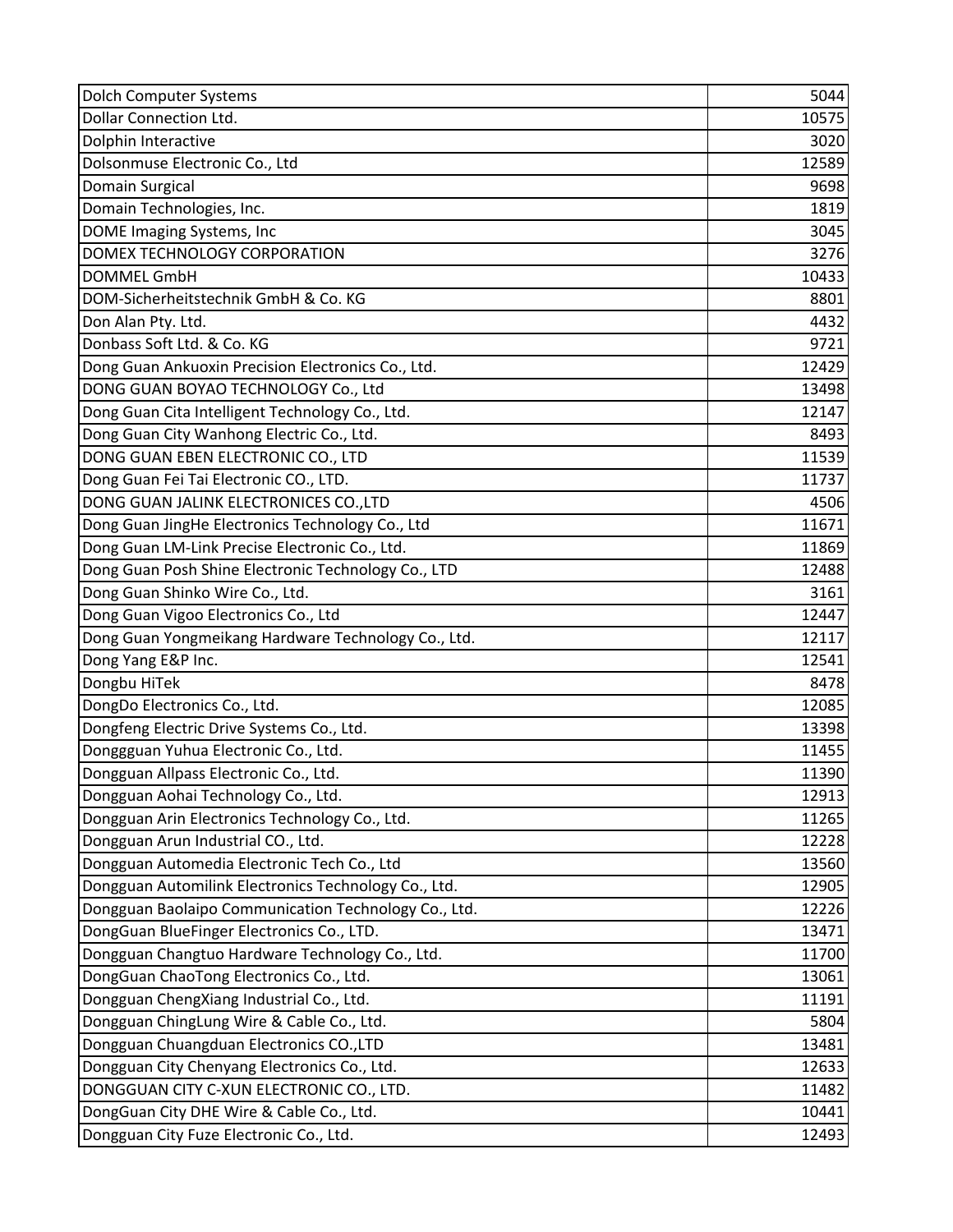| | |
|---|---|
| Dolch Computer Systems | 5044 |
| Dollar Connection Ltd. | 10575 |
| Dolphin Interactive | 3020 |
| Dolsonmuse Electronic Co., Ltd | 12589 |
| Domain Surgical | 9698 |
| Domain Technologies, Inc. | 1819 |
| DOME Imaging Systems, Inc | 3045 |
| DOMEX TECHNOLOGY CORPORATION | 3276 |
| DOMMEL GmbH | 10433 |
| DOM-Sicherheitstechnik GmbH & Co. KG | 8801 |
| Don Alan Pty. Ltd. | 4432 |
| Donbass Soft Ltd. & Co. KG | 9721 |
| Dong Guan Ankuoxin Precision Electronics Co., Ltd. | 12429 |
| DONG GUAN BOYAO TECHNOLOGY Co., Ltd | 13498 |
| Dong Guan Cita Intelligent Technology Co., Ltd. | 12147 |
| Dong Guan City Wanhong Electric Co., Ltd. | 8493 |
| DONG GUAN EBEN ELECTRONIC CO., LTD | 11539 |
| Dong Guan Fei Tai Electronic CO., LTD. | 11737 |
| DONG GUAN JALINK ELECTRONICES CO.,LTD | 4506 |
| Dong Guan JingHe Electronics Technology Co., Ltd | 11671 |
| Dong Guan LM-Link Precise Electronic Co., Ltd. | 11869 |
| Dong Guan Posh Shine Electronic Technology Co., LTD | 12488 |
| Dong Guan Shinko Wire Co., Ltd. | 3161 |
| Dong Guan Vigoo Electronics Co., Ltd | 12447 |
| Dong Guan Yongmeikang Hardware Technology Co., Ltd. | 12117 |
| Dong Yang E&P Inc. | 12541 |
| Dongbu HiTek | 8478 |
| DongDo Electronics Co., Ltd. | 12085 |
| Dongfeng Electric Drive Systems Co., Ltd. | 13398 |
| Donggguan Yuhua Electronic Co., Ltd. | 11455 |
| Dongguan Allpass Electronic Co., Ltd. | 11390 |
| Dongguan Aohai Technology Co., Ltd. | 12913 |
| Dongguan Arin Electronics Technology Co., Ltd. | 11265 |
| Dongguan Arun Industrial CO., Ltd. | 12228 |
| Dongguan Automedia Electronic Tech Co., Ltd | 13560 |
| Dongguan Automilink Electronics Technology Co., Ltd. | 12905 |
| Dongguan Baolaipo Communication Technology Co., Ltd. | 12226 |
| DongGuan BlueFinger Electronics Co., LTD. | 13471 |
| Dongguan Changtuo Hardware Technology Co., Ltd. | 11700 |
| DongGuan ChaoTong Electronics Co., Ltd. | 13061 |
| Dongguan ChengXiang Industrial Co., Ltd. | 11191 |
| Dongguan ChingLung Wire & Cable Co., Ltd. | 5804 |
| Dongguan Chuangduan Electronics CO.,LTD | 13481 |
| Dongguan City Chenyang Electronics Co., Ltd. | 12633 |
| DONGGUAN CITY C-XUN ELECTRONIC CO., LTD. | 11482 |
| DongGuan City DHE Wire & Cable Co., Ltd. | 10441 |
| Dongguan City Fuze Electronic Co., Ltd. | 12493 |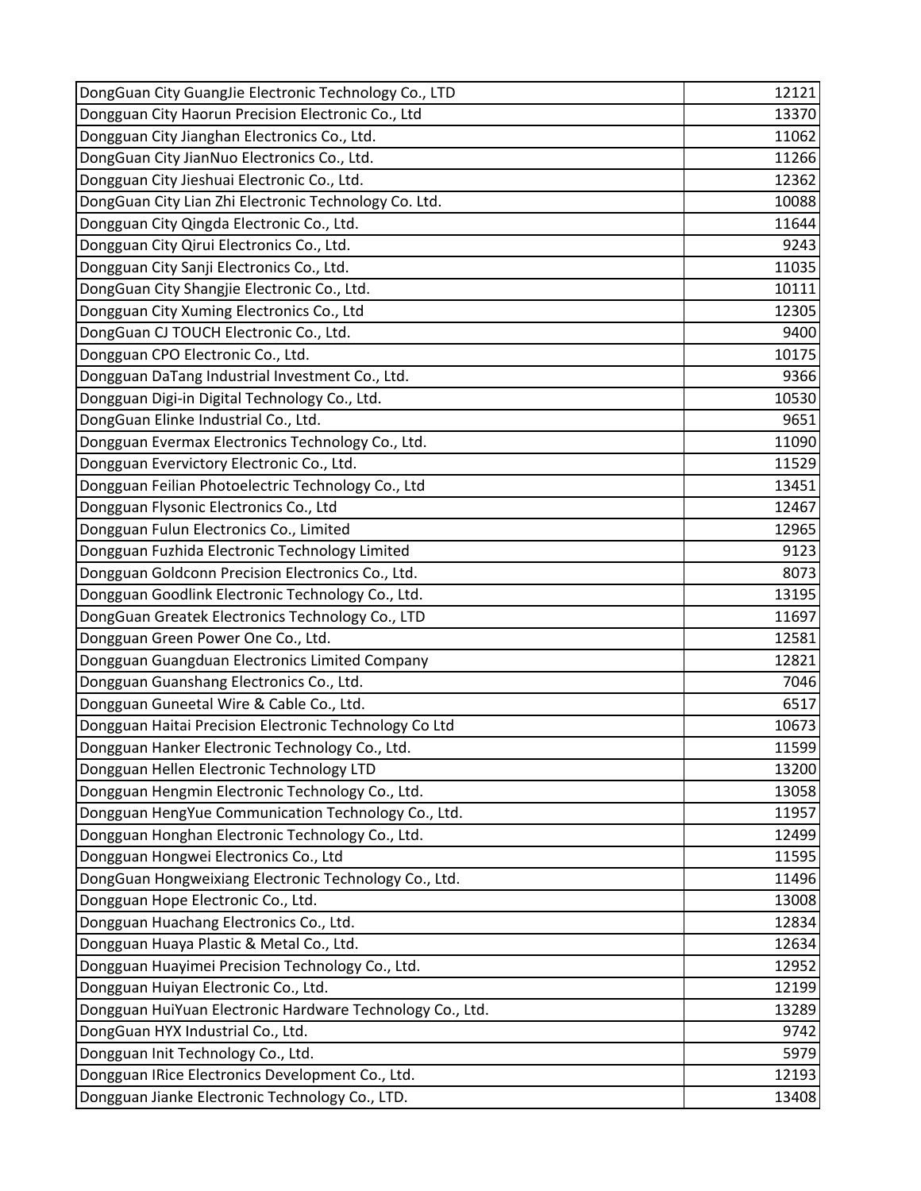| | |
|---|---|
| DongGuan City GuangJie Electronic Technology Co., LTD | 12121 |
| Dongguan City Haorun Precision Electronic Co., Ltd | 13370 |
| Dongguan City Jianghan Electronics Co., Ltd. | 11062 |
| DongGuan City JianNuo Electronics Co., Ltd. | 11266 |
| Dongguan City Jieshuai Electronic Co., Ltd. | 12362 |
| DongGuan City Lian Zhi Electronic Technology Co. Ltd. | 10088 |
| Dongguan City Qingda Electronic Co., Ltd. | 11644 |
| Dongguan City Qirui Electronics Co., Ltd. | 9243 |
| Dongguan City Sanji Electronics Co., Ltd. | 11035 |
| DongGuan City Shangjie Electronic Co., Ltd. | 10111 |
| Dongguan City Xuming Electronics Co., Ltd | 12305 |
| DongGuan CJ TOUCH Electronic Co., Ltd. | 9400 |
| Dongguan CPO Electronic Co., Ltd. | 10175 |
| Dongguan DaTang Industrial Investment Co., Ltd. | 9366 |
| Dongguan Digi-in Digital Technology Co., Ltd. | 10530 |
| DongGuan Elinke Industrial Co., Ltd. | 9651 |
| Dongguan Evermax Electronics Technology Co., Ltd. | 11090 |
| Dongguan Evervictory Electronic Co., Ltd. | 11529 |
| Dongguan Feilian Photoelectric Technology Co., Ltd | 13451 |
| Dongguan Flysonic Electronics Co., Ltd | 12467 |
| Dongguan Fulun Electronics Co., Limited | 12965 |
| Dongguan Fuzhida Electronic Technology Limited | 9123 |
| Dongguan Goldconn Precision Electronics Co., Ltd. | 8073 |
| Dongguan Goodlink Electronic Technology Co., Ltd. | 13195 |
| DongGuan Greatek Electronics Technology Co., LTD | 11697 |
| Dongguan Green Power One Co., Ltd. | 12581 |
| Dongguan Guangduan Electronics Limited Company | 12821 |
| Dongguan Guanshang Electronics Co., Ltd. | 7046 |
| Dongguan Guneetal Wire & Cable Co., Ltd. | 6517 |
| Dongguan Haitai Precision Electronic Technology Co Ltd | 10673 |
| Dongguan Hanker Electronic Technology Co., Ltd. | 11599 |
| Dongguan Hellen Electronic Technology LTD | 13200 |
| Dongguan Hengmin Electronic Technology Co., Ltd. | 13058 |
| Dongguan HengYue Communication Technology Co., Ltd. | 11957 |
| Dongguan Honghan Electronic Technology Co., Ltd. | 12499 |
| Dongguan Hongwei Electronics Co., Ltd | 11595 |
| DongGuan Hongweixiang Electronic Technology Co., Ltd. | 11496 |
| Dongguan Hope Electronic Co., Ltd. | 13008 |
| Dongguan Huachang Electronics Co., Ltd. | 12834 |
| Dongguan Huaya Plastic & Metal Co., Ltd. | 12634 |
| Dongguan Huayimei Precision Technology Co., Ltd. | 12952 |
| Dongguan Huiyan Electronic Co., Ltd. | 12199 |
| Dongguan HuiYuan Electronic Hardware Technology Co., Ltd. | 13289 |
| DongGuan HYX Industrial Co., Ltd. | 9742 |
| Dongguan Init Technology Co., Ltd. | 5979 |
| Dongguan IRice Electronics Development Co., Ltd. | 12193 |
| Dongguan Jianke Electronic Technology Co., LTD. | 13408 |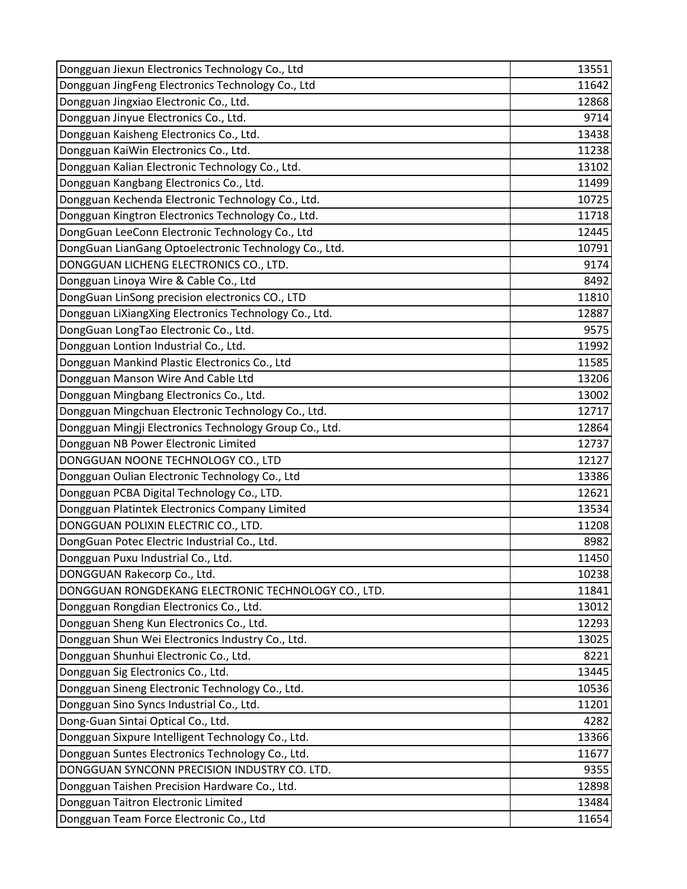| | |
|---|---|
| Dongguan Jiexun Electronics Technology Co., Ltd | 13551 |
| Dongguan JingFeng Electronics Technology Co., Ltd | 11642 |
| Dongguan Jingxiao Electronic Co., Ltd. | 12868 |
| Dongguan Jinyue Electronics Co., Ltd. | 9714 |
| Dongguan Kaisheng Electronics Co., Ltd. | 13438 |
| Dongguan KaiWin Electronics Co., Ltd. | 11238 |
| Dongguan Kalian Electronic Technology Co., Ltd. | 13102 |
| Dongguan Kangbang Electronics Co., Ltd. | 11499 |
| Dongguan Kechenda Electronic Technology Co., Ltd. | 10725 |
| Dongguan Kingtron Electronics Technology Co., Ltd. | 11718 |
| DongGuan LeeConn Electronic Technology Co., Ltd | 12445 |
| DongGuan LianGang Optoelectronic Technology Co., Ltd. | 10791 |
| DONGGUAN LICHENG ELECTRONICS CO., LTD. | 9174 |
| Dongguan Linoya Wire & Cable Co., Ltd | 8492 |
| DongGuan LinSong precision electronics CO., LTD | 11810 |
| Dongguan LiXiangXing Electronics Technology Co., Ltd. | 12887 |
| DongGuan LongTao Electronic Co., Ltd. | 9575 |
| Dongguan Lontion Industrial Co., Ltd. | 11992 |
| Dongguan Mankind Plastic Electronics Co., Ltd | 11585 |
| Dongguan Manson Wire And Cable Ltd | 13206 |
| Dongguan Mingbang Electronics Co., Ltd. | 13002 |
| Dongguan Mingchuan Electronic Technology Co., Ltd. | 12717 |
| Dongguan Mingji Electronics Technology Group Co., Ltd. | 12864 |
| Dongguan NB Power Electronic Limited | 12737 |
| DONGGUAN NOONE TECHNOLOGY CO., LTD | 12127 |
| Dongguan Oulian Electronic Technology Co., Ltd | 13386 |
| Dongguan PCBA Digital Technology Co., LTD. | 12621 |
| Dongguan Platintek Electronics Company Limited | 13534 |
| DONGGUAN POLIXIN ELECTRIC CO., LTD. | 11208 |
| DongGuan Potec Electric Industrial Co., Ltd. | 8982 |
| Dongguan Puxu Industrial Co., Ltd. | 11450 |
| DONGGUAN Rakecorp Co., Ltd. | 10238 |
| DONGGUAN RONGDEKANG ELECTRONIC TECHNOLOGY CO., LTD. | 11841 |
| Dongguan Rongdian Electronics Co., Ltd. | 13012 |
| Dongguan Sheng Kun Electronics Co., Ltd. | 12293 |
| Dongguan Shun Wei Electronics Industry Co., Ltd. | 13025 |
| Dongguan Shunhui Electronic Co., Ltd. | 8221 |
| Dongguan Sig Electronics Co., Ltd. | 13445 |
| Dongguan Sineng Electronic Technology Co., Ltd. | 10536 |
| Dongguan Sino Syncs Industrial Co., Ltd. | 11201 |
| Dong-Guan Sintai Optical Co., Ltd. | 4282 |
| Dongguan Sixpure Intelligent Technology Co., Ltd. | 13366 |
| Dongguan Suntes Electronics Technology Co., Ltd. | 11677 |
| DONGGUAN SYNCONN PRECISION INDUSTRY CO. LTD. | 9355 |
| Dongguan Taishen Precision Hardware Co., Ltd. | 12898 |
| Dongguan Taitron Electronic Limited | 13484 |
| Dongguan Team Force Electronic Co., Ltd | 11654 |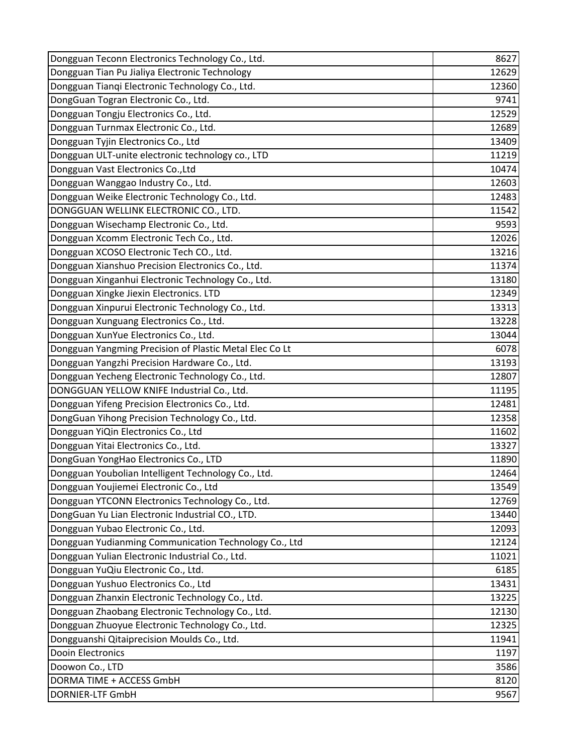| | |
|---|---|
| Dongguan Teconn Electronics Technology Co., Ltd. | 8627 |
| Dongguan Tian Pu Jialiya Electronic Technology | 12629 |
| Dongguan Tianqi Electronic Technology Co., Ltd. | 12360 |
| DongGuan Togran Electronic Co., Ltd. | 9741 |
| Dongguan Tongju Electronics Co., Ltd. | 12529 |
| Dongguan Turnmax Electronic Co., Ltd. | 12689 |
| Dongguan Tyjin Electronics Co., Ltd | 13409 |
| Dongguan ULT-unite electronic technology co., LTD | 11219 |
| Dongguan Vast Electronics Co.,Ltd | 10474 |
| Dongguan Wanggao Industry Co., Ltd. | 12603 |
| Dongguan Weike Electronic Technology Co., Ltd. | 12483 |
| DONGGUAN WELLINK ELECTRONIC CO., LTD. | 11542 |
| Dongguan Wisechamp Electronic Co., Ltd. | 9593 |
| Dongguan Xcomm Electronic Tech Co., Ltd. | 12026 |
| Dongguan XCOSO Electronic Tech CO., Ltd. | 13216 |
| Dongguan Xianshuo Precision Electronics Co., Ltd. | 11374 |
| Dongguan Xinganhui Electronic Technology Co., Ltd. | 13180 |
| Dongguan Xingke Jiexin Electronics. LTD | 12349 |
| Dongguan Xinpurui Electronic Technology Co., Ltd. | 13313 |
| Dongguan Xunguang Electronics Co., Ltd. | 13228 |
| Dongguan XunYue Electronics Co., Ltd. | 13044 |
| Dongguan Yangming Precision of Plastic Metal Elec Co Lt | 6078 |
| Dongguan Yangzhi Precision Hardware Co., Ltd. | 13193 |
| Dongguan Yecheng Electronic Technology Co., Ltd. | 12807 |
| DONGGUAN YELLOW KNIFE Industrial Co., Ltd. | 11195 |
| Dongguan Yifeng Precision Electronics Co., Ltd. | 12481 |
| DongGuan Yihong Precision Technology Co., Ltd. | 12358 |
| Dongguan YiQin Electronics Co., Ltd | 11602 |
| Dongguan Yitai Electronics Co., Ltd. | 13327 |
| DongGuan YongHao Electronics Co., LTD | 11890 |
| Dongguan Youbolian Intelligent Technology Co., Ltd. | 12464 |
| Dongguan Youjiemei Electronic Co., Ltd | 13549 |
| Dongguan YTCONN Electronics Technology Co., Ltd. | 12769 |
| DongGuan Yu Lian Electronic Industrial CO., LTD. | 13440 |
| Dongguan Yubao Electronic Co., Ltd. | 12093 |
| Dongguan Yudianming Communication Technology Co., Ltd | 12124 |
| Dongguan Yulian Electronic Industrial Co., Ltd. | 11021 |
| Dongguan YuQiu Electronic Co., Ltd. | 6185 |
| Dongguan Yushuo Electronics Co., Ltd | 13431 |
| Dongguan Zhanxin Electronic Technology Co., Ltd. | 13225 |
| Dongguan Zhaobang Electronic Technology Co., Ltd. | 12130 |
| Dongguan Zhuoyue Electronic Technology Co., Ltd. | 12325 |
| Dongguanshi Qitaiprecision Moulds Co., Ltd. | 11941 |
| Dooin Electronics | 1197 |
| Doowon Co., LTD | 3586 |
| DORMA TIME + ACCESS GmbH | 8120 |
| DORNIER-LTF GmbH | 9567 |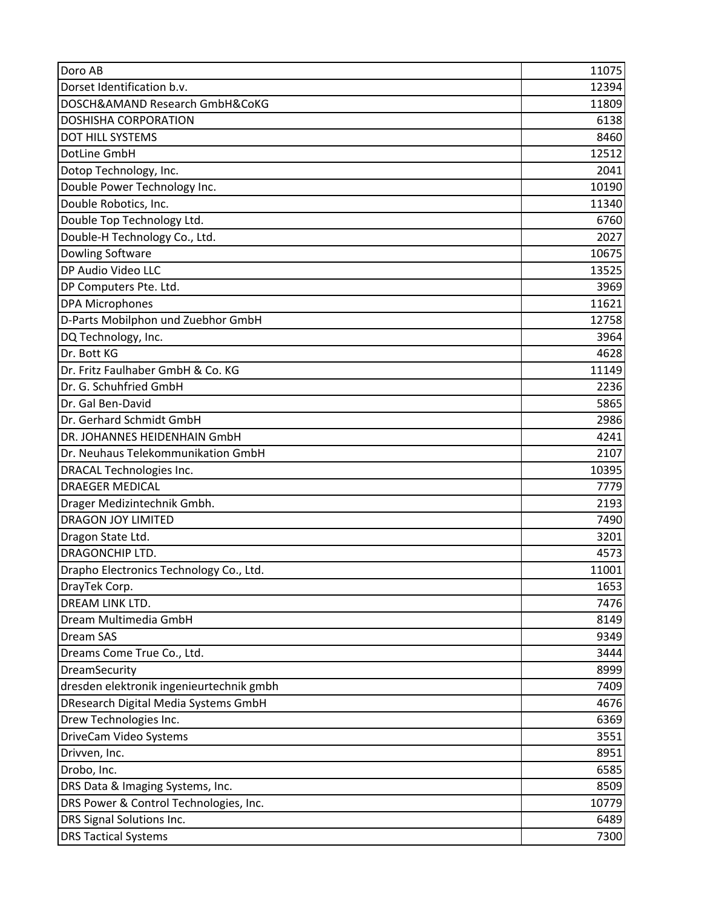| | |
|---|---|
| Doro AB | 11075 |
| Dorset Identification b.v. | 12394 |
| DOSCH&AMAND Research GmbH&CoKG | 11809 |
| DOSHISHA CORPORATION | 6138 |
| DOT HILL SYSTEMS | 8460 |
| DotLine GmbH | 12512 |
| Dotop Technology, Inc. | 2041 |
| Double Power Technology Inc. | 10190 |
| Double Robotics, Inc. | 11340 |
| Double Top Technology Ltd. | 6760 |
| Double-H Technology Co., Ltd. | 2027 |
| Dowling Software | 10675 |
| DP Audio Video LLC | 13525 |
| DP Computers Pte. Ltd. | 3969 |
| DPA Microphones | 11621 |
| D-Parts Mobilphon und Zuebhor GmbH | 12758 |
| DQ Technology, Inc. | 3964 |
| Dr. Bott KG | 4628 |
| Dr. Fritz Faulhaber GmbH & Co. KG | 11149 |
| Dr. G. Schuhfried GmbH | 2236 |
| Dr. Gal Ben-David | 5865 |
| Dr. Gerhard Schmidt GmbH | 2986 |
| DR. JOHANNES HEIDENHAIN GmbH | 4241 |
| Dr. Neuhaus Telekommunikation GmbH | 2107 |
| DRACAL Technologies Inc. | 10395 |
| DRAEGER MEDICAL | 7779 |
| Drager Medizintechnik Gmbh. | 2193 |
| DRAGON JOY LIMITED | 7490 |
| Dragon State Ltd. | 3201 |
| DRAGONCHIP LTD. | 4573 |
| Drapho Electronics Technology Co., Ltd. | 11001 |
| DrayTek Corp. | 1653 |
| DREAM LINK LTD. | 7476 |
| Dream Multimedia GmbH | 8149 |
| Dream SAS | 9349 |
| Dreams Come True Co., Ltd. | 3444 |
| DreamSecurity | 8999 |
| dresden elektronik ingenieurtechnik gmbh | 7409 |
| DResearch Digital Media Systems GmbH | 4676 |
| Drew Technologies Inc. | 6369 |
| DriveCam Video Systems | 3551 |
| Drivven, Inc. | 8951 |
| Drobo, Inc. | 6585 |
| DRS Data & Imaging Systems, Inc. | 8509 |
| DRS Power & Control Technologies, Inc. | 10779 |
| DRS Signal Solutions Inc. | 6489 |
| DRS Tactical Systems | 7300 |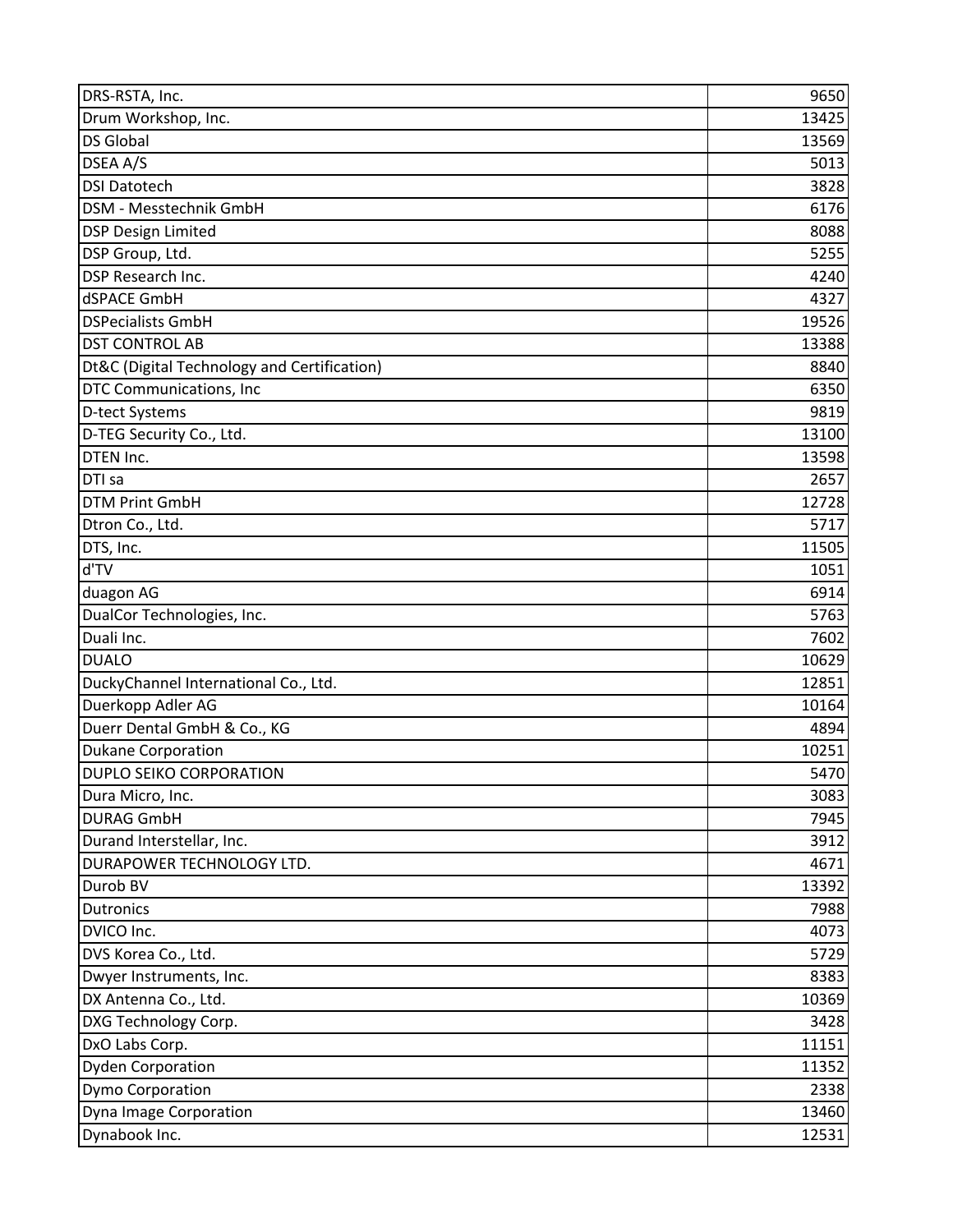| | |
|---|---|
| DRS-RSTA, Inc. | 9650 |
| Drum Workshop, Inc. | 13425 |
| DS Global | 13569 |
| DSEA A/S | 5013 |
| DSI Datotech | 3828 |
| DSM - Messtechnik GmbH | 6176 |
| DSP Design Limited | 8088 |
| DSP Group, Ltd. | 5255 |
| DSP Research Inc. | 4240 |
| dSPACE GmbH | 4327 |
| DSPecialists GmbH | 19526 |
| DST CONTROL AB | 13388 |
| Dt&C (Digital Technology and Certification) | 8840 |
| DTC Communications, Inc | 6350 |
| D-tect Systems | 9819 |
| D-TEG Security Co., Ltd. | 13100 |
| DTEN Inc. | 13598 |
| DTI sa | 2657 |
| DTM Print GmbH | 12728 |
| Dtron Co., Ltd. | 5717 |
| DTS, Inc. | 11505 |
| d'TV | 1051 |
| duagon AG | 6914 |
| DualCor Technologies, Inc. | 5763 |
| Duali Inc. | 7602 |
| DUALO | 10629 |
| DuckyChannel International Co., Ltd. | 12851 |
| Duerkopp Adler AG | 10164 |
| Duerr Dental GmbH & Co., KG | 4894 |
| Dukane Corporation | 10251 |
| DUPLO SEIKO CORPORATION | 5470 |
| Dura Micro, Inc. | 3083 |
| DURAG GmbH | 7945 |
| Durand Interstellar, Inc. | 3912 |
| DURAPOWER TECHNOLOGY LTD. | 4671 |
| Durob BV | 13392 |
| Dutronics | 7988 |
| DVICO Inc. | 4073 |
| DVS Korea Co., Ltd. | 5729 |
| Dwyer Instruments, Inc. | 8383 |
| DX Antenna Co., Ltd. | 10369 |
| DXG Technology Corp. | 3428 |
| DxO Labs Corp. | 11151 |
| Dyden Corporation | 11352 |
| Dymo Corporation | 2338 |
| Dyna Image Corporation | 13460 |
| Dynabook Inc. | 12531 |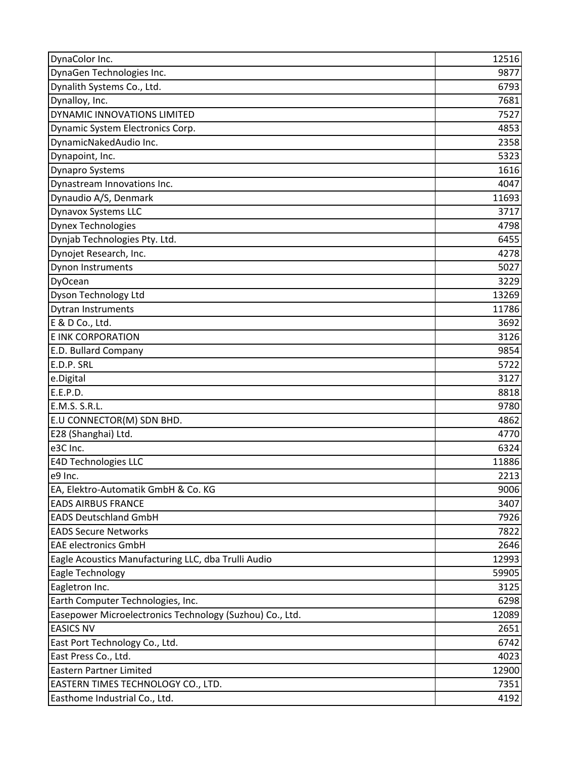| | |
|---|---|
| DynaColor Inc. | 12516 |
| DynaGen Technologies Inc. | 9877 |
| Dynalith Systems Co., Ltd. | 6793 |
| Dynalloy, Inc. | 7681 |
| DYNAMIC INNOVATIONS LIMITED | 7527 |
| Dynamic System Electronics Corp. | 4853 |
| DynamicNakedAudio Inc. | 2358 |
| Dynapoint, Inc. | 5323 |
| Dynapro Systems | 1616 |
| Dynastream Innovations Inc. | 4047 |
| Dynaudio A/S, Denmark | 11693 |
| Dynavox Systems LLC | 3717 |
| Dynex Technologies | 4798 |
| Dynjab Technologies Pty. Ltd. | 6455 |
| Dynojet Research, Inc. | 4278 |
| Dynon Instruments | 5027 |
| DyOcean | 3229 |
| Dyson Technology Ltd | 13269 |
| Dytran Instruments | 11786 |
| E & D Co., Ltd. | 3692 |
| E INK CORPORATION | 3126 |
| E.D. Bullard Company | 9854 |
| E.D.P. SRL | 5722 |
| e.Digital | 3127 |
| E.E.P.D. | 8818 |
| E.M.S. S.R.L. | 9780 |
| E.U CONNECTOR(M) SDN BHD. | 4862 |
| E28 (Shanghai) Ltd. | 4770 |
| e3C Inc. | 6324 |
| E4D Technologies LLC | 11886 |
| e9 Inc. | 2213 |
| EA, Elektro-Automatik GmbH & Co. KG | 9006 |
| EADS AIRBUS FRANCE | 3407 |
| EADS Deutschland GmbH | 7926 |
| EADS Secure Networks | 7822 |
| EAE electronics GmbH | 2646 |
| Eagle Acoustics Manufacturing LLC, dba Trulli Audio | 12993 |
| Eagle Technology | 59905 |
| Eagletron Inc. | 3125 |
| Earth Computer Technologies, Inc. | 6298 |
| Easepower Microelectronics Technology (Suzhou) Co., Ltd. | 12089 |
| EASICS NV | 2651 |
| East Port Technology Co., Ltd. | 6742 |
| East Press Co., Ltd. | 4023 |
| Eastern Partner Limited | 12900 |
| EASTERN TIMES TECHNOLOGY CO., LTD. | 7351 |
| Easthome Industrial Co., Ltd. | 4192 |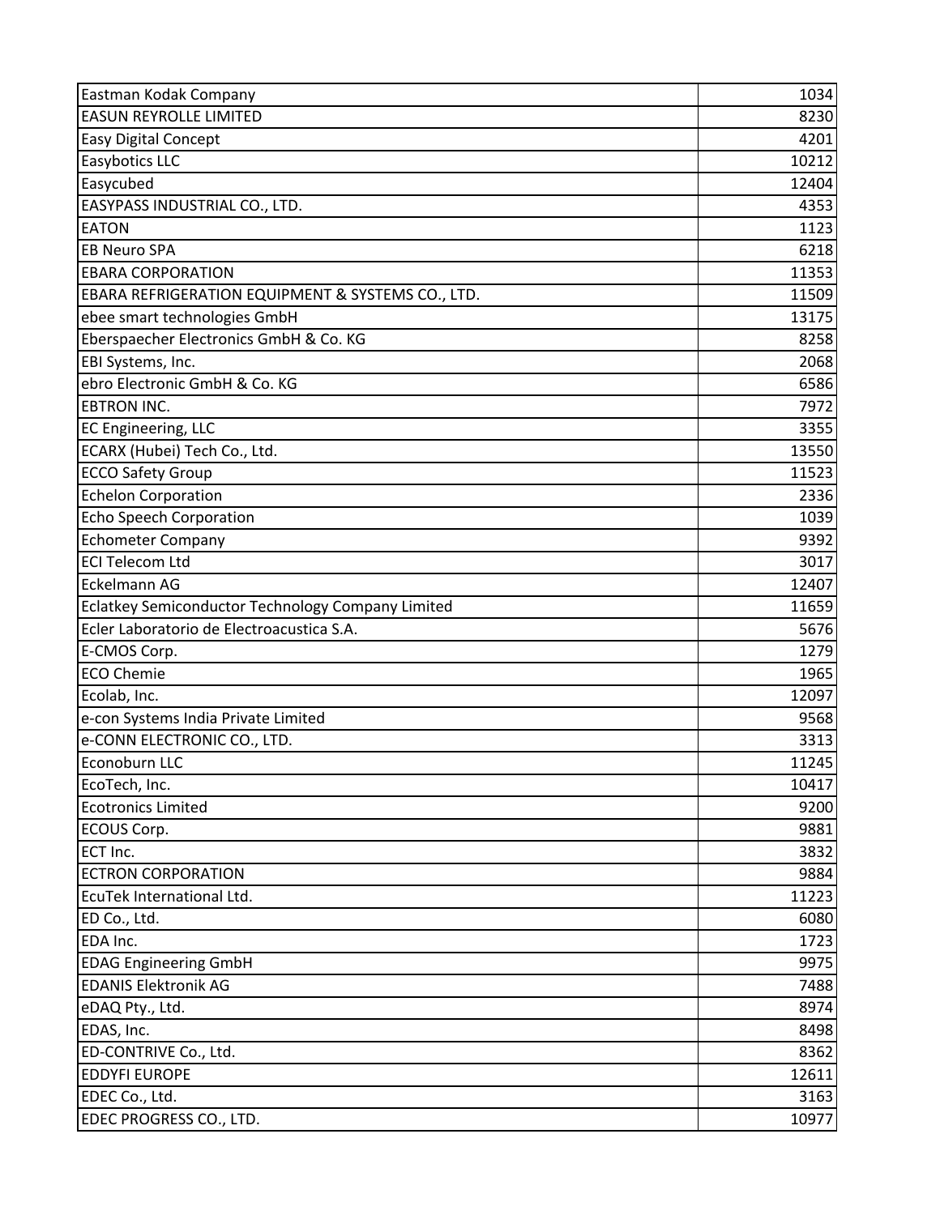| | |
|---|---|
| Eastman Kodak Company | 1034 |
| EASUN REYROLLE LIMITED | 8230 |
| Easy Digital Concept | 4201 |
| Easybotics LLC | 10212 |
| Easycubed | 12404 |
| EASYPASS INDUSTRIAL CO., LTD. | 4353 |
| EATON | 1123 |
| EB Neuro SPA | 6218 |
| EBARA CORPORATION | 11353 |
| EBARA REFRIGERATION EQUIPMENT & SYSTEMS CO., LTD. | 11509 |
| ebee smart technologies GmbH | 13175 |
| Eberspaecher Electronics GmbH & Co. KG | 8258 |
| EBI Systems, Inc. | 2068 |
| ebro Electronic GmbH & Co. KG | 6586 |
| EBTRON INC. | 7972 |
| EC Engineering, LLC | 3355 |
| ECARX (Hubei) Tech Co., Ltd. | 13550 |
| ECCO Safety Group | 11523 |
| Echelon Corporation | 2336 |
| Echo Speech Corporation | 1039 |
| Echometer Company | 9392 |
| ECI Telecom Ltd | 3017 |
| Eckelmann AG | 12407 |
| Eclatkey Semiconductor Technology Company Limited | 11659 |
| Ecler Laboratorio de Electroacustica S.A. | 5676 |
| E-CMOS Corp. | 1279 |
| ECO Chemie | 1965 |
| Ecolab, Inc. | 12097 |
| e-con Systems India Private Limited | 9568 |
| e-CONN ELECTRONIC CO., LTD. | 3313 |
| Econoburn LLC | 11245 |
| EcoTech, Inc. | 10417 |
| Ecotronics Limited | 9200 |
| ECOUS Corp. | 9881 |
| ECT Inc. | 3832 |
| ECTRON CORPORATION | 9884 |
| EcuTek International Ltd. | 11223 |
| ED Co., Ltd. | 6080 |
| EDA Inc. | 1723 |
| EDAG Engineering GmbH | 9975 |
| EDANIS Elektronik AG | 7488 |
| eDAQ Pty., Ltd. | 8974 |
| EDAS, Inc. | 8498 |
| ED-CONTRIVE Co., Ltd. | 8362 |
| EDDYFI EUROPE | 12611 |
| EDEC Co., Ltd. | 3163 |
| EDEC PROGRESS CO., LTD. | 10977 |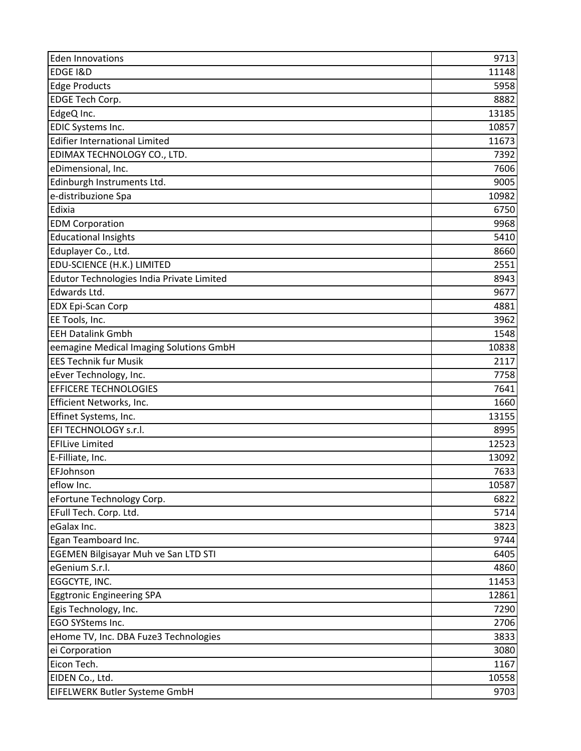| | |
|---|---|
| Eden Innovations | 9713 |
| EDGE I&D | 11148 |
| Edge Products | 5958 |
| EDGE Tech Corp. | 8882 |
| EdgeQ Inc. | 13185 |
| EDIC Systems Inc. | 10857 |
| Edifier International Limited | 11673 |
| EDIMAX TECHNOLOGY CO., LTD. | 7392 |
| eDimensional, Inc. | 7606 |
| Edinburgh Instruments Ltd. | 9005 |
| e-distribuzione Spa | 10982 |
| Edixia | 6750 |
| EDM Corporation | 9968 |
| Educational Insights | 5410 |
| Eduplayer Co., Ltd. | 8660 |
| EDU-SCIENCE (H.K.) LIMITED | 2551 |
| Edutor Technologies India Private Limited | 8943 |
| Edwards Ltd. | 9677 |
| EDX Epi-Scan Corp | 4881 |
| EE Tools, Inc. | 3962 |
| EEH Datalink Gmbh | 1548 |
| eemagine Medical Imaging Solutions GmbH | 10838 |
| EES Technik fur Musik | 2117 |
| eEver Technology, Inc. | 7758 |
| EFFICERE TECHNOLOGIES | 7641 |
| Efficient Networks, Inc. | 1660 |
| Effinet Systems, Inc. | 13155 |
| EFI TECHNOLOGY s.r.l. | 8995 |
| EFILive Limited | 12523 |
| E-Filliate, Inc. | 13092 |
| EFJohnson | 7633 |
| eflow Inc. | 10587 |
| eFortune Technology Corp. | 6822 |
| EFull Tech. Corp. Ltd. | 5714 |
| eGalax Inc. | 3823 |
| Egan Teamboard Inc. | 9744 |
| EGEMEN Bilgisayar Muh ve San LTD STI | 6405 |
| eGenium S.r.l. | 4860 |
| EGGCYTE, INC. | 11453 |
| Eggtronic Engineering SPA | 12861 |
| Egis Technology, Inc. | 7290 |
| EGO SYStems Inc. | 2706 |
| eHome TV, Inc. DBA Fuze3 Technologies | 3833 |
| ei Corporation | 3080 |
| Eicon Tech. | 1167 |
| EIDEN Co., Ltd. | 10558 |
| EIFELWERK Butler Systeme GmbH | 9703 |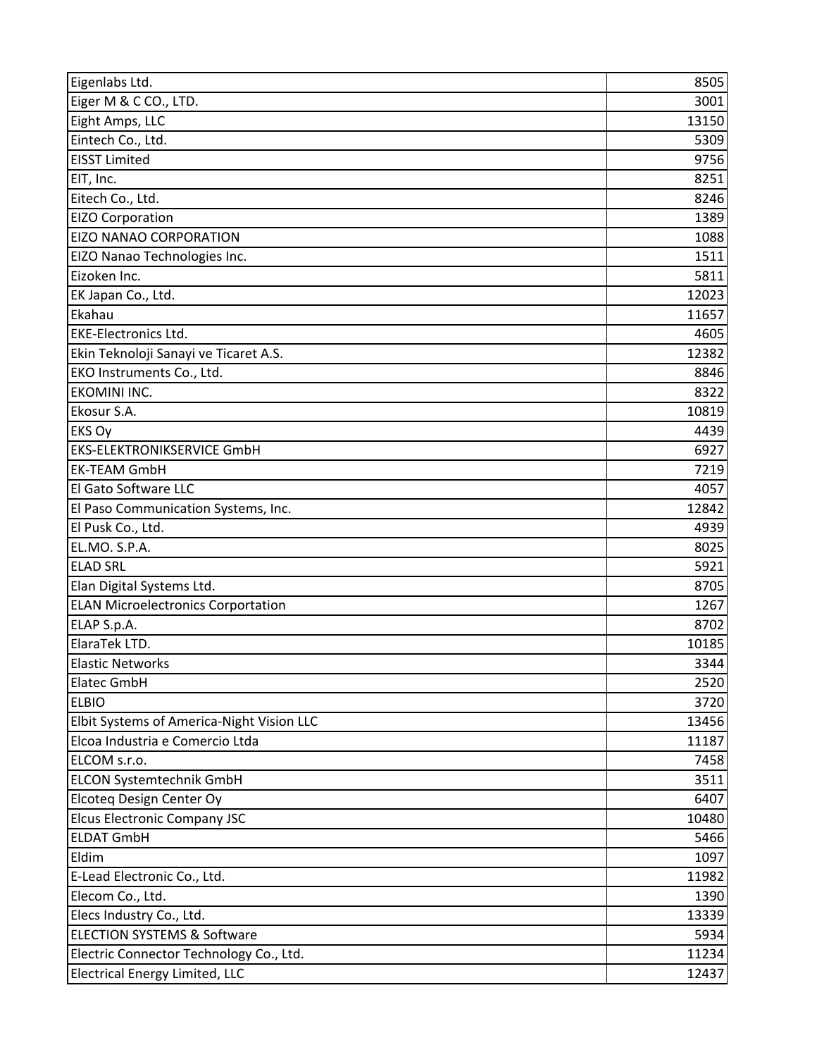| | |
|---|---|
| Eigenlabs Ltd. | 8505 |
| Eiger M & C CO., LTD. | 3001 |
| Eight Amps, LLC | 13150 |
| Eintech Co., Ltd. | 5309 |
| EISST Limited | 9756 |
| EIT, Inc. | 8251 |
| Eitech Co., Ltd. | 8246 |
| EIZO Corporation | 1389 |
| EIZO NANAO CORPORATION | 1088 |
| EIZO Nanao Technologies Inc. | 1511 |
| Eizoken Inc. | 5811 |
| EK Japan Co., Ltd. | 12023 |
| Ekahau | 11657 |
| EKE-Electronics Ltd. | 4605 |
| Ekin Teknoloji Sanayi ve Ticaret A.S. | 12382 |
| EKO Instruments Co., Ltd. | 8846 |
| EKOMINI INC. | 8322 |
| Ekosur S.A. | 10819 |
| EKS Oy | 4439 |
| EKS-ELEKTRONIKSERVICE GmbH | 6927 |
| EK-TEAM GmbH | 7219 |
| El Gato Software LLC | 4057 |
| El Paso Communication Systems, Inc. | 12842 |
| El Pusk Co., Ltd. | 4939 |
| EL.MO. S.P.A. | 8025 |
| ELAD SRL | 5921 |
| Elan Digital Systems Ltd. | 8705 |
| ELAN Microelectronics Corportation | 1267 |
| ELAP S.p.A. | 8702 |
| ElaraTek LTD. | 10185 |
| Elastic Networks | 3344 |
| Elatec GmbH | 2520 |
| ELBIO | 3720 |
| Elbit Systems of America-Night Vision LLC | 13456 |
| Elcoa Industria e Comercio Ltda | 11187 |
| ELCOM s.r.o. | 7458 |
| ELCON Systemtechnik GmbH | 3511 |
| Elcoteq Design Center Oy | 6407 |
| Elcus Electronic Company JSC | 10480 |
| ELDAT GmbH | 5466 |
| Eldim | 1097 |
| E-Lead Electronic Co., Ltd. | 11982 |
| Elecom Co., Ltd. | 1390 |
| Elecs Industry Co., Ltd. | 13339 |
| ELECTION SYSTEMS & Software | 5934 |
| Electric Connector Technology Co., Ltd. | 11234 |
| Electrical Energy Limited, LLC | 12437 |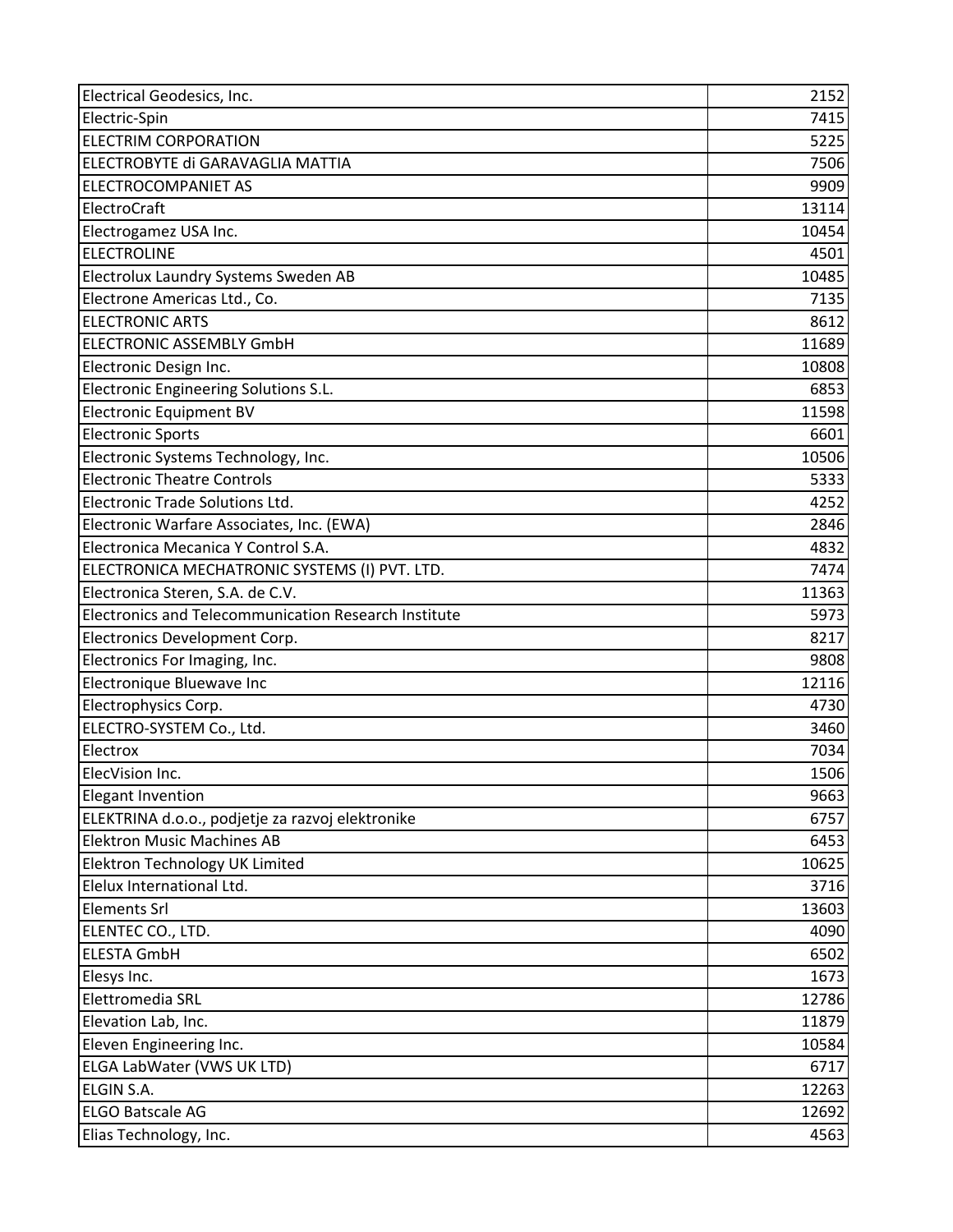| | |
|---|---|
| Electrical Geodesics, Inc. | 2152 |
| Electric-Spin | 7415 |
| ELECTRIM CORPORATION | 5225 |
| ELECTROBYTE di GARAVAGLIA MATTIA | 7506 |
| ELECTROCOMPANIET AS | 9909 |
| ElectroCraft | 13114 |
| Electrogamez USA Inc. | 10454 |
| ELECTROLINE | 4501 |
| Electrolux Laundry Systems Sweden AB | 10485 |
| Electrone Americas Ltd., Co. | 7135 |
| ELECTRONIC ARTS | 8612 |
| ELECTRONIC ASSEMBLY GmbH | 11689 |
| Electronic Design Inc. | 10808 |
| Electronic Engineering Solutions S.L. | 6853 |
| Electronic Equipment BV | 11598 |
| Electronic Sports | 6601 |
| Electronic Systems Technology, Inc. | 10506 |
| Electronic Theatre Controls | 5333 |
| Electronic Trade Solutions Ltd. | 4252 |
| Electronic Warfare Associates, Inc. (EWA) | 2846 |
| Electronica Mecanica Y Control S.A. | 4832 |
| ELECTRONICA MECHATRONIC SYSTEMS (I) PVT. LTD. | 7474 |
| Electronica Steren, S.A. de C.V. | 11363 |
| Electronics and Telecommunication Research Institute | 5973 |
| Electronics Development Corp. | 8217 |
| Electronics For Imaging, Inc. | 9808 |
| Electronique Bluewave Inc | 12116 |
| Electrophysics Corp. | 4730 |
| ELECTRO-SYSTEM Co., Ltd. | 3460 |
| Electrox | 7034 |
| ElecVision Inc. | 1506 |
| Elegant Invention | 9663 |
| ELEKTRINA d.o.o., podjetje za razvoj elektronike | 6757 |
| Elektron Music Machines AB | 6453 |
| Elektron Technology UK Limited | 10625 |
| Elelux International Ltd. | 3716 |
| Elements Srl | 13603 |
| ELENTEC CO., LTD. | 4090 |
| ELESTA GmbH | 6502 |
| Elesys Inc. | 1673 |
| Elettromedia SRL | 12786 |
| Elevation Lab, Inc. | 11879 |
| Eleven Engineering Inc. | 10584 |
| ELGA LabWater (VWS UK LTD) | 6717 |
| ELGIN S.A. | 12263 |
| ELGO Batscale AG | 12692 |
| Elias Technology, Inc. | 4563 |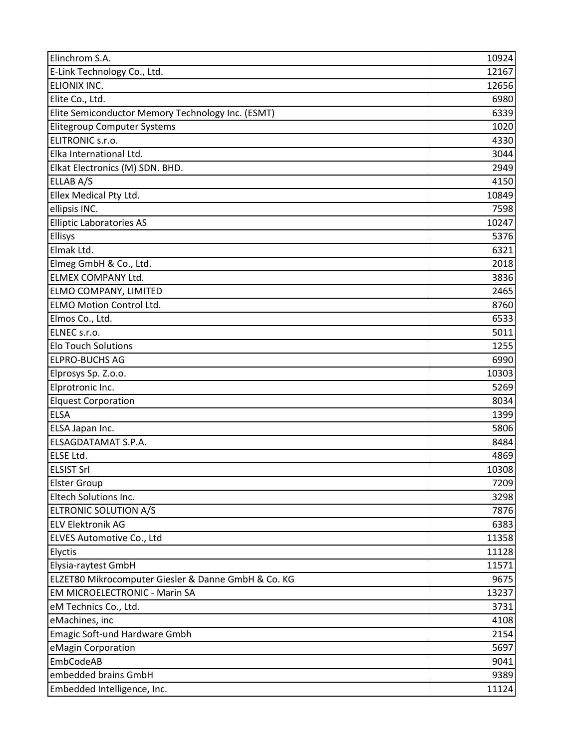| | |
|---|---|
| Elinchrom S.A. | 10924 |
| E-Link Technology Co., Ltd. | 12167 |
| ELIONIX INC. | 12656 |
| Elite Co., Ltd. | 6980 |
| Elite Semiconductor Memory Technology Inc. (ESMT) | 6339 |
| Elitegroup Computer Systems | 1020 |
| ELITRONIC s.r.o. | 4330 |
| Elka International Ltd. | 3044 |
| Elkat Electronics (M) SDN. BHD. | 2949 |
| ELLAB A/S | 4150 |
| Ellex Medical Pty Ltd. | 10849 |
| ellipsis INC. | 7598 |
| Elliptic Laboratories AS | 10247 |
| Ellisys | 5376 |
| Elmak Ltd. | 6321 |
| Elmeg GmbH & Co., Ltd. | 2018 |
| ELMEX COMPANY Ltd. | 3836 |
| ELMO COMPANY, LIMITED | 2465 |
| ELMO Motion Control Ltd. | 8760 |
| Elmos Co., Ltd. | 6533 |
| ELNEC s.r.o. | 5011 |
| Elo Touch Solutions | 1255 |
| ELPRO-BUCHS AG | 6990 |
| Elprosys Sp. Z.o.o. | 10303 |
| Elprotronic Inc. | 5269 |
| Elquest Corporation | 8034 |
| ELSA | 1399 |
| ELSA Japan Inc. | 5806 |
| ELSAGDATAMAT S.P.A. | 8484 |
| ELSE Ltd. | 4869 |
| ELSIST Srl | 10308 |
| Elster Group | 7209 |
| Eltech Solutions Inc. | 3298 |
| ELTRONIC SOLUTION A/S | 7876 |
| ELV Elektronik AG | 6383 |
| ELVES Automotive Co., Ltd | 11358 |
| Elyctis | 11128 |
| Elysia-raytest GmbH | 11571 |
| ELZET80 Mikrocomputer Giesler & Danne GmbH & Co. KG | 9675 |
| EM MICROELECTRONIC - Marin SA | 13237 |
| eM Technics Co., Ltd. | 3731 |
| eMachines, inc | 4108 |
| Emagic Soft-und Hardware Gmbh | 2154 |
| eMagin Corporation | 5697 |
| EmbCodeAB | 9041 |
| embedded brains GmbH | 9389 |
| Embedded Intelligence, Inc. | 11124 |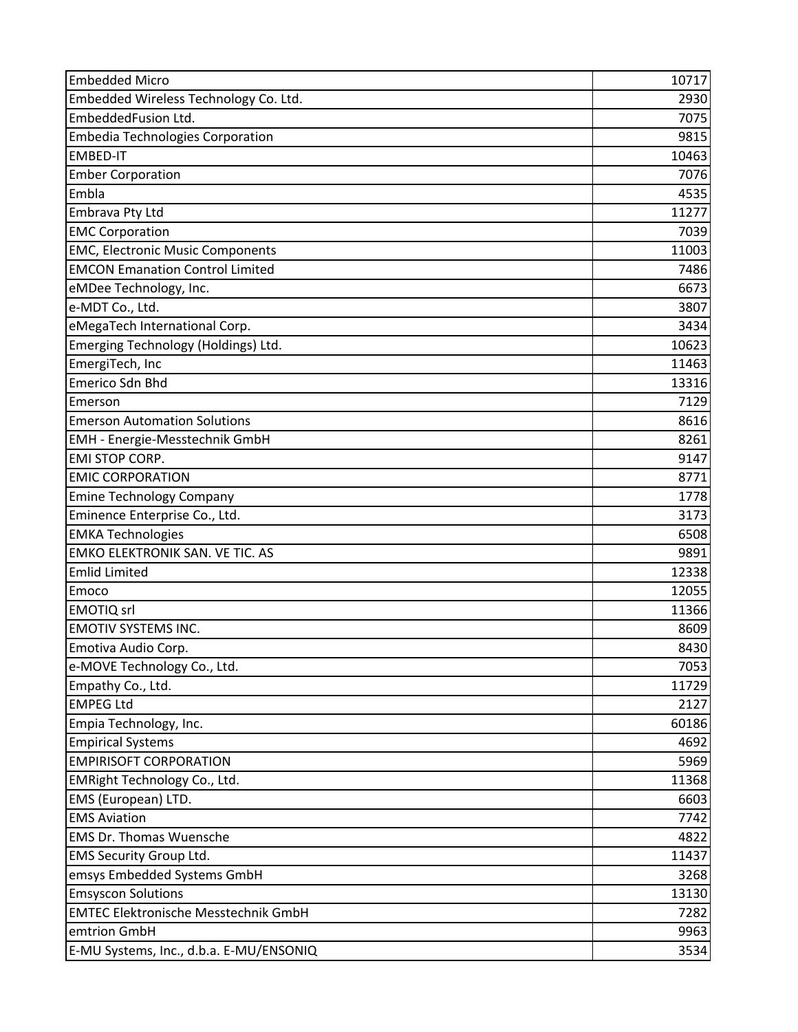| | |
|---|---|
| Embedded Micro | 10717 |
| Embedded Wireless Technology Co. Ltd. | 2930 |
| EmbeddedFusion Ltd. | 7075 |
| Embedia Technologies Corporation | 9815 |
| EMBED-IT | 10463 |
| Ember Corporation | 7076 |
| Embla | 4535 |
| Embrava Pty Ltd | 11277 |
| EMC Corporation | 7039 |
| EMC, Electronic Music Components | 11003 |
| EMCON Emanation Control Limited | 7486 |
| eMDee Technology, Inc. | 6673 |
| e-MDT Co., Ltd. | 3807 |
| eMegaTech International Corp. | 3434 |
| Emerging Technology (Holdings) Ltd. | 10623 |
| EmergiTech, Inc | 11463 |
| Emerico Sdn Bhd | 13316 |
| Emerson | 7129 |
| Emerson Automation Solutions | 8616 |
| EMH - Energie-Messtechnik GmbH | 8261 |
| EMI STOP CORP. | 9147 |
| EMIC CORPORATION | 8771 |
| Emine Technology Company | 1778 |
| Eminence Enterprise Co., Ltd. | 3173 |
| EMKA Technologies | 6508 |
| EMKO ELEKTRONIK SAN. VE TIC. AS | 9891 |
| Emlid Limited | 12338 |
| Emoco | 12055 |
| EMOTIQ srl | 11366 |
| EMOTIV SYSTEMS INC. | 8609 |
| Emotiva Audio Corp. | 8430 |
| e-MOVE Technology Co., Ltd. | 7053 |
| Empathy Co., Ltd. | 11729 |
| EMPEG Ltd | 2127 |
| Empia Technology, Inc. | 60186 |
| Empirical Systems | 4692 |
| EMPIRISOFT CORPORATION | 5969 |
| EMRight Technology Co., Ltd. | 11368 |
| EMS (European) LTD. | 6603 |
| EMS Aviation | 7742 |
| EMS Dr. Thomas Wuensche | 4822 |
| EMS Security Group Ltd. | 11437 |
| emsys Embedded Systems GmbH | 3268 |
| Emsyscon Solutions | 13130 |
| EMTEC Elektronische Messtechnik GmbH | 7282 |
| emtrion GmbH | 9963 |
| E-MU Systems, Inc., d.b.a. E-MU/ENSONIQ | 3534 |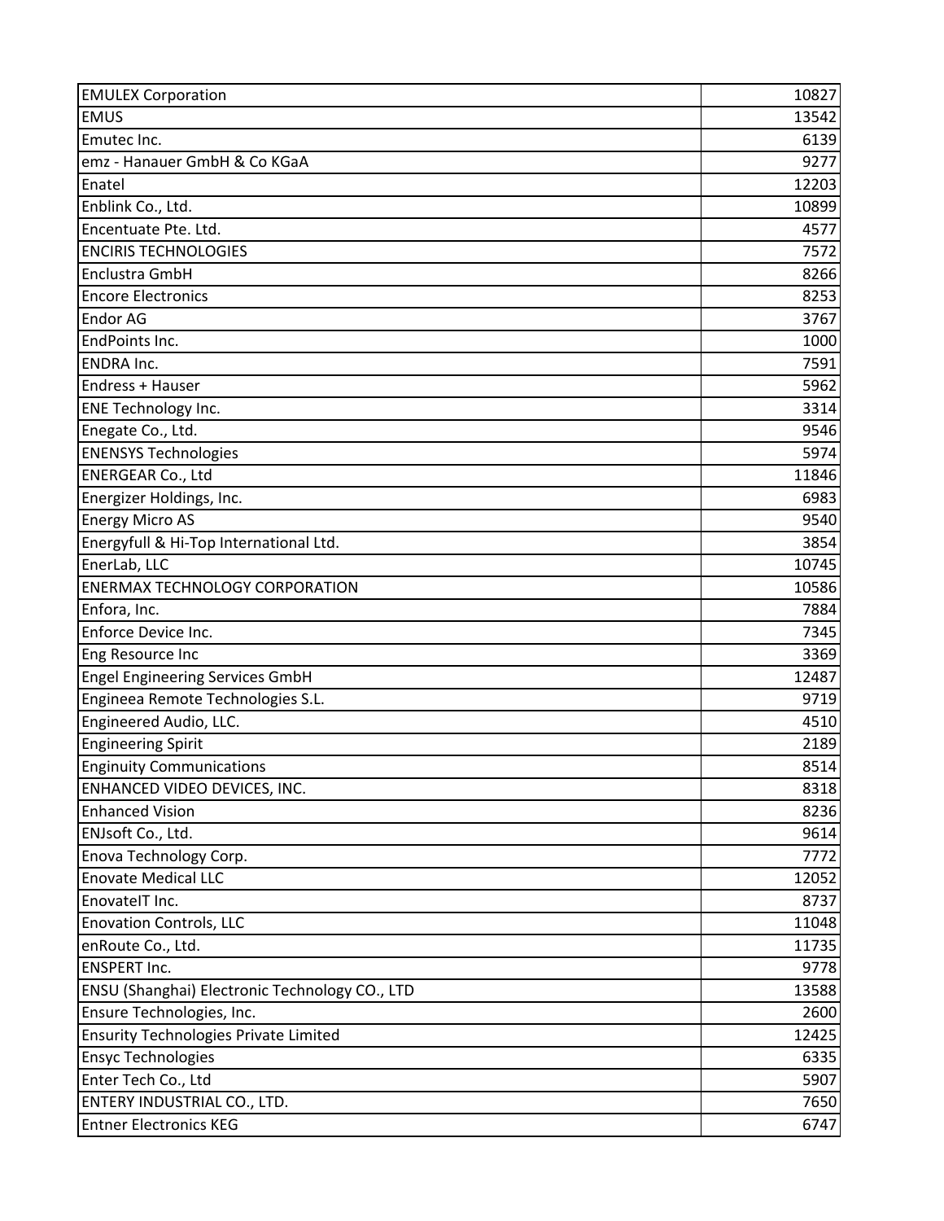| | |
|---|---|
| EMULEX Corporation | 10827 |
| EMUS | 13542 |
| Emutec Inc. | 6139 |
| emz - Hanauer GmbH & Co KGaA | 9277 |
| Enatel | 12203 |
| Enblink Co., Ltd. | 10899 |
| Encentuate Pte. Ltd. | 4577 |
| ENCIRIS TECHNOLOGIES | 7572 |
| Enclustra GmbH | 8266 |
| Encore Electronics | 8253 |
| Endor AG | 3767 |
| EndPoints Inc. | 1000 |
| ENDRA Inc. | 7591 |
| Endress + Hauser | 5962 |
| ENE Technology Inc. | 3314 |
| Enegate Co., Ltd. | 9546 |
| ENENSYS Technologies | 5974 |
| ENERGEAR Co., Ltd | 11846 |
| Energizer Holdings, Inc. | 6983 |
| Energy Micro AS | 9540 |
| Energyfull & Hi-Top International Ltd. | 3854 |
| EnerLab, LLC | 10745 |
| ENERMAX TECHNOLOGY CORPORATION | 10586 |
| Enfora, Inc. | 7884 |
| Enforce Device Inc. | 7345 |
| Eng Resource Inc | 3369 |
| Engel Engineering Services GmbH | 12487 |
| Engineea Remote Technologies S.L. | 9719 |
| Engineered Audio, LLC. | 4510 |
| Engineering Spirit | 2189 |
| Enginuity Communications | 8514 |
| ENHANCED VIDEO DEVICES, INC. | 8318 |
| Enhanced Vision | 8236 |
| ENJsoft Co., Ltd. | 9614 |
| Enova Technology Corp. | 7772 |
| Enovate Medical LLC | 12052 |
| EnovateIT Inc. | 8737 |
| Enovation Controls, LLC | 11048 |
| enRoute Co., Ltd. | 11735 |
| ENSPERT Inc. | 9778 |
| ENSU (Shanghai) Electronic Technology CO., LTD | 13588 |
| Ensure Technologies, Inc. | 2600 |
| Ensurity Technologies Private Limited | 12425 |
| Ensyc Technologies | 6335 |
| Enter Tech Co., Ltd | 5907 |
| ENTERY INDUSTRIAL CO., LTD. | 7650 |
| Entner Electronics KEG | 6747 |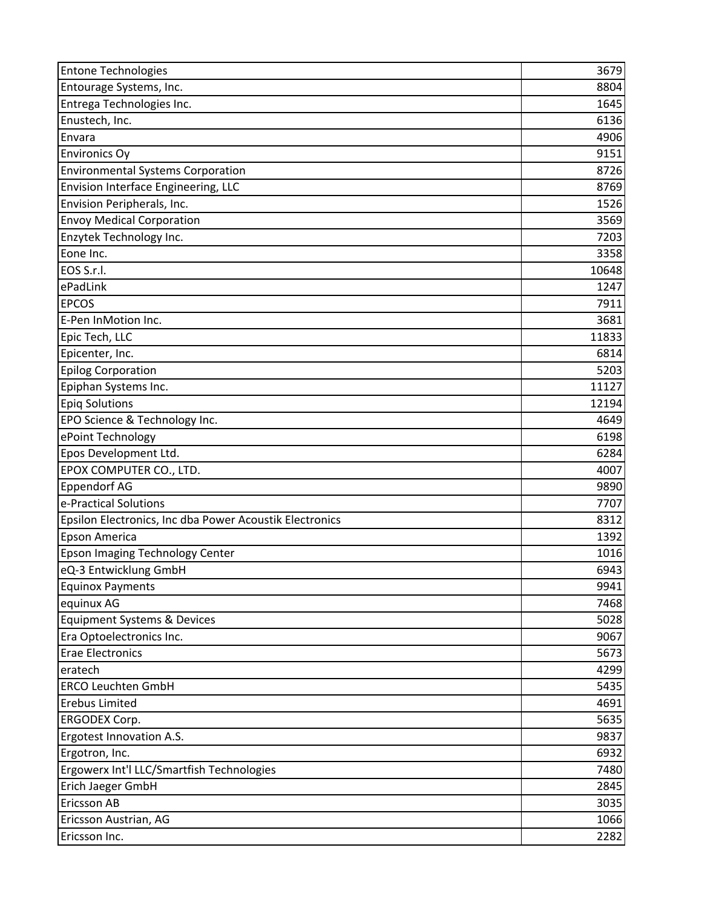| | |
|---|---|
| Entone Technologies | 3679 |
| Entourage Systems, Inc. | 8804 |
| Entrega Technologies Inc. | 1645 |
| Enustech, Inc. | 6136 |
| Envara | 4906 |
| Environics Oy | 9151 |
| Environmental Systems Corporation | 8726 |
| Envision Interface Engineering, LLC | 8769 |
| Envision Peripherals, Inc. | 1526 |
| Envoy Medical Corporation | 3569 |
| Enzytek Technology Inc. | 7203 |
| Eone Inc. | 3358 |
| EOS S.r.l. | 10648 |
| ePadLink | 1247 |
| EPCOS | 7911 |
| E-Pen InMotion Inc. | 3681 |
| Epic Tech, LLC | 11833 |
| Epicenter, Inc. | 6814 |
| Epilog Corporation | 5203 |
| Epiphan Systems Inc. | 11127 |
| Epiq Solutions | 12194 |
| EPO Science & Technology Inc. | 4649 |
| ePoint Technology | 6198 |
| Epos Development Ltd. | 6284 |
| EPOX COMPUTER CO., LTD. | 4007 |
| Eppendorf AG | 9890 |
| e-Practical Solutions | 7707 |
| Epsilon Electronics, Inc dba Power Acoustik Electronics | 8312 |
| Epson America | 1392 |
| Epson Imaging Technology Center | 1016 |
| eQ-3 Entwicklung GmbH | 6943 |
| Equinox Payments | 9941 |
| equinux AG | 7468 |
| Equipment Systems & Devices | 5028 |
| Era Optoelectronics Inc. | 9067 |
| Erae Electronics | 5673 |
| eratech | 4299 |
| ERCO Leuchten GmbH | 5435 |
| Erebus Limited | 4691 |
| ERGODEX Corp. | 5635 |
| Ergotest Innovation A.S. | 9837 |
| Ergotron, Inc. | 6932 |
| Ergowerx Int'l LLC/Smartfish Technologies | 7480 |
| Erich Jaeger GmbH | 2845 |
| Ericsson AB | 3035 |
| Ericsson Austrian, AG | 1066 |
| Ericsson Inc. | 2282 |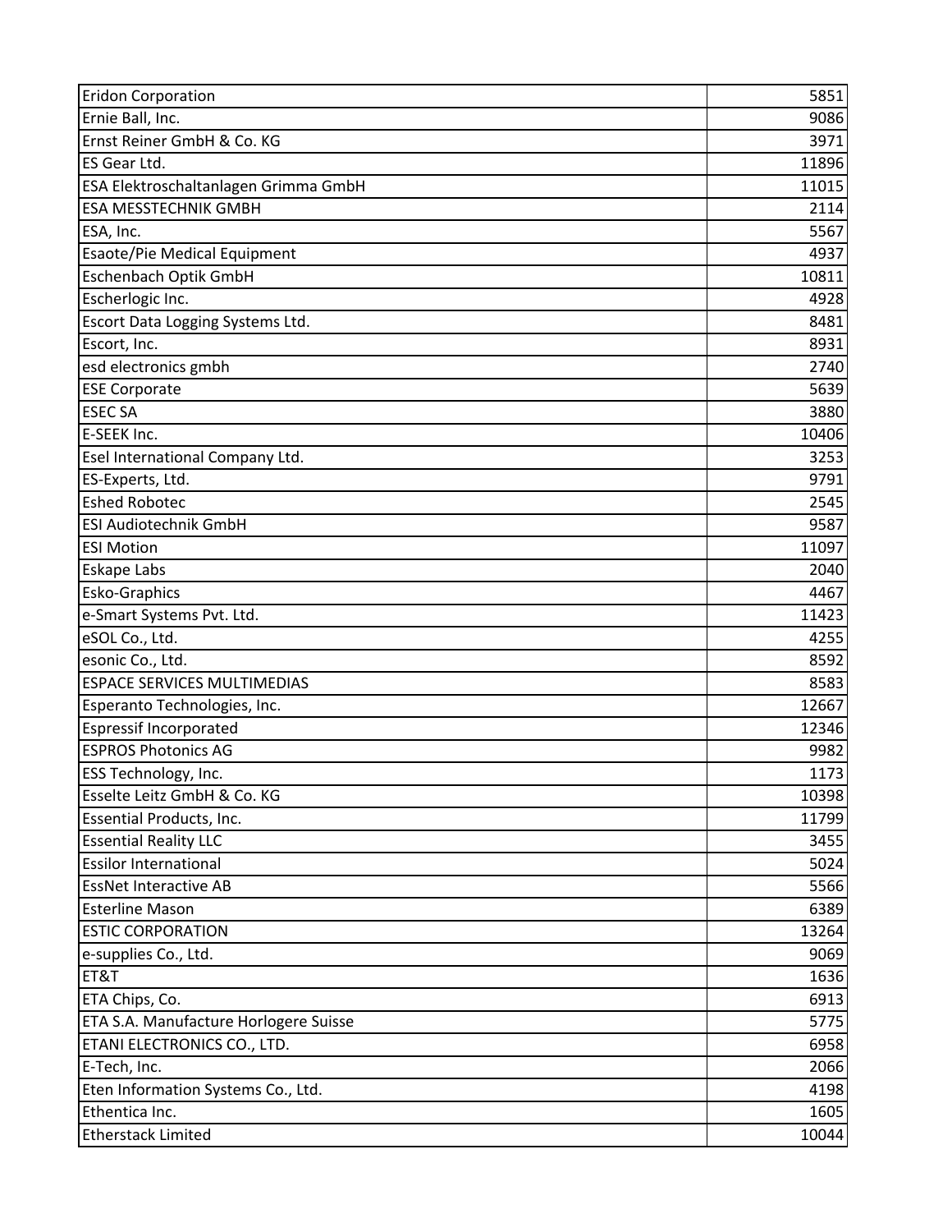| | |
|---|---|
| Eridon Corporation | 5851 |
| Ernie Ball, Inc. | 9086 |
| Ernst Reiner GmbH & Co. KG | 3971 |
| ES Gear Ltd. | 11896 |
| ESA Elektroschaltanlagen Grimma GmbH | 11015 |
| ESA MESSTECHNIK GMBH | 2114 |
| ESA, Inc. | 5567 |
| Esaote/Pie Medical Equipment | 4937 |
| Eschenbach Optik GmbH | 10811 |
| Escherlogic Inc. | 4928 |
| Escort Data Logging Systems Ltd. | 8481 |
| Escort, Inc. | 8931 |
| esd electronics gmbh | 2740 |
| ESE Corporate | 5639 |
| ESEC SA | 3880 |
| E-SEEK Inc. | 10406 |
| Esel International Company Ltd. | 3253 |
| ES-Experts, Ltd. | 9791 |
| Eshed Robotec | 2545 |
| ESI Audiotechnik GmbH | 9587 |
| ESI Motion | 11097 |
| Eskape Labs | 2040 |
| Esko-Graphics | 4467 |
| e-Smart Systems Pvt. Ltd. | 11423 |
| eSOL Co., Ltd. | 4255 |
| esonic Co., Ltd. | 8592 |
| ESPACE SERVICES MULTIMEDIAS | 8583 |
| Esperanto Technologies, Inc. | 12667 |
| Espressif Incorporated | 12346 |
| ESPROS Photonics AG | 9982 |
| ESS Technology, Inc. | 1173 |
| Esselte Leitz GmbH & Co. KG | 10398 |
| Essential Products, Inc. | 11799 |
| Essential Reality LLC | 3455 |
| Essilor International | 5024 |
| EssNet Interactive AB | 5566 |
| Esterline Mason | 6389 |
| ESTIC CORPORATION | 13264 |
| e-supplies Co., Ltd. | 9069 |
| ET&T | 1636 |
| ETA Chips, Co. | 6913 |
| ETA S.A. Manufacture Horlogere Suisse | 5775 |
| ETANI ELECTRONICS CO., LTD. | 6958 |
| E-Tech, Inc. | 2066 |
| Eten Information Systems Co., Ltd. | 4198 |
| Ethentica Inc. | 1605 |
| Etherstack Limited | 10044 |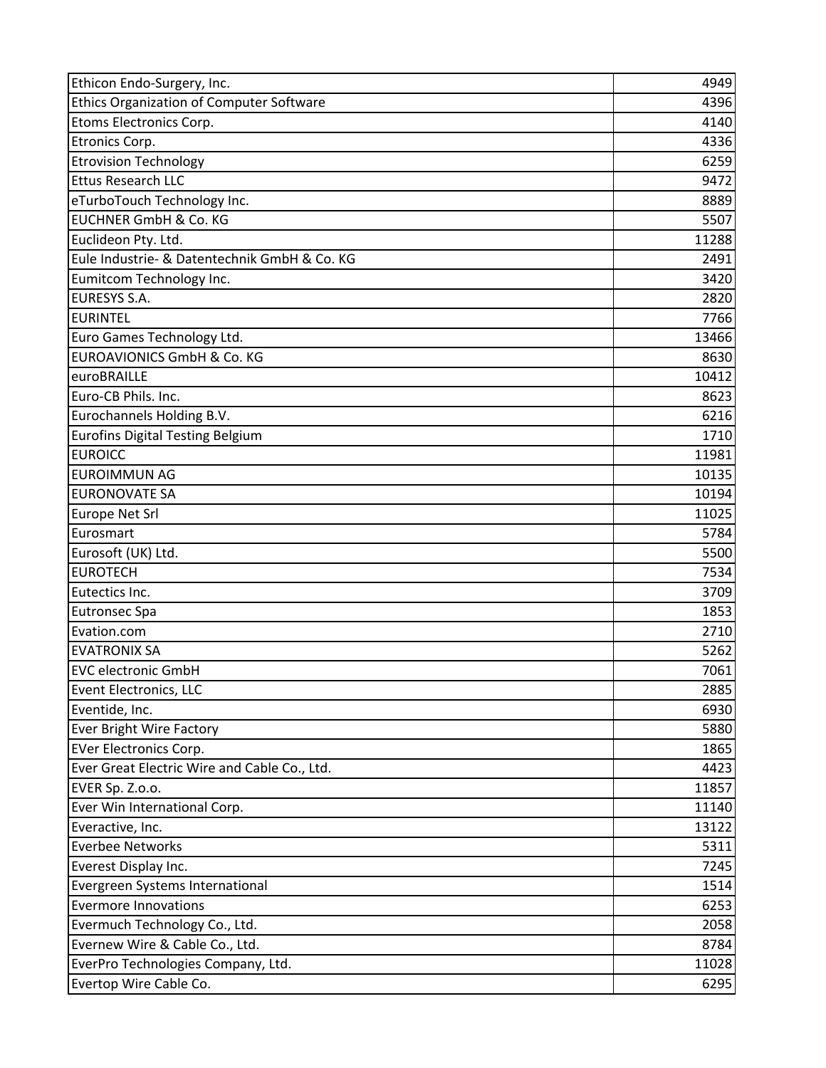| Ethicon Endo-Surgery, Inc. | 4949 |
|---|---|
| Ethics Organization of Computer Software | 4396 |
| Etoms Electronics Corp. | 4140 |
| Etronics Corp. | 4336 |
| Etrovision Technology | 6259 |
| Ettus Research LLC | 9472 |
| eTurboTouch Technology Inc. | 8889 |
| EUCHNER GmbH & Co. KG | 5507 |
| Euclideon Pty. Ltd. | 11288 |
| Eule Industrie- & Datentechnik GmbH & Co. KG | 2491 |
| Eumitcom Technology Inc. | 3420 |
| EURESYS S.A. | 2820 |
| EURINTEL | 7766 |
| Euro Games Technology Ltd. | 13466 |
| EUROAVIONICS GmbH & Co. KG | 8630 |
| euroBRAILLE | 10412 |
| Euro-CB Phils. Inc. | 8623 |
| Eurochannels Holding B.V. | 6216 |
| Eurofins Digital Testing Belgium | 1710 |
| EUROICC | 11981 |
| EUROIMMUN AG | 10135 |
| EURONOVATE SA | 10194 |
| Europe Net Srl | 11025 |
| Eurosmart | 5784 |
| Eurosoft (UK) Ltd. | 5500 |
| EUROTECH | 7534 |
| Eutectics Inc. | 3709 |
| Eutronsec Spa | 1853 |
| Evation.com | 2710 |
| EVATRONIX SA | 5262 |
| EVC electronic GmbH | 7061 |
| Event Electronics, LLC | 2885 |
| Eventide, Inc. | 6930 |
| Ever Bright Wire Factory | 5880 |
| EVer Electronics Corp. | 1865 |
| Ever Great Electric Wire and Cable Co., Ltd. | 4423 |
| EVER Sp. Z.o.o. | 11857 |
| Ever Win International Corp. | 11140 |
| Everactive, Inc. | 13122 |
| Everbee Networks | 5311 |
| Everest Display Inc. | 7245 |
| Evergreen Systems International | 1514 |
| Evermore Innovations | 6253 |
| Evermuch Technology Co., Ltd. | 2058 |
| Evernew Wire & Cable Co., Ltd. | 8784 |
| EverPro Technologies Company, Ltd. | 11028 |
| Evertop Wire Cable Co. | 6295 |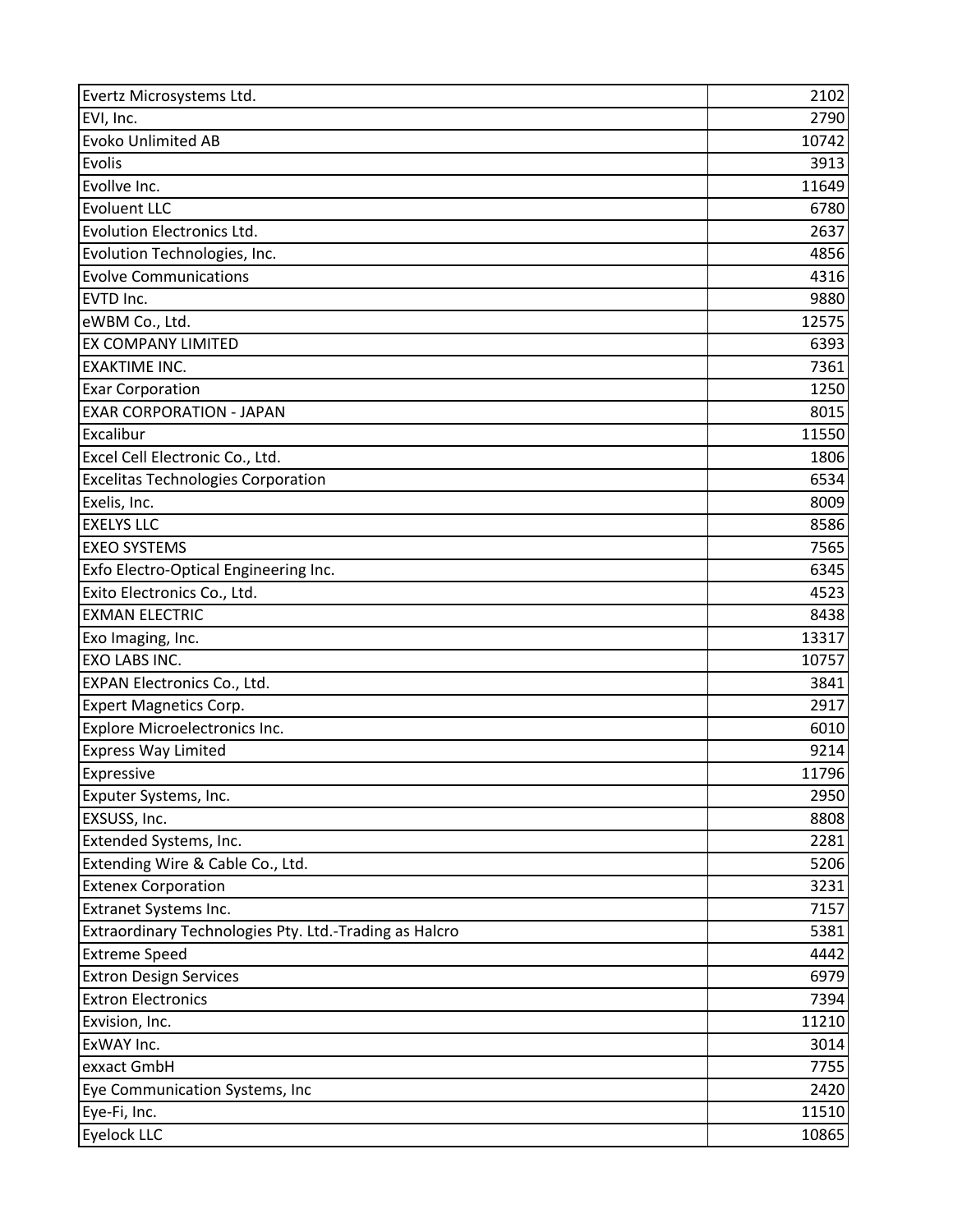| | |
|---|---|
| Evertz Microsystems Ltd. | 2102 |
| EVI, Inc. | 2790 |
| Evoko Unlimited AB | 10742 |
| Evolis | 3913 |
| Evollve Inc. | 11649 |
| Evoluent LLC | 6780 |
| Evolution Electronics Ltd. | 2637 |
| Evolution Technologies, Inc. | 4856 |
| Evolve Communications | 4316 |
| EVTD Inc. | 9880 |
| eWBM Co., Ltd. | 12575 |
| EX COMPANY LIMITED | 6393 |
| EXAKTIME INC. | 7361 |
| Exar Corporation | 1250 |
| EXAR CORPORATION - JAPAN | 8015 |
| Excalibur | 11550 |
| Excel Cell Electronic Co., Ltd. | 1806 |
| Excelitas Technologies Corporation | 6534 |
| Exelis, Inc. | 8009 |
| EXELYS LLC | 8586 |
| EXEO SYSTEMS | 7565 |
| Exfo Electro-Optical Engineering Inc. | 6345 |
| Exito Electronics Co., Ltd. | 4523 |
| EXMAN ELECTRIC | 8438 |
| Exo Imaging, Inc. | 13317 |
| EXO LABS INC. | 10757 |
| EXPAN Electronics Co., Ltd. | 3841 |
| Expert Magnetics Corp. | 2917 |
| Explore Microelectronics Inc. | 6010 |
| Express Way Limited | 9214 |
| Expressive | 11796 |
| Exputer Systems, Inc. | 2950 |
| EXSUSS, Inc. | 8808 |
| Extended Systems, Inc. | 2281 |
| Extending Wire & Cable Co., Ltd. | 5206 |
| Extenex Corporation | 3231 |
| Extranet Systems Inc. | 7157 |
| Extraordinary Technologies Pty. Ltd.-Trading as Halcro | 5381 |
| Extreme Speed | 4442 |
| Extron Design Services | 6979 |
| Extron Electronics | 7394 |
| Exvision, Inc. | 11210 |
| ExWAY Inc. | 3014 |
| exxact GmbH | 7755 |
| Eye Communication Systems, Inc | 2420 |
| Eye-Fi, Inc. | 11510 |
| Eyelock LLC | 10865 |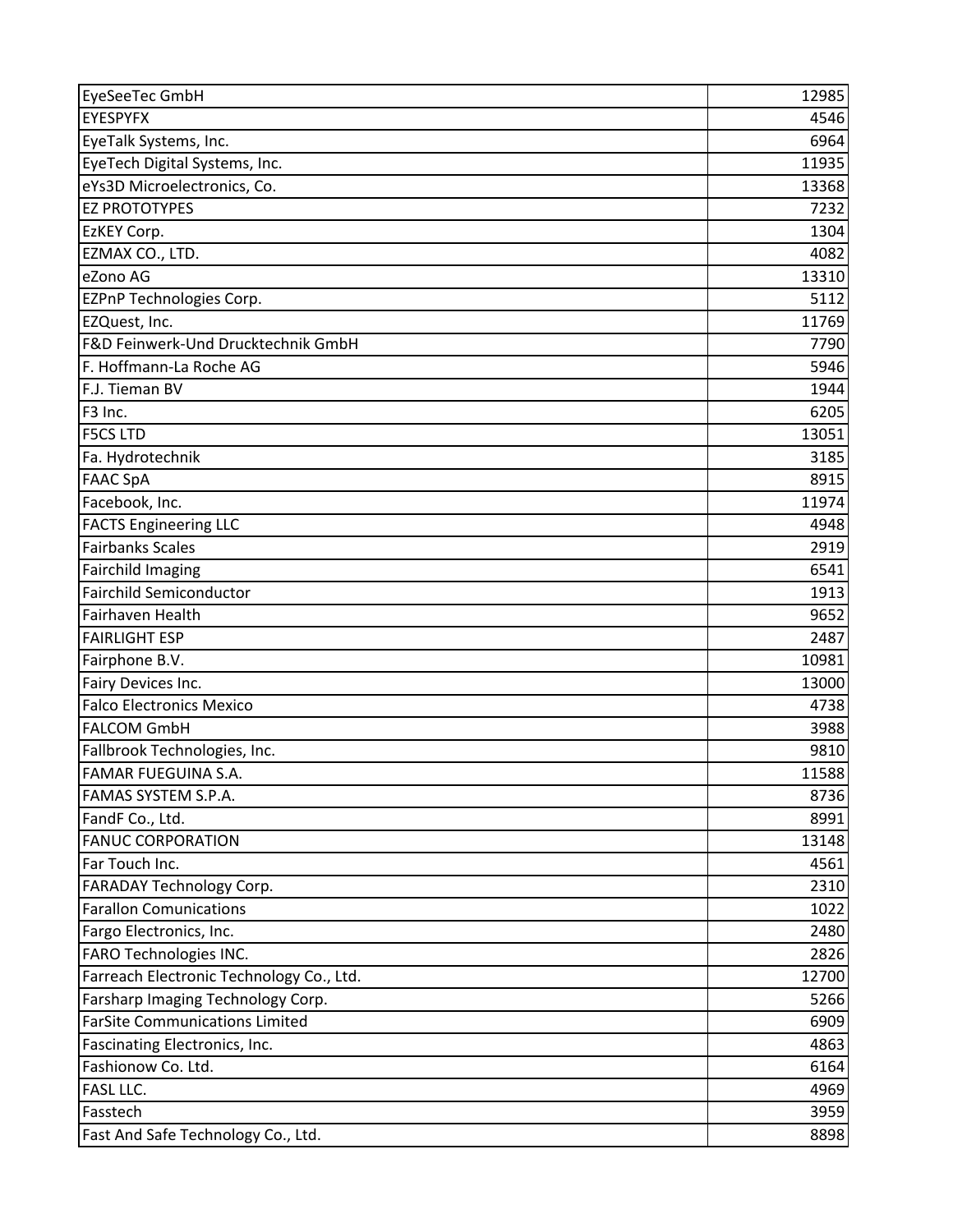| | |
|---|---|
| EyeSeeTec GmbH | 12985 |
| EYESPYFX | 4546 |
| EyeTalk Systems, Inc. | 6964 |
| EyeTech Digital Systems, Inc. | 11935 |
| eYs3D Microelectronics, Co. | 13368 |
| EZ PROTOTYPES | 7232 |
| EzKEY Corp. | 1304 |
| EZMAX CO., LTD. | 4082 |
| eZono AG | 13310 |
| EZPnP Technologies Corp. | 5112 |
| EZQuest, Inc. | 11769 |
| F&D Feinwerk-Und Drucktechnik GmbH | 7790 |
| F. Hoffmann-La Roche AG | 5946 |
| F.J. Tieman BV | 1944 |
| F3 Inc. | 6205 |
| F5CS LTD | 13051 |
| Fa. Hydrotechnik | 3185 |
| FAAC SpA | 8915 |
| Facebook, Inc. | 11974 |
| FACTS Engineering LLC | 4948 |
| Fairbanks Scales | 2919 |
| Fairchild Imaging | 6541 |
| Fairchild Semiconductor | 1913 |
| Fairhaven Health | 9652 |
| FAIRLIGHT ESP | 2487 |
| Fairphone B.V. | 10981 |
| Fairy Devices Inc. | 13000 |
| Falco Electronics Mexico | 4738 |
| FALCOM GmbH | 3988 |
| Fallbrook Technologies, Inc. | 9810 |
| FAMAR FUEGUINA S.A. | 11588 |
| FAMAS SYSTEM S.P.A. | 8736 |
| FandF Co., Ltd. | 8991 |
| FANUC CORPORATION | 13148 |
| Far Touch Inc. | 4561 |
| FARADAY Technology Corp. | 2310 |
| Farallon Comunications | 1022 |
| Fargo Electronics, Inc. | 2480 |
| FARO Technologies INC. | 2826 |
| Farreach Electronic Technology Co., Ltd. | 12700 |
| Farsharp Imaging Technology Corp. | 5266 |
| FarSite Communications Limited | 6909 |
| Fascinating Electronics, Inc. | 4863 |
| Fashionow Co. Ltd. | 6164 |
| FASL LLC. | 4969 |
| Fasstech | 3959 |
| Fast And Safe Technology Co., Ltd. | 8898 |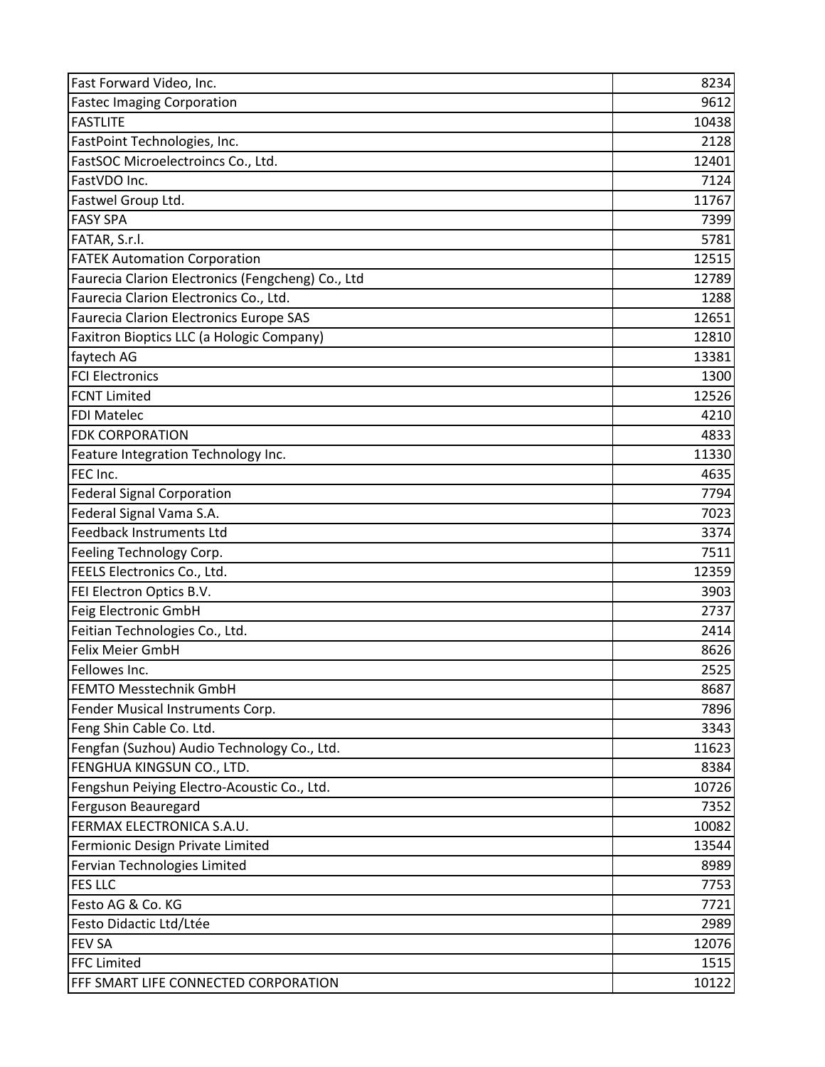| | |
|---|---|
| Fast Forward Video, Inc. | 8234 |
| Fastec Imaging Corporation | 9612 |
| FASTLITE | 10438 |
| FastPoint Technologies, Inc. | 2128 |
| FastSOC Microelectroincs Co., Ltd. | 12401 |
| FastVDO Inc. | 7124 |
| Fastwel Group Ltd. | 11767 |
| FASY SPA | 7399 |
| FATAR, S.r.l. | 5781 |
| FATEK Automation Corporation | 12515 |
| Faurecia Clarion Electronics (Fengcheng) Co., Ltd | 12789 |
| Faurecia Clarion Electronics Co., Ltd. | 1288 |
| Faurecia Clarion Electronics Europe SAS | 12651 |
| Faxitron Bioptics LLC (a Hologic Company) | 12810 |
| faytech AG | 13381 |
| FCI Electronics | 1300 |
| FCNT Limited | 12526 |
| FDI Matelec | 4210 |
| FDK CORPORATION | 4833 |
| Feature Integration Technology Inc. | 11330 |
| FEC Inc. | 4635 |
| Federal Signal Corporation | 7794 |
| Federal Signal Vama S.A. | 7023 |
| Feedback Instruments Ltd | 3374 |
| Feeling Technology Corp. | 7511 |
| FEELS Electronics Co., Ltd. | 12359 |
| FEI Electron Optics B.V. | 3903 |
| Feig Electronic GmbH | 2737 |
| Feitian Technologies Co., Ltd. | 2414 |
| Felix Meier GmbH | 8626 |
| Fellowes Inc. | 2525 |
| FEMTO Messtechnik GmbH | 8687 |
| Fender Musical Instruments Corp. | 7896 |
| Feng Shin Cable Co. Ltd. | 3343 |
| Fengfan (Suzhou) Audio Technology Co., Ltd. | 11623 |
| FENGHUA KINGSUN CO., LTD. | 8384 |
| Fengshun Peiying Electro-Acoustic Co., Ltd. | 10726 |
| Ferguson Beauregard | 7352 |
| FERMAX ELECTRONICA S.A.U. | 10082 |
| Fermionic Design Private Limited | 13544 |
| Fervian Technologies Limited | 8989 |
| FES LLC | 7753 |
| Festo AG & Co. KG | 7721 |
| Festo Didactic Ltd/Ltée | 2989 |
| FEV SA | 12076 |
| FFC Limited | 1515 |
| FFF SMART LIFE CONNECTED CORPORATION | 10122 |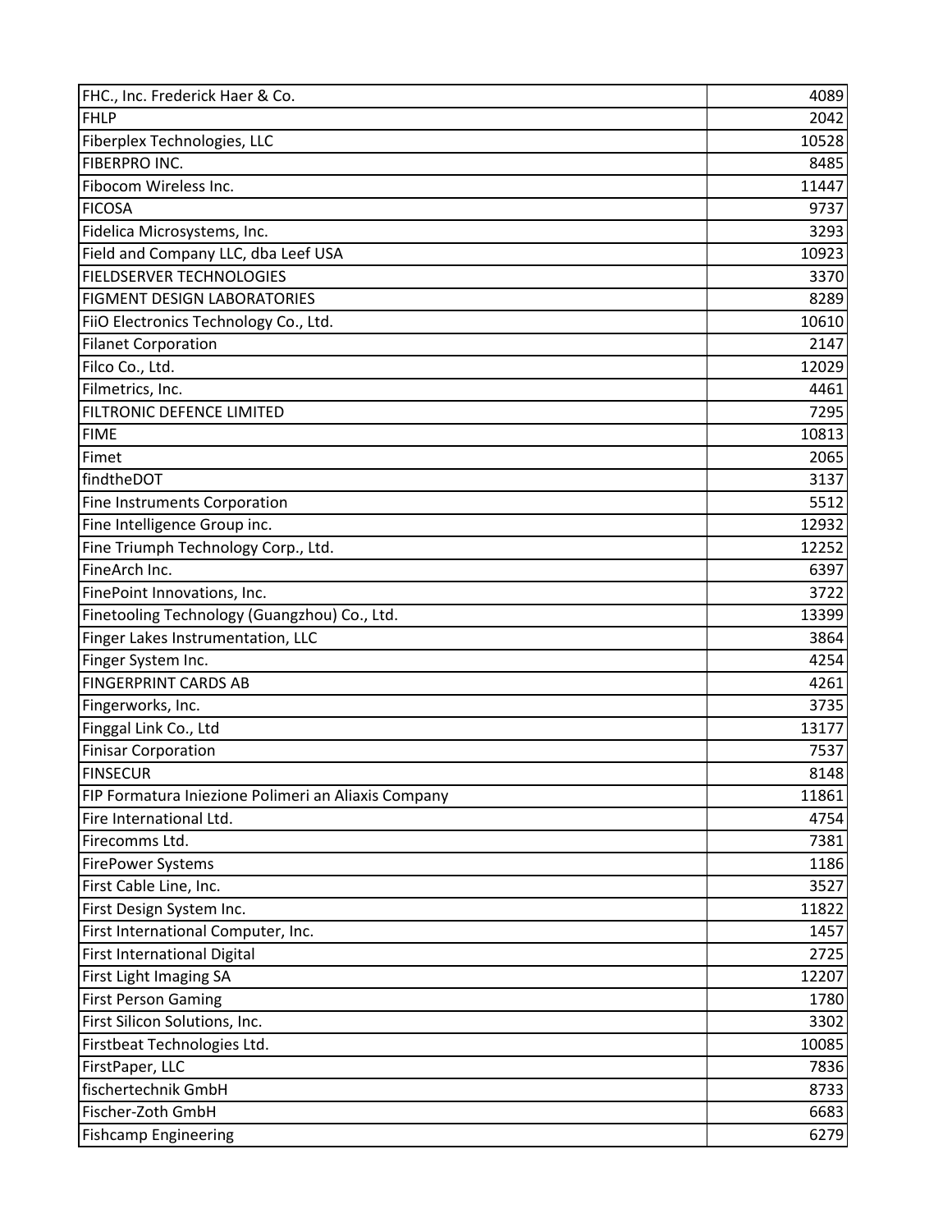| | |
|---|---|
| FHC., Inc. Frederick Haer & Co. | 4089 |
| FHLP | 2042 |
| Fiberplex Technologies, LLC | 10528 |
| FIBERPRO INC. | 8485 |
| Fibocom Wireless Inc. | 11447 |
| FICOSA | 9737 |
| Fidelica Microsystems, Inc. | 3293 |
| Field and Company LLC, dba Leef USA | 10923 |
| FIELDSERVER TECHNOLOGIES | 3370 |
| FIGMENT DESIGN LABORATORIES | 8289 |
| FiiO Electronics Technology Co., Ltd. | 10610 |
| Filanet Corporation | 2147 |
| Filco Co., Ltd. | 12029 |
| Filmetrics, Inc. | 4461 |
| FILTRONIC DEFENCE LIMITED | 7295 |
| FIME | 10813 |
| Fimet | 2065 |
| findtheDOT | 3137 |
| Fine Instruments Corporation | 5512 |
| Fine Intelligence Group inc. | 12932 |
| Fine Triumph Technology Corp., Ltd. | 12252 |
| FineArch Inc. | 6397 |
| FinePoint Innovations, Inc. | 3722 |
| Finetooling Technology (Guangzhou) Co., Ltd. | 13399 |
| Finger Lakes Instrumentation, LLC | 3864 |
| Finger System Inc. | 4254 |
| FINGERPRINT CARDS AB | 4261 |
| Fingerworks, Inc. | 3735 |
| Finggal Link Co., Ltd | 13177 |
| Finisar Corporation | 7537 |
| FINSECUR | 8148 |
| FIP Formatura Iniezione Polimeri an Aliaxis Company | 11861 |
| Fire International Ltd. | 4754 |
| Firecomms Ltd. | 7381 |
| FirePower Systems | 1186 |
| First Cable Line, Inc. | 3527 |
| First Design System Inc. | 11822 |
| First International Computer, Inc. | 1457 |
| First International Digital | 2725 |
| First Light Imaging SA | 12207 |
| First Person Gaming | 1780 |
| First Silicon Solutions, Inc. | 3302 |
| Firstbeat Technologies Ltd. | 10085 |
| FirstPaper, LLC | 7836 |
| fischertechnik GmbH | 8733 |
| Fischer-Zoth GmbH | 6683 |
| Fishcamp Engineering | 6279 |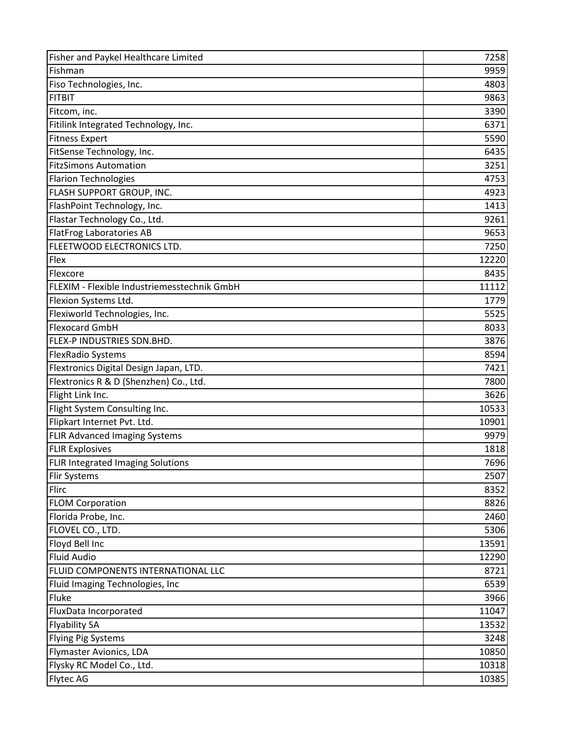| | |
|---|---|
| Fisher and Paykel Healthcare Limited | 7258 |
| Fishman | 9959 |
| Fiso Technologies, Inc. | 4803 |
| FITBIT | 9863 |
| Fitcom, inc. | 3390 |
| Fitilink Integrated Technology, Inc. | 6371 |
| Fitness Expert | 5590 |
| FitSense Technology, Inc. | 6435 |
| FitzSimons Automation | 3251 |
| Flarion Technologies | 4753 |
| FLASH SUPPORT GROUP, INC. | 4923 |
| FlashPoint Technology, Inc. | 1413 |
| Flastar Technology Co., Ltd. | 9261 |
| FlatFrog Laboratories AB | 9653 |
| FLEETWOOD ELECTRONICS LTD. | 7250 |
| Flex | 12220 |
| Flexcore | 8435 |
| FLEXIM - Flexible Industriemesstechnik GmbH | 11112 |
| Flexion Systems Ltd. | 1779 |
| Flexiworld Technologies, Inc. | 5525 |
| Flexocard GmbH | 8033 |
| FLEX-P INDUSTRIES SDN.BHD. | 3876 |
| FlexRadio Systems | 8594 |
| Flextronics Digital Design Japan, LTD. | 7421 |
| Flextronics R & D (Shenzhen) Co., Ltd. | 7800 |
| Flight Link Inc. | 3626 |
| Flight System Consulting Inc. | 10533 |
| Flipkart Internet Pvt. Ltd. | 10901 |
| FLIR Advanced Imaging Systems | 9979 |
| FLIR Explosives | 1818 |
| FLIR Integrated Imaging Solutions | 7696 |
| Flir Systems | 2507 |
| Flirc | 8352 |
| FLOM Corporation | 8826 |
| Florida Probe, Inc. | 2460 |
| FLOVEL CO., LTD. | 5306 |
| Floyd Bell Inc | 13591 |
| Fluid Audio | 12290 |
| FLUID COMPONENTS INTERNATIONAL LLC | 8721 |
| Fluid Imaging Technologies, Inc | 6539 |
| Fluke | 3966 |
| FluxData Incorporated | 11047 |
| Flyability SA | 13532 |
| Flying Pig Systems | 3248 |
| Flymaster Avionics, LDA | 10850 |
| Flysky RC Model Co., Ltd. | 10318 |
| Flytec AG | 10385 |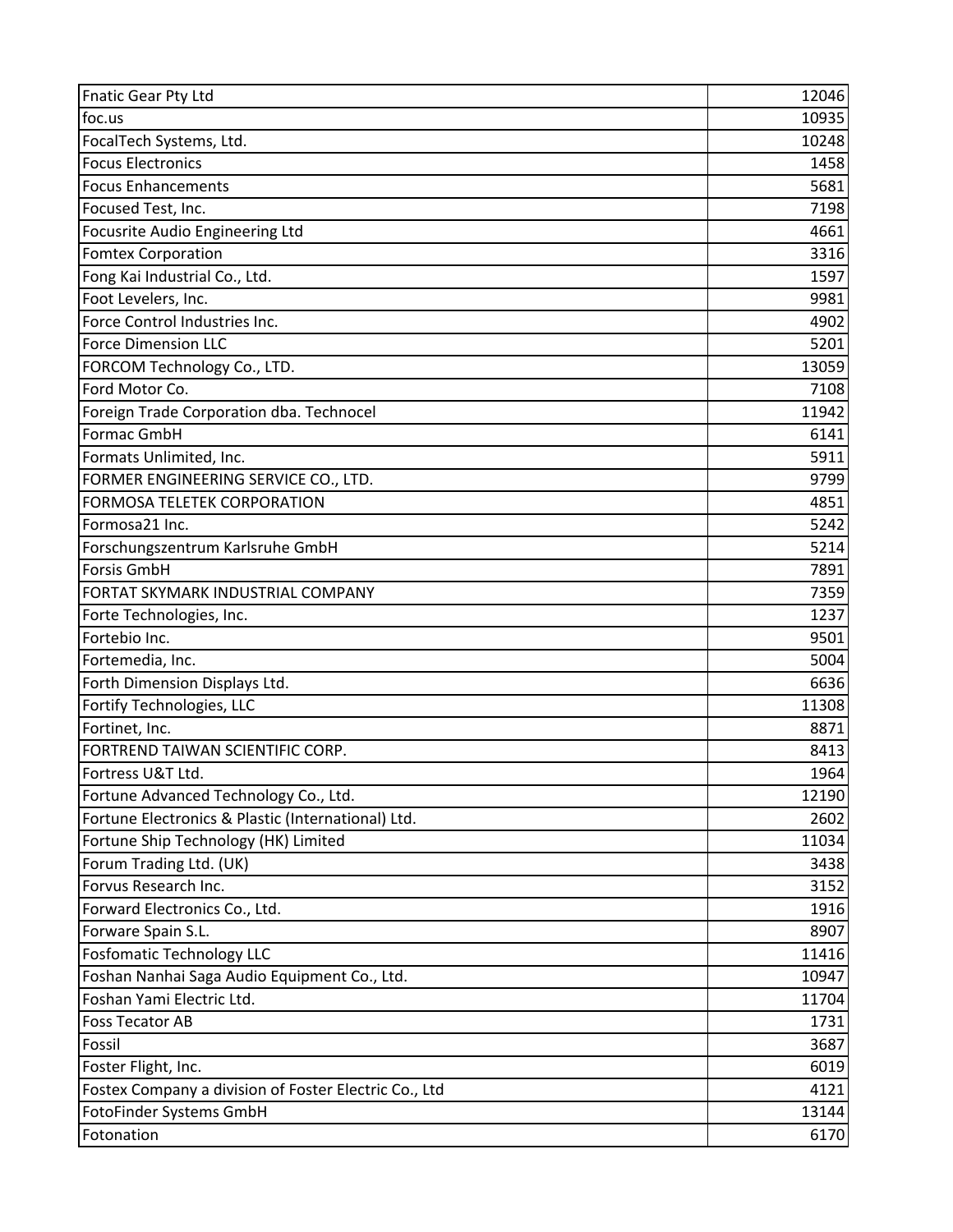| | |
|---|---|
| Fnatic Gear Pty Ltd | 12046 |
| foc.us | 10935 |
| FocalTech Systems, Ltd. | 10248 |
| Focus Electronics | 1458 |
| Focus Enhancements | 5681 |
| Focused Test, Inc. | 7198 |
| Focusrite Audio Engineering Ltd | 4661 |
| Fomtex Corporation | 3316 |
| Fong Kai Industrial Co., Ltd. | 1597 |
| Foot Levelers, Inc. | 9981 |
| Force Control Industries Inc. | 4902 |
| Force Dimension LLC | 5201 |
| FORCOM Technology Co., LTD. | 13059 |
| Ford Motor Co. | 7108 |
| Foreign Trade Corporation dba. Technocel | 11942 |
| Formac GmbH | 6141 |
| Formats Unlimited, Inc. | 5911 |
| FORMER ENGINEERING SERVICE CO., LTD. | 9799 |
| FORMOSA TELETEK CORPORATION | 4851 |
| Formosa21 Inc. | 5242 |
| Forschungszentrum Karlsruhe GmbH | 5214 |
| Forsis GmbH | 7891 |
| FORTAT SKYMARK INDUSTRIAL COMPANY | 7359 |
| Forte Technologies, Inc. | 1237 |
| Fortebio Inc. | 9501 |
| Fortemedia, Inc. | 5004 |
| Forth Dimension Displays Ltd. | 6636 |
| Fortify Technologies, LLC | 11308 |
| Fortinet, Inc. | 8871 |
| FORTREND TAIWAN SCIENTIFIC CORP. | 8413 |
| Fortress U&T Ltd. | 1964 |
| Fortune Advanced Technology Co., Ltd. | 12190 |
| Fortune Electronics & Plastic (International) Ltd. | 2602 |
| Fortune Ship Technology (HK) Limited | 11034 |
| Forum Trading Ltd. (UK) | 3438 |
| Forvus Research Inc. | 3152 |
| Forward Electronics Co., Ltd. | 1916 |
| Forware Spain S.L. | 8907 |
| Fosfomatic Technology LLC | 11416 |
| Foshan Nanhai Saga Audio Equipment Co., Ltd. | 10947 |
| Foshan Yami Electric Ltd. | 11704 |
| Foss Tecator AB | 1731 |
| Fossil | 3687 |
| Foster Flight, Inc. | 6019 |
| Fostex Company a division of Foster Electric Co., Ltd | 4121 |
| FotoFinder Systems GmbH | 13144 |
| Fotonation | 6170 |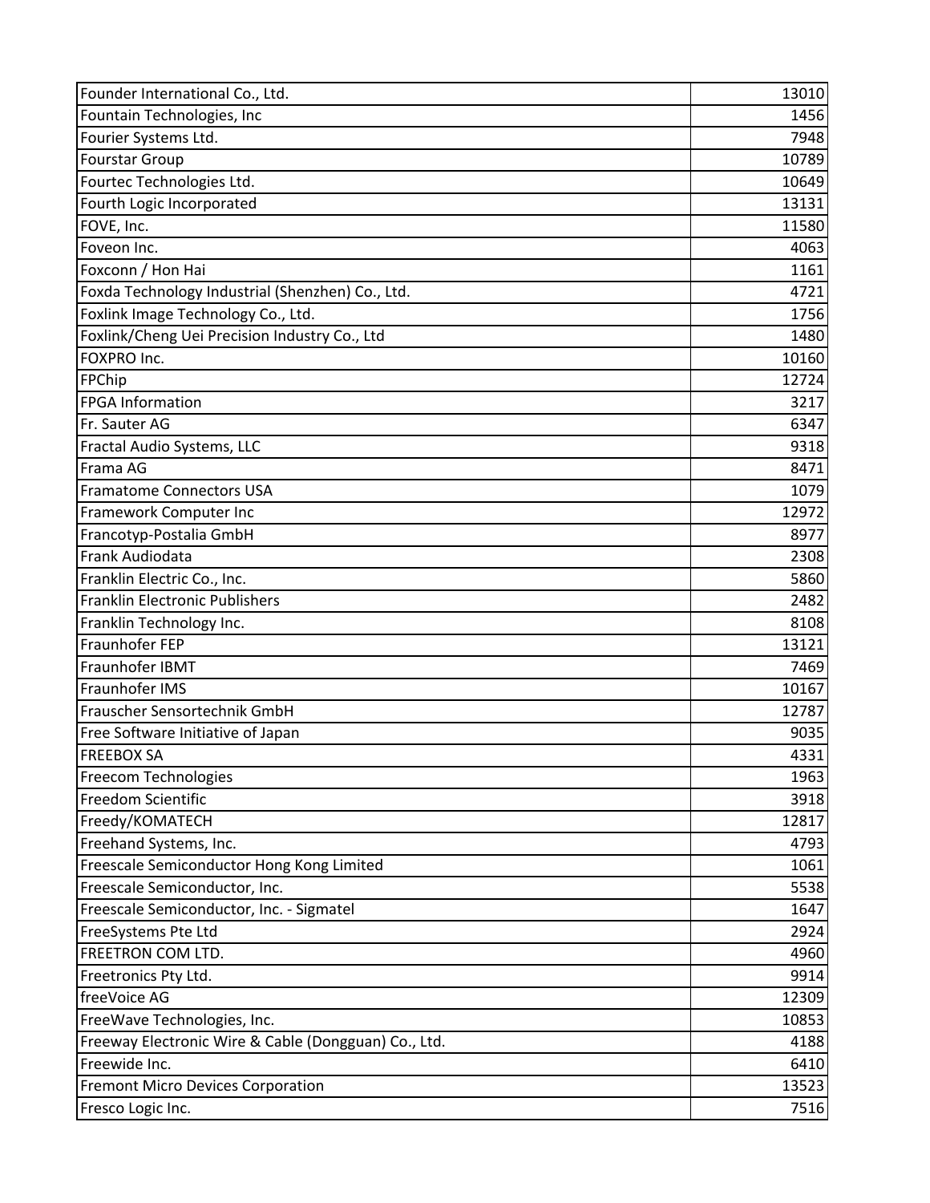| | |
|---|---|
| Founder International Co., Ltd. | 13010 |
| Fountain Technologies, Inc | 1456 |
| Fourier Systems Ltd. | 7948 |
| Fourstar Group | 10789 |
| Fourtec Technologies Ltd. | 10649 |
| Fourth Logic Incorporated | 13131 |
| FOVE, Inc. | 11580 |
| Foveon Inc. | 4063 |
| Foxconn / Hon Hai | 1161 |
| Foxda Technology Industrial (Shenzhen) Co., Ltd. | 4721 |
| Foxlink Image Technology Co., Ltd. | 1756 |
| Foxlink/Cheng Uei Precision Industry Co., Ltd | 1480 |
| FOXPRO Inc. | 10160 |
| FPChip | 12724 |
| FPGA Information | 3217 |
| Fr. Sauter AG | 6347 |
| Fractal Audio Systems, LLC | 9318 |
| Frama AG | 8471 |
| Framatome Connectors USA | 1079 |
| Framework Computer Inc | 12972 |
| Francotyp-Postalia GmbH | 8977 |
| Frank Audiodata | 2308 |
| Franklin Electric Co., Inc. | 5860 |
| Franklin Electronic Publishers | 2482 |
| Franklin Technology Inc. | 8108 |
| Fraunhofer FEP | 13121 |
| Fraunhofer IBMT | 7469 |
| Fraunhofer IMS | 10167 |
| Frauscher Sensortechnik GmbH | 12787 |
| Free Software Initiative of Japan | 9035 |
| FREEBOX SA | 4331 |
| Freecom Technologies | 1963 |
| Freedom Scientific | 3918 |
| Freedy/KOMATECH | 12817 |
| Freehand Systems, Inc. | 4793 |
| Freescale Semiconductor Hong Kong Limited | 1061 |
| Freescale Semiconductor, Inc. | 5538 |
| Freescale Semiconductor, Inc. - Sigmatel | 1647 |
| FreeSystems Pte Ltd | 2924 |
| FREETRON COM LTD. | 4960 |
| Freetronics Pty Ltd. | 9914 |
| freeVoice AG | 12309 |
| FreeWave Technologies, Inc. | 10853 |
| Freeway Electronic Wire & Cable (Dongguan) Co., Ltd. | 4188 |
| Freewide Inc. | 6410 |
| Fremont Micro Devices Corporation | 13523 |
| Fresco Logic Inc. | 7516 |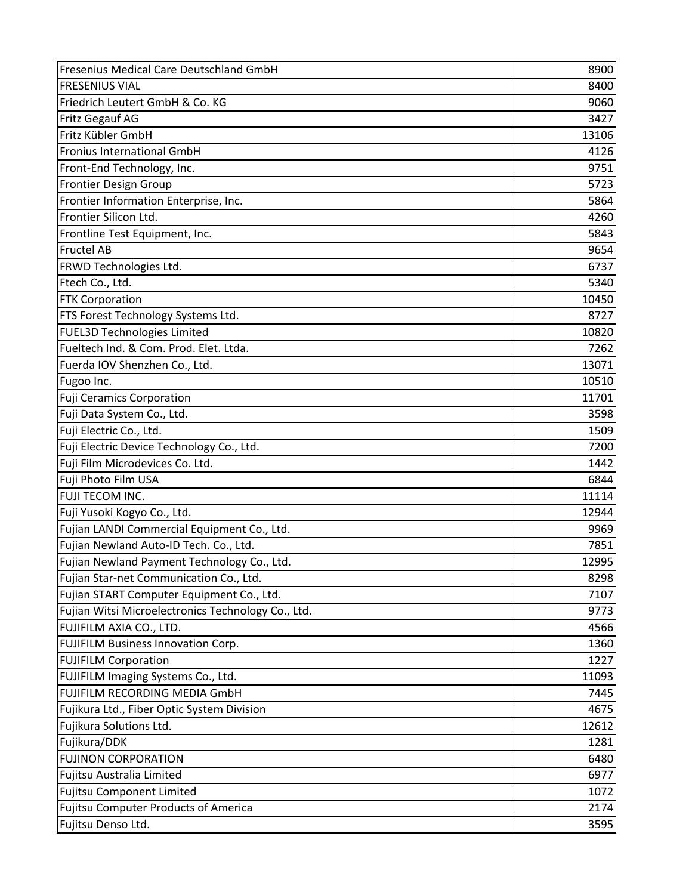| | |
|---|---|
| Fresenius Medical Care Deutschland GmbH | 8900 |
| FRESENIUS VIAL | 8400 |
| Friedrich Leutert GmbH & Co. KG | 9060 |
| Fritz Gegauf AG | 3427 |
| Fritz Kübler GmbH | 13106 |
| Fronius International GmbH | 4126 |
| Front-End Technology, Inc. | 9751 |
| Frontier Design Group | 5723 |
| Frontier Information Enterprise, Inc. | 5864 |
| Frontier Silicon Ltd. | 4260 |
| Frontline Test Equipment, Inc. | 5843 |
| Fructel AB | 9654 |
| FRWD Technologies Ltd. | 6737 |
| Ftech Co., Ltd. | 5340 |
| FTK Corporation | 10450 |
| FTS Forest Technology Systems Ltd. | 8727 |
| FUEL3D Technologies Limited | 10820 |
| Fueltech Ind. & Com. Prod. Elet. Ltda. | 7262 |
| Fuerda IOV Shenzhen Co., Ltd. | 13071 |
| Fugoo Inc. | 10510 |
| Fuji Ceramics Corporation | 11701 |
| Fuji Data System Co., Ltd. | 3598 |
| Fuji Electric Co., Ltd. | 1509 |
| Fuji Electric Device Technology Co., Ltd. | 7200 |
| Fuji Film Microdevices Co. Ltd. | 1442 |
| Fuji Photo Film USA | 6844 |
| FUJI TECOM INC. | 11114 |
| Fuji Yusoki Kogyo Co., Ltd. | 12944 |
| Fujian LANDI Commercial Equipment Co., Ltd. | 9969 |
| Fujian Newland Auto-ID Tech. Co., Ltd. | 7851 |
| Fujian Newland Payment Technology Co., Ltd. | 12995 |
| Fujian Star-net Communication Co., Ltd. | 8298 |
| Fujian START Computer Equipment Co., Ltd. | 7107 |
| Fujian Witsi Microelectronics Technology Co., Ltd. | 9773 |
| FUJIFILM AXIA CO., LTD. | 4566 |
| FUJIFILM Business Innovation Corp. | 1360 |
| FUJIFILM Corporation | 1227 |
| FUJIFILM Imaging Systems Co., Ltd. | 11093 |
| FUJIFILM RECORDING MEDIA GmbH | 7445 |
| Fujikura Ltd., Fiber Optic System Division | 4675 |
| Fujikura Solutions Ltd. | 12612 |
| Fujikura/DDK | 1281 |
| FUJINON CORPORATION | 6480 |
| Fujitsu Australia Limited | 6977 |
| Fujitsu Component Limited | 1072 |
| Fujitsu Computer Products of America | 2174 |
| Fujitsu Denso Ltd. | 3595 |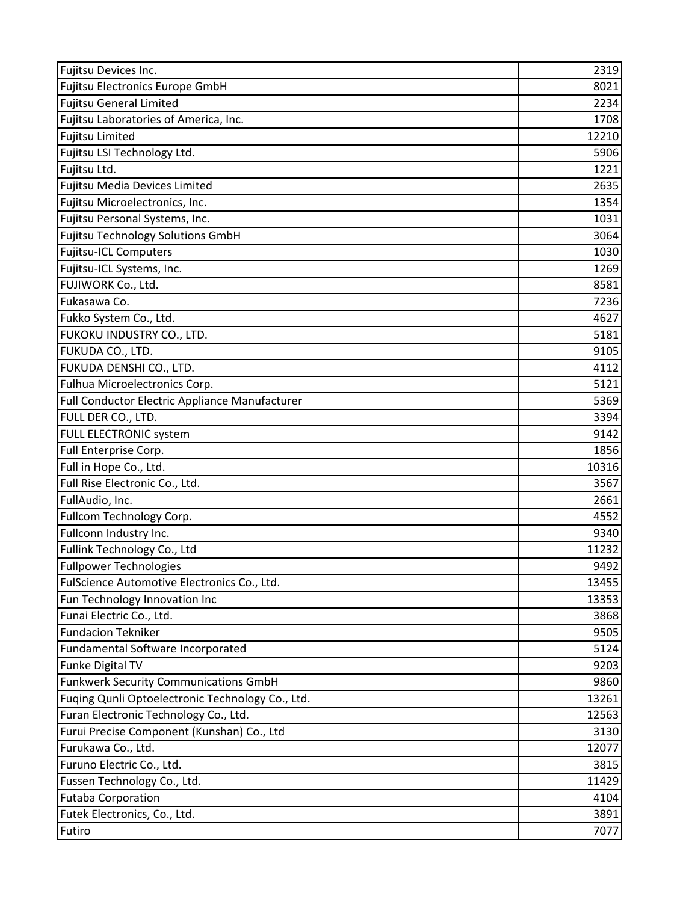| | |
|---|---|
| Fujitsu Devices Inc. | 2319 |
| Fujitsu Electronics Europe GmbH | 8021 |
| Fujitsu General Limited | 2234 |
| Fujitsu Laboratories of America, Inc. | 1708 |
| Fujitsu Limited | 12210 |
| Fujitsu LSI Technology Ltd. | 5906 |
| Fujitsu Ltd. | 1221 |
| Fujitsu Media Devices Limited | 2635 |
| Fujitsu Microelectronics, Inc. | 1354 |
| Fujitsu Personal Systems, Inc. | 1031 |
| Fujitsu Technology Solutions GmbH | 3064 |
| Fujitsu-ICL Computers | 1030 |
| Fujitsu-ICL Systems, Inc. | 1269 |
| FUJIWORK Co., Ltd. | 8581 |
| Fukasawa Co. | 7236 |
| Fukko System Co., Ltd. | 4627 |
| FUKOKU INDUSTRY CO., LTD. | 5181 |
| FUKUDA CO., LTD. | 9105 |
| FUKUDA DENSHI CO., LTD. | 4112 |
| Fulhua Microelectronics Corp. | 5121 |
| Full Conductor Electric Appliance Manufacturer | 5369 |
| FULL DER CO., LTD. | 3394 |
| FULL ELECTRONIC system | 9142 |
| Full Enterprise Corp. | 1856 |
| Full in Hope Co., Ltd. | 10316 |
| Full Rise Electronic Co., Ltd. | 3567 |
| FullAudio, Inc. | 2661 |
| Fullcom Technology Corp. | 4552 |
| Fullconn Industry Inc. | 9340 |
| Fullink Technology Co., Ltd | 11232 |
| Fullpower Technologies | 9492 |
| FulScience Automotive Electronics Co., Ltd. | 13455 |
| Fun Technology Innovation Inc | 13353 |
| Funai Electric Co., Ltd. | 3868 |
| Fundacion Tekniker | 9505 |
| Fundamental Software Incorporated | 5124 |
| Funke Digital TV | 9203 |
| Funkwerk Security Communications GmbH | 9860 |
| Fuqing Qunli Optoelectronic Technology Co., Ltd. | 13261 |
| Furan Electronic Technology Co., Ltd. | 12563 |
| Furui Precise Component (Kunshan) Co., Ltd | 3130 |
| Furukawa Co., Ltd. | 12077 |
| Furuno Electric Co., Ltd. | 3815 |
| Fussen Technology Co., Ltd. | 11429 |
| Futaba Corporation | 4104 |
| Futek Electronics, Co., Ltd. | 3891 |
| Futiro | 7077 |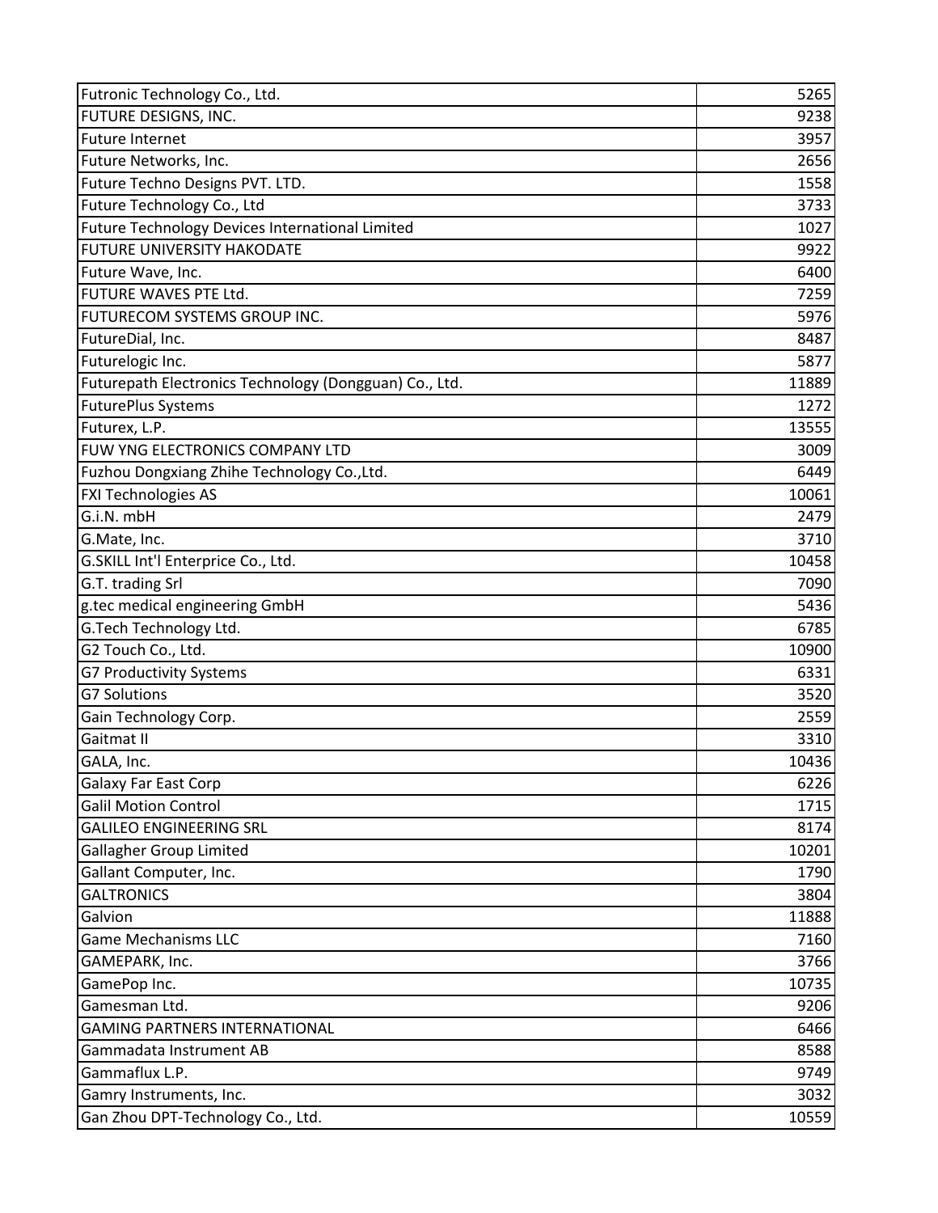| | |
|---|---|
| Futronic Technology Co., Ltd. | 5265 |
| FUTURE DESIGNS, INC. | 9238 |
| Future Internet | 3957 |
| Future Networks, Inc. | 2656 |
| Future Techno Designs PVT. LTD. | 1558 |
| Future Technology Co., Ltd | 3733 |
| Future Technology Devices International Limited | 1027 |
| FUTURE UNIVERSITY HAKODATE | 9922 |
| Future Wave, Inc. | 6400 |
| FUTURE WAVES PTE Ltd. | 7259 |
| FUTURECOM SYSTEMS GROUP INC. | 5976 |
| FutureDial, Inc. | 8487 |
| Futurelogic Inc. | 5877 |
| Futurepath Electronics Technology (Dongguan) Co., Ltd. | 11889 |
| FuturePlus Systems | 1272 |
| Futurex, L.P. | 13555 |
| FUW YNG ELECTRONICS COMPANY LTD | 3009 |
| Fuzhou Dongxiang Zhihe Technology Co.,Ltd. | 6449 |
| FXI Technologies AS | 10061 |
| G.i.N. mbH | 2479 |
| G.Mate, Inc. | 3710 |
| G.SKILL Int'l Enterprice Co., Ltd. | 10458 |
| G.T. trading Srl | 7090 |
| g.tec medical engineering GmbH | 5436 |
| G.Tech Technology Ltd. | 6785 |
| G2 Touch Co., Ltd. | 10900 |
| G7 Productivity Systems | 6331 |
| G7 Solutions | 3520 |
| Gain Technology Corp. | 2559 |
| Gaitmat II | 3310 |
| GALA, Inc. | 10436 |
| Galaxy Far East Corp | 6226 |
| Galil Motion Control | 1715 |
| GALILEO ENGINEERING SRL | 8174 |
| Gallagher Group Limited | 10201 |
| Gallant Computer, Inc. | 1790 |
| GALTRONICS | 3804 |
| Galvion | 11888 |
| Game Mechanisms LLC | 7160 |
| GAMEPARK, Inc. | 3766 |
| GamePop Inc. | 10735 |
| Gamesman Ltd. | 9206 |
| GAMING PARTNERS INTERNATIONAL | 6466 |
| Gammadata Instrument AB | 8588 |
| Gammaflux L.P. | 9749 |
| Gamry Instruments, Inc. | 3032 |
| Gan Zhou DPT-Technology Co., Ltd. | 10559 |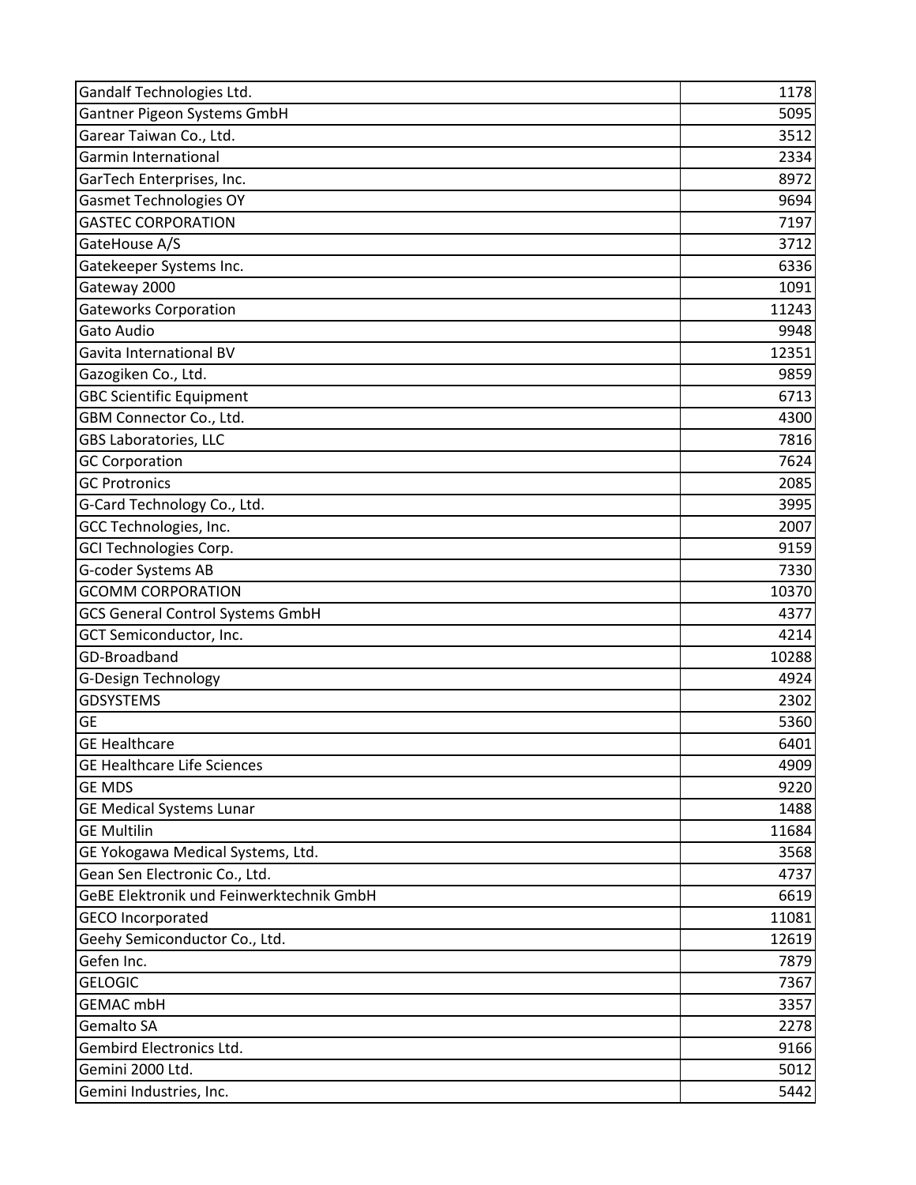| | |
|---|---|
| Gandalf Technologies Ltd. | 1178 |
| Gantner Pigeon Systems GmbH | 5095 |
| Garear Taiwan Co., Ltd. | 3512 |
| Garmin International | 2334 |
| GarTech Enterprises, Inc. | 8972 |
| Gasmet Technologies OY | 9694 |
| GASTEC CORPORATION | 7197 |
| GateHouse A/S | 3712 |
| Gatekeeper Systems Inc. | 6336 |
| Gateway 2000 | 1091 |
| Gateworks Corporation | 11243 |
| Gato Audio | 9948 |
| Gavita International BV | 12351 |
| Gazogiken Co., Ltd. | 9859 |
| GBC Scientific Equipment | 6713 |
| GBM Connector Co., Ltd. | 4300 |
| GBS Laboratories, LLC | 7816 |
| GC Corporation | 7624 |
| GC Protronics | 2085 |
| G-Card Technology Co., Ltd. | 3995 |
| GCC Technologies, Inc. | 2007 |
| GCI Technologies Corp. | 9159 |
| G-coder Systems AB | 7330 |
| GCOMM CORPORATION | 10370 |
| GCS General Control Systems GmbH | 4377 |
| GCT Semiconductor, Inc. | 4214 |
| GD-Broadband | 10288 |
| G-Design Technology | 4924 |
| GDSYSTEMS | 2302 |
| GE | 5360 |
| GE Healthcare | 6401 |
| GE Healthcare Life Sciences | 4909 |
| GE MDS | 9220 |
| GE Medical Systems Lunar | 1488 |
| GE Multilin | 11684 |
| GE Yokogawa Medical Systems, Ltd. | 3568 |
| Gean Sen Electronic Co., Ltd. | 4737 |
| GeBE Elektronik und Feinwerktechnik GmbH | 6619 |
| GECO Incorporated | 11081 |
| Geehy Semiconductor Co., Ltd. | 12619 |
| Gefen Inc. | 7879 |
| GELOGIC | 7367 |
| GEMAC mbH | 3357 |
| Gemalto SA | 2278 |
| Gembird Electronics Ltd. | 9166 |
| Gemini 2000 Ltd. | 5012 |
| Gemini Industries, Inc. | 5442 |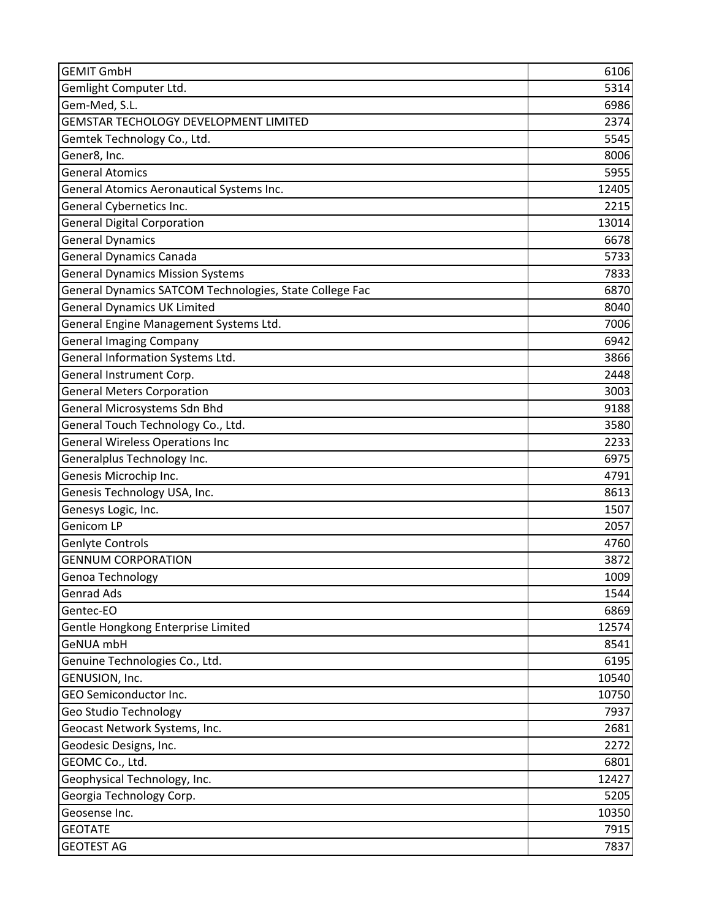| | |
|---|---|
| GEMIT GmbH | 6106 |
| Gemlight Computer Ltd. | 5314 |
| Gem-Med, S.L. | 6986 |
| GEMSTAR TECHOLOGY DEVELOPMENT LIMITED | 2374 |
| Gemtek Technology Co., Ltd. | 5545 |
| Gener8, Inc. | 8006 |
| General Atomics | 5955 |
| General Atomics Aeronautical Systems Inc. | 12405 |
| General Cybernetics Inc. | 2215 |
| General Digital Corporation | 13014 |
| General Dynamics | 6678 |
| General Dynamics Canada | 5733 |
| General Dynamics Mission Systems | 7833 |
| General Dynamics SATCOM Technologies, State College Fac | 6870 |
| General Dynamics UK Limited | 8040 |
| General Engine Management Systems Ltd. | 7006 |
| General Imaging Company | 6942 |
| General Information Systems Ltd. | 3866 |
| General Instrument Corp. | 2448 |
| General Meters Corporation | 3003 |
| General Microsystems Sdn Bhd | 9188 |
| General Touch Technology Co., Ltd. | 3580 |
| General Wireless Operations Inc | 2233 |
| Generalplus Technology Inc. | 6975 |
| Genesis Microchip Inc. | 4791 |
| Genesis Technology USA, Inc. | 8613 |
| Genesys Logic, Inc. | 1507 |
| Genicom LP | 2057 |
| Genlyte Controls | 4760 |
| GENNUM CORPORATION | 3872 |
| Genoa Technology | 1009 |
| Genrad Ads | 1544 |
| Gentec-EO | 6869 |
| Gentle Hongkong Enterprise Limited | 12574 |
| GeNUA mbH | 8541 |
| Genuine Technologies Co., Ltd. | 6195 |
| GENUSION, Inc. | 10540 |
| GEO Semiconductor Inc. | 10750 |
| Geo Studio Technology | 7937 |
| Geocast Network Systems, Inc. | 2681 |
| Geodesic Designs, Inc. | 2272 |
| GEOMC Co., Ltd. | 6801 |
| Geophysical Technology, Inc. | 12427 |
| Georgia Technology Corp. | 5205 |
| Geosense Inc. | 10350 |
| GEOTATE | 7915 |
| GEOTEST AG | 7837 |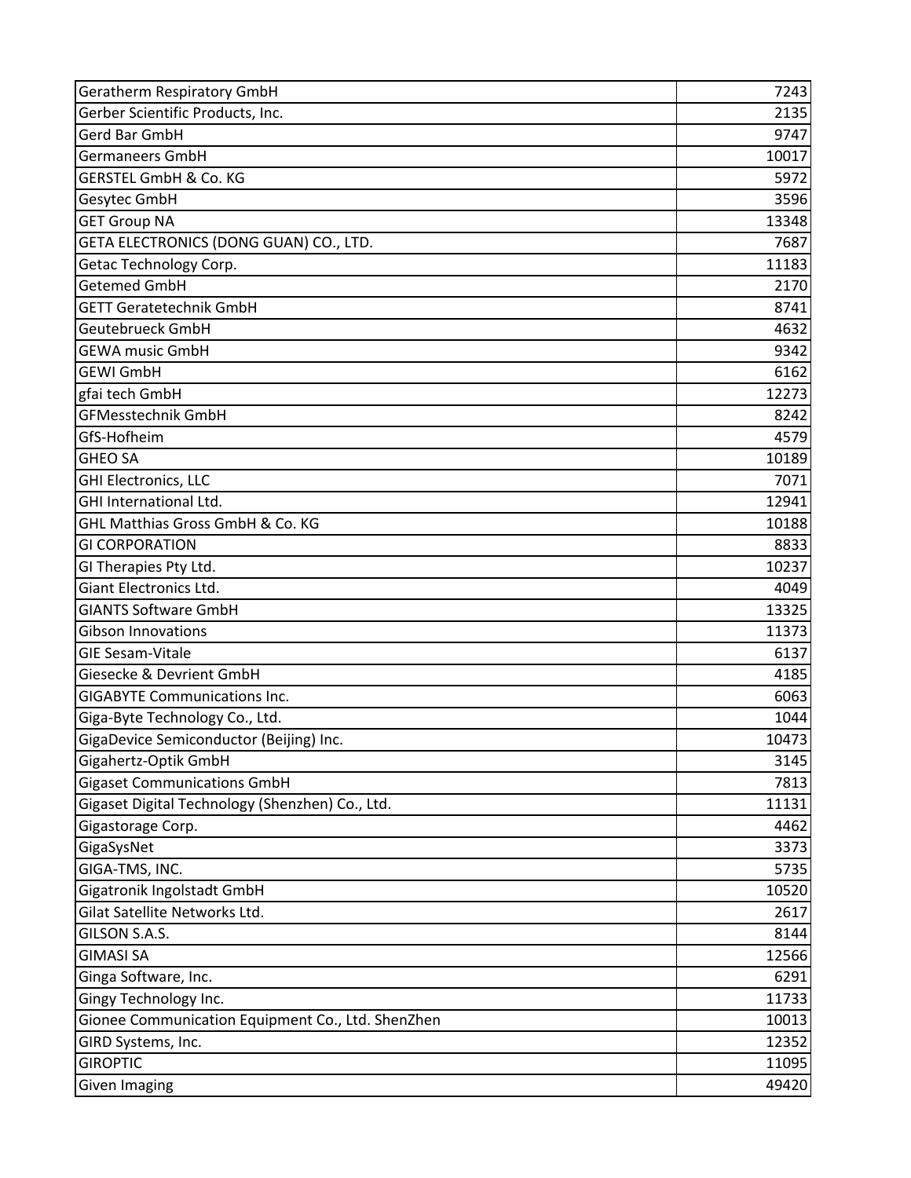| | |
|---|---|
| Geratherm Respiratory GmbH | 7243 |
| Gerber Scientific Products, Inc. | 2135 |
| Gerd Bar GmbH | 9747 |
| Germaneers GmbH | 10017 |
| GERSTEL GmbH & Co. KG | 5972 |
| Gesytec GmbH | 3596 |
| GET Group NA | 13348 |
| GETA ELECTRONICS (DONG GUAN) CO., LTD. | 7687 |
| Getac Technology Corp. | 11183 |
| Getemed GmbH | 2170 |
| GETT Geratetechnik GmbH | 8741 |
| Geutebrueck GmbH | 4632 |
| GEWA music GmbH | 9342 |
| GEWI GmbH | 6162 |
| gfai tech GmbH | 12273 |
| GFMesstechnik GmbH | 8242 |
| GfS-Hofheim | 4579 |
| GHEO SA | 10189 |
| GHI Electronics, LLC | 7071 |
| GHI International Ltd. | 12941 |
| GHL Matthias Gross GmbH & Co. KG | 10188 |
| GI CORPORATION | 8833 |
| GI Therapies Pty Ltd. | 10237 |
| Giant Electronics Ltd. | 4049 |
| GIANTS Software GmbH | 13325 |
| Gibson Innovations | 11373 |
| GIE Sesam-Vitale | 6137 |
| Giesecke & Devrient GmbH | 4185 |
| GIGABYTE Communications Inc. | 6063 |
| Giga-Byte Technology Co., Ltd. | 1044 |
| GigaDevice Semiconductor (Beijing) Inc. | 10473 |
| Gigahertz-Optik GmbH | 3145 |
| Gigaset Communications GmbH | 7813 |
| Gigaset Digital Technology (Shenzhen) Co., Ltd. | 11131 |
| Gigastorage Corp. | 4462 |
| GigaSysNet | 3373 |
| GIGA-TMS, INC. | 5735 |
| Gigatronik Ingolstadt GmbH | 10520 |
| Gilat Satellite Networks Ltd. | 2617 |
| GILSON S.A.S. | 8144 |
| GIMASI SA | 12566 |
| Ginga Software, Inc. | 6291 |
| Gingy Technology Inc. | 11733 |
| Gionee Communication Equipment Co., Ltd. ShenZhen | 10013 |
| GIRD Systems, Inc. | 12352 |
| GIROPTIC | 11095 |
| Given Imaging | 49420 |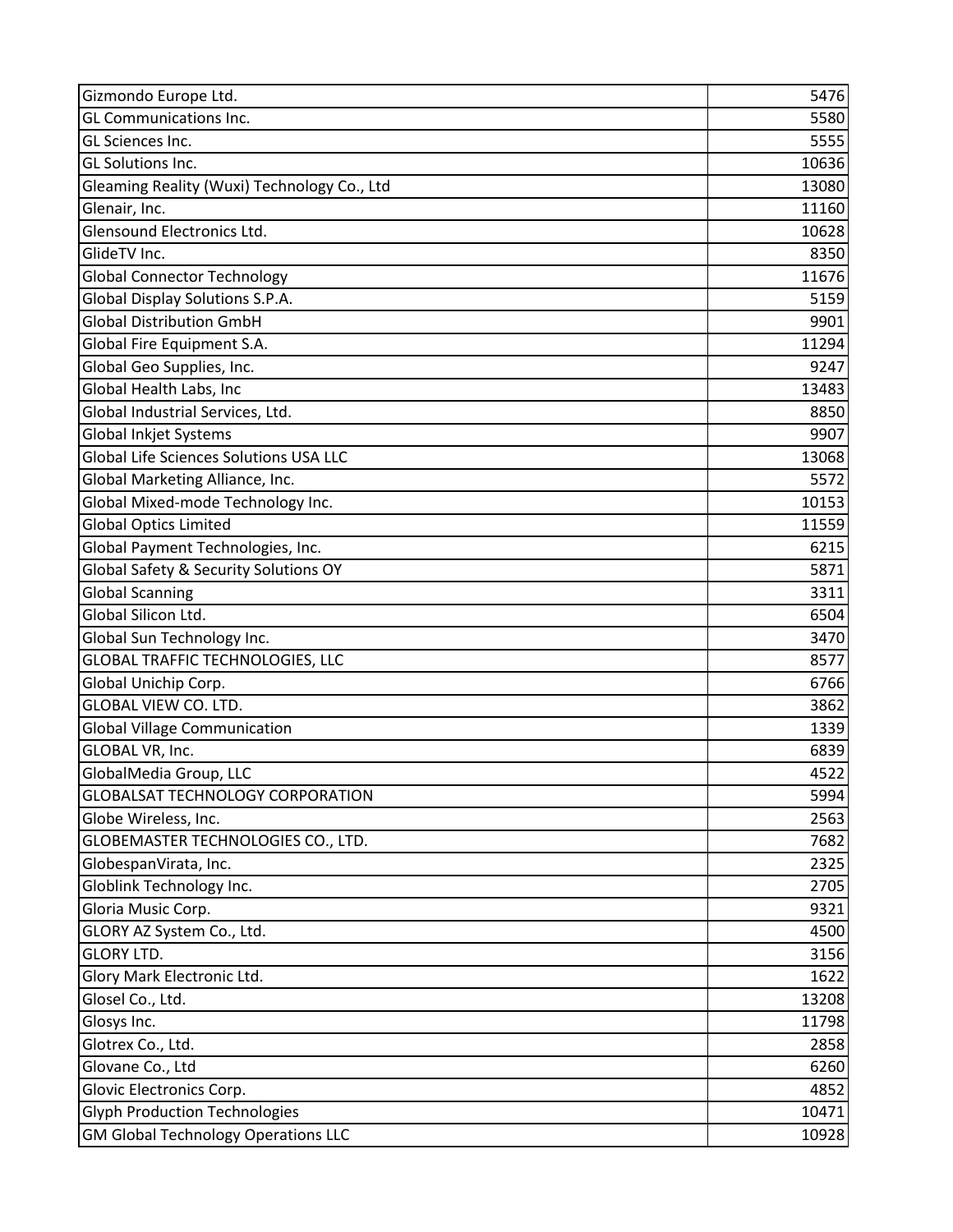| | |
|---|---|
| Gizmondo Europe Ltd. | 5476 |
| GL Communications Inc. | 5580 |
| GL Sciences Inc. | 5555 |
| GL Solutions Inc. | 10636 |
| Gleaming Reality (Wuxi) Technology Co., Ltd | 13080 |
| Glenair, Inc. | 11160 |
| Glensound Electronics Ltd. | 10628 |
| GlideTV Inc. | 8350 |
| Global Connector Technology | 11676 |
| Global Display Solutions S.P.A. | 5159 |
| Global Distribution GmbH | 9901 |
| Global Fire Equipment S.A. | 11294 |
| Global Geo Supplies, Inc. | 9247 |
| Global Health Labs, Inc | 13483 |
| Global Industrial Services, Ltd. | 8850 |
| Global Inkjet Systems | 9907 |
| Global Life Sciences Solutions USA LLC | 13068 |
| Global Marketing Alliance, Inc. | 5572 |
| Global Mixed-mode Technology Inc. | 10153 |
| Global Optics Limited | 11559 |
| Global Payment Technologies, Inc. | 6215 |
| Global Safety & Security Solutions OY | 5871 |
| Global Scanning | 3311 |
| Global Silicon Ltd. | 6504 |
| Global Sun Technology Inc. | 3470 |
| GLOBAL TRAFFIC TECHNOLOGIES, LLC | 8577 |
| Global Unichip Corp. | 6766 |
| GLOBAL VIEW CO. LTD. | 3862 |
| Global Village Communication | 1339 |
| GLOBAL VR, Inc. | 6839 |
| GlobalMedia Group, LLC | 4522 |
| GLOBALSAT TECHNOLOGY CORPORATION | 5994 |
| Globe Wireless, Inc. | 2563 |
| GLOBEMASTER TECHNOLOGIES CO., LTD. | 7682 |
| GlobespanVirata, Inc. | 2325 |
| Globlink Technology Inc. | 2705 |
| Gloria Music Corp. | 9321 |
| GLORY AZ System Co., Ltd. | 4500 |
| GLORY LTD. | 3156 |
| Glory Mark Electronic Ltd. | 1622 |
| Glosel Co., Ltd. | 13208 |
| Glosys Inc. | 11798 |
| Glotrex Co., Ltd. | 2858 |
| Glovane Co., Ltd | 6260 |
| Glovic Electronics Corp. | 4852 |
| Glyph Production Technologies | 10471 |
| GM Global Technology Operations LLC | 10928 |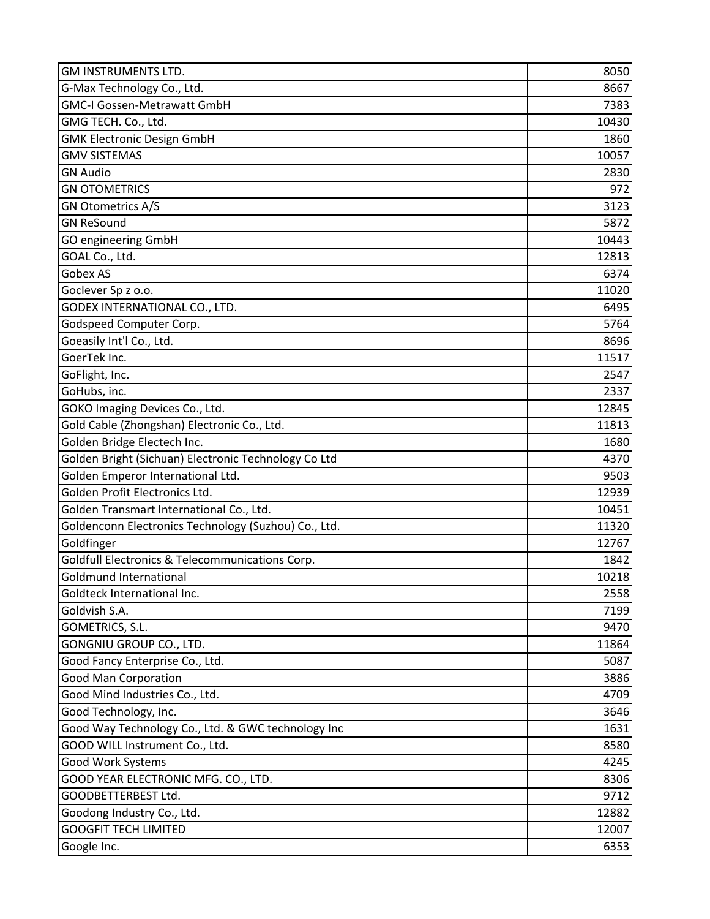| | |
|---|---|
| GM INSTRUMENTS LTD. | 8050 |
| G-Max Technology Co., Ltd. | 8667 |
| GMC-I Gossen-Metrawatt GmbH | 7383 |
| GMG TECH. Co., Ltd. | 10430 |
| GMK Electronic Design GmbH | 1860 |
| GMV SISTEMAS | 10057 |
| GN Audio | 2830 |
| GN OTOMETRICS | 972 |
| GN Otometrics A/S | 3123 |
| GN ReSound | 5872 |
| GO engineering GmbH | 10443 |
| GOAL Co., Ltd. | 12813 |
| Gobex AS | 6374 |
| Goclever Sp z o.o. | 11020 |
| GODEX INTERNATIONAL CO., LTD. | 6495 |
| Godspeed Computer Corp. | 5764 |
| Goeasily Int'l Co., Ltd. | 8696 |
| GoerTek Inc. | 11517 |
| GoFlight, Inc. | 2547 |
| GoHubs, inc. | 2337 |
| GOKO Imaging Devices Co., Ltd. | 12845 |
| Gold Cable (Zhongshan) Electronic Co., Ltd. | 11813 |
| Golden Bridge Electech Inc. | 1680 |
| Golden Bright (Sichuan) Electronic Technology Co Ltd | 4370 |
| Golden Emperor International Ltd. | 9503 |
| Golden Profit Electronics Ltd. | 12939 |
| Golden Transmart International Co., Ltd. | 10451 |
| Goldenconn Electronics Technology (Suzhou) Co., Ltd. | 11320 |
| Goldfinger | 12767 |
| Goldfull Electronics & Telecommunications Corp. | 1842 |
| Goldmund International | 10218 |
| Goldteck International Inc. | 2558 |
| Goldvish S.A. | 7199 |
| GOMETRICS, S.L. | 9470 |
| GONGNIU GROUP CO., LTD. | 11864 |
| Good Fancy Enterprise Co., Ltd. | 5087 |
| Good Man Corporation | 3886 |
| Good Mind Industries Co., Ltd. | 4709 |
| Good Technology, Inc. | 3646 |
| Good Way Technology Co., Ltd. & GWC technology Inc | 1631 |
| GOOD WILL Instrument Co., Ltd. | 8580 |
| Good Work Systems | 4245 |
| GOOD YEAR ELECTRONIC MFG. CO., LTD. | 8306 |
| GOODBETTERBEST Ltd. | 9712 |
| Goodong Industry Co., Ltd. | 12882 |
| GOOGFIT TECH LIMITED | 12007 |
| Google Inc. | 6353 |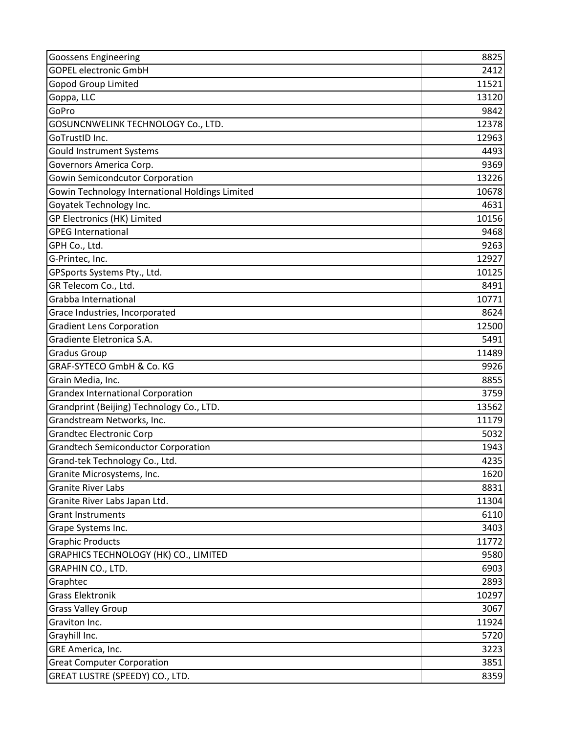| | |
|---|---|
| Goossens Engineering | 8825 |
| GOPEL electronic GmbH | 2412 |
| Gopod Group Limited | 11521 |
| Goppa, LLC | 13120 |
| GoPro | 9842 |
| GOSUNCNWELINK TECHNOLOGY Co., LTD. | 12378 |
| GoTrustID Inc. | 12963 |
| Gould Instrument Systems | 4493 |
| Governors America Corp. | 9369 |
| Gowin Semicondcutor Corporation | 13226 |
| Gowin Technology International Holdings Limited | 10678 |
| Goyatek Technology Inc. | 4631 |
| GP Electronics (HK) Limited | 10156 |
| GPEG International | 9468 |
| GPH Co., Ltd. | 9263 |
| G-Printec, Inc. | 12927 |
| GPSports Systems Pty., Ltd. | 10125 |
| GR Telecom Co., Ltd. | 8491 |
| Grabba International | 10771 |
| Grace Industries, Incorporated | 8624 |
| Gradient Lens Corporation | 12500 |
| Gradiente Eletronica S.A. | 5491 |
| Gradus Group | 11489 |
| GRAF-SYTECO GmbH & Co. KG | 9926 |
| Grain Media, Inc. | 8855 |
| Grandex International Corporation | 3759 |
| Grandprint (Beijing) Technology Co., LTD. | 13562 |
| Grandstream Networks, Inc. | 11179 |
| Grandtec Electronic Corp | 5032 |
| Grandtech Semiconductor Corporation | 1943 |
| Grand-tek Technology Co., Ltd. | 4235 |
| Granite Microsystems, Inc. | 1620 |
| Granite River Labs | 8831 |
| Granite River Labs Japan Ltd. | 11304 |
| Grant Instruments | 6110 |
| Grape Systems Inc. | 3403 |
| Graphic Products | 11772 |
| GRAPHICS TECHNOLOGY (HK) CO., LIMITED | 9580 |
| GRAPHIN CO., LTD. | 6903 |
| Graphtec | 2893 |
| Grass Elektronik | 10297 |
| Grass Valley Group | 3067 |
| Graviton Inc. | 11924 |
| Grayhill Inc. | 5720 |
| GRE America, Inc. | 3223 |
| Great Computer Corporation | 3851 |
| GREAT LUSTRE (SPEEDY) CO., LTD. | 8359 |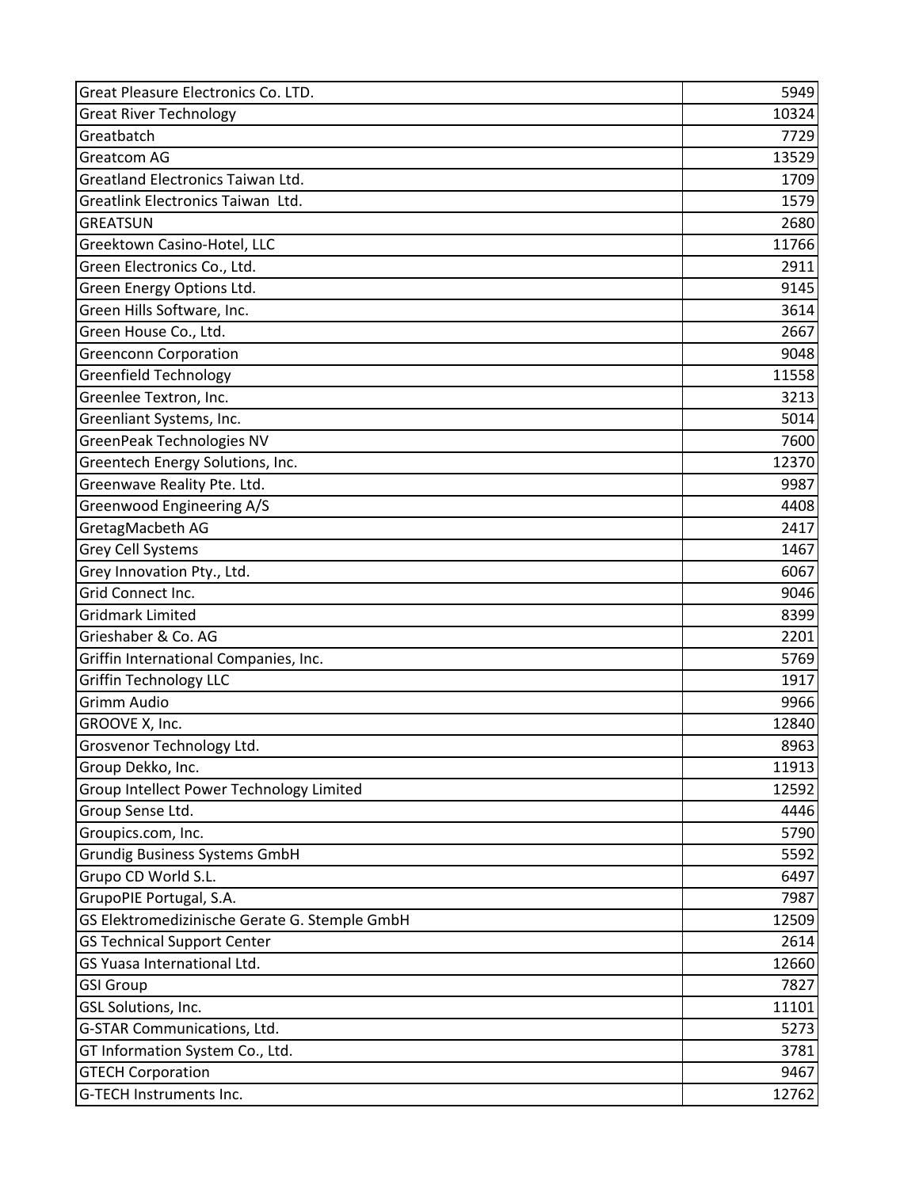| | |
|---|---|
| Great Pleasure Electronics Co. LTD. | 5949 |
| Great River Technology | 10324 |
| Greatbatch | 7729 |
| Greatcom AG | 13529 |
| Greatland Electronics Taiwan Ltd. | 1709 |
| Greatlink Electronics Taiwan  Ltd. | 1579 |
| GREATSUN | 2680 |
| Greektown Casino-Hotel, LLC | 11766 |
| Green Electronics Co., Ltd. | 2911 |
| Green Energy Options Ltd. | 9145 |
| Green Hills Software, Inc. | 3614 |
| Green House Co., Ltd. | 2667 |
| Greenconn Corporation | 9048 |
| Greenfield Technology | 11558 |
| Greenlee Textron, Inc. | 3213 |
| Greenliant Systems, Inc. | 5014 |
| GreenPeak Technologies NV | 7600 |
| Greentech Energy Solutions, Inc. | 12370 |
| Greenwave Reality Pte. Ltd. | 9987 |
| Greenwood Engineering A/S | 4408 |
| GretagMacbeth AG | 2417 |
| Grey Cell Systems | 1467 |
| Grey Innovation Pty., Ltd. | 6067 |
| Grid Connect Inc. | 9046 |
| Gridmark Limited | 8399 |
| Grieshaber & Co. AG | 2201 |
| Griffin International Companies, Inc. | 5769 |
| Griffin Technology LLC | 1917 |
| Grimm Audio | 9966 |
| GROOVE X, Inc. | 12840 |
| Grosvenor Technology Ltd. | 8963 |
| Group Dekko, Inc. | 11913 |
| Group Intellect Power Technology Limited | 12592 |
| Group Sense Ltd. | 4446 |
| Groupics.com, Inc. | 5790 |
| Grundig Business Systems GmbH | 5592 |
| Grupo CD World S.L. | 6497 |
| GrupoPIE Portugal, S.A. | 7987 |
| GS Elektromedizinische Gerate G. Stemple GmbH | 12509 |
| GS Technical Support Center | 2614 |
| GS Yuasa International Ltd. | 12660 |
| GSI Group | 7827 |
| GSL Solutions, Inc. | 11101 |
| G-STAR Communications, Ltd. | 5273 |
| GT Information System Co., Ltd. | 3781 |
| GTECH Corporation | 9467 |
| G-TECH Instruments Inc. | 12762 |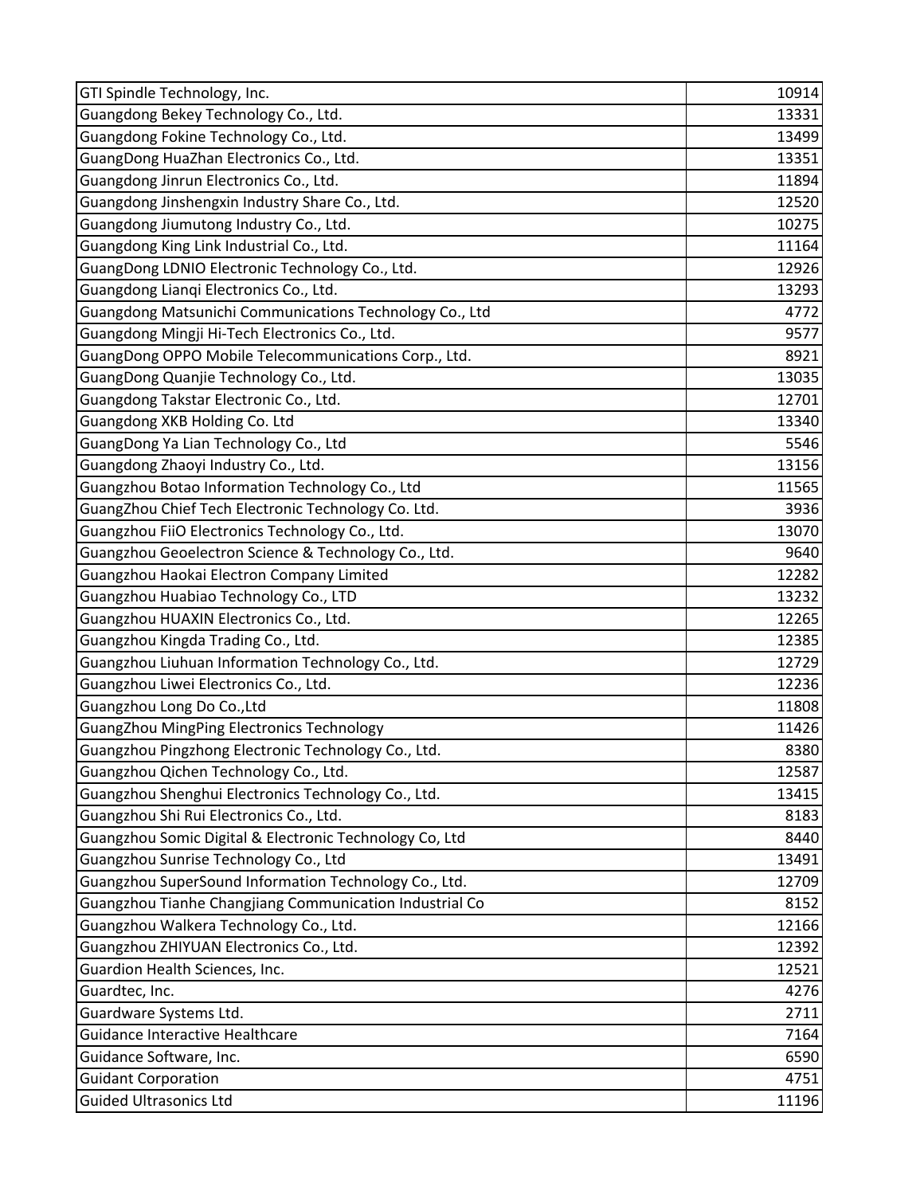| | |
|---|---|
| GTI Spindle Technology, Inc. | 10914 |
| Guangdong Bekey Technology Co., Ltd. | 13331 |
| Guangdong Fokine Technology Co., Ltd. | 13499 |
| GuangDong HuaZhan Electronics Co., Ltd. | 13351 |
| Guangdong Jinrun Electronics Co., Ltd. | 11894 |
| Guangdong Jinshengxin Industry Share Co., Ltd. | 12520 |
| Guangdong Jiumutong Industry Co., Ltd. | 10275 |
| Guangdong King Link Industrial Co., Ltd. | 11164 |
| GuangDong LDNIO Electronic Technology Co., Ltd. | 12926 |
| Guangdong Lianqi Electronics Co., Ltd. | 13293 |
| Guangdong Matsunichi Communications Technology Co., Ltd | 4772 |
| Guangdong Mingji Hi-Tech Electronics Co., Ltd. | 9577 |
| GuangDong OPPO Mobile Telecommunications Corp., Ltd. | 8921 |
| GuangDong Quanjie Technology Co., Ltd. | 13035 |
| Guangdong Takstar Electronic Co., Ltd. | 12701 |
| Guangdong XKB Holding Co. Ltd | 13340 |
| GuangDong Ya Lian Technology Co., Ltd | 5546 |
| Guangdong Zhaoyi Industry Co., Ltd. | 13156 |
| Guangzhou Botao Information Technology Co., Ltd | 11565 |
| GuangZhou Chief Tech Electronic Technology Co. Ltd. | 3936 |
| Guangzhou FiiO Electronics Technology Co., Ltd. | 13070 |
| Guangzhou Geoelectron Science & Technology Co., Ltd. | 9640 |
| Guangzhou Haokai Electron Company Limited | 12282 |
| Guangzhou Huabiao Technology Co., LTD | 13232 |
| Guangzhou HUAXIN Electronics Co., Ltd. | 12265 |
| Guangzhou Kingda Trading Co., Ltd. | 12385 |
| Guangzhou Liuhuan Information Technology Co., Ltd. | 12729 |
| Guangzhou Liwei Electronics Co., Ltd. | 12236 |
| Guangzhou Long Do Co.,Ltd | 11808 |
| GuangZhou MingPing Electronics Technology | 11426 |
| Guangzhou Pingzhong Electronic Technology Co., Ltd. | 8380 |
| Guangzhou Qichen Technology Co., Ltd. | 12587 |
| Guangzhou Shenghui Electronics Technology Co., Ltd. | 13415 |
| Guangzhou Shi Rui Electronics Co., Ltd. | 8183 |
| Guangzhou Somic Digital & Electronic Technology Co, Ltd | 8440 |
| Guangzhou Sunrise Technology Co., Ltd | 13491 |
| Guangzhou SuperSound Information Technology Co., Ltd. | 12709 |
| Guangzhou Tianhe Changjiang Communication Industrial Co | 8152 |
| Guangzhou Walkera Technology Co., Ltd. | 12166 |
| Guangzhou ZHIYUAN Electronics Co., Ltd. | 12392 |
| Guardion Health Sciences, Inc. | 12521 |
| Guardtec, Inc. | 4276 |
| Guardware Systems Ltd. | 2711 |
| Guidance Interactive Healthcare | 7164 |
| Guidance Software, Inc. | 6590 |
| Guidant Corporation | 4751 |
| Guided Ultrasonics Ltd | 11196 |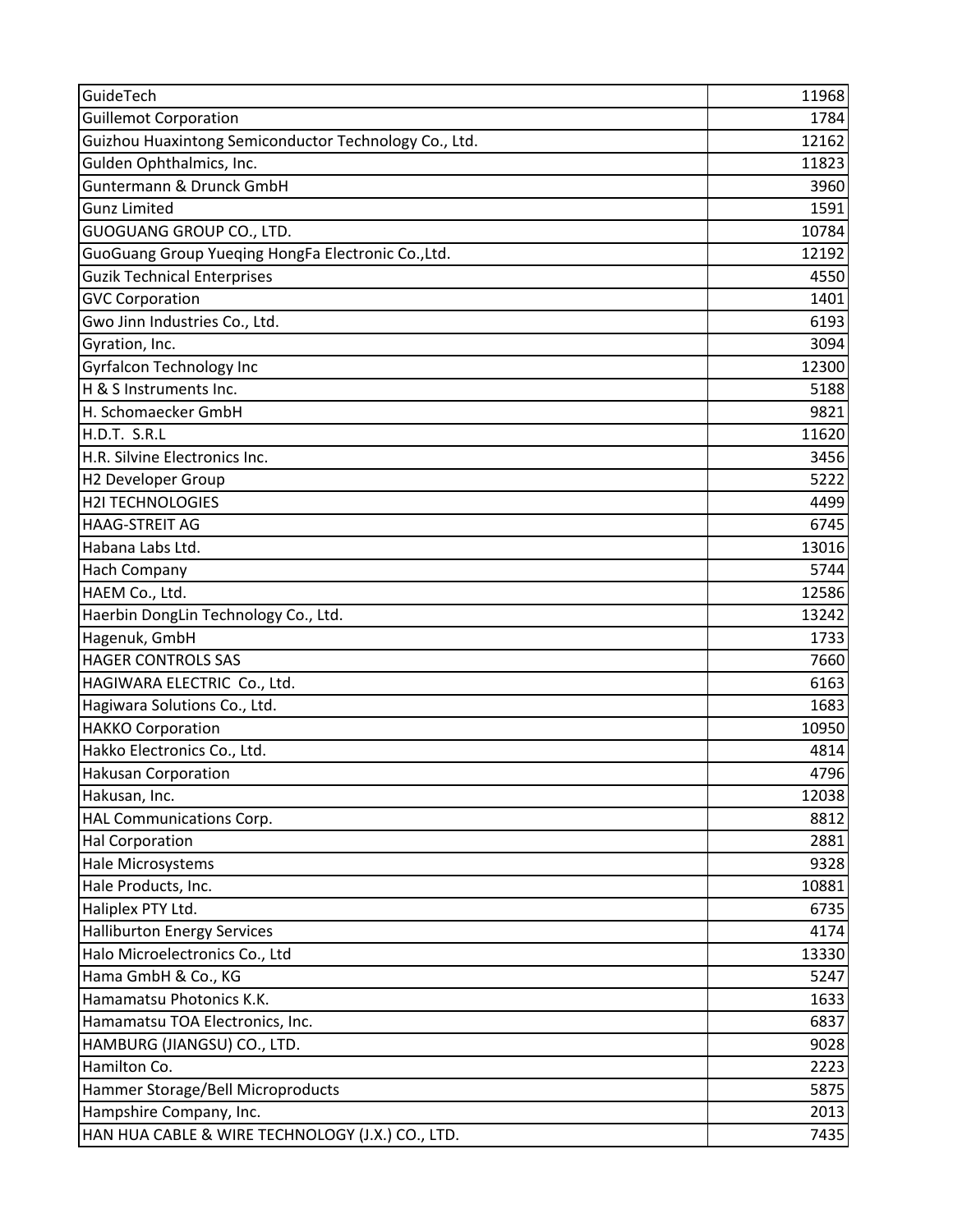| | |
|---|---|
| GuideTech | 11968 |
| Guillemot Corporation | 1784 |
| Guizhou Huaxintong Semiconductor Technology Co., Ltd. | 12162 |
| Gulden Ophthalmics, Inc. | 11823 |
| Guntermann & Drunck GmbH | 3960 |
| Gunz Limited | 1591 |
| GUOGUANG GROUP CO., LTD. | 10784 |
| GuoGuang Group Yueqing HongFa Electronic Co.,Ltd. | 12192 |
| Guzik Technical Enterprises | 4550 |
| GVC Corporation | 1401 |
| Gwo Jinn Industries Co., Ltd. | 6193 |
| Gyration, Inc. | 3094 |
| Gyrfalcon Technology Inc | 12300 |
| H & S Instruments Inc. | 5188 |
| H. Schomaecker GmbH | 9821 |
| H.D.T. S.R.L | 11620 |
| H.R. Silvine Electronics Inc. | 3456 |
| H2 Developer Group | 5222 |
| H2I TECHNOLOGIES | 4499 |
| HAAG-STREIT AG | 6745 |
| Habana Labs Ltd. | 13016 |
| Hach Company | 5744 |
| HAEM Co., Ltd. | 12586 |
| Haerbin DongLin Technology Co., Ltd. | 13242 |
| Hagenuk, GmbH | 1733 |
| HAGER CONTROLS SAS | 7660 |
| HAGIWARA ELECTRIC Co., Ltd. | 6163 |
| Hagiwara Solutions Co., Ltd. | 1683 |
| HAKKO Corporation | 10950 |
| Hakko Electronics Co., Ltd. | 4814 |
| Hakusan Corporation | 4796 |
| Hakusan, Inc. | 12038 |
| HAL Communications Corp. | 8812 |
| Hal Corporation | 2881 |
| Hale Microsystems | 9328 |
| Hale Products, Inc. | 10881 |
| Haliplex PTY Ltd. | 6735 |
| Halliburton Energy Services | 4174 |
| Halo Microelectronics Co., Ltd | 13330 |
| Hama GmbH & Co., KG | 5247 |
| Hamamatsu Photonics K.K. | 1633 |
| Hamamatsu TOA Electronics, Inc. | 6837 |
| HAMBURG (JIANGSU) CO., LTD. | 9028 |
| Hamilton Co. | 2223 |
| Hammer Storage/Bell Microproducts | 5875 |
| Hampshire Company, Inc. | 2013 |
| HAN HUA CABLE & WIRE TECHNOLOGY (J.X.) CO., LTD. | 7435 |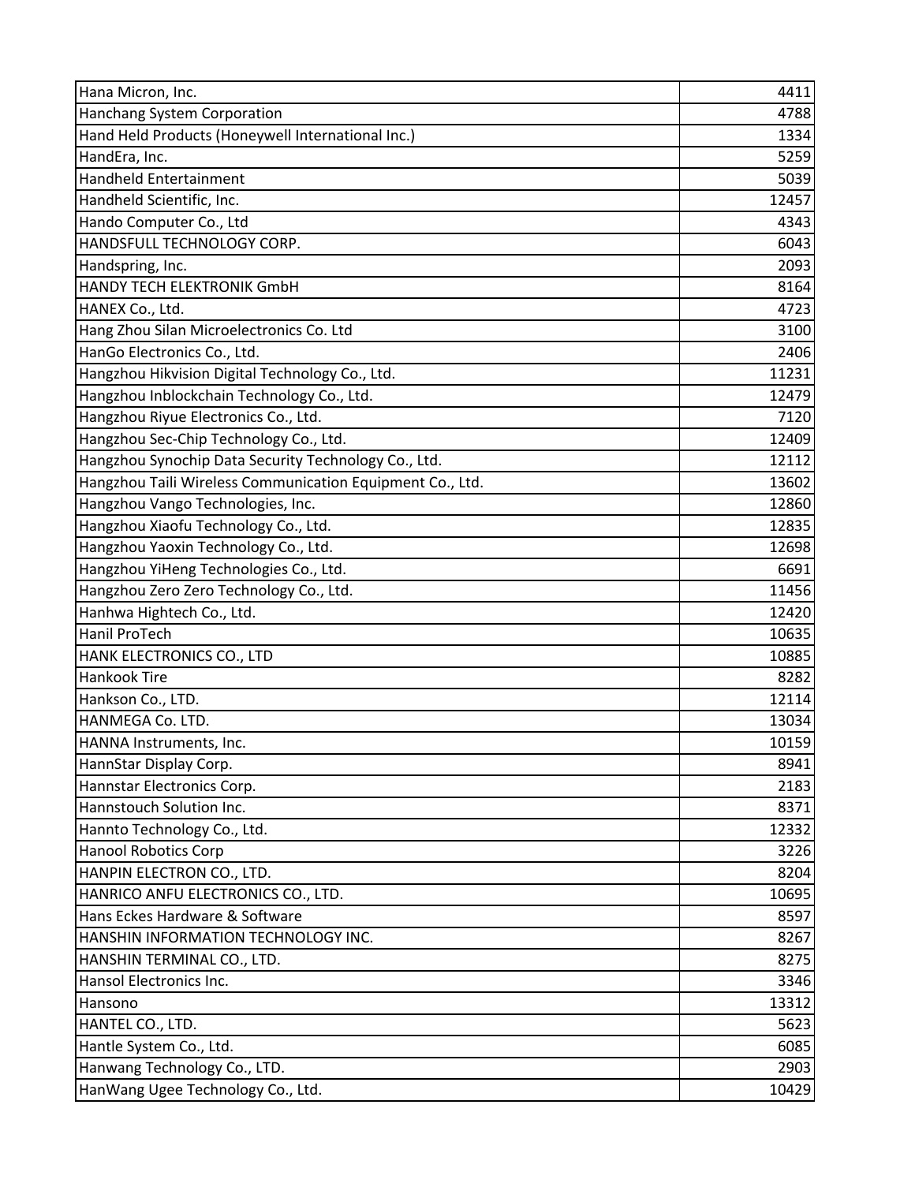| | |
|---|---|
| Hana Micron, Inc. | 4411 |
| Hanchang System Corporation | 4788 |
| Hand Held Products (Honeywell International Inc.) | 1334 |
| HandEra, Inc. | 5259 |
| Handheld Entertainment | 5039 |
| Handheld Scientific, Inc. | 12457 |
| Hando Computer Co., Ltd | 4343 |
| HANDSFULL TECHNOLOGY CORP. | 6043 |
| Handspring, Inc. | 2093 |
| HANDY TECH ELEKTRONIK GmbH | 8164 |
| HANEX Co., Ltd. | 4723 |
| Hang Zhou Silan Microelectronics Co. Ltd | 3100 |
| HanGo Electronics Co., Ltd. | 2406 |
| Hangzhou Hikvision Digital Technology Co., Ltd. | 11231 |
| Hangzhou Inblockchain Technology Co., Ltd. | 12479 |
| Hangzhou Riyue Electronics Co., Ltd. | 7120 |
| Hangzhou Sec-Chip Technology Co., Ltd. | 12409 |
| Hangzhou Synochip Data Security Technology Co., Ltd. | 12112 |
| Hangzhou Taili Wireless Communication Equipment Co., Ltd. | 13602 |
| Hangzhou Vango Technologies, Inc. | 12860 |
| Hangzhou Xiaofu Technology Co., Ltd. | 12835 |
| Hangzhou Yaoxin Technology Co., Ltd. | 12698 |
| Hangzhou YiHeng Technologies Co., Ltd. | 6691 |
| Hangzhou Zero Zero Technology Co., Ltd. | 11456 |
| Hanhwa Hightech Co., Ltd. | 12420 |
| Hanil ProTech | 10635 |
| HANK ELECTRONICS CO., LTD | 10885 |
| Hankook Tire | 8282 |
| Hankson Co., LTD. | 12114 |
| HANMEGA Co. LTD. | 13034 |
| HANNA Instruments, Inc. | 10159 |
| HannStar Display Corp. | 8941 |
| Hannstar Electronics Corp. | 2183 |
| Hannstouch Solution Inc. | 8371 |
| Hannto Technology Co., Ltd. | 12332 |
| Hanool Robotics Corp | 3226 |
| HANPIN ELECTRON CO., LTD. | 8204 |
| HANRICO ANFU ELECTRONICS CO., LTD. | 10695 |
| Hans Eckes Hardware & Software | 8597 |
| HANSHIN INFORMATION TECHNOLOGY INC. | 8267 |
| HANSHIN TERMINAL CO., LTD. | 8275 |
| Hansol Electronics Inc. | 3346 |
| Hansono | 13312 |
| HANTEL CO., LTD. | 5623 |
| Hantle System Co., Ltd. | 6085 |
| Hanwang Technology Co., LTD. | 2903 |
| HanWang Ugee Technology Co., Ltd. | 10429 |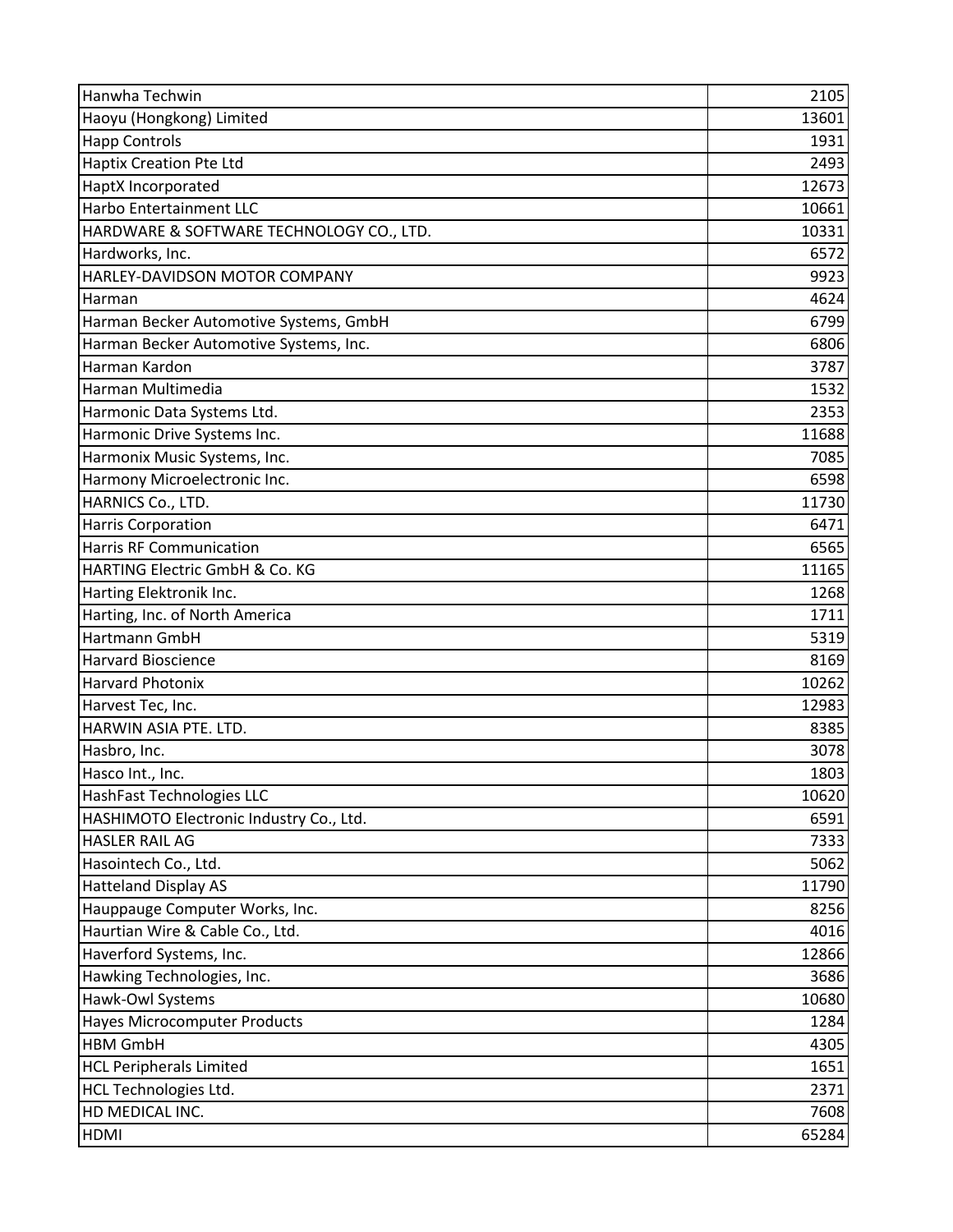| | |
|---|---|
| Hanwha Techwin | 2105 |
| Haoyu (Hongkong) Limited | 13601 |
| Happ Controls | 1931 |
| Haptix Creation Pte Ltd | 2493 |
| HaptX Incorporated | 12673 |
| Harbo Entertainment LLC | 10661 |
| HARDWARE & SOFTWARE TECHNOLOGY CO., LTD. | 10331 |
| Hardworks, Inc. | 6572 |
| HARLEY-DAVIDSON MOTOR COMPANY | 9923 |
| Harman | 4624 |
| Harman Becker Automotive Systems, GmbH | 6799 |
| Harman Becker Automotive Systems, Inc. | 6806 |
| Harman Kardon | 3787 |
| Harman Multimedia | 1532 |
| Harmonic Data Systems Ltd. | 2353 |
| Harmonic Drive Systems Inc. | 11688 |
| Harmonix Music Systems, Inc. | 7085 |
| Harmony Microelectronic Inc. | 6598 |
| HARNICS Co., LTD. | 11730 |
| Harris Corporation | 6471 |
| Harris RF Communication | 6565 |
| HARTING Electric GmbH & Co. KG | 11165 |
| Harting Elektronik Inc. | 1268 |
| Harting, Inc. of North America | 1711 |
| Hartmann GmbH | 5319 |
| Harvard Bioscience | 8169 |
| Harvard Photonix | 10262 |
| Harvest Tec, Inc. | 12983 |
| HARWIN ASIA PTE. LTD. | 8385 |
| Hasbro, Inc. | 3078 |
| Hasco Int., Inc. | 1803 |
| HashFast Technologies LLC | 10620 |
| HASHIMOTO Electronic Industry Co., Ltd. | 6591 |
| HASLER RAIL AG | 7333 |
| Hasointech Co., Ltd. | 5062 |
| Hatteland Display AS | 11790 |
| Hauppauge Computer Works, Inc. | 8256 |
| Haurtian Wire & Cable Co., Ltd. | 4016 |
| Haverford Systems, Inc. | 12866 |
| Hawking Technologies, Inc. | 3686 |
| Hawk-Owl Systems | 10680 |
| Hayes Microcomputer Products | 1284 |
| HBM GmbH | 4305 |
| HCL Peripherals Limited | 1651 |
| HCL Technologies Ltd. | 2371 |
| HD MEDICAL INC. | 7608 |
| HDMI | 65284 |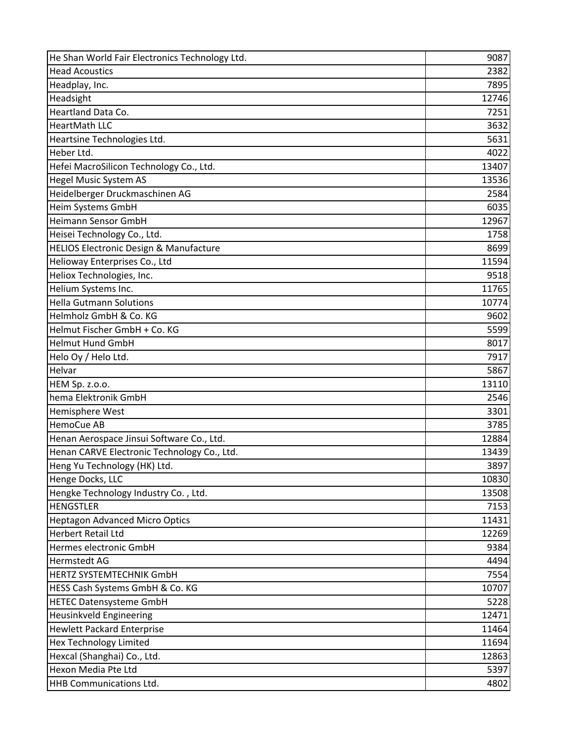| | |
|---|---|
| He Shan World Fair Electronics Technology Ltd. | 9087 |
| Head Acoustics | 2382 |
| Headplay, Inc. | 7895 |
| Headsight | 12746 |
| Heartland Data Co. | 7251 |
| HeartMath LLC | 3632 |
| Heartsine Technologies Ltd. | 5631 |
| Heber Ltd. | 4022 |
| Hefei MacroSilicon Technology Co., Ltd. | 13407 |
| Hegel Music System AS | 13536 |
| Heidelberger Druckmaschinen AG | 2584 |
| Heim Systems GmbH | 6035 |
| Heimann Sensor GmbH | 12967 |
| Heisei Technology Co., Ltd. | 1758 |
| HELIOS Electronic Design & Manufacture | 8699 |
| Helioway Enterprises Co., Ltd | 11594 |
| Heliox Technologies, Inc. | 9518 |
| Helium Systems Inc. | 11765 |
| Hella Gutmann Solutions | 10774 |
| Helmholz GmbH & Co. KG | 9602 |
| Helmut Fischer GmbH + Co. KG | 5599 |
| Helmut Hund GmbH | 8017 |
| Helo Oy / Helo Ltd. | 7917 |
| Helvar | 5867 |
| HEM Sp. z.o.o. | 13110 |
| hema Elektronik GmbH | 2546 |
| Hemisphere West | 3301 |
| HemoCue AB | 3785 |
| Henan Aerospace Jinsui Software Co., Ltd. | 12884 |
| Henan CARVE Electronic Technology Co., Ltd. | 13439 |
| Heng Yu Technology (HK) Ltd. | 3897 |
| Henge Docks, LLC | 10830 |
| Hengke Technology Industry Co. , Ltd. | 13508 |
| HENGSTLER | 7153 |
| Heptagon Advanced Micro Optics | 11431 |
| Herbert Retail Ltd | 12269 |
| Hermes electronic GmbH | 9384 |
| Hermstedt AG | 4494 |
| HERTZ SYSTEMTECHNIK GmbH | 7554 |
| HESS Cash Systems GmbH & Co. KG | 10707 |
| HETEC Datensysteme GmbH | 5228 |
| Heusinkveld Engineering | 12471 |
| Hewlett Packard Enterprise | 11464 |
| Hex Technology Limited | 11694 |
| Hexcal (Shanghai) Co., Ltd. | 12863 |
| Hexon Media Pte Ltd | 5397 |
| HHB Communications Ltd. | 4802 |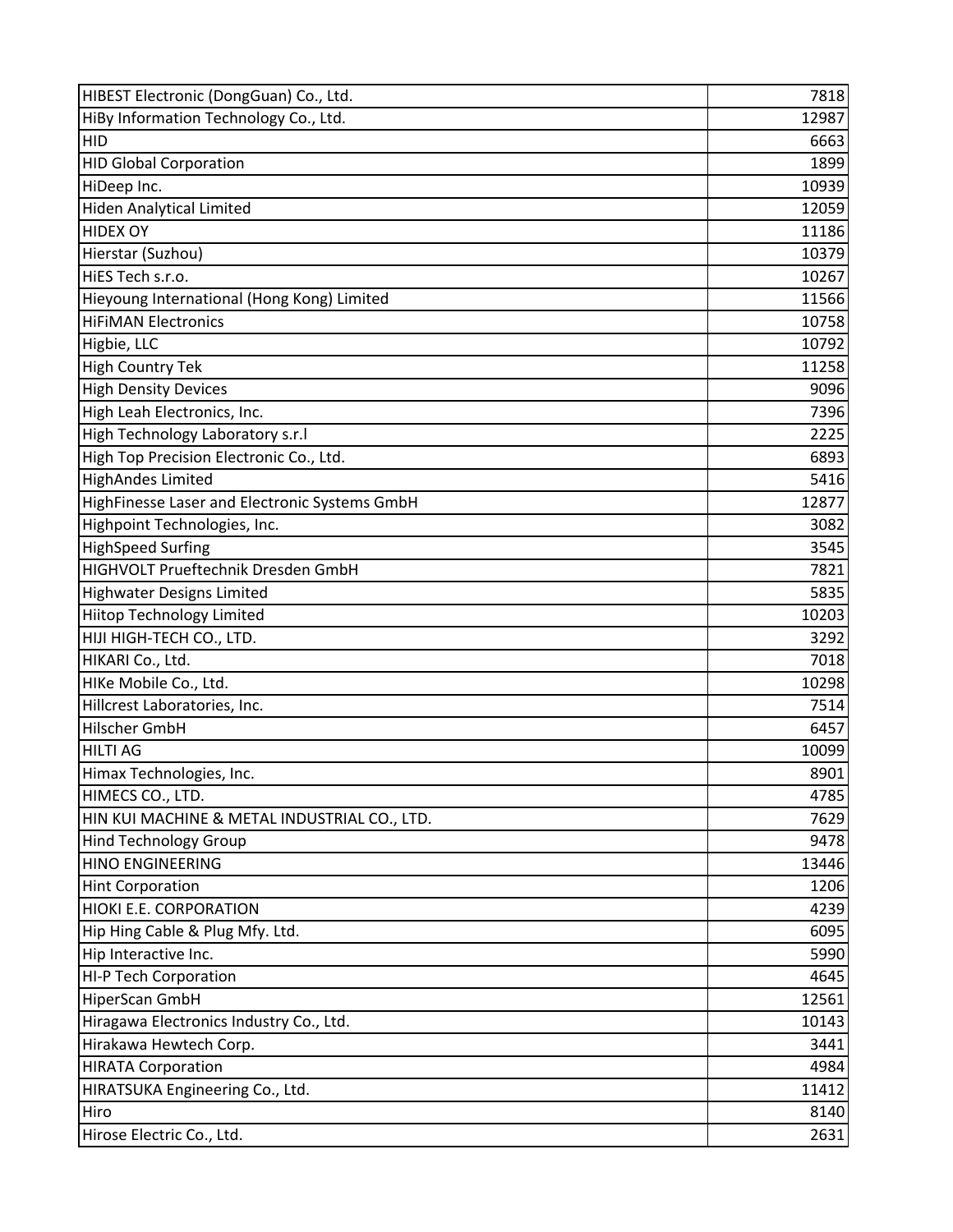| | |
|---|---|
| HIBEST Electronic (DongGuan) Co., Ltd. | 7818 |
| HiBy Information Technology Co., Ltd. | 12987 |
| HID | 6663 |
| HID Global Corporation | 1899 |
| HiDeep Inc. | 10939 |
| Hiden Analytical Limited | 12059 |
| HIDEX OY | 11186 |
| Hierstar (Suzhou) | 10379 |
| HiES Tech s.r.o. | 10267 |
| Hieyoung International (Hong Kong) Limited | 11566 |
| HiFiMAN Electronics | 10758 |
| Higbie, LLC | 10792 |
| High Country Tek | 11258 |
| High Density Devices | 9096 |
| High Leah Electronics, Inc. | 7396 |
| High Technology Laboratory s.r.l | 2225 |
| High Top Precision Electronic Co., Ltd. | 6893 |
| HighAndes Limited | 5416 |
| HighFinesse Laser and Electronic Systems GmbH | 12877 |
| Highpoint Technologies, Inc. | 3082 |
| HighSpeed Surfing | 3545 |
| HIGHVOLT Prueftechnik Dresden GmbH | 7821 |
| Highwater Designs Limited | 5835 |
| Hiitop Technology Limited | 10203 |
| HIJI HIGH-TECH CO., LTD. | 3292 |
| HIKARI Co., Ltd. | 7018 |
| HIKe Mobile Co., Ltd. | 10298 |
| Hillcrest Laboratories, Inc. | 7514 |
| Hilscher GmbH | 6457 |
| HILTI AG | 10099 |
| Himax Technologies, Inc. | 8901 |
| HIMECS CO., LTD. | 4785 |
| HIN KUI MACHINE & METAL INDUSTRIAL CO., LTD. | 7629 |
| Hind Technology Group | 9478 |
| HINO ENGINEERING | 13446 |
| Hint Corporation | 1206 |
| HIOKI E.E. CORPORATION | 4239 |
| Hip Hing Cable & Plug Mfy. Ltd. | 6095 |
| Hip Interactive Inc. | 5990 |
| HI-P Tech Corporation | 4645 |
| HiperScan GmbH | 12561 |
| Hiragawa Electronics Industry Co., Ltd. | 10143 |
| Hirakawa Hewtech Corp. | 3441 |
| HIRATA Corporation | 4984 |
| HIRATSUKA Engineering Co., Ltd. | 11412 |
| Hiro | 8140 |
| Hirose Electric Co., Ltd. | 2631 |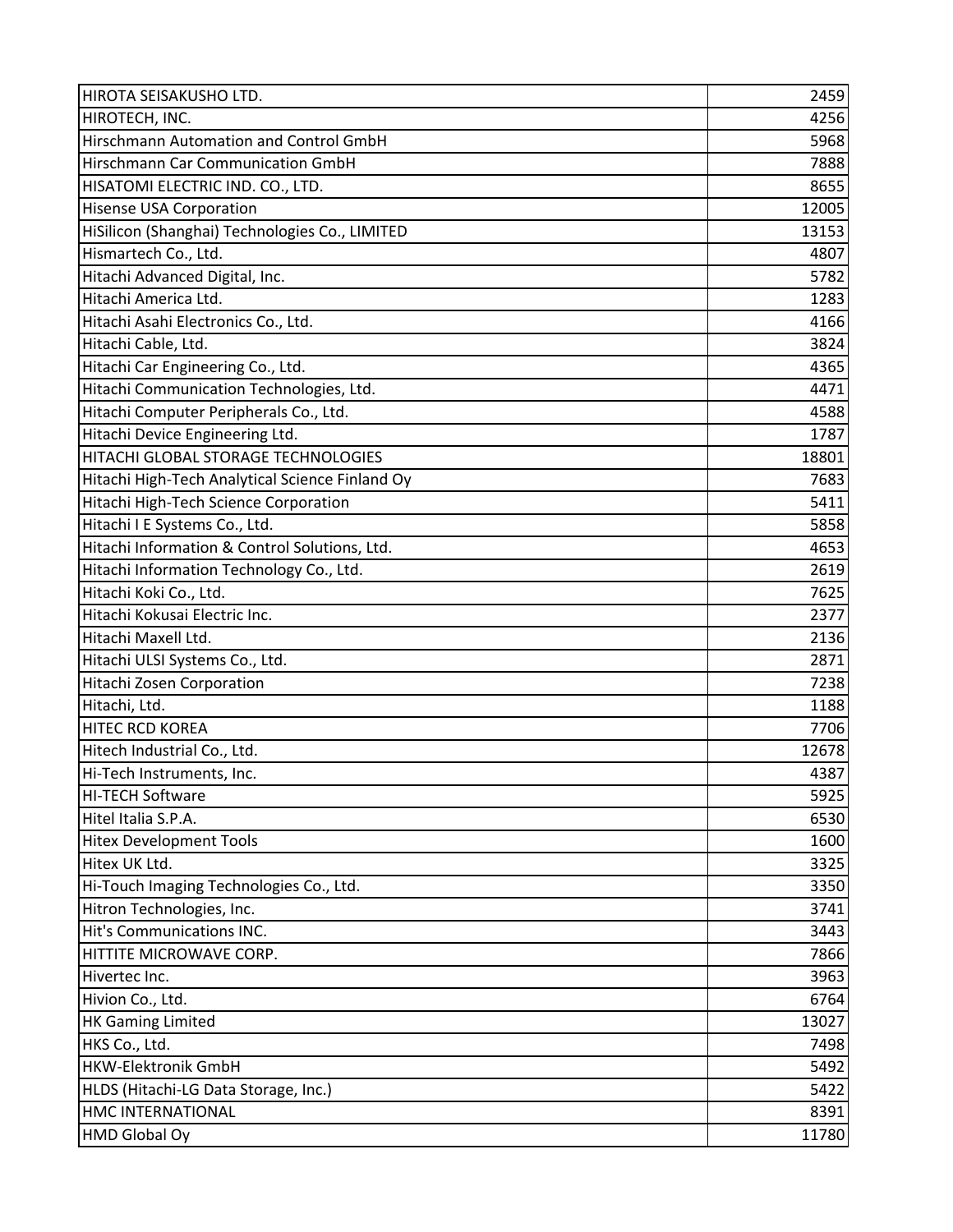| | |
|---|---|
| HIROTA SEISAKUSHO LTD. | 2459 |
| HIROTECH, INC. | 4256 |
| Hirschmann Automation and Control GmbH | 5968 |
| Hirschmann Car Communication GmbH | 7888 |
| HISATOMI ELECTRIC IND. CO., LTD. | 8655 |
| Hisense USA Corporation | 12005 |
| HiSilicon (Shanghai) Technologies Co., LIMITED | 13153 |
| Hismartech Co., Ltd. | 4807 |
| Hitachi Advanced Digital, Inc. | 5782 |
| Hitachi America Ltd. | 1283 |
| Hitachi Asahi Electronics Co., Ltd. | 4166 |
| Hitachi Cable, Ltd. | 3824 |
| Hitachi Car Engineering Co., Ltd. | 4365 |
| Hitachi Communication Technologies, Ltd. | 4471 |
| Hitachi Computer Peripherals Co., Ltd. | 4588 |
| Hitachi Device Engineering Ltd. | 1787 |
| HITACHI GLOBAL STORAGE TECHNOLOGIES | 18801 |
| Hitachi High-Tech Analytical Science Finland Oy | 7683 |
| Hitachi High-Tech Science Corporation | 5411 |
| Hitachi I E Systems Co., Ltd. | 5858 |
| Hitachi Information & Control Solutions, Ltd. | 4653 |
| Hitachi Information Technology Co., Ltd. | 2619 |
| Hitachi Koki Co., Ltd. | 7625 |
| Hitachi Kokusai Electric Inc. | 2377 |
| Hitachi Maxell Ltd. | 2136 |
| Hitachi ULSI Systems Co., Ltd. | 2871 |
| Hitachi Zosen Corporation | 7238 |
| Hitachi, Ltd. | 1188 |
| HITEC RCD KOREA | 7706 |
| Hitech Industrial Co., Ltd. | 12678 |
| Hi-Tech Instruments, Inc. | 4387 |
| HI-TECH Software | 5925 |
| Hitel Italia S.P.A. | 6530 |
| Hitex Development Tools | 1600 |
| Hitex UK Ltd. | 3325 |
| Hi-Touch Imaging Technologies Co., Ltd. | 3350 |
| Hitron Technologies, Inc. | 3741 |
| Hit's Communications INC. | 3443 |
| HITTITE MICROWAVE CORP. | 7866 |
| Hivertec Inc. | 3963 |
| Hivion Co., Ltd. | 6764 |
| HK Gaming Limited | 13027 |
| HKS Co., Ltd. | 7498 |
| HKW-Elektronik GmbH | 5492 |
| HLDS (Hitachi-LG Data Storage, Inc.) | 5422 |
| HMC INTERNATIONAL | 8391 |
| HMD Global Oy | 11780 |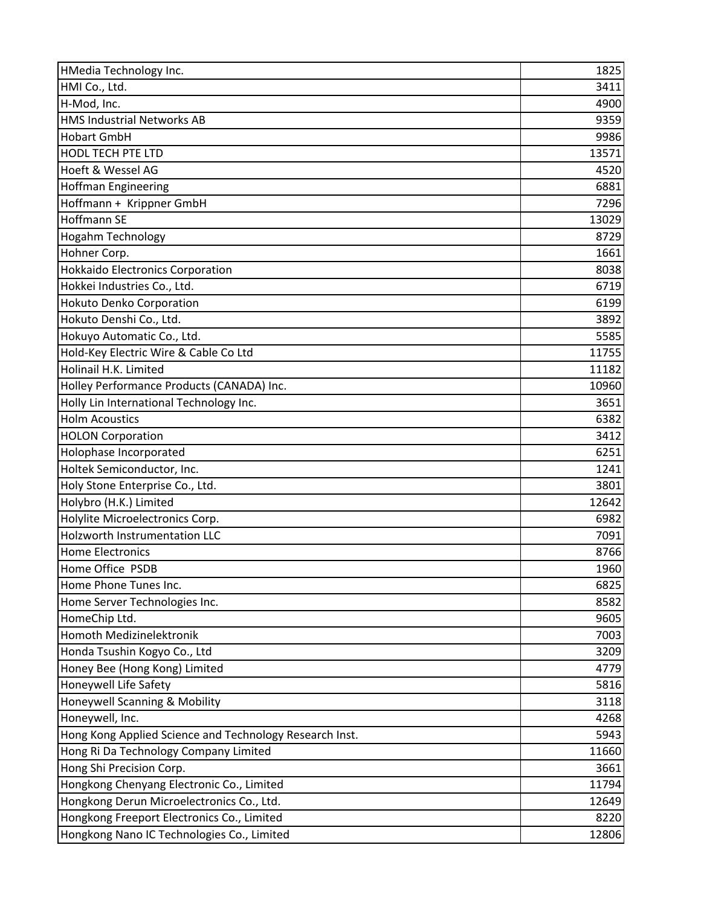| | |
|---|---|
| HMedia Technology Inc. | 1825 |
| HMI Co., Ltd. | 3411 |
| H-Mod, Inc. | 4900 |
| HMS Industrial Networks AB | 9359 |
| Hobart GmbH | 9986 |
| HODL TECH PTE LTD | 13571 |
| Hoeft & Wessel AG | 4520 |
| Hoffman Engineering | 6881 |
| Hoffmann + Krippner GmbH | 7296 |
| Hoffmann SE | 13029 |
| Hogahm Technology | 8729 |
| Hohner Corp. | 1661 |
| Hokkaido Electronics Corporation | 8038 |
| Hokkei Industries Co., Ltd. | 6719 |
| Hokuto Denko Corporation | 6199 |
| Hokuto Denshi Co., Ltd. | 3892 |
| Hokuyo Automatic Co., Ltd. | 5585 |
| Hold-Key Electric Wire & Cable Co Ltd | 11755 |
| Holinail H.K. Limited | 11182 |
| Holley Performance Products (CANADA) Inc. | 10960 |
| Holly Lin International Technology Inc. | 3651 |
| Holm Acoustics | 6382 |
| HOLON Corporation | 3412 |
| Holophase Incorporated | 6251 |
| Holtek Semiconductor, Inc. | 1241 |
| Holy Stone Enterprise Co., Ltd. | 3801 |
| Holybro (H.K.) Limited | 12642 |
| Holylite Microelectronics Corp. | 6982 |
| Holzworth Instrumentation LLC | 7091 |
| Home Electronics | 8766 |
| Home Office PSDB | 1960 |
| Home Phone Tunes Inc. | 6825 |
| Home Server Technologies Inc. | 8582 |
| HomeChip Ltd. | 9605 |
| Homoth Medizinelektronik | 7003 |
| Honda Tsushin Kogyo Co., Ltd | 3209 |
| Honey Bee (Hong Kong) Limited | 4779 |
| Honeywell Life Safety | 5816 |
| Honeywell Scanning & Mobility | 3118 |
| Honeywell, Inc. | 4268 |
| Hong Kong Applied Science and Technology Research Inst. | 5943 |
| Hong Ri Da Technology Company Limited | 11660 |
| Hong Shi Precision Corp. | 3661 |
| Hongkong Chenyang Electronic Co., Limited | 11794 |
| Hongkong Derun Microelectronics Co., Ltd. | 12649 |
| Hongkong Freeport Electronics Co., Limited | 8220 |
| Hongkong Nano IC Technologies Co., Limited | 12806 |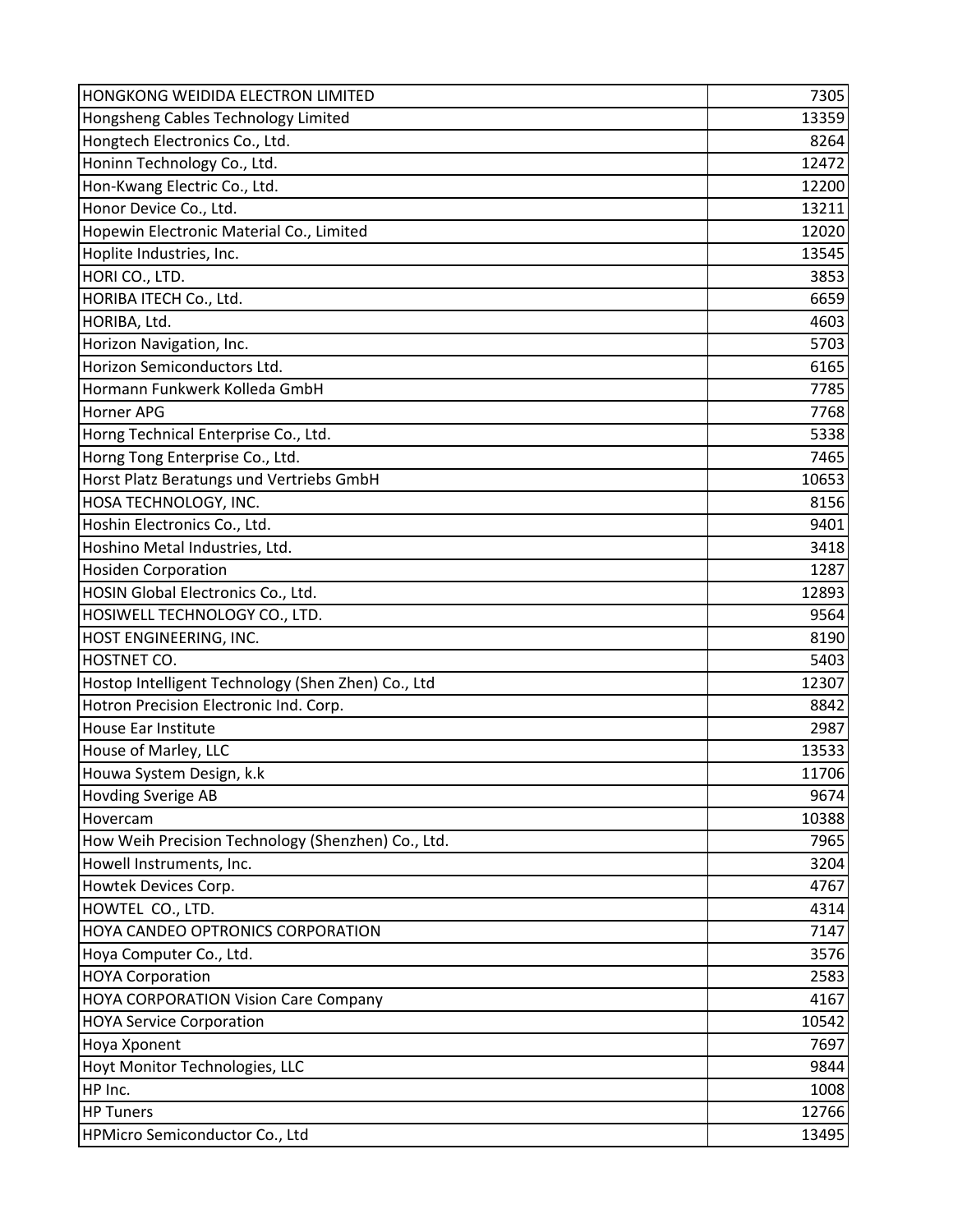| | |
|---|---|
| HONGKONG WEIDIDA ELECTRON LIMITED | 7305 |
| Hongsheng Cables Technology Limited | 13359 |
| Hongtech Electronics Co., Ltd. | 8264 |
| Honinn Technology Co., Ltd. | 12472 |
| Hon-Kwang Electric Co., Ltd. | 12200 |
| Honor Device Co., Ltd. | 13211 |
| Hopewin Electronic Material Co., Limited | 12020 |
| Hoplite Industries, Inc. | 13545 |
| HORI CO., LTD. | 3853 |
| HORIBA ITECH Co., Ltd. | 6659 |
| HORIBA, Ltd. | 4603 |
| Horizon Navigation, Inc. | 5703 |
| Horizon Semiconductors Ltd. | 6165 |
| Hormann Funkwerk Kolleda GmbH | 7785 |
| Horner APG | 7768 |
| Horng Technical Enterprise Co., Ltd. | 5338 |
| Horng Tong Enterprise Co., Ltd. | 7465 |
| Horst Platz Beratungs und Vertriebs GmbH | 10653 |
| HOSA TECHNOLOGY, INC. | 8156 |
| Hoshin Electronics Co., Ltd. | 9401 |
| Hoshino Metal Industries, Ltd. | 3418 |
| Hosiden Corporation | 1287 |
| HOSIN Global Electronics Co., Ltd. | 12893 |
| HOSIWELL TECHNOLOGY CO., LTD. | 9564 |
| HOST ENGINEERING, INC. | 8190 |
| HOSTNET CO. | 5403 |
| Hostop Intelligent Technology (Shen Zhen) Co., Ltd | 12307 |
| Hotron Precision Electronic Ind. Corp. | 8842 |
| House Ear Institute | 2987 |
| House of Marley, LLC | 13533 |
| Houwa System Design, k.k | 11706 |
| Hovding Sverige AB | 9674 |
| Hovercam | 10388 |
| How Weih Precision Technology (Shenzhen) Co., Ltd. | 7965 |
| Howell Instruments, Inc. | 3204 |
| Howtek Devices Corp. | 4767 |
| HOWTEL CO., LTD. | 4314 |
| HOYA CANDEO OPTRONICS CORPORATION | 7147 |
| Hoya Computer Co., Ltd. | 3576 |
| HOYA Corporation | 2583 |
| HOYA CORPORATION Vision Care Company | 4167 |
| HOYA Service Corporation | 10542 |
| Hoya Xponent | 7697 |
| Hoyt Monitor Technologies, LLC | 9844 |
| HP Inc. | 1008 |
| HP Tuners | 12766 |
| HPMicro Semiconductor Co., Ltd | 13495 |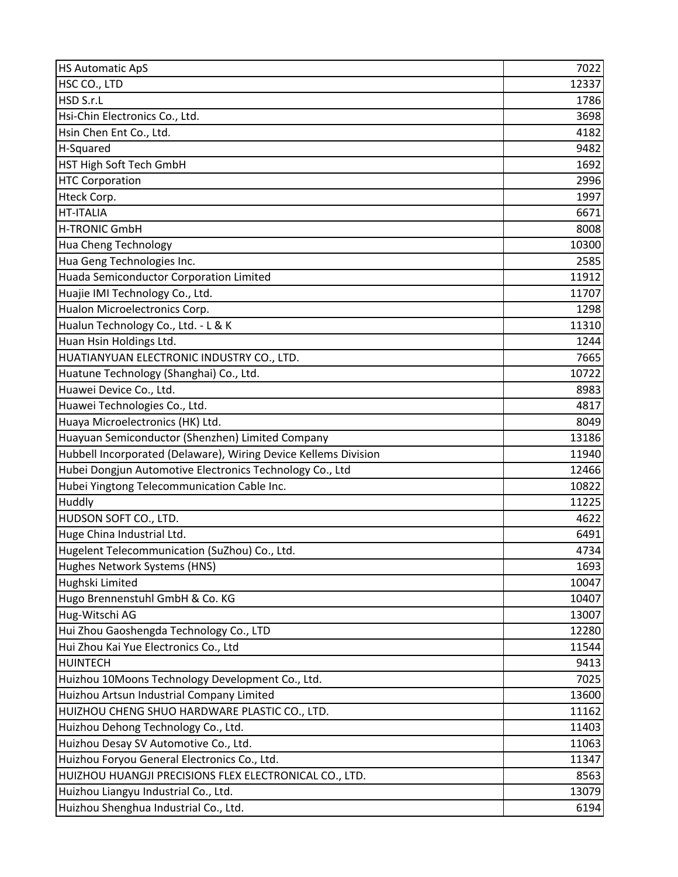| | |
|---|---|
| HS Automatic ApS | 7022 |
| HSC CO., LTD | 12337 |
| HSD S.r.L | 1786 |
| Hsi-Chin Electronics Co., Ltd. | 3698 |
| Hsin Chen Ent Co., Ltd. | 4182 |
| H-Squared | 9482 |
| HST High Soft Tech GmbH | 1692 |
| HTC Corporation | 2996 |
| Hteck Corp. | 1997 |
| HT-ITALIA | 6671 |
| H-TRONIC GmbH | 8008 |
| Hua Cheng Technology | 10300 |
| Hua Geng Technologies Inc. | 2585 |
| Huada Semiconductor Corporation Limited | 11912 |
| Huajie IMI Technology Co., Ltd. | 11707 |
| Hualon Microelectronics Corp. | 1298 |
| Hualun Technology Co., Ltd. - L & K | 11310 |
| Huan Hsin Holdings Ltd. | 1244 |
| HUATIANYUAN ELECTRONIC INDUSTRY CO., LTD. | 7665 |
| Huatune Technology (Shanghai) Co., Ltd. | 10722 |
| Huawei Device Co., Ltd. | 8983 |
| Huawei Technologies Co., Ltd. | 4817 |
| Huaya Microelectronics (HK) Ltd. | 8049 |
| Huayuan Semiconductor (Shenzhen) Limited Company | 13186 |
| Hubbell Incorporated (Delaware), Wiring Device Kellems Division | 11940 |
| Hubei Dongjun Automotive Electronics Technology Co., Ltd | 12466 |
| Hubei Yingtong Telecommunication Cable Inc. | 10822 |
| Huddly | 11225 |
| HUDSON SOFT CO., LTD. | 4622 |
| Huge China Industrial Ltd. | 6491 |
| Hugelent Telecommunication (SuZhou) Co., Ltd. | 4734 |
| Hughes Network Systems (HNS) | 1693 |
| Hughski Limited | 10047 |
| Hugo Brennenstuhl GmbH & Co. KG | 10407 |
| Hug-Witschi AG | 13007 |
| Hui Zhou Gaoshengda Technology Co., LTD | 12280 |
| Hui Zhou Kai Yue Electronics Co., Ltd | 11544 |
| HUINTECH | 9413 |
| Huizhou 10Moons Technology Development Co., Ltd. | 7025 |
| Huizhou Artsun Industrial Company Limited | 13600 |
| HUIZHOU CHENG SHUO HARDWARE PLASTIC CO., LTD. | 11162 |
| Huizhou Dehong Technology Co., Ltd. | 11403 |
| Huizhou Desay SV Automotive Co., Ltd. | 11063 |
| Huizhou Foryou General Electronics Co., Ltd. | 11347 |
| HUIZHOU HUANGJI PRECISIONS FLEX ELECTRONICAL CO., LTD. | 8563 |
| Huizhou Liangyu Industrial Co., Ltd. | 13079 |
| Huizhou Shenghua Industrial Co., Ltd. | 6194 |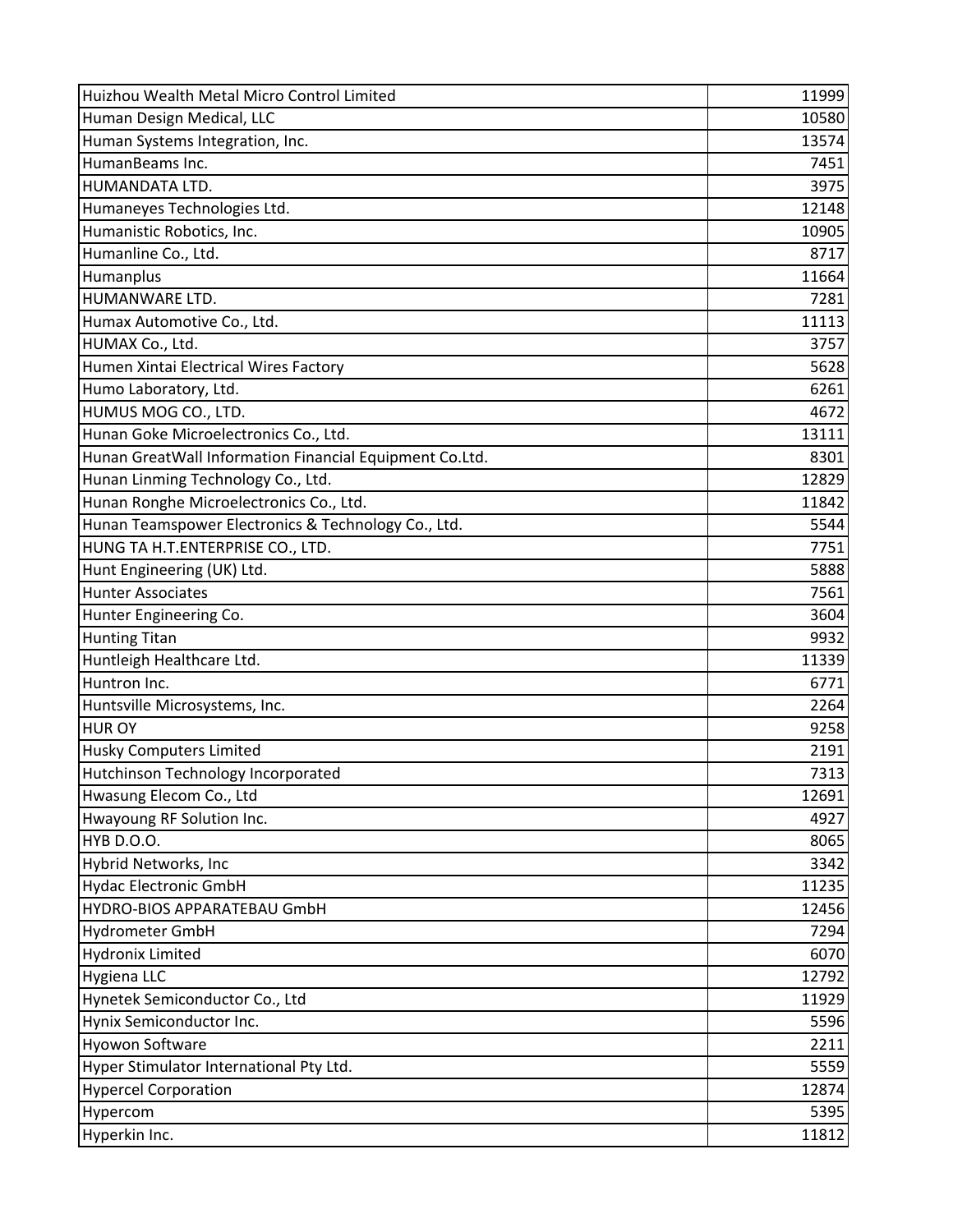| | |
|---|---|
| Huizhou Wealth Metal Micro Control Limited | 11999 |
| Human Design Medical, LLC | 10580 |
| Human Systems Integration, Inc. | 13574 |
| HumanBeams Inc. | 7451 |
| HUMANDATA LTD. | 3975 |
| Humaneyes Technologies Ltd. | 12148 |
| Humanistic Robotics, Inc. | 10905 |
| Humanline Co., Ltd. | 8717 |
| Humanplus | 11664 |
| HUMANWARE LTD. | 7281 |
| Humax Automotive Co., Ltd. | 11113 |
| HUMAX Co., Ltd. | 3757 |
| Humen Xintai Electrical Wires Factory | 5628 |
| Humo Laboratory, Ltd. | 6261 |
| HUMUS MOG CO., LTD. | 4672 |
| Hunan Goke Microelectronics Co., Ltd. | 13111 |
| Hunan GreatWall Information Financial Equipment Co.Ltd. | 8301 |
| Hunan Linming Technology Co., Ltd. | 12829 |
| Hunan Ronghe Microelectronics Co., Ltd. | 11842 |
| Hunan Teamspower Electronics & Technology Co., Ltd. | 5544 |
| HUNG TA H.T.ENTERPRISE CO., LTD. | 7751 |
| Hunt Engineering (UK) Ltd. | 5888 |
| Hunter Associates | 7561 |
| Hunter Engineering Co. | 3604 |
| Hunting Titan | 9932 |
| Huntleigh Healthcare Ltd. | 11339 |
| Huntron Inc. | 6771 |
| Huntsville Microsystems, Inc. | 2264 |
| HUR OY | 9258 |
| Husky Computers Limited | 2191 |
| Hutchinson Technology Incorporated | 7313 |
| Hwasung Elecom Co., Ltd | 12691 |
| Hwayoung RF Solution Inc. | 4927 |
| HYB D.O.O. | 8065 |
| Hybrid Networks, Inc | 3342 |
| Hydac Electronic GmbH | 11235 |
| HYDRO-BIOS APPARATEBAU GmbH | 12456 |
| Hydrometer GmbH | 7294 |
| Hydronix Limited | 6070 |
| Hygiena LLC | 12792 |
| Hynetek Semiconductor Co., Ltd | 11929 |
| Hynix Semiconductor Inc. | 5596 |
| Hyowon Software | 2211 |
| Hyper Stimulator International Pty Ltd. | 5559 |
| Hypercel Corporation | 12874 |
| Hypercom | 5395 |
| Hyperkin Inc. | 11812 |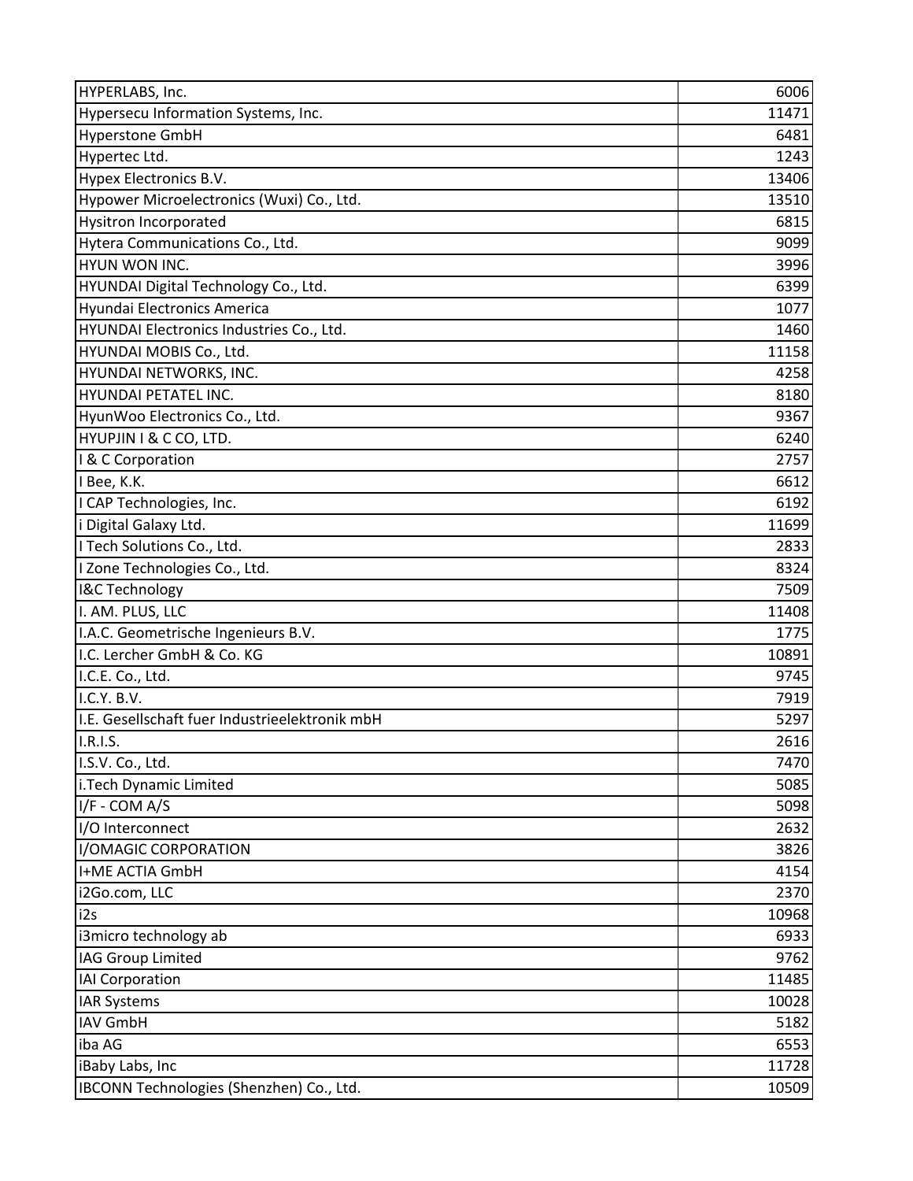| | |
|---|---|
| HYPERLABS, Inc. | 6006 |
| Hypersecu Information Systems, Inc. | 11471 |
| Hyperstone GmbH | 6481 |
| Hypertec Ltd. | 1243 |
| Hypex Electronics B.V. | 13406 |
| Hypower Microelectronics (Wuxi) Co., Ltd. | 13510 |
| Hysitron Incorporated | 6815 |
| Hytera Communications Co., Ltd. | 9099 |
| HYUN WON INC. | 3996 |
| HYUNDAI Digital Technology Co., Ltd. | 6399 |
| Hyundai Electronics America | 1077 |
| HYUNDAI Electronics Industries Co., Ltd. | 1460 |
| HYUNDAI MOBIS Co., Ltd. | 11158 |
| HYUNDAI NETWORKS, INC. | 4258 |
| HYUNDAI PETATEL INC. | 8180 |
| HyunWoo Electronics Co., Ltd. | 9367 |
| HYUPJIN I & C CO, LTD. | 6240 |
| I & C Corporation | 2757 |
| I Bee, K.K. | 6612 |
| I CAP Technologies, Inc. | 6192 |
| i Digital Galaxy Ltd. | 11699 |
| I Tech Solutions Co., Ltd. | 2833 |
| I Zone Technologies Co., Ltd. | 8324 |
| I&C Technology | 7509 |
| I. AM. PLUS, LLC | 11408 |
| I.A.C. Geometrische Ingenieurs B.V. | 1775 |
| I.C. Lercher GmbH & Co. KG | 10891 |
| I.C.E. Co., Ltd. | 9745 |
| I.C.Y. B.V. | 7919 |
| I.E. Gesellschaft fuer Industrieelektronik mbH | 5297 |
| I.R.I.S. | 2616 |
| I.S.V. Co., Ltd. | 7470 |
| i.Tech Dynamic Limited | 5085 |
| I/F - COM A/S | 5098 |
| I/O Interconnect | 2632 |
| I/OMAGIC CORPORATION | 3826 |
| I+ME ACTIA GmbH | 4154 |
| i2Go.com, LLC | 2370 |
| i2s | 10968 |
| i3micro technology ab | 6933 |
| IAG Group Limited | 9762 |
| IAI Corporation | 11485 |
| IAR Systems | 10028 |
| IAV GmbH | 5182 |
| iba AG | 6553 |
| iBaby Labs, Inc | 11728 |
| IBCONN Technologies (Shenzhen) Co., Ltd. | 10509 |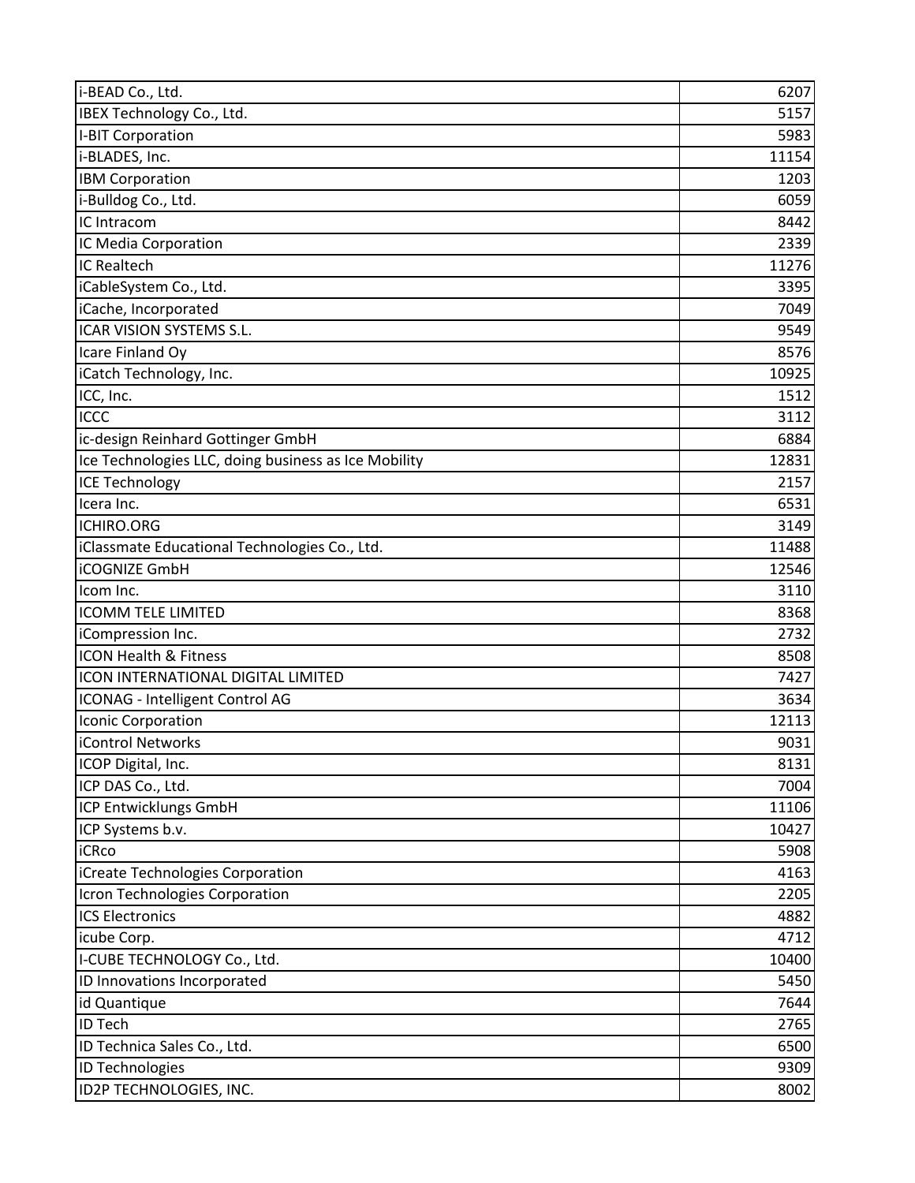| | |
|---|---|
| i-BEAD Co., Ltd. | 6207 |
| IBEX Technology Co., Ltd. | 5157 |
| I-BIT Corporation | 5983 |
| i-BLADES, Inc. | 11154 |
| IBM Corporation | 1203 |
| i-Bulldog Co., Ltd. | 6059 |
| IC Intracom | 8442 |
| IC Media Corporation | 2339 |
| IC Realtech | 11276 |
| iCableSystem Co., Ltd. | 3395 |
| iCache, Incorporated | 7049 |
| ICAR VISION SYSTEMS S.L. | 9549 |
| Icare Finland Oy | 8576 |
| iCatch Technology, Inc. | 10925 |
| ICC, Inc. | 1512 |
| ICCC | 3112 |
| ic-design Reinhard Gottinger GmbH | 6884 |
| Ice Technologies LLC, doing business as Ice Mobility | 12831 |
| ICE Technology | 2157 |
| Icera Inc. | 6531 |
| ICHIRO.ORG | 3149 |
| iClassmate Educational Technologies Co., Ltd. | 11488 |
| iCOGNIZE GmbH | 12546 |
| Icom Inc. | 3110 |
| ICOMM TELE LIMITED | 8368 |
| iCompression Inc. | 2732 |
| ICON Health & Fitness | 8508 |
| ICON INTERNATIONAL DIGITAL LIMITED | 7427 |
| ICONAG - Intelligent Control AG | 3634 |
| Iconic Corporation | 12113 |
| iControl Networks | 9031 |
| ICOP Digital, Inc. | 8131 |
| ICP DAS Co., Ltd. | 7004 |
| ICP Entwicklungs GmbH | 11106 |
| ICP Systems b.v. | 10427 |
| iCRco | 5908 |
| iCreate Technologies Corporation | 4163 |
| Icron Technologies Corporation | 2205 |
| ICS Electronics | 4882 |
| icube Corp. | 4712 |
| I-CUBE TECHNOLOGY Co., Ltd. | 10400 |
| ID Innovations Incorporated | 5450 |
| id Quantique | 7644 |
| ID Tech | 2765 |
| ID Technica Sales Co., Ltd. | 6500 |
| ID Technologies | 9309 |
| ID2P TECHNOLOGIES, INC. | 8002 |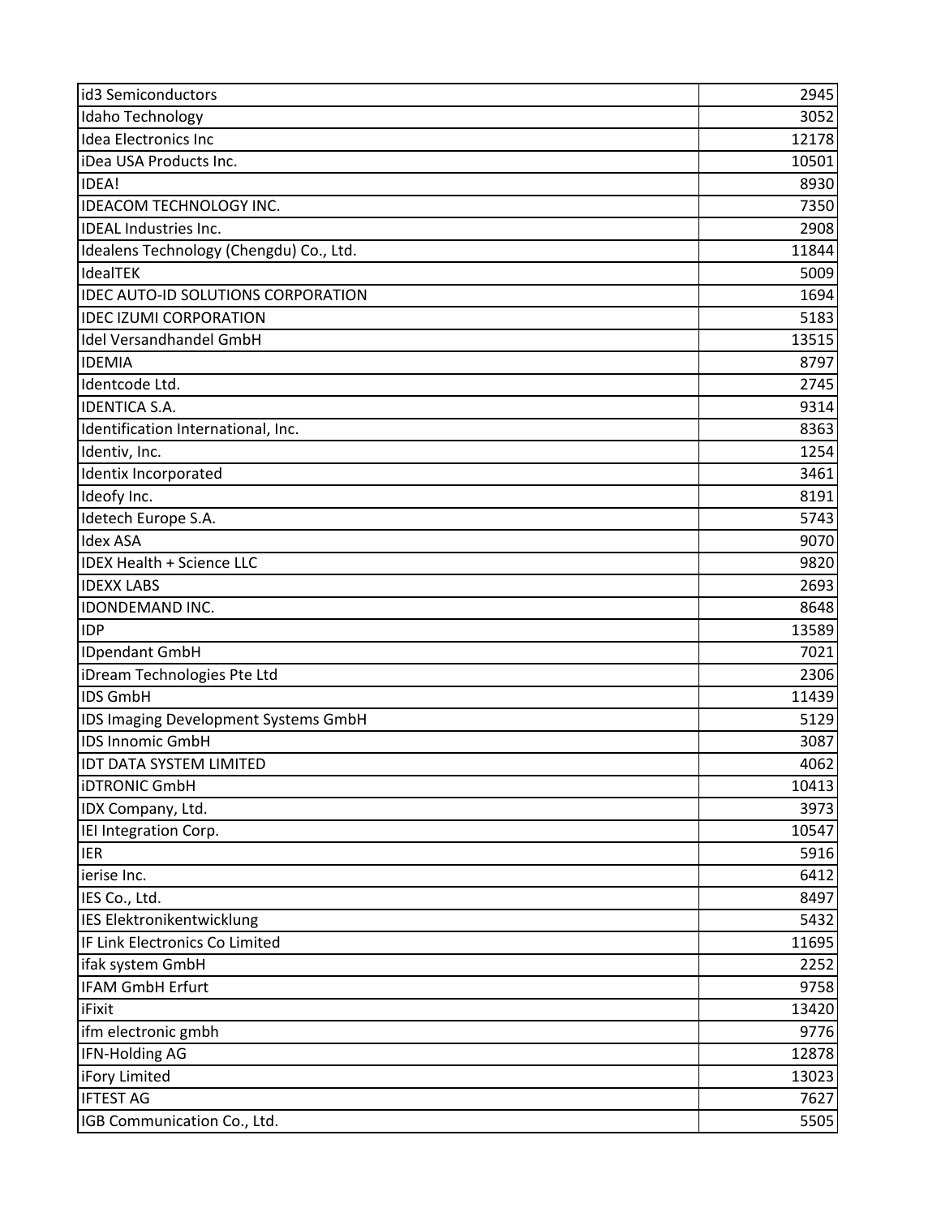| | |
|---|---|
| id3 Semiconductors | 2945 |
| Idaho Technology | 3052 |
| Idea Electronics Inc | 12178 |
| iDea USA Products Inc. | 10501 |
| IDEA! | 8930 |
| IDEACOM TECHNOLOGY INC. | 7350 |
| IDEAL Industries Inc. | 2908 |
| Idealens Technology (Chengdu) Co., Ltd. | 11844 |
| IdealTEK | 5009 |
| IDEC AUTO-ID SOLUTIONS CORPORATION | 1694 |
| IDEC IZUMI CORPORATION | 5183 |
| Idel Versandhandel GmbH | 13515 |
| IDEMIA | 8797 |
| Identcode Ltd. | 2745 |
| IDENTICA S.A. | 9314 |
| Identification International, Inc. | 8363 |
| Identiv, Inc. | 1254 |
| Identix Incorporated | 3461 |
| Ideofy Inc. | 8191 |
| Idetech Europe S.A. | 5743 |
| Idex ASA | 9070 |
| IDEX Health + Science LLC | 9820 |
| IDEXX LABS | 2693 |
| IDONDEMAND INC. | 8648 |
| IDP | 13589 |
| IDpendant GmbH | 7021 |
| iDream Technologies Pte Ltd | 2306 |
| IDS GmbH | 11439 |
| IDS Imaging Development Systems GmbH | 5129 |
| IDS Innomic GmbH | 3087 |
| IDT DATA SYSTEM LIMITED | 4062 |
| iDTRONIC GmbH | 10413 |
| IDX Company, Ltd. | 3973 |
| IEI Integration Corp. | 10547 |
| IER | 5916 |
| ierise Inc. | 6412 |
| IES Co., Ltd. | 8497 |
| IES Elektronikentwicklung | 5432 |
| IF Link Electronics Co Limited | 11695 |
| ifak system GmbH | 2252 |
| IFAM GmbH Erfurt | 9758 |
| iFixit | 13420 |
| ifm electronic gmbh | 9776 |
| IFN-Holding AG | 12878 |
| iFory Limited | 13023 |
| IFTEST AG | 7627 |
| IGB Communication Co., Ltd. | 5505 |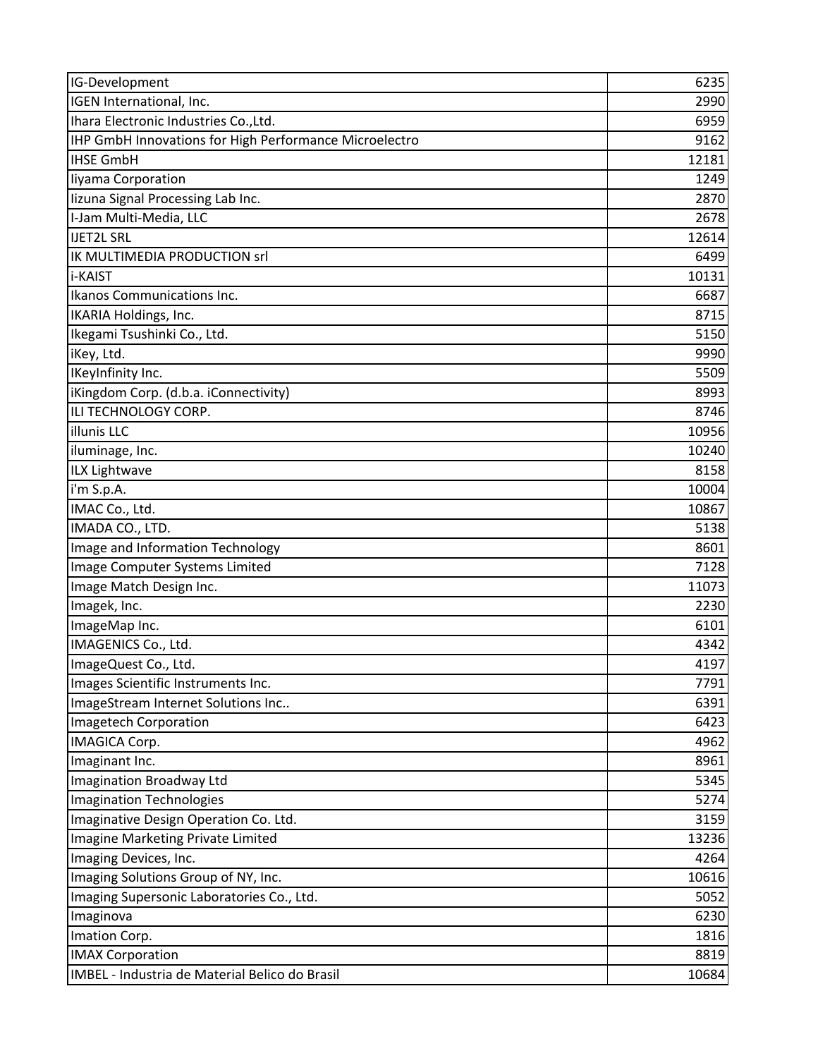| | |
|---|---|
| IG-Development | 6235 |
| IGEN International, Inc. | 2990 |
| Ihara Electronic Industries Co.,Ltd. | 6959 |
| IHP GmbH Innovations for High Performance Microelectro | 9162 |
| IHSE GmbH | 12181 |
| Iiyama Corporation | 1249 |
| Iizuna Signal Processing Lab Inc. | 2870 |
| I-Jam Multi-Media, LLC | 2678 |
| IJET2L SRL | 12614 |
| IK MULTIMEDIA PRODUCTION srl | 6499 |
| i-KAIST | 10131 |
| Ikanos Communications Inc. | 6687 |
| IKARIA Holdings, Inc. | 8715 |
| Ikegami Tsushinki Co., Ltd. | 5150 |
| iKey, Ltd. | 9990 |
| IKeyInfinity Inc. | 5509 |
| iKingdom Corp. (d.b.a. iConnectivity) | 8993 |
| ILI TECHNOLOGY CORP. | 8746 |
| illunis LLC | 10956 |
| iluminage, Inc. | 10240 |
| ILX Lightwave | 8158 |
| i'm S.p.A. | 10004 |
| IMAC Co., Ltd. | 10867 |
| IMADA CO., LTD. | 5138 |
| Image and Information Technology | 8601 |
| Image Computer Systems Limited | 7128 |
| Image Match Design Inc. | 11073 |
| Imagek, Inc. | 2230 |
| ImageMap Inc. | 6101 |
| IMAGENICS Co., Ltd. | 4342 |
| ImageQuest Co., Ltd. | 4197 |
| Images Scientific Instruments Inc. | 7791 |
| ImageStream Internet Solutions Inc.. | 6391 |
| Imagetech Corporation | 6423 |
| IMAGICA Corp. | 4962 |
| Imaginant Inc. | 8961 |
| Imagination Broadway Ltd | 5345 |
| Imagination Technologies | 5274 |
| Imaginative Design Operation Co. Ltd. | 3159 |
| Imagine Marketing Private Limited | 13236 |
| Imaging Devices, Inc. | 4264 |
| Imaging Solutions Group of NY, Inc. | 10616 |
| Imaging Supersonic Laboratories Co., Ltd. | 5052 |
| Imaginova | 6230 |
| Imation Corp. | 1816 |
| IMAX Corporation | 8819 |
| IMBEL - Industria de Material Belico do Brasil | 10684 |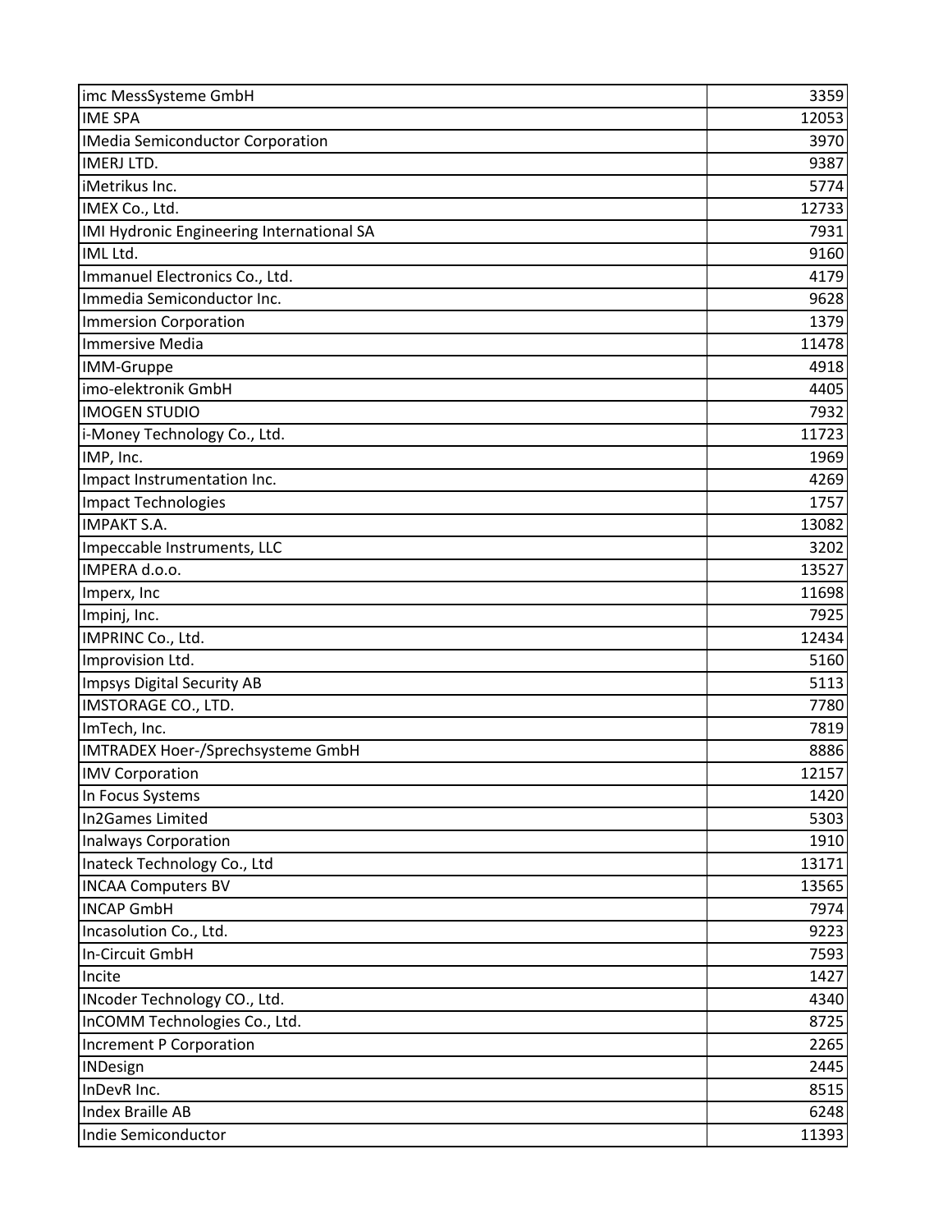| | |
|---|---|
| imc MessSysteme GmbH | 3359 |
| IME SPA | 12053 |
| IMedia Semiconductor Corporation | 3970 |
| IMERJ LTD. | 9387 |
| iMetrikus Inc. | 5774 |
| IMEX Co., Ltd. | 12733 |
| IMI Hydronic Engineering International SA | 7931 |
| IML Ltd. | 9160 |
| Immanuel Electronics Co., Ltd. | 4179 |
| Immedia Semiconductor Inc. | 9628 |
| Immersion Corporation | 1379 |
| Immersive Media | 11478 |
| IMM-Gruppe | 4918 |
| imo-elektronik GmbH | 4405 |
| IMOGEN STUDIO | 7932 |
| i-Money Technology Co., Ltd. | 11723 |
| IMP, Inc. | 1969 |
| Impact Instrumentation Inc. | 4269 |
| Impact Technologies | 1757 |
| IMPAKT S.A. | 13082 |
| Impeccable Instruments, LLC | 3202 |
| IMPERA d.o.o. | 13527 |
| Imperx, Inc | 11698 |
| Impinj, Inc. | 7925 |
| IMPRINC Co., Ltd. | 12434 |
| Improvision Ltd. | 5160 |
| Impsys Digital Security AB | 5113 |
| IMSTORAGE CO., LTD. | 7780 |
| ImTech, Inc. | 7819 |
| IMTRADEX Hoer-/Sprechsysteme GmbH | 8886 |
| IMV Corporation | 12157 |
| In Focus Systems | 1420 |
| In2Games Limited | 5303 |
| Inalways Corporation | 1910 |
| Inateck Technology Co., Ltd | 13171 |
| INCAA Computers BV | 13565 |
| INCAP GmbH | 7974 |
| Incasolution Co., Ltd. | 9223 |
| In-Circuit GmbH | 7593 |
| Incite | 1427 |
| INcoder Technology CO., Ltd. | 4340 |
| InCOMM Technologies Co., Ltd. | 8725 |
| Increment P Corporation | 2265 |
| INDesign | 2445 |
| InDevR Inc. | 8515 |
| Index Braille AB | 6248 |
| Indie Semiconductor | 11393 |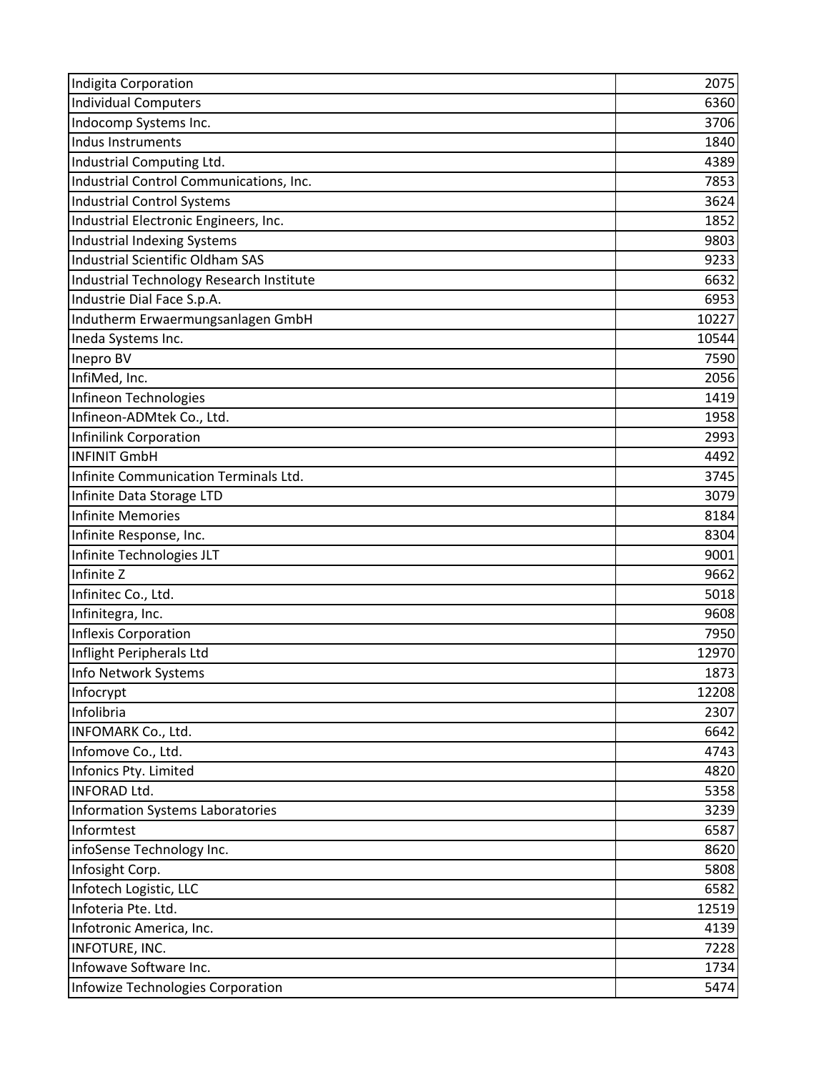| | |
|---|---|
| Indigita Corporation | 2075 |
| Individual Computers | 6360 |
| Indocomp Systems Inc. | 3706 |
| Indus Instruments | 1840 |
| Industrial Computing Ltd. | 4389 |
| Industrial Control Communications, Inc. | 7853 |
| Industrial Control Systems | 3624 |
| Industrial Electronic Engineers, Inc. | 1852 |
| Industrial Indexing Systems | 9803 |
| Industrial Scientific Oldham SAS | 9233 |
| Industrial Technology Research Institute | 6632 |
| Industrie Dial Face S.p.A. | 6953 |
| Indutherm Erwaermungsanlagen GmbH | 10227 |
| Ineda Systems Inc. | 10544 |
| Inepro BV | 7590 |
| InfiMed, Inc. | 2056 |
| Infineon Technologies | 1419 |
| Infineon-ADMtek Co., Ltd. | 1958 |
| Infinilink Corporation | 2993 |
| INFINIT GmbH | 4492 |
| Infinite Communication Terminals Ltd. | 3745 |
| Infinite Data Storage LTD | 3079 |
| Infinite Memories | 8184 |
| Infinite Response, Inc. | 8304 |
| Infinite Technologies JLT | 9001 |
| Infinite Z | 9662 |
| Infinitec Co., Ltd. | 5018 |
| Infinitegra, Inc. | 9608 |
| Inflexis Corporation | 7950 |
| Inflight Peripherals Ltd | 12970 |
| Info Network Systems | 1873 |
| Infocrypt | 12208 |
| Infolibria | 2307 |
| INFOMARK Co., Ltd. | 6642 |
| Infomove Co., Ltd. | 4743 |
| Infonics Pty. Limited | 4820 |
| INFORAD Ltd. | 5358 |
| Information Systems Laboratories | 3239 |
| Informtest | 6587 |
| infoSense Technology Inc. | 8620 |
| Infosight Corp. | 5808 |
| Infotech Logistic, LLC | 6582 |
| Infoteria Pte. Ltd. | 12519 |
| Infotronic America, Inc. | 4139 |
| INFOTURE, INC. | 7228 |
| Infowave Software Inc. | 1734 |
| Infowize Technologies Corporation | 5474 |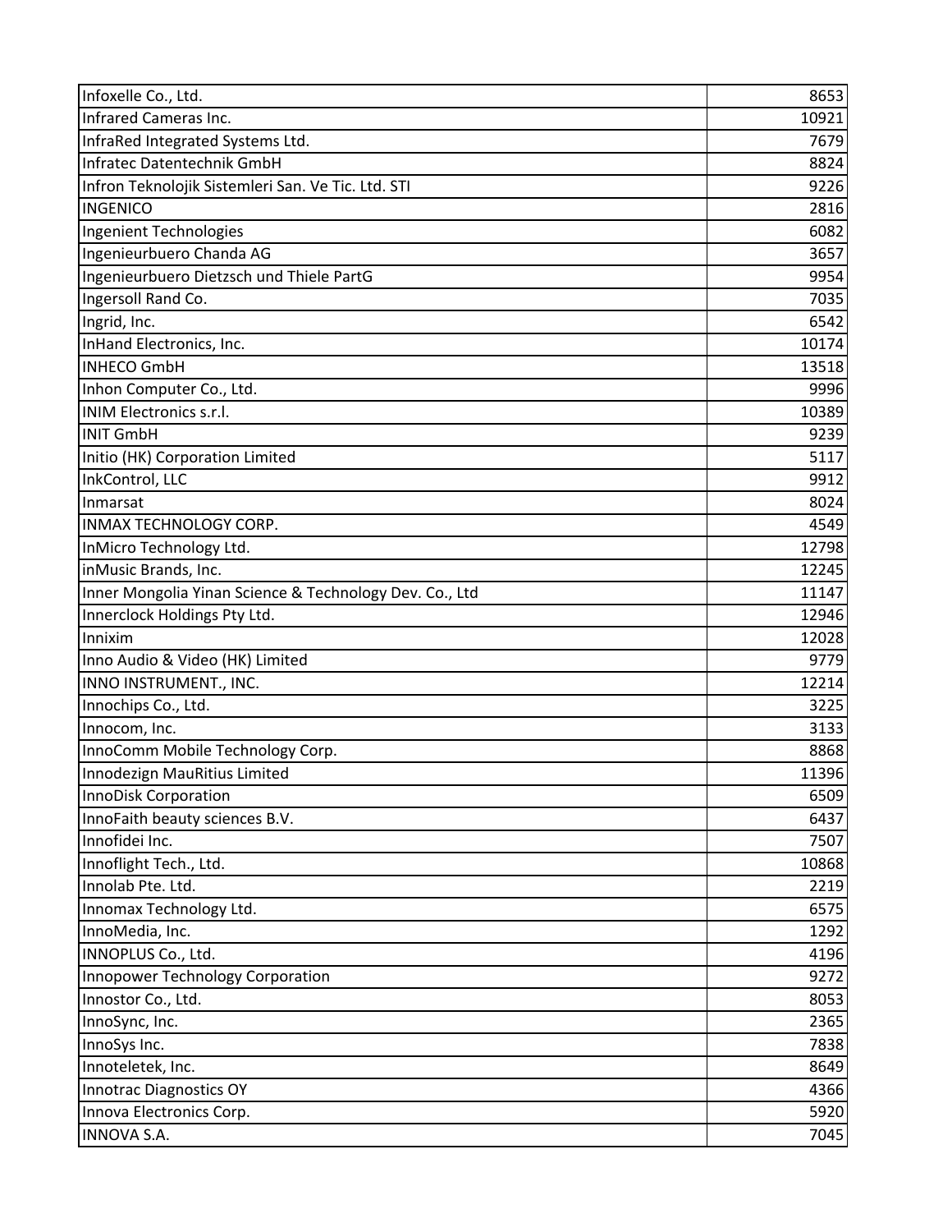| | |
|---|---|
| Infoxelle Co., Ltd. | 8653 |
| Infrared Cameras Inc. | 10921 |
| InfraRed Integrated Systems Ltd. | 7679 |
| Infratec Datentechnik GmbH | 8824 |
| Infron Teknolojik Sistemleri San. Ve Tic. Ltd. STI | 9226 |
| INGENICO | 2816 |
| Ingenient Technologies | 6082 |
| Ingenieurbuero Chanda AG | 3657 |
| Ingenieurbuero Dietzsch und Thiele PartG | 9954 |
| Ingersoll Rand Co. | 7035 |
| Ingrid, Inc. | 6542 |
| InHand Electronics, Inc. | 10174 |
| INHECO GmbH | 13518 |
| Inhon Computer Co., Ltd. | 9996 |
| INIM Electronics s.r.l. | 10389 |
| INIT GmbH | 9239 |
| Initio (HK) Corporation Limited | 5117 |
| InkControl, LLC | 9912 |
| Inmarsat | 8024 |
| INMAX TECHNOLOGY CORP. | 4549 |
| InMicro Technology Ltd. | 12798 |
| inMusic Brands, Inc. | 12245 |
| Inner Mongolia Yinan Science & Technology Dev. Co., Ltd | 11147 |
| Innerclock Holdings Pty Ltd. | 12946 |
| Innixim | 12028 |
| Inno Audio & Video (HK) Limited | 9779 |
| INNO INSTRUMENT., INC. | 12214 |
| Innochips Co., Ltd. | 3225 |
| Innocom, Inc. | 3133 |
| InnoComm Mobile Technology Corp. | 8868 |
| Innodezign MauRitius Limited | 11396 |
| InnoDisk Corporation | 6509 |
| InnoFaith beauty sciences B.V. | 6437 |
| Innofidei Inc. | 7507 |
| Innoflight Tech., Ltd. | 10868 |
| Innolab Pte. Ltd. | 2219 |
| Innomax Technology Ltd. | 6575 |
| InnoMedia, Inc. | 1292 |
| INNOPLUS Co., Ltd. | 4196 |
| Innopower Technology Corporation | 9272 |
| Innostor Co., Ltd. | 8053 |
| InnoSync, Inc. | 2365 |
| InnoSys Inc. | 7838 |
| Innoteletek, Inc. | 8649 |
| Innotrac Diagnostics OY | 4366 |
| Innova Electronics Corp. | 5920 |
| INNOVA S.A. | 7045 |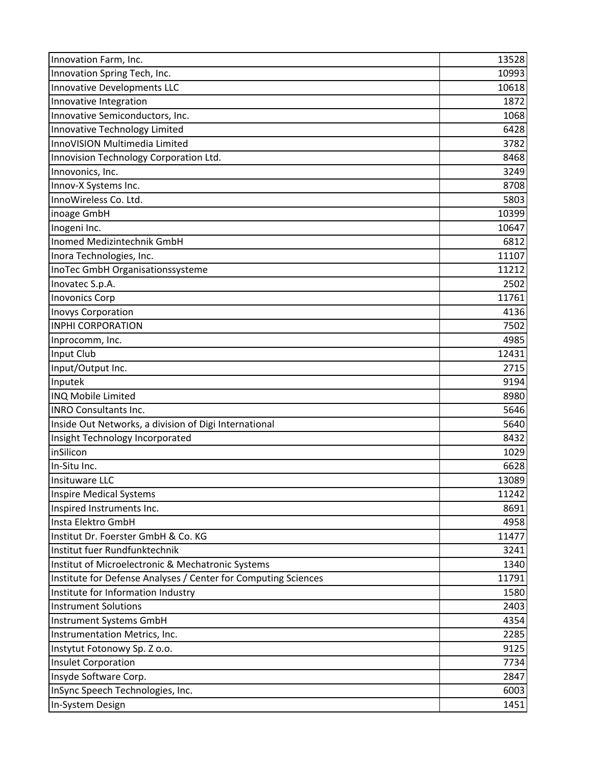| | |
|---|---|
| Innovation Farm, Inc. | 13528 |
| Innovation Spring Tech, Inc. | 10993 |
| Innovative Developments LLC | 10618 |
| Innovative Integration | 1872 |
| Innovative Semiconductors, Inc. | 1068 |
| Innovative Technology Limited | 6428 |
| InnoVISION Multimedia Limited | 3782 |
| Innovision Technology Corporation Ltd. | 8468 |
| Innovonics, Inc. | 3249 |
| Innov-X Systems Inc. | 8708 |
| InnoWireless Co. Ltd. | 5803 |
| inoage GmbH | 10399 |
| Inogeni Inc. | 10647 |
| Inomed Medizintechnik GmbH | 6812 |
| Inora Technologies, Inc. | 11107 |
| InoTec GmbH Organisationssysteme | 11212 |
| Inovatec S.p.A. | 2502 |
| Inovonics Corp | 11761 |
| Inovys Corporation | 4136 |
| INPHI CORPORATION | 7502 |
| Inprocomm, Inc. | 4985 |
| Input Club | 12431 |
| Input/Output Inc. | 2715 |
| Inputek | 9194 |
| INQ Mobile Limited | 8980 |
| INRO Consultants Inc. | 5646 |
| Inside Out Networks, a division of Digi International | 5640 |
| Insight Technology Incorporated | 8432 |
| inSilicon | 1029 |
| In-Situ Inc. | 6628 |
| Insituware LLC | 13089 |
| Inspire Medical Systems | 11242 |
| Inspired Instruments Inc. | 8691 |
| Insta Elektro GmbH | 4958 |
| Institut Dr. Foerster GmbH & Co. KG | 11477 |
| Institut fuer Rundfunktechnik | 3241 |
| Institut of Microelectronic & Mechatronic Systems | 1340 |
| Institute for Defense Analyses / Center for Computing Sciences | 11791 |
| Institute for Information Industry | 1580 |
| Instrument Solutions | 2403 |
| Instrument Systems GmbH | 4354 |
| Instrumentation Metrics, Inc. | 2285 |
| Instytut Fotonowy Sp. Z o.o. | 9125 |
| Insulet Corporation | 7734 |
| Insyde Software Corp. | 2847 |
| InSync Speech Technologies, Inc. | 6003 |
| In-System Design | 1451 |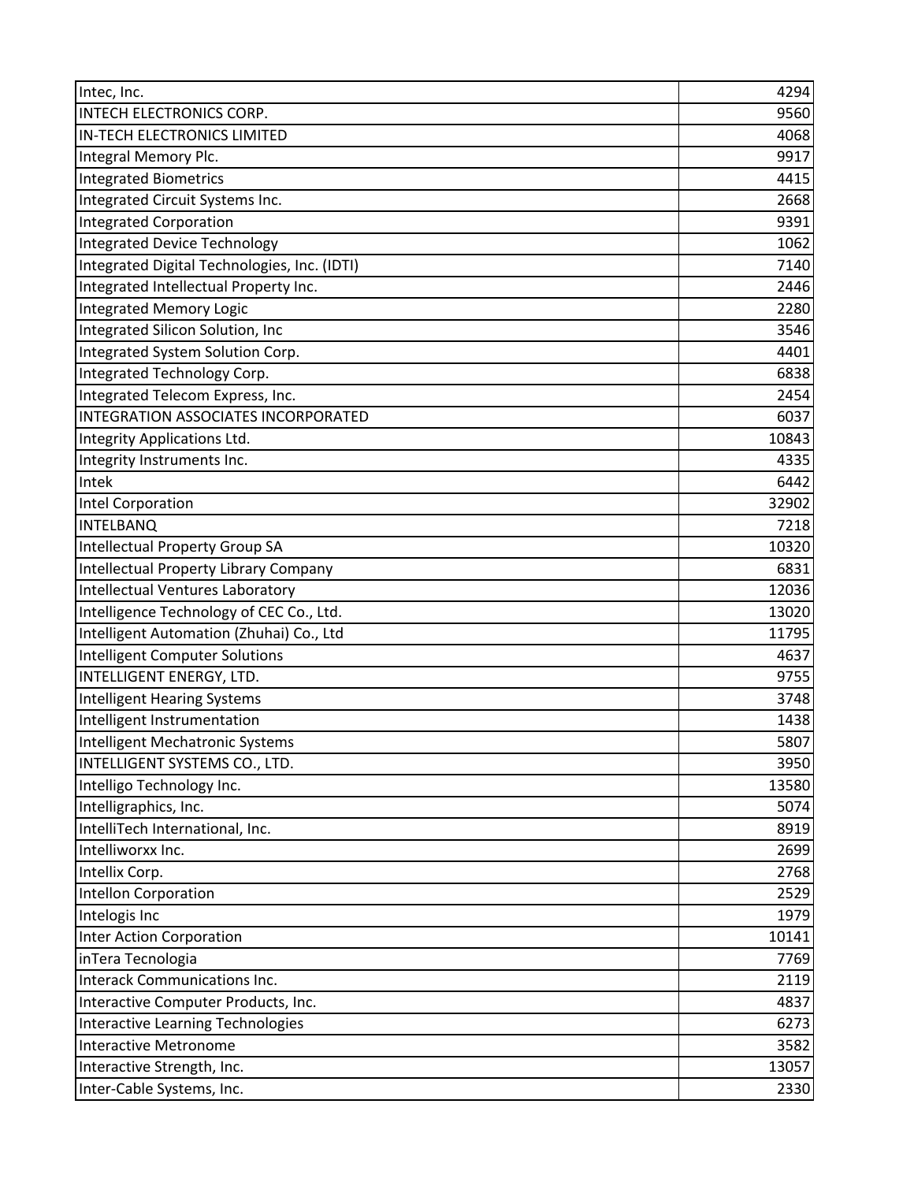| | |
|---|---|
| Intec, Inc. | 4294 |
| INTECH ELECTRONICS CORP. | 9560 |
| IN-TECH ELECTRONICS LIMITED | 4068 |
| Integral Memory Plc. | 9917 |
| Integrated Biometrics | 4415 |
| Integrated Circuit Systems Inc. | 2668 |
| Integrated Corporation | 9391 |
| Integrated Device Technology | 1062 |
| Integrated Digital Technologies, Inc. (IDTI) | 7140 |
| Integrated Intellectual Property Inc. | 2446 |
| Integrated Memory Logic | 2280 |
| Integrated Silicon Solution, Inc | 3546 |
| Integrated System Solution Corp. | 4401 |
| Integrated Technology Corp. | 6838 |
| Integrated Telecom Express, Inc. | 2454 |
| INTEGRATION ASSOCIATES INCORPORATED | 6037 |
| Integrity Applications Ltd. | 10843 |
| Integrity Instruments Inc. | 4335 |
| Intek | 6442 |
| Intel Corporation | 32902 |
| INTELBANQ | 7218 |
| Intellectual Property Group SA | 10320 |
| Intellectual Property Library Company | 6831 |
| Intellectual Ventures Laboratory | 12036 |
| Intelligence Technology of CEC Co., Ltd. | 13020 |
| Intelligent Automation (Zhuhai) Co., Ltd | 11795 |
| Intelligent Computer Solutions | 4637 |
| INTELLIGENT ENERGY, LTD. | 9755 |
| Intelligent Hearing Systems | 3748 |
| Intelligent Instrumentation | 1438 |
| Intelligent Mechatronic Systems | 5807 |
| INTELLIGENT SYSTEMS CO., LTD. | 3950 |
| Intelligo Technology Inc. | 13580 |
| Intelligraphics, Inc. | 5074 |
| IntelliTech International, Inc. | 8919 |
| Intelliworxx Inc. | 2699 |
| Intellix Corp. | 2768 |
| Intellon Corporation | 2529 |
| Intelogis Inc | 1979 |
| Inter Action Corporation | 10141 |
| inTera Tecnologia | 7769 |
| Interack Communications Inc. | 2119 |
| Interactive Computer Products, Inc. | 4837 |
| Interactive Learning Technologies | 6273 |
| Interactive Metronome | 3582 |
| Interactive Strength, Inc. | 13057 |
| Inter-Cable Systems, Inc. | 2330 |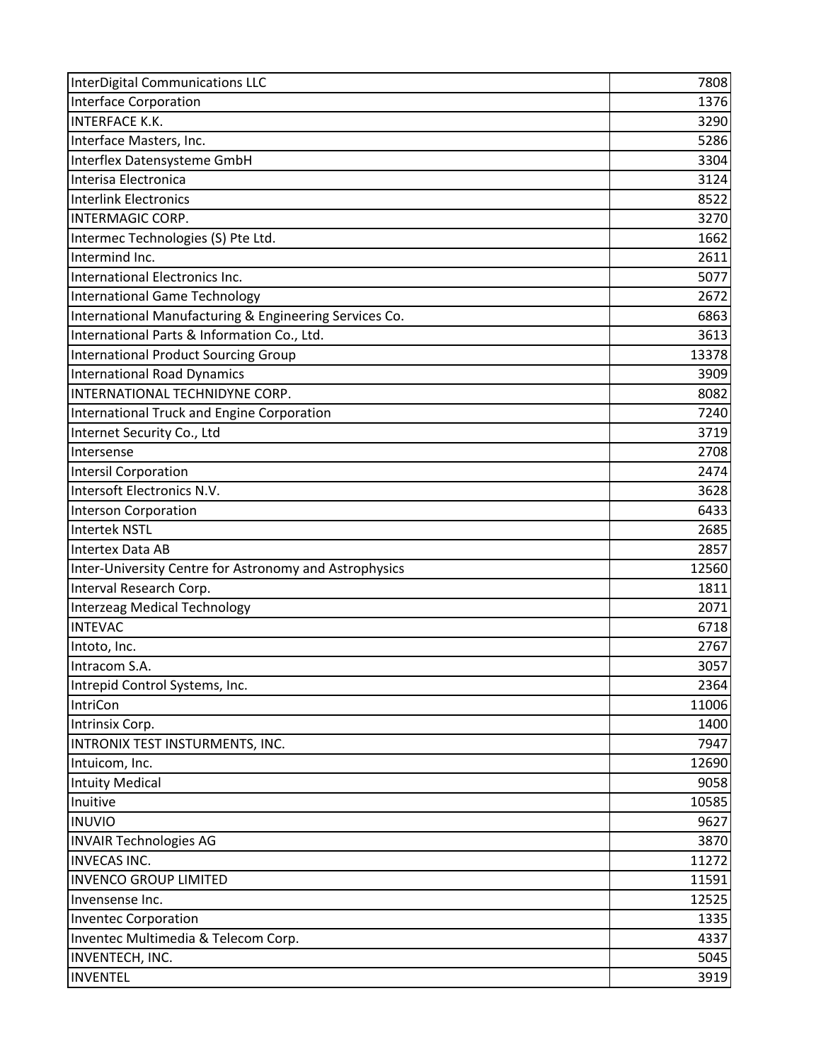| | |
|---|---|
| InterDigital Communications LLC | 7808 |
| Interface Corporation | 1376 |
| INTERFACE K.K. | 3290 |
| Interface Masters, Inc. | 5286 |
| Interflex Datensysteme GmbH | 3304 |
| Interisa Electronica | 3124 |
| Interlink Electronics | 8522 |
| INTERMAGIC CORP. | 3270 |
| Intermec Technologies (S) Pte Ltd. | 1662 |
| Intermind Inc. | 2611 |
| International Electronics Inc. | 5077 |
| International Game Technology | 2672 |
| International Manufacturing & Engineering Services Co. | 6863 |
| International Parts & Information Co., Ltd. | 3613 |
| International Product Sourcing Group | 13378 |
| International Road Dynamics | 3909 |
| INTERNATIONAL TECHNIDYNE CORP. | 8082 |
| International Truck and Engine Corporation | 7240 |
| Internet Security Co., Ltd | 3719 |
| Intersense | 2708 |
| Intersil Corporation | 2474 |
| Intersoft Electronics N.V. | 3628 |
| Interson Corporation | 6433 |
| Intertek NSTL | 2685 |
| Intertex Data AB | 2857 |
| Inter-University Centre for Astronomy and Astrophysics | 12560 |
| Interval Research Corp. | 1811 |
| Interzeag Medical Technology | 2071 |
| INTEVAC | 6718 |
| Intoto, Inc. | 2767 |
| Intracom S.A. | 3057 |
| Intrepid Control Systems, Inc. | 2364 |
| IntriCon | 11006 |
| Intrinsix Corp. | 1400 |
| INTRONIX TEST INSTURMENTS, INC. | 7947 |
| Intuicom, Inc. | 12690 |
| Intuity Medical | 9058 |
| Inuitive | 10585 |
| INUVIO | 9627 |
| INVAIR Technologies AG | 3870 |
| INVECAS INC. | 11272 |
| INVENCO GROUP LIMITED | 11591 |
| Invensense Inc. | 12525 |
| Inventec Corporation | 1335 |
| Inventec Multimedia & Telecom Corp. | 4337 |
| INVENTECH, INC. | 5045 |
| INVENTEL | 3919 |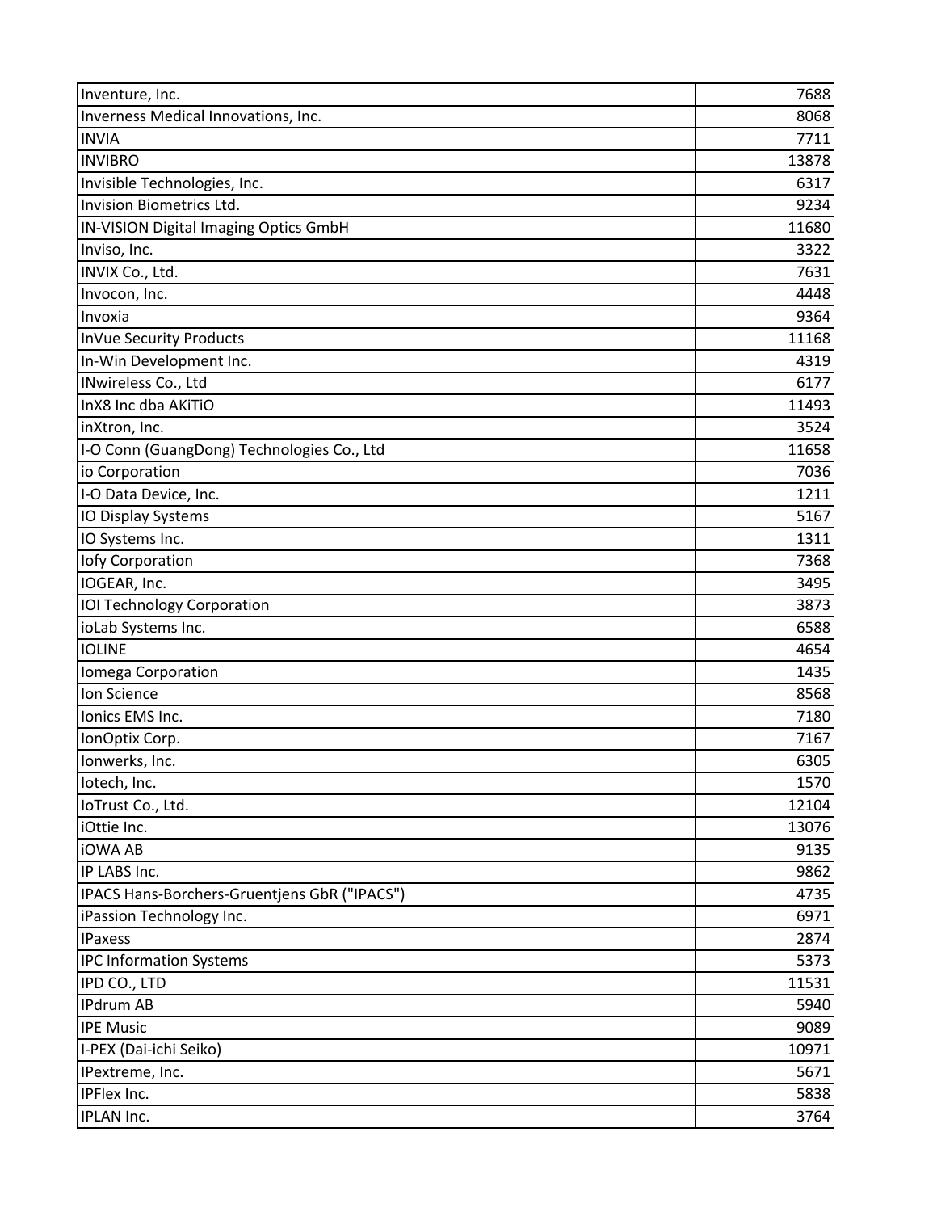| | |
|---|---|
| Inventure, Inc. | 7688 |
| Inverness Medical Innovations, Inc. | 8068 |
| INVIA | 7711 |
| INVIBRO | 13878 |
| Invisible Technologies, Inc. | 6317 |
| Invision Biometrics Ltd. | 9234 |
| IN-VISION Digital Imaging Optics GmbH | 11680 |
| Inviso, Inc. | 3322 |
| INVIX Co., Ltd. | 7631 |
| Invocon, Inc. | 4448 |
| Invoxia | 9364 |
| InVue Security Products | 11168 |
| In-Win Development Inc. | 4319 |
| INwireless Co., Ltd | 6177 |
| InX8 Inc dba AKiTiO | 11493 |
| inXtron, Inc. | 3524 |
| I-O Conn (GuangDong) Technologies Co., Ltd | 11658 |
| io Corporation | 7036 |
| I-O Data Device, Inc. | 1211 |
| IO Display Systems | 5167 |
| IO Systems Inc. | 1311 |
| Iofy Corporation | 7368 |
| IOGEAR, Inc. | 3495 |
| IOI Technology Corporation | 3873 |
| ioLab Systems Inc. | 6588 |
| IOLINE | 4654 |
| Iomega Corporation | 1435 |
| Ion Science | 8568 |
| Ionics EMS Inc. | 7180 |
| IonOptix Corp. | 7167 |
| Ionwerks, Inc. | 6305 |
| Iotech, Inc. | 1570 |
| IoTrust Co., Ltd. | 12104 |
| iOttie Inc. | 13076 |
| iOWA AB | 9135 |
| IP LABS Inc. | 9862 |
| IPACS Hans-Borchers-Gruentjens GbR ("IPACS") | 4735 |
| iPassion Technology Inc. | 6971 |
| IPaxess | 2874 |
| IPC Information Systems | 5373 |
| IPD CO., LTD | 11531 |
| IPdrum AB | 5940 |
| IPE Music | 9089 |
| I-PEX (Dai-ichi Seiko) | 10971 |
| IPextreme, Inc. | 5671 |
| IPFlex Inc. | 5838 |
| IPLAN Inc. | 3764 |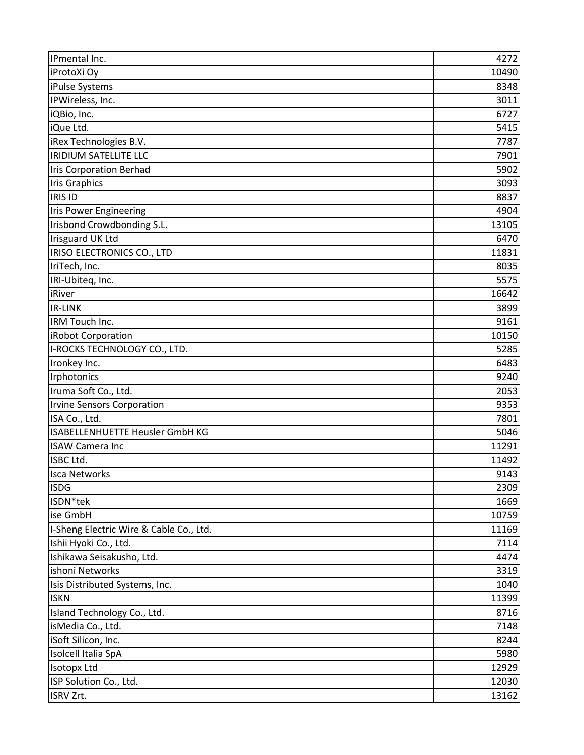| | |
|---|---|
| IPmental Inc. | 4272 |
| iProtoXi Oy | 10490 |
| iPulse Systems | 8348 |
| IPWireless, Inc. | 3011 |
| iQBio, Inc. | 6727 |
| iQue Ltd. | 5415 |
| iRex Technologies B.V. | 7787 |
| IRIDIUM SATELLITE LLC | 7901 |
| Iris Corporation Berhad | 5902 |
| Iris Graphics | 3093 |
| IRIS ID | 8837 |
| Iris Power Engineering | 4904 |
| Irisbond Crowdbonding S.L. | 13105 |
| Irisguard UK Ltd | 6470 |
| IRISO ELECTRONICS CO., LTD | 11831 |
| IriTech, Inc. | 8035 |
| IRI-Ubiteq, Inc. | 5575 |
| iRiver | 16642 |
| IR-LINK | 3899 |
| IRM Touch Inc. | 9161 |
| iRobot Corporation | 10150 |
| I-ROCKS TECHNOLOGY CO., LTD. | 5285 |
| Ironkey Inc. | 6483 |
| Irphotonics | 9240 |
| Iruma Soft Co., Ltd. | 2053 |
| Irvine Sensors Corporation | 9353 |
| ISA Co., Ltd. | 7801 |
| ISABELLENHUETTE Heusler GmbH KG | 5046 |
| ISAW Camera Inc | 11291 |
| ISBC Ltd. | 11492 |
| Isca Networks | 9143 |
| ISDG | 2309 |
| ISDN*tek | 1669 |
| ise GmbH | 10759 |
| I-Sheng Electric Wire & Cable Co., Ltd. | 11169 |
| Ishii Hyoki Co., Ltd. | 7114 |
| Ishikawa Seisakusho, Ltd. | 4474 |
| ishoni Networks | 3319 |
| Isis Distributed Systems, Inc. | 1040 |
| ISKN | 11399 |
| Island Technology Co., Ltd. | 8716 |
| isMedia Co., Ltd. | 7148 |
| iSoft Silicon, Inc. | 8244 |
| Isolcell Italia SpA | 5980 |
| Isotopx Ltd | 12929 |
| ISP Solution Co., Ltd. | 12030 |
| ISRV Zrt. | 13162 |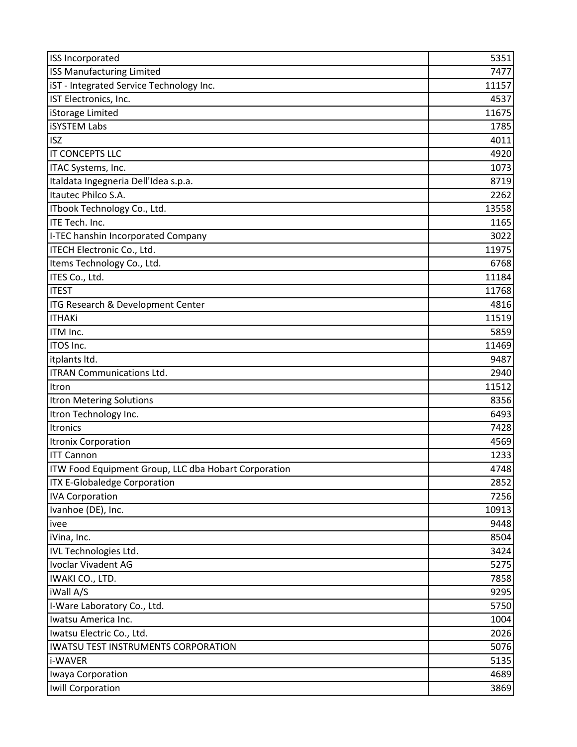| ISS Incorporated | 5351 |
|---|---|
| ISS Manufacturing Limited | 7477 |
| iST - Integrated Service Technology Inc. | 11157 |
| IST Electronics, Inc. | 4537 |
| iStorage Limited | 11675 |
| iSYSTEM Labs | 1785 |
| ISZ | 4011 |
| IT CONCEPTS LLC | 4920 |
| ITAC Systems, Inc. | 1073 |
| Italdata Ingegneria Dell'Idea s.p.a. | 8719 |
| Itautec Philco S.A. | 2262 |
| ITbook Technology Co., Ltd. | 13558 |
| ITE Tech. Inc. | 1165 |
| I-TEC hanshin Incorporated Company | 3022 |
| ITECH Electronic Co., Ltd. | 11975 |
| Items Technology Co., Ltd. | 6768 |
| ITES Co., Ltd. | 11184 |
| ITEST | 11768 |
| ITG Research & Development Center | 4816 |
| ITHAKi | 11519 |
| ITM Inc. | 5859 |
| ITOS Inc. | 11469 |
| itplants ltd. | 9487 |
| ITRAN Communications Ltd. | 2940 |
| Itron | 11512 |
| Itron Metering Solutions | 8356 |
| Itron Technology Inc. | 6493 |
| Itronics | 7428 |
| Itronix Corporation | 4569 |
| ITT Cannon | 1233 |
| ITW Food Equipment Group, LLC dba Hobart Corporation | 4748 |
| ITX E-Globaledge Corporation | 2852 |
| IVA Corporation | 7256 |
| Ivanhoe (DE), Inc. | 10913 |
| ivee | 9448 |
| iVina, Inc. | 8504 |
| IVL Technologies Ltd. | 3424 |
| Ivoclar Vivadent AG | 5275 |
| IWAKI CO., LTD. | 7858 |
| iWall A/S | 9295 |
| I-Ware Laboratory Co., Ltd. | 5750 |
| Iwatsu America Inc. | 1004 |
| Iwatsu Electric Co., Ltd. | 2026 |
| IWATSU TEST INSTRUMENTS CORPORATION | 5076 |
| i-WAVER | 5135 |
| Iwaya Corporation | 4689 |
| Iwill Corporation | 3869 |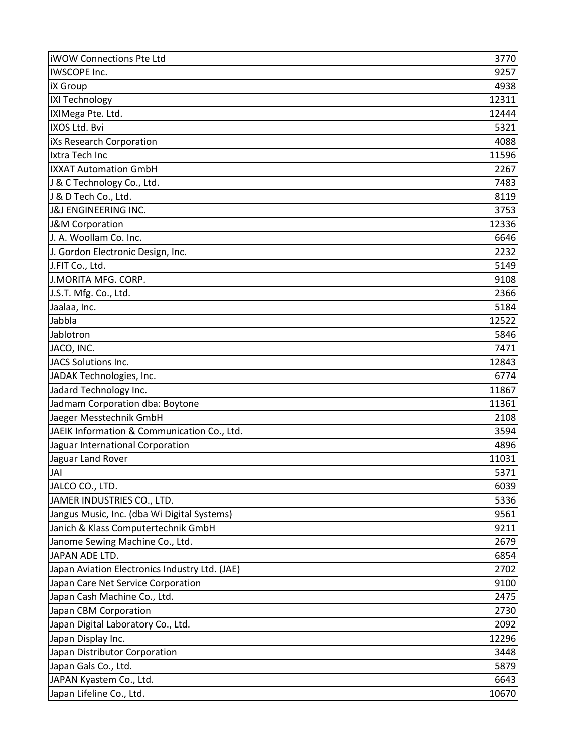| | |
|---|---|
| iWOW Connections Pte Ltd | 3770 |
| IWSCOPE Inc. | 9257 |
| iX Group | 4938 |
| IXI Technology | 12311 |
| IXIMega Pte. Ltd. | 12444 |
| IXOS Ltd. Bvi | 5321 |
| iXs Research Corporation | 4088 |
| Ixtra Tech Inc | 11596 |
| IXXAT Automation GmbH | 2267 |
| J & C Technology Co., Ltd. | 7483 |
| J & D Tech Co., Ltd. | 8119 |
| J&J ENGINEERING INC. | 3753 |
| J&M Corporation | 12336 |
| J. A. Woollam Co. Inc. | 6646 |
| J. Gordon Electronic Design, Inc. | 2232 |
| J.FIT Co., Ltd. | 5149 |
| J.MORITA MFG. CORP. | 9108 |
| J.S.T. Mfg. Co., Ltd. | 2366 |
| Jaalaa, Inc. | 5184 |
| Jabbla | 12522 |
| Jablotron | 5846 |
| JACO, INC. | 7471 |
| JACS Solutions Inc. | 12843 |
| JADAK Technologies, Inc. | 6774 |
| Jadard Technology Inc. | 11867 |
| Jadmam Corporation dba: Boytone | 11361 |
| Jaeger Messtechnik GmbH | 2108 |
| JAEIK Information & Communication Co., Ltd. | 3594 |
| Jaguar International Corporation | 4896 |
| Jaguar Land Rover | 11031 |
| JAI | 5371 |
| JALCO CO., LTD. | 6039 |
| JAMER INDUSTRIES CO., LTD. | 5336 |
| Jangus Music, Inc. (dba Wi Digital Systems) | 9561 |
| Janich & Klass Computertechnik GmbH | 9211 |
| Janome Sewing Machine Co., Ltd. | 2679 |
| JAPAN ADE LTD. | 6854 |
| Japan Aviation Electronics Industry Ltd. (JAE) | 2702 |
| Japan Care Net Service Corporation | 9100 |
| Japan Cash Machine Co., Ltd. | 2475 |
| Japan CBM Corporation | 2730 |
| Japan Digital Laboratory Co., Ltd. | 2092 |
| Japan Display Inc. | 12296 |
| Japan Distributor Corporation | 3448 |
| Japan Gals Co., Ltd. | 5879 |
| JAPAN Kyastem Co., Ltd. | 6643 |
| Japan Lifeline Co., Ltd. | 10670 |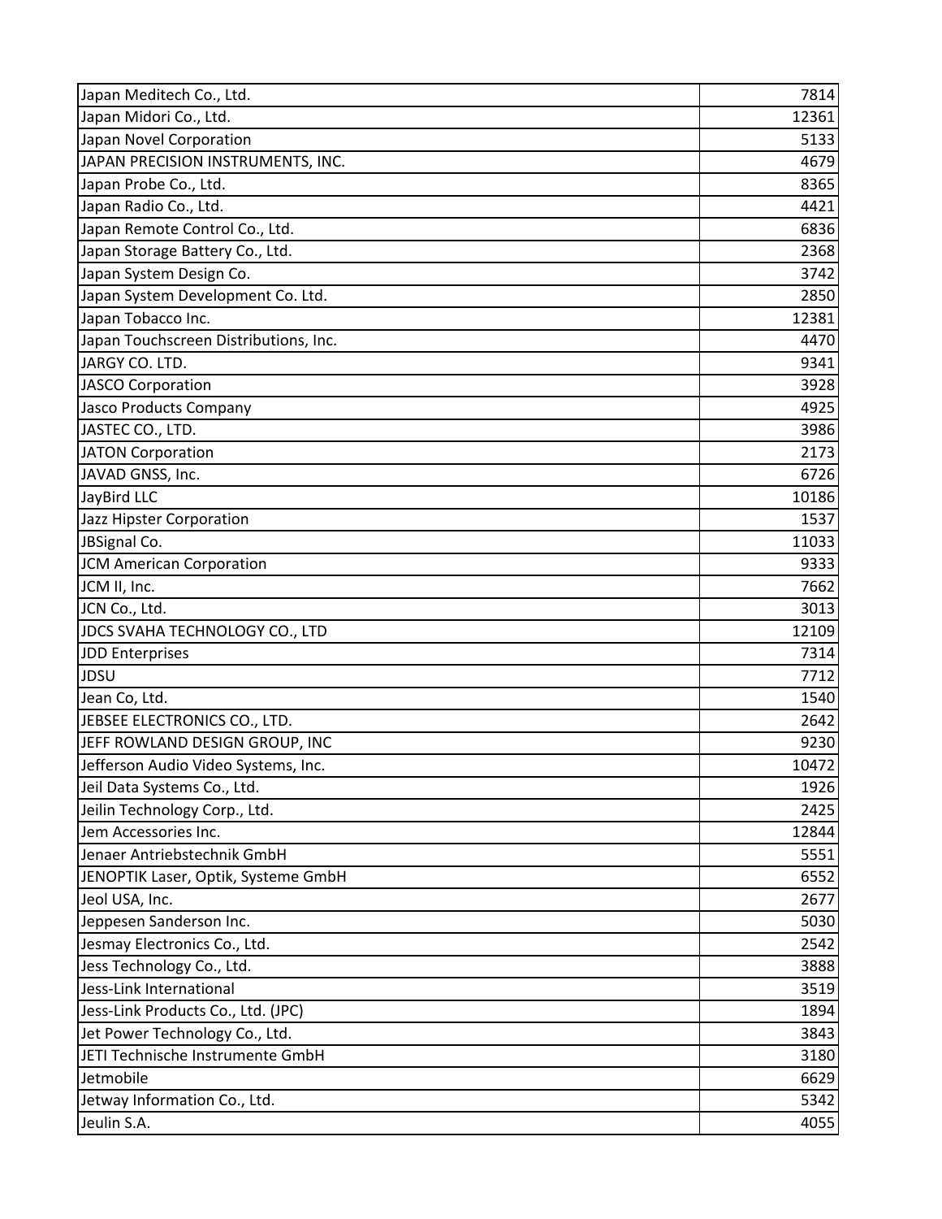| | |
|---|---|
| Japan Meditech Co., Ltd. | 7814 |
| Japan Midori Co., Ltd. | 12361 |
| Japan Novel Corporation | 5133 |
| JAPAN PRECISION INSTRUMENTS, INC. | 4679 |
| Japan Probe Co., Ltd. | 8365 |
| Japan Radio Co., Ltd. | 4421 |
| Japan Remote Control Co., Ltd. | 6836 |
| Japan Storage Battery Co., Ltd. | 2368 |
| Japan System Design Co. | 3742 |
| Japan System Development Co. Ltd. | 2850 |
| Japan Tobacco Inc. | 12381 |
| Japan Touchscreen Distributions, Inc. | 4470 |
| JARGY CO. LTD. | 9341 |
| JASCO Corporation | 3928 |
| Jasco Products Company | 4925 |
| JASTEC CO., LTD. | 3986 |
| JATON Corporation | 2173 |
| JAVAD GNSS, Inc. | 6726 |
| JayBird LLC | 10186 |
| Jazz Hipster Corporation | 1537 |
| JBSignal Co. | 11033 |
| JCM American Corporation | 9333 |
| JCM II, Inc. | 7662 |
| JCN Co., Ltd. | 3013 |
| JDCS SVAHA TECHNOLOGY CO., LTD | 12109 |
| JDD Enterprises | 7314 |
| JDSU | 7712 |
| Jean Co, Ltd. | 1540 |
| JEBSEE ELECTRONICS CO., LTD. | 2642 |
| JEFF ROWLAND DESIGN GROUP, INC | 9230 |
| Jefferson Audio Video Systems, Inc. | 10472 |
| Jeil Data Systems Co., Ltd. | 1926 |
| Jeilin Technology Corp., Ltd. | 2425 |
| Jem Accessories Inc. | 12844 |
| Jenaer Antriebstechnik GmbH | 5551 |
| JENOPTIK Laser, Optik, Systeme GmbH | 6552 |
| Jeol USA, Inc. | 2677 |
| Jeppesen Sanderson Inc. | 5030 |
| Jesmay Electronics Co., Ltd. | 2542 |
| Jess Technology Co., Ltd. | 3888 |
| Jess-Link International | 3519 |
| Jess-Link Products Co., Ltd. (JPC) | 1894 |
| Jet Power Technology Co., Ltd. | 3843 |
| JETI Technische Instrumente GmbH | 3180 |
| Jetmobile | 6629 |
| Jetway Information Co., Ltd. | 5342 |
| Jeulin S.A. | 4055 |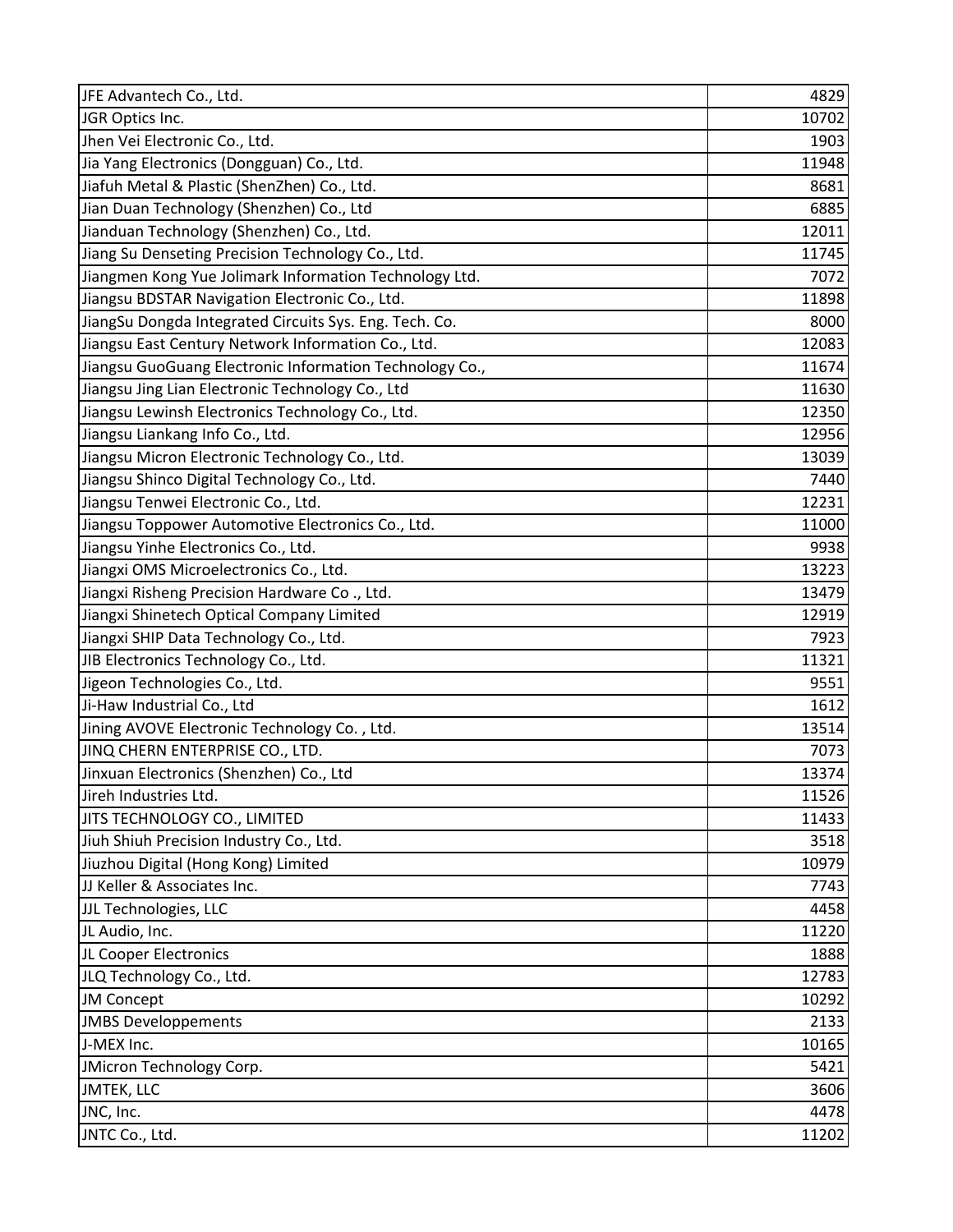| | |
|---|---|
| JFE Advantech Co., Ltd. | 4829 |
| JGR Optics Inc. | 10702 |
| Jhen Vei Electronic Co., Ltd. | 1903 |
| Jia Yang Electronics (Dongguan) Co., Ltd. | 11948 |
| Jiafuh Metal & Plastic (ShenZhen) Co., Ltd. | 8681 |
| Jian Duan Technology (Shenzhen) Co., Ltd | 6885 |
| Jianduan Technology (Shenzhen) Co., Ltd. | 12011 |
| Jiang Su Denseting Precision Technology Co., Ltd. | 11745 |
| Jiangmen Kong Yue Jolimark Information Technology Ltd. | 7072 |
| Jiangsu BDSTAR Navigation Electronic Co., Ltd. | 11898 |
| JiangSu Dongda Integrated Circuits Sys. Eng. Tech. Co. | 8000 |
| Jiangsu East Century Network Information Co., Ltd. | 12083 |
| Jiangsu GuoGuang Electronic Information Technology Co., | 11674 |
| Jiangsu Jing Lian Electronic Technology Co., Ltd | 11630 |
| Jiangsu Lewinsh Electronics Technology Co., Ltd. | 12350 |
| Jiangsu Liankang Info Co., Ltd. | 12956 |
| Jiangsu Micron Electronic Technology Co., Ltd. | 13039 |
| Jiangsu Shinco Digital Technology Co., Ltd. | 7440 |
| Jiangsu Tenwei Electronic Co., Ltd. | 12231 |
| Jiangsu Toppower Automotive Electronics Co., Ltd. | 11000 |
| Jiangsu Yinhe Electronics Co., Ltd. | 9938 |
| Jiangxi OMS Microelectronics Co., Ltd. | 13223 |
| Jiangxi Risheng Precision Hardware Co ., Ltd. | 13479 |
| Jiangxi Shinetech Optical Company Limited | 12919 |
| Jiangxi SHIP Data Technology Co., Ltd. | 7923 |
| JIB Electronics Technology Co., Ltd. | 11321 |
| Jigeon Technologies Co., Ltd. | 9551 |
| Ji-Haw Industrial Co., Ltd | 1612 |
| Jining AVOVE Electronic Technology Co. , Ltd. | 13514 |
| JINQ CHERN ENTERPRISE CO., LTD. | 7073 |
| Jinxuan Electronics (Shenzhen) Co., Ltd | 13374 |
| Jireh Industries Ltd. | 11526 |
| JITS TECHNOLOGY CO., LIMITED | 11433 |
| Jiuh Shiuh Precision Industry Co., Ltd. | 3518 |
| Jiuzhou Digital (Hong Kong) Limited | 10979 |
| JJ Keller & Associates Inc. | 7743 |
| JJL Technologies, LLC | 4458 |
| JL Audio, Inc. | 11220 |
| JL Cooper Electronics | 1888 |
| JLQ Technology Co., Ltd. | 12783 |
| JM Concept | 10292 |
| JMBS Developpements | 2133 |
| J-MEX Inc. | 10165 |
| JMicron Technology Corp. | 5421 |
| JMTEK, LLC | 3606 |
| JNC, Inc. | 4478 |
| JNTC Co., Ltd. | 11202 |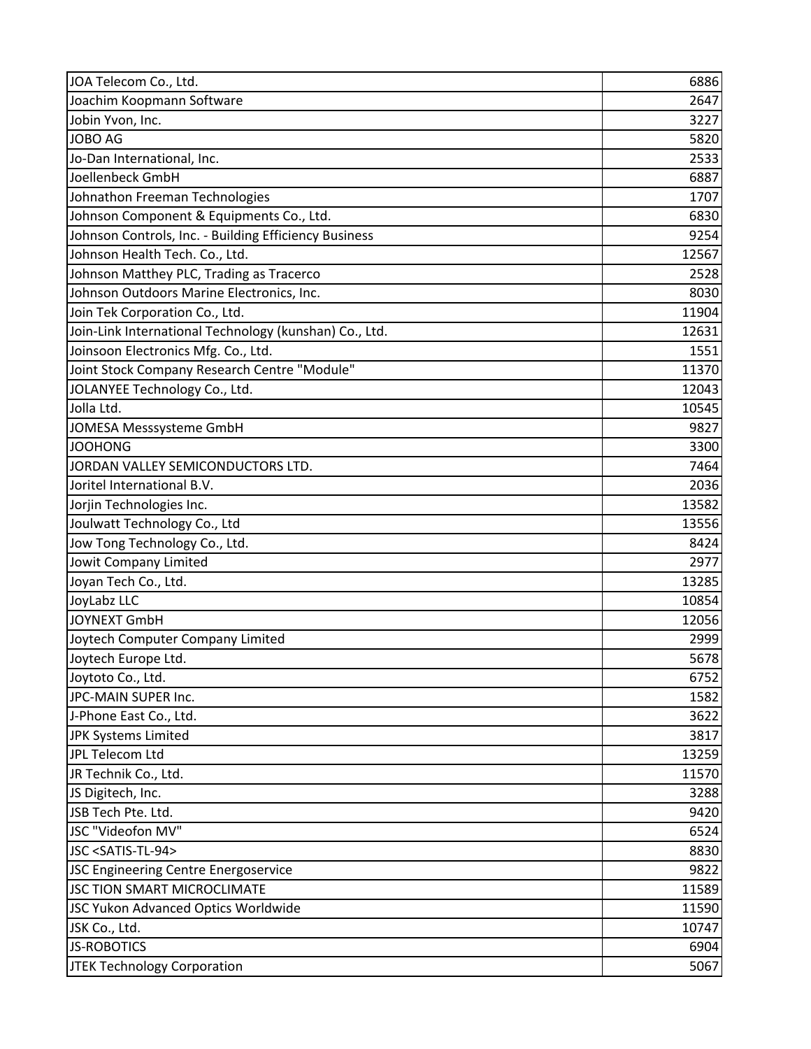| | |
|---|---|
| JOA Telecom Co., Ltd. | 6886 |
| Joachim Koopmann Software | 2647 |
| Jobin Yvon, Inc. | 3227 |
| JOBO AG | 5820 |
| Jo-Dan International, Inc. | 2533 |
| Joellenbeck GmbH | 6887 |
| Johnathon Freeman Technologies | 1707 |
| Johnson Component & Equipments Co., Ltd. | 6830 |
| Johnson Controls, Inc. - Building Efficiency Business | 9254 |
| Johnson Health Tech. Co., Ltd. | 12567 |
| Johnson Matthey PLC, Trading as Tracerco | 2528 |
| Johnson Outdoors Marine Electronics, Inc. | 8030 |
| Join Tek Corporation Co., Ltd. | 11904 |
| Join-Link International Technology (kunshan) Co., Ltd. | 12631 |
| Joinsoon Electronics Mfg. Co., Ltd. | 1551 |
| Joint Stock Company Research Centre "Module" | 11370 |
| JOLANYEE Technology Co., Ltd. | 12043 |
| Jolla Ltd. | 10545 |
| JOMESA Messsysteme GmbH | 9827 |
| JOOHONG | 3300 |
| JORDAN VALLEY SEMICONDUCTORS LTD. | 7464 |
| Joritel International B.V. | 2036 |
| Jorjin Technologies Inc. | 13582 |
| Joulwatt Technology Co., Ltd | 13556 |
| Jow Tong Technology Co., Ltd. | 8424 |
| Jowit Company Limited | 2977 |
| Joyan Tech Co., Ltd. | 13285 |
| JoyLabz LLC | 10854 |
| JOYNEXT GmbH | 12056 |
| Joytech Computer Company Limited | 2999 |
| Joytech Europe Ltd. | 5678 |
| Joytoto Co., Ltd. | 6752 |
| JPC-MAIN SUPER Inc. | 1582 |
| J-Phone East Co., Ltd. | 3622 |
| JPK Systems Limited | 3817 |
| JPL Telecom Ltd | 13259 |
| JR Technik Co., Ltd. | 11570 |
| JS Digitech, Inc. | 3288 |
| JSB Tech Pte. Ltd. | 9420 |
| JSC "Videofon MV" | 6524 |
| JSC <SATIS-TL-94> | 8830 |
| JSC Engineering Centre Energoservice | 9822 |
| JSC TION SMART MICROCLIMATE | 11589 |
| JSC Yukon Advanced Optics Worldwide | 11590 |
| JSK Co., Ltd. | 10747 |
| JS-ROBOTICS | 6904 |
| JTEK Technology Corporation | 5067 |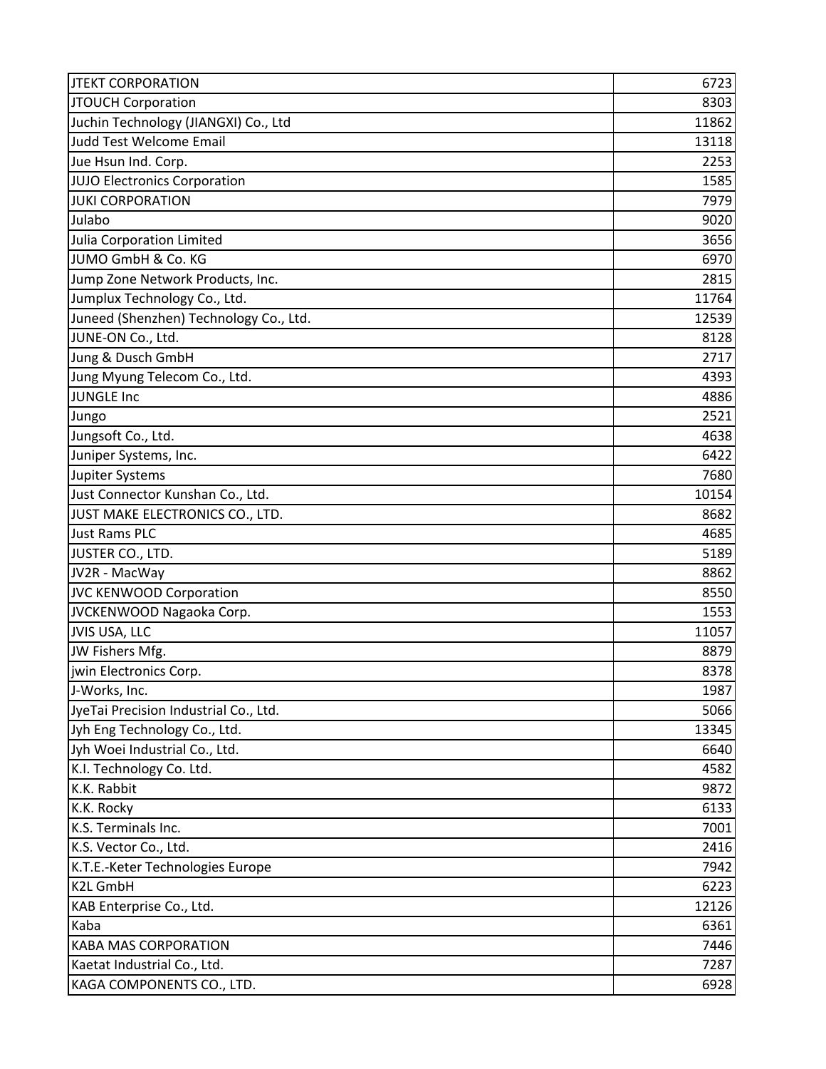| | |
|---|---|
| JTEKT CORPORATION | 6723 |
| JTOUCH Corporation | 8303 |
| Juchin Technology (JIANGXI) Co., Ltd | 11862 |
| Judd Test Welcome Email | 13118 |
| Jue Hsun Ind. Corp. | 2253 |
| JUJO Electronics Corporation | 1585 |
| JUKI CORPORATION | 7979 |
| Julabo | 9020 |
| Julia Corporation Limited | 3656 |
| JUMO GmbH & Co. KG | 6970 |
| Jump Zone Network Products, Inc. | 2815 |
| Jumplux Technology Co., Ltd. | 11764 |
| Juneed (Shenzhen) Technology Co., Ltd. | 12539 |
| JUNE-ON Co., Ltd. | 8128 |
| Jung & Dusch GmbH | 2717 |
| Jung Myung Telecom Co., Ltd. | 4393 |
| JUNGLE Inc | 4886 |
| Jungo | 2521 |
| Jungsoft Co., Ltd. | 4638 |
| Juniper Systems, Inc. | 6422 |
| Jupiter Systems | 7680 |
| Just Connector Kunshan Co., Ltd. | 10154 |
| JUST MAKE ELECTRONICS CO., LTD. | 8682 |
| Just Rams PLC | 4685 |
| JUSTER CO., LTD. | 5189 |
| JV2R - MacWay | 8862 |
| JVC KENWOOD Corporation | 8550 |
| JVCKENWOOD Nagaoka Corp. | 1553 |
| JVIS USA, LLC | 11057 |
| JW Fishers Mfg. | 8879 |
| jwin Electronics Corp. | 8378 |
| J-Works, Inc. | 1987 |
| JyeTai Precision Industrial Co., Ltd. | 5066 |
| Jyh Eng Technology Co., Ltd. | 13345 |
| Jyh Woei Industrial Co., Ltd. | 6640 |
| K.I. Technology Co. Ltd. | 4582 |
| K.K. Rabbit | 9872 |
| K.K. Rocky | 6133 |
| K.S. Terminals Inc. | 7001 |
| K.S. Vector Co., Ltd. | 2416 |
| K.T.E.-Keter Technologies Europe | 7942 |
| K2L GmbH | 6223 |
| KAB Enterprise Co., Ltd. | 12126 |
| Kaba | 6361 |
| KABA MAS CORPORATION | 7446 |
| Kaetat Industrial Co., Ltd. | 7287 |
| KAGA COMPONENTS CO., LTD. | 6928 |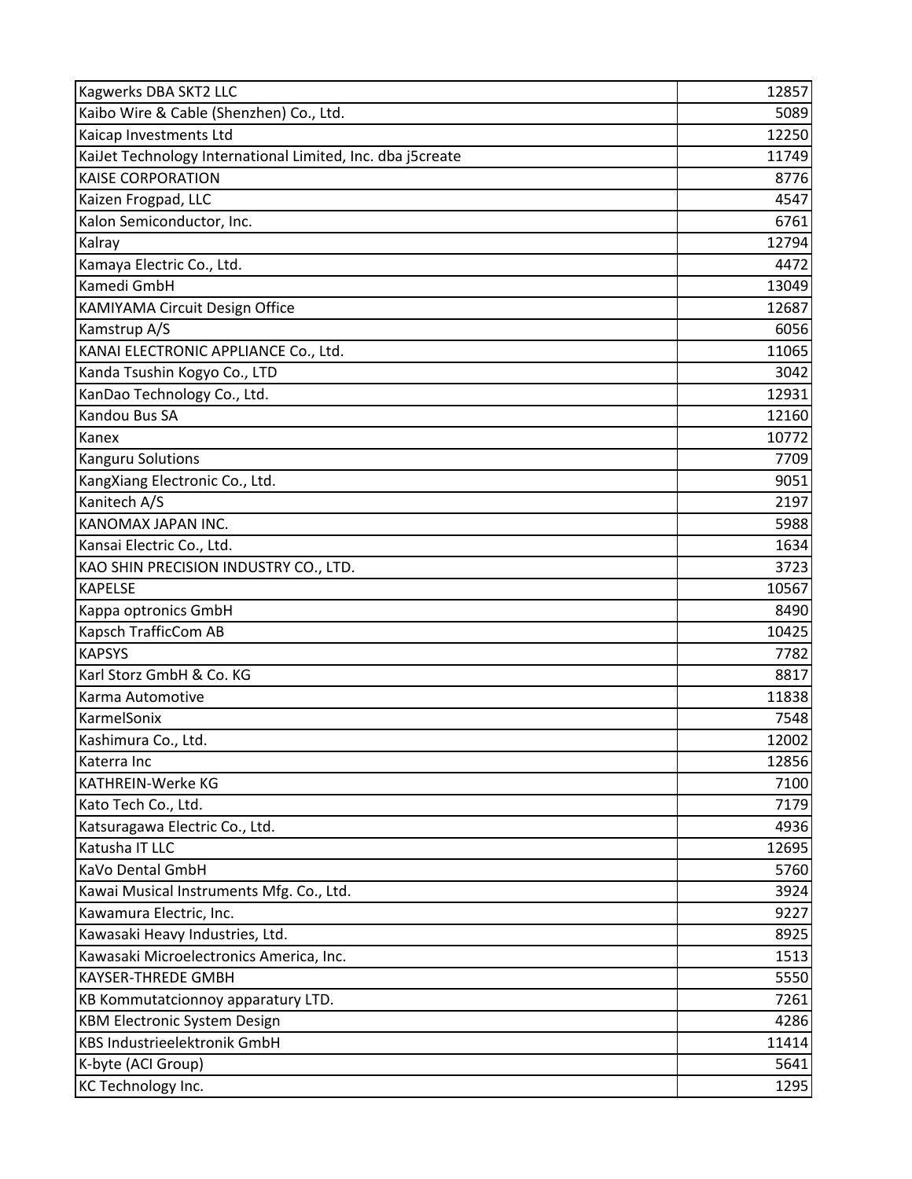| | |
|---|---|
| Kagwerks DBA SKT2 LLC | 12857 |
| Kaibo Wire & Cable (Shenzhen) Co., Ltd. | 5089 |
| Kaicap Investments Ltd | 12250 |
| KaiJet Technology International Limited, Inc. dba j5create | 11749 |
| KAISE CORPORATION | 8776 |
| Kaizen Frogpad, LLC | 4547 |
| Kalon Semiconductor, Inc. | 6761 |
| Kalray | 12794 |
| Kamaya Electric Co., Ltd. | 4472 |
| Kamedi GmbH | 13049 |
| KAMIYAMA Circuit Design Office | 12687 |
| Kamstrup A/S | 6056 |
| KANAI ELECTRONIC APPLIANCE Co., Ltd. | 11065 |
| Kanda Tsushin Kogyo Co., LTD | 3042 |
| KanDao Technology Co., Ltd. | 12931 |
| Kandou Bus SA | 12160 |
| Kanex | 10772 |
| Kanguru Solutions | 7709 |
| KangXiang Electronic Co., Ltd. | 9051 |
| Kanitech A/S | 2197 |
| KANOMAX JAPAN INC. | 5988 |
| Kansai Electric Co., Ltd. | 1634 |
| KAO SHIN PRECISION INDUSTRY CO., LTD. | 3723 |
| KAPELSE | 10567 |
| Kappa optronics GmbH | 8490 |
| Kapsch TrafficCom AB | 10425 |
| KAPSYS | 7782 |
| Karl Storz GmbH & Co. KG | 8817 |
| Karma Automotive | 11838 |
| KarmelSonix | 7548 |
| Kashimura Co., Ltd. | 12002 |
| Katerra Inc | 12856 |
| KATHREIN-Werke KG | 7100 |
| Kato Tech Co., Ltd. | 7179 |
| Katsuragawa Electric Co., Ltd. | 4936 |
| Katusha IT LLC | 12695 |
| KaVo Dental GmbH | 5760 |
| Kawai Musical Instruments Mfg. Co., Ltd. | 3924 |
| Kawamura Electric, Inc. | 9227 |
| Kawasaki Heavy Industries, Ltd. | 8925 |
| Kawasaki Microelectronics America, Inc. | 1513 |
| KAYSER-THREDE GMBH | 5550 |
| KB Kommutatcionnoy apparatury LTD. | 7261 |
| KBM Electronic System Design | 4286 |
| KBS Industrieelektronik GmbH | 11414 |
| K-byte (ACI Group) | 5641 |
| KC Technology Inc. | 1295 |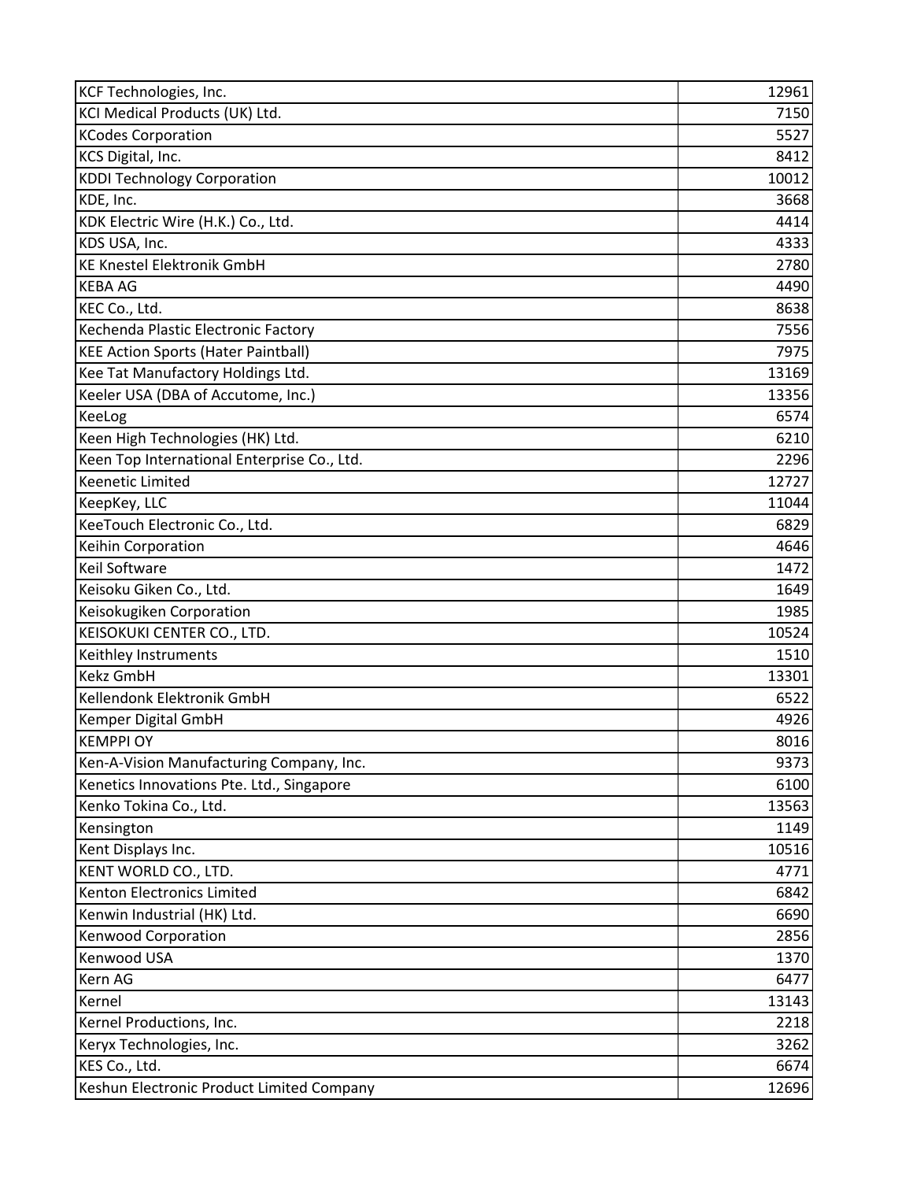| | |
|---|---|
| KCF Technologies, Inc. | 12961 |
| KCI Medical Products (UK) Ltd. | 7150 |
| KCodes Corporation | 5527 |
| KCS Digital, Inc. | 8412 |
| KDDI Technology Corporation | 10012 |
| KDE, Inc. | 3668 |
| KDK Electric Wire (H.K.) Co., Ltd. | 4414 |
| KDS USA, Inc. | 4333 |
| KE Knestel Elektronik GmbH | 2780 |
| KEBA AG | 4490 |
| KEC Co., Ltd. | 8638 |
| Kechenda Plastic Electronic Factory | 7556 |
| KEE Action Sports (Hater Paintball) | 7975 |
| Kee Tat Manufactory Holdings Ltd. | 13169 |
| Keeler USA (DBA of Accutome, Inc.) | 13356 |
| KeeLog | 6574 |
| Keen High Technologies (HK) Ltd. | 6210 |
| Keen Top International Enterprise Co., Ltd. | 2296 |
| Keenetic Limited | 12727 |
| KeepKey, LLC | 11044 |
| KeeTouch Electronic Co., Ltd. | 6829 |
| Keihin Corporation | 4646 |
| Keil Software | 1472 |
| Keisoku Giken Co., Ltd. | 1649 |
| Keisokugiken Corporation | 1985 |
| KEISOKUKI CENTER CO., LTD. | 10524 |
| Keithley Instruments | 1510 |
| Kekz GmbH | 13301 |
| Kellendonk Elektronik GmbH | 6522 |
| Kemper Digital GmbH | 4926 |
| KEMPPI OY | 8016 |
| Ken-A-Vision Manufacturing Company, Inc. | 9373 |
| Kenetics Innovations Pte. Ltd., Singapore | 6100 |
| Kenko Tokina Co., Ltd. | 13563 |
| Kensington | 1149 |
| Kent Displays Inc. | 10516 |
| KENT WORLD CO., LTD. | 4771 |
| Kenton Electronics Limited | 6842 |
| Kenwin Industrial (HK) Ltd. | 6690 |
| Kenwood Corporation | 2856 |
| Kenwood USA | 1370 |
| Kern AG | 6477 |
| Kernel | 13143 |
| Kernel Productions, Inc. | 2218 |
| Keryx Technologies, Inc. | 3262 |
| KES Co., Ltd. | 6674 |
| Keshun Electronic Product Limited Company | 12696 |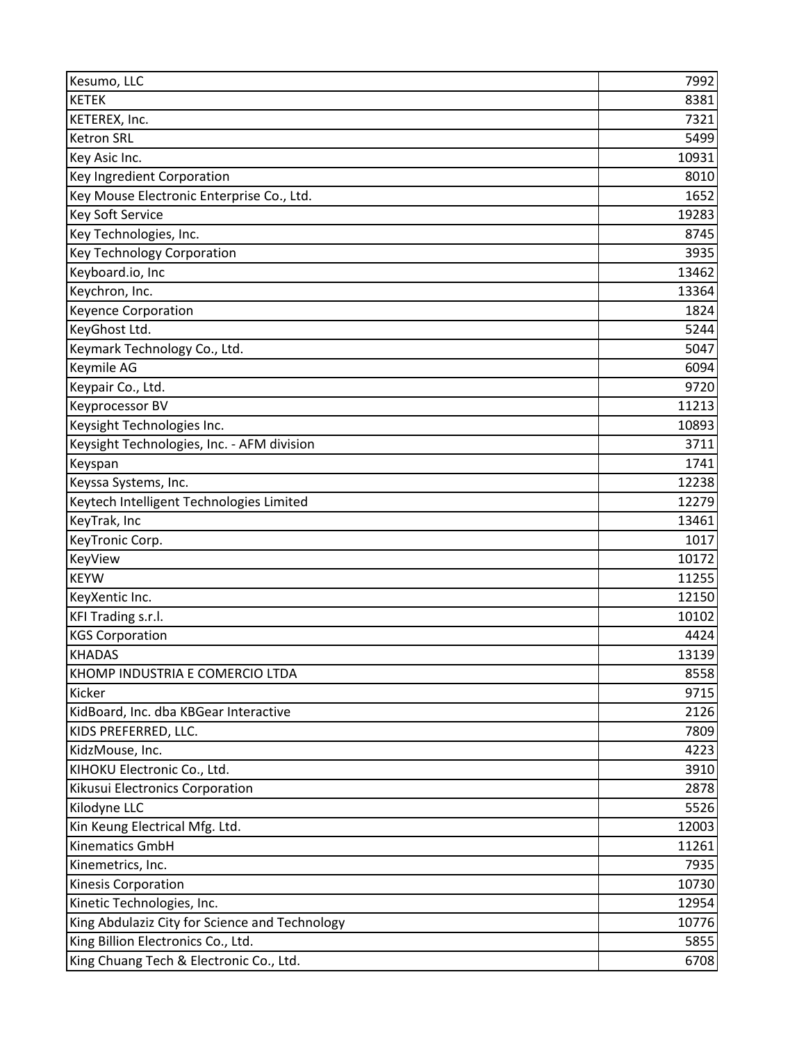| | |
|---|---|
| Kesumo, LLC | 7992 |
| KETEK | 8381 |
| KETEREX, Inc. | 7321 |
| Ketron SRL | 5499 |
| Key Asic Inc. | 10931 |
| Key Ingredient Corporation | 8010 |
| Key Mouse Electronic Enterprise Co., Ltd. | 1652 |
| Key Soft Service | 19283 |
| Key Technologies, Inc. | 8745 |
| Key Technology Corporation | 3935 |
| Keyboard.io, Inc | 13462 |
| Keychron, Inc. | 13364 |
| Keyence Corporation | 1824 |
| KeyGhost Ltd. | 5244 |
| Keymark Technology Co., Ltd. | 5047 |
| Keymile AG | 6094 |
| Keypair Co., Ltd. | 9720 |
| Keyprocessor BV | 11213 |
| Keysight Technologies Inc. | 10893 |
| Keysight Technologies, Inc. - AFM division | 3711 |
| Keyspan | 1741 |
| Keyssa Systems, Inc. | 12238 |
| Keytech Intelligent Technologies Limited | 12279 |
| KeyTrak, Inc | 13461 |
| KeyTronic Corp. | 1017 |
| KeyView | 10172 |
| KEYW | 11255 |
| KeyXentic Inc. | 12150 |
| KFI Trading s.r.l. | 10102 |
| KGS Corporation | 4424 |
| KHADAS | 13139 |
| KHOMP INDUSTRIA E COMERCIO LTDA | 8558 |
| Kicker | 9715 |
| KidBoard, Inc. dba KBGear Interactive | 2126 |
| KIDS PREFERRED, LLC. | 7809 |
| KidzMouse, Inc. | 4223 |
| KIHOKU Electronic Co., Ltd. | 3910 |
| Kikusui Electronics Corporation | 2878 |
| Kilodyne LLC | 5526 |
| Kin Keung Electrical Mfg. Ltd. | 12003 |
| Kinematics GmbH | 11261 |
| Kinemetrics, Inc. | 7935 |
| Kinesis Corporation | 10730 |
| Kinetic Technologies, Inc. | 12954 |
| King Abdulaziz City for Science and Technology | 10776 |
| King Billion Electronics Co., Ltd. | 5855 |
| King Chuang Tech & Electronic Co., Ltd. | 6708 |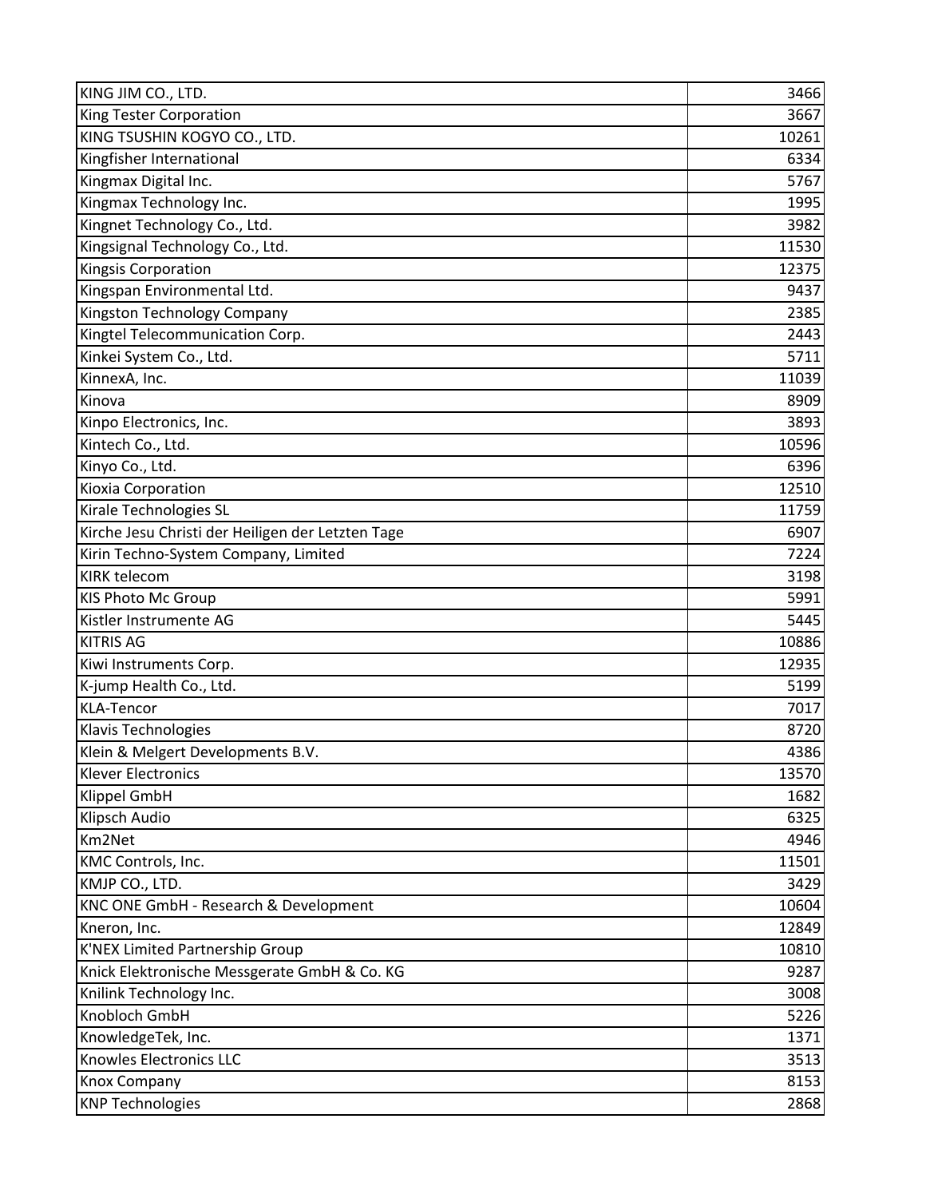| | |
|---|---|
| KING JIM CO., LTD. | 3466 |
| King Tester Corporation | 3667 |
| KING TSUSHIN KOGYO CO., LTD. | 10261 |
| Kingfisher International | 6334 |
| Kingmax Digital Inc. | 5767 |
| Kingmax Technology Inc. | 1995 |
| Kingnet Technology Co., Ltd. | 3982 |
| Kingsignal Technology Co., Ltd. | 11530 |
| Kingsis Corporation | 12375 |
| Kingspan Environmental Ltd. | 9437 |
| Kingston Technology Company | 2385 |
| Kingtel Telecommunication Corp. | 2443 |
| Kinkei System Co., Ltd. | 5711 |
| KinnexA, Inc. | 11039 |
| Kinova | 8909 |
| Kinpo Electronics, Inc. | 3893 |
| Kintech Co., Ltd. | 10596 |
| Kinyo Co., Ltd. | 6396 |
| Kioxia Corporation | 12510 |
| Kirale Technologies SL | 11759 |
| Kirche Jesu Christi der Heiligen der Letzten Tage | 6907 |
| Kirin Techno-System Company, Limited | 7224 |
| KIRK telecom | 3198 |
| KIS Photo Mc Group | 5991 |
| Kistler Instrumente AG | 5445 |
| KITRIS AG | 10886 |
| Kiwi Instruments Corp. | 12935 |
| K-jump Health Co., Ltd. | 5199 |
| KLA-Tencor | 7017 |
| Klavis Technologies | 8720 |
| Klein & Melgert Developments B.V. | 4386 |
| Klever Electronics | 13570 |
| Klippel GmbH | 1682 |
| Klipsch Audio | 6325 |
| Km2Net | 4946 |
| KMC Controls, Inc. | 11501 |
| KMJP CO., LTD. | 3429 |
| KNC ONE GmbH - Research & Development | 10604 |
| Kneron, Inc. | 12849 |
| K'NEX Limited Partnership Group | 10810 |
| Knick Elektronische Messgerate GmbH & Co. KG | 9287 |
| Knilink Technology Inc. | 3008 |
| Knobloch GmbH | 5226 |
| KnowledgeTek, Inc. | 1371 |
| Knowles Electronics LLC | 3513 |
| Knox Company | 8153 |
| KNP Technologies | 2868 |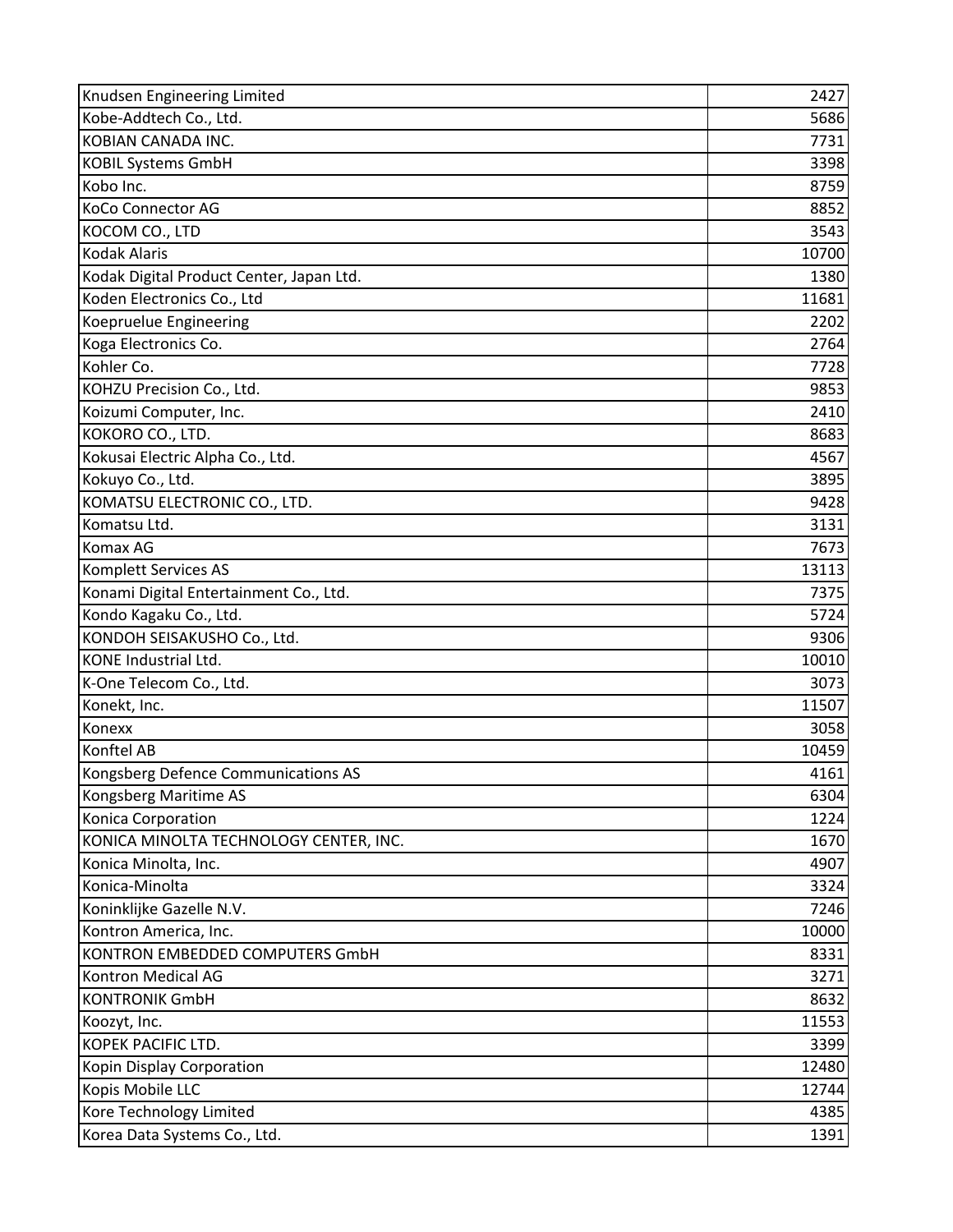| | |
|---|---|
| Knudsen Engineering Limited | 2427 |
| Kobe-Addtech Co., Ltd. | 5686 |
| KOBIAN CANADA INC. | 7731 |
| KOBIL Systems GmbH | 3398 |
| Kobo Inc. | 8759 |
| KoCo Connector AG | 8852 |
| KOCOM CO., LTD | 3543 |
| Kodak Alaris | 10700 |
| Kodak Digital Product Center, Japan Ltd. | 1380 |
| Koden Electronics Co., Ltd | 11681 |
| Koepruelue Engineering | 2202 |
| Koga Electronics Co. | 2764 |
| Kohler Co. | 7728 |
| KOHZU Precision Co., Ltd. | 9853 |
| Koizumi Computer, Inc. | 2410 |
| KOKORO CO., LTD. | 8683 |
| Kokusai Electric Alpha Co., Ltd. | 4567 |
| Kokuyo Co., Ltd. | 3895 |
| KOMATSU ELECTRONIC CO., LTD. | 9428 |
| Komatsu Ltd. | 3131 |
| Komax AG | 7673 |
| Komplett Services AS | 13113 |
| Konami Digital Entertainment Co., Ltd. | 7375 |
| Kondo Kagaku Co., Ltd. | 5724 |
| KONDOH SEISAKUSHO Co., Ltd. | 9306 |
| KONE Industrial Ltd. | 10010 |
| K-One Telecom Co., Ltd. | 3073 |
| Konekt, Inc. | 11507 |
| Konexx | 3058 |
| Konftel AB | 10459 |
| Kongsberg Defence Communications AS | 4161 |
| Kongsberg Maritime AS | 6304 |
| Konica Corporation | 1224 |
| KONICA MINOLTA TECHNOLOGY CENTER, INC. | 1670 |
| Konica Minolta, Inc. | 4907 |
| Konica-Minolta | 3324 |
| Koninklijke Gazelle N.V. | 7246 |
| Kontron America, Inc. | 10000 |
| KONTRON EMBEDDED COMPUTERS GmbH | 8331 |
| Kontron Medical AG | 3271 |
| KONTRONIK GmbH | 8632 |
| Koozyt, Inc. | 11553 |
| KOPEK PACIFIC LTD. | 3399 |
| Kopin Display Corporation | 12480 |
| Kopis Mobile LLC | 12744 |
| Kore Technology Limited | 4385 |
| Korea Data Systems Co., Ltd. | 1391 |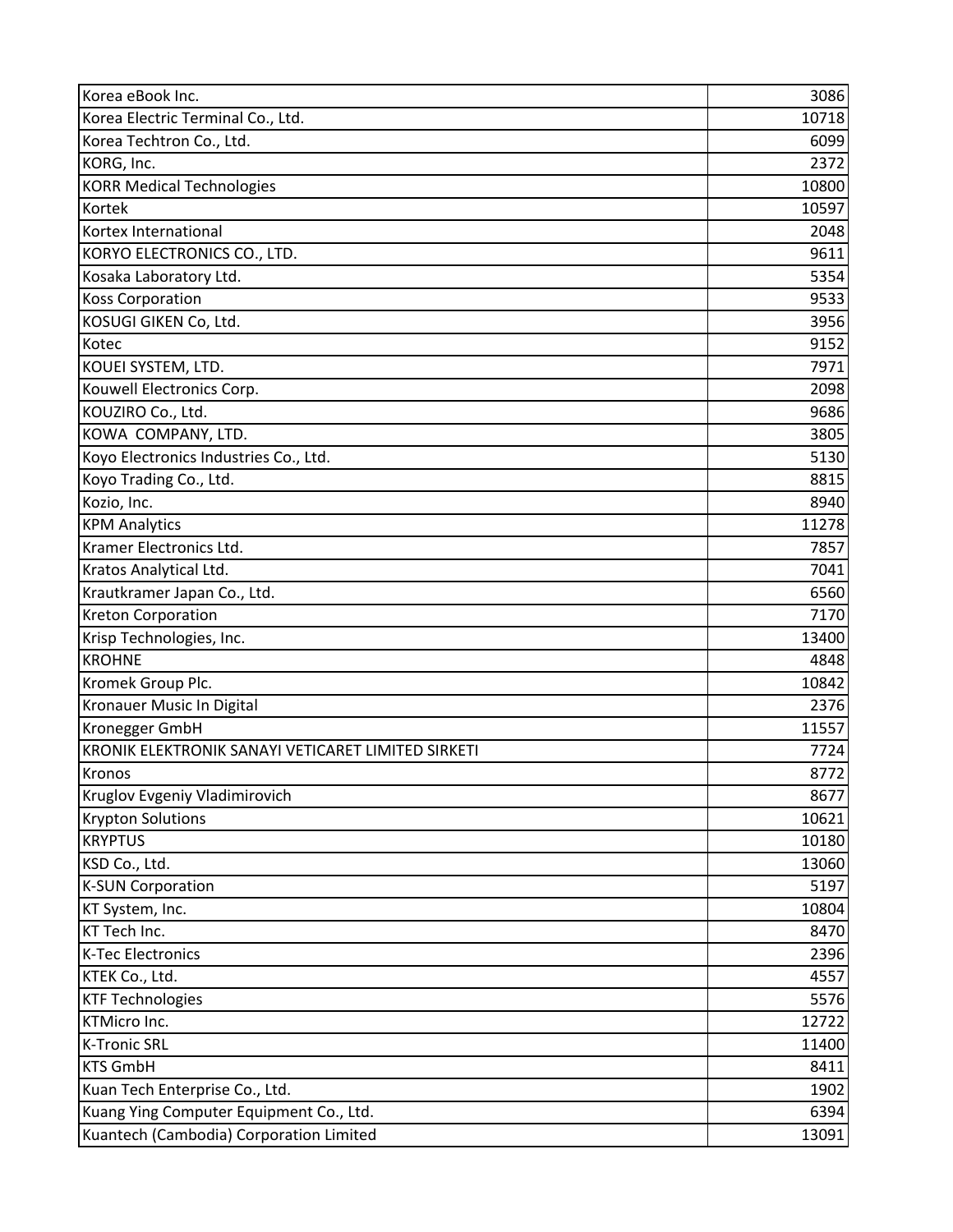| | |
|---|---|
| Korea eBook Inc. | 3086 |
| Korea Electric Terminal Co., Ltd. | 10718 |
| Korea Techtron Co., Ltd. | 6099 |
| KORG, Inc. | 2372 |
| KORR Medical Technologies | 10800 |
| Kortek | 10597 |
| Kortex International | 2048 |
| KORYO ELECTRONICS CO., LTD. | 9611 |
| Kosaka Laboratory Ltd. | 5354 |
| Koss Corporation | 9533 |
| KOSUGI GIKEN Co, Ltd. | 3956 |
| Kotec | 9152 |
| KOUEI SYSTEM, LTD. | 7971 |
| Kouwell Electronics Corp. | 2098 |
| KOUZIRO Co., Ltd. | 9686 |
| KOWA COMPANY, LTD. | 3805 |
| Koyo Electronics Industries Co., Ltd. | 5130 |
| Koyo Trading Co., Ltd. | 8815 |
| Kozio, Inc. | 8940 |
| KPM Analytics | 11278 |
| Kramer Electronics Ltd. | 7857 |
| Kratos Analytical Ltd. | 7041 |
| Krautkramer Japan Co., Ltd. | 6560 |
| Kreton Corporation | 7170 |
| Krisp Technologies, Inc. | 13400 |
| KROHNE | 4848 |
| Kromek Group Plc. | 10842 |
| Kronauer Music In Digital | 2376 |
| Kronegger GmbH | 11557 |
| KRONIK ELEKTRONIK SANAYI VETICARET LIMITED SIRKETI | 7724 |
| Kronos | 8772 |
| Kruglov Evgeniy Vladimirovich | 8677 |
| Krypton Solutions | 10621 |
| KRYPTUS | 10180 |
| KSD Co., Ltd. | 13060 |
| K-SUN Corporation | 5197 |
| KT System, Inc. | 10804 |
| KT Tech Inc. | 8470 |
| K-Tec Electronics | 2396 |
| KTEK Co., Ltd. | 4557 |
| KTF Technologies | 5576 |
| KTMicro Inc. | 12722 |
| K-Tronic SRL | 11400 |
| KTS GmbH | 8411 |
| Kuan Tech Enterprise Co., Ltd. | 1902 |
| Kuang Ying Computer Equipment Co., Ltd. | 6394 |
| Kuantech (Cambodia) Corporation Limited | 13091 |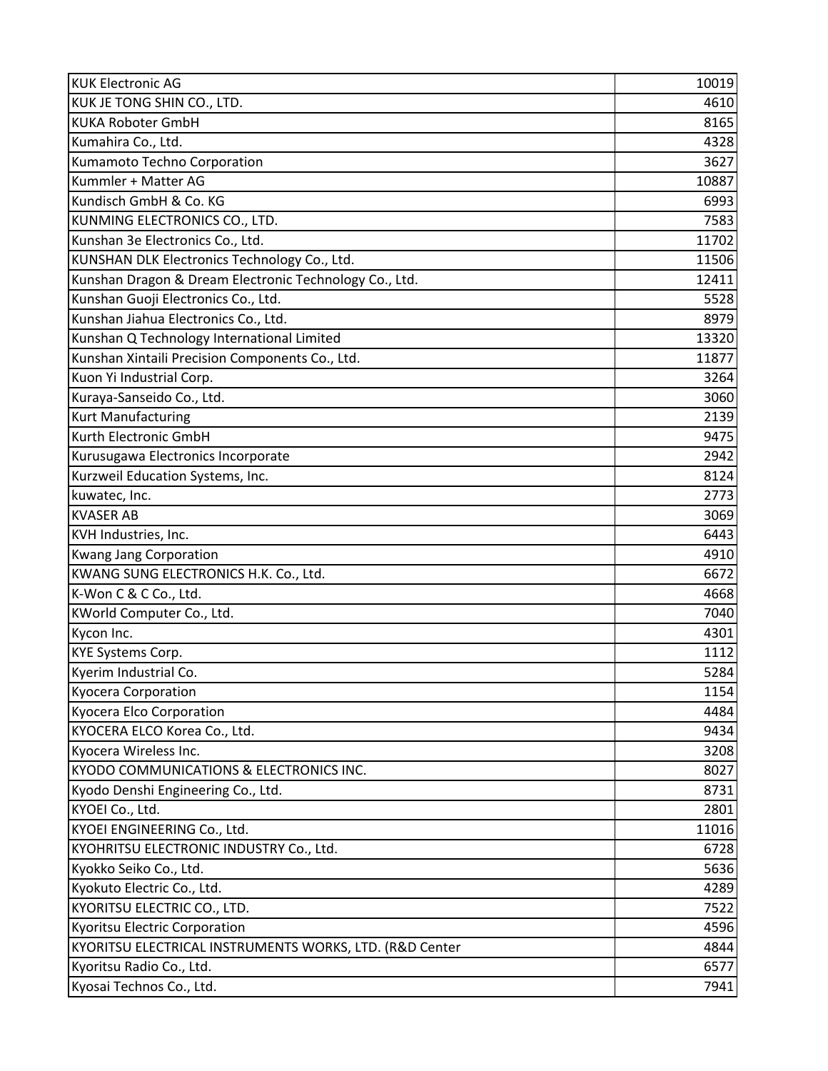| | |
|---|---|
| KUK Electronic AG | 10019 |
| KUK JE TONG SHIN CO., LTD. | 4610 |
| KUKA Roboter GmbH | 8165 |
| Kumahira Co., Ltd. | 4328 |
| Kumamoto Techno Corporation | 3627 |
| Kummler + Matter AG | 10887 |
| Kundisch GmbH & Co. KG | 6993 |
| KUNMING ELECTRONICS CO., LTD. | 7583 |
| Kunshan 3e Electronics Co., Ltd. | 11702 |
| KUNSHAN DLK Electronics Technology Co., Ltd. | 11506 |
| Kunshan Dragon & Dream Electronic Technology Co., Ltd. | 12411 |
| Kunshan Guoji Electronics Co., Ltd. | 5528 |
| Kunshan Jiahua Electronics Co., Ltd. | 8979 |
| Kunshan Q Technology International Limited | 13320 |
| Kunshan Xintaili Precision Components Co., Ltd. | 11877 |
| Kuon Yi Industrial Corp. | 3264 |
| Kuraya-Sanseido Co., Ltd. | 3060 |
| Kurt Manufacturing | 2139 |
| Kurth Electronic GmbH | 9475 |
| Kurusugawa Electronics Incorporate | 2942 |
| Kurzweil Education Systems, Inc. | 8124 |
| kuwatec, Inc. | 2773 |
| KVASER AB | 3069 |
| KVH Industries, Inc. | 6443 |
| Kwang Jang Corporation | 4910 |
| KWANG SUNG ELECTRONICS H.K. Co., Ltd. | 6672 |
| K-Won C & C Co., Ltd. | 4668 |
| KWorld Computer Co., Ltd. | 7040 |
| Kycon Inc. | 4301 |
| KYE Systems Corp. | 1112 |
| Kyerim Industrial Co. | 5284 |
| Kyocera Corporation | 1154 |
| Kyocera Elco Corporation | 4484 |
| KYOCERA ELCO Korea Co., Ltd. | 9434 |
| Kyocera Wireless Inc. | 3208 |
| KYODO COMMUNICATIONS & ELECTRONICS INC. | 8027 |
| Kyodo Denshi Engineering Co., Ltd. | 8731 |
| KYOEI Co., Ltd. | 2801 |
| KYOEI ENGINEERING Co., Ltd. | 11016 |
| KYOHRITSU ELECTRONIC INDUSTRY Co., Ltd. | 6728 |
| Kyokko Seiko Co., Ltd. | 5636 |
| Kyokuto Electric Co., Ltd. | 4289 |
| KYORITSU ELECTRIC CO., LTD. | 7522 |
| Kyoritsu Electric Corporation | 4596 |
| KYORITSU ELECTRICAL INSTRUMENTS WORKS, LTD. (R&D Center | 4844 |
| Kyoritsu Radio Co., Ltd. | 6577 |
| Kyosai Technos Co., Ltd. | 7941 |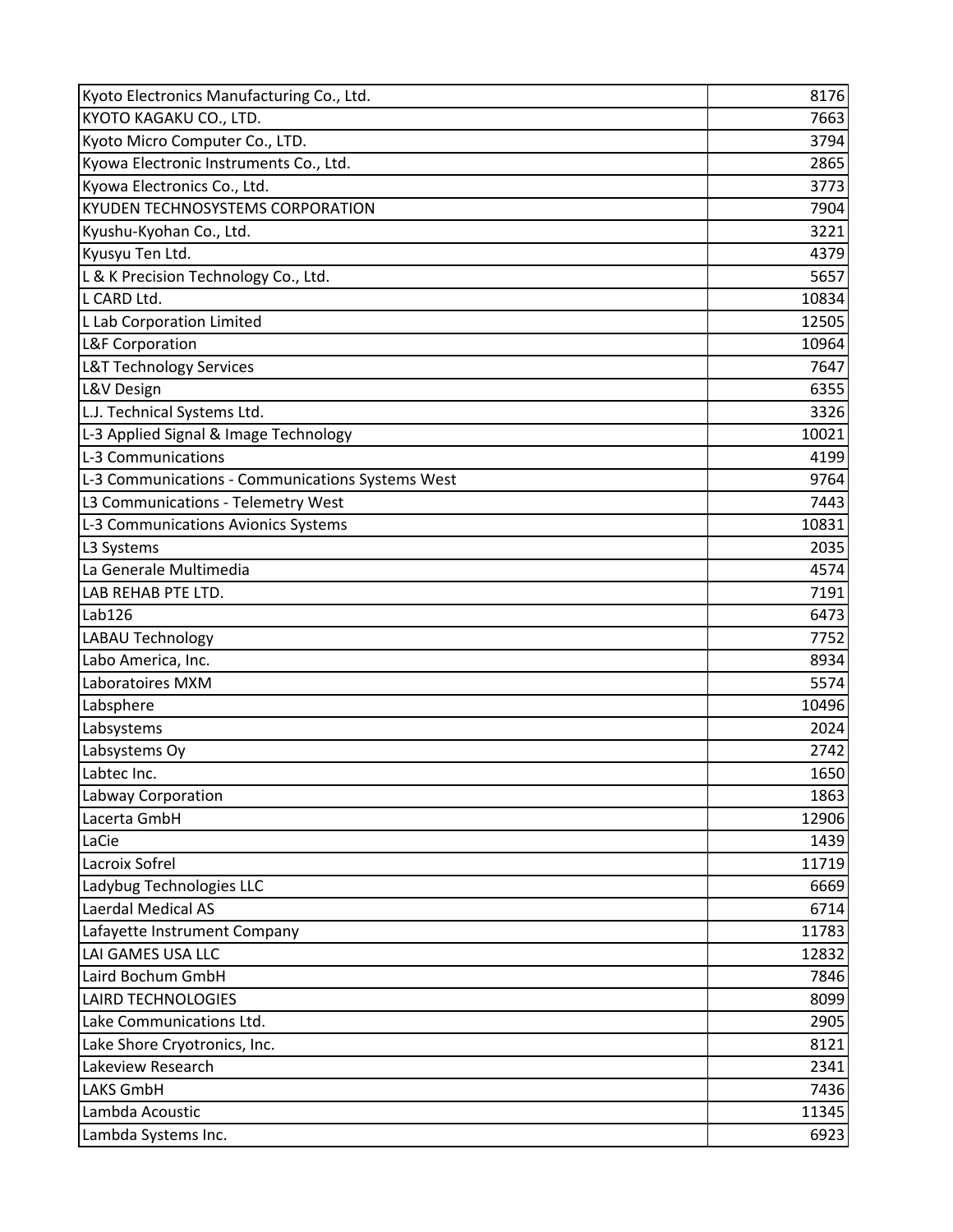| | |
|---|---|
| Kyoto Electronics Manufacturing Co., Ltd. | 8176 |
| KYOTO KAGAKU CO., LTD. | 7663 |
| Kyoto Micro Computer Co., LTD. | 3794 |
| Kyowa Electronic Instruments Co., Ltd. | 2865 |
| Kyowa Electronics Co., Ltd. | 3773 |
| KYUDEN TECHNOSYSTEMS CORPORATION | 7904 |
| Kyushu-Kyohan Co., Ltd. | 3221 |
| Kyusyu Ten Ltd. | 4379 |
| L & K Precision Technology Co., Ltd. | 5657 |
| L CARD Ltd. | 10834 |
| L Lab Corporation Limited | 12505 |
| L&F Corporation | 10964 |
| L&T Technology Services | 7647 |
| L&V Design | 6355 |
| L.J. Technical Systems Ltd. | 3326 |
| L-3 Applied Signal & Image Technology | 10021 |
| L-3 Communications | 4199 |
| L-3 Communications - Communications Systems West | 9764 |
| L3 Communications - Telemetry West | 7443 |
| L-3 Communications Avionics Systems | 10831 |
| L3 Systems | 2035 |
| La Generale Multimedia | 4574 |
| LAB REHAB PTE LTD. | 7191 |
| Lab126 | 6473 |
| LABAU Technology | 7752 |
| Labo America, Inc. | 8934 |
| Laboratoires MXM | 5574 |
| Labsphere | 10496 |
| Labsystems | 2024 |
| Labsystems Oy | 2742 |
| Labtec Inc. | 1650 |
| Labway Corporation | 1863 |
| Lacerta GmbH | 12906 |
| LaCie | 1439 |
| Lacroix Sofrel | 11719 |
| Ladybug Technologies LLC | 6669 |
| Laerdal Medical AS | 6714 |
| Lafayette Instrument Company | 11783 |
| LAI GAMES USA LLC | 12832 |
| Laird Bochum GmbH | 7846 |
| LAIRD TECHNOLOGIES | 8099 |
| Lake Communications Ltd. | 2905 |
| Lake Shore Cryotronics, Inc. | 8121 |
| Lakeview Research | 2341 |
| LAKS GmbH | 7436 |
| Lambda Acoustic | 11345 |
| Lambda Systems Inc. | 6923 |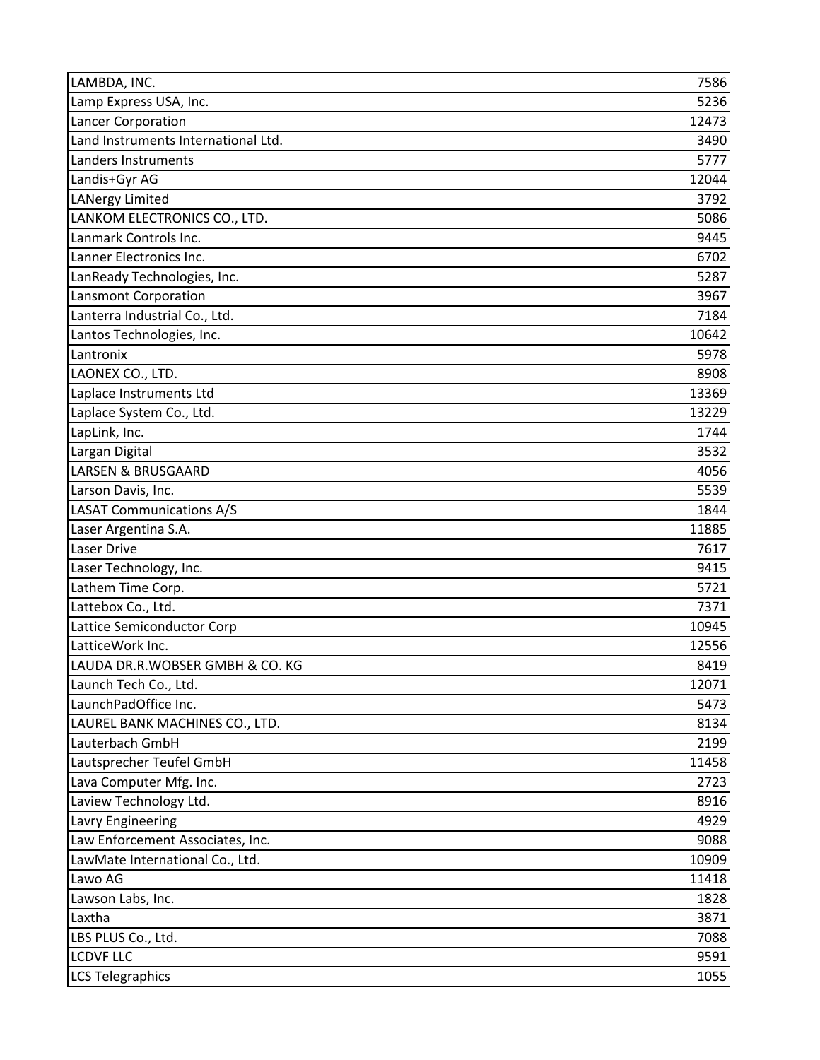| | |
|---|---|
| LAMBDA, INC. | 7586 |
| Lamp Express USA, Inc. | 5236 |
| Lancer Corporation | 12473 |
| Land Instruments International Ltd. | 3490 |
| Landers Instruments | 5777 |
| Landis+Gyr AG | 12044 |
| LANergy Limited | 3792 |
| LANKOM ELECTRONICS CO., LTD. | 5086 |
| Lanmark Controls Inc. | 9445 |
| Lanner Electronics Inc. | 6702 |
| LanReady Technologies, Inc. | 5287 |
| Lansmont Corporation | 3967 |
| Lanterra Industrial Co., Ltd. | 7184 |
| Lantos Technologies, Inc. | 10642 |
| Lantronix | 5978 |
| LAONEX CO., LTD. | 8908 |
| Laplace Instruments Ltd | 13369 |
| Laplace System Co., Ltd. | 13229 |
| LapLink, Inc. | 1744 |
| Largan Digital | 3532 |
| LARSEN & BRUSGAARD | 4056 |
| Larson Davis, Inc. | 5539 |
| LASAT Communications A/S | 1844 |
| Laser Argentina S.A. | 11885 |
| Laser Drive | 7617 |
| Laser Technology, Inc. | 9415 |
| Lathem Time Corp. | 5721 |
| Lattebox Co., Ltd. | 7371 |
| Lattice Semiconductor Corp | 10945 |
| LatticeWork Inc. | 12556 |
| LAUDA DR.R.WOBSER GMBH & CO. KG | 8419 |
| Launch Tech Co., Ltd. | 12071 |
| LaunchPadOffice Inc. | 5473 |
| LAUREL BANK MACHINES CO., LTD. | 8134 |
| Lauterbach GmbH | 2199 |
| Lautsprecher Teufel GmbH | 11458 |
| Lava Computer Mfg. Inc. | 2723 |
| Laview Technology Ltd. | 8916 |
| Lavry Engineering | 4929 |
| Law Enforcement Associates, Inc. | 9088 |
| LawMate International Co., Ltd. | 10909 |
| Lawo AG | 11418 |
| Lawson Labs, Inc. | 1828 |
| Laxtha | 3871 |
| LBS PLUS Co., Ltd. | 7088 |
| LCDVF LLC | 9591 |
| LCS Telegraphics | 1055 |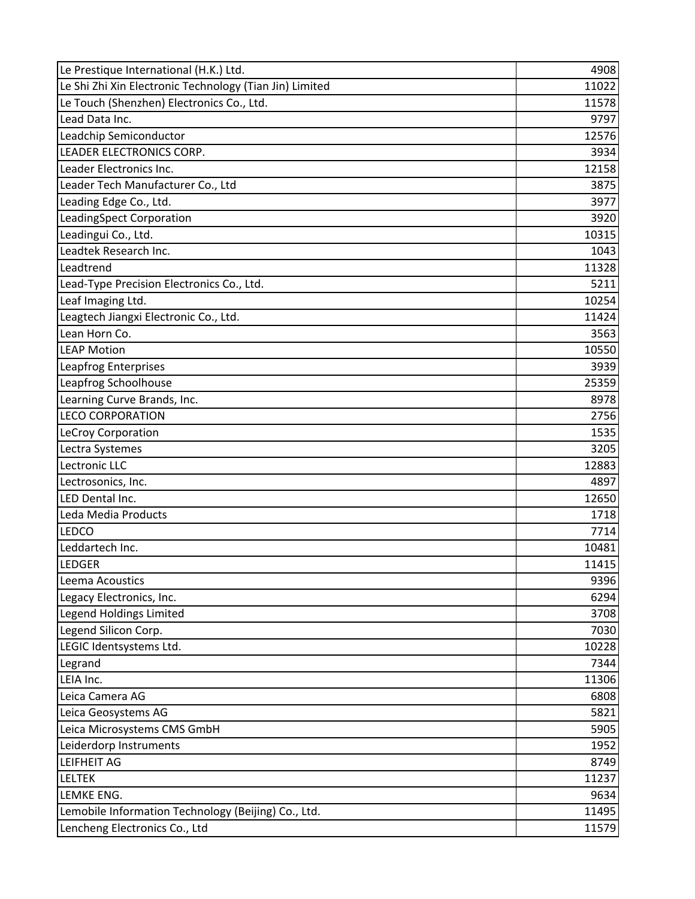| | |
|---|---|
| Le Prestique International (H.K.) Ltd. | 4908 |
| Le Shi Zhi Xin Electronic Technology (Tian Jin) Limited | 11022 |
| Le Touch (Shenzhen) Electronics Co., Ltd. | 11578 |
| Lead Data Inc. | 9797 |
| Leadchip Semiconductor | 12576 |
| LEADER ELECTRONICS CORP. | 3934 |
| Leader Electronics Inc. | 12158 |
| Leader Tech Manufacturer Co., Ltd | 3875 |
| Leading Edge Co., Ltd. | 3977 |
| LeadingSpect Corporation | 3920 |
| Leadingui Co., Ltd. | 10315 |
| Leadtek Research Inc. | 1043 |
| Leadtrend | 11328 |
| Lead-Type Precision Electronics Co., Ltd. | 5211 |
| Leaf Imaging Ltd. | 10254 |
| Leagtech Jiangxi Electronic Co., Ltd. | 11424 |
| Lean Horn Co. | 3563 |
| LEAP Motion | 10550 |
| Leapfrog Enterprises | 3939 |
| Leapfrog Schoolhouse | 25359 |
| Learning Curve Brands, Inc. | 8978 |
| LECO CORPORATION | 2756 |
| LeCroy Corporation | 1535 |
| Lectra Systemes | 3205 |
| Lectronic LLC | 12883 |
| Lectrosonics, Inc. | 4897 |
| LED Dental Inc. | 12650 |
| Leda Media Products | 1718 |
| LEDCO | 7714 |
| Leddartech Inc. | 10481 |
| LEDGER | 11415 |
| Leema Acoustics | 9396 |
| Legacy Electronics, Inc. | 6294 |
| Legend Holdings Limited | 3708 |
| Legend Silicon Corp. | 7030 |
| LEGIC Identsystems Ltd. | 10228 |
| Legrand | 7344 |
| LEIA Inc. | 11306 |
| Leica Camera AG | 6808 |
| Leica Geosystems AG | 5821 |
| Leica Microsystems CMS GmbH | 5905 |
| Leiderdorp Instruments | 1952 |
| LEIFHEIT AG | 8749 |
| LELTEK | 11237 |
| LEMKE ENG. | 9634 |
| Lemobile Information Technology (Beijing) Co., Ltd. | 11495 |
| Lencheng Electronics Co., Ltd | 11579 |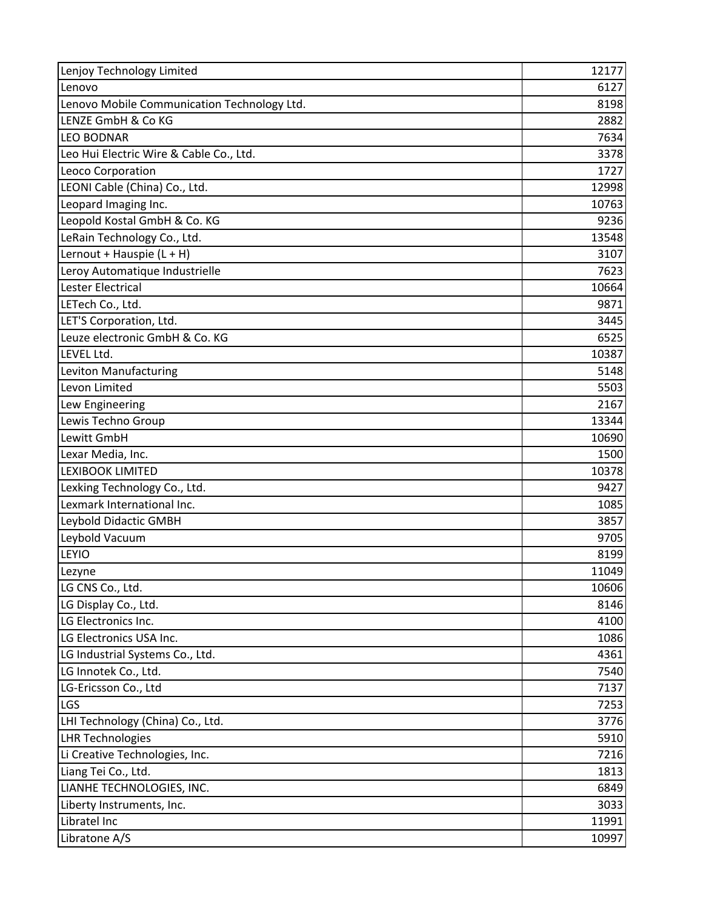| | |
|---|---|
| Lenjoy Technology Limited | 12177 |
| Lenovo | 6127 |
| Lenovo Mobile Communication Technology Ltd. | 8198 |
| LENZE GmbH & Co KG | 2882 |
| LEO BODNAR | 7634 |
| Leo Hui Electric Wire & Cable Co., Ltd. | 3378 |
| Leoco Corporation | 1727 |
| LEONI Cable (China) Co., Ltd. | 12998 |
| Leopard Imaging Inc. | 10763 |
| Leopold Kostal GmbH & Co. KG | 9236 |
| LeRain Technology Co., Ltd. | 13548 |
| Lernout + Hauspie (L + H) | 3107 |
| Leroy Automatique Industrielle | 7623 |
| Lester Electrical | 10664 |
| LETech Co., Ltd. | 9871 |
| LET'S Corporation, Ltd. | 3445 |
| Leuze electronic GmbH & Co. KG | 6525 |
| LEVEL Ltd. | 10387 |
| Leviton Manufacturing | 5148 |
| Levon Limited | 5503 |
| Lew Engineering | 2167 |
| Lewis Techno Group | 13344 |
| Lewitt GmbH | 10690 |
| Lexar Media, Inc. | 1500 |
| LEXIBOOK LIMITED | 10378 |
| Lexking Technology Co., Ltd. | 9427 |
| Lexmark International Inc. | 1085 |
| Leybold Didactic GMBH | 3857 |
| Leybold Vacuum | 9705 |
| LEYIO | 8199 |
| Lezyne | 11049 |
| LG CNS Co., Ltd. | 10606 |
| LG Display Co., Ltd. | 8146 |
| LG Electronics Inc. | 4100 |
| LG Electronics USA Inc. | 1086 |
| LG Industrial Systems Co., Ltd. | 4361 |
| LG Innotek Co., Ltd. | 7540 |
| LG-Ericsson Co., Ltd | 7137 |
| LGS | 7253 |
| LHI Technology (China) Co., Ltd. | 3776 |
| LHR Technologies | 5910 |
| Li Creative Technologies, Inc. | 7216 |
| Liang Tei Co., Ltd. | 1813 |
| LIANHE TECHNOLOGIES, INC. | 6849 |
| Liberty Instruments, Inc. | 3033 |
| Libratel Inc | 11991 |
| Libratone A/S | 10997 |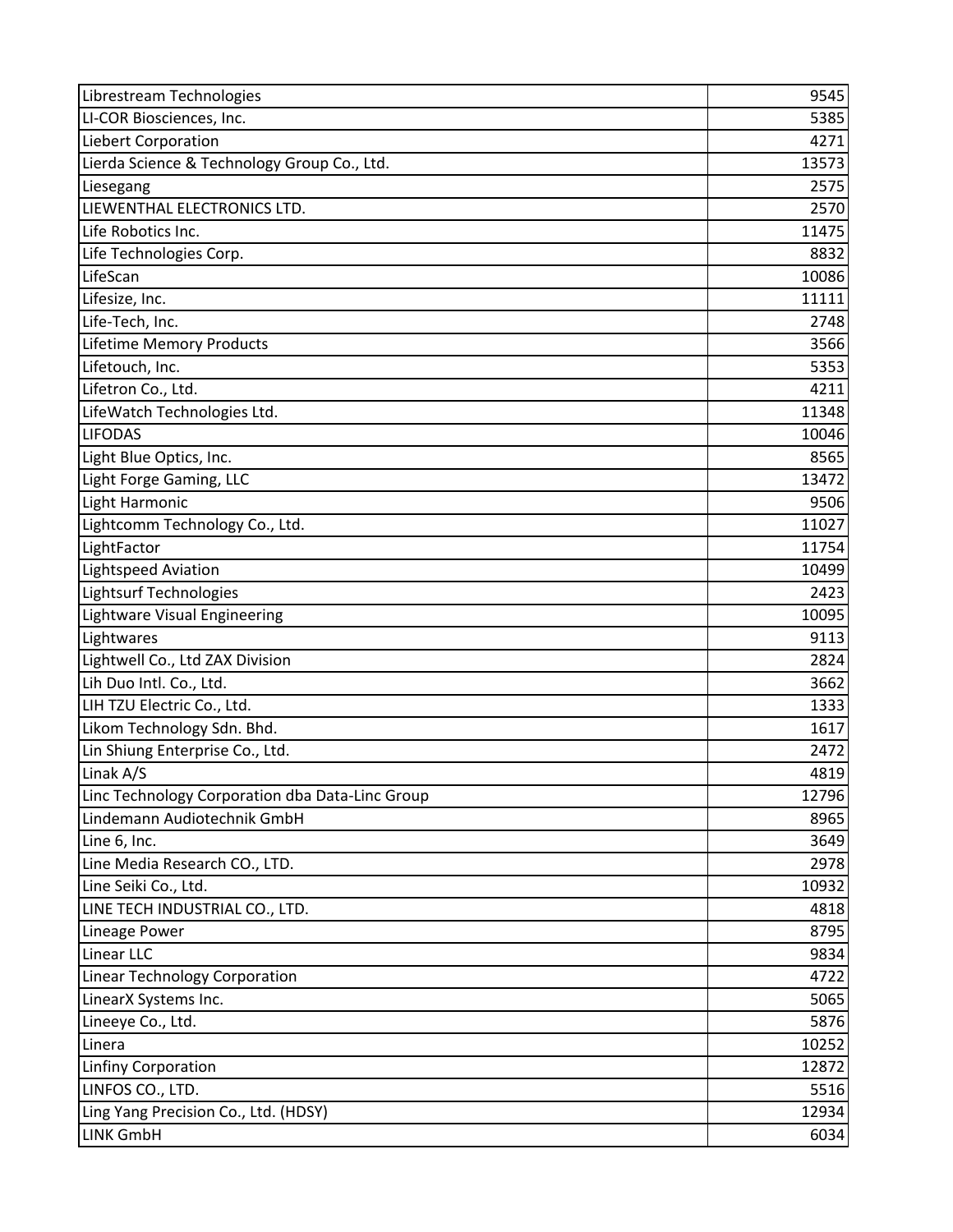| | |
|---|---|
| Librestream Technologies | 9545 |
| LI-COR Biosciences, Inc. | 5385 |
| Liebert Corporation | 4271 |
| Lierda Science & Technology Group Co., Ltd. | 13573 |
| Liesegang | 2575 |
| LIEWENTHAL ELECTRONICS LTD. | 2570 |
| Life Robotics Inc. | 11475 |
| Life Technologies Corp. | 8832 |
| LifeScan | 10086 |
| Lifesize, Inc. | 11111 |
| Life-Tech, Inc. | 2748 |
| Lifetime Memory Products | 3566 |
| Lifetouch, Inc. | 5353 |
| Lifetron Co., Ltd. | 4211 |
| LifeWatch Technologies Ltd. | 11348 |
| LIFODAS | 10046 |
| Light Blue Optics, Inc. | 8565 |
| Light Forge Gaming, LLC | 13472 |
| Light Harmonic | 9506 |
| Lightcomm Technology Co., Ltd. | 11027 |
| LightFactor | 11754 |
| Lightspeed Aviation | 10499 |
| Lightsurf Technologies | 2423 |
| Lightware Visual Engineering | 10095 |
| Lightwares | 9113 |
| Lightwell Co., Ltd ZAX Division | 2824 |
| Lih Duo Intl. Co., Ltd. | 3662 |
| LIH TZU Electric Co., Ltd. | 1333 |
| Likom Technology Sdn. Bhd. | 1617 |
| Lin Shiung Enterprise Co., Ltd. | 2472 |
| Linak A/S | 4819 |
| Linc Technology Corporation dba Data-Linc Group | 12796 |
| Lindemann Audiotechnik GmbH | 8965 |
| Line 6, Inc. | 3649 |
| Line Media Research CO., LTD. | 2978 |
| Line Seiki Co., Ltd. | 10932 |
| LINE TECH INDUSTRIAL CO., LTD. | 4818 |
| Lineage Power | 8795 |
| Linear LLC | 9834 |
| Linear Technology Corporation | 4722 |
| LinearX Systems Inc. | 5065 |
| Lineeye Co., Ltd. | 5876 |
| Linera | 10252 |
| Linfiny Corporation | 12872 |
| LINFOS CO., LTD. | 5516 |
| Ling Yang Precision Co., Ltd. (HDSY) | 12934 |
| LINK GmbH | 6034 |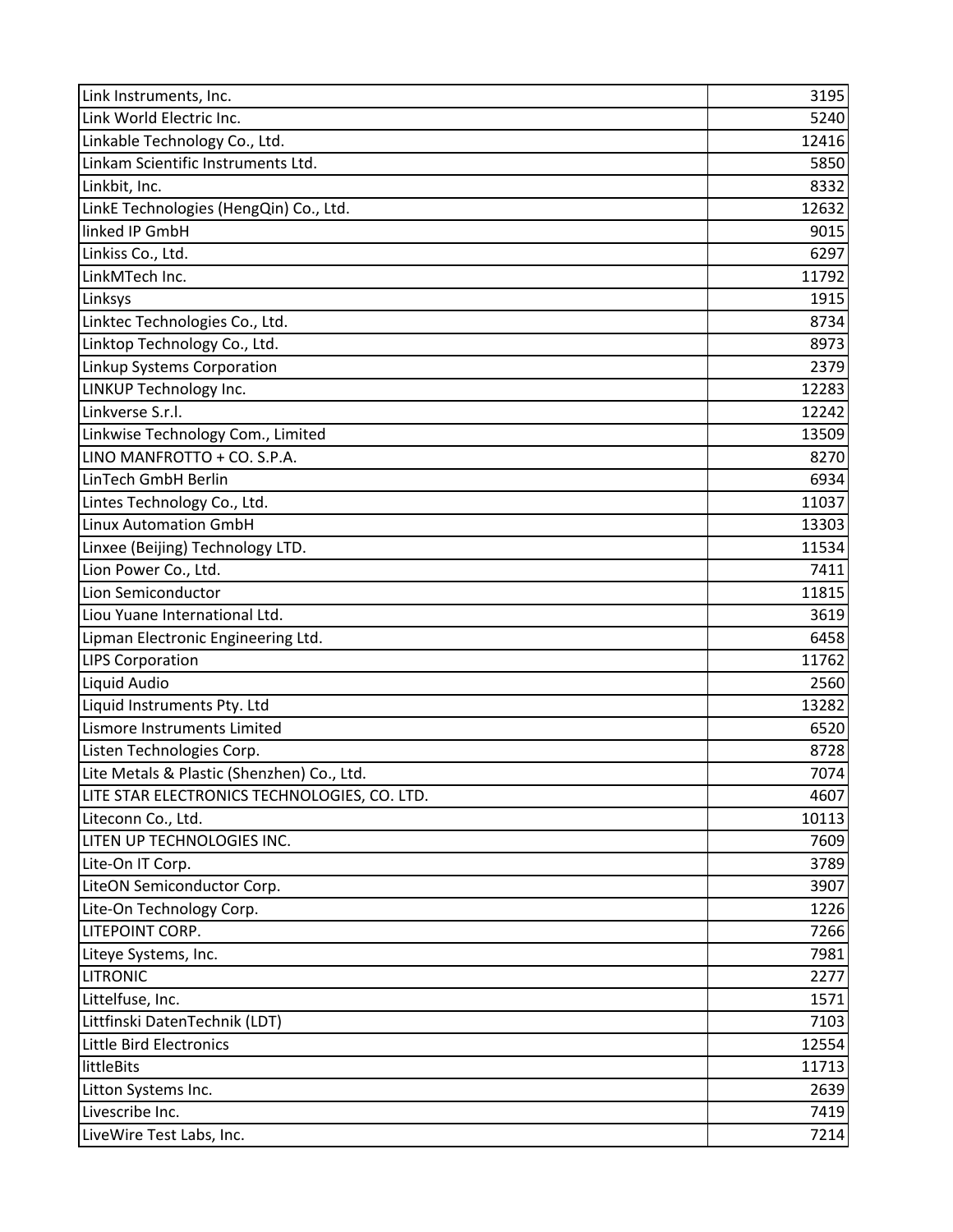| | |
|---|---|
| Link Instruments, Inc. | 3195 |
| Link World Electric Inc. | 5240 |
| Linkable Technology Co., Ltd. | 12416 |
| Linkam Scientific Instruments Ltd. | 5850 |
| Linkbit, Inc. | 8332 |
| LinkE Technologies (HengQin) Co., Ltd. | 12632 |
| linked IP GmbH | 9015 |
| Linkiss Co., Ltd. | 6297 |
| LinkMTech Inc. | 11792 |
| Linksys | 1915 |
| Linktec Technologies Co., Ltd. | 8734 |
| Linktop Technology Co., Ltd. | 8973 |
| Linkup Systems Corporation | 2379 |
| LINKUP Technology Inc. | 12283 |
| Linkverse S.r.l. | 12242 |
| Linkwise Technology Com., Limited | 13509 |
| LINO MANFROTTO + CO. S.P.A. | 8270 |
| LinTech GmbH Berlin | 6934 |
| Lintes Technology Co., Ltd. | 11037 |
| Linux Automation GmbH | 13303 |
| Linxee (Beijing) Technology LTD. | 11534 |
| Lion Power Co., Ltd. | 7411 |
| Lion Semiconductor | 11815 |
| Liou Yuane International Ltd. | 3619 |
| Lipman Electronic Engineering Ltd. | 6458 |
| LIPS Corporation | 11762 |
| Liquid Audio | 2560 |
| Liquid Instruments Pty. Ltd | 13282 |
| Lismore Instruments Limited | 6520 |
| Listen Technologies Corp. | 8728 |
| Lite Metals & Plastic (Shenzhen) Co., Ltd. | 7074 |
| LITE STAR ELECTRONICS TECHNOLOGIES, CO. LTD. | 4607 |
| Liteconn Co., Ltd. | 10113 |
| LITEN UP TECHNOLOGIES INC. | 7609 |
| Lite-On IT Corp. | 3789 |
| LiteON Semiconductor Corp. | 3907 |
| Lite-On Technology Corp. | 1226 |
| LITEPOINT CORP. | 7266 |
| Liteye Systems, Inc. | 7981 |
| LITRONIC | 2277 |
| Littelfuse, Inc. | 1571 |
| Littfinski DatenTechnik (LDT) | 7103 |
| Little Bird Electronics | 12554 |
| littleBits | 11713 |
| Litton Systems Inc. | 2639 |
| Livescribe Inc. | 7419 |
| LiveWire Test Labs, Inc. | 7214 |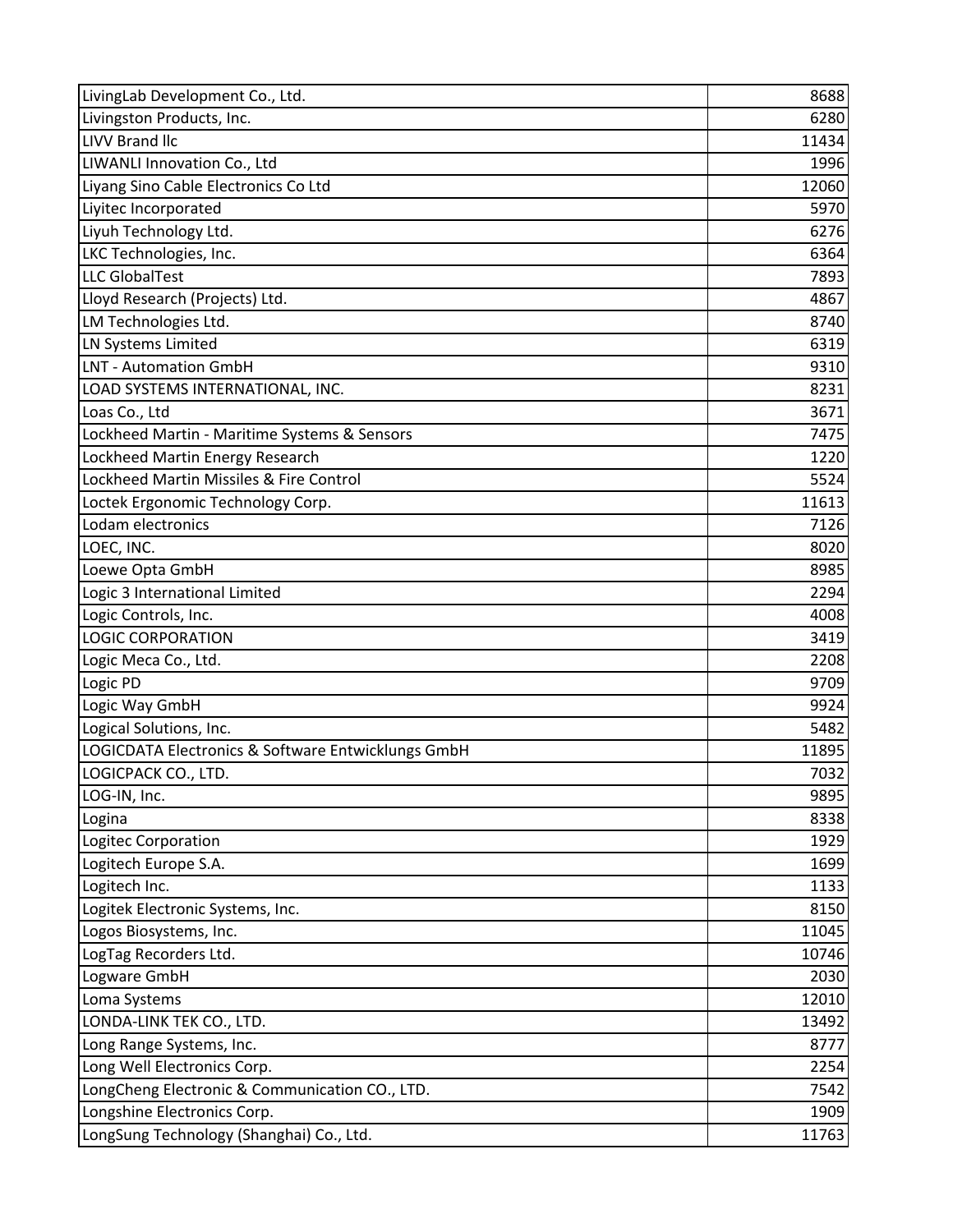| | |
|---|---|
| LivingLab Development Co., Ltd. | 8688 |
| Livingston Products, Inc. | 6280 |
| LIVV Brand llc | 11434 |
| LIWANLI Innovation Co., Ltd | 1996 |
| Liyang Sino Cable Electronics Co Ltd | 12060 |
| Liyitec Incorporated | 5970 |
| Liyuh Technology Ltd. | 6276 |
| LKC Technologies, Inc. | 6364 |
| LLC GlobalTest | 7893 |
| Lloyd Research (Projects) Ltd. | 4867 |
| LM Technologies Ltd. | 8740 |
| LN Systems Limited | 6319 |
| LNT - Automation GmbH | 9310 |
| LOAD SYSTEMS INTERNATIONAL, INC. | 8231 |
| Loas Co., Ltd | 3671 |
| Lockheed Martin - Maritime Systems & Sensors | 7475 |
| Lockheed Martin Energy Research | 1220 |
| Lockheed Martin Missiles & Fire Control | 5524 |
| Loctek Ergonomic Technology Corp. | 11613 |
| Lodam electronics | 7126 |
| LOEC, INC. | 8020 |
| Loewe Opta GmbH | 8985 |
| Logic 3 International Limited | 2294 |
| Logic Controls, Inc. | 4008 |
| LOGIC CORPORATION | 3419 |
| Logic Meca Co., Ltd. | 2208 |
| Logic PD | 9709 |
| Logic Way GmbH | 9924 |
| Logical Solutions, Inc. | 5482 |
| LOGICDATA Electronics & Software Entwicklungs GmbH | 11895 |
| LOGICPACK CO., LTD. | 7032 |
| LOG-IN, Inc. | 9895 |
| Logina | 8338 |
| Logitec Corporation | 1929 |
| Logitech Europe S.A. | 1699 |
| Logitech Inc. | 1133 |
| Logitek Electronic Systems, Inc. | 8150 |
| Logos Biosystems, Inc. | 11045 |
| LogTag Recorders Ltd. | 10746 |
| Logware GmbH | 2030 |
| Loma Systems | 12010 |
| LONDA-LINK TEK CO., LTD. | 13492 |
| Long Range Systems, Inc. | 8777 |
| Long Well Electronics Corp. | 2254 |
| LongCheng Electronic & Communication CO., LTD. | 7542 |
| Longshine Electronics Corp. | 1909 |
| LongSung Technology (Shanghai) Co., Ltd. | 11763 |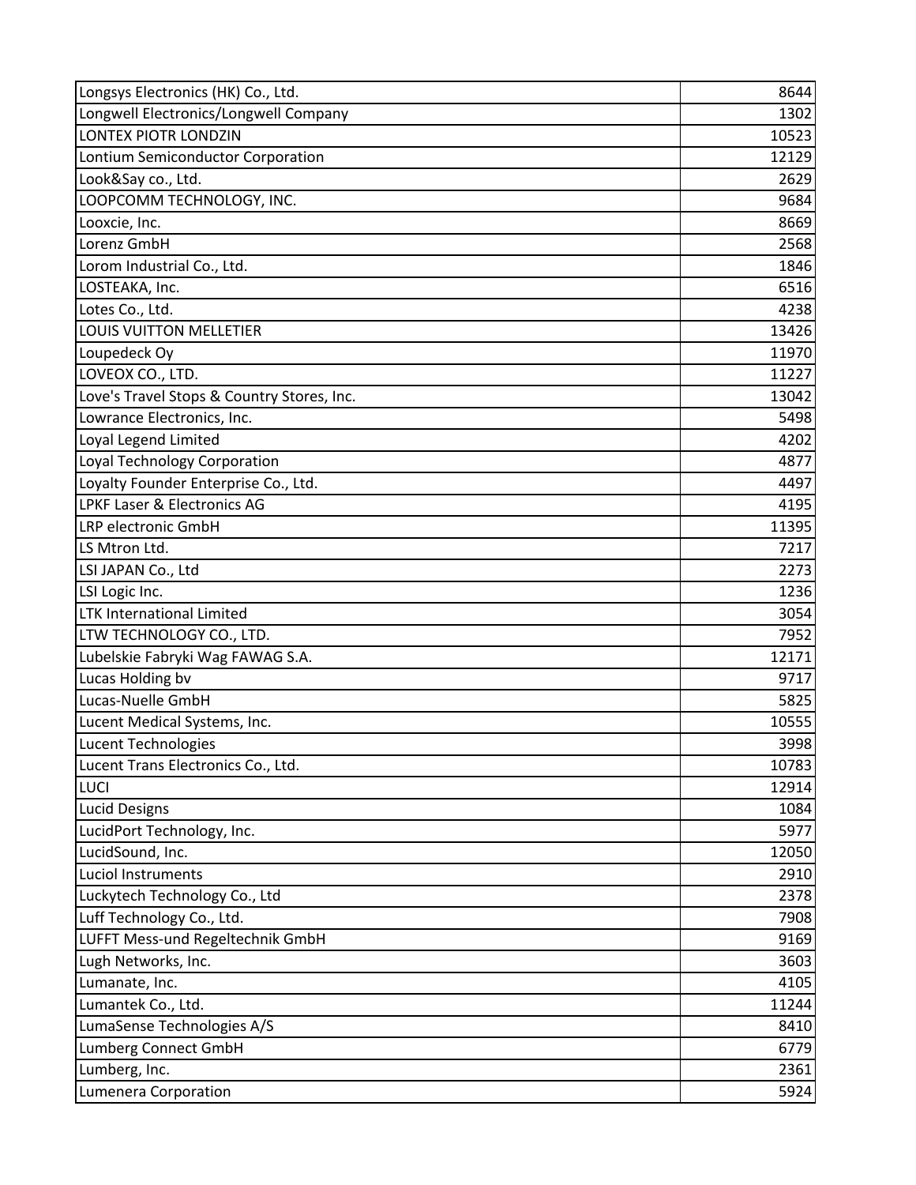| | |
|---|---|
| Longsys Electronics (HK) Co., Ltd. | 8644 |
| Longwell Electronics/Longwell Company | 1302 |
| LONTEX PIOTR LONDZIN | 10523 |
| Lontium Semiconductor Corporation | 12129 |
| Look&Say co., Ltd. | 2629 |
| LOOPCOMM TECHNOLOGY, INC. | 9684 |
| Looxcie, Inc. | 8669 |
| Lorenz GmbH | 2568 |
| Lorom Industrial Co., Ltd. | 1846 |
| LOSTEAKA, Inc. | 6516 |
| Lotes Co., Ltd. | 4238 |
| LOUIS VUITTON MELLETIER | 13426 |
| Loupedeck Oy | 11970 |
| LOVEOX CO., LTD. | 11227 |
| Love's Travel Stops & Country Stores, Inc. | 13042 |
| Lowrance Electronics, Inc. | 5498 |
| Loyal Legend Limited | 4202 |
| Loyal Technology Corporation | 4877 |
| Loyalty Founder Enterprise Co., Ltd. | 4497 |
| LPKF Laser & Electronics AG | 4195 |
| LRP electronic GmbH | 11395 |
| LS Mtron Ltd. | 7217 |
| LSI JAPAN Co., Ltd | 2273 |
| LSI Logic Inc. | 1236 |
| LTK International Limited | 3054 |
| LTW TECHNOLOGY CO., LTD. | 7952 |
| Lubelskie Fabryki Wag FAWAG S.A. | 12171 |
| Lucas Holding bv | 9717 |
| Lucas-Nuelle GmbH | 5825 |
| Lucent Medical Systems, Inc. | 10555 |
| Lucent Technologies | 3998 |
| Lucent Trans Electronics Co., Ltd. | 10783 |
| LUCI | 12914 |
| Lucid Designs | 1084 |
| LucidPort Technology, Inc. | 5977 |
| LucidSound, Inc. | 12050 |
| Luciol Instruments | 2910 |
| Luckytech Technology Co., Ltd | 2378 |
| Luff Technology Co., Ltd. | 7908 |
| LUFFT Mess-und Regeltechnik GmbH | 9169 |
| Lugh Networks, Inc. | 3603 |
| Lumanate, Inc. | 4105 |
| Lumantek Co., Ltd. | 11244 |
| LumaSense Technologies A/S | 8410 |
| Lumberg Connect GmbH | 6779 |
| Lumberg, Inc. | 2361 |
| Lumenera Corporation | 5924 |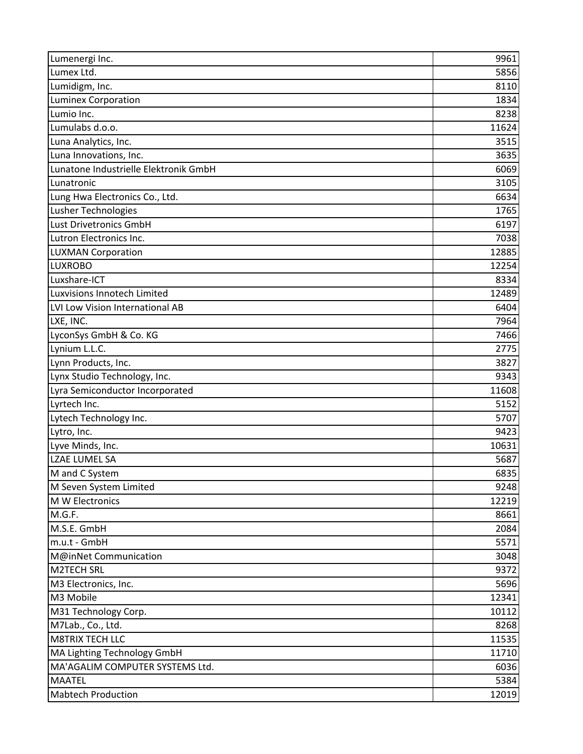| | |
|---|---|
| Lumenergi Inc. | 9961 |
| Lumex Ltd. | 5856 |
| Lumidigm, Inc. | 8110 |
| Luminex Corporation | 1834 |
| Lumio Inc. | 8238 |
| Lumulabs d.o.o. | 11624 |
| Luna Analytics, Inc. | 3515 |
| Luna Innovations, Inc. | 3635 |
| Lunatone Industrielle Elektronik GmbH | 6069 |
| Lunatronic | 3105 |
| Lung Hwa Electronics Co., Ltd. | 6634 |
| Lusher Technologies | 1765 |
| Lust Drivetronics GmbH | 6197 |
| Lutron Electronics Inc. | 7038 |
| LUXMAN Corporation | 12885 |
| LUXROBO | 12254 |
| Luxshare-ICT | 8334 |
| Luxvisions Innotech Limited | 12489 |
| LVI Low Vision International AB | 6404 |
| LXE, INC. | 7964 |
| LyconSys GmbH & Co. KG | 7466 |
| Lynium L.L.C. | 2775 |
| Lynn Products, Inc. | 3827 |
| Lynx Studio Technology, Inc. | 9343 |
| Lyra Semiconductor Incorporated | 11608 |
| Lyrtech Inc. | 5152 |
| Lytech Technology Inc. | 5707 |
| Lytro, Inc. | 9423 |
| Lyve Minds, Inc. | 10631 |
| LZAE LUMEL SA | 5687 |
| M and C System | 6835 |
| M Seven System Limited | 9248 |
| M W Electronics | 12219 |
| M.G.F. | 8661 |
| M.S.E. GmbH | 2084 |
| m.u.t - GmbH | 5571 |
| M@inNet Communication | 3048 |
| M2TECH SRL | 9372 |
| M3 Electronics, Inc. | 5696 |
| M3 Mobile | 12341 |
| M31 Technology Corp. | 10112 |
| M7Lab., Co., Ltd. | 8268 |
| M8TRIX TECH LLC | 11535 |
| MA Lighting Technology GmbH | 11710 |
| MA'AGALIM COMPUTER SYSTEMS Ltd. | 6036 |
| MAATEL | 5384 |
| Mabtech Production | 12019 |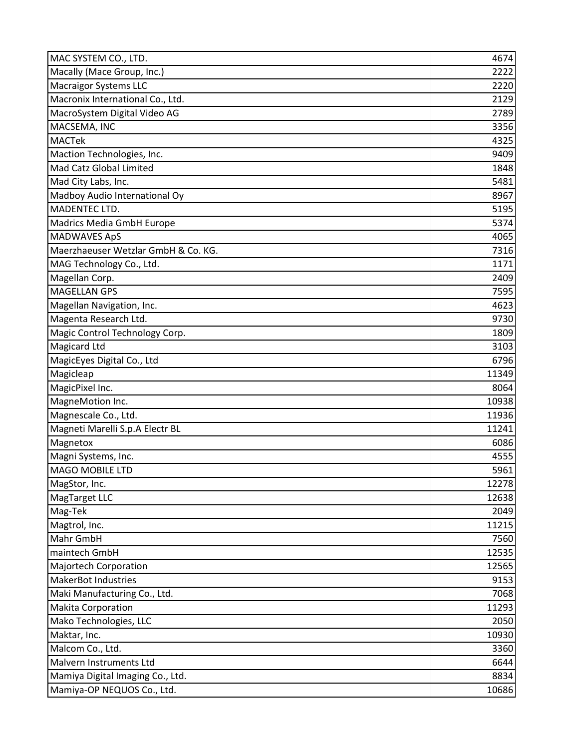| | |
|---|---|
| MAC SYSTEM CO., LTD. | 4674 |
| Macally (Mace Group, Inc.) | 2222 |
| Macraigor Systems LLC | 2220 |
| Macronix International Co., Ltd. | 2129 |
| MacroSystem Digital Video AG | 2789 |
| MACSEMA, INC | 3356 |
| MACTek | 4325 |
| Maction Technologies, Inc. | 9409 |
| Mad Catz Global Limited | 1848 |
| Mad City Labs, Inc. | 5481 |
| Madboy Audio International Oy | 8967 |
| MADENTEC LTD. | 5195 |
| Madrics Media GmbH Europe | 5374 |
| MADWAVES ApS | 4065 |
| Maerzhaeuser Wetzlar GmbH & Co. KG. | 7316 |
| MAG Technology Co., Ltd. | 1171 |
| Magellan Corp. | 2409 |
| MAGELLAN GPS | 7595 |
| Magellan Navigation, Inc. | 4623 |
| Magenta Research Ltd. | 9730 |
| Magic Control Technology Corp. | 1809 |
| Magicard Ltd | 3103 |
| MagicEyes Digital Co., Ltd | 6796 |
| Magicleap | 11349 |
| MagicPixel Inc. | 8064 |
| MagneMotion Inc. | 10938 |
| Magnescale Co., Ltd. | 11936 |
| Magneti Marelli S.p.A Electr BL | 11241 |
| Magnetox | 6086 |
| Magni Systems, Inc. | 4555 |
| MAGO MOBILE LTD | 5961 |
| MagStor, Inc. | 12278 |
| MagTarget LLC | 12638 |
| Mag-Tek | 2049 |
| Magtrol, Inc. | 11215 |
| Mahr GmbH | 7560 |
| maintech GmbH | 12535 |
| Majortech Corporation | 12565 |
| MakerBot Industries | 9153 |
| Maki Manufacturing Co., Ltd. | 7068 |
| Makita Corporation | 11293 |
| Mako Technologies, LLC | 2050 |
| Maktar, Inc. | 10930 |
| Malcom Co., Ltd. | 3360 |
| Malvern Instruments Ltd | 6644 |
| Mamiya Digital Imaging Co., Ltd. | 8834 |
| Mamiya-OP NEQUOS Co., Ltd. | 10686 |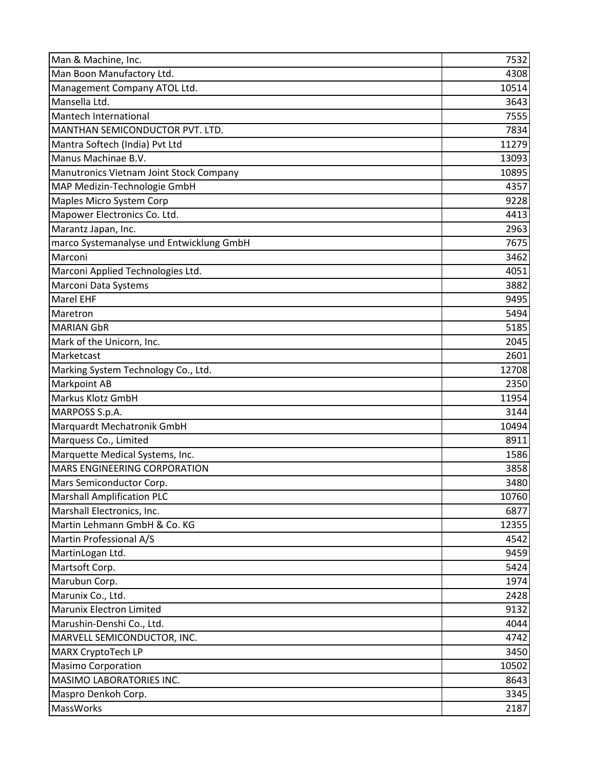| | |
|---|---|
| Man & Machine, Inc. | 7532 |
| Man Boon Manufactory Ltd. | 4308 |
| Management Company ATOL Ltd. | 10514 |
| Mansella Ltd. | 3643 |
| Mantech International | 7555 |
| MANTHAN SEMICONDUCTOR PVT. LTD. | 7834 |
| Mantra Softech (India) Pvt Ltd | 11279 |
| Manus Machinae B.V. | 13093 |
| Manutronics Vietnam Joint Stock Company | 10895 |
| MAP Medizin-Technologie GmbH | 4357 |
| Maples Micro System Corp | 9228 |
| Mapower Electronics Co. Ltd. | 4413 |
| Marantz Japan, Inc. | 2963 |
| marco Systemanalyse und Entwicklung GmbH | 7675 |
| Marconi | 3462 |
| Marconi Applied Technologies Ltd. | 4051 |
| Marconi Data Systems | 3882 |
| Marel EHF | 9495 |
| Maretron | 5494 |
| MARIAN GbR | 5185 |
| Mark of the Unicorn, Inc. | 2045 |
| Marketcast | 2601 |
| Marking System Technology Co., Ltd. | 12708 |
| Markpoint AB | 2350 |
| Markus Klotz GmbH | 11954 |
| MARPOSS S.p.A. | 3144 |
| Marquardt Mechatronik GmbH | 10494 |
| Marquess Co., Limited | 8911 |
| Marquette Medical Systems, Inc. | 1586 |
| MARS ENGINEERING CORPORATION | 3858 |
| Mars Semiconductor Corp. | 3480 |
| Marshall Amplification PLC | 10760 |
| Marshall Electronics, Inc. | 6877 |
| Martin Lehmann GmbH & Co. KG | 12355 |
| Martin Professional A/S | 4542 |
| MartinLogan Ltd. | 9459 |
| Martsoft Corp. | 5424 |
| Marubun Corp. | 1974 |
| Marunix Co., Ltd. | 2428 |
| Marunix Electron Limited | 9132 |
| Marushin-Denshi Co., Ltd. | 4044 |
| MARVELL SEMICONDUCTOR, INC. | 4742 |
| MARX CryptoTech LP | 3450 |
| Masimo Corporation | 10502 |
| MASIMO LABORATORIES INC. | 8643 |
| Maspro Denkoh Corp. | 3345 |
| MassWorks | 2187 |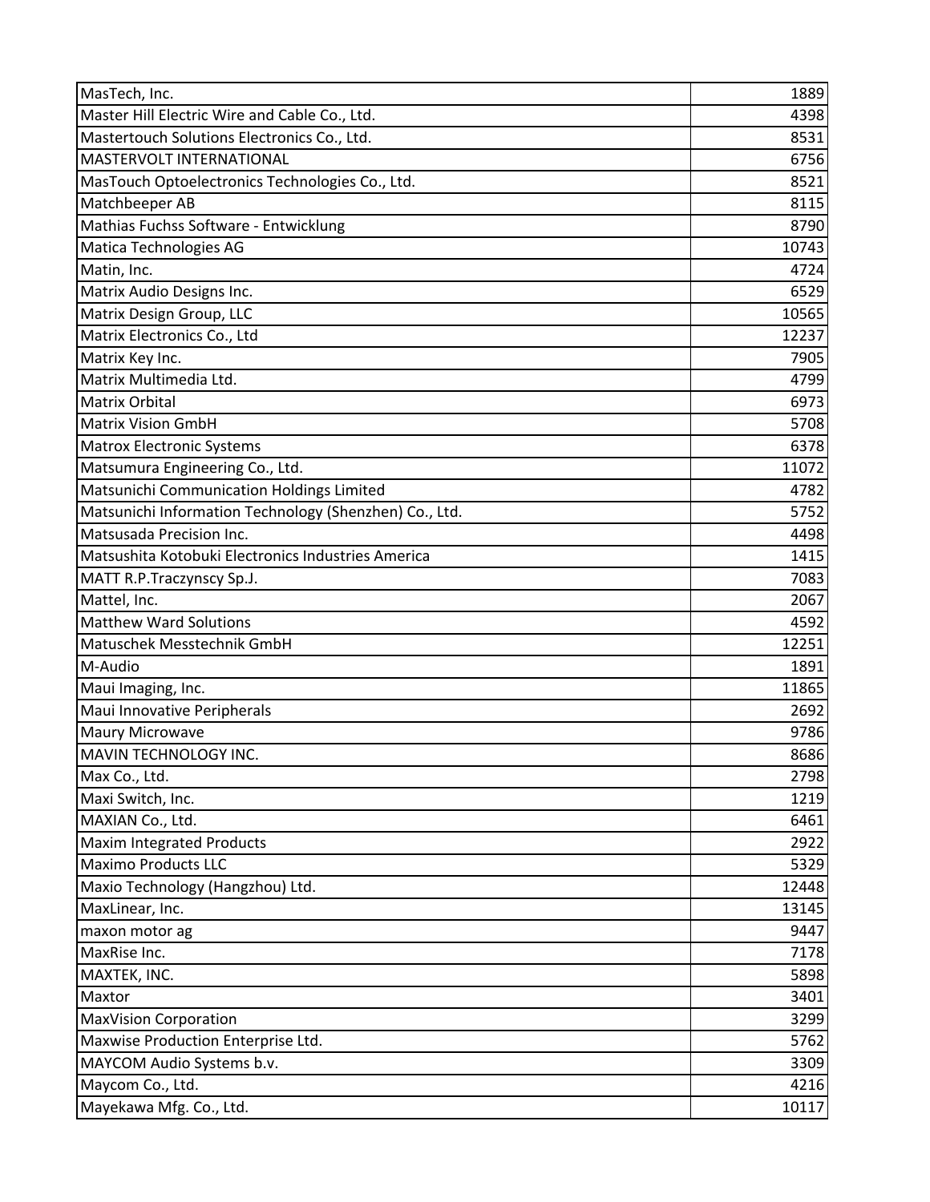| | |
|---|---|
| MasTech, Inc. | 1889 |
| Master Hill Electric Wire and Cable Co., Ltd. | 4398 |
| Mastertouch Solutions Electronics Co., Ltd. | 8531 |
| MASTERVOLT INTERNATIONAL | 6756 |
| MasTouch Optoelectronics Technologies Co., Ltd. | 8521 |
| Matchbeeper AB | 8115 |
| Mathias Fuchss Software - Entwicklung | 8790 |
| Matica Technologies AG | 10743 |
| Matin, Inc. | 4724 |
| Matrix Audio Designs Inc. | 6529 |
| Matrix Design Group, LLC | 10565 |
| Matrix Electronics Co., Ltd | 12237 |
| Matrix Key Inc. | 7905 |
| Matrix Multimedia Ltd. | 4799 |
| Matrix Orbital | 6973 |
| Matrix Vision GmbH | 5708 |
| Matrox Electronic Systems | 6378 |
| Matsumura Engineering Co., Ltd. | 11072 |
| Matsunichi Communication Holdings Limited | 4782 |
| Matsunichi Information Technology (Shenzhen) Co., Ltd. | 5752 |
| Matsusada Precision Inc. | 4498 |
| Matsushita Kotobuki Electronics Industries America | 1415 |
| MATT R.P.Traczynscy Sp.J. | 7083 |
| Mattel, Inc. | 2067 |
| Matthew Ward Solutions | 4592 |
| Matuschek Messtechnik GmbH | 12251 |
| M-Audio | 1891 |
| Maui Imaging, Inc. | 11865 |
| Maui Innovative Peripherals | 2692 |
| Maury Microwave | 9786 |
| MAVIN TECHNOLOGY INC. | 8686 |
| Max Co., Ltd. | 2798 |
| Maxi Switch, Inc. | 1219 |
| MAXIAN Co., Ltd. | 6461 |
| Maxim Integrated Products | 2922 |
| Maximo Products LLC | 5329 |
| Maxio Technology (Hangzhou) Ltd. | 12448 |
| MaxLinear, Inc. | 13145 |
| maxon motor ag | 9447 |
| MaxRise Inc. | 7178 |
| MAXTEK, INC. | 5898 |
| Maxtor | 3401 |
| MaxVision Corporation | 3299 |
| Maxwise Production Enterprise Ltd. | 5762 |
| MAYCOM Audio Systems b.v. | 3309 |
| Maycom Co., Ltd. | 4216 |
| Mayekawa Mfg. Co., Ltd. | 10117 |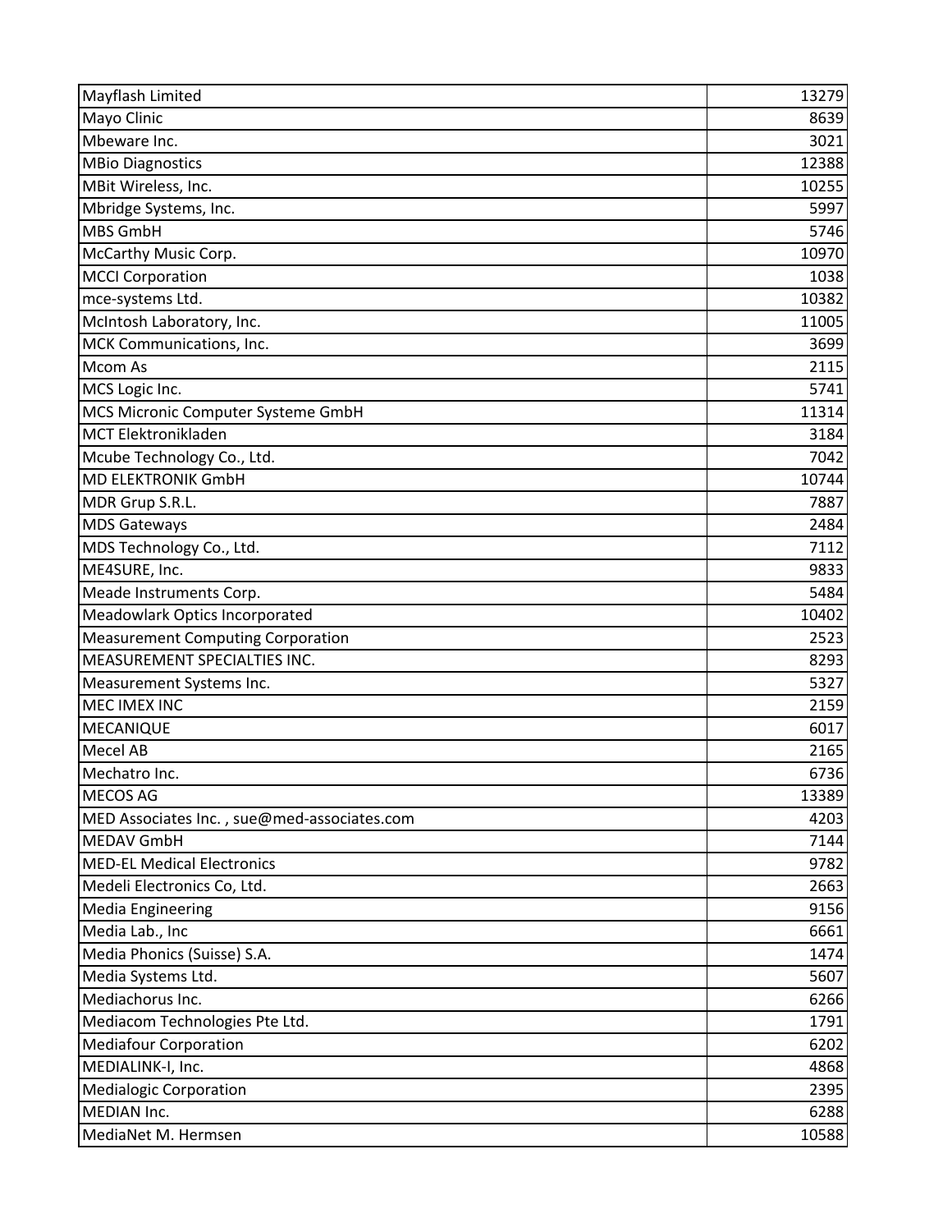| | |
|---|---|
| Mayflash Limited | 13279 |
| Mayo Clinic | 8639 |
| Mbeware Inc. | 3021 |
| MBio Diagnostics | 12388 |
| MBit Wireless, Inc. | 10255 |
| Mbridge Systems, Inc. | 5997 |
| MBS GmbH | 5746 |
| McCarthy Music Corp. | 10970 |
| MCCI Corporation | 1038 |
| mce-systems Ltd. | 10382 |
| McIntosh Laboratory, Inc. | 11005 |
| MCK Communications, Inc. | 3699 |
| Mcom As | 2115 |
| MCS Logic Inc. | 5741 |
| MCS Micronic Computer Systeme GmbH | 11314 |
| MCT Elektronikladen | 3184 |
| Mcube Technology Co., Ltd. | 7042 |
| MD ELEKTRONIK GmbH | 10744 |
| MDR Grup S.R.L. | 7887 |
| MDS Gateways | 2484 |
| MDS Technology Co., Ltd. | 7112 |
| ME4SURE, Inc. | 9833 |
| Meade Instruments Corp. | 5484 |
| Meadowlark Optics Incorporated | 10402 |
| Measurement Computing Corporation | 2523 |
| MEASUREMENT SPECIALTIES INC. | 8293 |
| Measurement Systems Inc. | 5327 |
| MEC IMEX INC | 2159 |
| MECANIQUE | 6017 |
| Mecel AB | 2165 |
| Mechatro Inc. | 6736 |
| MECOS AG | 13389 |
| MED Associates Inc. , sue@med-associates.com | 4203 |
| MEDAV GmbH | 7144 |
| MED-EL Medical Electronics | 9782 |
| Medeli Electronics Co, Ltd. | 2663 |
| Media Engineering | 9156 |
| Media Lab., Inc | 6661 |
| Media Phonics (Suisse) S.A. | 1474 |
| Media Systems Ltd. | 5607 |
| Mediachorus Inc. | 6266 |
| Mediacom Technologies Pte Ltd. | 1791 |
| Mediafour Corporation | 6202 |
| MEDIALINK-I, Inc. | 4868 |
| Medialogic Corporation | 2395 |
| MEDIAN Inc. | 6288 |
| MediaNet M. Hermsen | 10588 |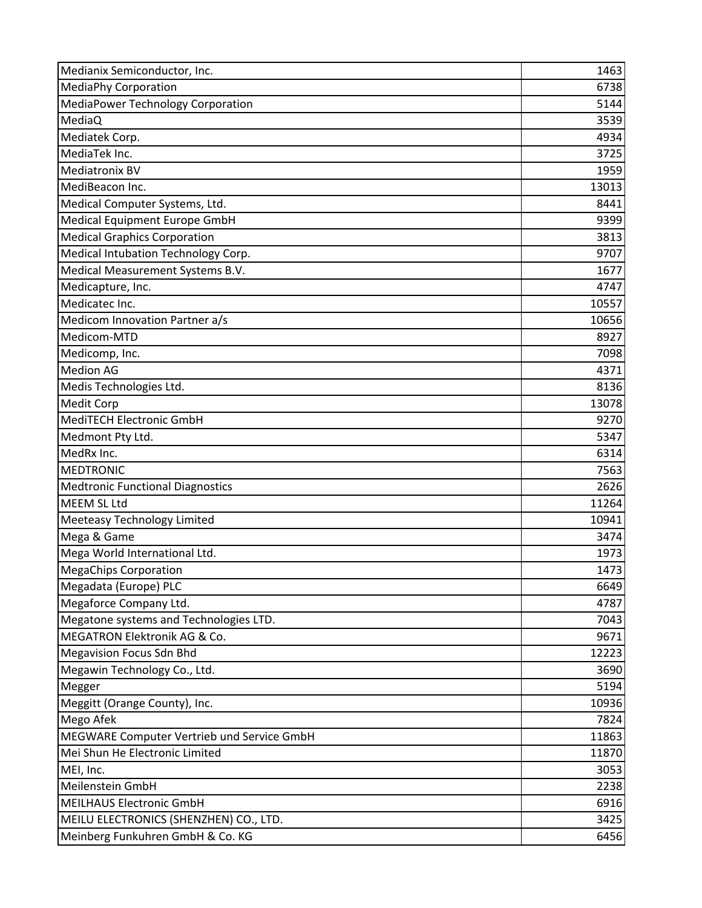| | |
|---|---|
| Medianix Semiconductor, Inc. | 1463 |
| MediaPhy Corporation | 6738 |
| MediaPower Technology Corporation | 5144 |
| MediaQ | 3539 |
| Mediatek Corp. | 4934 |
| MediaTek Inc. | 3725 |
| Mediatronix BV | 1959 |
| MediBeacon Inc. | 13013 |
| Medical Computer Systems, Ltd. | 8441 |
| Medical Equipment Europe GmbH | 9399 |
| Medical Graphics Corporation | 3813 |
| Medical Intubation Technology Corp. | 9707 |
| Medical Measurement Systems B.V. | 1677 |
| Medicapture, Inc. | 4747 |
| Medicatec Inc. | 10557 |
| Medicom Innovation Partner a/s | 10656 |
| Medicom-MTD | 8927 |
| Medicomp, Inc. | 7098 |
| Medion AG | 4371 |
| Medis Technologies Ltd. | 8136 |
| Medit Corp | 13078 |
| MediTECH Electronic GmbH | 9270 |
| Medmont Pty Ltd. | 5347 |
| MedRx Inc. | 6314 |
| MEDTRONIC | 7563 |
| Medtronic Functional Diagnostics | 2626 |
| MEEM SL Ltd | 11264 |
| Meeteasy Technology Limited | 10941 |
| Mega & Game | 3474 |
| Mega World International Ltd. | 1973 |
| MegaChips Corporation | 1473 |
| Megadata (Europe) PLC | 6649 |
| Megaforce Company Ltd. | 4787 |
| Megatone systems and Technologies LTD. | 7043 |
| MEGATRON Elektronik AG & Co. | 9671 |
| Megavision Focus Sdn Bhd | 12223 |
| Megawin Technology Co., Ltd. | 3690 |
| Megger | 5194 |
| Meggitt (Orange County), Inc. | 10936 |
| Mego Afek | 7824 |
| MEGWARE Computer Vertrieb und Service GmbH | 11863 |
| Mei Shun He Electronic Limited | 11870 |
| MEI, Inc. | 3053 |
| Meilenstein GmbH | 2238 |
| MEILHAUS Electronic GmbH | 6916 |
| MEILU ELECTRONICS (SHENZHEN) CO., LTD. | 3425 |
| Meinberg Funkuhren GmbH & Co. KG | 6456 |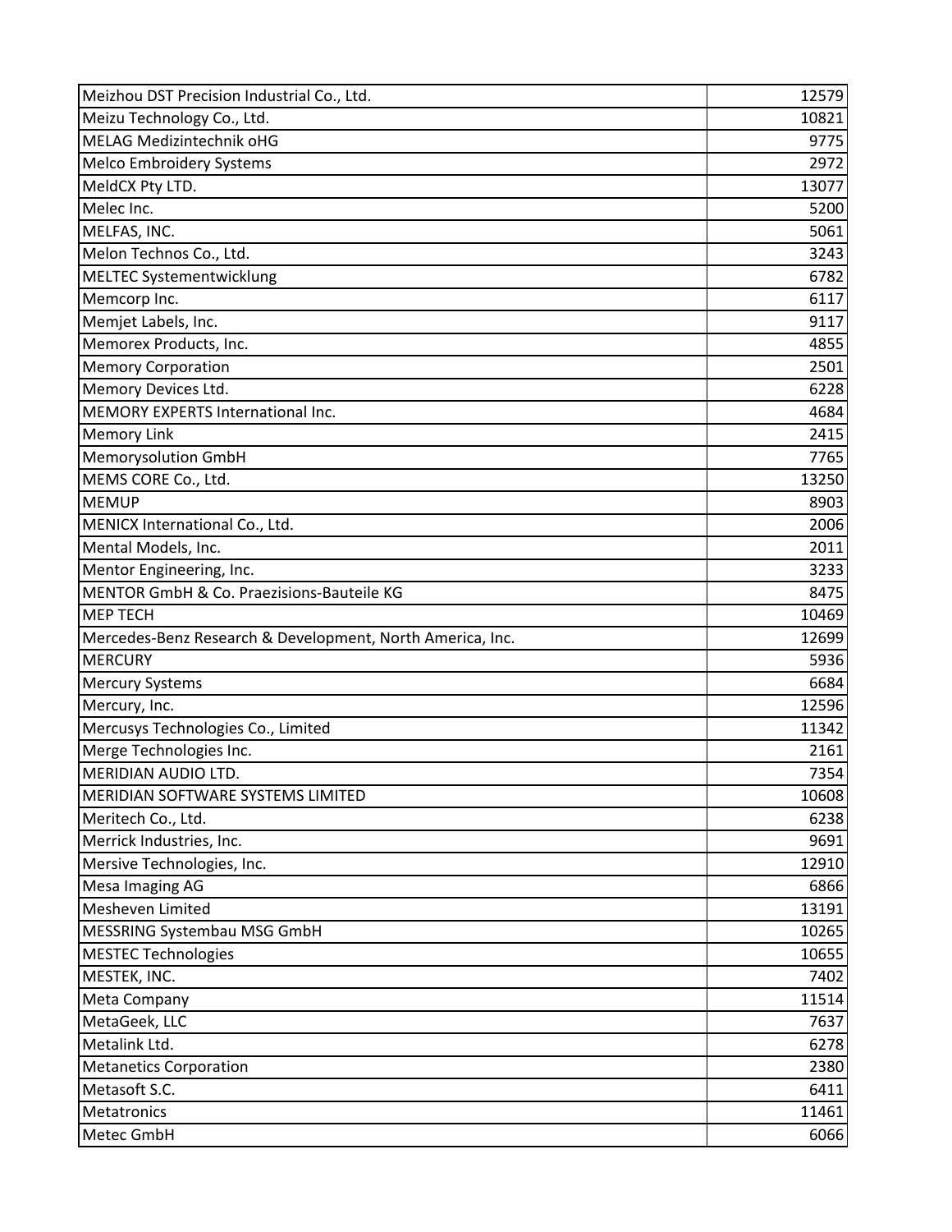| | |
|---|---|
| Meizhou DST Precision Industrial Co., Ltd. | 12579 |
| Meizu Technology Co., Ltd. | 10821 |
| MELAG Medizintechnik oHG | 9775 |
| Melco Embroidery Systems | 2972 |
| MeldCX Pty LTD. | 13077 |
| Melec Inc. | 5200 |
| MELFAS, INC. | 5061 |
| Melon Technos Co., Ltd. | 3243 |
| MELTEC Systementwicklung | 6782 |
| Memcorp Inc. | 6117 |
| Memjet Labels, Inc. | 9117 |
| Memorex Products, Inc. | 4855 |
| Memory Corporation | 2501 |
| Memory Devices Ltd. | 6228 |
| MEMORY EXPERTS International Inc. | 4684 |
| Memory Link | 2415 |
| Memorysolution GmbH | 7765 |
| MEMS CORE Co., Ltd. | 13250 |
| MEMUP | 8903 |
| MENICX International Co., Ltd. | 2006 |
| Mental Models, Inc. | 2011 |
| Mentor Engineering, Inc. | 3233 |
| MENTOR GmbH & Co. Praezisions-Bauteile KG | 8475 |
| MEP TECH | 10469 |
| Mercedes-Benz Research & Development, North America, Inc. | 12699 |
| MERCURY | 5936 |
| Mercury Systems | 6684 |
| Mercury, Inc. | 12596 |
| Mercusys Technologies Co., Limited | 11342 |
| Merge Technologies Inc. | 2161 |
| MERIDIAN AUDIO LTD. | 7354 |
| MERIDIAN SOFTWARE SYSTEMS LIMITED | 10608 |
| Meritech Co., Ltd. | 6238 |
| Merrick Industries, Inc. | 9691 |
| Mersive Technologies, Inc. | 12910 |
| Mesa Imaging AG | 6866 |
| Mesheven Limited | 13191 |
| MESSRING Systembau MSG GmbH | 10265 |
| MESTEC Technologies | 10655 |
| MESTEK, INC. | 7402 |
| Meta Company | 11514 |
| MetaGeek, LLC | 7637 |
| Metalink Ltd. | 6278 |
| Metanetics Corporation | 2380 |
| Metasoft S.C. | 6411 |
| Metatronics | 11461 |
| Metec GmbH | 6066 |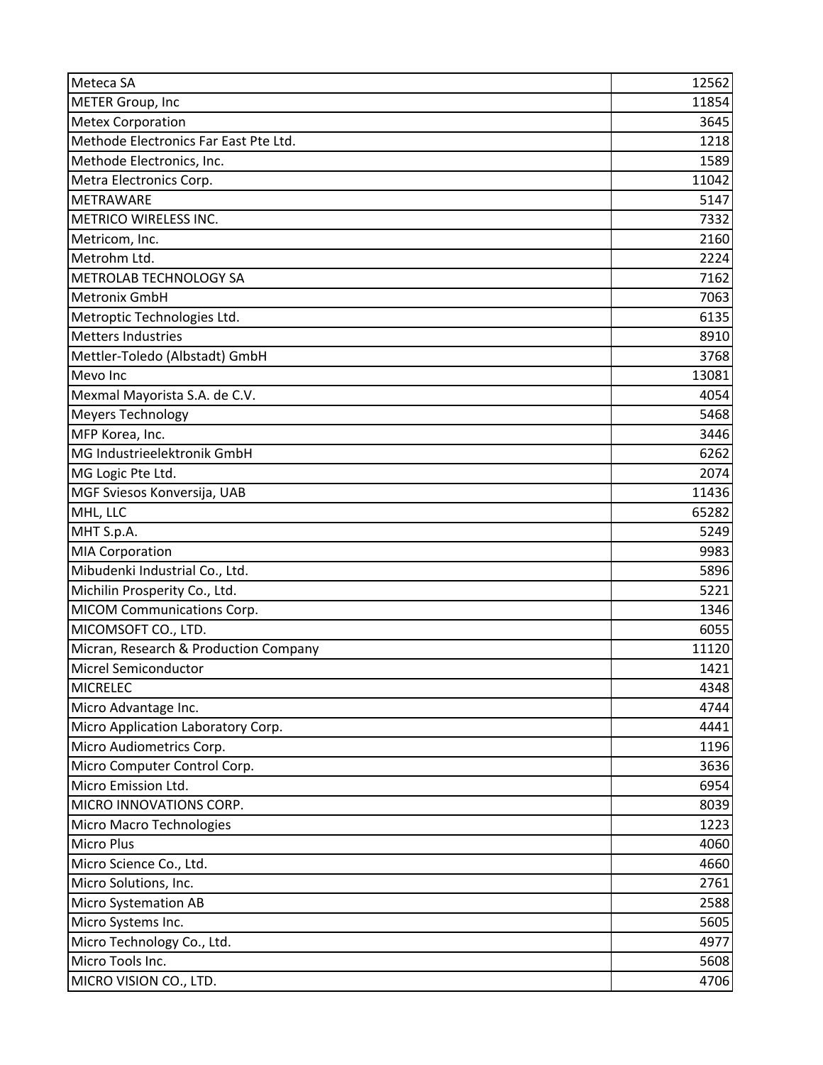| | |
|---|---|
| Meteca SA | 12562 |
| METER Group, Inc | 11854 |
| Metex Corporation | 3645 |
| Methode Electronics Far East Pte Ltd. | 1218 |
| Methode Electronics, Inc. | 1589 |
| Metra Electronics Corp. | 11042 |
| METRAWARE | 5147 |
| METRICO WIRELESS INC. | 7332 |
| Metricom, Inc. | 2160 |
| Metrohm Ltd. | 2224 |
| METROLAB TECHNOLOGY SA | 7162 |
| Metronix GmbH | 7063 |
| Metroptic Technologies Ltd. | 6135 |
| Metters Industries | 8910 |
| Mettler-Toledo (Albstadt) GmbH | 3768 |
| Mevo Inc | 13081 |
| Mexmal Mayorista S.A. de C.V. | 4054 |
| Meyers Technology | 5468 |
| MFP Korea, Inc. | 3446 |
| MG Industrieelektronik GmbH | 6262 |
| MG Logic Pte Ltd. | 2074 |
| MGF Sviesos Konversija, UAB | 11436 |
| MHL, LLC | 65282 |
| MHT S.p.A. | 5249 |
| MIA Corporation | 9983 |
| Mibudenki Industrial Co., Ltd. | 5896 |
| Michilin Prosperity Co., Ltd. | 5221 |
| MICOM Communications Corp. | 1346 |
| MICOMSOFT CO., LTD. | 6055 |
| Micran, Research & Production Company | 11120 |
| Micrel Semiconductor | 1421 |
| MICRELEC | 4348 |
| Micro Advantage Inc. | 4744 |
| Micro Application Laboratory Corp. | 4441 |
| Micro Audiometrics Corp. | 1196 |
| Micro Computer Control Corp. | 3636 |
| Micro Emission Ltd. | 6954 |
| MICRO INNOVATIONS CORP. | 8039 |
| Micro Macro Technologies | 1223 |
| Micro Plus | 4060 |
| Micro Science Co., Ltd. | 4660 |
| Micro Solutions, Inc. | 2761 |
| Micro Systemation AB | 2588 |
| Micro Systems Inc. | 5605 |
| Micro Technology Co., Ltd. | 4977 |
| Micro Tools Inc. | 5608 |
| MICRO VISION CO., LTD. | 4706 |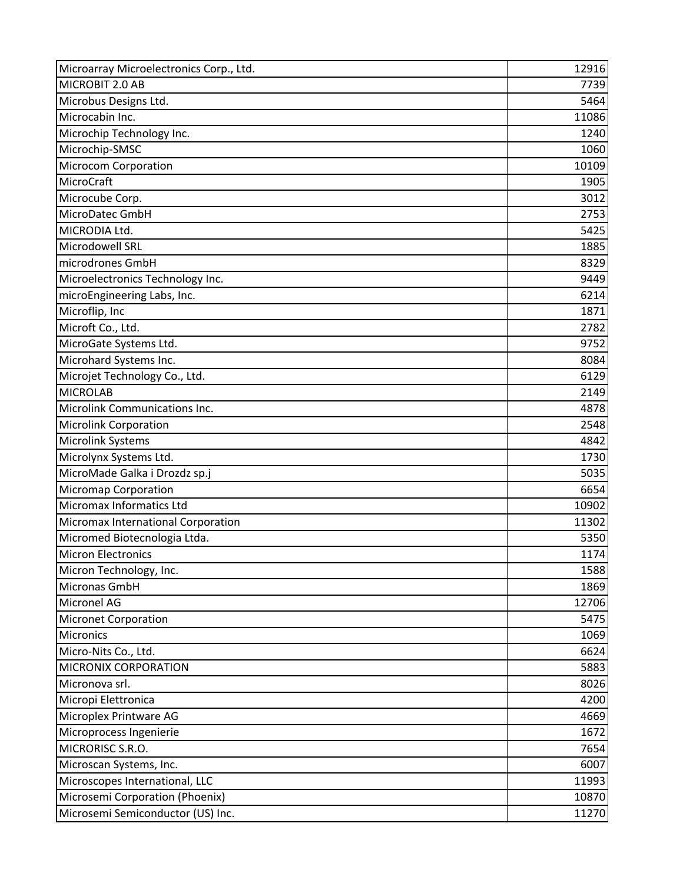| | |
|---|---|
| Microarray Microelectronics Corp., Ltd. | 12916 |
| MICROBIT 2.0 AB | 7739 |
| Microbus Designs Ltd. | 5464 |
| Microcabin Inc. | 11086 |
| Microchip Technology Inc. | 1240 |
| Microchip-SMSC | 1060 |
| Microcom Corporation | 10109 |
| MicroCraft | 1905 |
| Microcube Corp. | 3012 |
| MicroDatec GmbH | 2753 |
| MICRODIA Ltd. | 5425 |
| Microdowell SRL | 1885 |
| microdrones GmbH | 8329 |
| Microelectronics Technology Inc. | 9449 |
| microEngineering Labs, Inc. | 6214 |
| Microflip, Inc | 1871 |
| Microft Co., Ltd. | 2782 |
| MicroGate Systems Ltd. | 9752 |
| Microhard Systems Inc. | 8084 |
| Microjet Technology Co., Ltd. | 6129 |
| MICROLAB | 2149 |
| Microlink Communications Inc. | 4878 |
| Microlink Corporation | 2548 |
| Microlink Systems | 4842 |
| Microlynx Systems Ltd. | 1730 |
| MicroMade Galka i Drozdz sp.j | 5035 |
| Micromap Corporation | 6654 |
| Micromax Informatics Ltd | 10902 |
| Micromax International Corporation | 11302 |
| Micromed Biotecnologia Ltda. | 5350 |
| Micron Electronics | 1174 |
| Micron Technology, Inc. | 1588 |
| Micronas GmbH | 1869 |
| Micronel AG | 12706 |
| Micronet Corporation | 5475 |
| Micronics | 1069 |
| Micro-Nits Co., Ltd. | 6624 |
| MICRONIX CORPORATION | 5883 |
| Micronova srl. | 8026 |
| Micropi Elettronica | 4200 |
| Microplex Printware AG | 4669 |
| Microprocess Ingenierie | 1672 |
| MICRORISC S.R.O. | 7654 |
| Microscan Systems, Inc. | 6007 |
| Microscopes International, LLC | 11993 |
| Microsemi Corporation (Phoenix) | 10870 |
| Microsemi Semiconductor (US) Inc. | 11270 |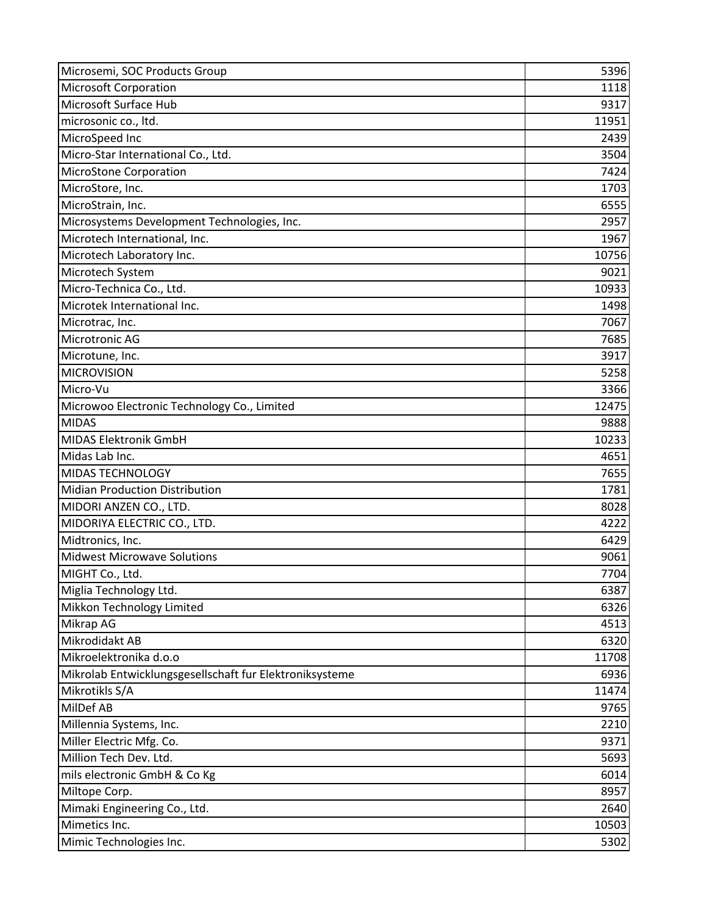| | |
|---|---|
| Microsemi, SOC Products Group | 5396 |
| Microsoft Corporation | 1118 |
| Microsoft Surface Hub | 9317 |
| microsonic co., ltd. | 11951 |
| MicroSpeed Inc | 2439 |
| Micro-Star International Co., Ltd. | 3504 |
| MicroStone Corporation | 7424 |
| MicroStore, Inc. | 1703 |
| MicroStrain, Inc. | 6555 |
| Microsystems Development Technologies, Inc. | 2957 |
| Microtech International, Inc. | 1967 |
| Microtech Laboratory Inc. | 10756 |
| Microtech System | 9021 |
| Micro-Technica Co., Ltd. | 10933 |
| Microtek International Inc. | 1498 |
| Microtrac, Inc. | 7067 |
| Microtronic AG | 7685 |
| Microtune, Inc. | 3917 |
| MICROVISION | 5258 |
| Micro-Vu | 3366 |
| Microwoo Electronic Technology Co., Limited | 12475 |
| MIDAS | 9888 |
| MIDAS Elektronik GmbH | 10233 |
| Midas Lab Inc. | 4651 |
| MIDAS TECHNOLOGY | 7655 |
| Midian Production Distribution | 1781 |
| MIDORI ANZEN CO., LTD. | 8028 |
| MIDORIYA ELECTRIC CO., LTD. | 4222 |
| Midtronics, Inc. | 6429 |
| Midwest Microwave Solutions | 9061 |
| MIGHT Co., Ltd. | 7704 |
| Miglia Technology Ltd. | 6387 |
| Mikkon Technology Limited | 6326 |
| Mikrap AG | 4513 |
| Mikrodidakt AB | 6320 |
| Mikroelektronika d.o.o | 11708 |
| Mikrolab Entwicklungsgesellschaft fur Elektroniksysteme | 6936 |
| Mikrotikls S/A | 11474 |
| MilDef AB | 9765 |
| Millennia Systems, Inc. | 2210 |
| Miller Electric Mfg. Co. | 9371 |
| Million Tech Dev. Ltd. | 5693 |
| mils electronic GmbH & Co Kg | 6014 |
| Miltope Corp. | 8957 |
| Mimaki Engineering Co., Ltd. | 2640 |
| Mimetics Inc. | 10503 |
| Mimic Technologies Inc. | 5302 |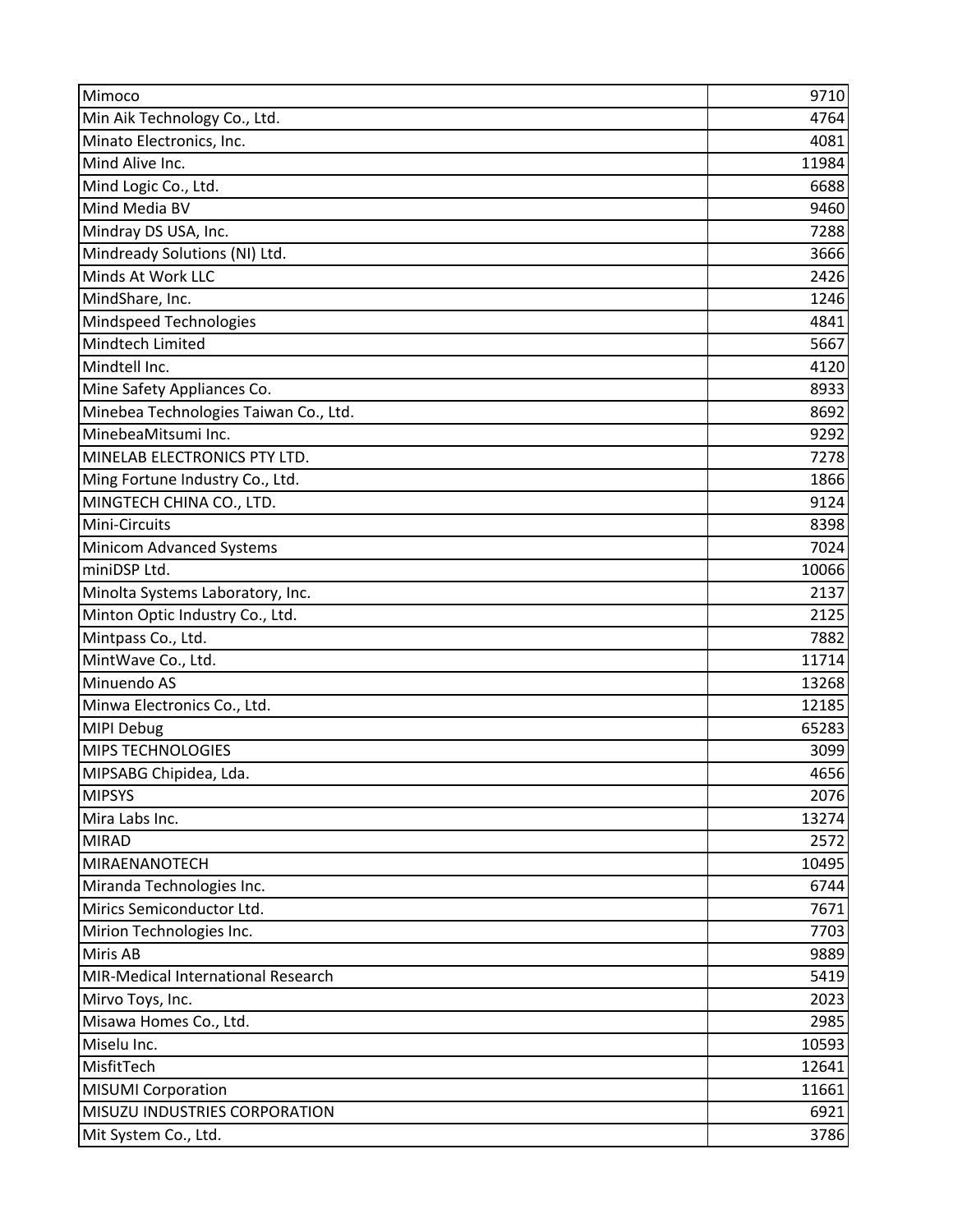| | |
|---|---|
| Mimoco | 9710 |
| Min Aik Technology Co., Ltd. | 4764 |
| Minato Electronics, Inc. | 4081 |
| Mind Alive Inc. | 11984 |
| Mind Logic Co., Ltd. | 6688 |
| Mind Media BV | 9460 |
| Mindray DS USA, Inc. | 7288 |
| Mindready Solutions (NI) Ltd. | 3666 |
| Minds At Work LLC | 2426 |
| MindShare, Inc. | 1246 |
| Mindspeed Technologies | 4841 |
| Mindtech Limited | 5667 |
| Mindtell Inc. | 4120 |
| Mine Safety Appliances Co. | 8933 |
| Minebea Technologies Taiwan Co., Ltd. | 8692 |
| MinebeaMitsumi Inc. | 9292 |
| MINELAB ELECTRONICS PTY LTD. | 7278 |
| Ming Fortune Industry Co., Ltd. | 1866 |
| MINGTECH CHINA CO., LTD. | 9124 |
| Mini-Circuits | 8398 |
| Minicom Advanced Systems | 7024 |
| miniDSP Ltd. | 10066 |
| Minolta Systems Laboratory, Inc. | 2137 |
| Minton Optic Industry Co., Ltd. | 2125 |
| Mintpass Co., Ltd. | 7882 |
| MintWave Co., Ltd. | 11714 |
| Minuendo AS | 13268 |
| Minwa Electronics Co., Ltd. | 12185 |
| MIPI Debug | 65283 |
| MIPS TECHNOLOGIES | 3099 |
| MIPSABG Chipidea, Lda. | 4656 |
| MIPSYS | 2076 |
| Mira Labs Inc. | 13274 |
| MIRAD | 2572 |
| MIRAENANOTECH | 10495 |
| Miranda Technologies Inc. | 6744 |
| Mirics Semiconductor Ltd. | 7671 |
| Mirion Technologies Inc. | 7703 |
| Miris AB | 9889 |
| MIR-Medical International Research | 5419 |
| Mirvo Toys, Inc. | 2023 |
| Misawa Homes Co., Ltd. | 2985 |
| Miselu Inc. | 10593 |
| MisfitTech | 12641 |
| MISUMI Corporation | 11661 |
| MISUZU INDUSTRIES CORPORATION | 6921 |
| Mit System Co., Ltd. | 3786 |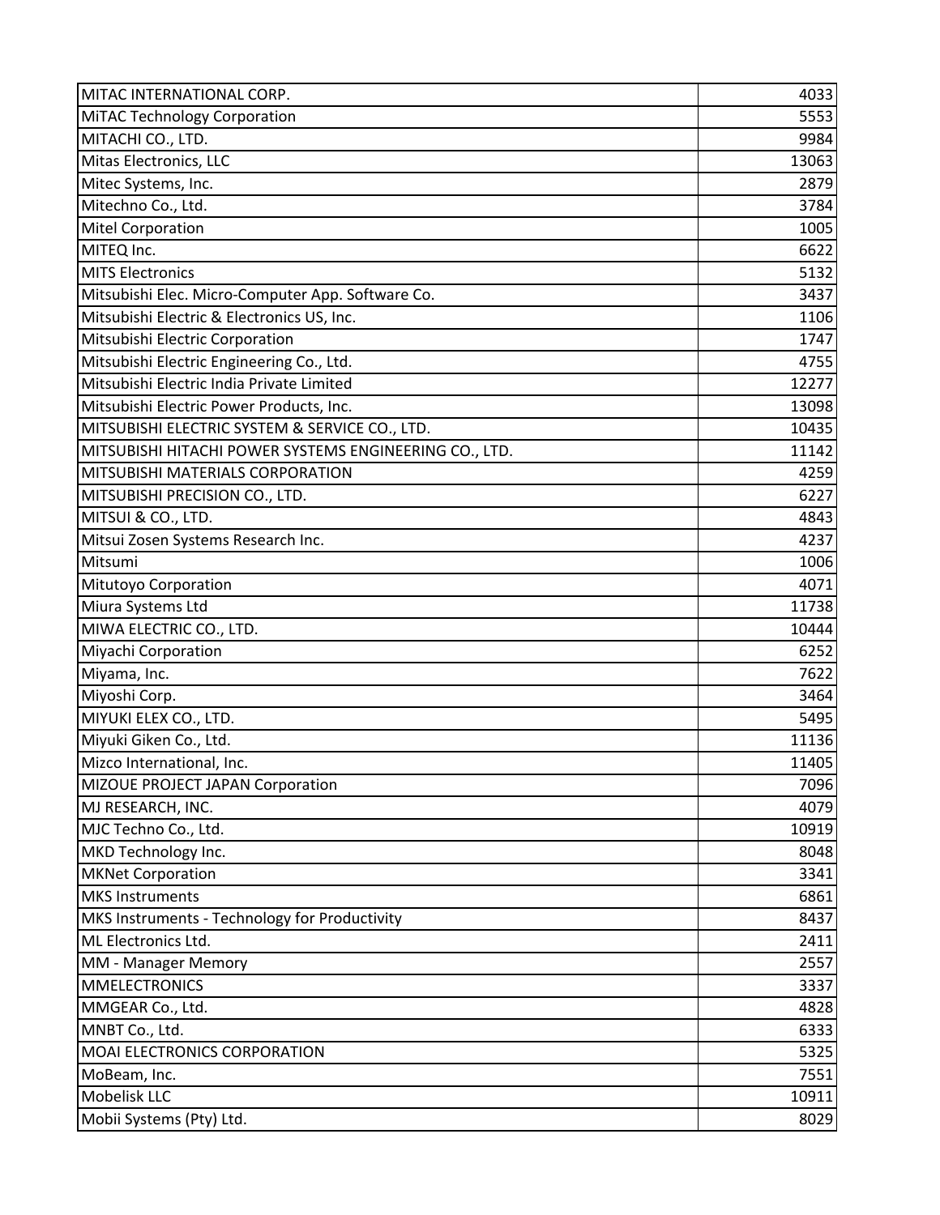| | |
|---|---|
| MITAC INTERNATIONAL CORP. | 4033 |
| MiTAC Technology Corporation | 5553 |
| MITACHI CO., LTD. | 9984 |
| Mitas Electronics, LLC | 13063 |
| Mitec Systems, Inc. | 2879 |
| Mitechno Co., Ltd. | 3784 |
| Mitel Corporation | 1005 |
| MITEQ Inc. | 6622 |
| MITS Electronics | 5132 |
| Mitsubishi Elec. Micro-Computer App. Software Co. | 3437 |
| Mitsubishi Electric & Electronics US, Inc. | 1106 |
| Mitsubishi Electric Corporation | 1747 |
| Mitsubishi Electric Engineering Co., Ltd. | 4755 |
| Mitsubishi Electric India Private Limited | 12277 |
| Mitsubishi Electric Power Products, Inc. | 13098 |
| MITSUBISHI ELECTRIC SYSTEM & SERVICE CO., LTD. | 10435 |
| MITSUBISHI HITACHI POWER SYSTEMS ENGINEERING CO., LTD. | 11142 |
| MITSUBISHI MATERIALS CORPORATION | 4259 |
| MITSUBISHI PRECISION CO., LTD. | 6227 |
| MITSUI & CO., LTD. | 4843 |
| Mitsui Zosen Systems Research Inc. | 4237 |
| Mitsumi | 1006 |
| Mitutoyo Corporation | 4071 |
| Miura Systems Ltd | 11738 |
| MIWA ELECTRIC CO., LTD. | 10444 |
| Miyachi Corporation | 6252 |
| Miyama, Inc. | 7622 |
| Miyoshi Corp. | 3464 |
| MIYUKI ELEX CO., LTD. | 5495 |
| Miyuki Giken Co., Ltd. | 11136 |
| Mizco International, Inc. | 11405 |
| MIZOUE PROJECT JAPAN Corporation | 7096 |
| MJ RESEARCH, INC. | 4079 |
| MJC Techno Co., Ltd. | 10919 |
| MKD Technology Inc. | 8048 |
| MKNet Corporation | 3341 |
| MKS Instruments | 6861 |
| MKS Instruments - Technology for Productivity | 8437 |
| ML Electronics Ltd. | 2411 |
| MM - Manager Memory | 2557 |
| MMELECTRONICS | 3337 |
| MMGEAR Co., Ltd. | 4828 |
| MNBT Co., Ltd. | 6333 |
| MOAI ELECTRONICS CORPORATION | 5325 |
| MoBeam, Inc. | 7551 |
| Mobelisk LLC | 10911 |
| Mobii Systems (Pty) Ltd. | 8029 |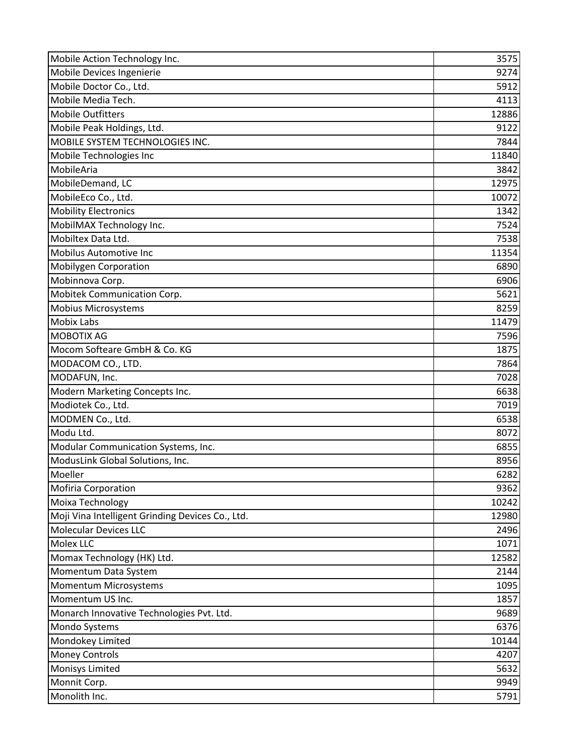| | |
|---|---|
| Mobile Action Technology Inc. | 3575 |
| Mobile Devices Ingenierie | 9274 |
| Mobile Doctor Co., Ltd. | 5912 |
| Mobile Media Tech. | 4113 |
| Mobile Outfitters | 12886 |
| Mobile Peak Holdings, Ltd. | 9122 |
| MOBILE SYSTEM TECHNOLOGIES INC. | 7844 |
| Mobile Technologies Inc | 11840 |
| MobileAria | 3842 |
| MobileDemand, LC | 12975 |
| MobileEco Co., Ltd. | 10072 |
| Mobility Electronics | 1342 |
| MobilMAX Technology Inc. | 7524 |
| Mobiltex Data Ltd. | 7538 |
| Mobilus Automotive Inc | 11354 |
| Mobilygen Corporation | 6890 |
| Mobinnova Corp. | 6906 |
| Mobitek Communication Corp. | 5621 |
| Mobius Microsystems | 8259 |
| Mobix Labs | 11479 |
| MOBOTIX AG | 7596 |
| Mocom Softeare GmbH & Co. KG | 1875 |
| MODACOM CO., LTD. | 7864 |
| MODAFUN, Inc. | 7028 |
| Modern Marketing Concepts Inc. | 6638 |
| Modiotek Co., Ltd. | 7019 |
| MODMEN Co., Ltd. | 6538 |
| Modu Ltd. | 8072 |
| Modular Communication Systems, Inc. | 6855 |
| ModusLink Global Solutions, Inc. | 8956 |
| Moeller | 6282 |
| Mofiria Corporation | 9362 |
| Moixa Technology | 10242 |
| Moji Vina Intelligent Grinding Devices Co., Ltd. | 12980 |
| Molecular Devices LLC | 2496 |
| Molex LLC | 1071 |
| Momax Technology (HK) Ltd. | 12582 |
| Momentum Data System | 2144 |
| Momentum Microsystems | 1095 |
| Momentum US Inc. | 1857 |
| Monarch Innovative Technologies Pvt. Ltd. | 9689 |
| Mondo Systems | 6376 |
| Mondokey Limited | 10144 |
| Money Controls | 4207 |
| Monisys Limited | 5632 |
| Monnit Corp. | 9949 |
| Monolith Inc. | 5791 |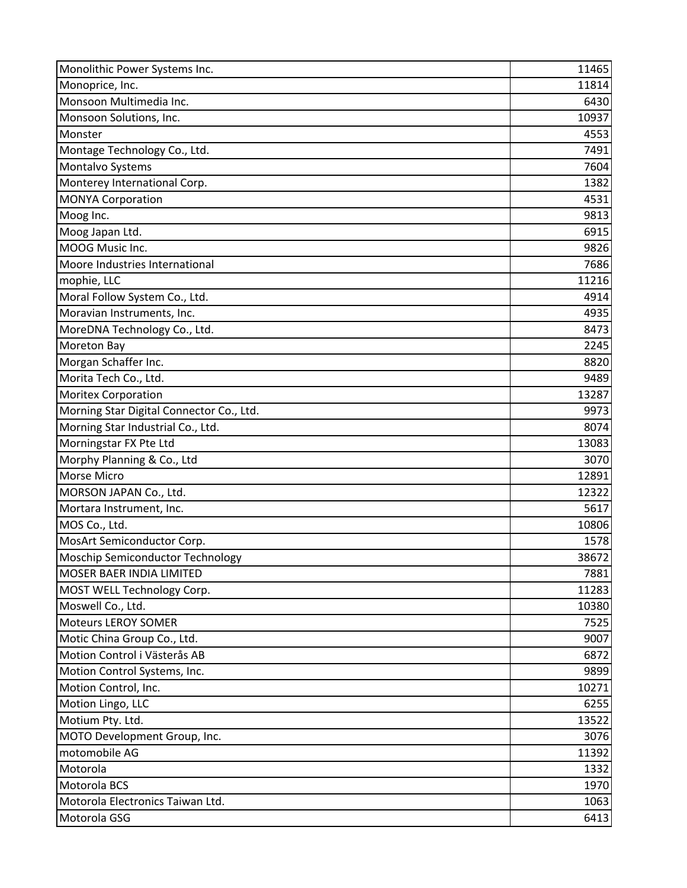| | |
|---|---|
| Monolithic Power Systems Inc. | 11465 |
| Monoprice, Inc. | 11814 |
| Monsoon Multimedia Inc. | 6430 |
| Monsoon Solutions, Inc. | 10937 |
| Monster | 4553 |
| Montage Technology Co., Ltd. | 7491 |
| Montalvo Systems | 7604 |
| Monterey International Corp. | 1382 |
| MONYA Corporation | 4531 |
| Moog Inc. | 9813 |
| Moog Japan Ltd. | 6915 |
| MOOG Music Inc. | 9826 |
| Moore Industries International | 7686 |
| mophie, LLC | 11216 |
| Moral Follow System Co., Ltd. | 4914 |
| Moravian Instruments, Inc. | 4935 |
| MoreDNA Technology Co., Ltd. | 8473 |
| Moreton Bay | 2245 |
| Morgan Schaffer Inc. | 8820 |
| Morita Tech Co., Ltd. | 9489 |
| Moritex Corporation | 13287 |
| Morning Star Digital Connector Co., Ltd. | 9973 |
| Morning Star Industrial Co., Ltd. | 8074 |
| Morningstar FX Pte Ltd | 13083 |
| Morphy Planning & Co., Ltd | 3070 |
| Morse Micro | 12891 |
| MORSON JAPAN Co., Ltd. | 12322 |
| Mortara Instrument, Inc. | 5617 |
| MOS Co., Ltd. | 10806 |
| MosArt Semiconductor Corp. | 1578 |
| Moschip Semiconductor Technology | 38672 |
| MOSER BAER INDIA LIMITED | 7881 |
| MOST WELL Technology Corp. | 11283 |
| Moswell Co., Ltd. | 10380 |
| Moteurs LEROY SOMER | 7525 |
| Motic China Group Co., Ltd. | 9007 |
| Motion Control i Västerås AB | 6872 |
| Motion Control Systems, Inc. | 9899 |
| Motion Control, Inc. | 10271 |
| Motion Lingo, LLC | 6255 |
| Motium Pty. Ltd. | 13522 |
| MOTO Development Group, Inc. | 3076 |
| motomobile AG | 11392 |
| Motorola | 1332 |
| Motorola BCS | 1970 |
| Motorola Electronics Taiwan Ltd. | 1063 |
| Motorola GSG | 6413 |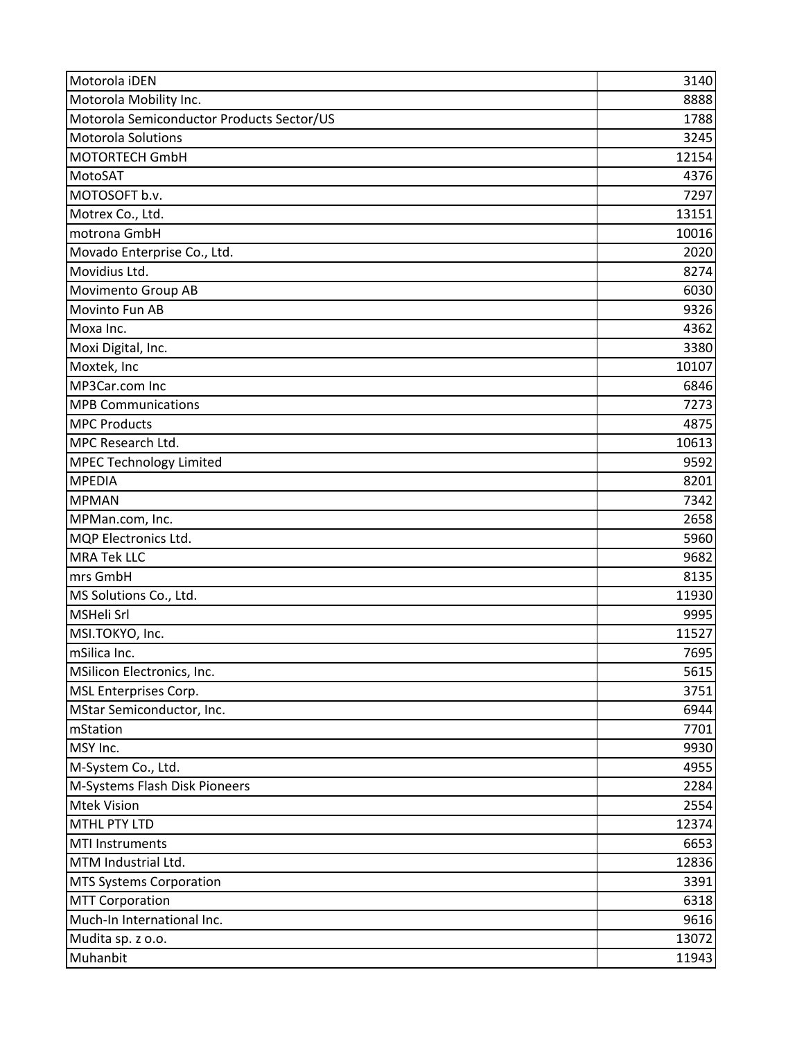| | |
|---|---|
| Motorola iDEN | 3140 |
| Motorola Mobility Inc. | 8888 |
| Motorola Semiconductor Products Sector/US | 1788 |
| Motorola Solutions | 3245 |
| MOTORTECH GmbH | 12154 |
| MotoSAT | 4376 |
| MOTOSOFT b.v. | 7297 |
| Motrex Co., Ltd. | 13151 |
| motrona GmbH | 10016 |
| Movado Enterprise Co., Ltd. | 2020 |
| Movidius Ltd. | 8274 |
| Movimento Group AB | 6030 |
| Movinto Fun AB | 9326 |
| Moxa Inc. | 4362 |
| Moxi Digital, Inc. | 3380 |
| Moxtek, Inc | 10107 |
| MP3Car.com Inc | 6846 |
| MPB Communications | 7273 |
| MPC Products | 4875 |
| MPC Research Ltd. | 10613 |
| MPEC Technology Limited | 9592 |
| MPEDIA | 8201 |
| MPMAN | 7342 |
| MPMan.com, Inc. | 2658 |
| MQP Electronics Ltd. | 5960 |
| MRA Tek LLC | 9682 |
| mrs GmbH | 8135 |
| MS Solutions Co., Ltd. | 11930 |
| MSHeli Srl | 9995 |
| MSI.TOKYO, Inc. | 11527 |
| mSilica Inc. | 7695 |
| MSilicon Electronics, Inc. | 5615 |
| MSL Enterprises Corp. | 3751 |
| MStar Semiconductor, Inc. | 6944 |
| mStation | 7701 |
| MSY Inc. | 9930 |
| M-System Co., Ltd. | 4955 |
| M-Systems Flash Disk Pioneers | 2284 |
| Mtek Vision | 2554 |
| MTHL PTY LTD | 12374 |
| MTI Instruments | 6653 |
| MTM Industrial Ltd. | 12836 |
| MTS Systems Corporation | 3391 |
| MTT Corporation | 6318 |
| Much-In International Inc. | 9616 |
| Mudita sp. z o.o. | 13072 |
| Muhanbit | 11943 |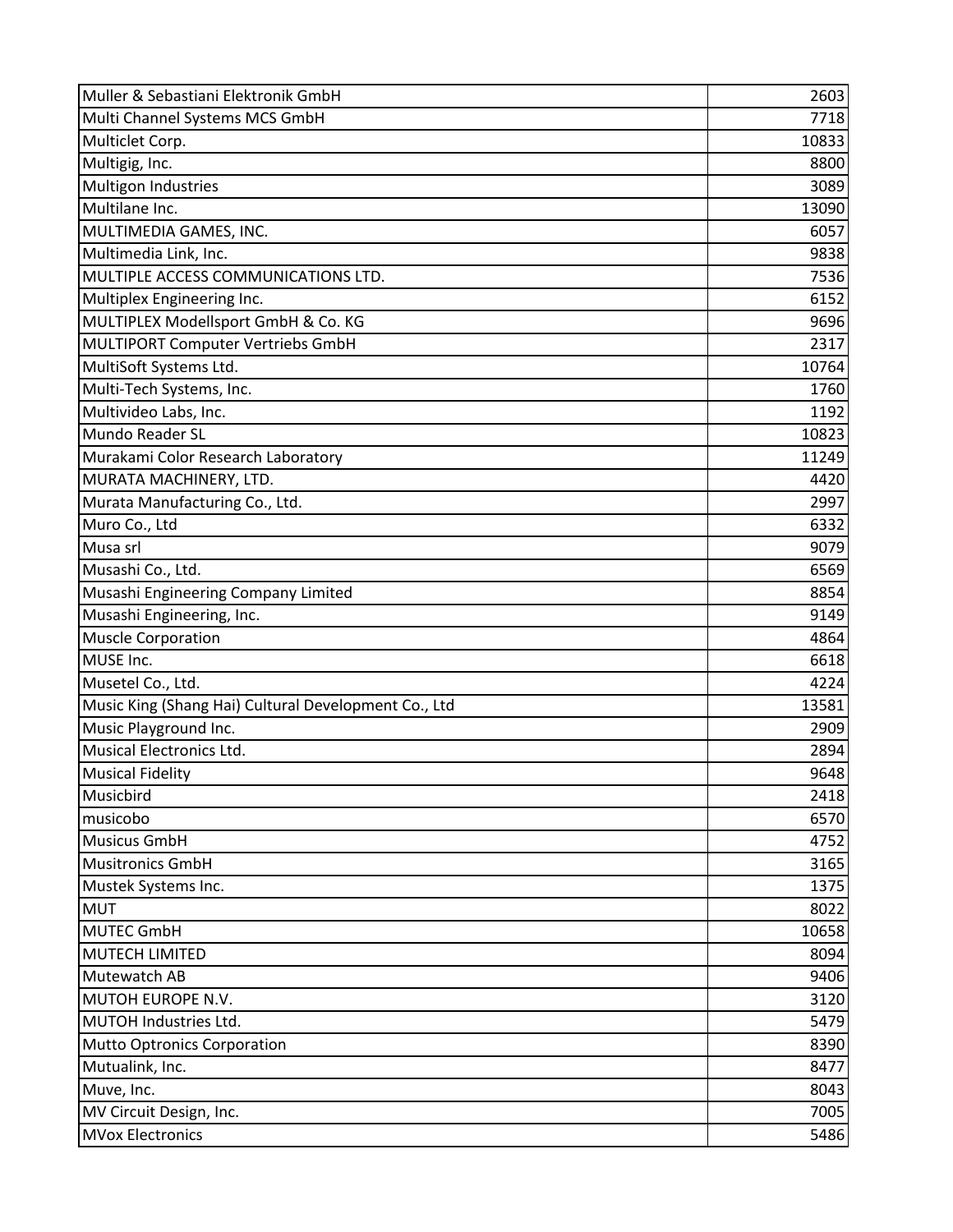| | |
|---|---|
| Muller & Sebastiani Elektronik GmbH | 2603 |
| Multi Channel Systems MCS GmbH | 7718 |
| Multiclet Corp. | 10833 |
| Multigig, Inc. | 8800 |
| Multigon Industries | 3089 |
| Multilane Inc. | 13090 |
| MULTIMEDIA GAMES, INC. | 6057 |
| Multimedia Link, Inc. | 9838 |
| MULTIPLE ACCESS COMMUNICATIONS LTD. | 7536 |
| Multiplex Engineering Inc. | 6152 |
| MULTIPLEX Modellsport GmbH & Co. KG | 9696 |
| MULTIPORT Computer Vertriebs GmbH | 2317 |
| MultiSoft Systems Ltd. | 10764 |
| Multi-Tech Systems, Inc. | 1760 |
| Multivideo Labs, Inc. | 1192 |
| Mundo Reader SL | 10823 |
| Murakami Color Research Laboratory | 11249 |
| MURATA MACHINERY, LTD. | 4420 |
| Murata Manufacturing Co., Ltd. | 2997 |
| Muro Co., Ltd | 6332 |
| Musa srl | 9079 |
| Musashi Co., Ltd. | 6569 |
| Musashi Engineering Company Limited | 8854 |
| Musashi Engineering, Inc. | 9149 |
| Muscle Corporation | 4864 |
| MUSE Inc. | 6618 |
| Musetel Co., Ltd. | 4224 |
| Music King (Shang Hai) Cultural Development Co., Ltd | 13581 |
| Music Playground Inc. | 2909 |
| Musical Electronics Ltd. | 2894 |
| Musical Fidelity | 9648 |
| Musicbird | 2418 |
| musicobo | 6570 |
| Musicus GmbH | 4752 |
| Musitronics GmbH | 3165 |
| Mustek Systems Inc. | 1375 |
| MUT | 8022 |
| MUTEC GmbH | 10658 |
| MUTECH LIMITED | 8094 |
| Mutewatch AB | 9406 |
| MUTOH EUROPE N.V. | 3120 |
| MUTOH Industries Ltd. | 5479 |
| Mutto Optronics Corporation | 8390 |
| Mutualink, Inc. | 8477 |
| Muve, Inc. | 8043 |
| MV Circuit Design, Inc. | 7005 |
| MVox Electronics | 5486 |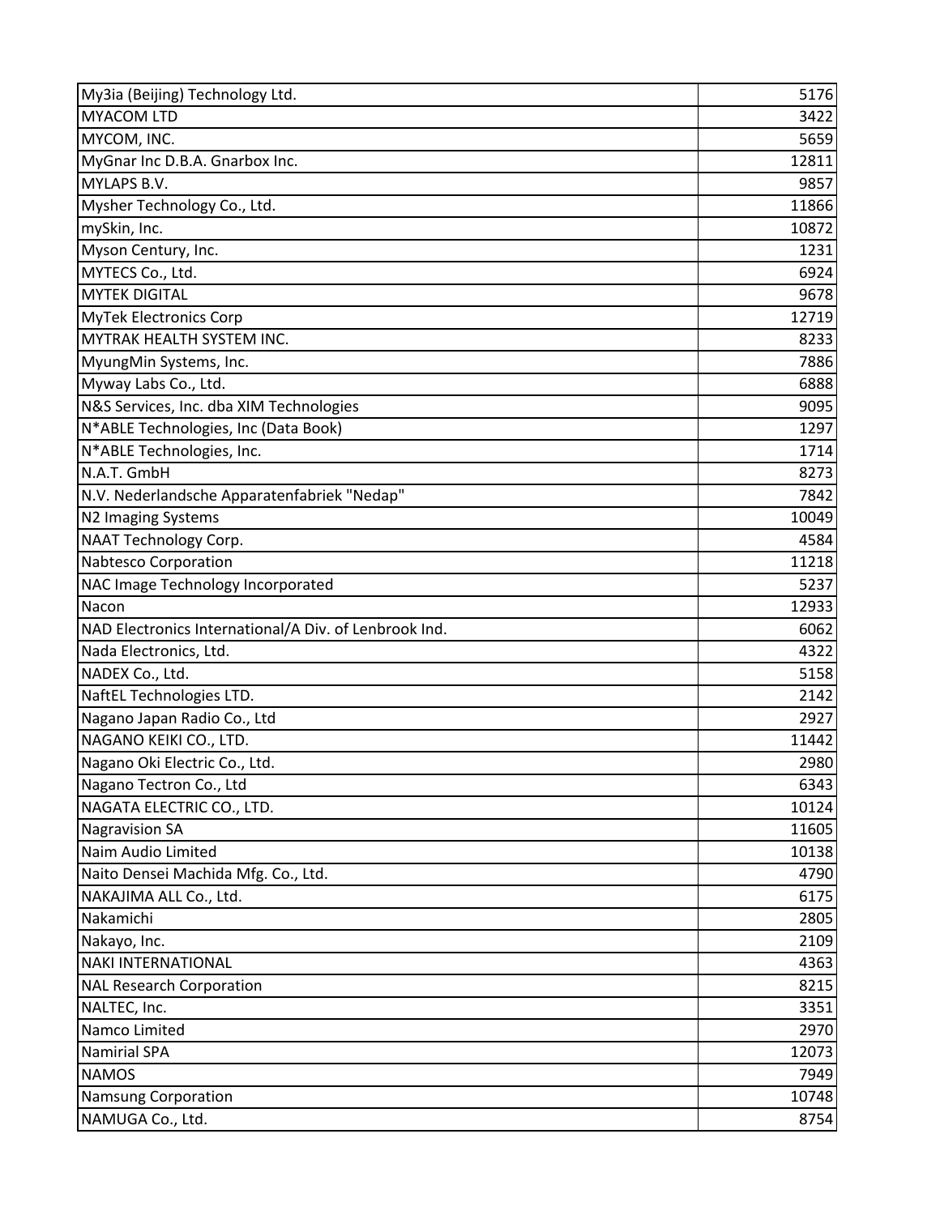| My3ia (Beijing) Technology Ltd. | 5176 |
|---|---|
| MYACOM LTD | 3422 |
| MYCOM, INC. | 5659 |
| MyGnar Inc D.B.A. Gnarbox Inc. | 12811 |
| MYLAPS B.V. | 9857 |
| Mysher Technology Co., Ltd. | 11866 |
| mySkin, Inc. | 10872 |
| Myson Century, Inc. | 1231 |
| MYTECS Co., Ltd. | 6924 |
| MYTEK DIGITAL | 9678 |
| MyTek Electronics Corp | 12719 |
| MYTRAK HEALTH SYSTEM INC. | 8233 |
| MyungMin Systems, Inc. | 7886 |
| Myway Labs Co., Ltd. | 6888 |
| N&S Services, Inc. dba XIM Technologies | 9095 |
| N*ABLE Technologies, Inc (Data Book) | 1297 |
| N*ABLE Technologies, Inc. | 1714 |
| N.A.T. GmbH | 8273 |
| N.V. Nederlandsche Apparatenfabriek "Nedap" | 7842 |
| N2 Imaging Systems | 10049 |
| NAAT Technology Corp. | 4584 |
| Nabtesco Corporation | 11218 |
| NAC Image Technology Incorporated | 5237 |
| Nacon | 12933 |
| NAD Electronics International/A Div. of Lenbrook Ind. | 6062 |
| Nada Electronics, Ltd. | 4322 |
| NADEX Co., Ltd. | 5158 |
| NaftEL Technologies LTD. | 2142 |
| Nagano Japan Radio Co., Ltd | 2927 |
| NAGANO KEIKI CO., LTD. | 11442 |
| Nagano Oki Electric Co., Ltd. | 2980 |
| Nagano Tectron Co., Ltd | 6343 |
| NAGATA ELECTRIC CO., LTD. | 10124 |
| Nagravision SA | 11605 |
| Naim Audio Limited | 10138 |
| Naito Densei Machida Mfg. Co., Ltd. | 4790 |
| NAKAJIMA ALL Co., Ltd. | 6175 |
| Nakamichi | 2805 |
| Nakayo, Inc. | 2109 |
| NAKI INTERNATIONAL | 4363 |
| NAL Research Corporation | 8215 |
| NALTEC, Inc. | 3351 |
| Namco Limited | 2970 |
| Namirial SPA | 12073 |
| NAMOS | 7949 |
| Namsung Corporation | 10748 |
| NAMUGA Co., Ltd. | 8754 |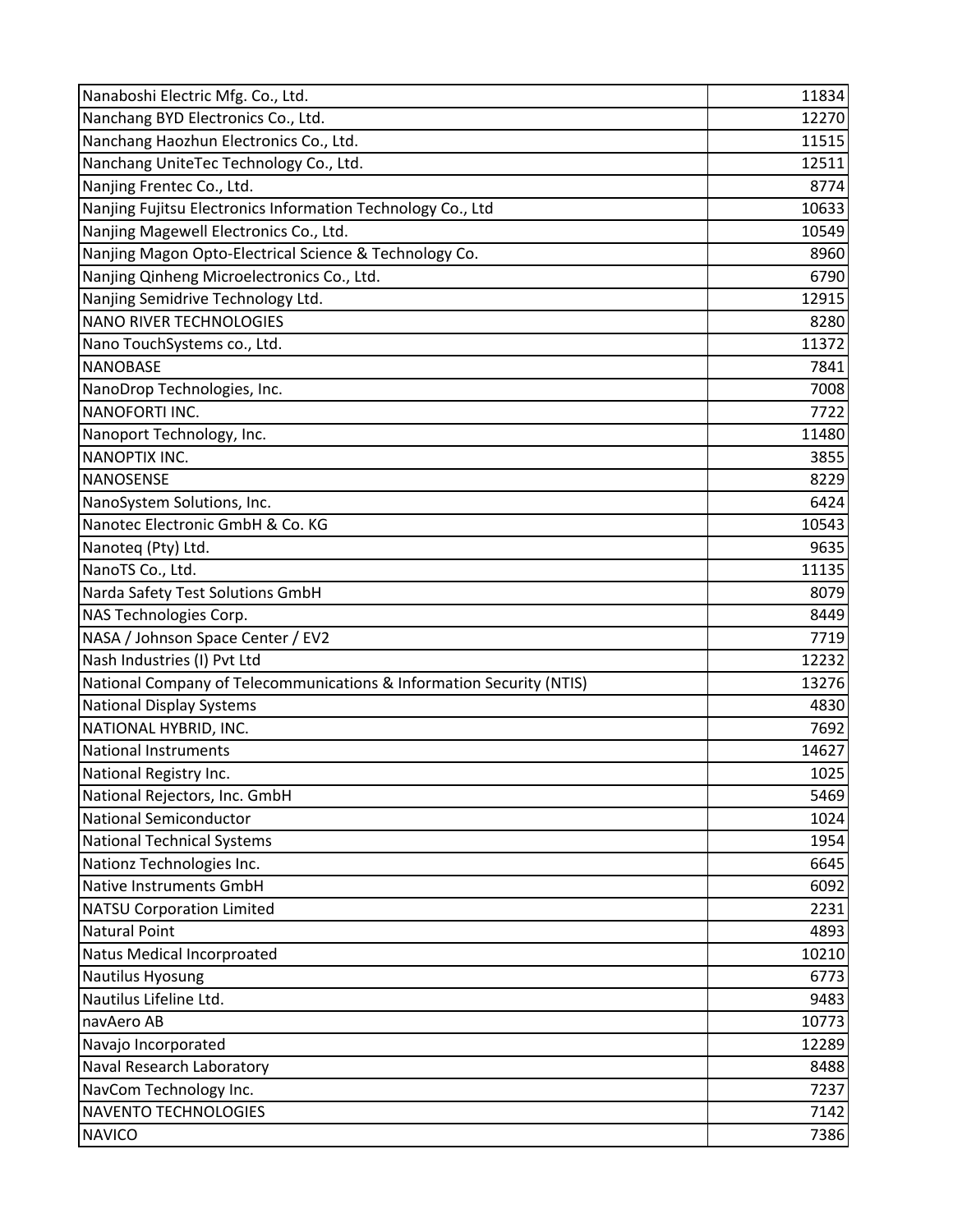| | |
|---|---|
| Nanaboshi Electric Mfg. Co., Ltd. | 11834 |
| Nanchang BYD Electronics Co., Ltd. | 12270 |
| Nanchang Haozhun Electronics Co., Ltd. | 11515 |
| Nanchang UniteTec Technology Co., Ltd. | 12511 |
| Nanjing Frentec Co., Ltd. | 8774 |
| Nanjing Fujitsu Electronics Information Technology Co., Ltd | 10633 |
| Nanjing Magewell Electronics Co., Ltd. | 10549 |
| Nanjing Magon Opto-Electrical Science & Technology Co. | 8960 |
| Nanjing Qinheng Microelectronics Co., Ltd. | 6790 |
| Nanjing Semidrive Technology Ltd. | 12915 |
| NANO RIVER TECHNOLOGIES | 8280 |
| Nano TouchSystems co., Ltd. | 11372 |
| NANOBASE | 7841 |
| NanoDrop Technologies, Inc. | 7008 |
| NANOFORTI INC. | 7722 |
| Nanoport Technology, Inc. | 11480 |
| NANOPTIX INC. | 3855 |
| NANOSENSE | 8229 |
| NanoSystem Solutions, Inc. | 6424 |
| Nanotec Electronic GmbH & Co. KG | 10543 |
| Nanoteq (Pty) Ltd. | 9635 |
| NanoTS Co., Ltd. | 11135 |
| Narda Safety Test Solutions GmbH | 8079 |
| NAS Technologies Corp. | 8449 |
| NASA / Johnson Space Center / EV2 | 7719 |
| Nash Industries (I) Pvt Ltd | 12232 |
| National Company of Telecommunications & Information Security (NTIS) | 13276 |
| National Display Systems | 4830 |
| NATIONAL HYBRID, INC. | 7692 |
| National Instruments | 14627 |
| National Registry Inc. | 1025 |
| National Rejectors, Inc. GmbH | 5469 |
| National Semiconductor | 1024 |
| National Technical Systems | 1954 |
| Nationz Technologies Inc. | 6645 |
| Native Instruments GmbH | 6092 |
| NATSU Corporation Limited | 2231 |
| Natural Point | 4893 |
| Natus Medical Incorproated | 10210 |
| Nautilus Hyosung | 6773 |
| Nautilus Lifeline Ltd. | 9483 |
| navAero AB | 10773 |
| Navajo Incorporated | 12289 |
| Naval Research Laboratory | 8488 |
| NavCom Technology Inc. | 7237 |
| NAVENTO TECHNOLOGIES | 7142 |
| NAVICO | 7386 |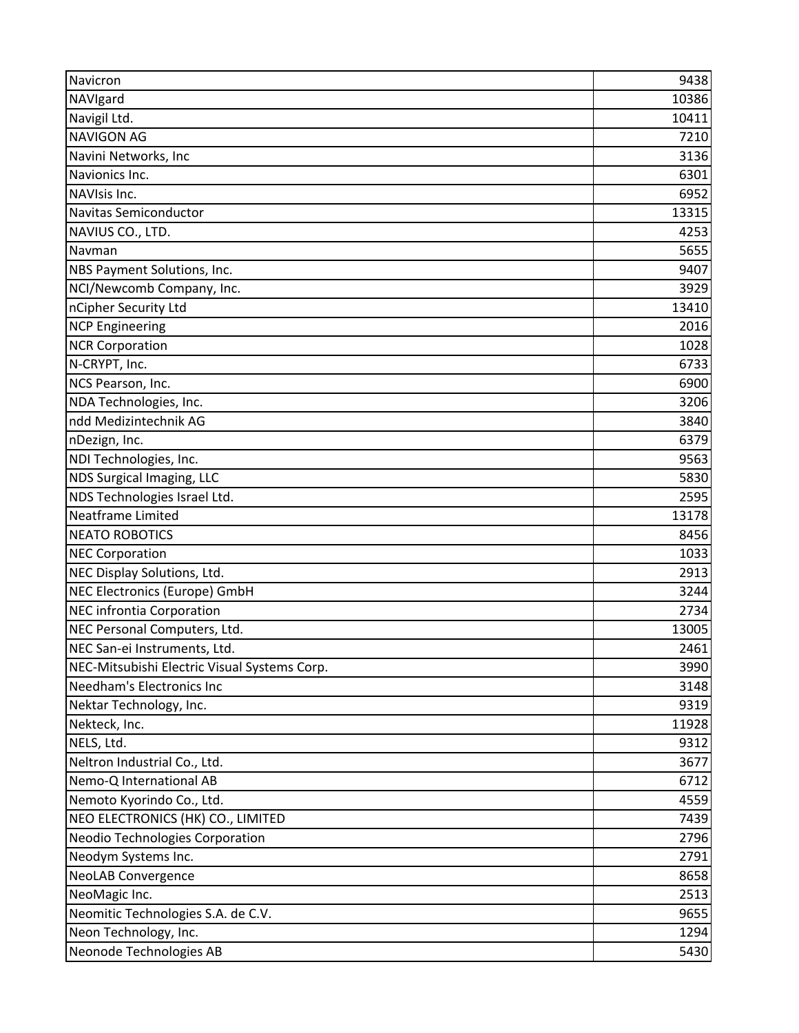| | |
|---|---|
| Navicron | 9438 |
| NAVIgard | 10386 |
| Navigil Ltd. | 10411 |
| NAVIGON AG | 7210 |
| Navini Networks, Inc | 3136 |
| Navionics Inc. | 6301 |
| NAVIsis Inc. | 6952 |
| Navitas Semiconductor | 13315 |
| NAVIUS CO., LTD. | 4253 |
| Navman | 5655 |
| NBS Payment Solutions, Inc. | 9407 |
| NCI/Newcomb Company, Inc. | 3929 |
| nCipher Security Ltd | 13410 |
| NCP Engineering | 2016 |
| NCR Corporation | 1028 |
| N-CRYPT, Inc. | 6733 |
| NCS Pearson, Inc. | 6900 |
| NDA Technologies, Inc. | 3206 |
| ndd Medizintechnik AG | 3840 |
| nDezign, Inc. | 6379 |
| NDI Technologies, Inc. | 9563 |
| NDS Surgical Imaging, LLC | 5830 |
| NDS Technologies Israel Ltd. | 2595 |
| Neatframe Limited | 13178 |
| NEATO ROBOTICS | 8456 |
| NEC Corporation | 1033 |
| NEC Display Solutions, Ltd. | 2913 |
| NEC Electronics (Europe) GmbH | 3244 |
| NEC infrontia Corporation | 2734 |
| NEC Personal Computers, Ltd. | 13005 |
| NEC San-ei Instruments, Ltd. | 2461 |
| NEC-Mitsubishi Electric Visual Systems Corp. | 3990 |
| Needham's Electronics Inc | 3148 |
| Nektar Technology, Inc. | 9319 |
| Nekteck, Inc. | 11928 |
| NELS, Ltd. | 9312 |
| Neltron Industrial Co., Ltd. | 3677 |
| Nemo-Q International AB | 6712 |
| Nemoto Kyorindo Co., Ltd. | 4559 |
| NEO ELECTRONICS (HK) CO., LIMITED | 7439 |
| Neodio Technologies Corporation | 2796 |
| Neodym Systems Inc. | 2791 |
| NeoLAB Convergence | 8658 |
| NeoMagic Inc. | 2513 |
| Neomitic Technologies S.A. de C.V. | 9655 |
| Neon Technology, Inc. | 1294 |
| Neonode Technologies AB | 5430 |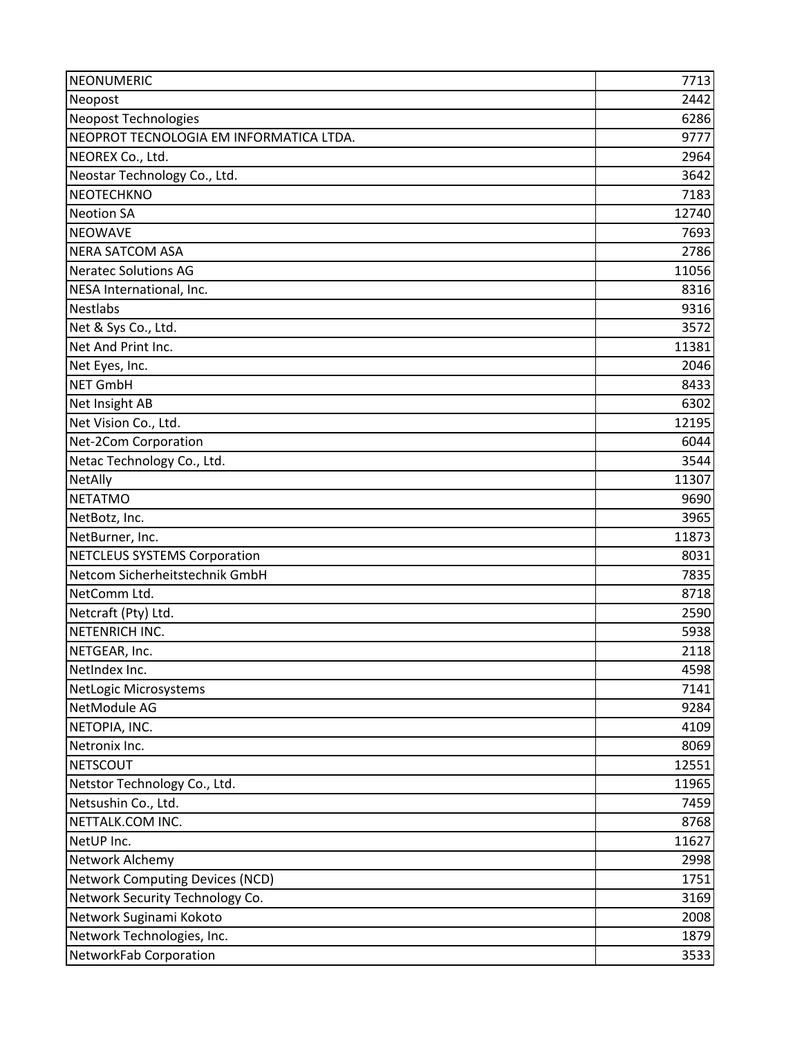| | |
|---|---|
| NEONUMERIC | 7713 |
| Neopost | 2442 |
| Neopost Technologies | 6286 |
| NEOPROT TECNOLOGIA EM INFORMATICA LTDA. | 9777 |
| NEOREX Co., Ltd. | 2964 |
| Neostar Technology Co., Ltd. | 3642 |
| NEOTECHKNO | 7183 |
| Neotion SA | 12740 |
| NEOWAVE | 7693 |
| NERA SATCOM ASA | 2786 |
| Neratec Solutions AG | 11056 |
| NESA International, Inc. | 8316 |
| Nestlabs | 9316 |
| Net & Sys Co., Ltd. | 3572 |
| Net And Print Inc. | 11381 |
| Net Eyes, Inc. | 2046 |
| NET GmbH | 8433 |
| Net Insight AB | 6302 |
| Net Vision Co., Ltd. | 12195 |
| Net-2Com Corporation | 6044 |
| Netac Technology Co., Ltd. | 3544 |
| NetAlly | 11307 |
| NETATMO | 9690 |
| NetBotz, Inc. | 3965 |
| NetBurner, Inc. | 11873 |
| NETCLEUS SYSTEMS Corporation | 8031 |
| Netcom Sicherheitstechnik GmbH | 7835 |
| NetComm Ltd. | 8718 |
| Netcraft (Pty) Ltd. | 2590 |
| NETENRICH INC. | 5938 |
| NETGEAR, Inc. | 2118 |
| NetIndex Inc. | 4598 |
| NetLogic Microsystems | 7141 |
| NetModule AG | 9284 |
| NETOPIA, INC. | 4109 |
| Netronix Inc. | 8069 |
| NETSCOUT | 12551 |
| Netstor Technology Co., Ltd. | 11965 |
| Netsushin Co., Ltd. | 7459 |
| NETTALK.COM INC. | 8768 |
| NetUP Inc. | 11627 |
| Network Alchemy | 2998 |
| Network Computing Devices (NCD) | 1751 |
| Network Security Technology Co. | 3169 |
| Network Suginami Kokoto | 2008 |
| Network Technologies, Inc. | 1879 |
| NetworkFab Corporation | 3533 |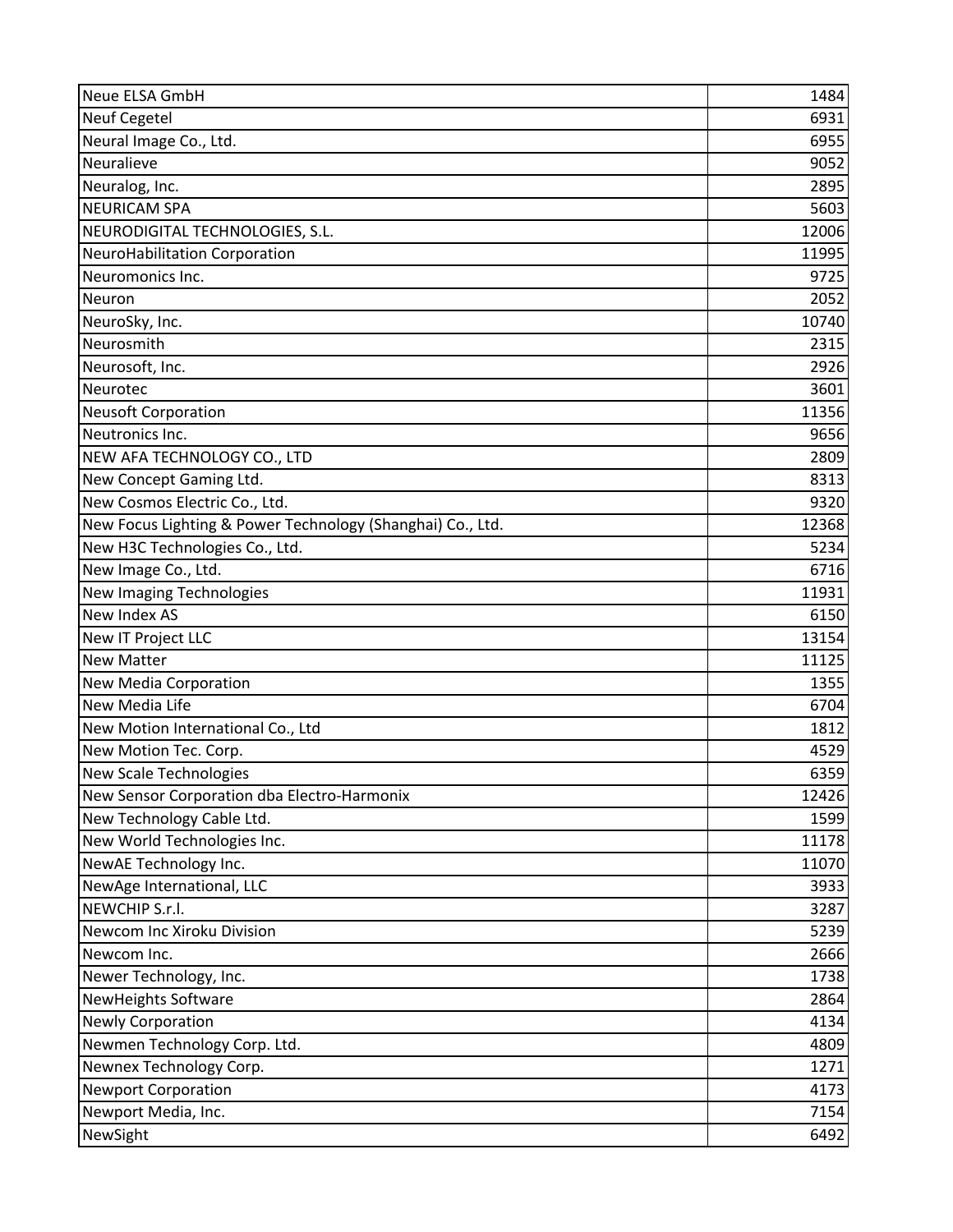| | |
|---|---|
| Neue ELSA GmbH | 1484 |
| Neuf Cegetel | 6931 |
| Neural Image Co., Ltd. | 6955 |
| Neuralieve | 9052 |
| Neuralog, Inc. | 2895 |
| NEURICAM SPA | 5603 |
| NEURODIGITAL TECHNOLOGIES, S.L. | 12006 |
| NeuroHabilitation Corporation | 11995 |
| Neuromonics Inc. | 9725 |
| Neuron | 2052 |
| NeuroSky, Inc. | 10740 |
| Neurosmith | 2315 |
| Neurosoft, Inc. | 2926 |
| Neurotec | 3601 |
| Neusoft Corporation | 11356 |
| Neutronics Inc. | 9656 |
| NEW AFA TECHNOLOGY CO., LTD | 2809 |
| New Concept Gaming Ltd. | 8313 |
| New Cosmos Electric Co., Ltd. | 9320 |
| New Focus Lighting & Power Technology (Shanghai) Co., Ltd. | 12368 |
| New H3C Technologies Co., Ltd. | 5234 |
| New Image Co., Ltd. | 6716 |
| New Imaging Technologies | 11931 |
| New Index AS | 6150 |
| New IT Project LLC | 13154 |
| New Matter | 11125 |
| New Media Corporation | 1355 |
| New Media Life | 6704 |
| New Motion International Co., Ltd | 1812 |
| New Motion Tec. Corp. | 4529 |
| New Scale Technologies | 6359 |
| New Sensor Corporation dba Electro-Harmonix | 12426 |
| New Technology Cable Ltd. | 1599 |
| New World Technologies Inc. | 11178 |
| NewAE Technology Inc. | 11070 |
| NewAge International, LLC | 3933 |
| NEWCHIP S.r.l. | 3287 |
| Newcom Inc Xiroku Division | 5239 |
| Newcom Inc. | 2666 |
| Newer Technology, Inc. | 1738 |
| NewHeights Software | 2864 |
| Newly Corporation | 4134 |
| Newmen Technology Corp. Ltd. | 4809 |
| Newnex Technology Corp. | 1271 |
| Newport Corporation | 4173 |
| Newport Media, Inc. | 7154 |
| NewSight | 6492 |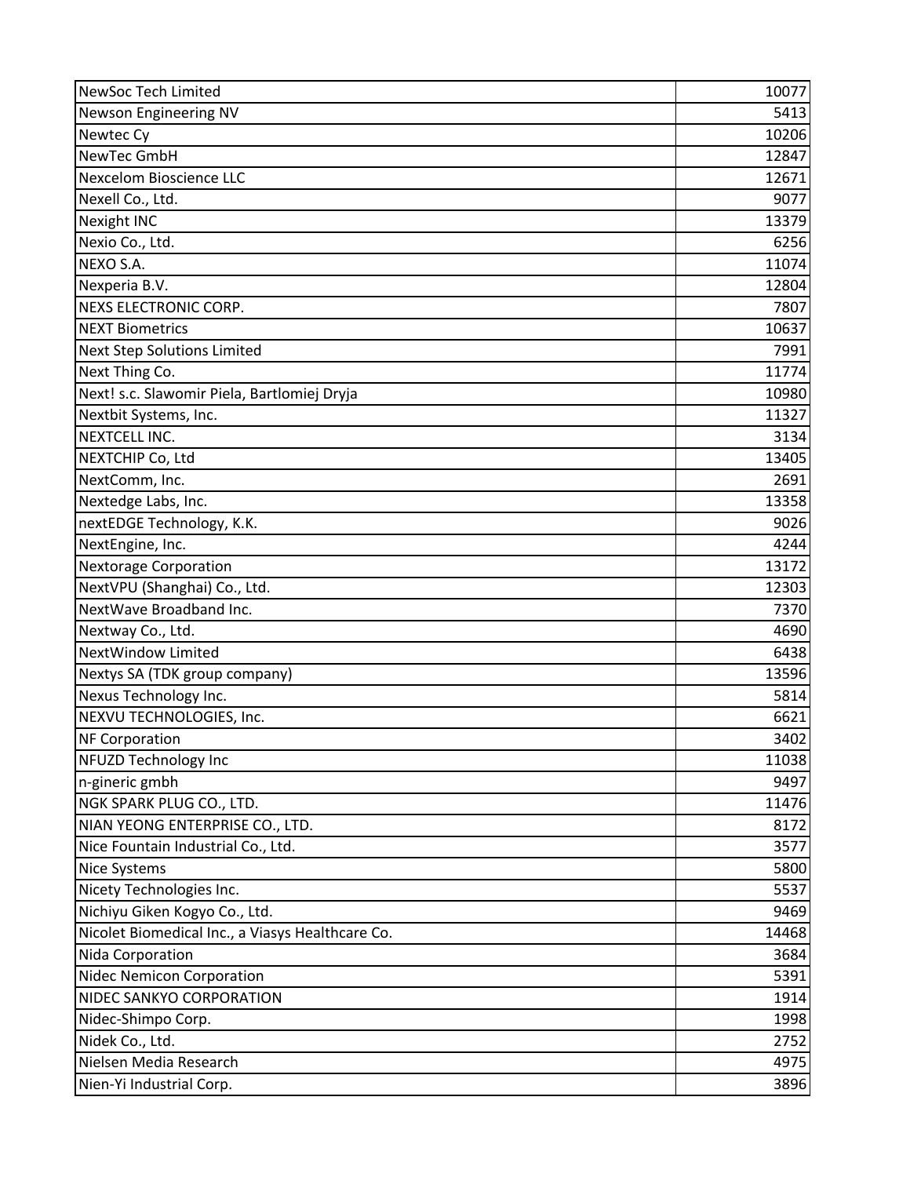| | |
|---|---|
| NewSoc Tech Limited | 10077 |
| Newson Engineering NV | 5413 |
| Newtec Cy | 10206 |
| NewTec GmbH | 12847 |
| Nexcelom Bioscience LLC | 12671 |
| Nexell Co., Ltd. | 9077 |
| Nexight INC | 13379 |
| Nexio Co., Ltd. | 6256 |
| NEXO S.A. | 11074 |
| Nexperia B.V. | 12804 |
| NEXS ELECTRONIC CORP. | 7807 |
| NEXT Biometrics | 10637 |
| Next Step Solutions Limited | 7991 |
| Next Thing Co. | 11774 |
| Next! s.c. Slawomir Piela, Bartlomiej Dryja | 10980 |
| Nextbit Systems, Inc. | 11327 |
| NEXTCELL INC. | 3134 |
| NEXTCHIP Co, Ltd | 13405 |
| NextComm, Inc. | 2691 |
| Nextedge Labs, Inc. | 13358 |
| nextEDGE Technology, K.K. | 9026 |
| NextEngine, Inc. | 4244 |
| Nextorage Corporation | 13172 |
| NextVPU (Shanghai) Co., Ltd. | 12303 |
| NextWave Broadband Inc. | 7370 |
| Nextway Co., Ltd. | 4690 |
| NextWindow Limited | 6438 |
| Nextys SA (TDK group company) | 13596 |
| Nexus Technology Inc. | 5814 |
| NEXVU TECHNOLOGIES, Inc. | 6621 |
| NF Corporation | 3402 |
| NFUZD Technology Inc | 11038 |
| n-gineric gmbh | 9497 |
| NGK SPARK PLUG CO., LTD. | 11476 |
| NIAN YEONG ENTERPRISE CO., LTD. | 8172 |
| Nice Fountain Industrial Co., Ltd. | 3577 |
| Nice Systems | 5800 |
| Nicety Technologies Inc. | 5537 |
| Nichiyu Giken Kogyo Co., Ltd. | 9469 |
| Nicolet Biomedical Inc., a Viasys Healthcare Co. | 14468 |
| Nida Corporation | 3684 |
| Nidec Nemicon Corporation | 5391 |
| NIDEC SANKYO CORPORATION | 1914 |
| Nidec-Shimpo Corp. | 1998 |
| Nidek Co., Ltd. | 2752 |
| Nielsen Media Research | 4975 |
| Nien-Yi Industrial Corp. | 3896 |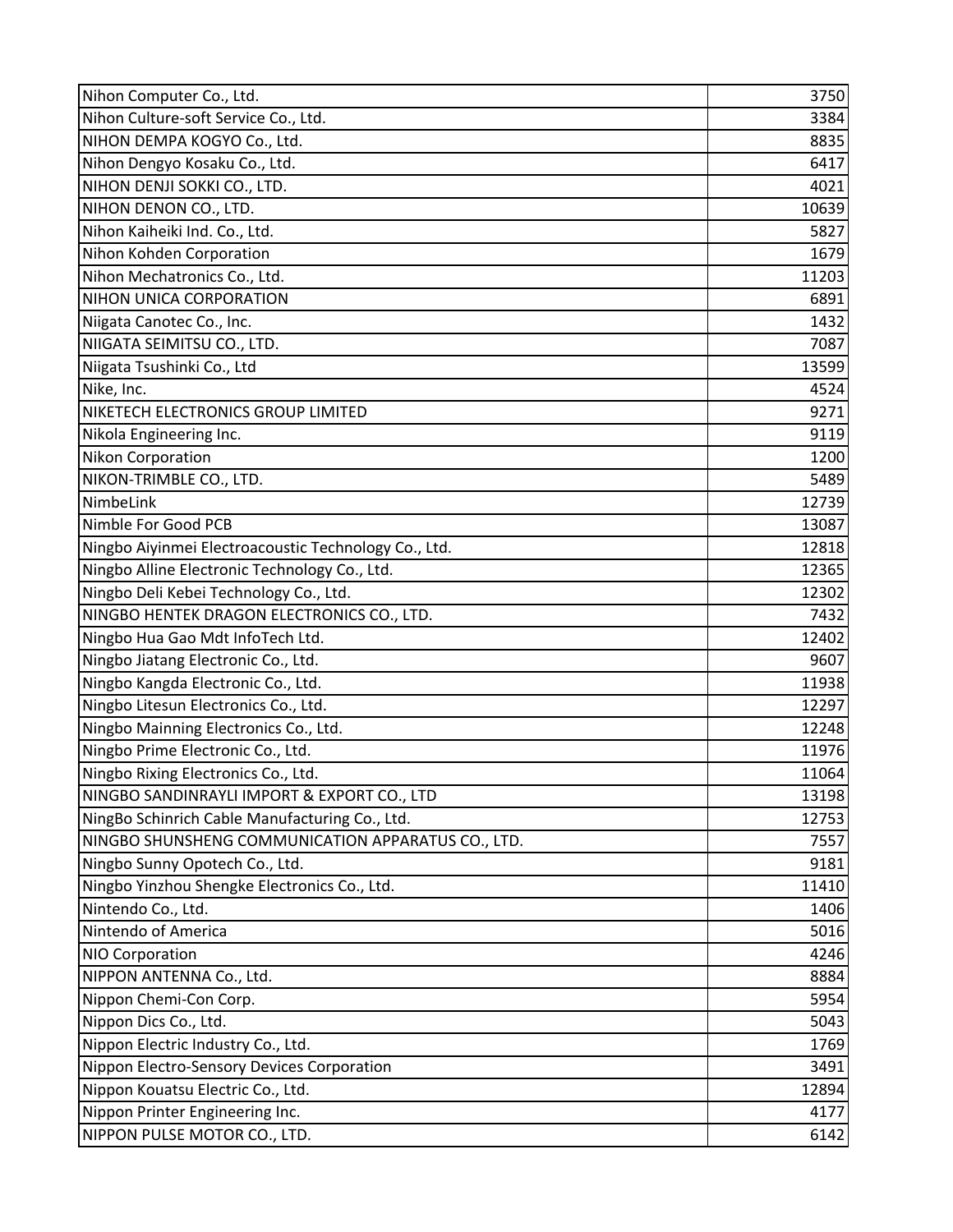| | |
|---|---|
| Nihon Computer Co., Ltd. | 3750 |
| Nihon Culture-soft Service Co., Ltd. | 3384 |
| NIHON DEMPA KOGYO Co., Ltd. | 8835 |
| Nihon Dengyo Kosaku Co., Ltd. | 6417 |
| NIHON DENJI SOKKI CO., LTD. | 4021 |
| NIHON DENON CO., LTD. | 10639 |
| Nihon Kaiheiki Ind. Co., Ltd. | 5827 |
| Nihon Kohden Corporation | 1679 |
| Nihon Mechatronics Co., Ltd. | 11203 |
| NIHON UNICA CORPORATION | 6891 |
| Niigata Canotec Co., Inc. | 1432 |
| NIIGATA SEIMITSU CO., LTD. | 7087 |
| Niigata Tsushinki Co., Ltd | 13599 |
| Nike, Inc. | 4524 |
| NIKETECH ELECTRONICS GROUP LIMITED | 9271 |
| Nikola Engineering Inc. | 9119 |
| Nikon Corporation | 1200 |
| NIKON-TRIMBLE CO., LTD. | 5489 |
| NimbeLink | 12739 |
| Nimble For Good PCB | 13087 |
| Ningbo Aiyinmei Electroacoustic Technology Co., Ltd. | 12818 |
| Ningbo Alline Electronic Technology Co., Ltd. | 12365 |
| Ningbo Deli Kebei Technology Co., Ltd. | 12302 |
| NINGBO HENTEK DRAGON ELECTRONICS CO., LTD. | 7432 |
| Ningbo Hua Gao Mdt InfoTech Ltd. | 12402 |
| Ningbo Jiatang Electronic Co., Ltd. | 9607 |
| Ningbo Kangda Electronic Co., Ltd. | 11938 |
| Ningbo Litesun Electronics Co., Ltd. | 12297 |
| Ningbo Mainning Electronics Co., Ltd. | 12248 |
| Ningbo Prime Electronic Co., Ltd. | 11976 |
| Ningbo Rixing Electronics Co., Ltd. | 11064 |
| NINGBO SANDINRAYLI IMPORT & EXPORT CO., LTD | 13198 |
| NingBo Schinrich Cable Manufacturing Co., Ltd. | 12753 |
| NINGBO SHUNSHENG COMMUNICATION APPARATUS CO., LTD. | 7557 |
| Ningbo Sunny Opotech Co., Ltd. | 9181 |
| Ningbo Yinzhou Shengke Electronics Co., Ltd. | 11410 |
| Nintendo Co., Ltd. | 1406 |
| Nintendo of America | 5016 |
| NIO Corporation | 4246 |
| NIPPON ANTENNA Co., Ltd. | 8884 |
| Nippon Chemi-Con Corp. | 5954 |
| Nippon Dics Co., Ltd. | 5043 |
| Nippon Electric Industry Co., Ltd. | 1769 |
| Nippon Electro-Sensory Devices Corporation | 3491 |
| Nippon Kouatsu Electric Co., Ltd. | 12894 |
| Nippon Printer Engineering Inc. | 4177 |
| NIPPON PULSE MOTOR CO., LTD. | 6142 |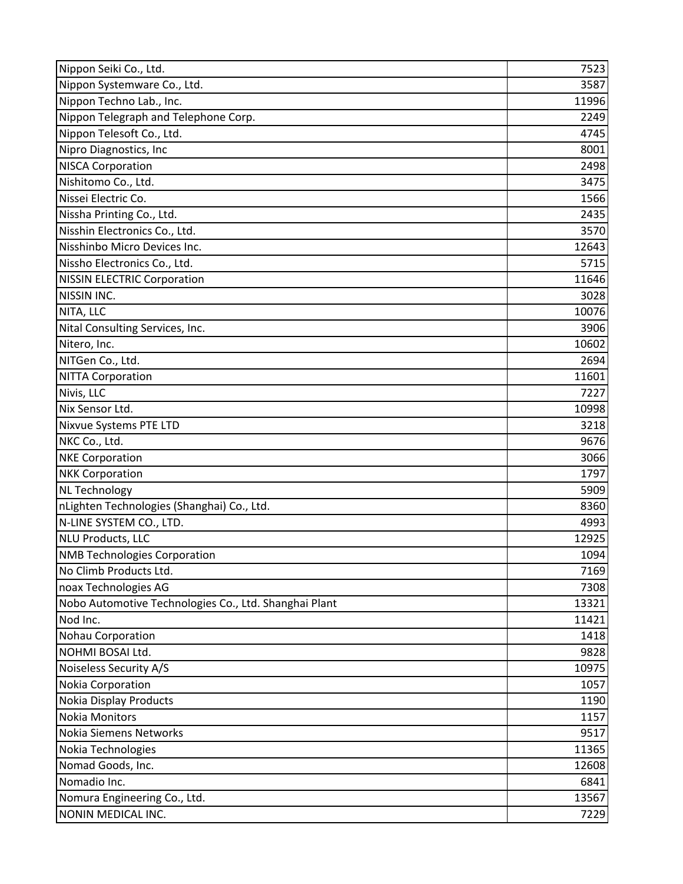| | |
|---|---|
| Nippon Seiki Co., Ltd. | 7523 |
| Nippon Systemware Co., Ltd. | 3587 |
| Nippon Techno Lab., Inc. | 11996 |
| Nippon Telegraph and Telephone Corp. | 2249 |
| Nippon Telesoft Co., Ltd. | 4745 |
| Nipro Diagnostics, Inc | 8001 |
| NISCA Corporation | 2498 |
| Nishitomo Co., Ltd. | 3475 |
| Nissei Electric Co. | 1566 |
| Nissha Printing Co., Ltd. | 2435 |
| Nisshin Electronics Co., Ltd. | 3570 |
| Nisshinbo Micro Devices Inc. | 12643 |
| Nissho Electronics Co., Ltd. | 5715 |
| NISSIN ELECTRIC Corporation | 11646 |
| NISSIN INC. | 3028 |
| NITA, LLC | 10076 |
| Nital Consulting Services, Inc. | 3906 |
| Nitero, Inc. | 10602 |
| NITGen Co., Ltd. | 2694 |
| NITTA Corporation | 11601 |
| Nivis, LLC | 7227 |
| Nix Sensor Ltd. | 10998 |
| Nixvue Systems PTE LTD | 3218 |
| NKC Co., Ltd. | 9676 |
| NKE Corporation | 3066 |
| NKK Corporation | 1797 |
| NL Technology | 5909 |
| nLighten Technologies (Shanghai) Co., Ltd. | 8360 |
| N-LINE SYSTEM CO., LTD. | 4993 |
| NLU Products, LLC | 12925 |
| NMB Technologies Corporation | 1094 |
| No Climb Products Ltd. | 7169 |
| noax Technologies AG | 7308 |
| Nobo Automotive Technologies Co., Ltd. Shanghai Plant | 13321 |
| Nod Inc. | 11421 |
| Nohau Corporation | 1418 |
| NOHMI BOSAI Ltd. | 9828 |
| Noiseless Security A/S | 10975 |
| Nokia Corporation | 1057 |
| Nokia Display Products | 1190 |
| Nokia Monitors | 1157 |
| Nokia Siemens Networks | 9517 |
| Nokia Technologies | 11365 |
| Nomad Goods, Inc. | 12608 |
| Nomadio Inc. | 6841 |
| Nomura Engineering Co., Ltd. | 13567 |
| NONIN MEDICAL INC. | 7229 |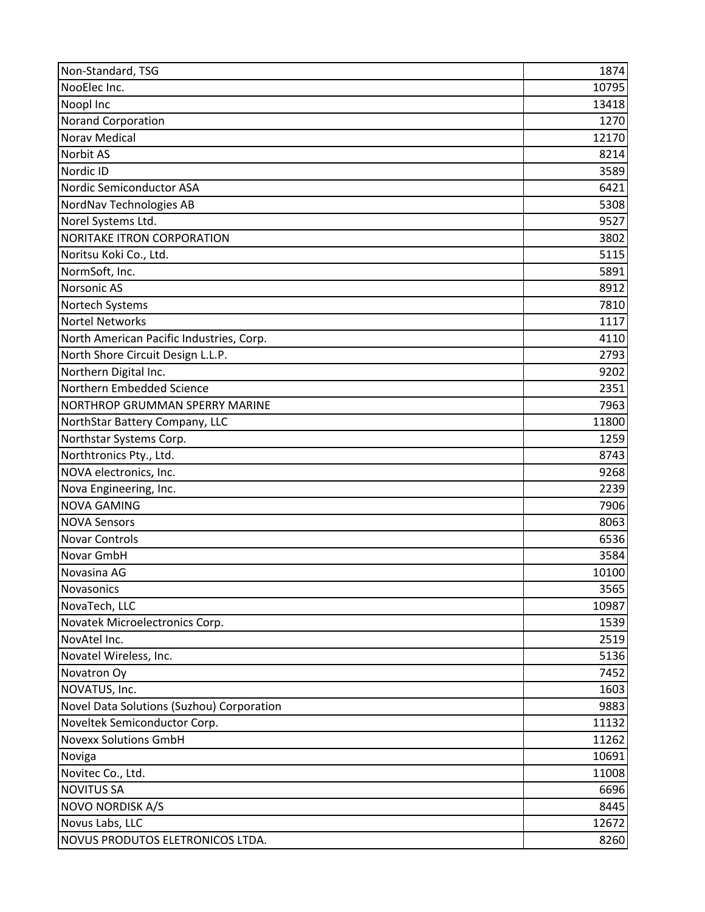| | |
|---|---|
| Non-Standard, TSG | 1874 |
| NooElec Inc. | 10795 |
| Noopl Inc | 13418 |
| Norand Corporation | 1270 |
| Norav Medical | 12170 |
| Norbit AS | 8214 |
| Nordic ID | 3589 |
| Nordic Semiconductor ASA | 6421 |
| NordNav Technologies AB | 5308 |
| Norel Systems Ltd. | 9527 |
| NORITAKE ITRON CORPORATION | 3802 |
| Noritsu Koki Co., Ltd. | 5115 |
| NormSoft, Inc. | 5891 |
| Norsonic AS | 8912 |
| Nortech Systems | 7810 |
| Nortel Networks | 1117 |
| North American Pacific Industries, Corp. | 4110 |
| North Shore Circuit Design L.L.P. | 2793 |
| Northern Digital Inc. | 9202 |
| Northern Embedded Science | 2351 |
| NORTHROP GRUMMAN SPERRY MARINE | 7963 |
| NorthStar Battery Company, LLC | 11800 |
| Northstar Systems Corp. | 1259 |
| Northtronics Pty., Ltd. | 8743 |
| NOVA electronics, Inc. | 9268 |
| Nova Engineering, Inc. | 2239 |
| NOVA GAMING | 7906 |
| NOVA Sensors | 8063 |
| Novar Controls | 6536 |
| Novar GmbH | 3584 |
| Novasina AG | 10100 |
| Novasonics | 3565 |
| NovaTech, LLC | 10987 |
| Novatek Microelectronics Corp. | 1539 |
| NovAtel Inc. | 2519 |
| Novatel Wireless, Inc. | 5136 |
| Novatron Oy | 7452 |
| NOVATUS, Inc. | 1603 |
| Novel Data Solutions (Suzhou) Corporation | 9883 |
| Noveltek Semiconductor Corp. | 11132 |
| Novexx Solutions GmbH | 11262 |
| Noviga | 10691 |
| Novitec Co., Ltd. | 11008 |
| NOVITUS SA | 6696 |
| NOVO NORDISK A/S | 8445 |
| Novus Labs, LLC | 12672 |
| NOVUS PRODUTOS ELETRONICOS LTDA. | 8260 |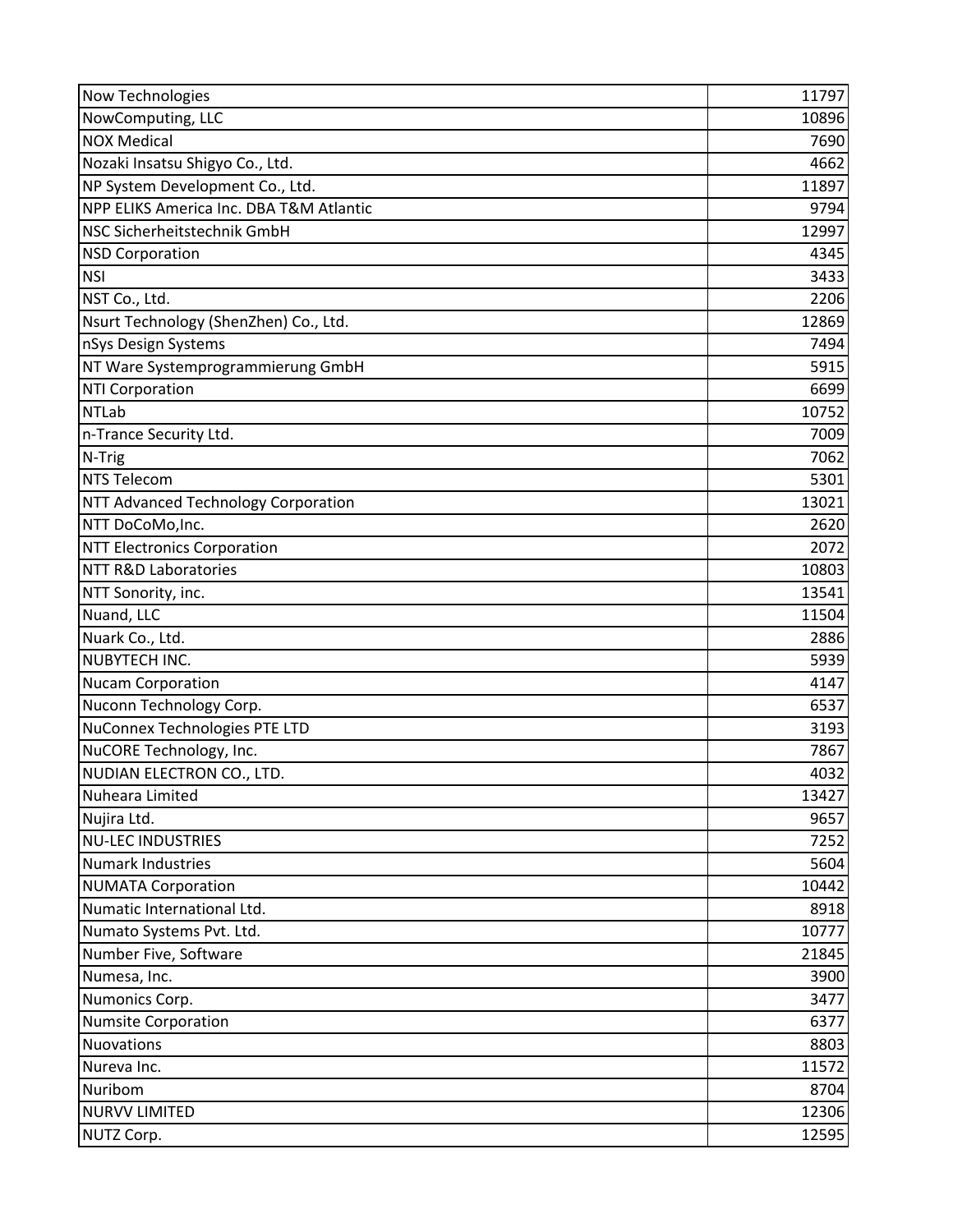| | |
|---|---|
| Now Technologies | 11797 |
| NowComputing, LLC | 10896 |
| NOX Medical | 7690 |
| Nozaki Insatsu Shigyo Co., Ltd. | 4662 |
| NP System Development Co., Ltd. | 11897 |
| NPP ELIKS America Inc. DBA T&M Atlantic | 9794 |
| NSC Sicherheitstechnik GmbH | 12997 |
| NSD Corporation | 4345 |
| NSI | 3433 |
| NST Co., Ltd. | 2206 |
| Nsurt Technology (ShenZhen) Co., Ltd. | 12869 |
| nSys Design Systems | 7494 |
| NT Ware Systemprogrammierung GmbH | 5915 |
| NTI Corporation | 6699 |
| NTLab | 10752 |
| n-Trance Security Ltd. | 7009 |
| N-Trig | 7062 |
| NTS Telecom | 5301 |
| NTT Advanced Technology Corporation | 13021 |
| NTT DoCoMo,Inc. | 2620 |
| NTT Electronics Corporation | 2072 |
| NTT R&D Laboratories | 10803 |
| NTT Sonority, inc. | 13541 |
| Nuand, LLC | 11504 |
| Nuark Co., Ltd. | 2886 |
| NUBYTECH INC. | 5939 |
| Nucam Corporation | 4147 |
| Nuconn Technology Corp. | 6537 |
| NuConnex Technologies PTE LTD | 3193 |
| NuCORE Technology, Inc. | 7867 |
| NUDIAN ELECTRON CO., LTD. | 4032 |
| Nuheara Limited | 13427 |
| Nujira Ltd. | 9657 |
| NU-LEC INDUSTRIES | 7252 |
| Numark Industries | 5604 |
| NUMATA Corporation | 10442 |
| Numatic International Ltd. | 8918 |
| Numato Systems Pvt. Ltd. | 10777 |
| Number Five, Software | 21845 |
| Numesa, Inc. | 3900 |
| Numonics Corp. | 3477 |
| Numsite Corporation | 6377 |
| Nuovations | 8803 |
| Nureva Inc. | 11572 |
| Nuribom | 8704 |
| NURVV LIMITED | 12306 |
| NUTZ Corp. | 12595 |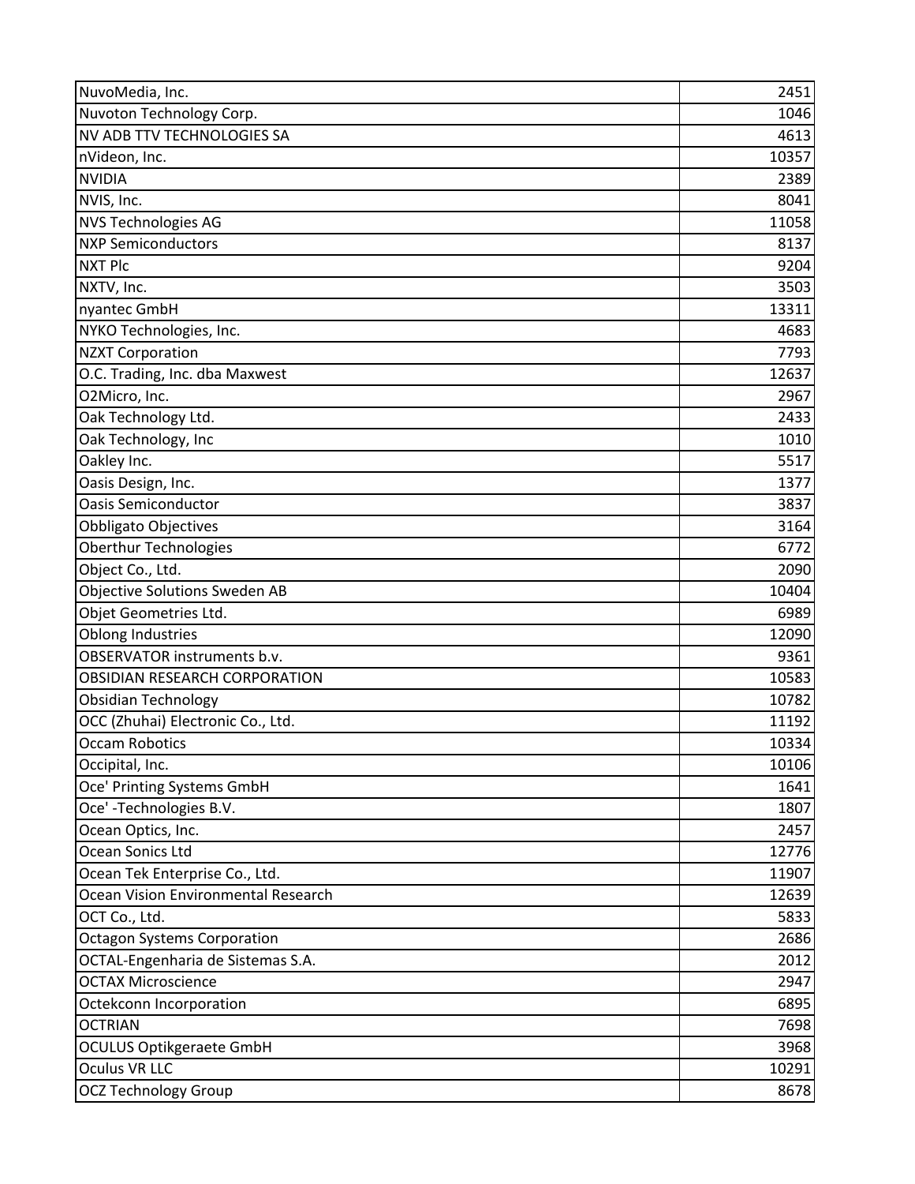| | |
|---|---|
| NuvoMedia, Inc. | 2451 |
| Nuvoton Technology Corp. | 1046 |
| NV ADB TTV TECHNOLOGIES SA | 4613 |
| nVideon, Inc. | 10357 |
| NVIDIA | 2389 |
| NVIS, Inc. | 8041 |
| NVS Technologies AG | 11058 |
| NXP Semiconductors | 8137 |
| NXT Plc | 9204 |
| NXTV, Inc. | 3503 |
| nyantec GmbH | 13311 |
| NYKO Technologies, Inc. | 4683 |
| NZXT Corporation | 7793 |
| O.C. Trading, Inc. dba Maxwest | 12637 |
| O2Micro, Inc. | 2967 |
| Oak Technology Ltd. | 2433 |
| Oak Technology, Inc | 1010 |
| Oakley Inc. | 5517 |
| Oasis Design, Inc. | 1377 |
| Oasis Semiconductor | 3837 |
| Obbligato Objectives | 3164 |
| Oberthur Technologies | 6772 |
| Object Co., Ltd. | 2090 |
| Objective Solutions Sweden AB | 10404 |
| Objet Geometries Ltd. | 6989 |
| Oblong Industries | 12090 |
| OBSERVATOR instruments b.v. | 9361 |
| OBSIDIAN RESEARCH CORPORATION | 10583 |
| Obsidian Technology | 10782 |
| OCC (Zhuhai) Electronic Co., Ltd. | 11192 |
| Occam Robotics | 10334 |
| Occipital, Inc. | 10106 |
| Oce' Printing Systems GmbH | 1641 |
| Oce' -Technologies B.V. | 1807 |
| Ocean Optics, Inc. | 2457 |
| Ocean Sonics Ltd | 12776 |
| Ocean Tek Enterprise Co., Ltd. | 11907 |
| Ocean Vision Environmental Research | 12639 |
| OCT Co., Ltd. | 5833 |
| Octagon Systems Corporation | 2686 |
| OCTAL-Engenharia de Sistemas S.A. | 2012 |
| OCTAX Microscience | 2947 |
| Octekconn Incorporation | 6895 |
| OCTRIAN | 7698 |
| OCULUS Optikgeraete GmbH | 3968 |
| Oculus VR LLC | 10291 |
| OCZ Technology Group | 8678 |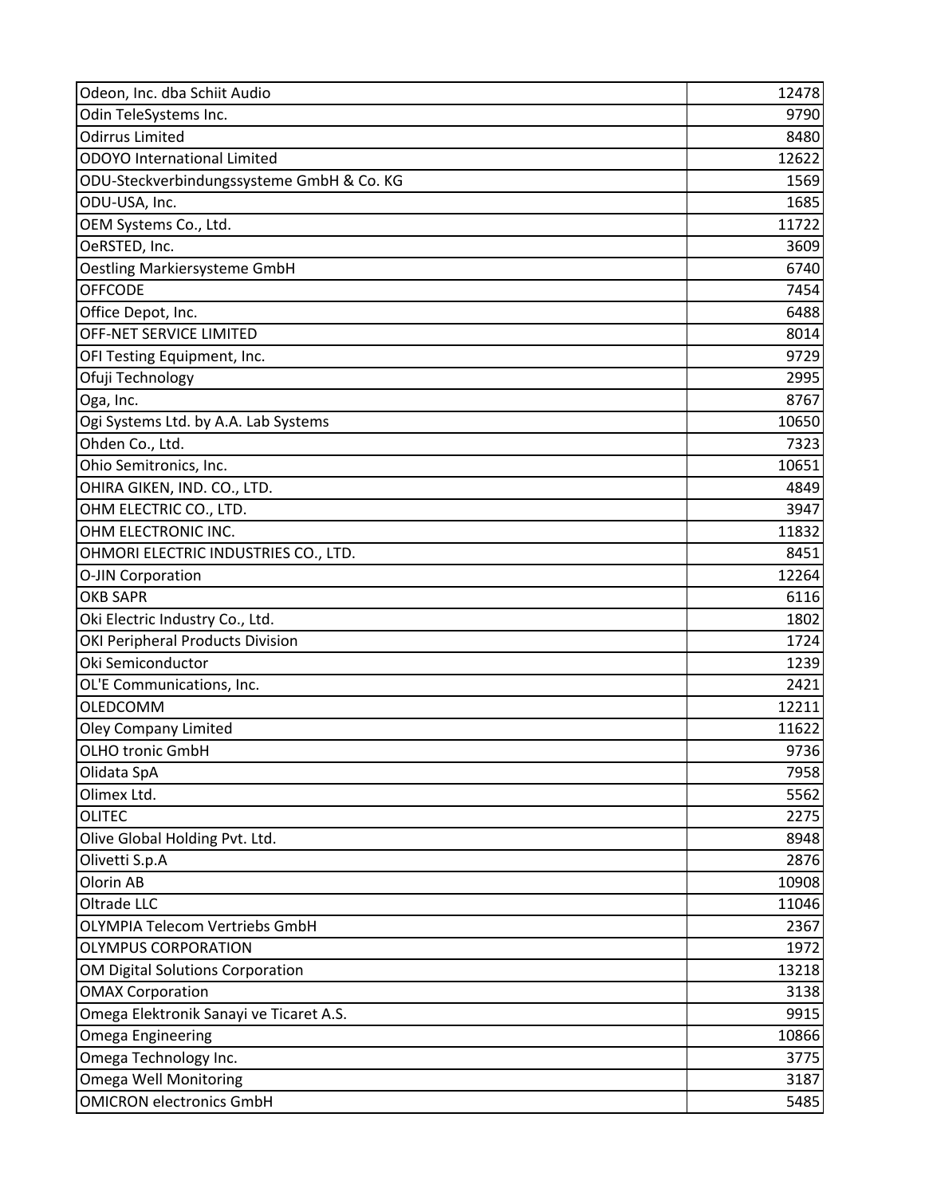| | |
|---|---|
| Odeon, Inc. dba Schiit Audio | 12478 |
| Odin TeleSystems Inc. | 9790 |
| Odirrus Limited | 8480 |
| ODOYO International Limited | 12622 |
| ODU-Steckverbindungssysteme GmbH & Co. KG | 1569 |
| ODU-USA, Inc. | 1685 |
| OEM Systems Co., Ltd. | 11722 |
| OeRSTED, Inc. | 3609 |
| Oestling Markiersysteme GmbH | 6740 |
| OFFCODE | 7454 |
| Office Depot, Inc. | 6488 |
| OFF-NET SERVICE LIMITED | 8014 |
| OFI Testing Equipment, Inc. | 9729 |
| Ofuji Technology | 2995 |
| Oga, Inc. | 8767 |
| Ogi Systems Ltd. by A.A. Lab Systems | 10650 |
| Ohden Co., Ltd. | 7323 |
| Ohio Semitronics, Inc. | 10651 |
| OHIRA GIKEN, IND. CO., LTD. | 4849 |
| OHM ELECTRIC CO., LTD. | 3947 |
| OHM ELECTRONIC INC. | 11832 |
| OHMORI ELECTRIC INDUSTRIES CO., LTD. | 8451 |
| O-JIN Corporation | 12264 |
| OKB SAPR | 6116 |
| Oki Electric Industry Co., Ltd. | 1802 |
| OKI Peripheral Products Division | 1724 |
| Oki Semiconductor | 1239 |
| OL'E Communications, Inc. | 2421 |
| OLEDCOMM | 12211 |
| Oley Company Limited | 11622 |
| OLHO tronic GmbH | 9736 |
| Olidata SpA | 7958 |
| Olimex Ltd. | 5562 |
| OLITEC | 2275 |
| Olive Global Holding Pvt. Ltd. | 8948 |
| Olivetti S.p.A | 2876 |
| Olorin AB | 10908 |
| Oltrade LLC | 11046 |
| OLYMPIA Telecom Vertriebs GmbH | 2367 |
| OLYMPUS CORPORATION | 1972 |
| OM Digital Solutions Corporation | 13218 |
| OMAX Corporation | 3138 |
| Omega Elektronik Sanayi ve Ticaret A.S. | 9915 |
| Omega Engineering | 10866 |
| Omega Technology Inc. | 3775 |
| Omega Well Monitoring | 3187 |
| OMICRON electronics GmbH | 5485 |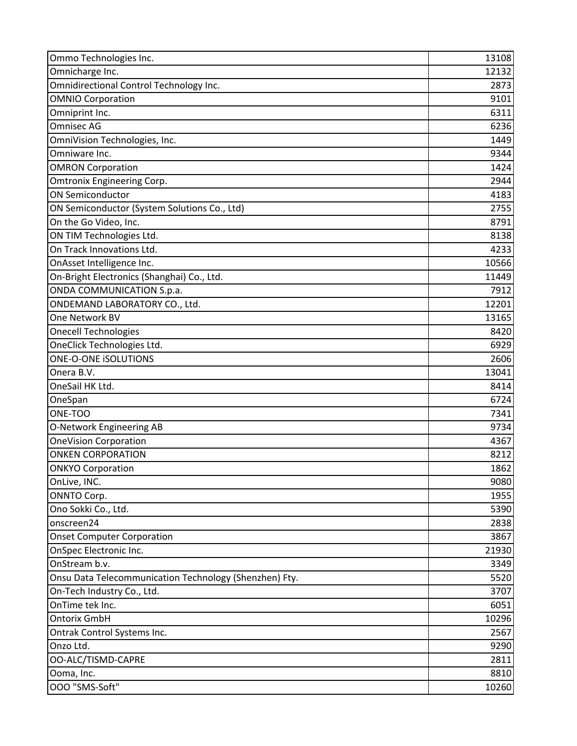| | |
|---|---|
| Ommo Technologies Inc. | 13108 |
| Omnicharge Inc. | 12132 |
| Omnidirectional Control Technology Inc. | 2873 |
| OMNIO Corporation | 9101 |
| Omniprint Inc. | 6311 |
| Omnisec AG | 6236 |
| OmniVision Technologies, Inc. | 1449 |
| Omniware Inc. | 9344 |
| OMRON Corporation | 1424 |
| Omtronix Engineering Corp. | 2944 |
| ON Semiconductor | 4183 |
| ON Semiconductor (System Solutions Co., Ltd) | 2755 |
| On the Go Video, Inc. | 8791 |
| ON TIM Technologies Ltd. | 8138 |
| On Track Innovations Ltd. | 4233 |
| OnAsset Intelligence Inc. | 10566 |
| On-Bright Electronics (Shanghai) Co., Ltd. | 11449 |
| ONDA COMMUNICATION S.p.a. | 7912 |
| ONDEMAND LABORATORY CO., Ltd. | 12201 |
| One Network BV | 13165 |
| Onecell Technologies | 8420 |
| OneClick Technologies Ltd. | 6929 |
| ONE-O-ONE iSOLUTIONS | 2606 |
| Onera B.V. | 13041 |
| OneSail HK Ltd. | 8414 |
| OneSpan | 6724 |
| ONE-TOO | 7341 |
| O-Network Engineering AB | 9734 |
| OneVision Corporation | 4367 |
| ONKEN CORPORATION | 8212 |
| ONKYO Corporation | 1862 |
| OnLive, INC. | 9080 |
| ONNTO Corp. | 1955 |
| Ono Sokki Co., Ltd. | 5390 |
| onscreen24 | 2838 |
| Onset Computer Corporation | 3867 |
| OnSpec Electronic Inc. | 21930 |
| OnStream b.v. | 3349 |
| Onsu Data Telecommunication Technology (Shenzhen) Fty. | 5520 |
| On-Tech Industry Co., Ltd. | 3707 |
| OnTime tek Inc. | 6051 |
| Ontorix GmbH | 10296 |
| Ontrak Control Systems Inc. | 2567 |
| Onzo Ltd. | 9290 |
| OO-ALC/TISMD-CAPRE | 2811 |
| Ooma, Inc. | 8810 |
| OOO "SMS-Soft" | 10260 |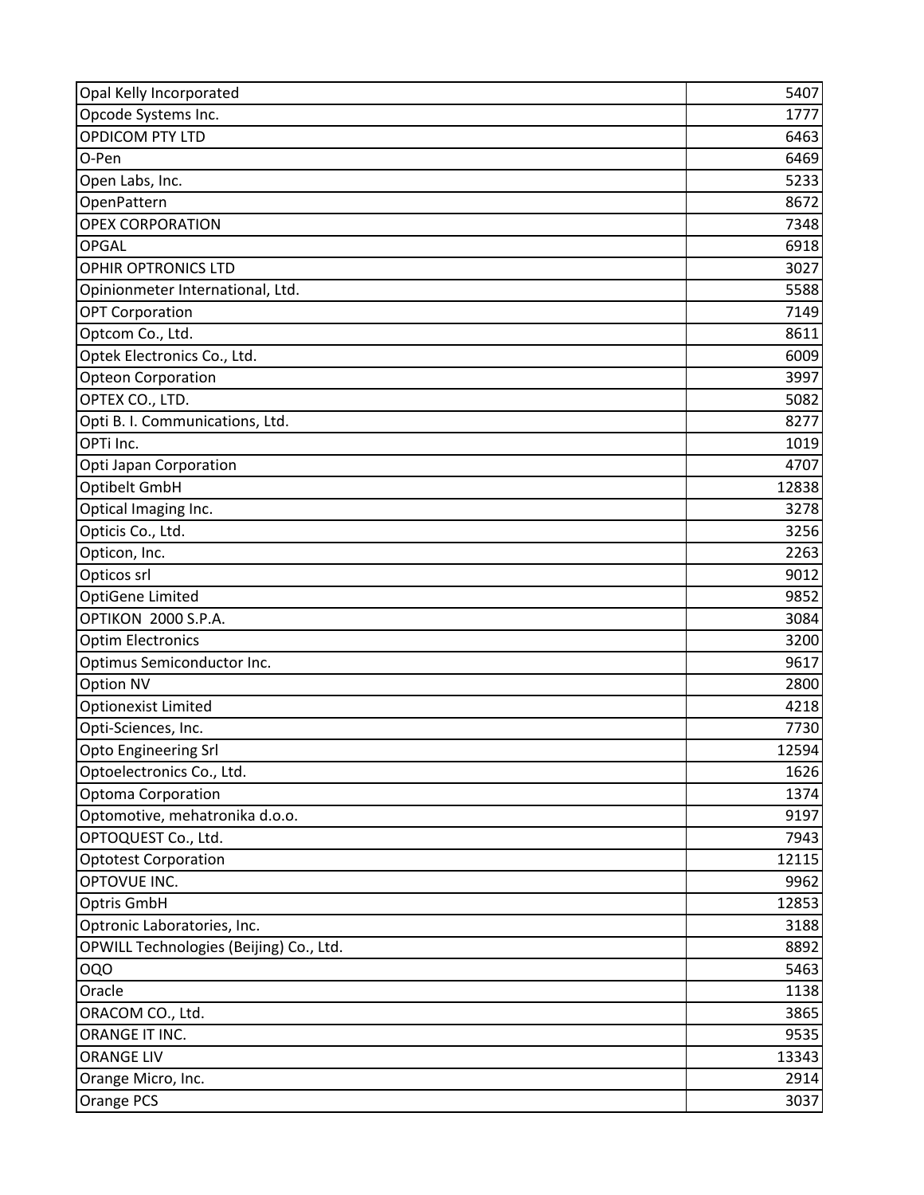| | |
|---|---|
| Opal Kelly Incorporated | 5407 |
| Opcode Systems Inc. | 1777 |
| OPDICOM PTY LTD | 6463 |
| O-Pen | 6469 |
| Open Labs, Inc. | 5233 |
| OpenPattern | 8672 |
| OPEX CORPORATION | 7348 |
| OPGAL | 6918 |
| OPHIR OPTRONICS LTD | 3027 |
| Opinionmeter International, Ltd. | 5588 |
| OPT Corporation | 7149 |
| Optcom Co., Ltd. | 8611 |
| Optek Electronics Co., Ltd. | 6009 |
| Opteon Corporation | 3997 |
| OPTEX CO., LTD. | 5082 |
| Opti B. I. Communications, Ltd. | 8277 |
| OPTi Inc. | 1019 |
| Opti Japan Corporation | 4707 |
| Optibelt GmbH | 12838 |
| Optical Imaging Inc. | 3278 |
| Opticis Co., Ltd. | 3256 |
| Opticon, Inc. | 2263 |
| Opticos srl | 9012 |
| OptiGene Limited | 9852 |
| OPTIKON 2000 S.P.A. | 3084 |
| Optim Electronics | 3200 |
| Optimus Semiconductor Inc. | 9617 |
| Option NV | 2800 |
| Optionexist Limited | 4218 |
| Opti-Sciences, Inc. | 7730 |
| Opto Engineering Srl | 12594 |
| Optoelectronics Co., Ltd. | 1626 |
| Optoma Corporation | 1374 |
| Optomotive, mehatronika d.o.o. | 9197 |
| OPTOQUEST Co., Ltd. | 7943 |
| Optotest Corporation | 12115 |
| OPTOVUE INC. | 9962 |
| Optris GmbH | 12853 |
| Optronic Laboratories, Inc. | 3188 |
| OPWILL Technologies (Beijing) Co., Ltd. | 8892 |
| OQO | 5463 |
| Oracle | 1138 |
| ORACOM CO., Ltd. | 3865 |
| ORANGE IT INC. | 9535 |
| ORANGE LIV | 13343 |
| Orange Micro, Inc. | 2914 |
| Orange PCS | 3037 |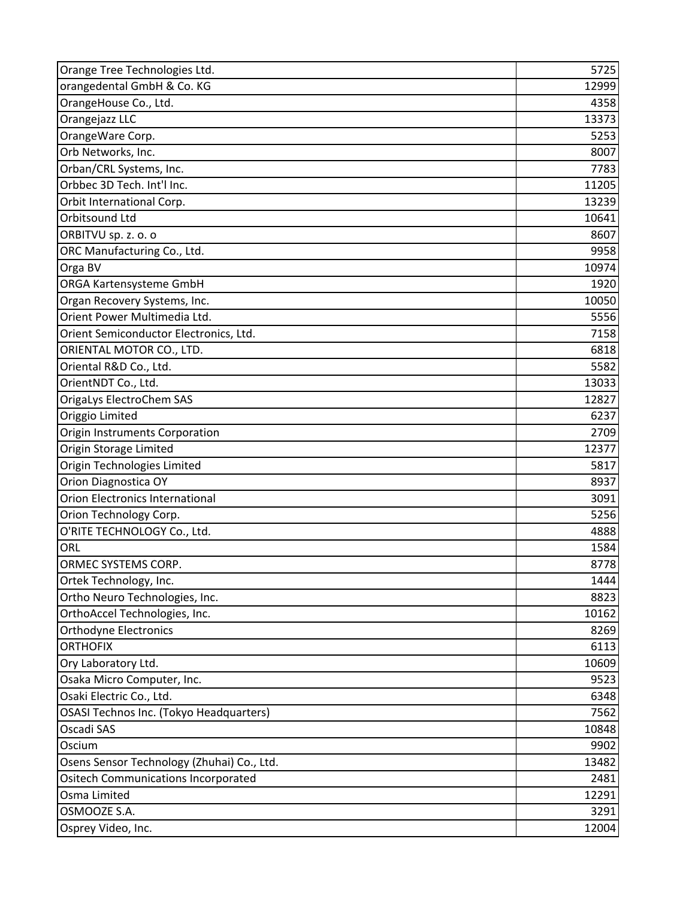| | |
|---|---|
| Orange Tree Technologies Ltd. | 5725 |
| orangedental GmbH & Co. KG | 12999 |
| OrangeHouse Co., Ltd. | 4358 |
| Orangejazz LLC | 13373 |
| OrangeWare Corp. | 5253 |
| Orb Networks, Inc. | 8007 |
| Orban/CRL Systems, Inc. | 7783 |
| Orbbec 3D Tech. Int'l Inc. | 11205 |
| Orbit International Corp. | 13239 |
| Orbitsound Ltd | 10641 |
| ORBITVU sp. z. o. o | 8607 |
| ORC Manufacturing Co., Ltd. | 9958 |
| Orga BV | 10974 |
| ORGA Kartensysteme GmbH | 1920 |
| Organ Recovery Systems, Inc. | 10050 |
| Orient Power Multimedia Ltd. | 5556 |
| Orient Semiconductor Electronics, Ltd. | 7158 |
| ORIENTAL MOTOR CO., LTD. | 6818 |
| Oriental R&D Co., Ltd. | 5582 |
| OrientNDT Co., Ltd. | 13033 |
| OrigaLys ElectroChem SAS | 12827 |
| Origgio Limited | 6237 |
| Origin Instruments Corporation | 2709 |
| Origin Storage Limited | 12377 |
| Origin Technologies Limited | 5817 |
| Orion Diagnostica OY | 8937 |
| Orion Electronics International | 3091 |
| Orion Technology Corp. | 5256 |
| O'RITE TECHNOLOGY Co., Ltd. | 4888 |
| ORL | 1584 |
| ORMEC SYSTEMS CORP. | 8778 |
| Ortek Technology, Inc. | 1444 |
| Ortho Neuro Technologies, Inc. | 8823 |
| OrthoAccel Technologies, Inc. | 10162 |
| Orthodyne Electronics | 8269 |
| ORTHOFIX | 6113 |
| Ory Laboratory Ltd. | 10609 |
| Osaka Micro Computer, Inc. | 9523 |
| Osaki Electric Co., Ltd. | 6348 |
| OSASI Technos Inc. (Tokyo Headquarters) | 7562 |
| Oscadi SAS | 10848 |
| Oscium | 9902 |
| Osens Sensor Technology (Zhuhai) Co., Ltd. | 13482 |
| Ositech Communications Incorporated | 2481 |
| Osma Limited | 12291 |
| OSMOOZE S.A. | 3291 |
| Osprey Video, Inc. | 12004 |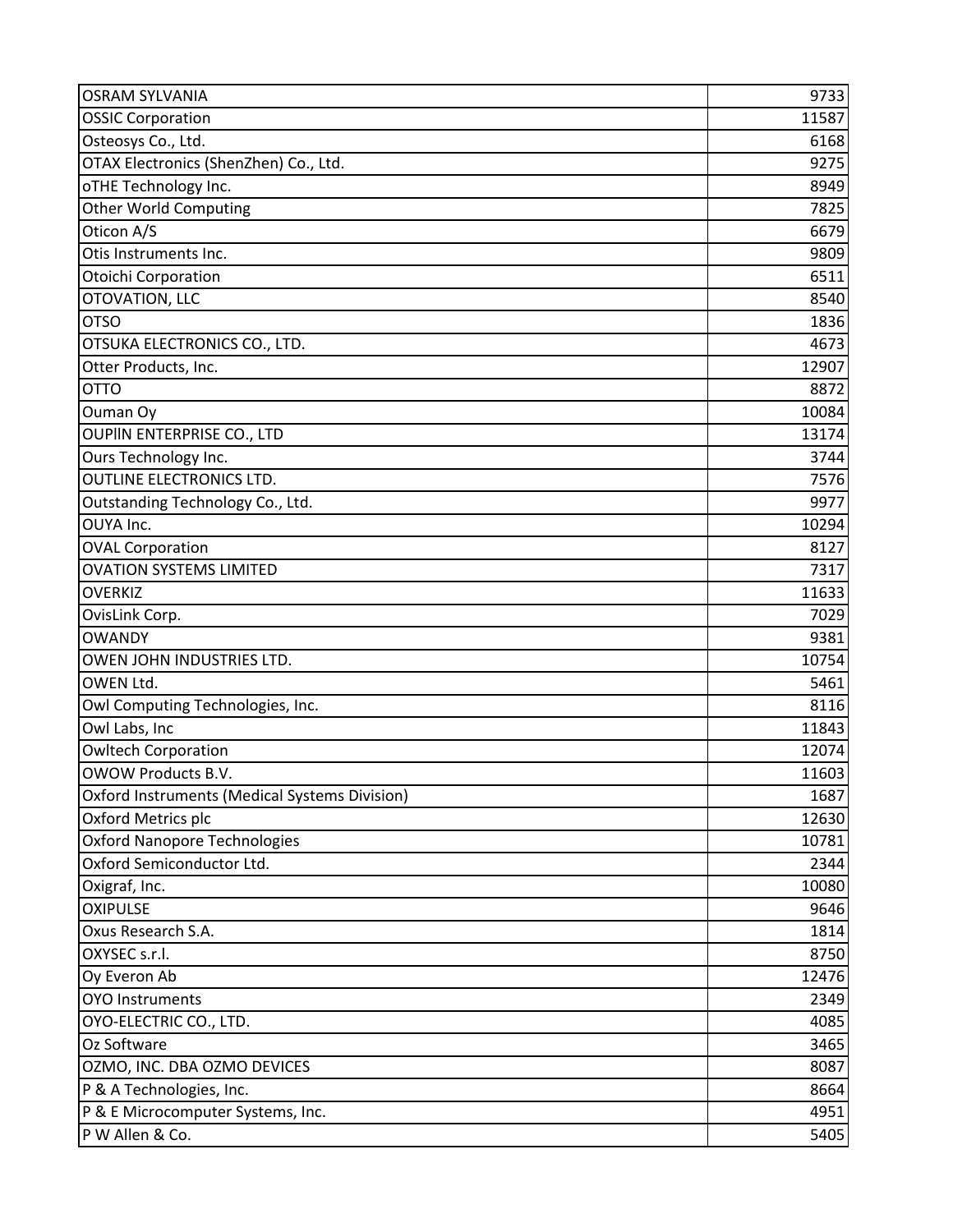| | |
|---|---|
| OSRAM SYLVANIA | 9733 |
| OSSIC Corporation | 11587 |
| Osteosys Co., Ltd. | 6168 |
| OTAX Electronics (ShenZhen) Co., Ltd. | 9275 |
| oTHE Technology Inc. | 8949 |
| Other World Computing | 7825 |
| Oticon A/S | 6679 |
| Otis Instruments Inc. | 9809 |
| Otoichi Corporation | 6511 |
| OTOVATION, LLC | 8540 |
| OTSO | 1836 |
| OTSUKA ELECTRONICS CO., LTD. | 4673 |
| Otter Products, Inc. | 12907 |
| OTTO | 8872 |
| Ouman Oy | 10084 |
| OUPlIN ENTERPRISE CO., LTD | 13174 |
| Ours Technology Inc. | 3744 |
| OUTLINE ELECTRONICS LTD. | 7576 |
| Outstanding Technology Co., Ltd. | 9977 |
| OUYA Inc. | 10294 |
| OVAL Corporation | 8127 |
| OVATION SYSTEMS LIMITED | 7317 |
| OVERKIZ | 11633 |
| OvisLink Corp. | 7029 |
| OWANDY | 9381 |
| OWEN JOHN INDUSTRIES LTD. | 10754 |
| OWEN Ltd. | 5461 |
| Owl Computing Technologies, Inc. | 8116 |
| Owl Labs, Inc | 11843 |
| Owltech Corporation | 12074 |
| OWOW Products B.V. | 11603 |
| Oxford Instruments (Medical Systems Division) | 1687 |
| Oxford Metrics plc | 12630 |
| Oxford Nanopore Technologies | 10781 |
| Oxford Semiconductor Ltd. | 2344 |
| Oxigraf, Inc. | 10080 |
| OXIPULSE | 9646 |
| Oxus Research S.A. | 1814 |
| OXYSEC s.r.l. | 8750 |
| Oy Everon Ab | 12476 |
| OYO Instruments | 2349 |
| OYO-ELECTRIC CO., LTD. | 4085 |
| Oz Software | 3465 |
| OZMO, INC. DBA OZMO DEVICES | 8087 |
| P & A Technologies, Inc. | 8664 |
| P & E Microcomputer Systems, Inc. | 4951 |
| P W Allen & Co. | 5405 |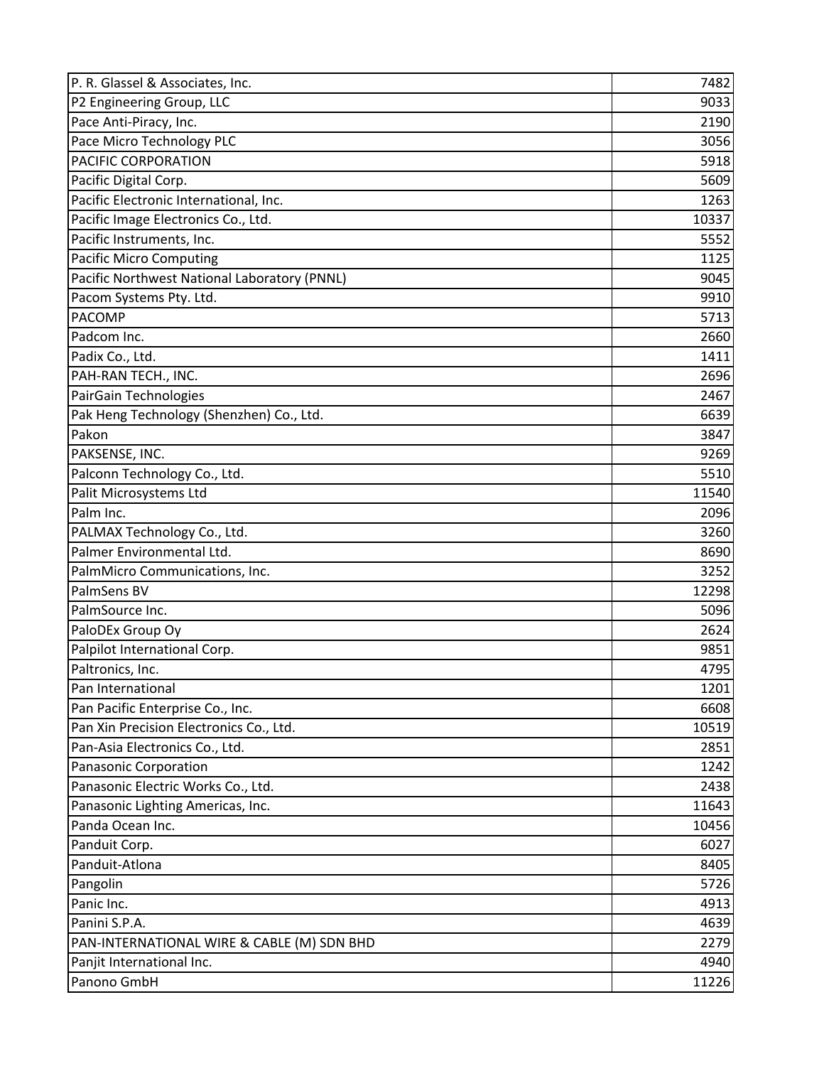| | |
|---|---|
| P. R. Glassel & Associates, Inc. | 7482 |
| P2 Engineering Group, LLC | 9033 |
| Pace Anti-Piracy, Inc. | 2190 |
| Pace Micro Technology PLC | 3056 |
| PACIFIC CORPORATION | 5918 |
| Pacific Digital Corp. | 5609 |
| Pacific Electronic International, Inc. | 1263 |
| Pacific Image Electronics Co., Ltd. | 10337 |
| Pacific Instruments, Inc. | 5552 |
| Pacific Micro Computing | 1125 |
| Pacific Northwest National Laboratory (PNNL) | 9045 |
| Pacom Systems Pty. Ltd. | 9910 |
| PACOMP | 5713 |
| Padcom Inc. | 2660 |
| Padix Co., Ltd. | 1411 |
| PAH-RAN TECH., INC. | 2696 |
| PairGain Technologies | 2467 |
| Pak Heng Technology (Shenzhen) Co., Ltd. | 6639 |
| Pakon | 3847 |
| PAKSENSE, INC. | 9269 |
| Palconn Technology Co., Ltd. | 5510 |
| Palit Microsystems Ltd | 11540 |
| Palm Inc. | 2096 |
| PALMAX Technology Co., Ltd. | 3260 |
| Palmer Environmental Ltd. | 8690 |
| PalmMicro Communications, Inc. | 3252 |
| PalmSens BV | 12298 |
| PalmSource Inc. | 5096 |
| PaloDEx Group Oy | 2624 |
| Palpilot International Corp. | 9851 |
| Paltronics, Inc. | 4795 |
| Pan International | 1201 |
| Pan Pacific Enterprise Co., Inc. | 6608 |
| Pan Xin Precision Electronics Co., Ltd. | 10519 |
| Pan-Asia Electronics Co., Ltd. | 2851 |
| Panasonic Corporation | 1242 |
| Panasonic Electric Works Co., Ltd. | 2438 |
| Panasonic Lighting Americas, Inc. | 11643 |
| Panda Ocean Inc. | 10456 |
| Panduit Corp. | 6027 |
| Panduit-Atlona | 8405 |
| Pangolin | 5726 |
| Panic Inc. | 4913 |
| Panini S.P.A. | 4639 |
| PAN-INTERNATIONAL WIRE & CABLE (M) SDN BHD | 2279 |
| Panjit International Inc. | 4940 |
| Panono GmbH | 11226 |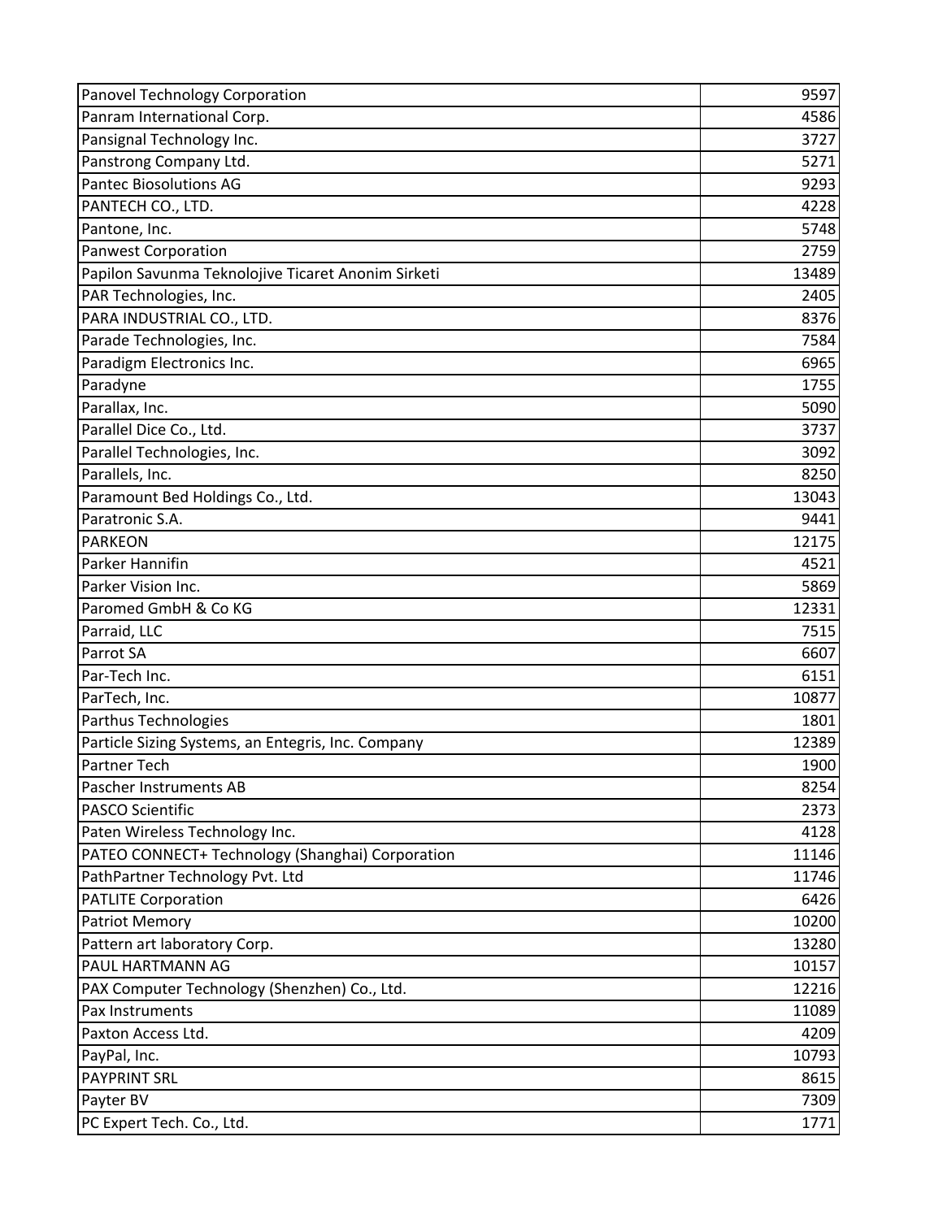| | |
|---|---|
| Panovel Technology Corporation | 9597 |
| Panram International Corp. | 4586 |
| Pansignal Technology Inc. | 3727 |
| Panstrong Company Ltd. | 5271 |
| Pantec Biosolutions AG | 9293 |
| PANTECH CO., LTD. | 4228 |
| Pantone, Inc. | 5748 |
| Panwest Corporation | 2759 |
| Papilon Savunma Teknolojive Ticaret Anonim Sirketi | 13489 |
| PAR Technologies, Inc. | 2405 |
| PARA INDUSTRIAL CO., LTD. | 8376 |
| Parade Technologies, Inc. | 7584 |
| Paradigm Electronics Inc. | 6965 |
| Paradyne | 1755 |
| Parallax, Inc. | 5090 |
| Parallel Dice Co., Ltd. | 3737 |
| Parallel Technologies, Inc. | 3092 |
| Parallels, Inc. | 8250 |
| Paramount Bed Holdings Co., Ltd. | 13043 |
| Paratronic S.A. | 9441 |
| PARKEON | 12175 |
| Parker Hannifin | 4521 |
| Parker Vision Inc. | 5869 |
| Paromed GmbH & Co KG | 12331 |
| Parraid, LLC | 7515 |
| Parrot SA | 6607 |
| Par-Tech Inc. | 6151 |
| ParTech, Inc. | 10877 |
| Parthus Technologies | 1801 |
| Particle Sizing Systems, an Entegris, Inc. Company | 12389 |
| Partner Tech | 1900 |
| Pascher Instruments AB | 8254 |
| PASCO Scientific | 2373 |
| Paten Wireless Technology Inc. | 4128 |
| PATEO CONNECT+ Technology (Shanghai) Corporation | 11146 |
| PathPartner Technology Pvt. Ltd | 11746 |
| PATLITE Corporation | 6426 |
| Patriot Memory | 10200 |
| Pattern art laboratory Corp. | 13280 |
| PAUL HARTMANN AG | 10157 |
| PAX Computer Technology (Shenzhen) Co., Ltd. | 12216 |
| Pax Instruments | 11089 |
| Paxton Access Ltd. | 4209 |
| PayPal, Inc. | 10793 |
| PAYPRINT SRL | 8615 |
| Payter BV | 7309 |
| PC Expert Tech. Co., Ltd. | 1771 |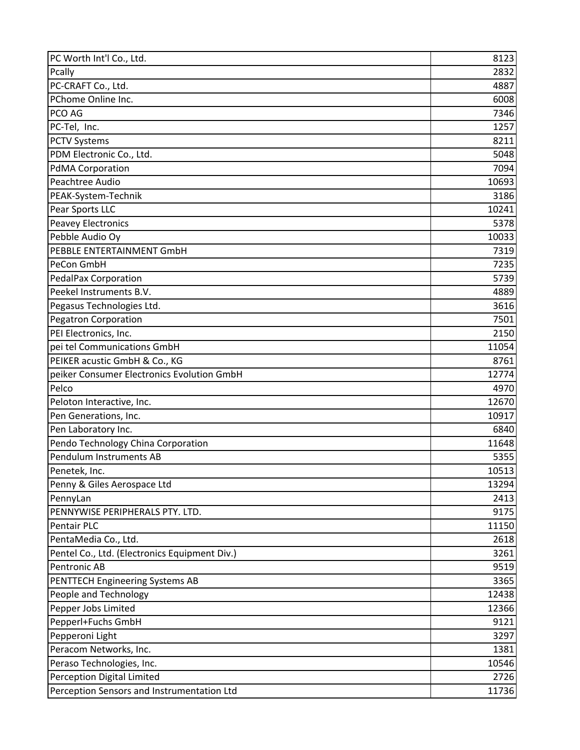| | |
|---|---|
| PC Worth Int'l Co., Ltd. | 8123 |
| Pcally | 2832 |
| PC-CRAFT Co., Ltd. | 4887 |
| PChome Online Inc. | 6008 |
| PCO AG | 7346 |
| PC-Tel,  Inc. | 1257 |
| PCTV Systems | 8211 |
| PDM Electronic Co., Ltd. | 5048 |
| PdMA Corporation | 7094 |
| Peachtree Audio | 10693 |
| PEAK-System-Technik | 3186 |
| Pear Sports LLC | 10241 |
| Peavey Electronics | 5378 |
| Pebble Audio Oy | 10033 |
| PEBBLE ENTERTAINMENT GmbH | 7319 |
| PeCon GmbH | 7235 |
| PedalPax Corporation | 5739 |
| Peekel Instruments B.V. | 4889 |
| Pegasus Technologies Ltd. | 3616 |
| Pegatron Corporation | 7501 |
| PEI Electronics, Inc. | 2150 |
| pei tel Communications GmbH | 11054 |
| PEIKER acustic GmbH & Co., KG | 8761 |
| peiker Consumer Electronics Evolution GmbH | 12774 |
| Pelco | 4970 |
| Peloton Interactive, Inc. | 12670 |
| Pen Generations, Inc. | 10917 |
| Pen Laboratory Inc. | 6840 |
| Pendo Technology China Corporation | 11648 |
| Pendulum Instruments AB | 5355 |
| Penetek, Inc. | 10513 |
| Penny & Giles Aerospace Ltd | 13294 |
| PennyLan | 2413 |
| PENNYWISE PERIPHERALS PTY. LTD. | 9175 |
| Pentair PLC | 11150 |
| PentaMedia Co., Ltd. | 2618 |
| Pentel Co., Ltd. (Electronics Equipment Div.) | 3261 |
| Pentronic AB | 9519 |
| PENTTECH Engineering Systems AB | 3365 |
| People and Technology | 12438 |
| Pepper Jobs Limited | 12366 |
| Pepperl+Fuchs GmbH | 9121 |
| Pepperoni Light | 3297 |
| Peracom Networks, Inc. | 1381 |
| Peraso Technologies, Inc. | 10546 |
| Perception Digital Limited | 2726 |
| Perception Sensors and Instrumentation Ltd | 11736 |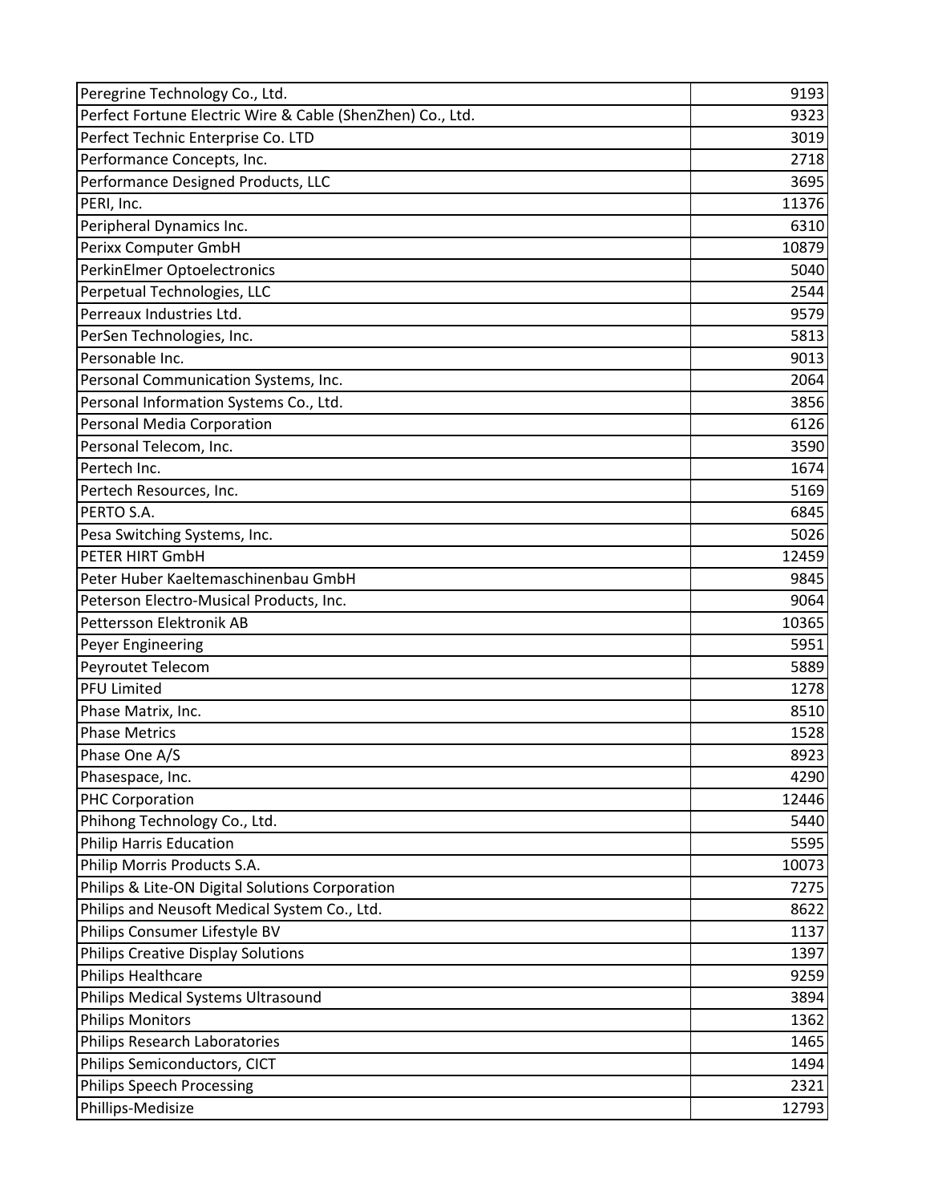| | |
|---|---|
| Peregrine Technology Co., Ltd. | 9193 |
| Perfect Fortune Electric Wire & Cable (ShenZhen) Co., Ltd. | 9323 |
| Perfect Technic Enterprise Co. LTD | 3019 |
| Performance Concepts, Inc. | 2718 |
| Performance Designed Products, LLC | 3695 |
| PERI, Inc. | 11376 |
| Peripheral Dynamics Inc. | 6310 |
| Perixx Computer GmbH | 10879 |
| PerkinElmer Optoelectronics | 5040 |
| Perpetual Technologies, LLC | 2544 |
| Perreaux Industries Ltd. | 9579 |
| PerSen Technologies, Inc. | 5813 |
| Personable Inc. | 9013 |
| Personal Communication Systems, Inc. | 2064 |
| Personal Information Systems Co., Ltd. | 3856 |
| Personal Media Corporation | 6126 |
| Personal Telecom, Inc. | 3590 |
| Pertech Inc. | 1674 |
| Pertech Resources, Inc. | 5169 |
| PERTO S.A. | 6845 |
| Pesa Switching Systems, Inc. | 5026 |
| PETER HIRT GmbH | 12459 |
| Peter Huber Kaeltemaschinenbau GmbH | 9845 |
| Peterson Electro-Musical Products, Inc. | 9064 |
| Pettersson Elektronik AB | 10365 |
| Peyer Engineering | 5951 |
| Peyroutet Telecom | 5889 |
| PFU Limited | 1278 |
| Phase Matrix, Inc. | 8510 |
| Phase Metrics | 1528 |
| Phase One A/S | 8923 |
| Phasespace, Inc. | 4290 |
| PHC Corporation | 12446 |
| Phihong Technology Co., Ltd. | 5440 |
| Philip Harris Education | 5595 |
| Philip Morris Products S.A. | 10073 |
| Philips & Lite-ON Digital Solutions Corporation | 7275 |
| Philips and Neusoft Medical System Co., Ltd. | 8622 |
| Philips Consumer Lifestyle BV | 1137 |
| Philips Creative Display Solutions | 1397 |
| Philips Healthcare | 9259 |
| Philips Medical Systems Ultrasound | 3894 |
| Philips Monitors | 1362 |
| Philips Research Laboratories | 1465 |
| Philips Semiconductors, CICT | 1494 |
| Philips Speech Processing | 2321 |
| Phillips-Medisize | 12793 |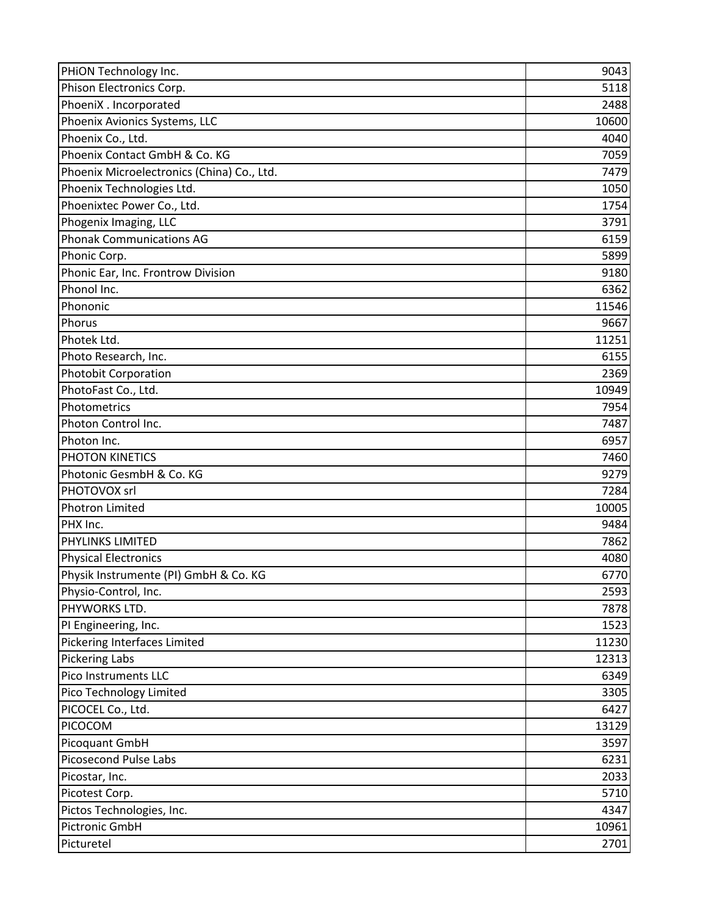| | |
|---|---|
| PHiON Technology Inc. | 9043 |
| Phison Electronics Corp. | 5118 |
| PhoeniX . Incorporated | 2488 |
| Phoenix Avionics Systems, LLC | 10600 |
| Phoenix Co., Ltd. | 4040 |
| Phoenix Contact GmbH & Co. KG | 7059 |
| Phoenix Microelectronics (China) Co., Ltd. | 7479 |
| Phoenix Technologies Ltd. | 1050 |
| Phoenixtec Power Co., Ltd. | 1754 |
| Phogenix Imaging, LLC | 3791 |
| Phonak Communications AG | 6159 |
| Phonic Corp. | 5899 |
| Phonic Ear, Inc. Frontrow Division | 9180 |
| Phonol Inc. | 6362 |
| Phononic | 11546 |
| Phorus | 9667 |
| Photek Ltd. | 11251 |
| Photo Research, Inc. | 6155 |
| Photobit Corporation | 2369 |
| PhotoFast Co., Ltd. | 10949 |
| Photometrics | 7954 |
| Photon Control Inc. | 7487 |
| Photon Inc. | 6957 |
| PHOTON KINETICS | 7460 |
| Photonic GesmbH & Co. KG | 9279 |
| PHOTOVOX srl | 7284 |
| Photron Limited | 10005 |
| PHX Inc. | 9484 |
| PHYLINKS LIMITED | 7862 |
| Physical Electronics | 4080 |
| Physik Instrumente (PI) GmbH & Co. KG | 6770 |
| Physio-Control, Inc. | 2593 |
| PHYWORKS LTD. | 7878 |
| PI Engineering, Inc. | 1523 |
| Pickering Interfaces Limited | 11230 |
| Pickering Labs | 12313 |
| Pico Instruments LLC | 6349 |
| Pico Technology Limited | 3305 |
| PICOCEL Co., Ltd. | 6427 |
| PICOCOM | 13129 |
| Picoquant GmbH | 3597 |
| Picosecond Pulse Labs | 6231 |
| Picostar, Inc. | 2033 |
| Picotest Corp. | 5710 |
| Pictos Technologies, Inc. | 4347 |
| Pictronic GmbH | 10961 |
| Picturetel | 2701 |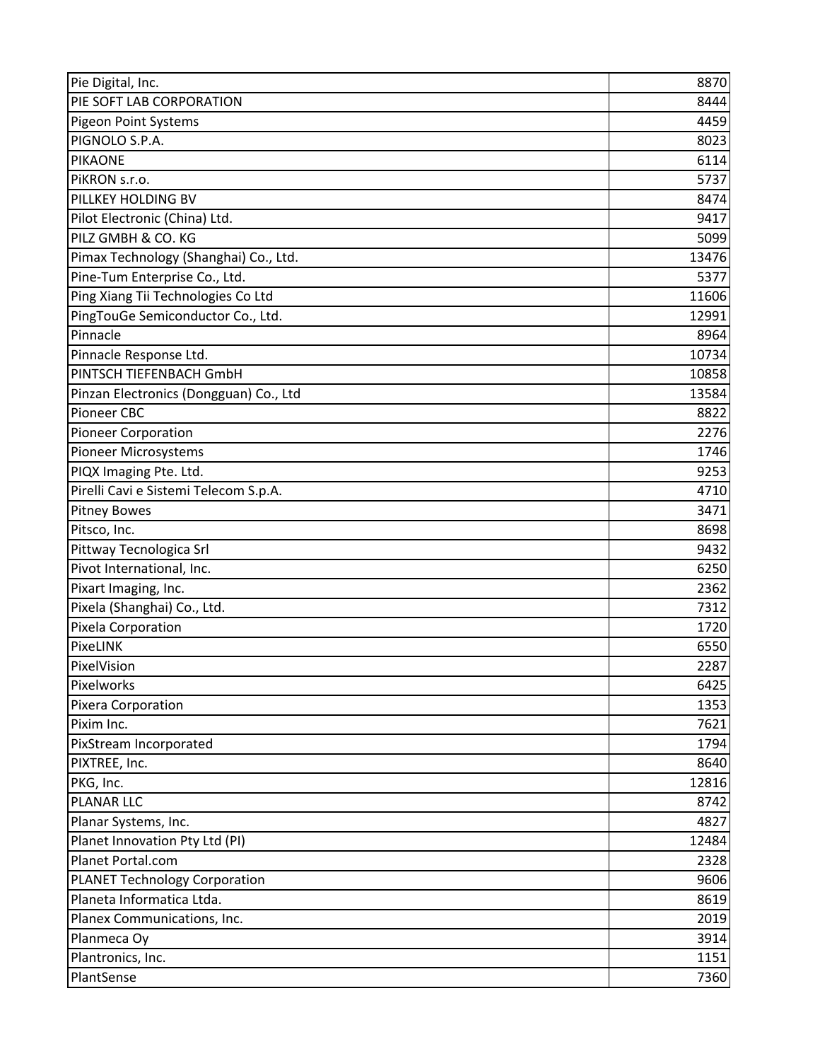| | |
|---|---|
| Pie Digital, Inc. | 8870 |
| PIE SOFT LAB CORPORATION | 8444 |
| Pigeon Point Systems | 4459 |
| PIGNOLO S.P.A. | 8023 |
| PIKAONE | 6114 |
| PiKRON s.r.o. | 5737 |
| PILLKEY HOLDING BV | 8474 |
| Pilot Electronic (China) Ltd. | 9417 |
| PILZ GMBH & CO. KG | 5099 |
| Pimax Technology (Shanghai) Co., Ltd. | 13476 |
| Pine-Tum Enterprise Co., Ltd. | 5377 |
| Ping Xiang Tii Technologies Co Ltd | 11606 |
| PingTouGe Semiconductor Co., Ltd. | 12991 |
| Pinnacle | 8964 |
| Pinnacle Response Ltd. | 10734 |
| PINTSCH TIEFENBACH GmbH | 10858 |
| Pinzan Electronics (Dongguan) Co., Ltd | 13584 |
| Pioneer CBC | 8822 |
| Pioneer Corporation | 2276 |
| Pioneer Microsystems | 1746 |
| PIQX Imaging Pte. Ltd. | 9253 |
| Pirelli Cavi e Sistemi Telecom S.p.A. | 4710 |
| Pitney Bowes | 3471 |
| Pitsco, Inc. | 8698 |
| Pittway Tecnologica Srl | 9432 |
| Pivot International, Inc. | 6250 |
| Pixart Imaging, Inc. | 2362 |
| Pixela (Shanghai) Co., Ltd. | 7312 |
| Pixela Corporation | 1720 |
| PixeLINK | 6550 |
| PixelVision | 2287 |
| Pixelworks | 6425 |
| Pixera Corporation | 1353 |
| Pixim Inc. | 7621 |
| PixStream Incorporated | 1794 |
| PIXTREE, Inc. | 8640 |
| PKG, Inc. | 12816 |
| PLANAR LLC | 8742 |
| Planar Systems, Inc. | 4827 |
| Planet Innovation Pty Ltd (PI) | 12484 |
| Planet Portal.com | 2328 |
| PLANET Technology Corporation | 9606 |
| Planeta Informatica Ltda. | 8619 |
| Planex Communications, Inc. | 2019 |
| Planmeca Oy | 3914 |
| Plantronics, Inc. | 1151 |
| PlantSense | 7360 |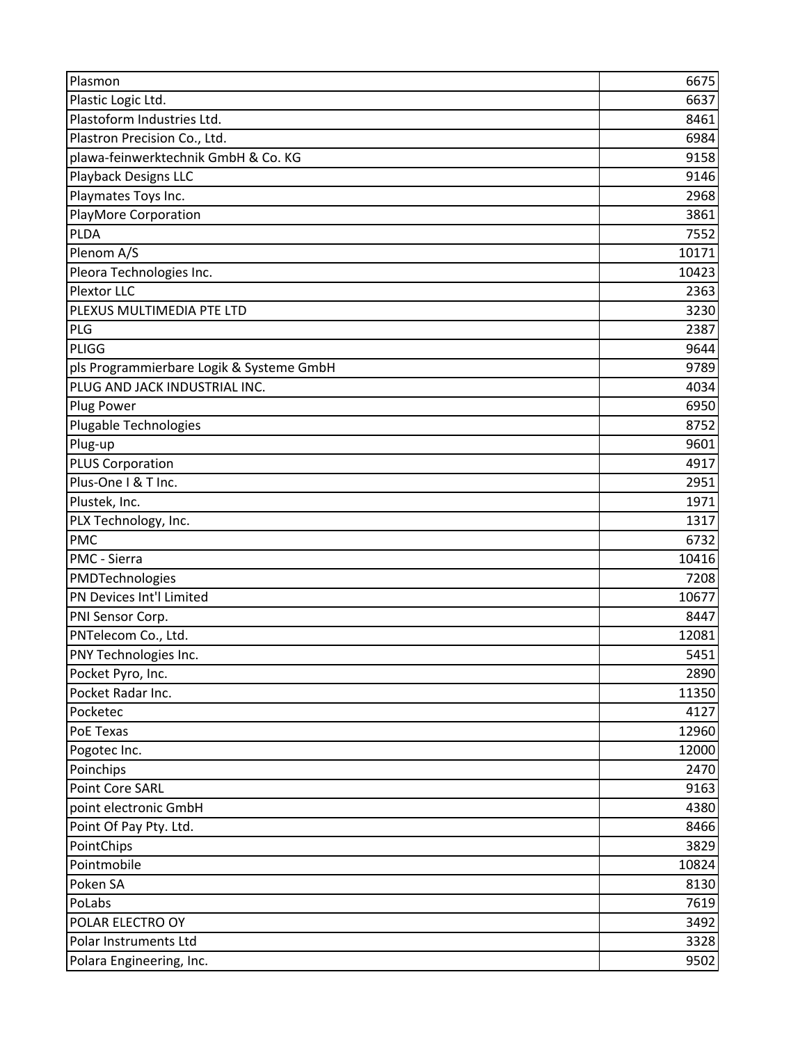| | |
|---|---|
| Plasmon | 6675 |
| Plastic Logic Ltd. | 6637 |
| Plastoform Industries Ltd. | 8461 |
| Plastron Precision Co., Ltd. | 6984 |
| plawa-feinwerktechnik GmbH & Co. KG | 9158 |
| Playback Designs LLC | 9146 |
| Playmates Toys Inc. | 2968 |
| PlayMore Corporation | 3861 |
| PLDA | 7552 |
| Plenom A/S | 10171 |
| Pleora Technologies Inc. | 10423 |
| Plextor LLC | 2363 |
| PLEXUS MULTIMEDIA PTE LTD | 3230 |
| PLG | 2387 |
| PLIGG | 9644 |
| pls Programmierbare Logik & Systeme GmbH | 9789 |
| PLUG AND JACK INDUSTRIAL INC. | 4034 |
| Plug Power | 6950 |
| Plugable Technologies | 8752 |
| Plug-up | 9601 |
| PLUS Corporation | 4917 |
| Plus-One I & T Inc. | 2951 |
| Plustek, Inc. | 1971 |
| PLX Technology, Inc. | 1317 |
| PMC | 6732 |
| PMC - Sierra | 10416 |
| PMDTechnologies | 7208 |
| PN Devices Int'l Limited | 10677 |
| PNI Sensor Corp. | 8447 |
| PNTelecom Co., Ltd. | 12081 |
| PNY Technologies Inc. | 5451 |
| Pocket Pyro, Inc. | 2890 |
| Pocket Radar Inc. | 11350 |
| Pocketec | 4127 |
| PoE Texas | 12960 |
| Pogotec Inc. | 12000 |
| Poinchips | 2470 |
| Point Core SARL | 9163 |
| point electronic GmbH | 4380 |
| Point Of Pay Pty. Ltd. | 8466 |
| PointChips | 3829 |
| Pointmobile | 10824 |
| Poken SA | 8130 |
| PoLabs | 7619 |
| POLAR ELECTRO OY | 3492 |
| Polar Instruments Ltd | 3328 |
| Polara Engineering, Inc. | 9502 |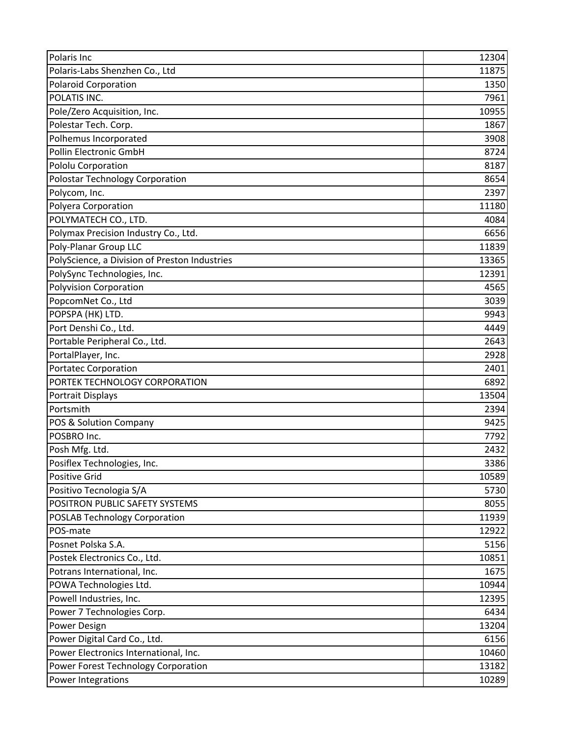| | |
|---|---|
| Polaris Inc | 12304 |
| Polaris-Labs Shenzhen Co., Ltd | 11875 |
| Polaroid Corporation | 1350 |
| POLATIS INC. | 7961 |
| Pole/Zero Acquisition, Inc. | 10955 |
| Polestar Tech. Corp. | 1867 |
| Polhemus Incorporated | 3908 |
| Pollin Electronic GmbH | 8724 |
| Pololu Corporation | 8187 |
| Polostar Technology Corporation | 8654 |
| Polycom, Inc. | 2397 |
| Polyera Corporation | 11180 |
| POLYMATECH CO., LTD. | 4084 |
| Polymax Precision Industry Co., Ltd. | 6656 |
| Poly-Planar Group LLC | 11839 |
| PolyScience, a Division of Preston Industries | 13365 |
| PolySync Technologies, Inc. | 12391 |
| Polyvision Corporation | 4565 |
| PopcomNet Co., Ltd | 3039 |
| POPSPA (HK) LTD. | 9943 |
| Port Denshi Co., Ltd. | 4449 |
| Portable Peripheral Co., Ltd. | 2643 |
| PortalPlayer, Inc. | 2928 |
| Portatec Corporation | 2401 |
| PORTEK TECHNOLOGY CORPORATION | 6892 |
| Portrait Displays | 13504 |
| Portsmith | 2394 |
| POS & Solution Company | 9425 |
| POSBRO Inc. | 7792 |
| Posh Mfg. Ltd. | 2432 |
| Posiflex Technologies, Inc. | 3386 |
| Positive Grid | 10589 |
| Positivo Tecnologia S/A | 5730 |
| POSITRON PUBLIC SAFETY SYSTEMS | 8055 |
| POSLAB Technology Corporation | 11939 |
| POS-mate | 12922 |
| Posnet Polska S.A. | 5156 |
| Postek Electronics Co., Ltd. | 10851 |
| Potrans International, Inc. | 1675 |
| POWA Technologies Ltd. | 10944 |
| Powell Industries, Inc. | 12395 |
| Power 7 Technologies Corp. | 6434 |
| Power Design | 13204 |
| Power Digital Card Co., Ltd. | 6156 |
| Power Electronics International, Inc. | 10460 |
| Power Forest Technology Corporation | 13182 |
| Power Integrations | 10289 |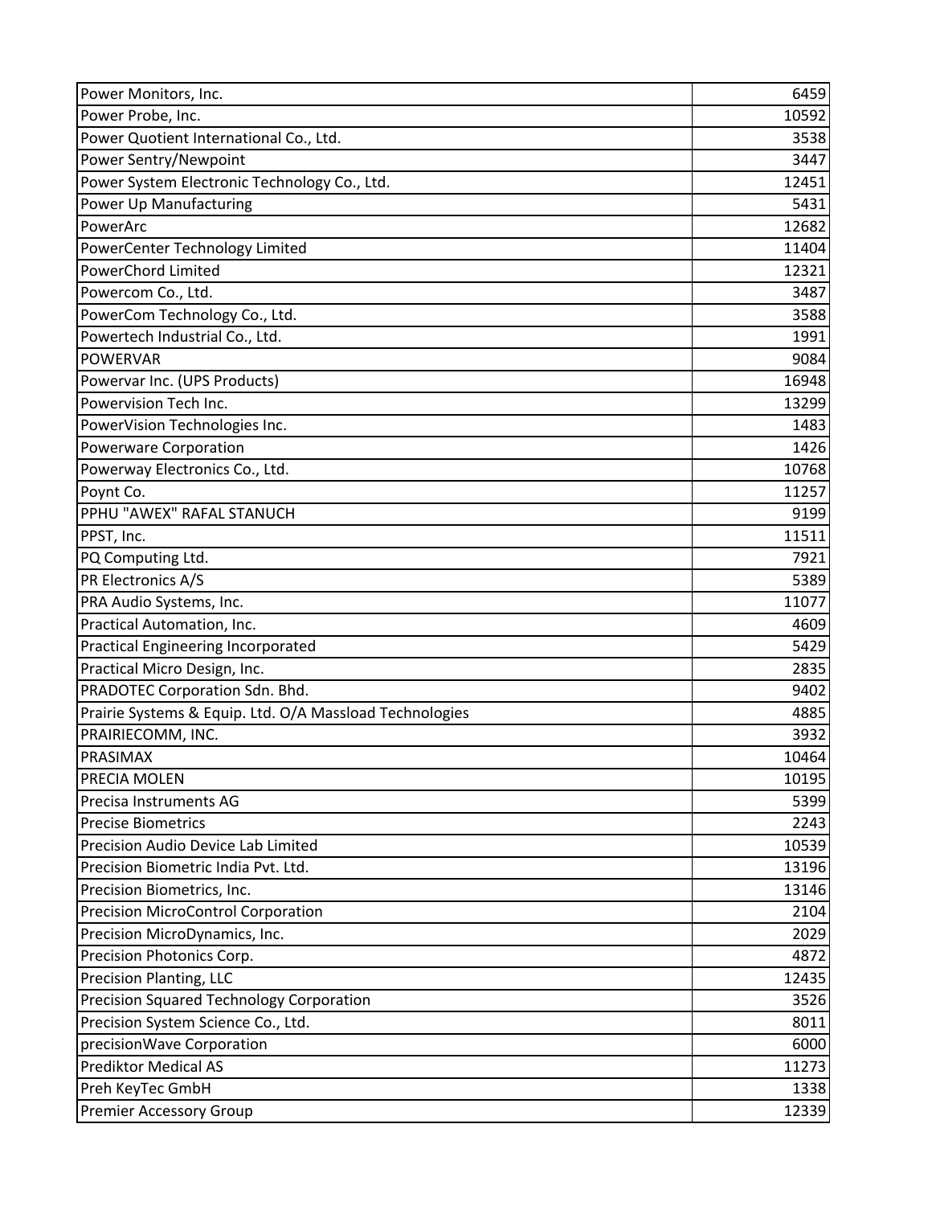| | |
|---|---|
| Power Monitors, Inc. | 6459 |
| Power Probe, Inc. | 10592 |
| Power Quotient International Co., Ltd. | 3538 |
| Power Sentry/Newpoint | 3447 |
| Power System Electronic Technology Co., Ltd. | 12451 |
| Power Up Manufacturing | 5431 |
| PowerArc | 12682 |
| PowerCenter Technology Limited | 11404 |
| PowerChord Limited | 12321 |
| Powercom Co., Ltd. | 3487 |
| PowerCom Technology Co., Ltd. | 3588 |
| Powertech Industrial Co., Ltd. | 1991 |
| POWERVAR | 9084 |
| Powervar Inc. (UPS Products) | 16948 |
| Powervision Tech Inc. | 13299 |
| PowerVision Technologies Inc. | 1483 |
| Powerware Corporation | 1426 |
| Powerway Electronics Co., Ltd. | 10768 |
| Poynt Co. | 11257 |
| PPHU "AWEX" RAFAL STANUCH | 9199 |
| PPST, Inc. | 11511 |
| PQ Computing Ltd. | 7921 |
| PR Electronics A/S | 5389 |
| PRA Audio Systems, Inc. | 11077 |
| Practical Automation, Inc. | 4609 |
| Practical Engineering Incorporated | 5429 |
| Practical Micro Design, Inc. | 2835 |
| PRADOTEC Corporation Sdn. Bhd. | 9402 |
| Prairie Systems & Equip. Ltd. O/A Massload Technologies | 4885 |
| PRAIRIECOMM, INC. | 3932 |
| PRASIMAX | 10464 |
| PRECIA MOLEN | 10195 |
| Precisa Instruments AG | 5399 |
| Precise Biometrics | 2243 |
| Precision Audio Device Lab Limited | 10539 |
| Precision Biometric India Pvt. Ltd. | 13196 |
| Precision Biometrics, Inc. | 13146 |
| Precision MicroControl Corporation | 2104 |
| Precision MicroDynamics, Inc. | 2029 |
| Precision Photonics Corp. | 4872 |
| Precision Planting, LLC | 12435 |
| Precision Squared Technology Corporation | 3526 |
| Precision System Science Co., Ltd. | 8011 |
| precisionWave Corporation | 6000 |
| Prediktor Medical AS | 11273 |
| Preh KeyTec GmbH | 1338 |
| Premier Accessory Group | 12339 |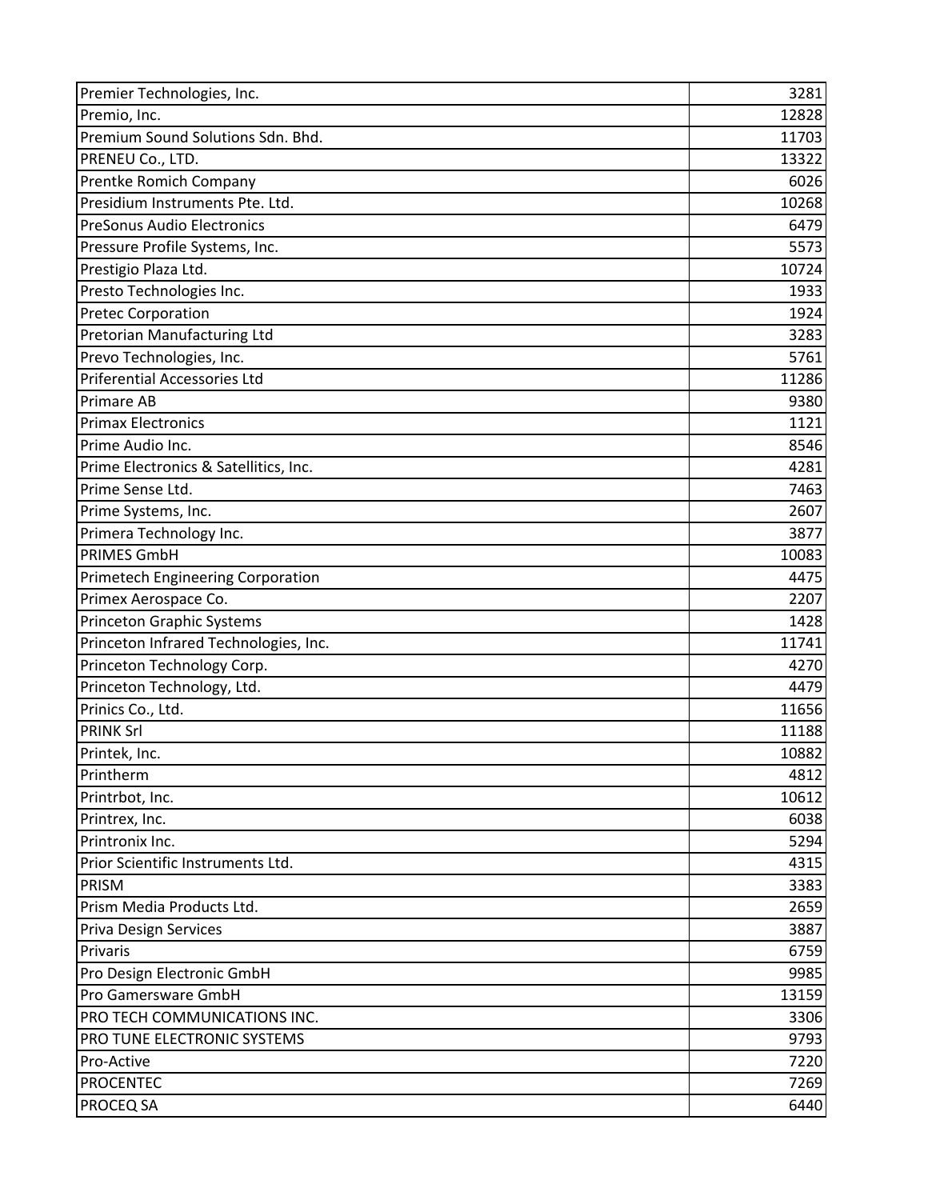| Premier Technologies, Inc. | 3281 |
|---|---|
| Premio, Inc. | 12828 |
| Premium Sound Solutions Sdn. Bhd. | 11703 |
| PRENEU Co., LTD. | 13322 |
| Prentke Romich Company | 6026 |
| Presidium Instruments Pte. Ltd. | 10268 |
| PreSonus Audio Electronics | 6479 |
| Pressure Profile Systems, Inc. | 5573 |
| Prestigio Plaza Ltd. | 10724 |
| Presto Technologies Inc. | 1933 |
| Pretec Corporation | 1924 |
| Pretorian Manufacturing Ltd | 3283 |
| Prevo Technologies, Inc. | 5761 |
| Priferential Accessories Ltd | 11286 |
| Primare AB | 9380 |
| Primax Electronics | 1121 |
| Prime Audio Inc. | 8546 |
| Prime Electronics & Satellitics, Inc. | 4281 |
| Prime Sense Ltd. | 7463 |
| Prime Systems, Inc. | 2607 |
| Primera Technology Inc. | 3877 |
| PRIMES GmbH | 10083 |
| Primetech Engineering Corporation | 4475 |
| Primex Aerospace Co. | 2207 |
| Princeton Graphic Systems | 1428 |
| Princeton Infrared Technologies, Inc. | 11741 |
| Princeton Technology Corp. | 4270 |
| Princeton Technology, Ltd. | 4479 |
| Prinics Co., Ltd. | 11656 |
| PRINK Srl | 11188 |
| Printek, Inc. | 10882 |
| Printherm | 4812 |
| Printrbot, Inc. | 10612 |
| Printrex, Inc. | 6038 |
| Printronix Inc. | 5294 |
| Prior Scientific Instruments Ltd. | 4315 |
| PRISM | 3383 |
| Prism Media Products Ltd. | 2659 |
| Priva Design Services | 3887 |
| Privaris | 6759 |
| Pro Design Electronic GmbH | 9985 |
| Pro Gamersware GmbH | 13159 |
| PRO TECH COMMUNICATIONS INC. | 3306 |
| PRO TUNE ELECTRONIC SYSTEMS | 9793 |
| Pro-Active | 7220 |
| PROCENTEC | 7269 |
| PROCEQ SA | 6440 |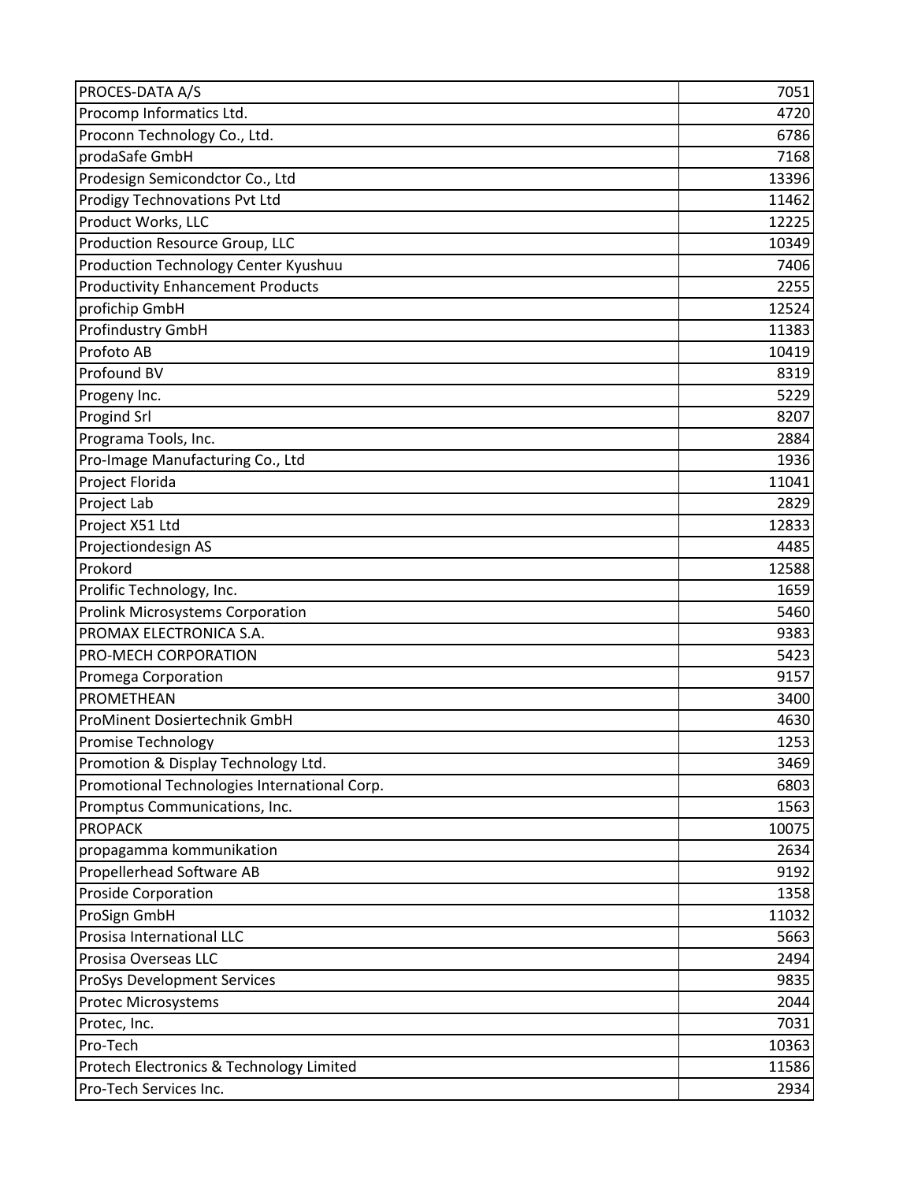| | |
|---|---|
| PROCES-DATA A/S | 7051 |
| Procomp Informatics Ltd. | 4720 |
| Proconn Technology Co., Ltd. | 6786 |
| prodaSafe GmbH | 7168 |
| Prodesign Semicondctor Co., Ltd | 13396 |
| Prodigy Technovations Pvt Ltd | 11462 |
| Product Works, LLC | 12225 |
| Production Resource Group, LLC | 10349 |
| Production Technology Center Kyushuu | 7406 |
| Productivity Enhancement Products | 2255 |
| profichip GmbH | 12524 |
| Profindustry GmbH | 11383 |
| Profoto AB | 10419 |
| Profound BV | 8319 |
| Progeny Inc. | 5229 |
| Progind Srl | 8207 |
| Programa Tools, Inc. | 2884 |
| Pro-Image Manufacturing Co., Ltd | 1936 |
| Project Florida | 11041 |
| Project Lab | 2829 |
| Project X51 Ltd | 12833 |
| Projectiondesign AS | 4485 |
| Prokord | 12588 |
| Prolific Technology, Inc. | 1659 |
| Prolink Microsystems Corporation | 5460 |
| PROMAX ELECTRONICA S.A. | 9383 |
| PRO-MECH CORPORATION | 5423 |
| Promega Corporation | 9157 |
| PROMETHEAN | 3400 |
| ProMinent Dosiertechnik GmbH | 4630 |
| Promise Technology | 1253 |
| Promotion & Display Technology Ltd. | 3469 |
| Promotional Technologies International Corp. | 6803 |
| Promptus Communications, Inc. | 1563 |
| PROPACK | 10075 |
| propagamma kommunikation | 2634 |
| Propellerhead Software AB | 9192 |
| Proside Corporation | 1358 |
| ProSign GmbH | 11032 |
| Prosisa International LLC | 5663 |
| Prosisa Overseas LLC | 2494 |
| ProSys Development Services | 9835 |
| Protec Microsystems | 2044 |
| Protec, Inc. | 7031 |
| Pro-Tech | 10363 |
| Protech Electronics & Technology Limited | 11586 |
| Pro-Tech Services Inc. | 2934 |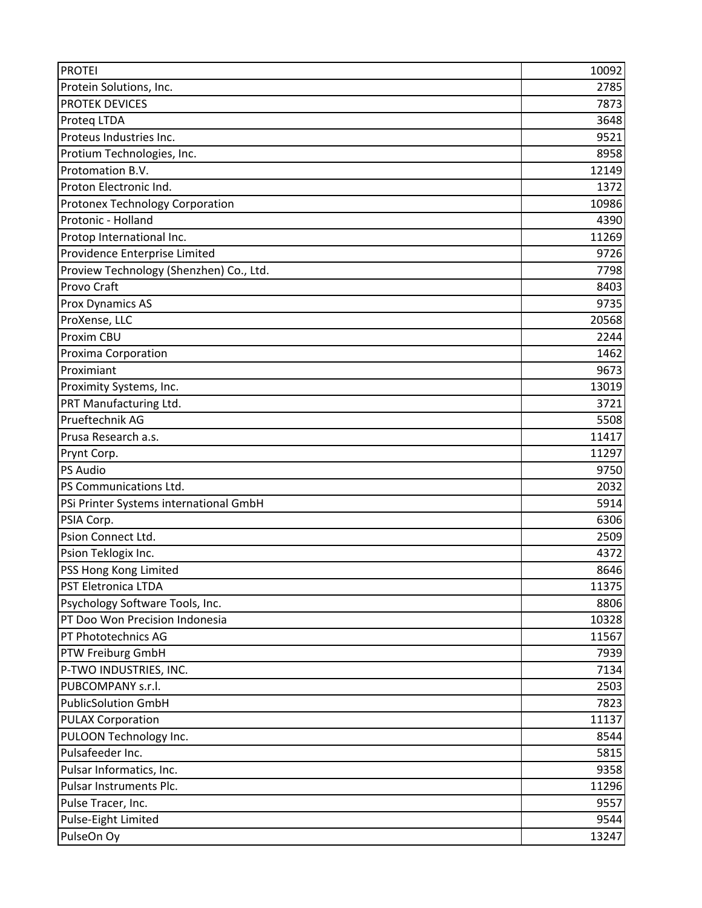| | |
|---|---|
| PROTEI | 10092 |
| Protein Solutions, Inc. | 2785 |
| PROTEK DEVICES | 7873 |
| Proteq LTDA | 3648 |
| Proteus Industries Inc. | 9521 |
| Protium Technologies, Inc. | 8958 |
| Protomation B.V. | 12149 |
| Proton Electronic Ind. | 1372 |
| Protonex Technology Corporation | 10986 |
| Protonic - Holland | 4390 |
| Protop International Inc. | 11269 |
| Providence Enterprise Limited | 9726 |
| Proview Technology (Shenzhen) Co., Ltd. | 7798 |
| Provo Craft | 8403 |
| Prox Dynamics AS | 9735 |
| ProXense, LLC | 20568 |
| Proxim CBU | 2244 |
| Proxima Corporation | 1462 |
| Proximiant | 9673 |
| Proximity Systems, Inc. | 13019 |
| PRT Manufacturing Ltd. | 3721 |
| Prueftechnik AG | 5508 |
| Prusa Research a.s. | 11417 |
| Prynt Corp. | 11297 |
| PS Audio | 9750 |
| PS Communications Ltd. | 2032 |
| PSi Printer Systems international GmbH | 5914 |
| PSIA Corp. | 6306 |
| Psion Connect Ltd. | 2509 |
| Psion Teklogix Inc. | 4372 |
| PSS Hong Kong Limited | 8646 |
| PST Eletronica LTDA | 11375 |
| Psychology Software Tools, Inc. | 8806 |
| PT Doo Won Precision Indonesia | 10328 |
| PT Phototechnics AG | 11567 |
| PTW Freiburg GmbH | 7939 |
| P-TWO INDUSTRIES, INC. | 7134 |
| PUBCOMPANY s.r.l. | 2503 |
| PublicSolution GmbH | 7823 |
| PULAX Corporation | 11137 |
| PULOON Technology Inc. | 8544 |
| Pulsafeeder Inc. | 5815 |
| Pulsar Informatics, Inc. | 9358 |
| Pulsar Instruments Plc. | 11296 |
| Pulse Tracer, Inc. | 9557 |
| Pulse-Eight Limited | 9544 |
| PulseOn Oy | 13247 |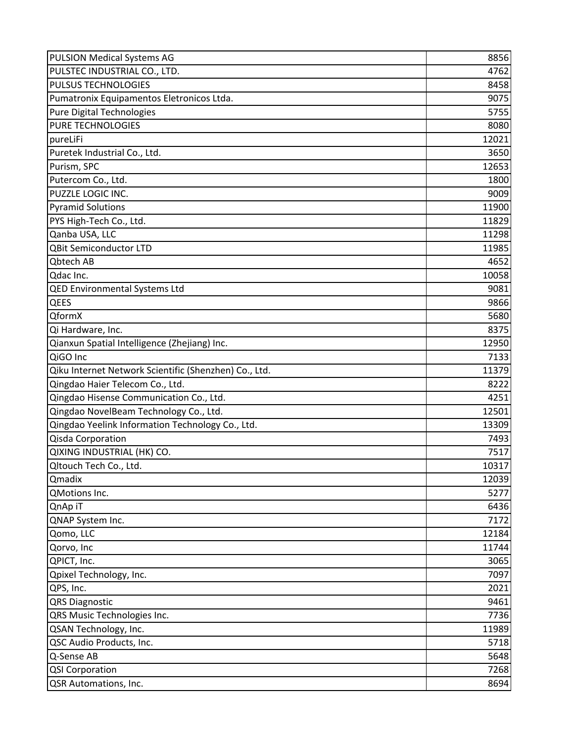| | |
|---|---|
| PULSION Medical Systems AG | 8856 |
| PULSTEC INDUSTRIAL CO., LTD. | 4762 |
| PULSUS TECHNOLOGIES | 8458 |
| Pumatronix Equipamentos Eletronicos Ltda. | 9075 |
| Pure Digital Technologies | 5755 |
| PURE TECHNOLOGIES | 8080 |
| pureLiFi | 12021 |
| Puretek Industrial Co., Ltd. | 3650 |
| Purism, SPC | 12653 |
| Putercom Co., Ltd. | 1800 |
| PUZZLE LOGIC INC. | 9009 |
| Pyramid Solutions | 11900 |
| PYS High-Tech Co., Ltd. | 11829 |
| Qanba USA, LLC | 11298 |
| QBit Semiconductor LTD | 11985 |
| Qbtech AB | 4652 |
| Qdac Inc. | 10058 |
| QED Environmental Systems Ltd | 9081 |
| QEES | 9866 |
| QformX | 5680 |
| Qi Hardware, Inc. | 8375 |
| Qianxun Spatial Intelligence (Zhejiang) Inc. | 12950 |
| QiGO Inc | 7133 |
| Qiku Internet Network Scientific (Shenzhen) Co., Ltd. | 11379 |
| Qingdao Haier Telecom Co., Ltd. | 8222 |
| Qingdao Hisense Communication Co., Ltd. | 4251 |
| Qingdao NovelBeam Technology Co., Ltd. | 12501 |
| Qingdao Yeelink Information Technology Co., Ltd. | 13309 |
| Qisda Corporation | 7493 |
| QIXING INDUSTRIAL (HK) CO. | 7517 |
| Qltouch Tech Co., Ltd. | 10317 |
| Qmadix | 12039 |
| QMotions Inc. | 5277 |
| QnAp iT | 6436 |
| QNAP System Inc. | 7172 |
| Qomo, LLC | 12184 |
| Qorvo, Inc | 11744 |
| QPICT, Inc. | 3065 |
| Qpixel Technology, Inc. | 7097 |
| QPS, Inc. | 2021 |
| QRS Diagnostic | 9461 |
| QRS Music Technologies Inc. | 7736 |
| QSAN Technology, Inc. | 11989 |
| QSC Audio Products, Inc. | 5718 |
| Q-Sense AB | 5648 |
| QSI Corporation | 7268 |
| QSR Automations, Inc. | 8694 |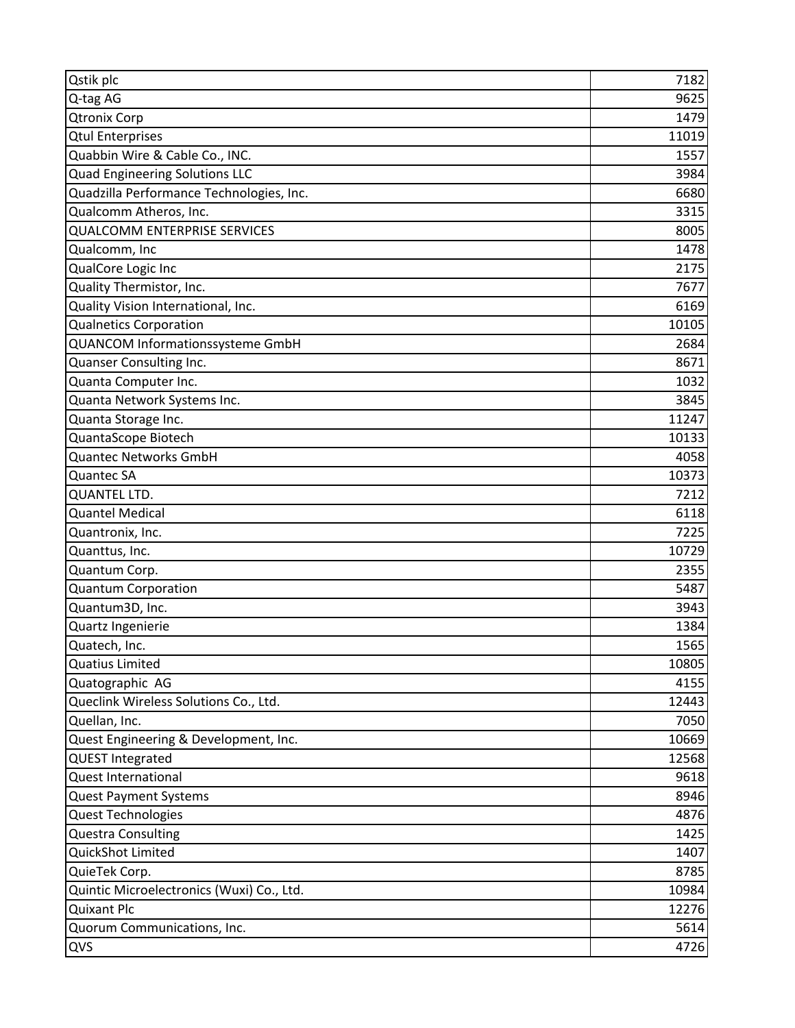| | |
|---|---|
| Qstik plc | 7182 |
| Q-tag AG | 9625 |
| Qtronix Corp | 1479 |
| Qtul Enterprises | 11019 |
| Quabbin Wire & Cable Co., INC. | 1557 |
| Quad Engineering Solutions LLC | 3984 |
| Quadzilla Performance Technologies, Inc. | 6680 |
| Qualcomm Atheros, Inc. | 3315 |
| QUALCOMM ENTERPRISE SERVICES | 8005 |
| Qualcomm, Inc | 1478 |
| QualCore Logic Inc | 2175 |
| Quality Thermistor, Inc. | 7677 |
| Quality Vision International, Inc. | 6169 |
| Qualnetics Corporation | 10105 |
| QUANCOM Informationssysteme GmbH | 2684 |
| Quanser Consulting Inc. | 8671 |
| Quanta Computer Inc. | 1032 |
| Quanta Network Systems Inc. | 3845 |
| Quanta Storage Inc. | 11247 |
| QuantaScope Biotech | 10133 |
| Quantec Networks GmbH | 4058 |
| Quantec SA | 10373 |
| QUANTEL LTD. | 7212 |
| Quantel Medical | 6118 |
| Quantronix, Inc. | 7225 |
| Quanttus, Inc. | 10729 |
| Quantum Corp. | 2355 |
| Quantum Corporation | 5487 |
| Quantum3D, Inc. | 3943 |
| Quartz Ingenierie | 1384 |
| Quatech, Inc. | 1565 |
| Quatius Limited | 10805 |
| Quatographic  AG | 4155 |
| Queclink Wireless Solutions Co., Ltd. | 12443 |
| Quellan, Inc. | 7050 |
| Quest Engineering & Development, Inc. | 10669 |
| QUEST Integrated | 12568 |
| Quest International | 9618 |
| Quest Payment Systems | 8946 |
| Quest Technologies | 4876 |
| Questra Consulting | 1425 |
| QuickShot Limited | 1407 |
| QuieTek Corp. | 8785 |
| Quintic Microelectronics (Wuxi) Co., Ltd. | 10984 |
| Quixant Plc | 12276 |
| Quorum Communications, Inc. | 5614 |
| QVS | 4726 |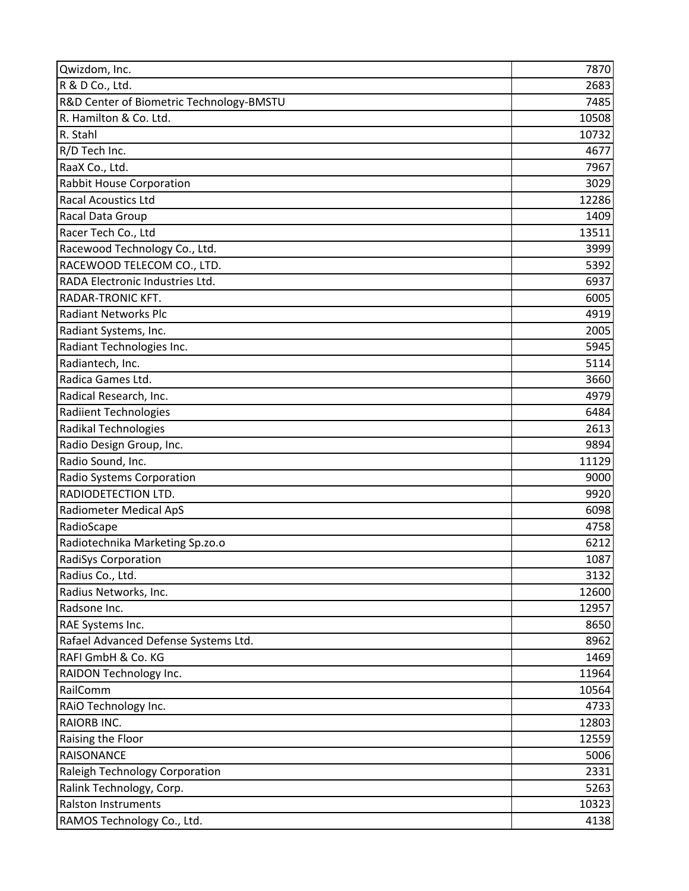| | |
|---|---|
| Qwizdom, Inc. | 7870 |
| R & D Co., Ltd. | 2683 |
| R&D Center of Biometric Technology-BMSTU | 7485 |
| R. Hamilton & Co. Ltd. | 10508 |
| R. Stahl | 10732 |
| R/D Tech Inc. | 4677 |
| RaaX Co., Ltd. | 7967 |
| Rabbit House Corporation | 3029 |
| Racal Acoustics Ltd | 12286 |
| Racal Data Group | 1409 |
| Racer Tech Co., Ltd | 13511 |
| Racewood Technology Co., Ltd. | 3999 |
| RACEWOOD TELECOM CO., LTD. | 5392 |
| RADA Electronic Industries Ltd. | 6937 |
| RADAR-TRONIC KFT. | 6005 |
| Radiant Networks Plc | 4919 |
| Radiant Systems, Inc. | 2005 |
| Radiant Technologies Inc. | 5945 |
| Radiantech, Inc. | 5114 |
| Radica Games Ltd. | 3660 |
| Radical Research, Inc. | 4979 |
| Radiient Technologies | 6484 |
| Radikal Technologies | 2613 |
| Radio Design Group, Inc. | 9894 |
| Radio Sound, Inc. | 11129 |
| Radio Systems Corporation | 9000 |
| RADIODETECTION LTD. | 9920 |
| Radiometer Medical ApS | 6098 |
| RadioScape | 4758 |
| Radiotechnika Marketing Sp.zo.o | 6212 |
| RadiSys Corporation | 1087 |
| Radius Co., Ltd. | 3132 |
| Radius Networks, Inc. | 12600 |
| Radsone Inc. | 12957 |
| RAE Systems Inc. | 8650 |
| Rafael Advanced Defense Systems Ltd. | 8962 |
| RAFI GmbH & Co. KG | 1469 |
| RAIDON Technology Inc. | 11964 |
| RailComm | 10564 |
| RAiO Technology Inc. | 4733 |
| RAIORB INC. | 12803 |
| Raising the Floor | 12559 |
| RAISONANCE | 5006 |
| Raleigh Technology Corporation | 2331 |
| Ralink Technology, Corp. | 5263 |
| Ralston Instruments | 10323 |
| RAMOS Technology Co., Ltd. | 4138 |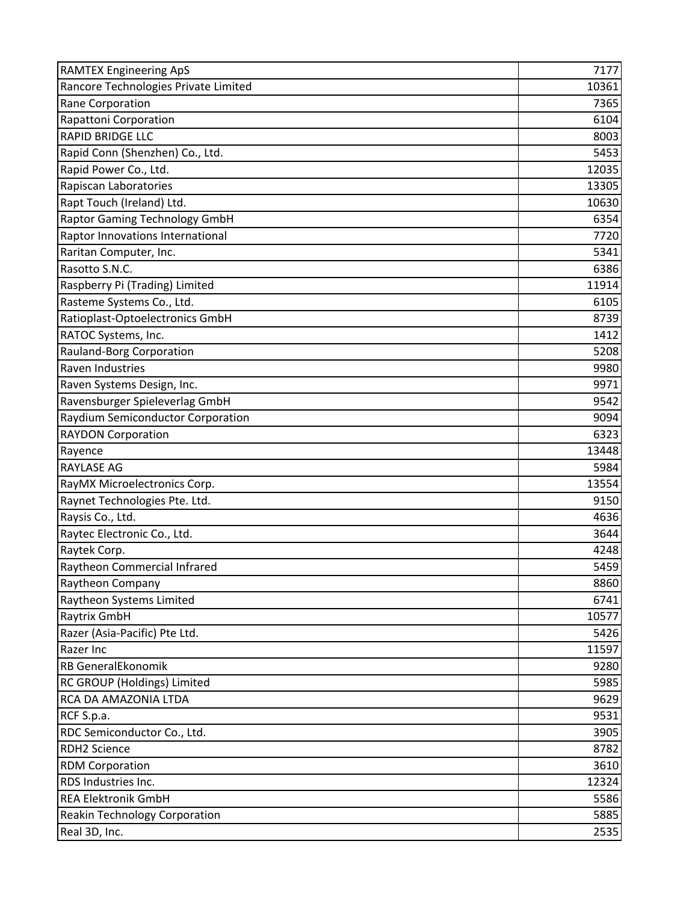| | |
|---|---|
| RAMTEX Engineering ApS | 7177 |
| Rancore Technologies Private Limited | 10361 |
| Rane Corporation | 7365 |
| Rapattoni Corporation | 6104 |
| RAPID BRIDGE LLC | 8003 |
| Rapid Conn (Shenzhen) Co., Ltd. | 5453 |
| Rapid Power Co., Ltd. | 12035 |
| Rapiscan Laboratories | 13305 |
| Rapt Touch (Ireland) Ltd. | 10630 |
| Raptor Gaming Technology GmbH | 6354 |
| Raptor Innovations International | 7720 |
| Raritan Computer, Inc. | 5341 |
| Rasotto S.N.C. | 6386 |
| Raspberry Pi (Trading) Limited | 11914 |
| Rasteme Systems Co., Ltd. | 6105 |
| Ratioplast-Optoelectronics GmbH | 8739 |
| RATOC Systems, Inc. | 1412 |
| Rauland-Borg Corporation | 5208 |
| Raven Industries | 9980 |
| Raven Systems Design, Inc. | 9971 |
| Ravensburger Spieleverlag GmbH | 9542 |
| Raydium Semiconductor Corporation | 9094 |
| RAYDON Corporation | 6323 |
| Rayence | 13448 |
| RAYLASE AG | 5984 |
| RayMX Microelectronics Corp. | 13554 |
| Raynet Technologies Pte. Ltd. | 9150 |
| Raysis Co., Ltd. | 4636 |
| Raytec Electronic Co., Ltd. | 3644 |
| Raytek Corp. | 4248 |
| Raytheon Commercial Infrared | 5459 |
| Raytheon Company | 8860 |
| Raytheon Systems Limited | 6741 |
| Raytrix GmbH | 10577 |
| Razer (Asia-Pacific) Pte Ltd. | 5426 |
| Razer Inc | 11597 |
| RB GeneralEkonomik | 9280 |
| RC GROUP (Holdings) Limited | 5985 |
| RCA DA AMAZONIA LTDA | 9629 |
| RCF S.p.a. | 9531 |
| RDC Semiconductor Co., Ltd. | 3905 |
| RDH2 Science | 8782 |
| RDM Corporation | 3610 |
| RDS Industries Inc. | 12324 |
| REA Elektronik GmbH | 5586 |
| Reakin Technology Corporation | 5885 |
| Real 3D, Inc. | 2535 |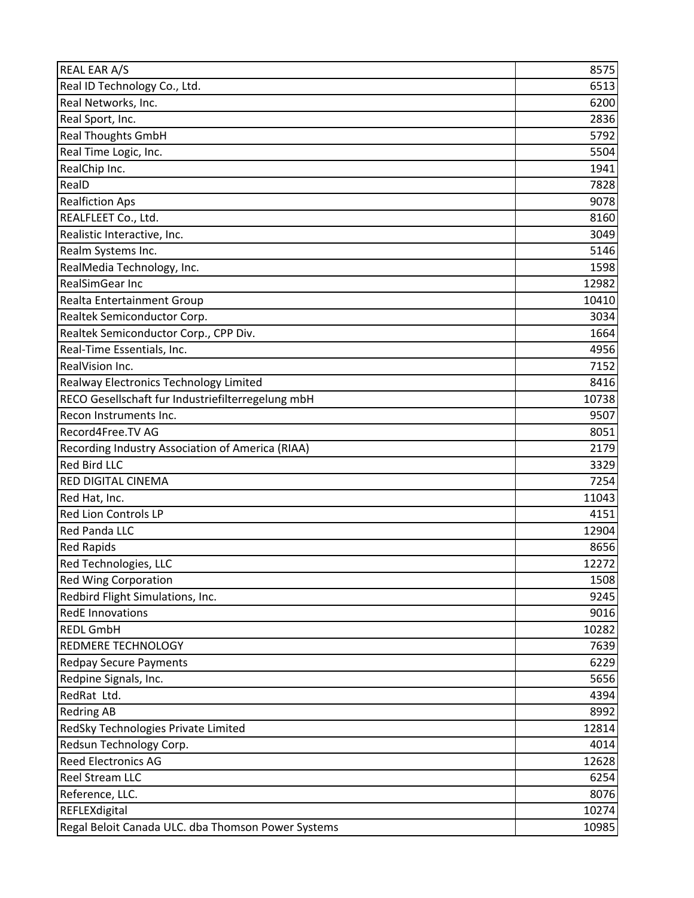| | |
|---|---|
| REAL EAR A/S | 8575 |
| Real ID Technology Co., Ltd. | 6513 |
| Real Networks, Inc. | 6200 |
| Real Sport, Inc. | 2836 |
| Real Thoughts GmbH | 5792 |
| Real Time Logic, Inc. | 5504 |
| RealChip Inc. | 1941 |
| RealD | 7828 |
| Realfiction Aps | 9078 |
| REALFLEET Co., Ltd. | 8160 |
| Realistic Interactive, Inc. | 3049 |
| Realm Systems Inc. | 5146 |
| RealMedia Technology, Inc. | 1598 |
| RealSimGear Inc | 12982 |
| Realta Entertainment Group | 10410 |
| Realtek Semiconductor Corp. | 3034 |
| Realtek Semiconductor Corp., CPP Div. | 1664 |
| Real-Time Essentials, Inc. | 4956 |
| RealVision Inc. | 7152 |
| Realway Electronics Technology Limited | 8416 |
| RECO Gesellschaft fur Industriefilterregelung mbH | 10738 |
| Recon Instruments Inc. | 9507 |
| Record4Free.TV AG | 8051 |
| Recording Industry Association of America (RIAA) | 2179 |
| Red Bird LLC | 3329 |
| RED DIGITAL CINEMA | 7254 |
| Red Hat, Inc. | 11043 |
| Red Lion Controls LP | 4151 |
| Red Panda LLC | 12904 |
| Red Rapids | 8656 |
| Red Technologies, LLC | 12272 |
| Red Wing Corporation | 1508 |
| Redbird Flight Simulations, Inc. | 9245 |
| RedE Innovations | 9016 |
| REDL GmbH | 10282 |
| REDMERE TECHNOLOGY | 7639 |
| Redpay Secure Payments | 6229 |
| Redpine Signals, Inc. | 5656 |
| RedRat Ltd. | 4394 |
| Redring AB | 8992 |
| RedSky Technologies Private Limited | 12814 |
| Redsun Technology Corp. | 4014 |
| Reed Electronics AG | 12628 |
| Reel Stream LLC | 6254 |
| Reference, LLC. | 8076 |
| REFLEXdigital | 10274 |
| Regal Beloit Canada ULC. dba Thomson Power Systems | 10985 |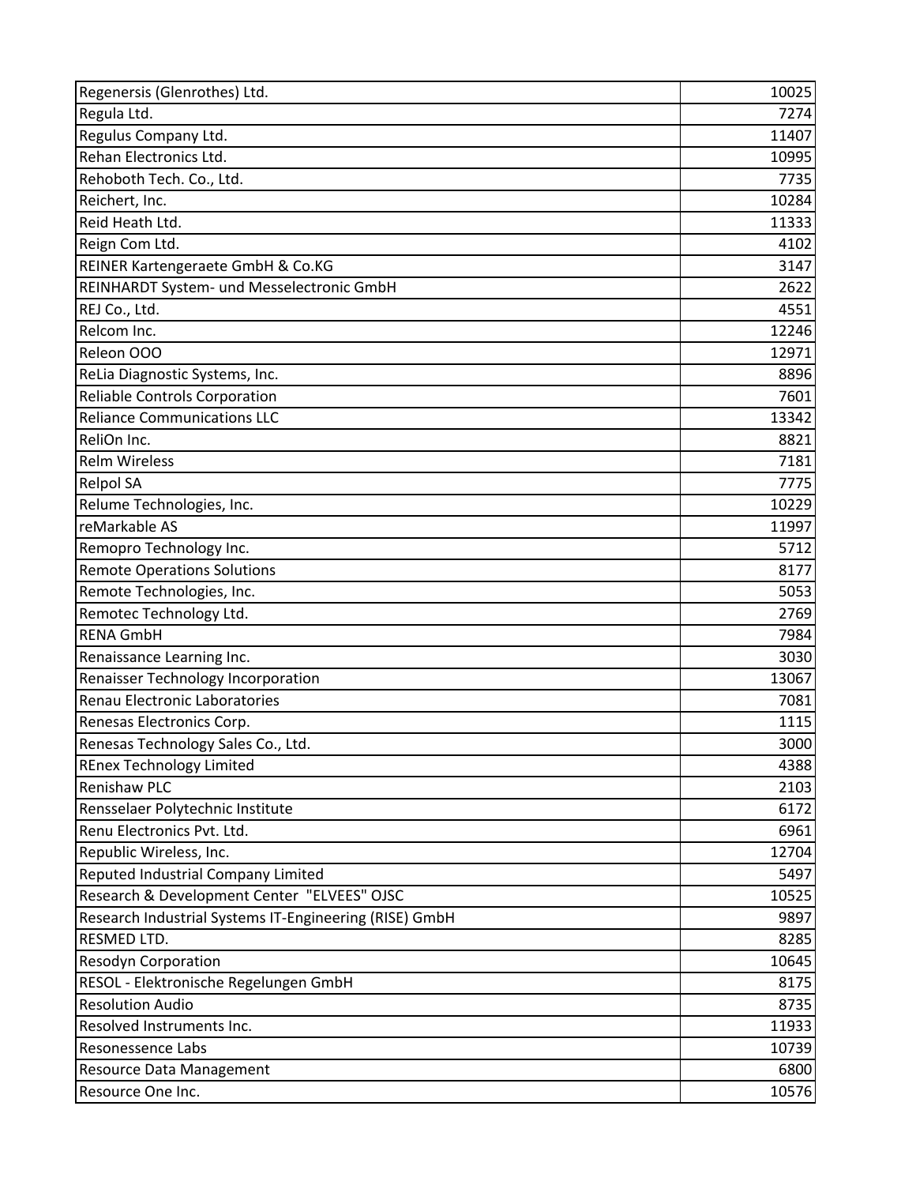| | |
|---|---|
| Regenersis (Glenrothes) Ltd. | 10025 |
| Regula Ltd. | 7274 |
| Regulus Company Ltd. | 11407 |
| Rehan Electronics Ltd. | 10995 |
| Rehoboth Tech. Co., Ltd. | 7735 |
| Reichert, Inc. | 10284 |
| Reid Heath Ltd. | 11333 |
| Reign Com Ltd. | 4102 |
| REINER Kartengeraete GmbH & Co.KG | 3147 |
| REINHARDT System- und Messelectronic GmbH | 2622 |
| REJ Co., Ltd. | 4551 |
| Relcom Inc. | 12246 |
| Releon OOO | 12971 |
| ReLia Diagnostic Systems, Inc. | 8896 |
| Reliable Controls Corporation | 7601 |
| Reliance Communications LLC | 13342 |
| ReliOn Inc. | 8821 |
| Relm Wireless | 7181 |
| Relpol SA | 7775 |
| Relume Technologies, Inc. | 10229 |
| reMarkable AS | 11997 |
| Remopro Technology Inc. | 5712 |
| Remote Operations Solutions | 8177 |
| Remote Technologies, Inc. | 5053 |
| Remotec Technology Ltd. | 2769 |
| RENA GmbH | 7984 |
| Renaissance Learning Inc. | 3030 |
| Renaisser Technology Incorporation | 13067 |
| Renau Electronic Laboratories | 7081 |
| Renesas Electronics Corp. | 1115 |
| Renesas Technology Sales Co., Ltd. | 3000 |
| REnex Technology Limited | 4388 |
| Renishaw PLC | 2103 |
| Rensselaer Polytechnic Institute | 6172 |
| Renu Electronics Pvt. Ltd. | 6961 |
| Republic Wireless, Inc. | 12704 |
| Reputed Industrial Company Limited | 5497 |
| Research & Development Center "ELVEES" OJSC | 10525 |
| Research Industrial Systems IT-Engineering (RISE) GmbH | 9897 |
| RESMED LTD. | 8285 |
| Resodyn Corporation | 10645 |
| RESOL - Elektronische Regelungen GmbH | 8175 |
| Resolution Audio | 8735 |
| Resolved Instruments Inc. | 11933 |
| Resonessence Labs | 10739 |
| Resource Data Management | 6800 |
| Resource One Inc. | 10576 |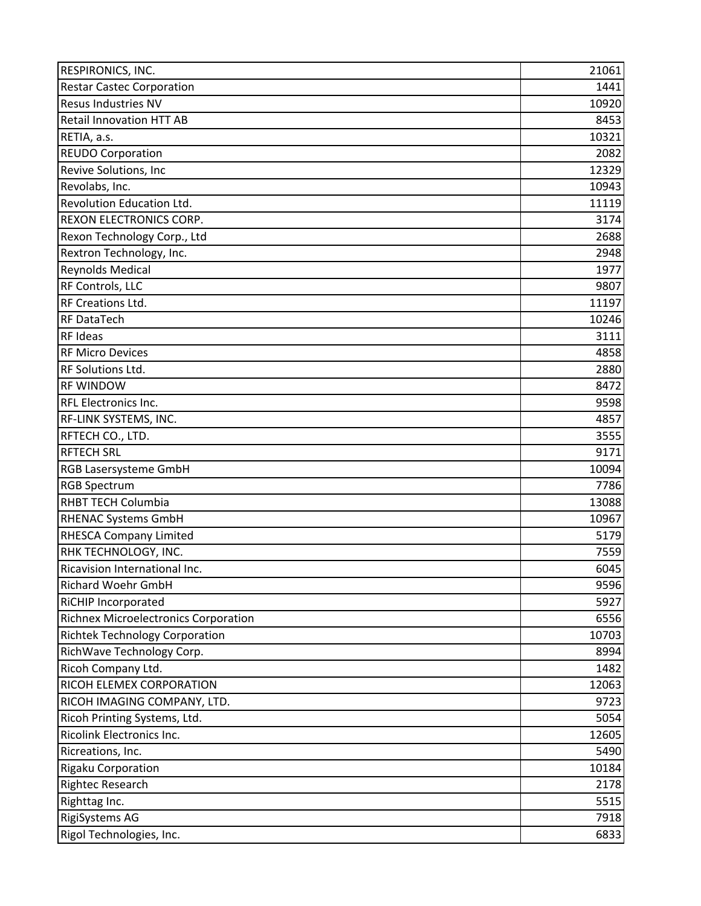| | |
|---|---|
| RESPIRONICS, INC. | 21061 |
| Restar Castec Corporation | 1441 |
| Resus Industries NV | 10920 |
| Retail Innovation HTT AB | 8453 |
| RETIA, a.s. | 10321 |
| REUDO Corporation | 2082 |
| Revive Solutions, Inc | 12329 |
| Revolabs, Inc. | 10943 |
| Revolution Education Ltd. | 11119 |
| REXON ELECTRONICS CORP. | 3174 |
| Rexon Technology Corp., Ltd | 2688 |
| Rextron Technology, Inc. | 2948 |
| Reynolds Medical | 1977 |
| RF Controls, LLC | 9807 |
| RF Creations Ltd. | 11197 |
| RF DataTech | 10246 |
| RF Ideas | 3111 |
| RF Micro Devices | 4858 |
| RF Solutions Ltd. | 2880 |
| RF WINDOW | 8472 |
| RFL Electronics Inc. | 9598 |
| RF-LINK SYSTEMS, INC. | 4857 |
| RFTECH CO., LTD. | 3555 |
| RFTECH SRL | 9171 |
| RGB Lasersysteme GmbH | 10094 |
| RGB Spectrum | 7786 |
| RHBT TECH Columbia | 13088 |
| RHENAC Systems GmbH | 10967 |
| RHESCA Company Limited | 5179 |
| RHK TECHNOLOGY, INC. | 7559 |
| Ricavision International Inc. | 6045 |
| Richard Woehr GmbH | 9596 |
| RiCHIP Incorporated | 5927 |
| Richnex Microelectronics Corporation | 6556 |
| Richtek Technology Corporation | 10703 |
| RichWave Technology Corp. | 8994 |
| Ricoh Company Ltd. | 1482 |
| RICOH ELEMEX CORPORATION | 12063 |
| RICOH IMAGING COMPANY, LTD. | 9723 |
| Ricoh Printing Systems, Ltd. | 5054 |
| Ricolink Electronics Inc. | 12605 |
| Ricreations, Inc. | 5490 |
| Rigaku Corporation | 10184 |
| Rightec Research | 2178 |
| Righttag Inc. | 5515 |
| RigiSystems AG | 7918 |
| Rigol Technologies, Inc. | 6833 |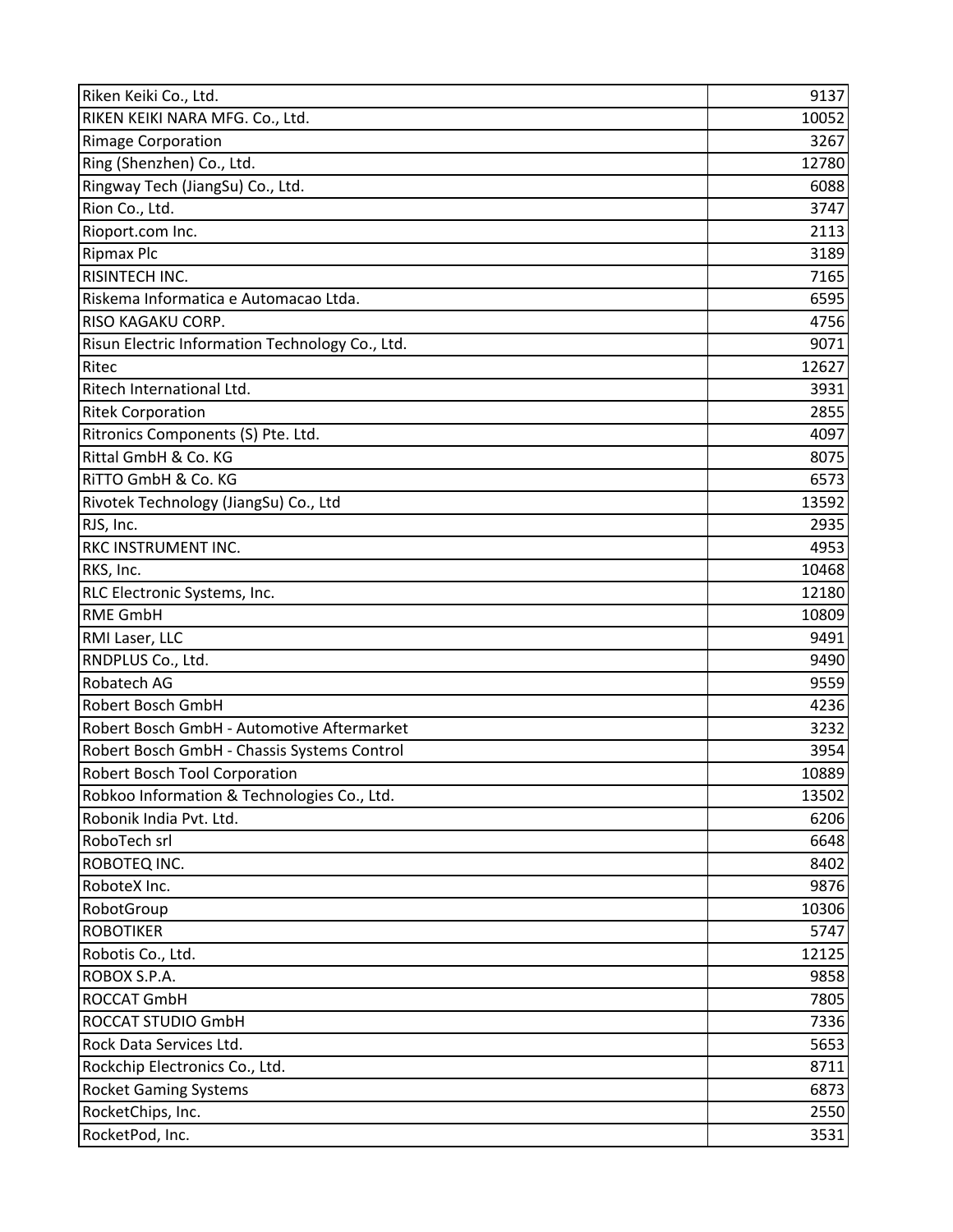| | |
|---|---|
| Riken Keiki Co., Ltd. | 9137 |
| RIKEN KEIKI NARA MFG. Co., Ltd. | 10052 |
| Rimage Corporation | 3267 |
| Ring (Shenzhen) Co., Ltd. | 12780 |
| Ringway Tech (JiangSu) Co., Ltd. | 6088 |
| Rion Co., Ltd. | 3747 |
| Rioport.com Inc. | 2113 |
| Ripmax Plc | 3189 |
| RISINTECH INC. | 7165 |
| Riskema Informatica e Automacao Ltda. | 6595 |
| RISO KAGAKU CORP. | 4756 |
| Risun Electric Information Technology Co., Ltd. | 9071 |
| Ritec | 12627 |
| Ritech International Ltd. | 3931 |
| Ritek Corporation | 2855 |
| Ritronics Components (S) Pte. Ltd. | 4097 |
| Rittal GmbH & Co. KG | 8075 |
| RiTTO GmbH & Co. KG | 6573 |
| Rivotek Technology (JiangSu) Co., Ltd | 13592 |
| RJS, Inc. | 2935 |
| RKC INSTRUMENT INC. | 4953 |
| RKS, Inc. | 10468 |
| RLC Electronic Systems, Inc. | 12180 |
| RME GmbH | 10809 |
| RMI Laser, LLC | 9491 |
| RNDPLUS Co., Ltd. | 9490 |
| Robatech AG | 9559 |
| Robert Bosch GmbH | 4236 |
| Robert Bosch GmbH - Automotive Aftermarket | 3232 |
| Robert Bosch GmbH - Chassis Systems Control | 3954 |
| Robert Bosch Tool Corporation | 10889 |
| Robkoo Information & Technologies Co., Ltd. | 13502 |
| Robonik India Pvt. Ltd. | 6206 |
| RoboTech srl | 6648 |
| ROBOTEQ INC. | 8402 |
| RoboteX Inc. | 9876 |
| RobotGroup | 10306 |
| ROBOTIKER | 5747 |
| Robotis Co., Ltd. | 12125 |
| ROBOX S.P.A. | 9858 |
| ROCCAT GmbH | 7805 |
| ROCCAT STUDIO GmbH | 7336 |
| Rock Data Services Ltd. | 5653 |
| Rockchip Electronics Co., Ltd. | 8711 |
| Rocket Gaming Systems | 6873 |
| RocketChips, Inc. | 2550 |
| RocketPod, Inc. | 3531 |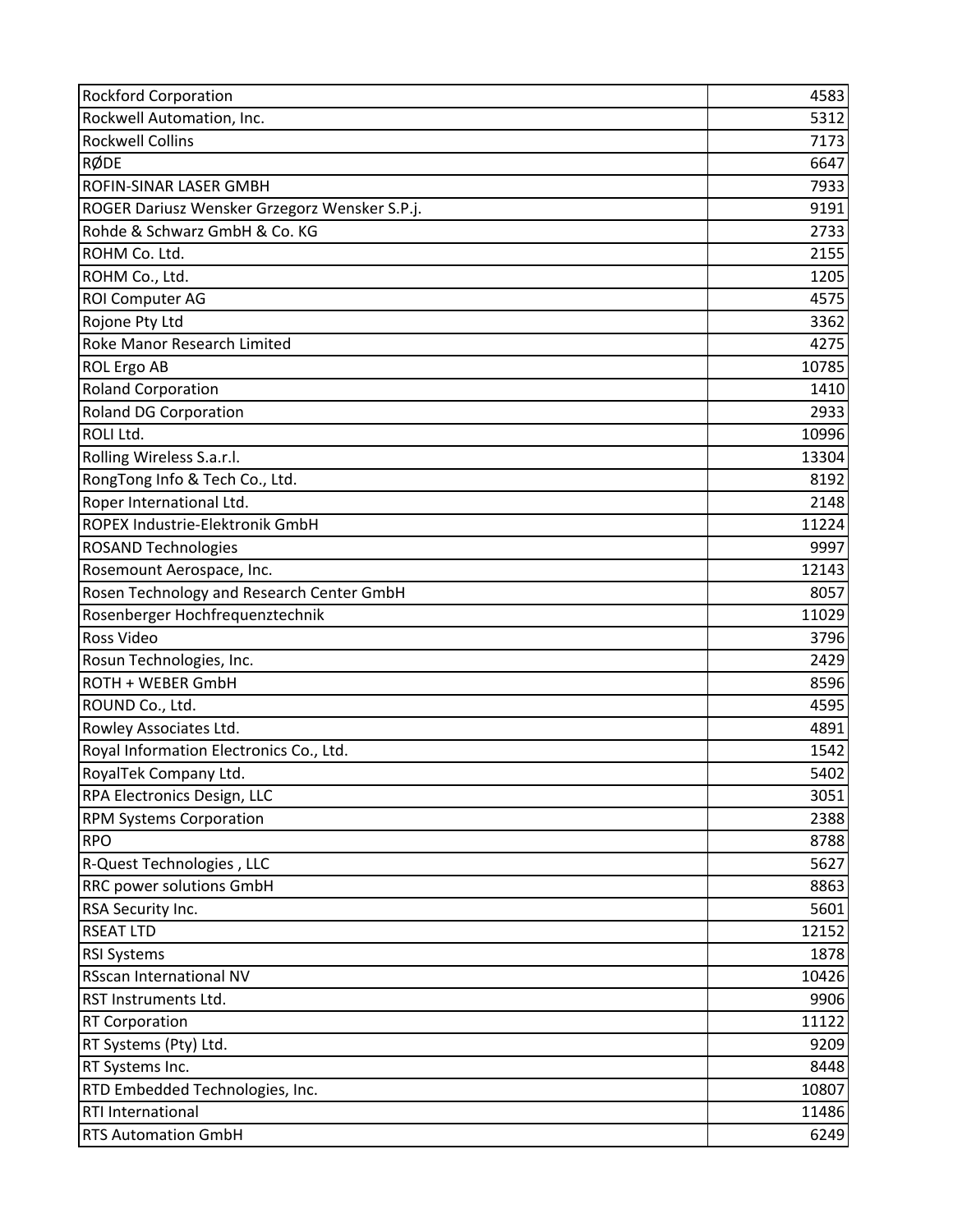| | |
|---|---|
| Rockford Corporation | 4583 |
| Rockwell Automation, Inc. | 5312 |
| Rockwell Collins | 7173 |
| RØDE | 6647 |
| ROFIN-SINAR LASER GMBH | 7933 |
| ROGER Dariusz Wensker Grzegorz Wensker S.P.j. | 9191 |
| Rohde & Schwarz GmbH & Co. KG | 2733 |
| ROHM Co. Ltd. | 2155 |
| ROHM Co., Ltd. | 1205 |
| ROI Computer AG | 4575 |
| Rojone Pty Ltd | 3362 |
| Roke Manor Research Limited | 4275 |
| ROL Ergo AB | 10785 |
| Roland Corporation | 1410 |
| Roland DG Corporation | 2933 |
| ROLI Ltd. | 10996 |
| Rolling Wireless S.a.r.l. | 13304 |
| RongTong Info & Tech Co., Ltd. | 8192 |
| Roper International Ltd. | 2148 |
| ROPEX Industrie-Elektronik GmbH | 11224 |
| ROSAND Technologies | 9997 |
| Rosemount Aerospace, Inc. | 12143 |
| Rosen Technology and Research Center GmbH | 8057 |
| Rosenberger Hochfrequenztechnik | 11029 |
| Ross Video | 3796 |
| Rosun Technologies, Inc. | 2429 |
| ROTH + WEBER GmbH | 8596 |
| ROUND Co., Ltd. | 4595 |
| Rowley Associates Ltd. | 4891 |
| Royal Information Electronics Co., Ltd. | 1542 |
| RoyalTek Company Ltd. | 5402 |
| RPA Electronics Design, LLC | 3051 |
| RPM Systems Corporation | 2388 |
| RPO | 8788 |
| R-Quest Technologies , LLC | 5627 |
| RRC power solutions GmbH | 8863 |
| RSA Security Inc. | 5601 |
| RSEAT LTD | 12152 |
| RSI Systems | 1878 |
| RSscan International NV | 10426 |
| RST Instruments Ltd. | 9906 |
| RT Corporation | 11122 |
| RT Systems (Pty) Ltd. | 9209 |
| RT Systems Inc. | 8448 |
| RTD Embedded Technologies, Inc. | 10807 |
| RTI International | 11486 |
| RTS Automation GmbH | 6249 |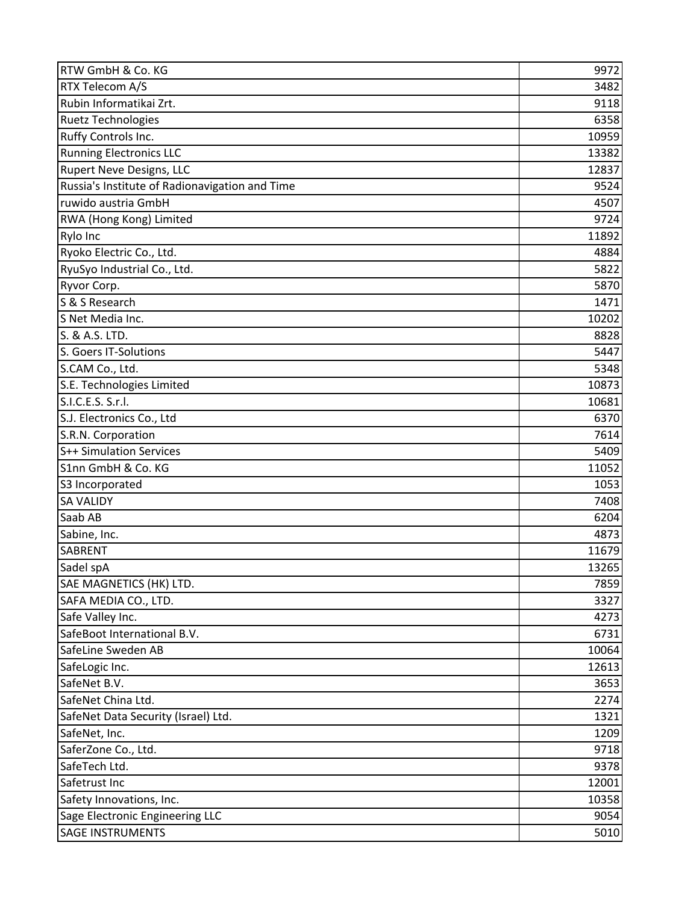| | |
|---|---|
| RTW GmbH & Co. KG | 9972 |
| RTX Telecom A/S | 3482 |
| Rubin Informatikai Zrt. | 9118 |
| Ruetz Technologies | 6358 |
| Ruffy Controls Inc. | 10959 |
| Running Electronics LLC | 13382 |
| Rupert Neve Designs, LLC | 12837 |
| Russia's Institute of Radionavigation and Time | 9524 |
| ruwido austria GmbH | 4507 |
| RWA (Hong Kong) Limited | 9724 |
| Rylo Inc | 11892 |
| Ryoko Electric Co., Ltd. | 4884 |
| RyuSyo Industrial Co., Ltd. | 5822 |
| Ryvor Corp. | 5870 |
| S & S Research | 1471 |
| S Net Media Inc. | 10202 |
| S. & A.S. LTD. | 8828 |
| S. Goers IT-Solutions | 5447 |
| S.CAM Co., Ltd. | 5348 |
| S.E. Technologies Limited | 10873 |
| S.I.C.E.S. S.r.l. | 10681 |
| S.J. Electronics Co., Ltd | 6370 |
| S.R.N. Corporation | 7614 |
| S++ Simulation Services | 5409 |
| S1nn GmbH & Co. KG | 11052 |
| S3 Incorporated | 1053 |
| SA VALIDY | 7408 |
| Saab AB | 6204 |
| Sabine, Inc. | 4873 |
| SABRENT | 11679 |
| Sadel spA | 13265 |
| SAE MAGNETICS (HK) LTD. | 7859 |
| SAFA MEDIA CO., LTD. | 3327 |
| Safe Valley Inc. | 4273 |
| SafeBoot International B.V. | 6731 |
| SafeLine Sweden AB | 10064 |
| SafeLogic Inc. | 12613 |
| SafeNet B.V. | 3653 |
| SafeNet China Ltd. | 2274 |
| SafeNet Data Security (Israel) Ltd. | 1321 |
| SafeNet, Inc. | 1209 |
| SaferZone Co., Ltd. | 9718 |
| SafeTech Ltd. | 9378 |
| Safetrust Inc | 12001 |
| Safety Innovations, Inc. | 10358 |
| Sage Electronic Engineering LLC | 9054 |
| SAGE INSTRUMENTS | 5010 |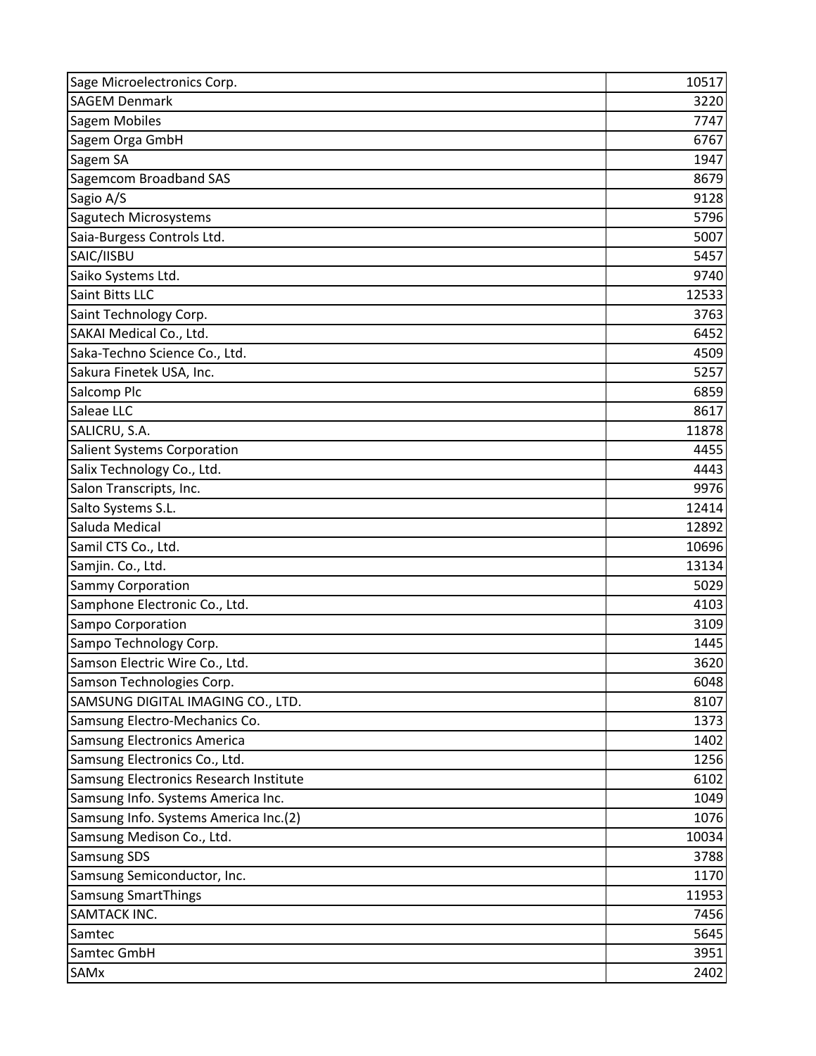| | |
|---|---|
| Sage Microelectronics Corp. | 10517 |
| SAGEM Denmark | 3220 |
| Sagem Mobiles | 7747 |
| Sagem Orga GmbH | 6767 |
| Sagem SA | 1947 |
| Sagemcom Broadband SAS | 8679 |
| Sagio A/S | 9128 |
| Sagutech Microsystems | 5796 |
| Saia-Burgess Controls Ltd. | 5007 |
| SAIC/IISBU | 5457 |
| Saiko Systems Ltd. | 9740 |
| Saint Bitts LLC | 12533 |
| Saint Technology Corp. | 3763 |
| SAKAI Medical Co., Ltd. | 6452 |
| Saka-Techno Science Co., Ltd. | 4509 |
| Sakura Finetek USA, Inc. | 5257 |
| Salcomp Plc | 6859 |
| Saleae LLC | 8617 |
| SALICRU, S.A. | 11878 |
| Salient Systems Corporation | 4455 |
| Salix Technology Co., Ltd. | 4443 |
| Salon Transcripts, Inc. | 9976 |
| Salto Systems S.L. | 12414 |
| Saluda Medical | 12892 |
| Samil CTS Co., Ltd. | 10696 |
| Samjin. Co., Ltd. | 13134 |
| Sammy Corporation | 5029 |
| Samphone Electronic Co., Ltd. | 4103 |
| Sampo Corporation | 3109 |
| Sampo Technology Corp. | 1445 |
| Samson Electric Wire Co., Ltd. | 3620 |
| Samson Technologies Corp. | 6048 |
| SAMSUNG DIGITAL IMAGING CO., LTD. | 8107 |
| Samsung Electro-Mechanics Co. | 1373 |
| Samsung Electronics America | 1402 |
| Samsung Electronics Co., Ltd. | 1256 |
| Samsung Electronics Research Institute | 6102 |
| Samsung Info. Systems America Inc. | 1049 |
| Samsung Info. Systems America Inc.(2) | 1076 |
| Samsung Medison Co., Ltd. | 10034 |
| Samsung SDS | 3788 |
| Samsung Semiconductor, Inc. | 1170 |
| Samsung SmartThings | 11953 |
| SAMTACK INC. | 7456 |
| Samtec | 5645 |
| Samtec GmbH | 3951 |
| SAMx | 2402 |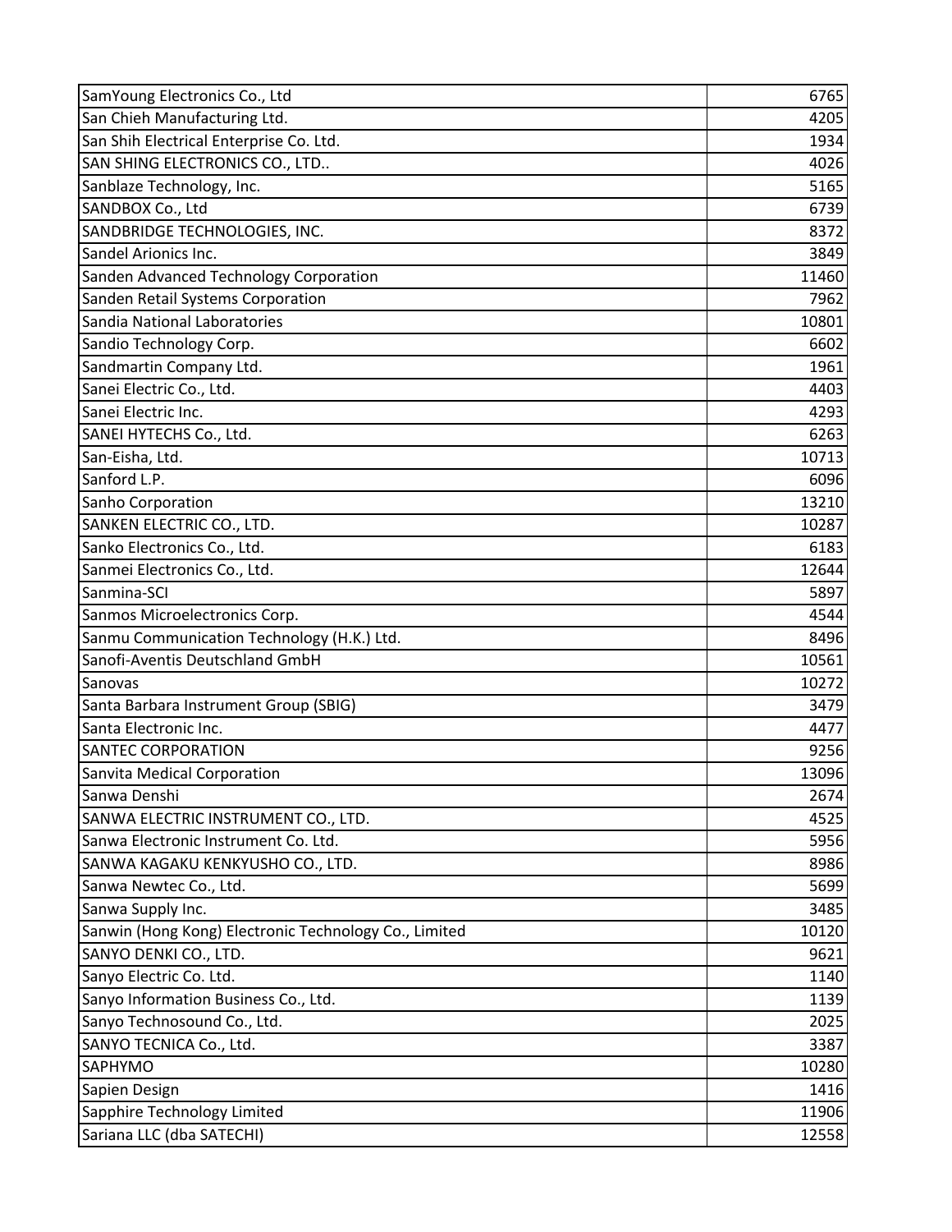| | |
|---|---|
| SamYoung Electronics Co., Ltd | 6765 |
| San Chieh Manufacturing Ltd. | 4205 |
| San Shih Electrical Enterprise Co. Ltd. | 1934 |
| SAN SHING ELECTRONICS CO., LTD.. | 4026 |
| Sanblaze Technology, Inc. | 5165 |
| SANDBOX Co., Ltd | 6739 |
| SANDBRIDGE TECHNOLOGIES, INC. | 8372 |
| Sandel Arionics Inc. | 3849 |
| Sanden Advanced Technology Corporation | 11460 |
| Sanden Retail Systems Corporation | 7962 |
| Sandia National Laboratories | 10801 |
| Sandio Technology Corp. | 6602 |
| Sandmartin Company Ltd. | 1961 |
| Sanei Electric Co., Ltd. | 4403 |
| Sanei Electric Inc. | 4293 |
| SANEI HYTECHS Co., Ltd. | 6263 |
| San-Eisha, Ltd. | 10713 |
| Sanford L.P. | 6096 |
| Sanho Corporation | 13210 |
| SANKEN ELECTRIC CO., LTD. | 10287 |
| Sanko Electronics Co., Ltd. | 6183 |
| Sanmei Electronics Co., Ltd. | 12644 |
| Sanmina-SCI | 5897 |
| Sanmos Microelectronics Corp. | 4544 |
| Sanmu Communication Technology (H.K.) Ltd. | 8496 |
| Sanofi-Aventis Deutschland GmbH | 10561 |
| Sanovas | 10272 |
| Santa Barbara Instrument Group (SBIG) | 3479 |
| Santa Electronic Inc. | 4477 |
| SANTEC CORPORATION | 9256 |
| Sanvita Medical Corporation | 13096 |
| Sanwa Denshi | 2674 |
| SANWA ELECTRIC INSTRUMENT CO., LTD. | 4525 |
| Sanwa Electronic Instrument Co. Ltd. | 5956 |
| SANWA KAGAKU KENKYUSHO CO., LTD. | 8986 |
| Sanwa Newtec Co., Ltd. | 5699 |
| Sanwa Supply Inc. | 3485 |
| Sanwin (Hong Kong) Electronic Technology Co., Limited | 10120 |
| SANYO DENKI CO., LTD. | 9621 |
| Sanyo Electric Co. Ltd. | 1140 |
| Sanyo Information Business Co., Ltd. | 1139 |
| Sanyo Technosound Co., Ltd. | 2025 |
| SANYO TECNICA Co., Ltd. | 3387 |
| SAPHYMO | 10280 |
| Sapien Design | 1416 |
| Sapphire Technology Limited | 11906 |
| Sariana LLC (dba SATECHI) | 12558 |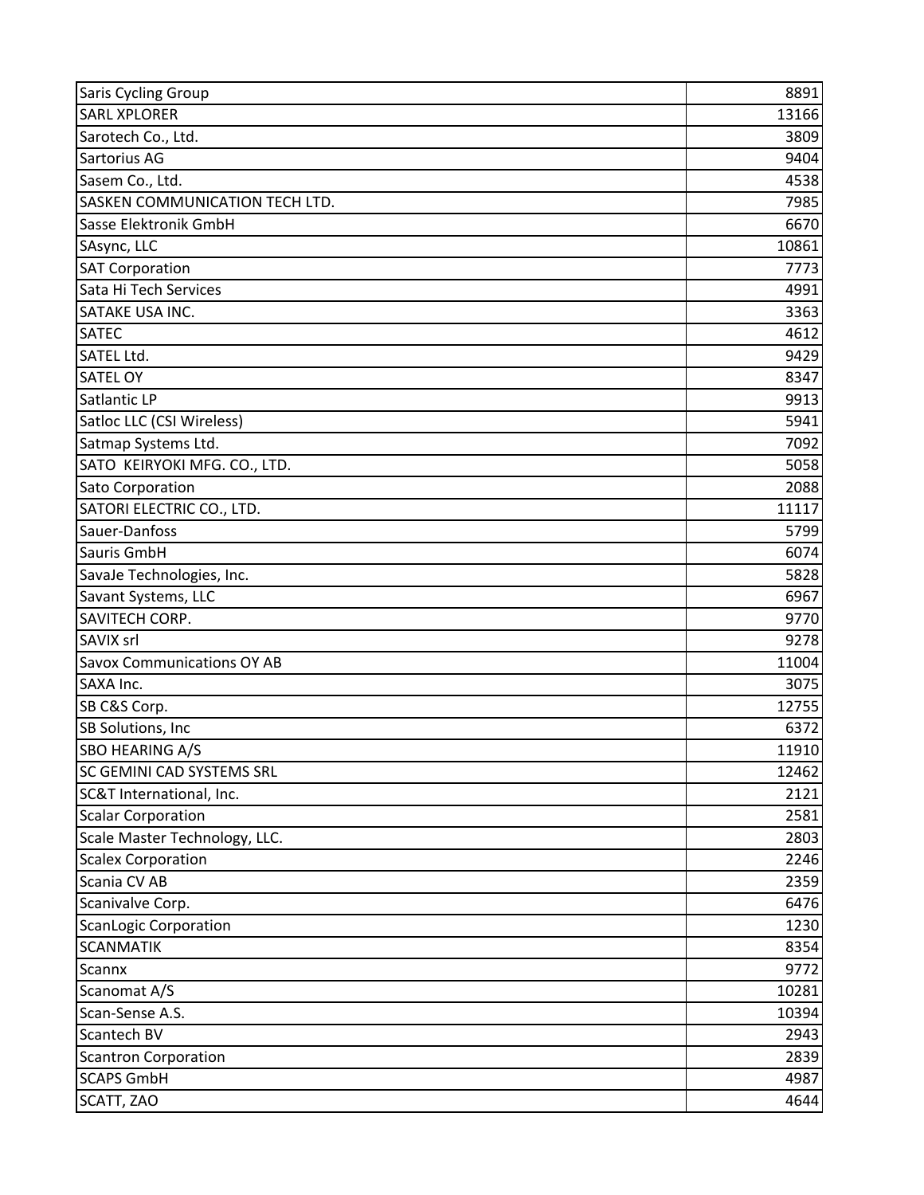| | |
|---|---|
| Saris Cycling Group | 8891 |
| SARL XPLORER | 13166 |
| Sarotech Co., Ltd. | 3809 |
| Sartorius AG | 9404 |
| Sasem Co., Ltd. | 4538 |
| SASKEN COMMUNICATION TECH LTD. | 7985 |
| Sasse Elektronik GmbH | 6670 |
| SAsync, LLC | 10861 |
| SAT Corporation | 7773 |
| Sata Hi Tech Services | 4991 |
| SATAKE USA INC. | 3363 |
| SATEC | 4612 |
| SATEL Ltd. | 9429 |
| SATEL OY | 8347 |
| Satlantic LP | 9913 |
| Satloc LLC (CSI Wireless) | 5941 |
| Satmap Systems Ltd. | 7092 |
| SATO  KEIRYOKI MFG. CO., LTD. | 5058 |
| Sato Corporation | 2088 |
| SATORI ELECTRIC CO., LTD. | 11117 |
| Sauer-Danfoss | 5799 |
| Sauris GmbH | 6074 |
| SavaJe Technologies, Inc. | 5828 |
| Savant Systems, LLC | 6967 |
| SAVITECH CORP. | 9770 |
| SAVIX srl | 9278 |
| Savox Communications OY AB | 11004 |
| SAXA Inc. | 3075 |
| SB C&S Corp. | 12755 |
| SB Solutions, Inc | 6372 |
| SBO HEARING A/S | 11910 |
| SC GEMINI CAD SYSTEMS SRL | 12462 |
| SC&T International, Inc. | 2121 |
| Scalar Corporation | 2581 |
| Scale Master Technology, LLC. | 2803 |
| Scalex Corporation | 2246 |
| Scania CV AB | 2359 |
| Scanivalve Corp. | 6476 |
| ScanLogic Corporation | 1230 |
| SCANMATIK | 8354 |
| Scannx | 9772 |
| Scanomat A/S | 10281 |
| Scan-Sense A.S. | 10394 |
| Scantech BV | 2943 |
| Scantron Corporation | 2839 |
| SCAPS GmbH | 4987 |
| SCATT, ZAO | 4644 |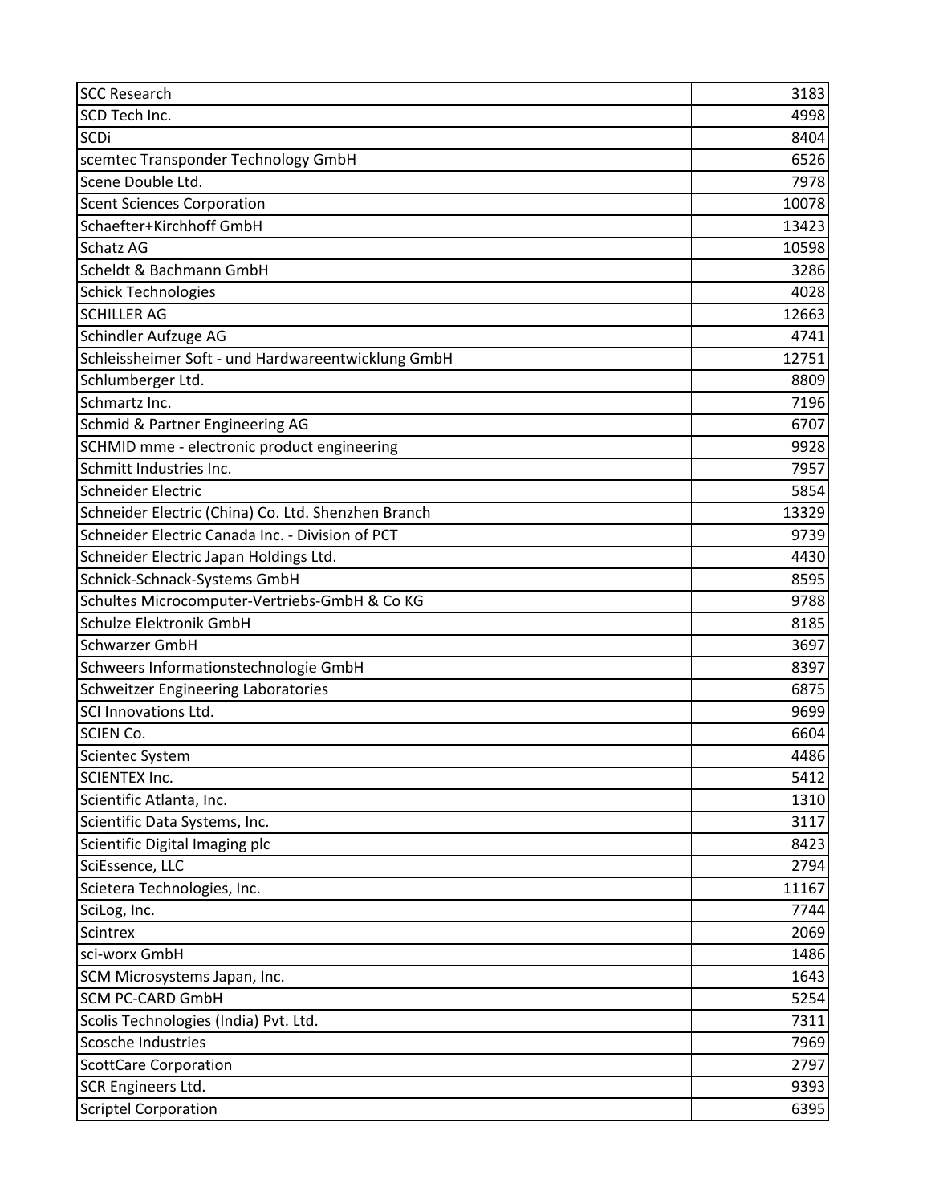| | |
|---|---|
| SCC Research | 3183 |
| SCD Tech Inc. | 4998 |
| SCDi | 8404 |
| scemtec Transponder Technology GmbH | 6526 |
| Scene Double Ltd. | 7978 |
| Scent Sciences Corporation | 10078 |
| Schaefter+Kirchhoff GmbH | 13423 |
| Schatz AG | 10598 |
| Scheldt & Bachmann GmbH | 3286 |
| Schick Technologies | 4028 |
| SCHILLER AG | 12663 |
| Schindler Aufzuge AG | 4741 |
| Schleissheimer Soft - und Hardwareentwicklung GmbH | 12751 |
| Schlumberger Ltd. | 8809 |
| Schmartz Inc. | 7196 |
| Schmid & Partner Engineering AG | 6707 |
| SCHMID mme - electronic product engineering | 9928 |
| Schmitt Industries Inc. | 7957 |
| Schneider Electric | 5854 |
| Schneider Electric (China) Co. Ltd. Shenzhen Branch | 13329 |
| Schneider Electric Canada Inc. - Division of PCT | 9739 |
| Schneider Electric Japan Holdings Ltd. | 4430 |
| Schnick-Schnack-Systems GmbH | 8595 |
| Schultes Microcomputer-Vertriebs-GmbH & Co KG | 9788 |
| Schulze Elektronik GmbH | 8185 |
| Schwarzer GmbH | 3697 |
| Schweers Informationstechnologie GmbH | 8397 |
| Schweitzer Engineering Laboratories | 6875 |
| SCI Innovations Ltd. | 9699 |
| SCIEN Co. | 6604 |
| Scientec System | 4486 |
| SCIENTEX Inc. | 5412 |
| Scientific Atlanta, Inc. | 1310 |
| Scientific Data Systems, Inc. | 3117 |
| Scientific Digital Imaging plc | 8423 |
| SciEssence, LLC | 2794 |
| Scietera Technologies, Inc. | 11167 |
| SciLog, Inc. | 7744 |
| Scintrex | 2069 |
| sci-worx GmbH | 1486 |
| SCM Microsystems Japan, Inc. | 1643 |
| SCM PC-CARD GmbH | 5254 |
| Scolis Technologies (India) Pvt. Ltd. | 7311 |
| Scosche Industries | 7969 |
| ScottCare Corporation | 2797 |
| SCR Engineers Ltd. | 9393 |
| Scriptel Corporation | 6395 |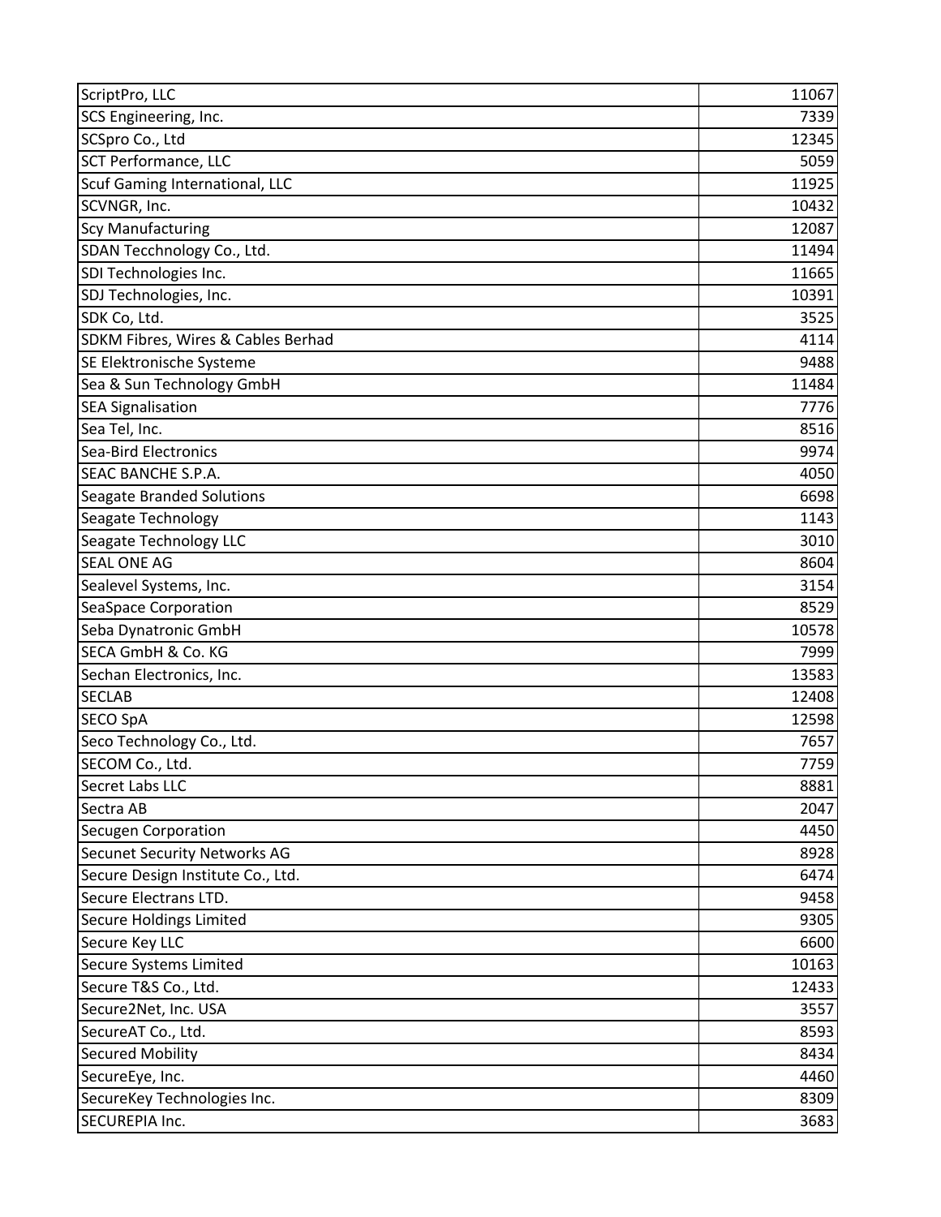| | |
|---|---|
| ScriptPro, LLC | 11067 |
| SCS Engineering, Inc. | 7339 |
| SCSpro Co., Ltd | 12345 |
| SCT Performance, LLC | 5059 |
| Scuf Gaming International, LLC | 11925 |
| SCVNGR, Inc. | 10432 |
| Scy Manufacturing | 12087 |
| SDAN Tecchnology Co., Ltd. | 11494 |
| SDI Technologies Inc. | 11665 |
| SDJ Technologies, Inc. | 10391 |
| SDK Co, Ltd. | 3525 |
| SDKM Fibres, Wires & Cables Berhad | 4114 |
| SE Elektronische Systeme | 9488 |
| Sea & Sun Technology GmbH | 11484 |
| SEA Signalisation | 7776 |
| Sea Tel, Inc. | 8516 |
| Sea-Bird Electronics | 9974 |
| SEAC BANCHE S.P.A. | 4050 |
| Seagate Branded Solutions | 6698 |
| Seagate Technology | 1143 |
| Seagate Technology LLC | 3010 |
| SEAL ONE AG | 8604 |
| Sealevel Systems, Inc. | 3154 |
| SeaSpace Corporation | 8529 |
| Seba Dynatronic GmbH | 10578 |
| SECA GmbH & Co. KG | 7999 |
| Sechan Electronics, Inc. | 13583 |
| SECLAB | 12408 |
| SECO SpA | 12598 |
| Seco Technology Co., Ltd. | 7657 |
| SECOM Co., Ltd. | 7759 |
| Secret Labs LLC | 8881 |
| Sectra AB | 2047 |
| Secugen Corporation | 4450 |
| Secunet Security Networks AG | 8928 |
| Secure Design Institute Co., Ltd. | 6474 |
| Secure Electrans LTD. | 9458 |
| Secure Holdings Limited | 9305 |
| Secure Key LLC | 6600 |
| Secure Systems Limited | 10163 |
| Secure T&S Co., Ltd. | 12433 |
| Secure2Net, Inc. USA | 3557 |
| SecureAT Co., Ltd. | 8593 |
| Secured Mobility | 8434 |
| SecureEye, Inc. | 4460 |
| SecureKey Technologies Inc. | 8309 |
| SECUREPIA Inc. | 3683 |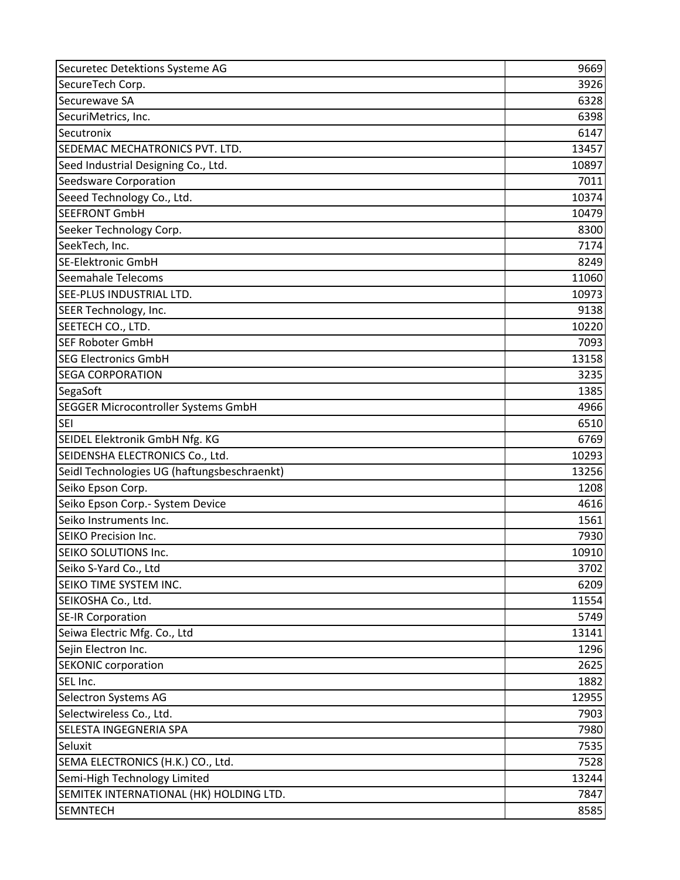| | |
|---|---|
| Securetec Detektions Systeme AG | 9669 |
| SecureTech Corp. | 3926 |
| Securewave SA | 6328 |
| SecuriMetrics, Inc. | 6398 |
| Secutronix | 6147 |
| SEDEMAC MECHATRONICS PVT. LTD. | 13457 |
| Seed Industrial Designing Co., Ltd. | 10897 |
| Seedsware Corporation | 7011 |
| Seeed Technology Co., Ltd. | 10374 |
| SEEFRONT GmbH | 10479 |
| Seeker Technology Corp. | 8300 |
| SeekTech, Inc. | 7174 |
| SE-Elektronic GmbH | 8249 |
| Seemahale Telecoms | 11060 |
| SEE-PLUS INDUSTRIAL LTD. | 10973 |
| SEER Technology, Inc. | 9138 |
| SEETECH CO., LTD. | 10220 |
| SEF Roboter GmbH | 7093 |
| SEG Electronics GmbH | 13158 |
| SEGA CORPORATION | 3235 |
| SegaSoft | 1385 |
| SEGGER Microcontroller Systems GmbH | 4966 |
| SEI | 6510 |
| SEIDEL Elektronik GmbH Nfg. KG | 6769 |
| SEIDENSHA ELECTRONICS Co., Ltd. | 10293 |
| Seidl Technologies UG (haftungsbeschraenkt) | 13256 |
| Seiko Epson Corp. | 1208 |
| Seiko Epson Corp.- System Device | 4616 |
| Seiko Instruments Inc. | 1561 |
| SEIKO Precision Inc. | 7930 |
| SEIKO SOLUTIONS Inc. | 10910 |
| Seiko S-Yard Co., Ltd | 3702 |
| SEIKO TIME SYSTEM INC. | 6209 |
| SEIKOSHA Co., Ltd. | 11554 |
| SE-IR Corporation | 5749 |
| Seiwa Electric Mfg. Co., Ltd | 13141 |
| Sejin Electron Inc. | 1296 |
| SEKONIC corporation | 2625 |
| SEL Inc. | 1882 |
| Selectron Systems AG | 12955 |
| Selectwireless Co., Ltd. | 7903 |
| SELESTA INGEGNERIA SPA | 7980 |
| Seluxit | 7535 |
| SEMA ELECTRONICS (H.K.) CO., Ltd. | 7528 |
| Semi-High Technology Limited | 13244 |
| SEMITEK INTERNATIONAL (HK) HOLDING LTD. | 7847 |
| SEMNTECH | 8585 |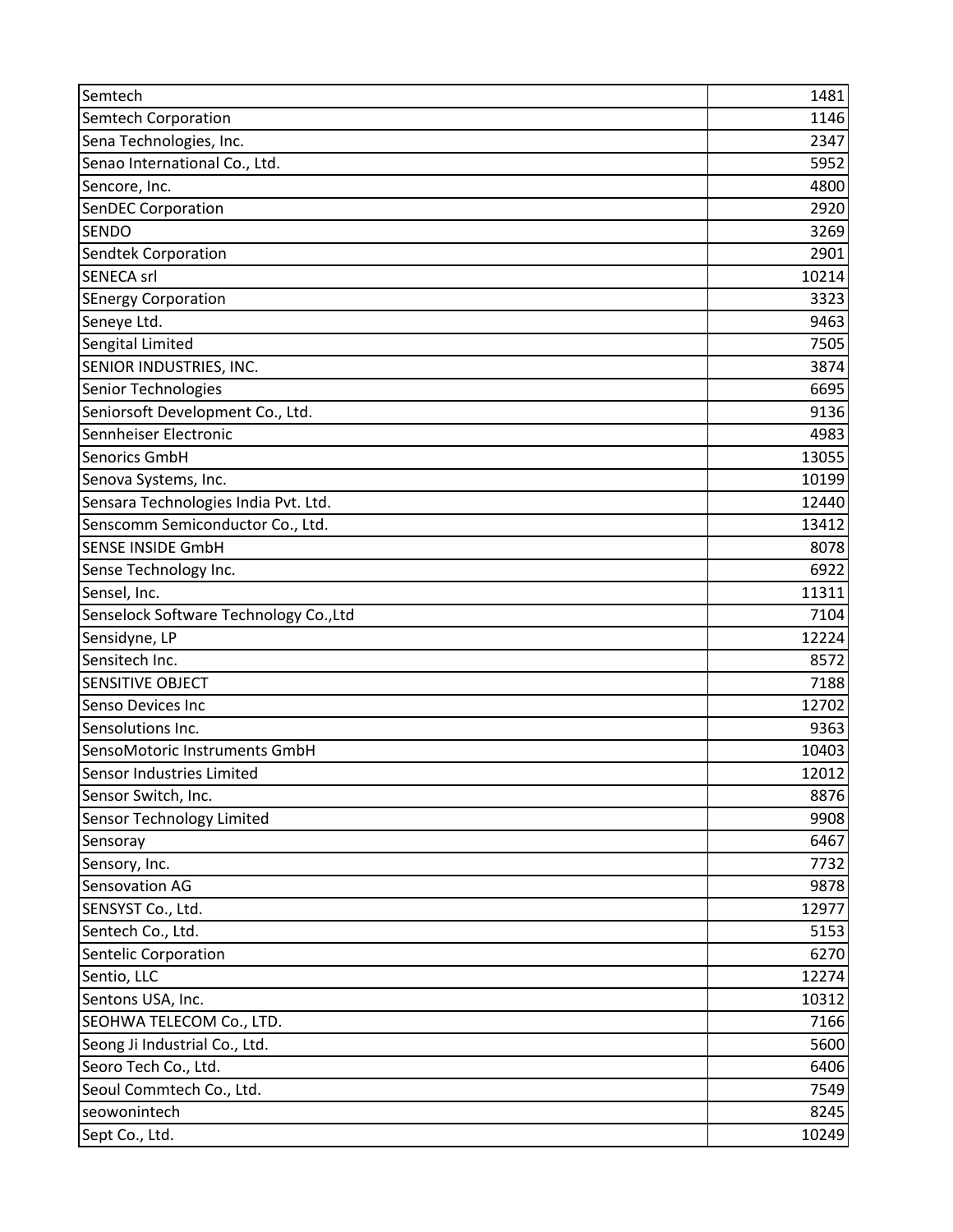| | |
|---|---|
| Semtech | 1481 |
| Semtech Corporation | 1146 |
| Sena Technologies, Inc. | 2347 |
| Senao International Co., Ltd. | 5952 |
| Sencore, Inc. | 4800 |
| SenDEC Corporation | 2920 |
| SENDO | 3269 |
| Sendtek Corporation | 2901 |
| SENECA srl | 10214 |
| SEnergy Corporation | 3323 |
| Seneye Ltd. | 9463 |
| Sengital Limited | 7505 |
| SENIOR INDUSTRIES, INC. | 3874 |
| Senior Technologies | 6695 |
| Seniorsoft Development Co., Ltd. | 9136 |
| Sennheiser Electronic | 4983 |
| Senorics GmbH | 13055 |
| Senova Systems, Inc. | 10199 |
| Sensara Technologies India Pvt. Ltd. | 12440 |
| Senscomm Semiconductor Co., Ltd. | 13412 |
| SENSE INSIDE GmbH | 8078 |
| Sense Technology Inc. | 6922 |
| Sensel, Inc. | 11311 |
| Senselock Software Technology Co.,Ltd | 7104 |
| Sensidyne, LP | 12224 |
| Sensitech Inc. | 8572 |
| SENSITIVE OBJECT | 7188 |
| Senso Devices Inc | 12702 |
| Sensolutions Inc. | 9363 |
| SensoMotoric Instruments GmbH | 10403 |
| Sensor Industries Limited | 12012 |
| Sensor Switch, Inc. | 8876 |
| Sensor Technology Limited | 9908 |
| Sensoray | 6467 |
| Sensory, Inc. | 7732 |
| Sensovation AG | 9878 |
| SENSYST Co., Ltd. | 12977 |
| Sentech Co., Ltd. | 5153 |
| Sentelic Corporation | 6270 |
| Sentio, LLC | 12274 |
| Sentons USA, Inc. | 10312 |
| SEOHWA TELECOM Co., LTD. | 7166 |
| Seong Ji Industrial Co., Ltd. | 5600 |
| Seoro Tech Co., Ltd. | 6406 |
| Seoul Commtech Co., Ltd. | 7549 |
| seowonintech | 8245 |
| Sept Co., Ltd. | 10249 |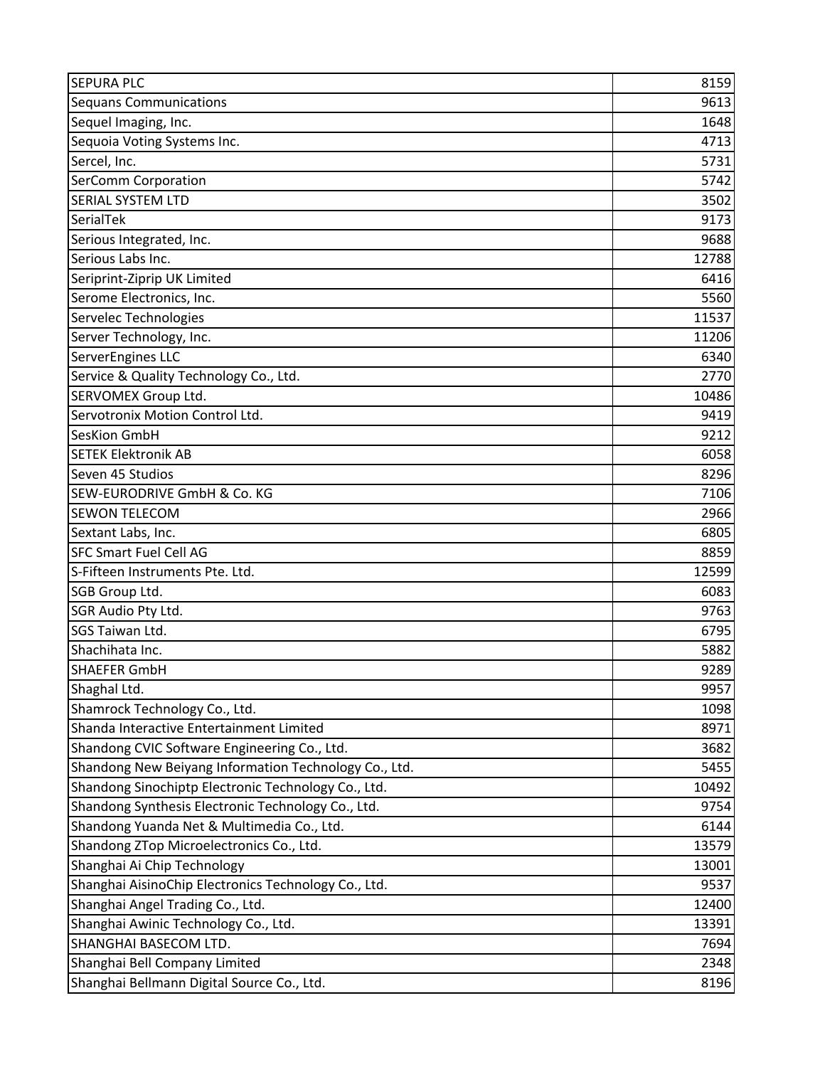| | |
|---|---|
| SEPURA PLC | 8159 |
| Sequans Communications | 9613 |
| Sequel Imaging, Inc. | 1648 |
| Sequoia Voting Systems Inc. | 4713 |
| Sercel, Inc. | 5731 |
| SerComm Corporation | 5742 |
| SERIAL SYSTEM LTD | 3502 |
| SerialTek | 9173 |
| Serious Integrated, Inc. | 9688 |
| Serious Labs Inc. | 12788 |
| Seriprint-Ziprip UK Limited | 6416 |
| Serome Electronics, Inc. | 5560 |
| Servelec Technologies | 11537 |
| Server Technology, Inc. | 11206 |
| ServerEngines LLC | 6340 |
| Service & Quality Technology Co., Ltd. | 2770 |
| SERVOMEX Group Ltd. | 10486 |
| Servotronix Motion Control Ltd. | 9419 |
| SesKion GmbH | 9212 |
| SETEK Elektronik AB | 6058 |
| Seven 45 Studios | 8296 |
| SEW-EURODRIVE GmbH & Co. KG | 7106 |
| SEWON TELECOM | 2966 |
| Sextant Labs, Inc. | 6805 |
| SFC Smart Fuel Cell AG | 8859 |
| S-Fifteen Instruments Pte. Ltd. | 12599 |
| SGB Group Ltd. | 6083 |
| SGR Audio Pty Ltd. | 9763 |
| SGS Taiwan Ltd. | 6795 |
| Shachihata Inc. | 5882 |
| SHAEFER GmbH | 9289 |
| Shaghal Ltd. | 9957 |
| Shamrock Technology Co., Ltd. | 1098 |
| Shanda Interactive Entertainment Limited | 8971 |
| Shandong CVIC Software Engineering Co., Ltd. | 3682 |
| Shandong New Beiyang Information Technology Co., Ltd. | 5455 |
| Shandong Sinochiptp Electronic Technology Co., Ltd. | 10492 |
| Shandong Synthesis Electronic Technology Co., Ltd. | 9754 |
| Shandong Yuanda Net & Multimedia Co., Ltd. | 6144 |
| Shandong ZTop Microelectronics Co., Ltd. | 13579 |
| Shanghai Ai Chip Technology | 13001 |
| Shanghai AisinoChip Electronics Technology Co., Ltd. | 9537 |
| Shanghai Angel Trading Co., Ltd. | 12400 |
| Shanghai Awinic Technology Co., Ltd. | 13391 |
| SHANGHAI BASECOM LTD. | 7694 |
| Shanghai Bell Company Limited | 2348 |
| Shanghai Bellmann Digital Source Co., Ltd. | 8196 |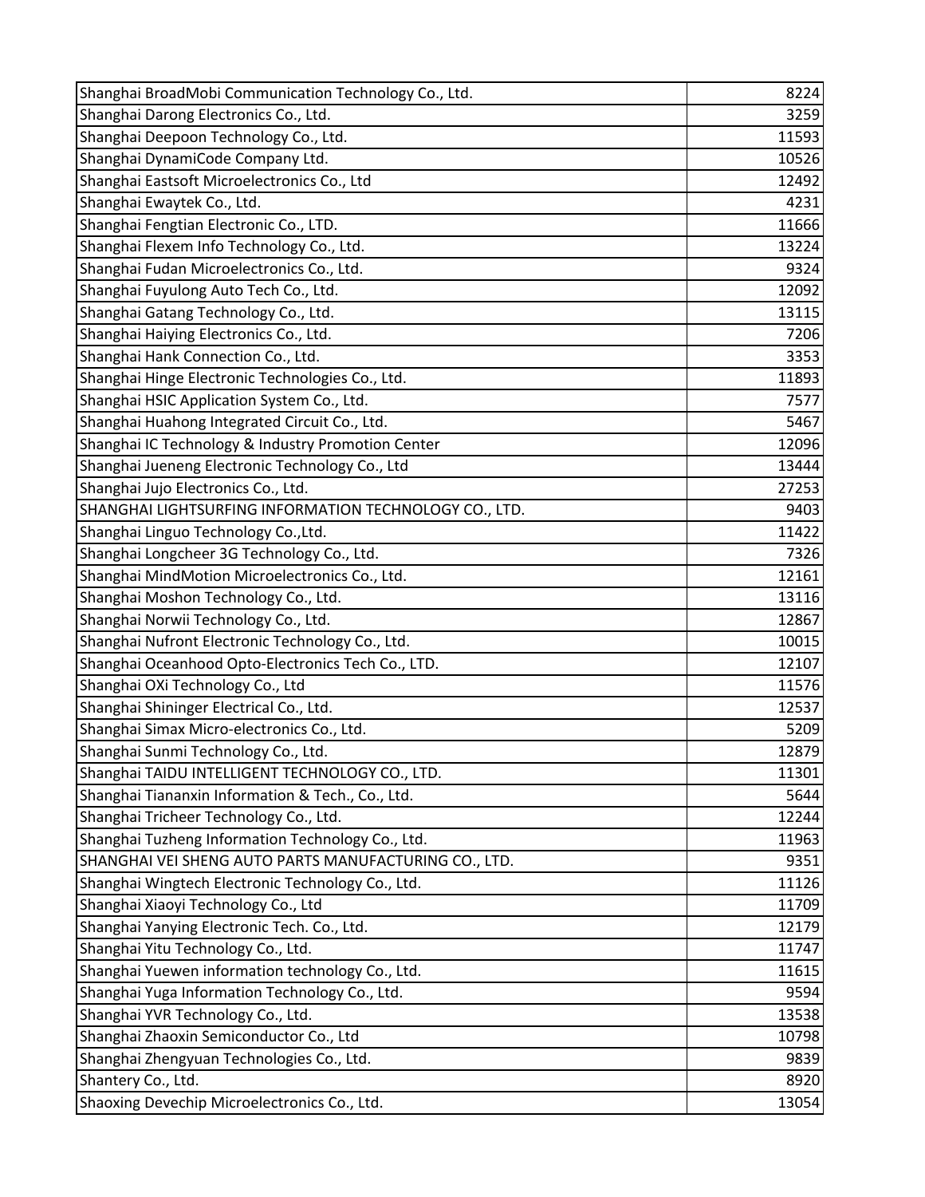| | |
|---|---|
| Shanghai BroadMobi Communication Technology Co., Ltd. | 8224 |
| Shanghai Darong Electronics Co., Ltd. | 3259 |
| Shanghai Deepoon Technology Co., Ltd. | 11593 |
| Shanghai DynamiCode Company Ltd. | 10526 |
| Shanghai Eastsoft Microelectronics Co., Ltd | 12492 |
| Shanghai Ewaytek Co., Ltd. | 4231 |
| Shanghai Fengtian Electronic Co., LTD. | 11666 |
| Shanghai Flexem Info Technology Co., Ltd. | 13224 |
| Shanghai Fudan Microelectronics Co., Ltd. | 9324 |
| Shanghai Fuyulong Auto Tech Co., Ltd. | 12092 |
| Shanghai Gatang Technology Co., Ltd. | 13115 |
| Shanghai Haiying Electronics Co., Ltd. | 7206 |
| Shanghai Hank Connection Co., Ltd. | 3353 |
| Shanghai Hinge Electronic Technologies Co., Ltd. | 11893 |
| Shanghai HSIC Application System Co., Ltd. | 7577 |
| Shanghai Huahong Integrated Circuit Co., Ltd. | 5467 |
| Shanghai IC Technology & Industry Promotion Center | 12096 |
| Shanghai Jueneng Electronic Technology Co., Ltd | 13444 |
| Shanghai Jujo Electronics Co., Ltd. | 27253 |
| SHANGHAI LIGHTSURFING INFORMATION TECHNOLOGY CO., LTD. | 9403 |
| Shanghai Linguo Technology Co.,Ltd. | 11422 |
| Shanghai Longcheer 3G Technology Co., Ltd. | 7326 |
| Shanghai MindMotion Microelectronics Co., Ltd. | 12161 |
| Shanghai Moshon Technology Co., Ltd. | 13116 |
| Shanghai Norwii Technology Co., Ltd. | 12867 |
| Shanghai Nufront Electronic Technology Co., Ltd. | 10015 |
| Shanghai Oceanhood Opto-Electronics Tech Co., LTD. | 12107 |
| Shanghai OXi Technology Co., Ltd | 11576 |
| Shanghai Shininger Electrical Co., Ltd. | 12537 |
| Shanghai Simax Micro-electronics Co., Ltd. | 5209 |
| Shanghai Sunmi Technology Co., Ltd. | 12879 |
| Shanghai TAIDU INTELLIGENT TECHNOLOGY CO., LTD. | 11301 |
| Shanghai Tiananxin Information & Tech., Co., Ltd. | 5644 |
| Shanghai Tricheer Technology Co., Ltd. | 12244 |
| Shanghai Tuzheng Information Technology Co., Ltd. | 11963 |
| SHANGHAI VEI SHENG AUTO PARTS MANUFACTURING CO., LTD. | 9351 |
| Shanghai Wingtech Electronic Technology Co., Ltd. | 11126 |
| Shanghai Xiaoyi Technology Co., Ltd | 11709 |
| Shanghai Yanying Electronic Tech. Co., Ltd. | 12179 |
| Shanghai Yitu Technology Co., Ltd. | 11747 |
| Shanghai Yuewen information technology Co., Ltd. | 11615 |
| Shanghai Yuga Information Technology Co., Ltd. | 9594 |
| Shanghai YVR Technology Co., Ltd. | 13538 |
| Shanghai Zhaoxin Semiconductor Co., Ltd | 10798 |
| Shanghai Zhengyuan Technologies Co., Ltd. | 9839 |
| Shantery Co., Ltd. | 8920 |
| Shaoxing Devechip Microelectronics Co., Ltd. | 13054 |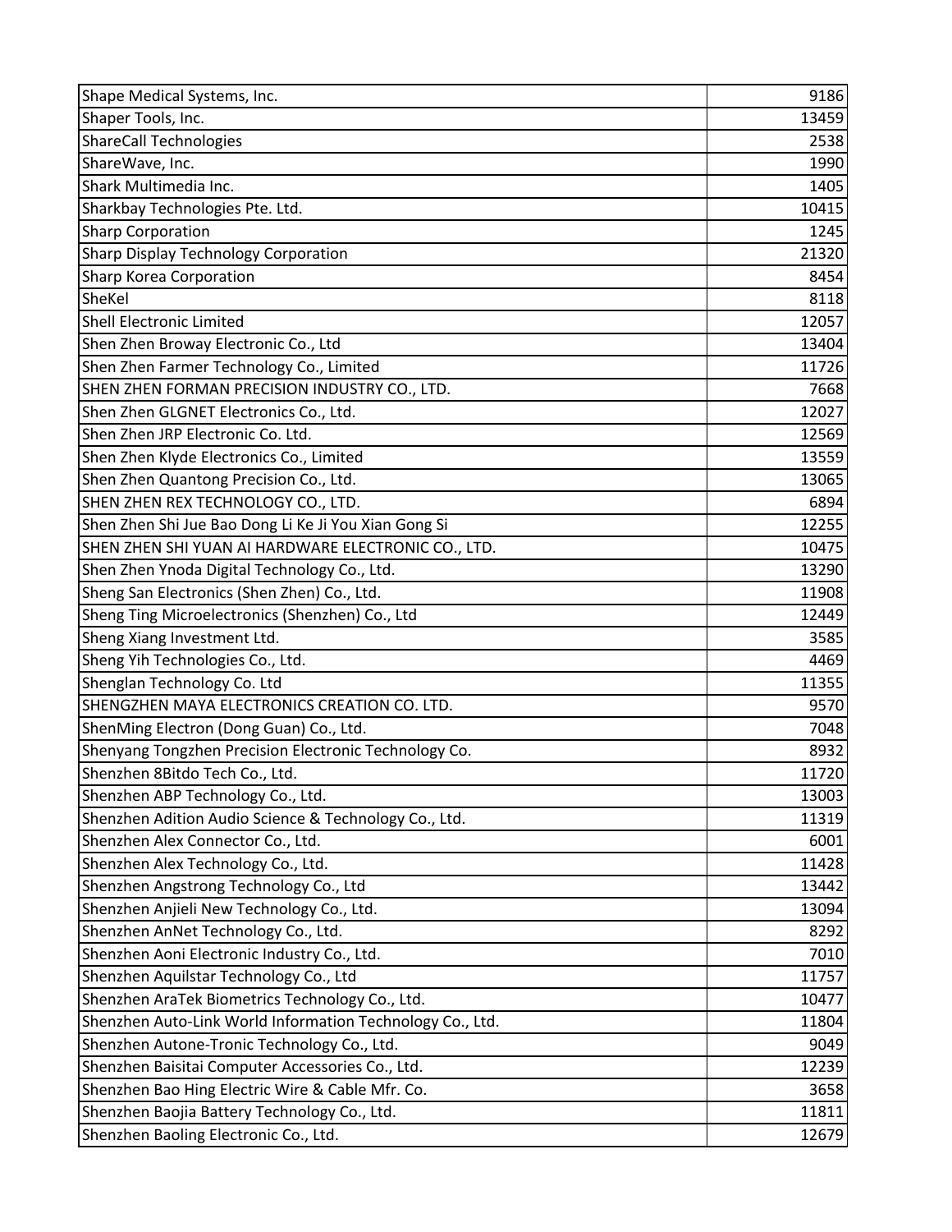| Shape Medical Systems, Inc. | 9186 |
|---|---|
| Shaper Tools, Inc. | 13459 |
| ShareCall Technologies | 2538 |
| ShareWave, Inc. | 1990 |
| Shark Multimedia Inc. | 1405 |
| Sharkbay Technologies Pte. Ltd. | 10415 |
| Sharp Corporation | 1245 |
| Sharp Display Technology Corporation | 21320 |
| Sharp Korea Corporation | 8454 |
| SheKel | 8118 |
| Shell Electronic Limited | 12057 |
| Shen Zhen Broway Electronic Co., Ltd | 13404 |
| Shen Zhen Farmer Technology Co., Limited | 11726 |
| SHEN ZHEN FORMAN PRECISION INDUSTRY CO., LTD. | 7668 |
| Shen Zhen GLGNET Electronics Co., Ltd. | 12027 |
| Shen Zhen JRP Electronic Co. Ltd. | 12569 |
| Shen Zhen Klyde Electronics Co., Limited | 13559 |
| Shen Zhen Quantong Precision Co., Ltd. | 13065 |
| SHEN ZHEN REX TECHNOLOGY CO., LTD. | 6894 |
| Shen Zhen Shi Jue Bao Dong Li Ke Ji You Xian Gong Si | 12255 |
| SHEN ZHEN SHI YUAN AI HARDWARE ELECTRONIC CO., LTD. | 10475 |
| Shen Zhen Ynoda Digital Technology Co., Ltd. | 13290 |
| Sheng San Electronics (Shen Zhen) Co., Ltd. | 11908 |
| Sheng Ting Microelectronics (Shenzhen) Co., Ltd | 12449 |
| Sheng Xiang Investment Ltd. | 3585 |
| Sheng Yih Technologies Co., Ltd. | 4469 |
| Shenglan Technology Co. Ltd | 11355 |
| SHENGZHEN MAYA ELECTRONICS CREATION CO. LTD. | 9570 |
| ShenMing Electron (Dong Guan) Co., Ltd. | 7048 |
| Shenyang Tongzhen Precision Electronic Technology Co. | 8932 |
| Shenzhen 8Bitdo Tech Co., Ltd. | 11720 |
| Shenzhen ABP Technology Co., Ltd. | 13003 |
| Shenzhen Adition Audio Science & Technology Co., Ltd. | 11319 |
| Shenzhen Alex Connector Co., Ltd. | 6001 |
| Shenzhen Alex Technology Co., Ltd. | 11428 |
| Shenzhen Angstrong Technology Co., Ltd | 13442 |
| Shenzhen Anjieli New Technology Co., Ltd. | 13094 |
| Shenzhen AnNet Technology Co., Ltd. | 8292 |
| Shenzhen Aoni Electronic Industry Co., Ltd. | 7010 |
| Shenzhen Aquilstar Technology Co., Ltd | 11757 |
| Shenzhen AraTek Biometrics Technology Co., Ltd. | 10477 |
| Shenzhen Auto-Link World Information Technology Co., Ltd. | 11804 |
| Shenzhen Autone-Tronic Technology Co., Ltd. | 9049 |
| Shenzhen Baisitai Computer Accessories Co., Ltd. | 12239 |
| Shenzhen Bao Hing Electric Wire & Cable Mfr. Co. | 3658 |
| Shenzhen Baojia Battery Technology Co., Ltd. | 11811 |
| Shenzhen Baoling Electronic Co., Ltd. | 12679 |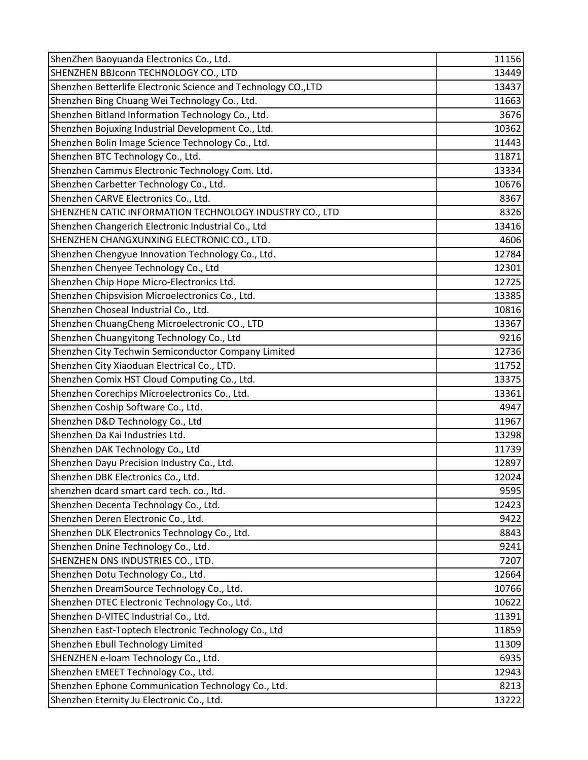| | |
|---|---|
| ShenZhen Baoyuanda Electronics Co., Ltd. | 11156 |
| SHENZHEN BBJconn TECHNOLOGY CO., LTD | 13449 |
| Shenzhen Betterlife Electronic Science and Technology CO.,LTD | 13437 |
| Shenzhen Bing Chuang Wei Technology Co., Ltd. | 11663 |
| Shenzhen Bitland Information Technology Co., Ltd. | 3676 |
| Shenzhen Bojuxing Industrial Development Co., Ltd. | 10362 |
| Shenzhen Bolin Image Science Technology Co., Ltd. | 11443 |
| Shenzhen BTC Technology Co., Ltd. | 11871 |
| Shenzhen Cammus Electronic Technology Com. Ltd. | 13334 |
| Shenzhen Carbetter Technology Co., Ltd. | 10676 |
| Shenzhen CARVE Electronics Co., Ltd. | 8367 |
| SHENZHEN CATIC INFORMATION TECHNOLOGY INDUSTRY CO., LTD | 8326 |
| Shenzhen Changerich Electronic Industrial Co., Ltd | 13416 |
| SHENZHEN CHANGXUNXING ELECTRONIC CO., LTD. | 4606 |
| Shenzhen Chengyue Innovation Technology Co., Ltd. | 12784 |
| Shenzhen Chenyee Technology Co., Ltd | 12301 |
| Shenzhen Chip Hope Micro-Electronics Ltd. | 12725 |
| Shenzhen Chipsvision Microelectronics Co., Ltd. | 13385 |
| Shenzhen Choseal Industrial Co., Ltd. | 10816 |
| Shenzhen ChuangCheng Microelectronic CO., LTD | 13367 |
| Shenzhen Chuangyitong Technology Co., Ltd | 9216 |
| Shenzhen City Techwin Semiconductor Company Limited | 12736 |
| Shenzhen City Xiaoduan Electrical Co., LTD. | 11752 |
| Shenzhen Comix HST Cloud Computing Co., Ltd. | 13375 |
| Shenzhen Corechips Microelectronics Co., Ltd. | 13361 |
| Shenzhen Coship Software Co., Ltd. | 4947 |
| Shenzhen D&D Technology Co., Ltd | 11967 |
| Shenzhen Da Kai Industries Ltd. | 13298 |
| Shenzhen DAK Technology Co., Ltd | 11739 |
| Shenzhen Dayu Precision Industry Co., Ltd. | 12897 |
| Shenzhen DBK Electronics Co., Ltd. | 12024 |
| shenzhen dcard smart card tech. co., ltd. | 9595 |
| Shenzhen Decenta Technology Co., Ltd. | 12423 |
| Shenzhen Deren Electronic Co., Ltd. | 9422 |
| Shenzhen DLK Electronics Technology Co., Ltd. | 8843 |
| Shenzhen Dnine Technology Co., Ltd. | 9241 |
| SHENZHEN DNS INDUSTRIES CO., LTD. | 7207 |
| Shenzhen Dotu Technology Co., Ltd. | 12664 |
| Shenzhen DreamSource Technology Co., Ltd. | 10766 |
| Shenzhen DTEC Electronic Technology Co., Ltd. | 10622 |
| Shenzhen D-VITEC Industrial Co., Ltd. | 11391 |
| Shenzhen East-Toptech Electronic Technology Co., Ltd | 11859 |
| Shenzhen Ebull Technology Limited | 11309 |
| SHENZHEN e-loam Technology Co., Ltd. | 6935 |
| Shenzhen EMEET Technology Co., Ltd. | 12943 |
| Shenzhen Ephone Communication Technology Co., Ltd. | 8213 |
| Shenzhen Eternity Ju Electronic Co., Ltd. | 13222 |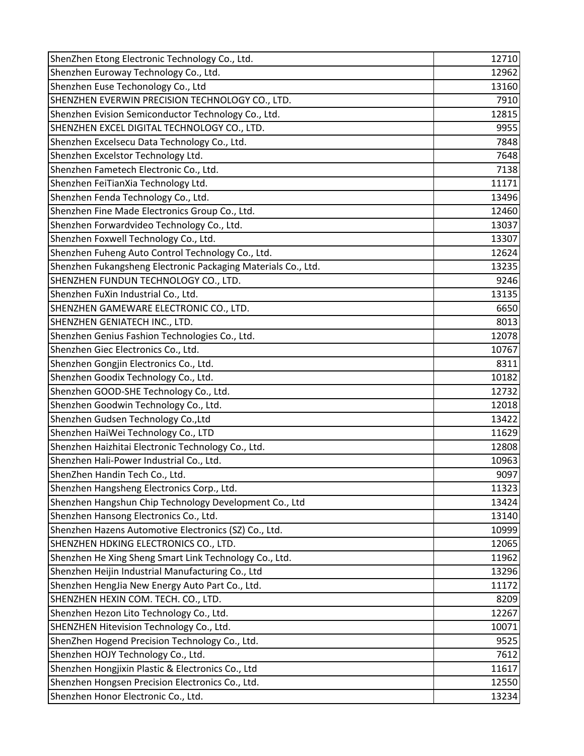| | |
|---|---|
| ShenZhen Etong Electronic Technology Co., Ltd. | 12710 |
| Shenzhen Euroway Technology Co., Ltd. | 12962 |
| Shenzhen Euse Techonology Co., Ltd | 13160 |
| SHENZHEN EVERWIN PRECISION TECHNOLOGY CO., LTD. | 7910 |
| Shenzhen Evision Semiconductor Technology Co., Ltd. | 12815 |
| SHENZHEN EXCEL DIGITAL TECHNOLOGY CO., LTD. | 9955 |
| Shenzhen Excelsecu Data Technology Co., Ltd. | 7848 |
| Shenzhen Excelstor Technology Ltd. | 7648 |
| Shenzhen Fametech Electronic Co., Ltd. | 7138 |
| Shenzhen FeiTianXia Technology Ltd. | 11171 |
| Shenzhen Fenda Technology Co., Ltd. | 13496 |
| Shenzhen Fine Made Electronics Group Co., Ltd. | 12460 |
| Shenzhen Forwardvideo Technology Co., Ltd. | 13037 |
| Shenzhen Foxwell Technology Co., Ltd. | 13307 |
| Shenzhen Fuheng Auto Control Technology Co., Ltd. | 12624 |
| Shenzhen Fukangsheng Electronic Packaging Materials Co., Ltd. | 13235 |
| SHENZHEN FUNDUN TECHNOLOGY CO., LTD. | 9246 |
| Shenzhen FuXin Industrial Co., Ltd. | 13135 |
| SHENZHEN GAMEWARE ELECTRONIC CO., LTD. | 6650 |
| SHENZHEN GENIATECH INC., LTD. | 8013 |
| Shenzhen Genius Fashion Technologies Co., Ltd. | 12078 |
| Shenzhen Giec Electronics Co., Ltd. | 10767 |
| Shenzhen Gongjin Electronics Co., Ltd. | 8311 |
| Shenzhen Goodix Technology Co., Ltd. | 10182 |
| Shenzhen GOOD-SHE Technology Co., Ltd. | 12732 |
| Shenzhen Goodwin Technology Co., Ltd. | 12018 |
| Shenzhen Gudsen Technology Co.,Ltd | 13422 |
| Shenzhen HaiWei Technology Co., LTD | 11629 |
| Shenzhen Haizhitai Electronic Technology Co., Ltd. | 12808 |
| Shenzhen Hali-Power Industrial Co., Ltd. | 10963 |
| ShenZhen Handin Tech Co., Ltd. | 9097 |
| Shenzhen Hangsheng Electronics Corp., Ltd. | 11323 |
| Shenzhen Hangshun Chip Technology Development Co., Ltd | 13424 |
| Shenzhen Hansong Electronics Co., Ltd. | 13140 |
| Shenzhen Hazens Automotive Electronics (SZ) Co., Ltd. | 10999 |
| SHENZHEN HDKING ELECTRONICS CO., LTD. | 12065 |
| Shenzhen He Xing Sheng Smart Link Technology Co., Ltd. | 11962 |
| Shenzhen Heijin Industrial Manufacturing Co., Ltd | 13296 |
| Shenzhen HengJia New Energy Auto Part Co., Ltd. | 11172 |
| SHENZHEN HEXIN COM. TECH. CO., LTD. | 8209 |
| Shenzhen Hezon Lito Technology Co., Ltd. | 12267 |
| SHENZHEN Hitevision Technology Co., Ltd. | 10071 |
| ShenZhen Hogend Precision Technology Co., Ltd. | 9525 |
| Shenzhen HOJY Technology Co., Ltd. | 7612 |
| Shenzhen Hongjixin Plastic & Electronics Co., Ltd | 11617 |
| Shenzhen Hongsen Precision Electronics Co., Ltd. | 12550 |
| Shenzhen Honor Electronic Co., Ltd. | 13234 |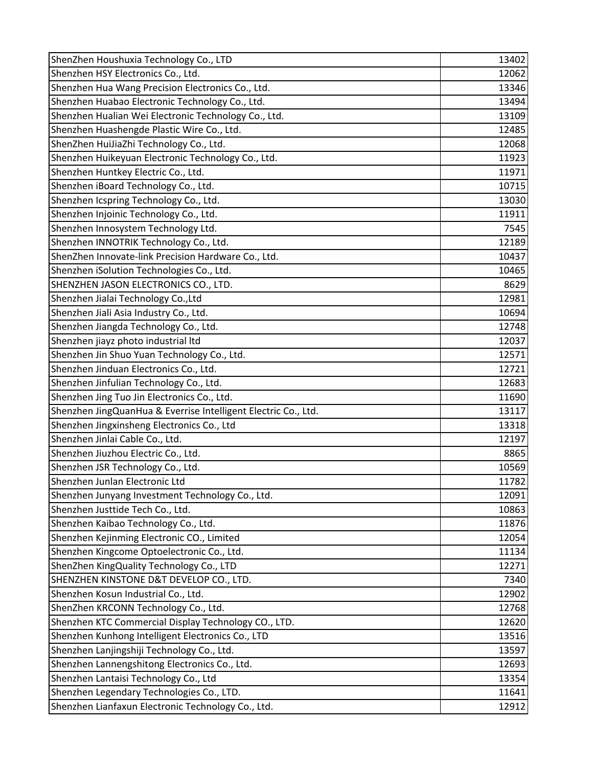| | |
|---|---|
| ShenZhen Houshuxia Technology Co., LTD | 13402 |
| Shenzhen HSY Electronics Co., Ltd. | 12062 |
| Shenzhen Hua Wang Precision Electronics Co., Ltd. | 13346 |
| Shenzhen Huabao Electronic Technology Co., Ltd. | 13494 |
| Shenzhen Hualian Wei Electronic Technology Co., Ltd. | 13109 |
| Shenzhen Huashengde Plastic Wire Co., Ltd. | 12485 |
| ShenZhen HuiJiaZhi Technology Co., Ltd. | 12068 |
| Shenzhen Huikeyuan Electronic Technology Co., Ltd. | 11923 |
| Shenzhen Huntkey Electric Co., Ltd. | 11971 |
| Shenzhen iBoard Technology Co., Ltd. | 10715 |
| Shenzhen Icspring Technology Co., Ltd. | 13030 |
| Shenzhen Injoinic Technology Co., Ltd. | 11911 |
| Shenzhen Innosystem Technology Ltd. | 7545 |
| Shenzhen INNOTRIK Technology Co., Ltd. | 12189 |
| ShenZhen Innovate-link Precision Hardware Co., Ltd. | 10437 |
| Shenzhen iSolution Technologies Co., Ltd. | 10465 |
| SHENZHEN JASON ELECTRONICS CO., LTD. | 8629 |
| Shenzhen Jialai Technology Co.,Ltd | 12981 |
| Shenzhen Jiali Asia Industry Co., Ltd. | 10694 |
| Shenzhen Jiangda Technology Co., Ltd. | 12748 |
| Shenzhen jiayz photo industrial ltd | 12037 |
| Shenzhen Jin Shuo Yuan Technology Co., Ltd. | 12571 |
| Shenzhen Jinduan Electronics Co., Ltd. | 12721 |
| Shenzhen Jinfulian Technology Co., Ltd. | 12683 |
| Shenzhen Jing Tuo Jin Electronics Co., Ltd. | 11690 |
| Shenzhen JingQuanHua & Everrise Intelligent Electric Co., Ltd. | 13117 |
| Shenzhen Jingxinsheng Electronics Co., Ltd | 13318 |
| Shenzhen Jinlai Cable Co., Ltd. | 12197 |
| Shenzhen Jiuzhou Electric Co., Ltd. | 8865 |
| Shenzhen JSR Technology Co., Ltd. | 10569 |
| Shenzhen Junlan Electronic Ltd | 11782 |
| Shenzhen Junyang Investment Technology Co., Ltd. | 12091 |
| Shenzhen Justtide Tech Co., Ltd. | 10863 |
| Shenzhen Kaibao Technology Co., Ltd. | 11876 |
| Shenzhen Kejinming Electronic CO., Limited | 12054 |
| Shenzhen Kingcome Optoelectronic Co., Ltd. | 11134 |
| ShenZhen KingQuality Technology Co., LTD | 12271 |
| SHENZHEN KINSTONE D&T DEVELOP CO., LTD. | 7340 |
| Shenzhen Kosun Industrial Co., Ltd. | 12902 |
| ShenZhen KRCONN Technology Co., Ltd. | 12768 |
| Shenzhen KTC Commercial Display Technology CO., LTD. | 12620 |
| Shenzhen Kunhong Intelligent Electronics Co., LTD | 13516 |
| Shenzhen Lanjingshiji Technology Co., Ltd. | 13597 |
| Shenzhen Lannengshitong Electronics Co., Ltd. | 12693 |
| Shenzhen Lantaisi Technology Co., Ltd | 13354 |
| Shenzhen Legendary Technologies Co., LTD. | 11641 |
| Shenzhen Lianfaxun Electronic Technology Co., Ltd. | 12912 |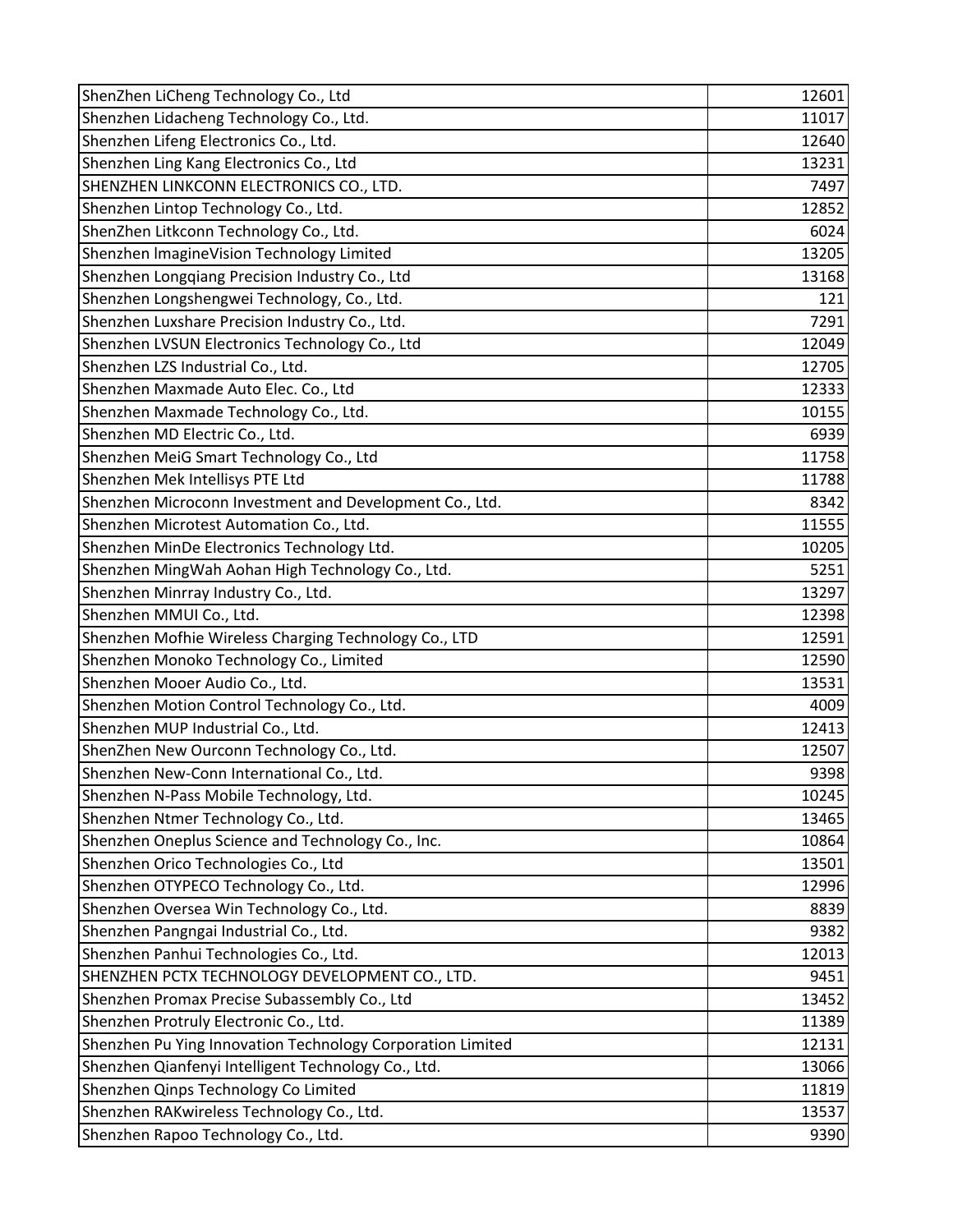| | |
|---|---|
| ShenZhen LiCheng Technology Co., Ltd | 12601 |
| Shenzhen Lidacheng Technology Co., Ltd. | 11017 |
| Shenzhen Lifeng Electronics Co., Ltd. | 12640 |
| Shenzhen Ling Kang Electronics Co., Ltd | 13231 |
| SHENZHEN LINKCONN ELECTRONICS CO., LTD. | 7497 |
| Shenzhen Lintop Technology Co., Ltd. | 12852 |
| ShenZhen Litkconn Technology Co., Ltd. | 6024 |
| Shenzhen lmagineVision Technology Limited | 13205 |
| Shenzhen Longqiang Precision Industry Co., Ltd | 13168 |
| Shenzhen Longshengwei Technology, Co., Ltd. | 121 |
| Shenzhen Luxshare Precision Industry Co., Ltd. | 7291 |
| Shenzhen LVSUN Electronics Technology Co., Ltd | 12049 |
| Shenzhen LZS Industrial Co., Ltd. | 12705 |
| Shenzhen Maxmade Auto Elec. Co., Ltd | 12333 |
| Shenzhen Maxmade Technology Co., Ltd. | 10155 |
| Shenzhen MD Electric Co., Ltd. | 6939 |
| Shenzhen MeiG Smart Technology Co., Ltd | 11758 |
| Shenzhen Mek Intellisys PTE Ltd | 11788 |
| Shenzhen Microconn Investment and Development Co., Ltd. | 8342 |
| Shenzhen Microtest Automation Co., Ltd. | 11555 |
| Shenzhen MinDe Electronics Technology Ltd. | 10205 |
| Shenzhen MingWah Aohan High Technology Co., Ltd. | 5251 |
| Shenzhen Minrray Industry Co., Ltd. | 13297 |
| Shenzhen MMUI Co., Ltd. | 12398 |
| Shenzhen Mofhie Wireless Charging Technology Co., LTD | 12591 |
| Shenzhen Monoko Technology Co., Limited | 12590 |
| Shenzhen Mooer Audio Co., Ltd. | 13531 |
| Shenzhen Motion Control Technology Co., Ltd. | 4009 |
| Shenzhen MUP Industrial Co., Ltd. | 12413 |
| ShenZhen New Ourconn Technology Co., Ltd. | 12507 |
| Shenzhen New-Conn International Co., Ltd. | 9398 |
| Shenzhen N-Pass Mobile Technology, Ltd. | 10245 |
| Shenzhen Ntmer Technology Co., Ltd. | 13465 |
| Shenzhen Oneplus Science and Technology Co., Inc. | 10864 |
| Shenzhen Orico Technologies Co., Ltd | 13501 |
| Shenzhen OTYPECO Technology Co., Ltd. | 12996 |
| Shenzhen Oversea Win Technology Co., Ltd. | 8839 |
| Shenzhen Pangngai Industrial Co., Ltd. | 9382 |
| Shenzhen Panhui Technologies Co., Ltd. | 12013 |
| SHENZHEN PCTX TECHNOLOGY DEVELOPMENT CO., LTD. | 9451 |
| Shenzhen Promax Precise Subassembly Co., Ltd | 13452 |
| Shenzhen Protruly Electronic Co., Ltd. | 11389 |
| Shenzhen Pu Ying Innovation Technology Corporation Limited | 12131 |
| Shenzhen Qianfenyi Intelligent Technology Co., Ltd. | 13066 |
| Shenzhen Qinps Technology Co Limited | 11819 |
| Shenzhen RAKwireless Technology Co., Ltd. | 13537 |
| Shenzhen Rapoo Technology Co., Ltd. | 9390 |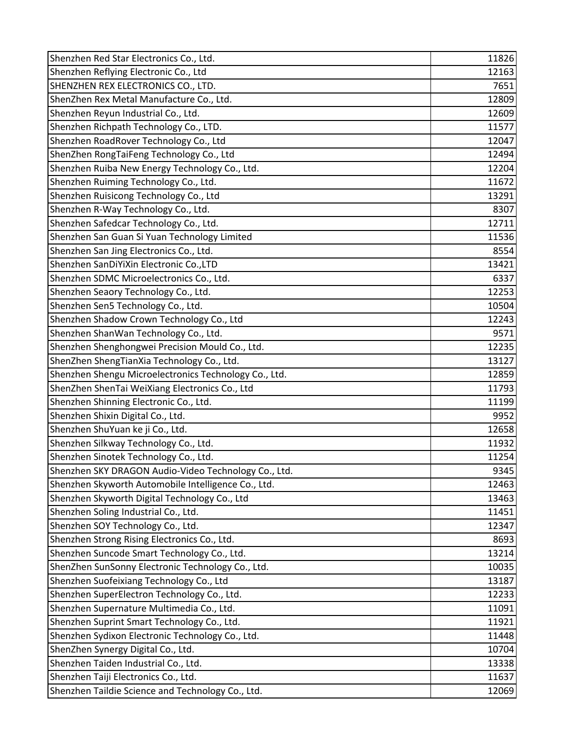| | |
|---|---|
| Shenzhen Red Star Electronics Co., Ltd. | 11826 |
| Shenzhen Reflying Electronic Co., Ltd | 12163 |
| SHENZHEN REX ELECTRONICS CO., LTD. | 7651 |
| ShenZhen Rex Metal Manufacture Co., Ltd. | 12809 |
| Shenzhen Reyun Industrial Co., Ltd. | 12609 |
| Shenzhen Richpath Technology Co., LTD. | 11577 |
| Shenzhen RoadRover Technology Co., Ltd | 12047 |
| ShenZhen RongTaiFeng Technology Co., Ltd | 12494 |
| Shenzhen Ruiba New Energy Technology Co., Ltd. | 12204 |
| Shenzhen Ruiming Technology Co., Ltd. | 11672 |
| Shenzhen Ruisicong Technology Co., Ltd | 13291 |
| Shenzhen R-Way Technology Co., Ltd. | 8307 |
| Shenzhen Safedcar Technology Co., Ltd. | 12711 |
| Shenzhen San Guan Si Yuan Technology Limited | 11536 |
| Shenzhen San Jing Electronics Co., Ltd. | 8554 |
| Shenzhen SanDiYiXin Electronic Co.,LTD | 13421 |
| Shenzhen SDMC Microelectronics Co., Ltd. | 6337 |
| Shenzhen Seaory Technology Co., Ltd. | 12253 |
| Shenzhen Sen5 Technology Co., Ltd. | 10504 |
| Shenzhen Shadow Crown Technology Co., Ltd | 12243 |
| Shenzhen ShanWan Technology Co., Ltd. | 9571 |
| Shenzhen Shenghongwei Precision Mould Co., Ltd. | 12235 |
| ShenZhen ShengTianXia Technology Co., Ltd. | 13127 |
| Shenzhen Shengu Microelectronics Technology Co., Ltd. | 12859 |
| ShenZhen ShenTai WeiXiang Electronics Co., Ltd | 11793 |
| Shenzhen Shinning Electronic Co., Ltd. | 11199 |
| Shenzhen Shixin Digital Co., Ltd. | 9952 |
| Shenzhen ShuYuan ke ji Co., Ltd. | 12658 |
| Shenzhen Silkway Technology Co., Ltd. | 11932 |
| Shenzhen Sinotek Technology Co., Ltd. | 11254 |
| Shenzhen SKY DRAGON Audio-Video Technology Co., Ltd. | 9345 |
| Shenzhen Skyworth Automobile Intelligence Co., Ltd. | 12463 |
| Shenzhen Skyworth Digital Technology Co., Ltd | 13463 |
| Shenzhen Soling Industrial Co., Ltd. | 11451 |
| Shenzhen SOY Technology Co., Ltd. | 12347 |
| Shenzhen Strong Rising Electronics Co., Ltd. | 8693 |
| Shenzhen Suncode Smart Technology Co., Ltd. | 13214 |
| ShenZhen SunSonny Electronic Technology Co., Ltd. | 10035 |
| Shenzhen Suofeixiang Technology Co., Ltd | 13187 |
| Shenzhen SuperElectron Technology Co., Ltd. | 12233 |
| Shenzhen Supernature Multimedia Co., Ltd. | 11091 |
| Shenzhen Suprint Smart Technology Co., Ltd. | 11921 |
| Shenzhen Sydixon Electronic Technology Co., Ltd. | 11448 |
| ShenZhen Synergy Digital Co., Ltd. | 10704 |
| Shenzhen Taiden Industrial Co., Ltd. | 13338 |
| Shenzhen Taiji Electronics Co., Ltd. | 11637 |
| Shenzhen Taildie Science and Technology Co., Ltd. | 12069 |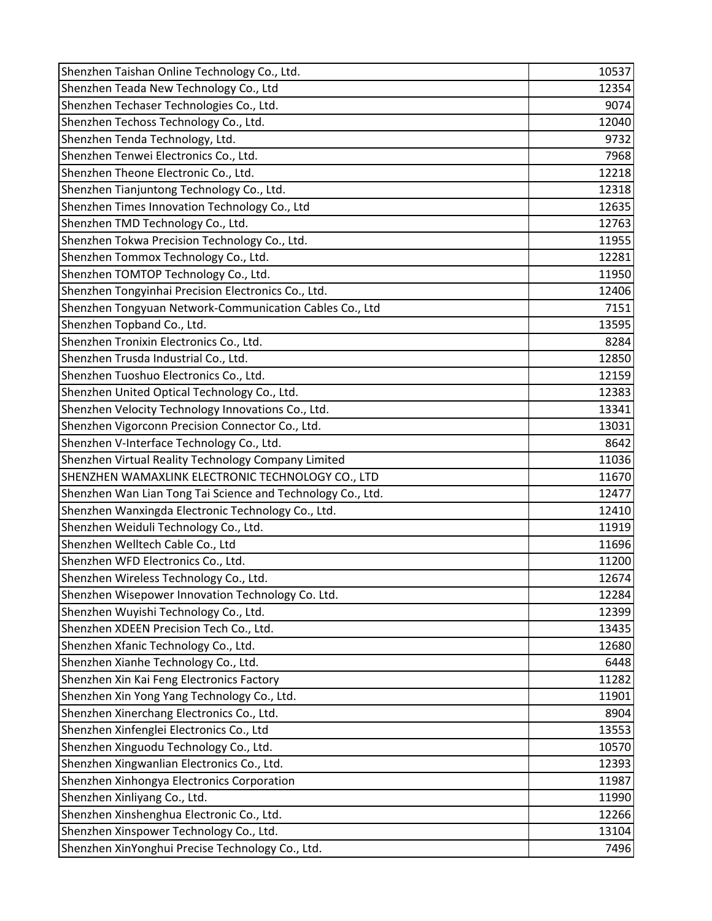| | |
|---|---|
| Shenzhen Taishan Online Technology Co., Ltd. | 10537 |
| Shenzhen Teada New Technology Co., Ltd | 12354 |
| Shenzhen Techaser Technologies Co., Ltd. | 9074 |
| Shenzhen Techoss Technology Co., Ltd. | 12040 |
| Shenzhen Tenda Technology, Ltd. | 9732 |
| Shenzhen Tenwei Electronics Co., Ltd. | 7968 |
| Shenzhen Theone Electronic Co., Ltd. | 12218 |
| Shenzhen Tianjuntong Technology Co., Ltd. | 12318 |
| Shenzhen Times Innovation Technology Co., Ltd | 12635 |
| Shenzhen TMD Technology Co., Ltd. | 12763 |
| Shenzhen Tokwa Precision Technology Co., Ltd. | 11955 |
| Shenzhen Tommox Technology Co., Ltd. | 12281 |
| Shenzhen TOMTOP Technology Co., Ltd. | 11950 |
| Shenzhen Tongyinhai Precision Electronics Co., Ltd. | 12406 |
| Shenzhen Tongyuan Network-Communication Cables Co., Ltd | 7151 |
| Shenzhen Topband Co., Ltd. | 13595 |
| Shenzhen Tronixin Electronics Co., Ltd. | 8284 |
| Shenzhen Trusda Industrial Co., Ltd. | 12850 |
| Shenzhen Tuoshuo Electronics Co., Ltd. | 12159 |
| Shenzhen United Optical Technology Co., Ltd. | 12383 |
| Shenzhen Velocity Technology Innovations Co., Ltd. | 13341 |
| Shenzhen Vigorconn Precision Connector Co., Ltd. | 13031 |
| Shenzhen V-Interface Technology Co., Ltd. | 8642 |
| Shenzhen Virtual Reality Technology Company Limited | 11036 |
| SHENZHEN WAMAXLINK ELECTRONIC TECHNOLOGY CO., LTD | 11670 |
| Shenzhen Wan Lian Tong Tai Science and Technology Co., Ltd. | 12477 |
| Shenzhen Wanxingda Electronic Technology Co., Ltd. | 12410 |
| Shenzhen Weiduli Technology Co., Ltd. | 11919 |
| Shenzhen Welltech Cable Co., Ltd | 11696 |
| Shenzhen WFD Electronics Co., Ltd. | 11200 |
| Shenzhen Wireless Technology Co., Ltd. | 12674 |
| Shenzhen Wisepower Innovation Technology Co. Ltd. | 12284 |
| Shenzhen Wuyishi Technology Co., Ltd. | 12399 |
| Shenzhen XDEEN Precision Tech Co., Ltd. | 13435 |
| Shenzhen Xfanic Technology Co., Ltd. | 12680 |
| Shenzhen Xianhe Technology Co., Ltd. | 6448 |
| Shenzhen Xin Kai Feng Electronics Factory | 11282 |
| Shenzhen Xin Yong Yang Technology Co., Ltd. | 11901 |
| Shenzhen Xinerchang Electronics Co., Ltd. | 8904 |
| Shenzhen Xinfenglei Electronics Co., Ltd | 13553 |
| Shenzhen Xinguodu Technology Co., Ltd. | 10570 |
| Shenzhen Xingwanlian Electronics Co., Ltd. | 12393 |
| Shenzhen Xinhongya Electronics Corporation | 11987 |
| Shenzhen Xinliyang Co., Ltd. | 11990 |
| Shenzhen Xinshenghua Electronic Co., Ltd. | 12266 |
| Shenzhen Xinspower Technology Co., Ltd. | 13104 |
| Shenzhen XinYonghui Precise Technology Co., Ltd. | 7496 |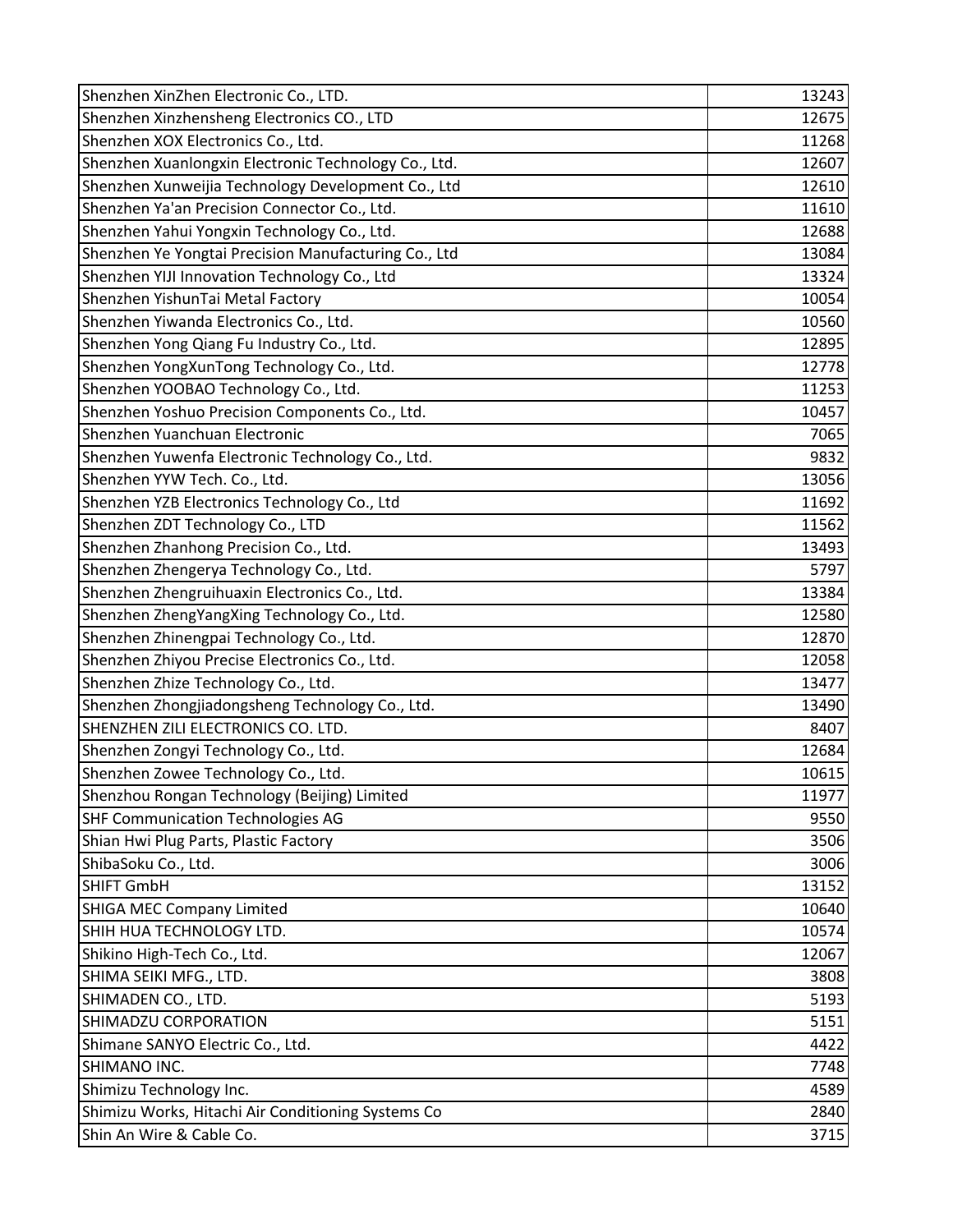| | |
|---|---|
| Shenzhen XinZhen Electronic Co., LTD. | 13243 |
| Shenzhen Xinzhensheng Electronics CO., LTD | 12675 |
| Shenzhen XOX Electronics Co., Ltd. | 11268 |
| Shenzhen Xuanlongxin Electronic Technology Co., Ltd. | 12607 |
| Shenzhen Xunweijia Technology Development Co., Ltd | 12610 |
| Shenzhen Ya'an Precision Connector Co., Ltd. | 11610 |
| Shenzhen Yahui Yongxin Technology Co., Ltd. | 12688 |
| Shenzhen Ye Yongtai Precision Manufacturing Co., Ltd | 13084 |
| Shenzhen YIJI Innovation Technology Co., Ltd | 13324 |
| Shenzhen YishunTai Metal Factory | 10054 |
| Shenzhen Yiwanda Electronics Co., Ltd. | 10560 |
| Shenzhen Yong Qiang Fu Industry Co., Ltd. | 12895 |
| Shenzhen YongXunTong Technology Co., Ltd. | 12778 |
| Shenzhen YOOBAO Technology Co., Ltd. | 11253 |
| Shenzhen Yoshuo Precision Components Co., Ltd. | 10457 |
| Shenzhen Yuanchuan Electronic | 7065 |
| Shenzhen Yuwenfa Electronic Technology Co., Ltd. | 9832 |
| Shenzhen YYW Tech. Co., Ltd. | 13056 |
| Shenzhen YZB Electronics Technology Co., Ltd | 11692 |
| Shenzhen ZDT Technology Co., LTD | 11562 |
| Shenzhen Zhanhong Precision Co., Ltd. | 13493 |
| Shenzhen Zhengerya Technology Co., Ltd. | 5797 |
| Shenzhen Zhengruihuaxin Electronics Co., Ltd. | 13384 |
| Shenzhen ZhengYangXing Technology Co., Ltd. | 12580 |
| Shenzhen Zhinengpai Technology Co., Ltd. | 12870 |
| Shenzhen Zhiyou Precise Electronics Co., Ltd. | 12058 |
| Shenzhen Zhize Technology Co., Ltd. | 13477 |
| Shenzhen Zhongjiadongsheng Technology Co., Ltd. | 13490 |
| SHENZHEN ZILI ELECTRONICS CO. LTD. | 8407 |
| Shenzhen Zongyi Technology Co., Ltd. | 12684 |
| Shenzhen Zowee Technology Co., Ltd. | 10615 |
| Shenzhou Rongan Technology (Beijing) Limited | 11977 |
| SHF Communication Technologies AG | 9550 |
| Shian Hwi Plug Parts, Plastic Factory | 3506 |
| ShibaSoku Co., Ltd. | 3006 |
| SHIFT GmbH | 13152 |
| SHIGA MEC Company Limited | 10640 |
| SHIH HUA TECHNOLOGY LTD. | 10574 |
| Shikino High-Tech Co., Ltd. | 12067 |
| SHIMA SEIKI MFG., LTD. | 3808 |
| SHIMADEN CO., LTD. | 5193 |
| SHIMADZU CORPORATION | 5151 |
| Shimane SANYO Electric Co., Ltd. | 4422 |
| SHIMANO INC. | 7748 |
| Shimizu Technology Inc. | 4589 |
| Shimizu Works, Hitachi Air Conditioning Systems Co | 2840 |
| Shin An Wire & Cable Co. | 3715 |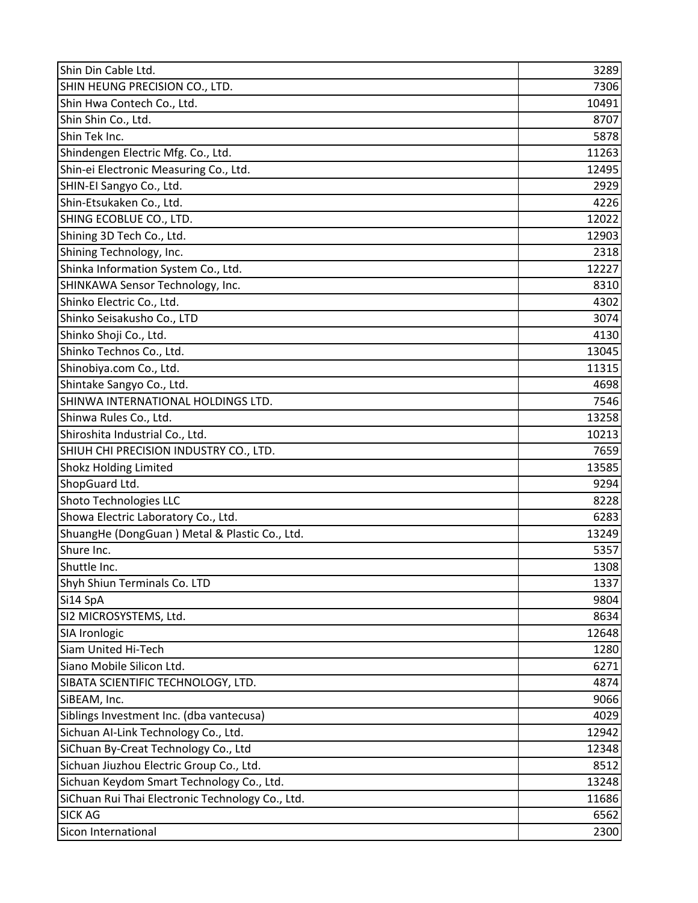| | |
|---|---|
| Shin Din Cable Ltd. | 3289 |
| SHIN HEUNG PRECISION CO., LTD. | 7306 |
| Shin Hwa Contech Co., Ltd. | 10491 |
| Shin Shin Co., Ltd. | 8707 |
| Shin Tek Inc. | 5878 |
| Shindengen Electric Mfg. Co., Ltd. | 11263 |
| Shin-ei Electronic Measuring Co., Ltd. | 12495 |
| SHIN-EI Sangyo Co., Ltd. | 2929 |
| Shin-Etsukaken Co., Ltd. | 4226 |
| SHING ECOBLUE CO., LTD. | 12022 |
| Shining 3D Tech Co., Ltd. | 12903 |
| Shining Technology, Inc. | 2318 |
| Shinka Information System Co., Ltd. | 12227 |
| SHINKAWA Sensor Technology, Inc. | 8310 |
| Shinko Electric Co., Ltd. | 4302 |
| Shinko Seisakusho Co., LTD | 3074 |
| Shinko Shoji Co., Ltd. | 4130 |
| Shinko Technos Co., Ltd. | 13045 |
| Shinobiya.com Co., Ltd. | 11315 |
| Shintake Sangyo Co., Ltd. | 4698 |
| SHINWA INTERNATIONAL HOLDINGS LTD. | 7546 |
| Shinwa Rules Co., Ltd. | 13258 |
| Shiroshita Industrial Co., Ltd. | 10213 |
| SHIUH CHI PRECISION INDUSTRY CO., LTD. | 7659 |
| Shokz Holding Limited | 13585 |
| ShopGuard Ltd. | 9294 |
| Shoto Technologies LLC | 8228 |
| Showa Electric Laboratory Co., Ltd. | 6283 |
| ShuangHe (DongGuan ) Metal & Plastic Co., Ltd. | 13249 |
| Shure Inc. | 5357 |
| Shuttle Inc. | 1308 |
| Shyh Shiun Terminals Co. LTD | 1337 |
| Si14 SpA | 9804 |
| SI2 MICROSYSTEMS, Ltd. | 8634 |
| SIA Ironlogic | 12648 |
| Siam United Hi-Tech | 1280 |
| Siano Mobile Silicon Ltd. | 6271 |
| SIBATA SCIENTIFIC TECHNOLOGY, LTD. | 4874 |
| SiBEAM, Inc. | 9066 |
| Siblings Investment Inc. (dba vantecusa) | 4029 |
| Sichuan AI-Link Technology Co., Ltd. | 12942 |
| SiChuan By-Creat Technology Co., Ltd | 12348 |
| Sichuan Jiuzhou Electric Group Co., Ltd. | 8512 |
| Sichuan Keydom Smart Technology Co., Ltd. | 13248 |
| SiChuan Rui Thai Electronic Technology Co., Ltd. | 11686 |
| SICK AG | 6562 |
| Sicon International | 2300 |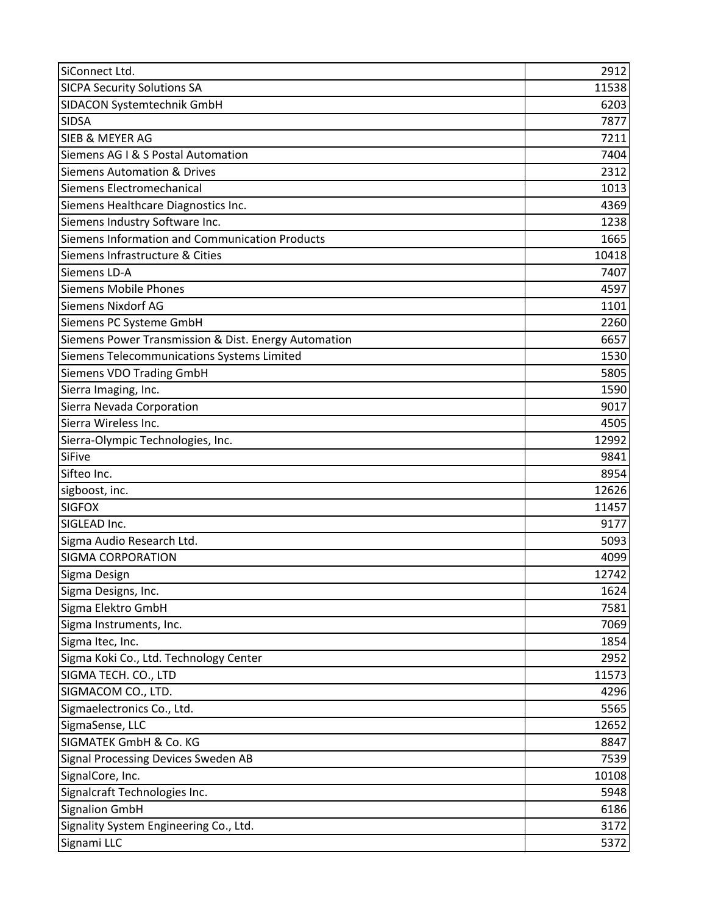| | |
|---|---|
| SiConnect Ltd. | 2912 |
| SICPA Security Solutions SA | 11538 |
| SIDACON Systemtechnik GmbH | 6203 |
| SIDSA | 7877 |
| SIEB & MEYER AG | 7211 |
| Siemens AG I & S Postal Automation | 7404 |
| Siemens Automation & Drives | 2312 |
| Siemens Electromechanical | 1013 |
| Siemens Healthcare Diagnostics Inc. | 4369 |
| Siemens Industry Software Inc. | 1238 |
| Siemens Information and Communication Products | 1665 |
| Siemens Infrastructure & Cities | 10418 |
| Siemens LD-A | 7407 |
| Siemens Mobile Phones | 4597 |
| Siemens Nixdorf AG | 1101 |
| Siemens PC Systeme GmbH | 2260 |
| Siemens Power Transmission & Dist. Energy Automation | 6657 |
| Siemens Telecommunications Systems Limited | 1530 |
| Siemens VDO Trading GmbH | 5805 |
| Sierra Imaging, Inc. | 1590 |
| Sierra Nevada Corporation | 9017 |
| Sierra Wireless Inc. | 4505 |
| Sierra-Olympic Technologies, Inc. | 12992 |
| SiFive | 9841 |
| Sifteo Inc. | 8954 |
| sigboost, inc. | 12626 |
| SIGFOX | 11457 |
| SIGLEAD Inc. | 9177 |
| Sigma Audio Research Ltd. | 5093 |
| SIGMA CORPORATION | 4099 |
| Sigma Design | 12742 |
| Sigma Designs, Inc. | 1624 |
| Sigma Elektro GmbH | 7581 |
| Sigma Instruments, Inc. | 7069 |
| Sigma Itec, Inc. | 1854 |
| Sigma Koki Co., Ltd. Technology Center | 2952 |
| SIGMA TECH. CO., LTD | 11573 |
| SIGMACOM CO., LTD. | 4296 |
| Sigmaelectronics Co., Ltd. | 5565 |
| SigmaSense, LLC | 12652 |
| SIGMATEK GmbH & Co. KG | 8847 |
| Signal Processing Devices Sweden AB | 7539 |
| SignalCore, Inc. | 10108 |
| Signalcraft Technologies Inc. | 5948 |
| Signalion GmbH | 6186 |
| Signality System Engineering Co., Ltd. | 3172 |
| Signami LLC | 5372 |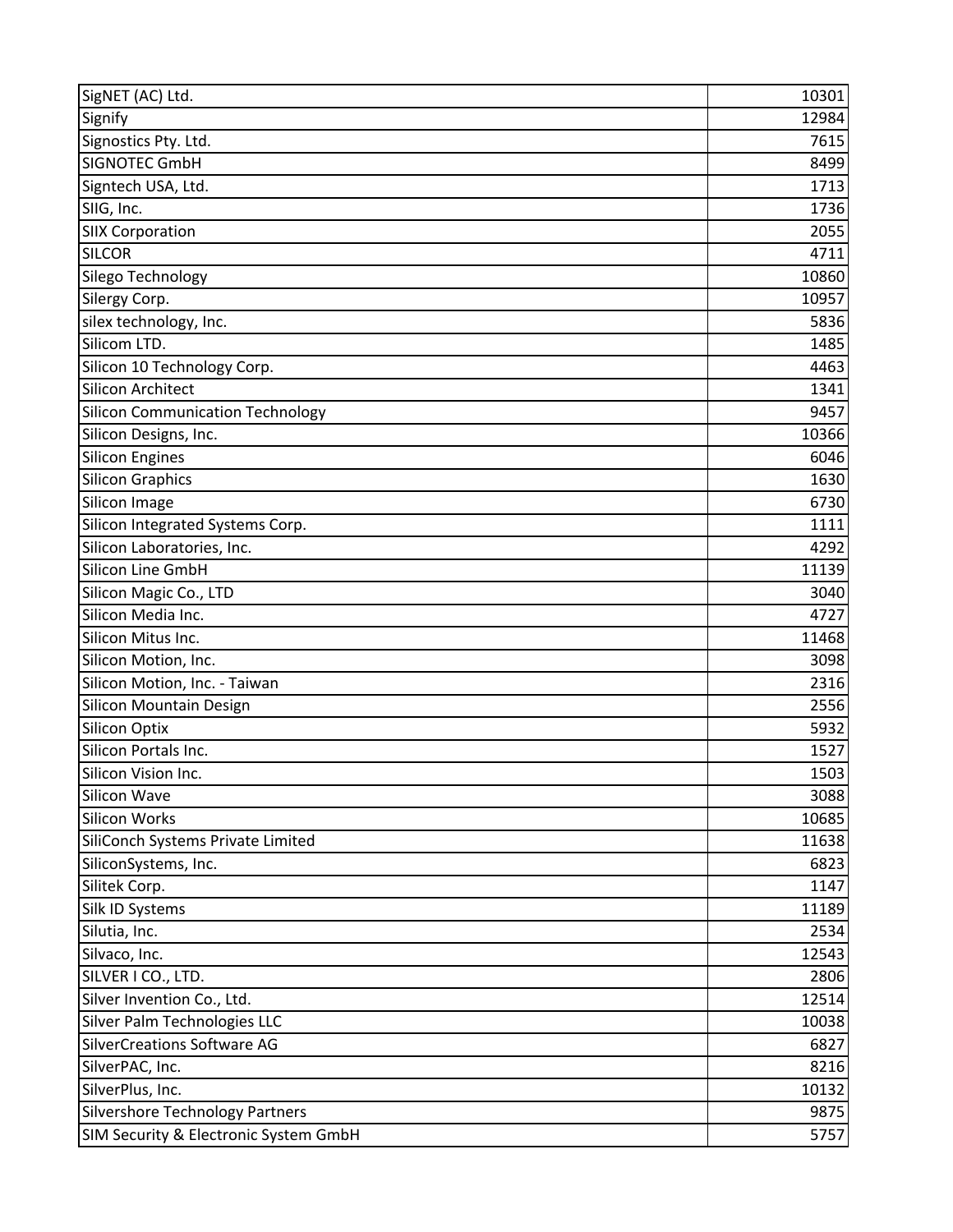| | |
|---|---|
| SigNET (AC) Ltd. | 10301 |
| Signify | 12984 |
| Signostics Pty. Ltd. | 7615 |
| SIGNOTEC GmbH | 8499 |
| Signtech USA, Ltd. | 1713 |
| SIIG, Inc. | 1736 |
| SIIX Corporation | 2055 |
| SILCOR | 4711 |
| Silego Technology | 10860 |
| Silergy Corp. | 10957 |
| silex technology, Inc. | 5836 |
| Silicom LTD. | 1485 |
| Silicon 10 Technology Corp. | 4463 |
| Silicon Architect | 1341 |
| Silicon Communication Technology | 9457 |
| Silicon Designs, Inc. | 10366 |
| Silicon Engines | 6046 |
| Silicon Graphics | 1630 |
| Silicon Image | 6730 |
| Silicon Integrated Systems Corp. | 1111 |
| Silicon Laboratories, Inc. | 4292 |
| Silicon Line GmbH | 11139 |
| Silicon Magic Co., LTD | 3040 |
| Silicon Media Inc. | 4727 |
| Silicon Mitus Inc. | 11468 |
| Silicon Motion, Inc. | 3098 |
| Silicon Motion, Inc. - Taiwan | 2316 |
| Silicon Mountain Design | 2556 |
| Silicon Optix | 5932 |
| Silicon Portals Inc. | 1527 |
| Silicon Vision Inc. | 1503 |
| Silicon Wave | 3088 |
| Silicon Works | 10685 |
| SiliConch Systems Private Limited | 11638 |
| SiliconSystems, Inc. | 6823 |
| Silitek Corp. | 1147 |
| Silk ID Systems | 11189 |
| Silutia, Inc. | 2534 |
| Silvaco, Inc. | 12543 |
| SILVER I CO., LTD. | 2806 |
| Silver Invention Co., Ltd. | 12514 |
| Silver Palm Technologies LLC | 10038 |
| SilverCreations Software AG | 6827 |
| SilverPAC, Inc. | 8216 |
| SilverPlus, Inc. | 10132 |
| Silvershore Technology Partners | 9875 |
| SIM Security & Electronic System GmbH | 5757 |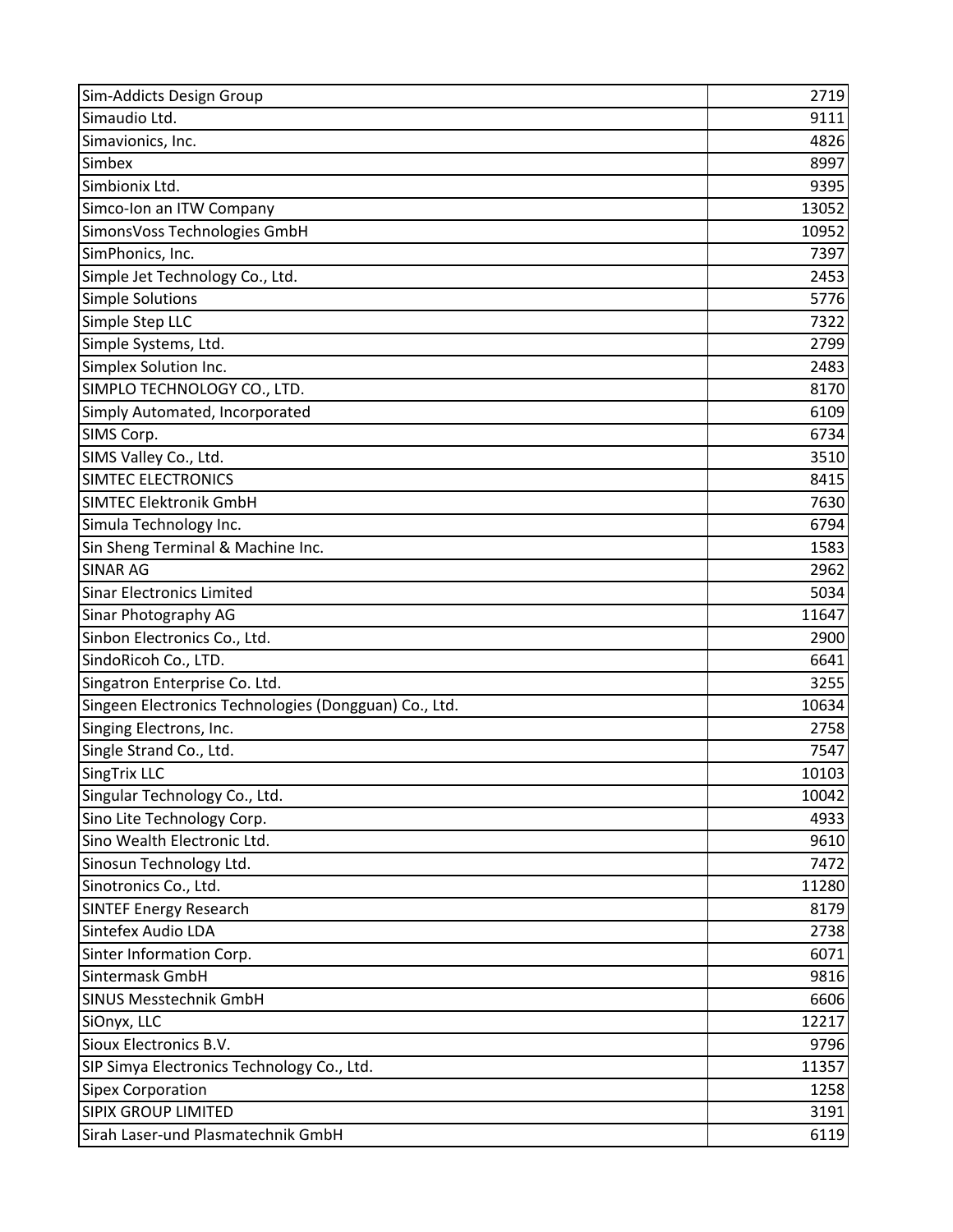| | |
|---|---|
| Sim-Addicts Design Group | 2719 |
| Simaudio Ltd. | 9111 |
| Simavionics, Inc. | 4826 |
| Simbex | 8997 |
| Simbionix Ltd. | 9395 |
| Simco-Ion an ITW Company | 13052 |
| SimonsVoss Technologies GmbH | 10952 |
| SimPhonics, Inc. | 7397 |
| Simple Jet Technology Co., Ltd. | 2453 |
| Simple Solutions | 5776 |
| Simple Step LLC | 7322 |
| Simple Systems, Ltd. | 2799 |
| Simplex Solution Inc. | 2483 |
| SIMPLO TECHNOLOGY CO., LTD. | 8170 |
| Simply Automated, Incorporated | 6109 |
| SIMS Corp. | 6734 |
| SIMS Valley Co., Ltd. | 3510 |
| SIMTEC ELECTRONICS | 8415 |
| SIMTEC Elektronik GmbH | 7630 |
| Simula Technology Inc. | 6794 |
| Sin Sheng Terminal & Machine Inc. | 1583 |
| SINAR AG | 2962 |
| Sinar Electronics Limited | 5034 |
| Sinar Photography AG | 11647 |
| Sinbon Electronics Co., Ltd. | 2900 |
| SindoRicoh Co., LTD. | 6641 |
| Singatron Enterprise Co. Ltd. | 3255 |
| Singeen Electronics Technologies (Dongguan) Co., Ltd. | 10634 |
| Singing Electrons, Inc. | 2758 |
| Single Strand Co., Ltd. | 7547 |
| SingTrix LLC | 10103 |
| Singular Technology Co., Ltd. | 10042 |
| Sino Lite Technology Corp. | 4933 |
| Sino Wealth Electronic Ltd. | 9610 |
| Sinosun Technology Ltd. | 7472 |
| Sinotronics Co., Ltd. | 11280 |
| SINTEF Energy Research | 8179 |
| Sintefex Audio LDA | 2738 |
| Sinter Information Corp. | 6071 |
| Sintermask GmbH | 9816 |
| SINUS Messtechnik GmbH | 6606 |
| SiOnyx, LLC | 12217 |
| Sioux Electronics B.V. | 9796 |
| SIP Simya Electronics Technology Co., Ltd. | 11357 |
| Sipex Corporation | 1258 |
| SIPIX GROUP LIMITED | 3191 |
| Sirah Laser-und Plasmatechnik GmbH | 6119 |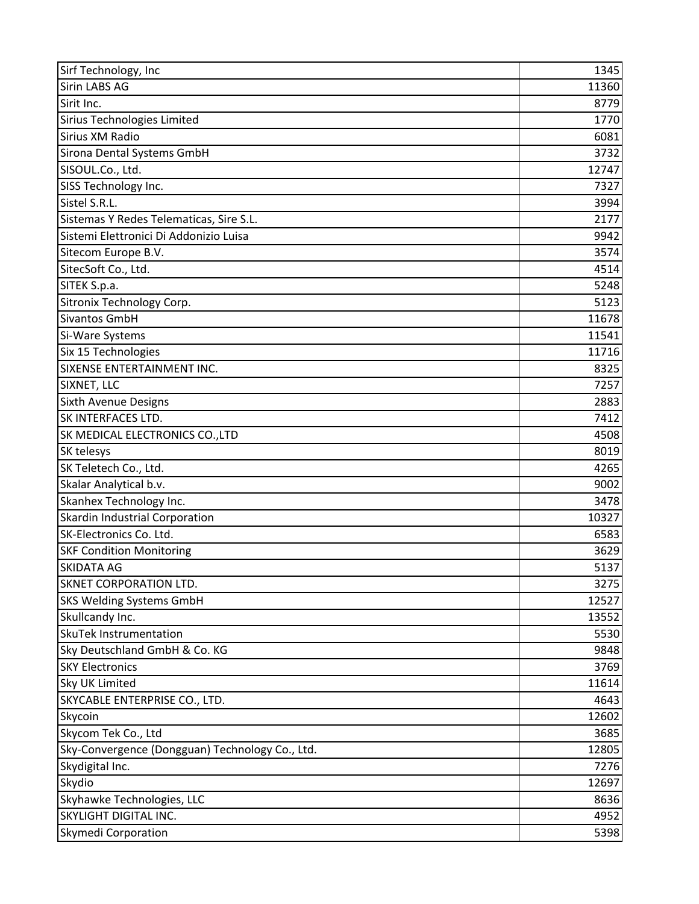| | |
|---|---|
| Sirf Technology, Inc | 1345 |
| Sirin LABS AG | 11360 |
| Sirit Inc. | 8779 |
| Sirius Technologies Limited | 1770 |
| Sirius XM Radio | 6081 |
| Sirona Dental Systems GmbH | 3732 |
| SISOUL.Co., Ltd. | 12747 |
| SISS Technology Inc. | 7327 |
| Sistel S.R.L. | 3994 |
| Sistemas Y Redes Telematicas, Sire S.L. | 2177 |
| Sistemi Elettronici Di Addonizio Luisa | 9942 |
| Sitecom Europe B.V. | 3574 |
| SitecSoft Co., Ltd. | 4514 |
| SITEK S.p.a. | 5248 |
| Sitronix Technology Corp. | 5123 |
| Sivantos GmbH | 11678 |
| Si-Ware Systems | 11541 |
| Six 15 Technologies | 11716 |
| SIXENSE ENTERTAINMENT INC. | 8325 |
| SIXNET, LLC | 7257 |
| Sixth Avenue Designs | 2883 |
| SK INTERFACES LTD. | 7412 |
| SK MEDICAL ELECTRONICS CO.,LTD | 4508 |
| SK telesys | 8019 |
| SK Teletech Co., Ltd. | 4265 |
| Skalar Analytical b.v. | 9002 |
| Skanhex Technology Inc. | 3478 |
| Skardin Industrial Corporation | 10327 |
| SK-Electronics Co. Ltd. | 6583 |
| SKF Condition Monitoring | 3629 |
| SKIDATA AG | 5137 |
| SKNET CORPORATION LTD. | 3275 |
| SKS Welding Systems GmbH | 12527 |
| Skullcandy Inc. | 13552 |
| SkuTek Instrumentation | 5530 |
| Sky Deutschland GmbH & Co. KG | 9848 |
| SKY Electronics | 3769 |
| Sky UK Limited | 11614 |
| SKYCABLE ENTERPRISE CO., LTD. | 4643 |
| Skycoin | 12602 |
| Skycom Tek Co., Ltd | 3685 |
| Sky-Convergence (Dongguan) Technology Co., Ltd. | 12805 |
| Skydigital Inc. | 7276 |
| Skydio | 12697 |
| Skyhawke Technologies, LLC | 8636 |
| SKYLIGHT DIGITAL INC. | 4952 |
| Skymedi Corporation | 5398 |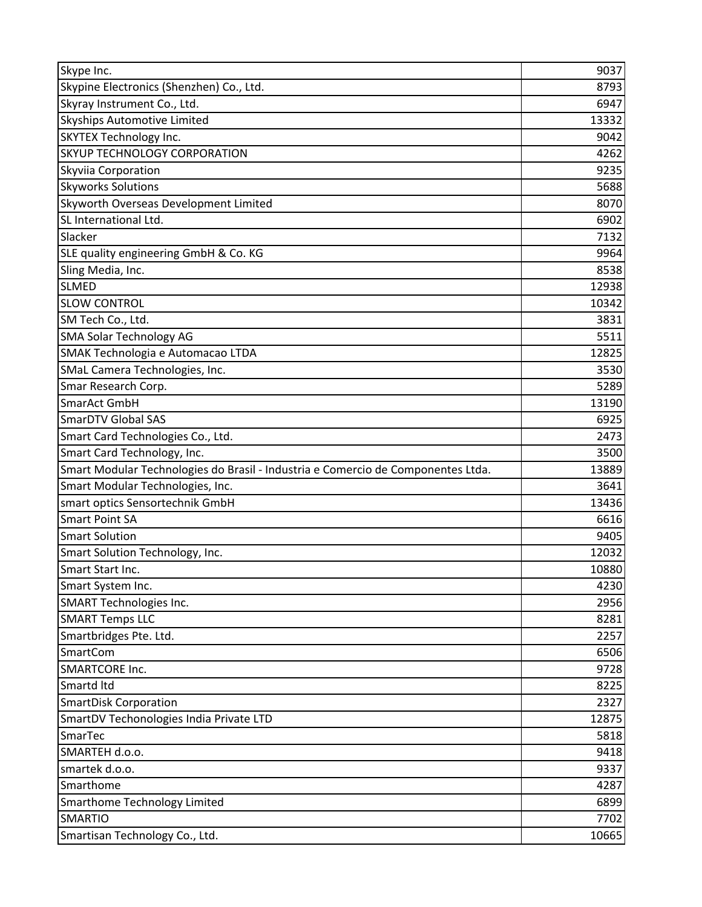| | |
|---|---|
| Skype Inc. | 9037 |
| Skypine Electronics (Shenzhen) Co., Ltd. | 8793 |
| Skyray Instrument Co., Ltd. | 6947 |
| Skyships Automotive Limited | 13332 |
| SKYTEX Technology Inc. | 9042 |
| SKYUP TECHNOLOGY CORPORATION | 4262 |
| Skyviia Corporation | 9235 |
| Skyworks Solutions | 5688 |
| Skyworth Overseas Development Limited | 8070 |
| SL International Ltd. | 6902 |
| Slacker | 7132 |
| SLE quality engineering GmbH & Co. KG | 9964 |
| Sling Media, Inc. | 8538 |
| SLMED | 12938 |
| SLOW CONTROL | 10342 |
| SM Tech Co., Ltd. | 3831 |
| SMA Solar Technology AG | 5511 |
| SMAK Technologia e Automacao LTDA | 12825 |
| SMaL Camera Technologies, Inc. | 3530 |
| Smar Research Corp. | 5289 |
| SmarAct GmbH | 13190 |
| SmarDTV Global SAS | 6925 |
| Smart Card Technologies Co., Ltd. | 2473 |
| Smart Card Technology, Inc. | 3500 |
| Smart Modular Technologies do Brasil - Industria e Comercio de Componentes Ltda. | 13889 |
| Smart Modular Technologies, Inc. | 3641 |
| smart optics Sensortechnik GmbH | 13436 |
| Smart Point SA | 6616 |
| Smart Solution | 9405 |
| Smart Solution Technology, Inc. | 12032 |
| Smart Start Inc. | 10880 |
| Smart System Inc. | 4230 |
| SMART Technologies Inc. | 2956 |
| SMART Temps LLC | 8281 |
| Smartbridges Pte. Ltd. | 2257 |
| SmartCom | 6506 |
| SMARTCORE Inc. | 9728 |
| Smartd ltd | 8225 |
| SmartDisk Corporation | 2327 |
| SmartDV Techonologies India Private LTD | 12875 |
| SmarTec | 5818 |
| SMARTEH d.o.o. | 9418 |
| smartek d.o.o. | 9337 |
| Smarthome | 4287 |
| Smarthome Technology Limited | 6899 |
| SMARTIO | 7702 |
| Smartisan Technology Co., Ltd. | 10665 |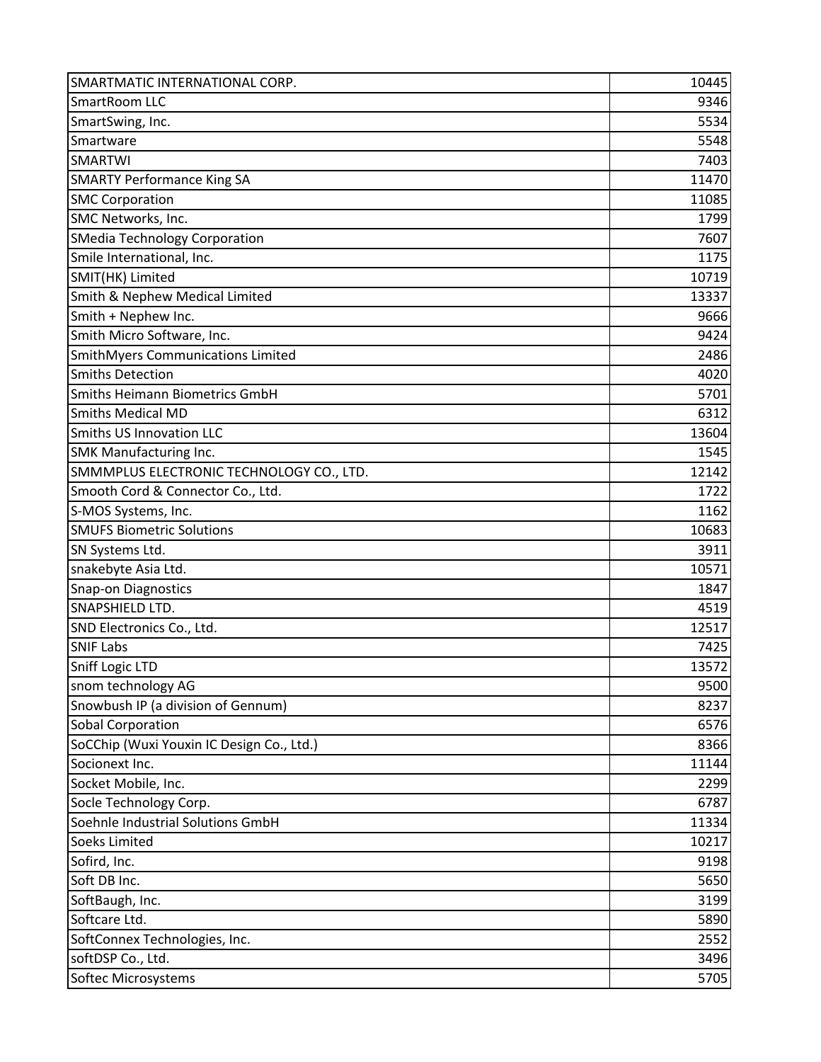| | |
|---|---|
| SMARTMATIC INTERNATIONAL CORP. | 10445 |
| SmartRoom LLC | 9346 |
| SmartSwing, Inc. | 5534 |
| Smartware | 5548 |
| SMARTWI | 7403 |
| SMARTY Performance King SA | 11470 |
| SMC Corporation | 11085 |
| SMC Networks, Inc. | 1799 |
| SMedia Technology Corporation | 7607 |
| Smile International, Inc. | 1175 |
| SMIT(HK) Limited | 10719 |
| Smith & Nephew Medical Limited | 13337 |
| Smith + Nephew Inc. | 9666 |
| Smith Micro Software, Inc. | 9424 |
| SmithMyers Communications Limited | 2486 |
| Smiths Detection | 4020 |
| Smiths Heimann Biometrics GmbH | 5701 |
| Smiths Medical MD | 6312 |
| Smiths US Innovation LLC | 13604 |
| SMK Manufacturing Inc. | 1545 |
| SMMMPLUS ELECTRONIC TECHNOLOGY CO., LTD. | 12142 |
| Smooth Cord & Connector Co., Ltd. | 1722 |
| S-MOS Systems, Inc. | 1162 |
| SMUFS Biometric Solutions | 10683 |
| SN Systems Ltd. | 3911 |
| snakebyte Asia Ltd. | 10571 |
| Snap-on Diagnostics | 1847 |
| SNAPSHIELD LTD. | 4519 |
| SND Electronics Co., Ltd. | 12517 |
| SNIF Labs | 7425 |
| Sniff Logic LTD | 13572 |
| snom technology AG | 9500 |
| Snowbush IP (a division of Gennum) | 8237 |
| Sobal Corporation | 6576 |
| SoCChip (Wuxi Youxin IC Design Co., Ltd.) | 8366 |
| Socionext Inc. | 11144 |
| Socket Mobile, Inc. | 2299 |
| Socle Technology Corp. | 6787 |
| Soehnle Industrial Solutions GmbH | 11334 |
| Soeks Limited | 10217 |
| Sofird, Inc. | 9198 |
| Soft DB Inc. | 5650 |
| SoftBaugh, Inc. | 3199 |
| Softcare Ltd. | 5890 |
| SoftConnex Technologies, Inc. | 2552 |
| softDSP Co., Ltd. | 3496 |
| Softec Microsystems | 5705 |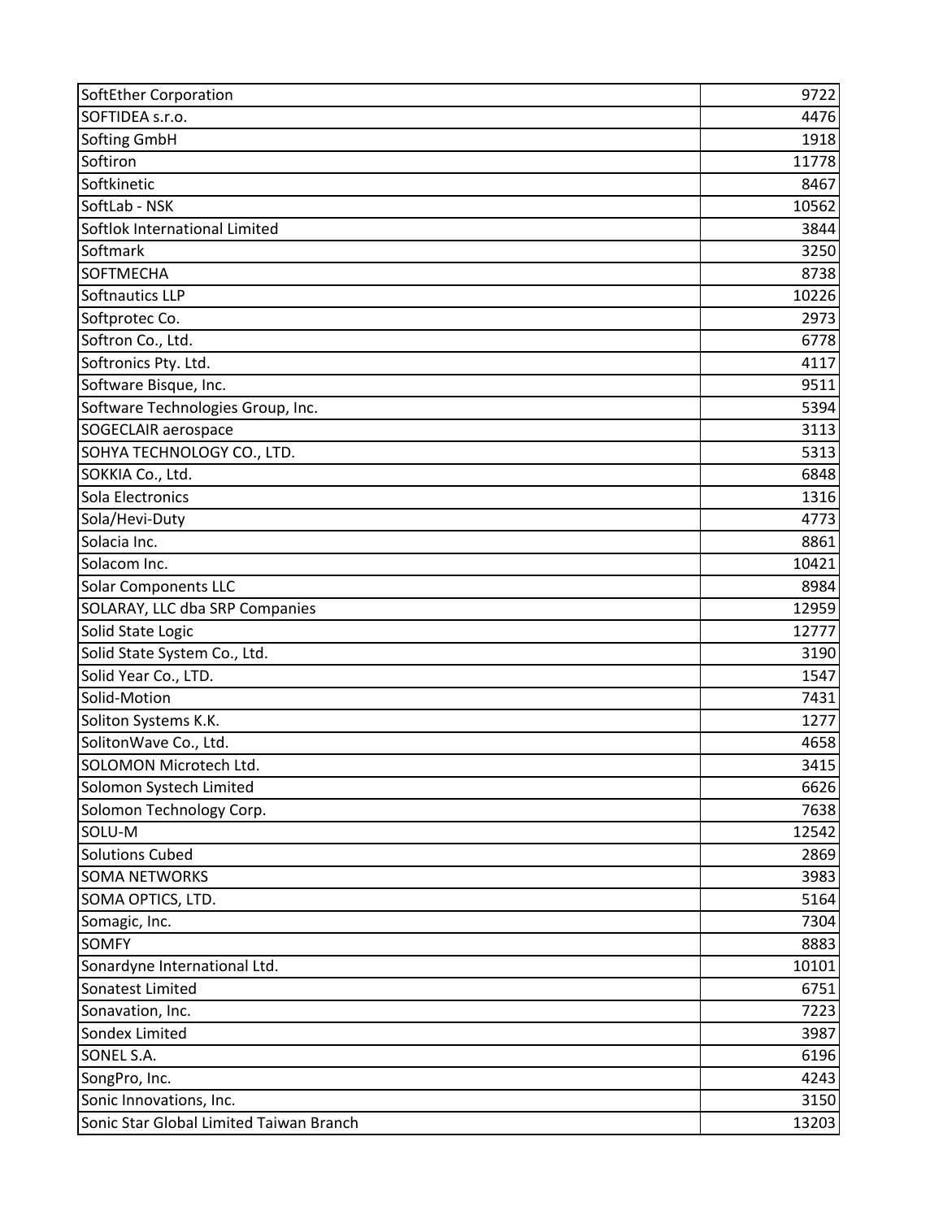| | |
|---|---|
| SoftEther Corporation | 9722 |
| SOFTIDEA s.r.o. | 4476 |
| Softing GmbH | 1918 |
| Softiron | 11778 |
| Softkinetic | 8467 |
| SoftLab - NSK | 10562 |
| Softlok International Limited | 3844 |
| Softmark | 3250 |
| SOFTMECHA | 8738 |
| Softnautics LLP | 10226 |
| Softprotec Co. | 2973 |
| Softron Co., Ltd. | 6778 |
| Softronics Pty. Ltd. | 4117 |
| Software Bisque, Inc. | 9511 |
| Software Technologies Group, Inc. | 5394 |
| SOGECLAIR aerospace | 3113 |
| SOHYA TECHNOLOGY CO., LTD. | 5313 |
| SOKKIA Co., Ltd. | 6848 |
| Sola Electronics | 1316 |
| Sola/Hevi-Duty | 4773 |
| Solacia Inc. | 8861 |
| Solacom Inc. | 10421 |
| Solar Components LLC | 8984 |
| SOLARAY, LLC dba SRP Companies | 12959 |
| Solid State Logic | 12777 |
| Solid State System Co., Ltd. | 3190 |
| Solid Year Co., LTD. | 1547 |
| Solid-Motion | 7431 |
| Soliton Systems K.K. | 1277 |
| SolitonWave Co., Ltd. | 4658 |
| SOLOMON Microtech Ltd. | 3415 |
| Solomon Systech Limited | 6626 |
| Solomon Technology Corp. | 7638 |
| SOLU-M | 12542 |
| Solutions Cubed | 2869 |
| SOMA NETWORKS | 3983 |
| SOMA OPTICS, LTD. | 5164 |
| Somagic, Inc. | 7304 |
| SOMFY | 8883 |
| Sonardyne International Ltd. | 10101 |
| Sonatest Limited | 6751 |
| Sonavation, Inc. | 7223 |
| Sondex Limited | 3987 |
| SONEL S.A. | 6196 |
| SongPro, Inc. | 4243 |
| Sonic Innovations, Inc. | 3150 |
| Sonic Star Global Limited Taiwan Branch | 13203 |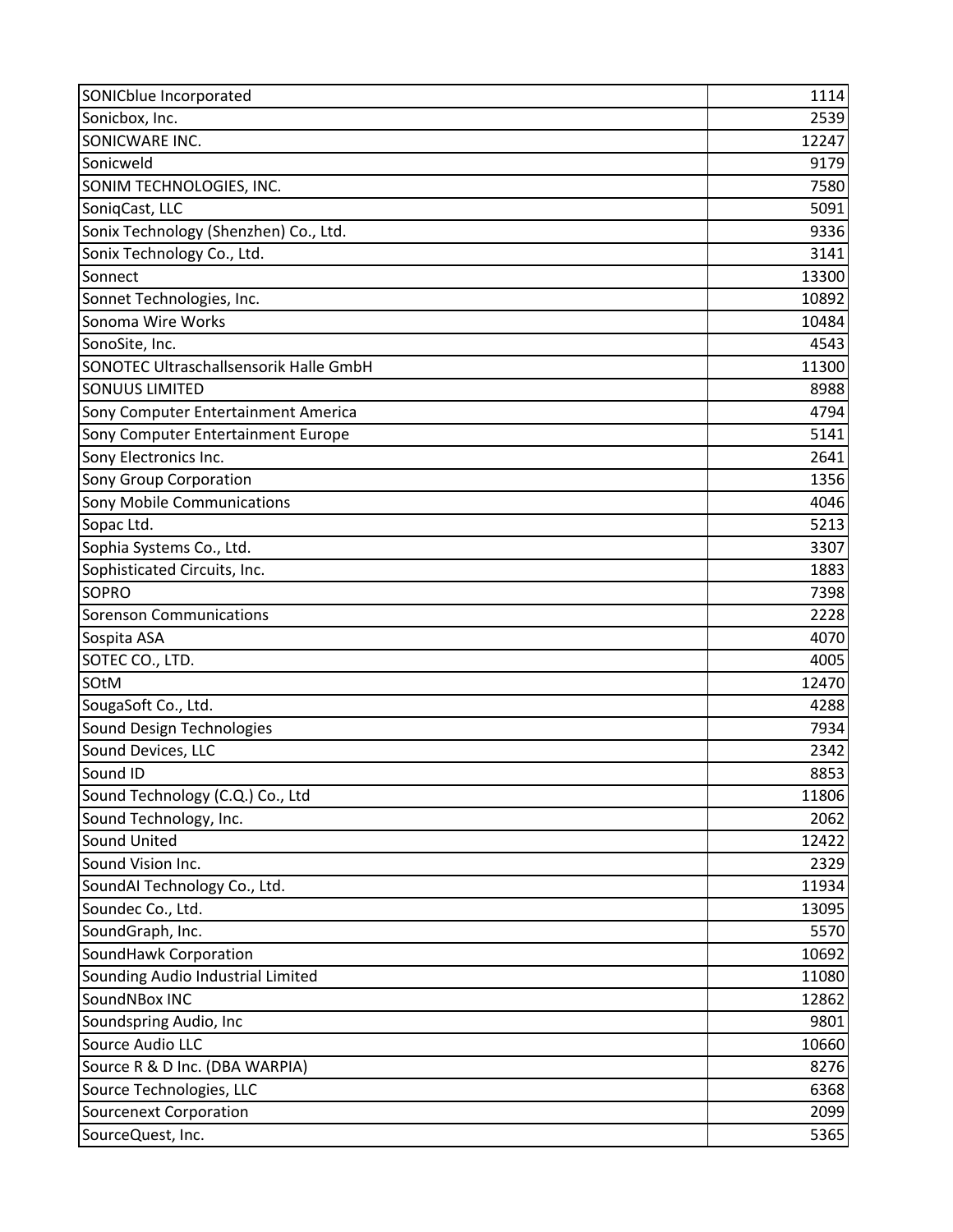| | |
|---|---|
| SONICblue Incorporated | 1114 |
| Sonicbox, Inc. | 2539 |
| SONICWARE INC. | 12247 |
| Sonicweld | 9179 |
| SONIM TECHNOLOGIES, INC. | 7580 |
| SoniqCast, LLC | 5091 |
| Sonix Technology (Shenzhen) Co., Ltd. | 9336 |
| Sonix Technology Co., Ltd. | 3141 |
| Sonnect | 13300 |
| Sonnet Technologies, Inc. | 10892 |
| Sonoma Wire Works | 10484 |
| SonoSite, Inc. | 4543 |
| SONOTEC Ultraschallsensorik Halle GmbH | 11300 |
| SONUUS LIMITED | 8988 |
| Sony Computer Entertainment America | 4794 |
| Sony Computer Entertainment Europe | 5141 |
| Sony Electronics Inc. | 2641 |
| Sony Group Corporation | 1356 |
| Sony Mobile Communications | 4046 |
| Sopac Ltd. | 5213 |
| Sophia Systems Co., Ltd. | 3307 |
| Sophisticated Circuits, Inc. | 1883 |
| SOPRO | 7398 |
| Sorenson Communications | 2228 |
| Sospita ASA | 4070 |
| SOTEC CO., LTD. | 4005 |
| SOtM | 12470 |
| SougaSoft Co., Ltd. | 4288 |
| Sound Design Technologies | 7934 |
| Sound Devices, LLC | 2342 |
| Sound ID | 8853 |
| Sound Technology (C.Q.) Co., Ltd | 11806 |
| Sound Technology, Inc. | 2062 |
| Sound United | 12422 |
| Sound Vision Inc. | 2329 |
| SoundAI Technology Co., Ltd. | 11934 |
| Soundec Co., Ltd. | 13095 |
| SoundGraph, Inc. | 5570 |
| SoundHawk Corporation | 10692 |
| Sounding Audio Industrial Limited | 11080 |
| SoundNBox INC | 12862 |
| Soundspring Audio, Inc | 9801 |
| Source Audio LLC | 10660 |
| Source R & D Inc. (DBA WARPIA) | 8276 |
| Source Technologies, LLC | 6368 |
| Sourcenext Corporation | 2099 |
| SourceQuest, Inc. | 5365 |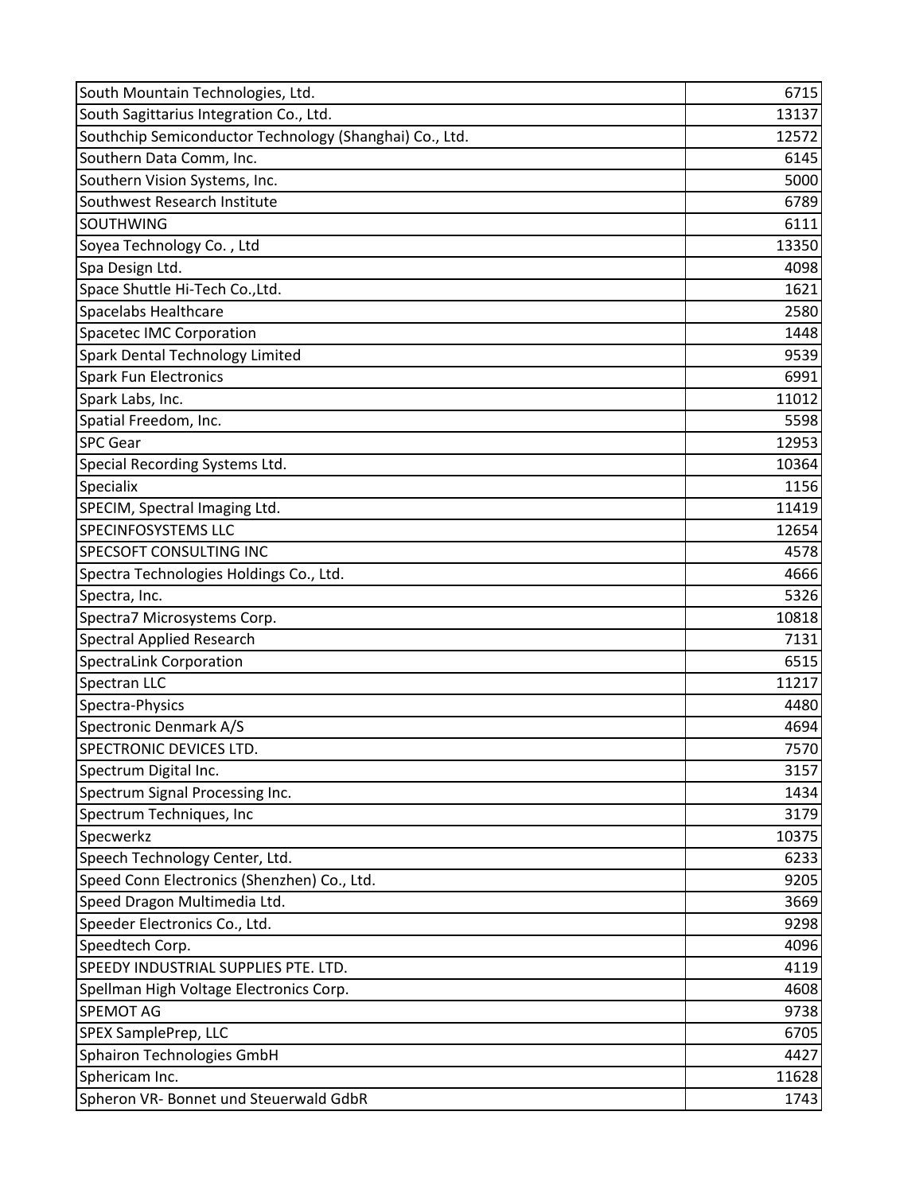| | |
|---|---|
| South Mountain Technologies, Ltd. | 6715 |
| South Sagittarius Integration Co., Ltd. | 13137 |
| Southchip Semiconductor Technology (Shanghai) Co., Ltd. | 12572 |
| Southern Data Comm, Inc. | 6145 |
| Southern Vision Systems, Inc. | 5000 |
| Southwest Research Institute | 6789 |
| SOUTHWING | 6111 |
| Soyea Technology Co. , Ltd | 13350 |
| Spa Design Ltd. | 4098 |
| Space Shuttle Hi-Tech Co.,Ltd. | 1621 |
| Spacelabs Healthcare | 2580 |
| Spacetec IMC Corporation | 1448 |
| Spark Dental Technology Limited | 9539 |
| Spark Fun Electronics | 6991 |
| Spark Labs, Inc. | 11012 |
| Spatial Freedom, Inc. | 5598 |
| SPC Gear | 12953 |
| Special Recording Systems Ltd. | 10364 |
| Specialix | 1156 |
| SPECIM, Spectral Imaging Ltd. | 11419 |
| SPECINFOSYSTEMS LLC | 12654 |
| SPECSOFT CONSULTING INC | 4578 |
| Spectra Technologies Holdings Co., Ltd. | 4666 |
| Spectra, Inc. | 5326 |
| Spectra7 Microsystems Corp. | 10818 |
| Spectral Applied Research | 7131 |
| SpectraLink Corporation | 6515 |
| Spectran LLC | 11217 |
| Spectra-Physics | 4480 |
| Spectronic Denmark A/S | 4694 |
| SPECTRONIC DEVICES LTD. | 7570 |
| Spectrum Digital Inc. | 3157 |
| Spectrum Signal Processing Inc. | 1434 |
| Spectrum Techniques, Inc | 3179 |
| Specwerkz | 10375 |
| Speech Technology Center, Ltd. | 6233 |
| Speed Conn Electronics (Shenzhen) Co., Ltd. | 9205 |
| Speed Dragon Multimedia Ltd. | 3669 |
| Speeder Electronics Co., Ltd. | 9298 |
| Speedtech Corp. | 4096 |
| SPEEDY INDUSTRIAL SUPPLIES PTE. LTD. | 4119 |
| Spellman High Voltage Electronics Corp. | 4608 |
| SPEMOT AG | 9738 |
| SPEX SamplePrep, LLC | 6705 |
| Sphairon Technologies GmbH | 4427 |
| Sphericam Inc. | 11628 |
| Spheron VR- Bonnet und Steuerwald GdbR | 1743 |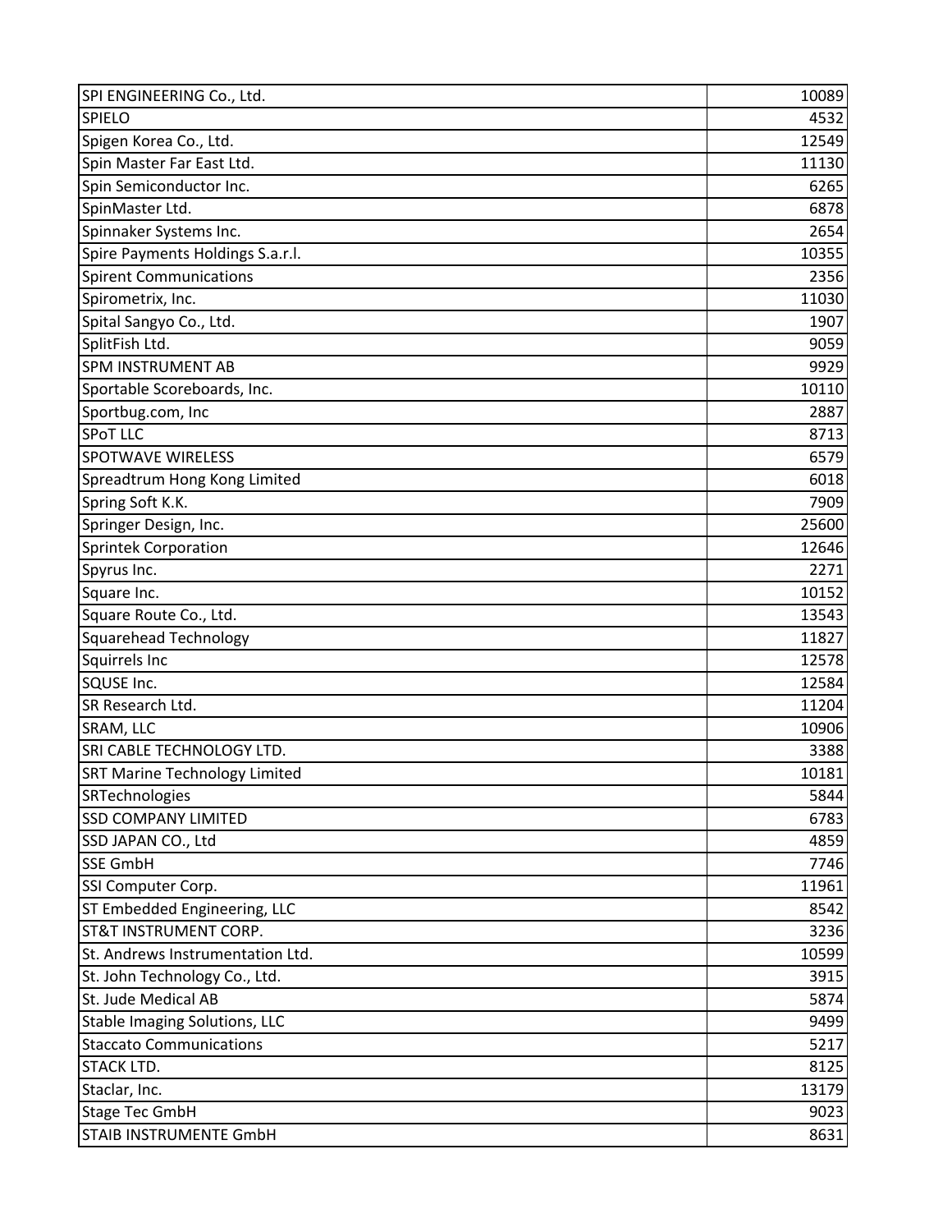| | |
|---|---|
| SPI ENGINEERING Co., Ltd. | 10089 |
| SPIELO | 4532 |
| Spigen Korea Co., Ltd. | 12549 |
| Spin Master Far East Ltd. | 11130 |
| Spin Semiconductor Inc. | 6265 |
| SpinMaster Ltd. | 6878 |
| Spinnaker Systems Inc. | 2654 |
| Spire Payments Holdings S.a.r.l. | 10355 |
| Spirent Communications | 2356 |
| Spirometrix, Inc. | 11030 |
| Spital Sangyo Co., Ltd. | 1907 |
| SplitFish Ltd. | 9059 |
| SPM INSTRUMENT AB | 9929 |
| Sportable Scoreboards, Inc. | 10110 |
| Sportbug.com, Inc | 2887 |
| SPoT LLC | 8713 |
| SPOTWAVE WIRELESS | 6579 |
| Spreadtrum Hong Kong Limited | 6018 |
| Spring Soft K.K. | 7909 |
| Springer Design, Inc. | 25600 |
| Sprintek Corporation | 12646 |
| Spyrus Inc. | 2271 |
| Square Inc. | 10152 |
| Square Route Co., Ltd. | 13543 |
| Squarehead Technology | 11827 |
| Squirrels Inc | 12578 |
| SQUSE Inc. | 12584 |
| SR Research Ltd. | 11204 |
| SRAM, LLC | 10906 |
| SRI CABLE TECHNOLOGY LTD. | 3388 |
| SRT Marine Technology Limited | 10181 |
| SRTechnologies | 5844 |
| SSD COMPANY LIMITED | 6783 |
| SSD JAPAN CO., Ltd | 4859 |
| SSE GmbH | 7746 |
| SSI Computer Corp. | 11961 |
| ST Embedded Engineering, LLC | 8542 |
| ST&T INSTRUMENT CORP. | 3236 |
| St. Andrews Instrumentation Ltd. | 10599 |
| St. John Technology Co., Ltd. | 3915 |
| St. Jude Medical AB | 5874 |
| Stable Imaging Solutions, LLC | 9499 |
| Staccato Communications | 5217 |
| STACK LTD. | 8125 |
| Staclar, Inc. | 13179 |
| Stage Tec GmbH | 9023 |
| STAIB INSTRUMENTE GmbH | 8631 |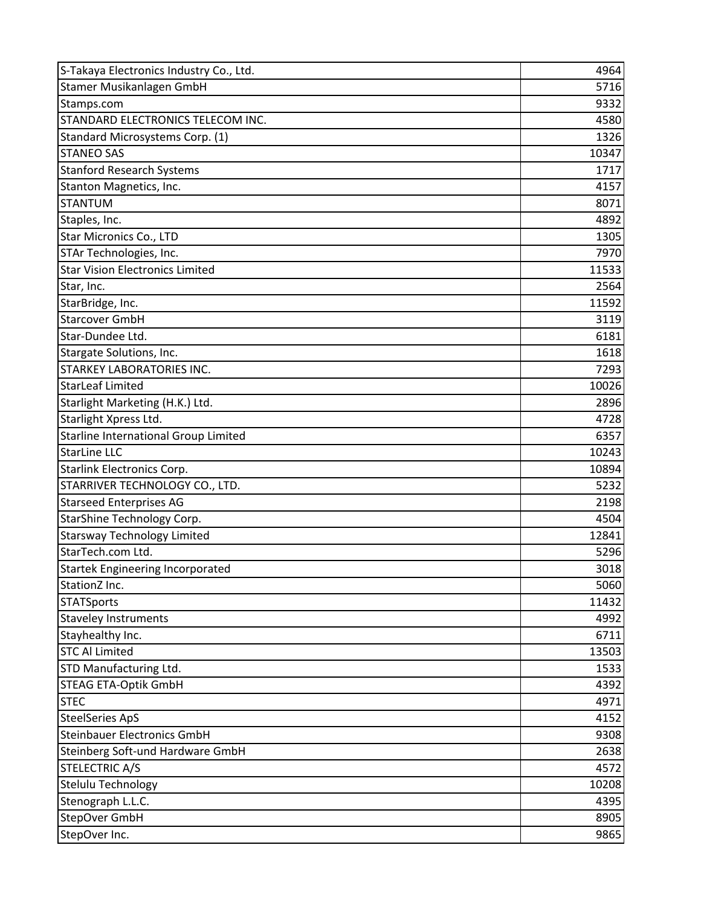| | |
|---|---|
| S-Takaya Electronics Industry Co., Ltd. | 4964 |
| Stamer Musikanlagen GmbH | 5716 |
| Stamps.com | 9332 |
| STANDARD ELECTRONICS TELECOM INC. | 4580 |
| Standard Microsystems Corp. (1) | 1326 |
| STANEO SAS | 10347 |
| Stanford Research Systems | 1717 |
| Stanton Magnetics, Inc. | 4157 |
| STANTUM | 8071 |
| Staples, Inc. | 4892 |
| Star Micronics Co., LTD | 1305 |
| STAr Technologies, Inc. | 7970 |
| Star Vision Electronics Limited | 11533 |
| Star, Inc. | 2564 |
| StarBridge, Inc. | 11592 |
| Starcover GmbH | 3119 |
| Star-Dundee Ltd. | 6181 |
| Stargate Solutions, Inc. | 1618 |
| STARKEY LABORATORIES INC. | 7293 |
| StarLeaf Limited | 10026 |
| Starlight Marketing (H.K.) Ltd. | 2896 |
| Starlight Xpress Ltd. | 4728 |
| Starline International Group Limited | 6357 |
| StarLine LLC | 10243 |
| Starlink Electronics Corp. | 10894 |
| STARRIVER TECHNOLOGY CO., LTD. | 5232 |
| Starseed Enterprises AG | 2198 |
| StarShine Technology Corp. | 4504 |
| Starsway Technology Limited | 12841 |
| StarTech.com Ltd. | 5296 |
| Startek Engineering Incorporated | 3018 |
| StationZ Inc. | 5060 |
| STATSports | 11432 |
| Staveley Instruments | 4992 |
| Stayhealthy Inc. | 6711 |
| STC AI Limited | 13503 |
| STD Manufacturing Ltd. | 1533 |
| STEAG ETA-Optik GmbH | 4392 |
| STEC | 4971 |
| SteelSeries ApS | 4152 |
| Steinbauer Electronics GmbH | 9308 |
| Steinberg Soft-und Hardware GmbH | 2638 |
| STELECTRIC A/S | 4572 |
| Stelulu Technology | 10208 |
| Stenograph L.L.C. | 4395 |
| StepOver GmbH | 8905 |
| StepOver Inc. | 9865 |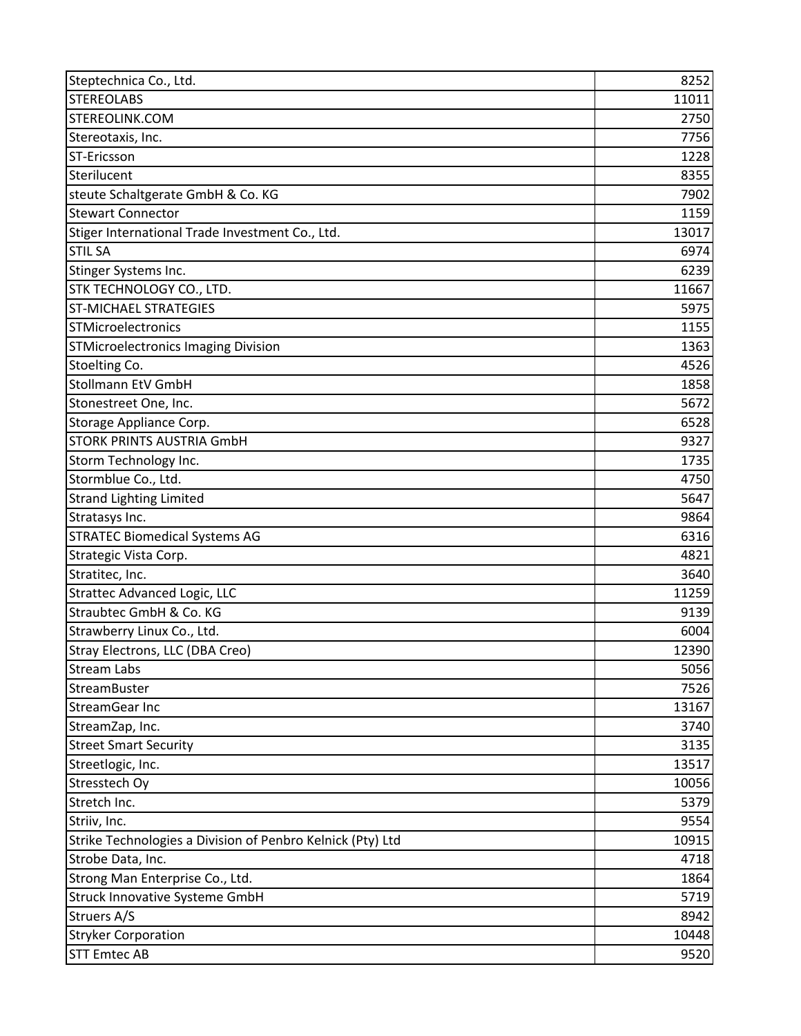| | |
|---|---|
| Steptechnica Co., Ltd. | 8252 |
| STEREOLABS | 11011 |
| STEREOLINK.COM | 2750 |
| Stereotaxis, Inc. | 7756 |
| ST-Ericsson | 1228 |
| Sterilucent | 8355 |
| steute Schaltgerate GmbH & Co. KG | 7902 |
| Stewart Connector | 1159 |
| Stiger International Trade Investment Co., Ltd. | 13017 |
| STIL SA | 6974 |
| Stinger Systems Inc. | 6239 |
| STK TECHNOLOGY CO., LTD. | 11667 |
| ST-MICHAEL STRATEGIES | 5975 |
| STMicroelectronics | 1155 |
| STMicroelectronics Imaging Division | 1363 |
| Stoelting Co. | 4526 |
| Stollmann EtV GmbH | 1858 |
| Stonestreet One, Inc. | 5672 |
| Storage Appliance Corp. | 6528 |
| STORK PRINTS AUSTRIA GmbH | 9327 |
| Storm Technology Inc. | 1735 |
| Stormblue Co., Ltd. | 4750 |
| Strand Lighting Limited | 5647 |
| Stratasys Inc. | 9864 |
| STRATEC Biomedical Systems AG | 6316 |
| Strategic Vista Corp. | 4821 |
| Stratitec, Inc. | 3640 |
| Strattec Advanced Logic, LLC | 11259 |
| Straubtec GmbH & Co. KG | 9139 |
| Strawberry Linux Co., Ltd. | 6004 |
| Stray Electrons, LLC (DBA Creo) | 12390 |
| Stream Labs | 5056 |
| StreamBuster | 7526 |
| StreamGear Inc | 13167 |
| StreamZap, Inc. | 3740 |
| Street Smart Security | 3135 |
| Streetlogic, Inc. | 13517 |
| Stresstech Oy | 10056 |
| Stretch Inc. | 5379 |
| Striiv, Inc. | 9554 |
| Strike Technologies a Division of Penbro Kelnick (Pty) Ltd | 10915 |
| Strobe Data, Inc. | 4718 |
| Strong Man Enterprise Co., Ltd. | 1864 |
| Struck Innovative Systeme GmbH | 5719 |
| Struers A/S | 8942 |
| Stryker Corporation | 10448 |
| STT Emtec AB | 9520 |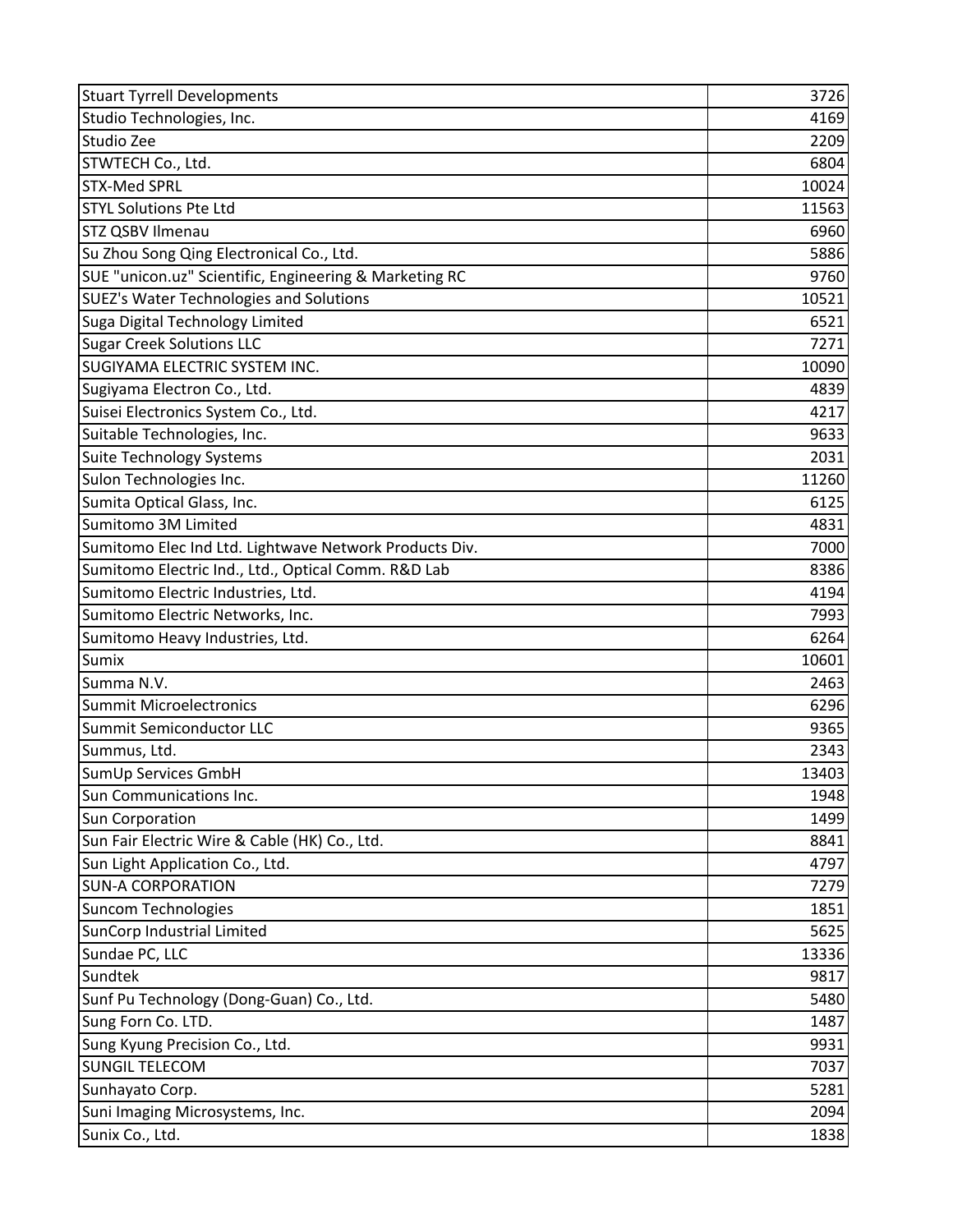| | |
|---|---|
| Stuart Tyrrell Developments | 3726 |
| Studio Technologies, Inc. | 4169 |
| Studio Zee | 2209 |
| STWTECH Co., Ltd. | 6804 |
| STX-Med SPRL | 10024 |
| STYL Solutions Pte Ltd | 11563 |
| STZ QSBV Ilmenau | 6960 |
| Su Zhou Song Qing Electronical Co., Ltd. | 5886 |
| SUE "unicon.uz" Scientific, Engineering & Marketing RC | 9760 |
| SUEZ's Water Technologies and Solutions | 10521 |
| Suga Digital Technology Limited | 6521 |
| Sugar Creek Solutions LLC | 7271 |
| SUGIYAMA ELECTRIC SYSTEM INC. | 10090 |
| Sugiyama Electron Co., Ltd. | 4839 |
| Suisei Electronics System Co., Ltd. | 4217 |
| Suitable Technologies, Inc. | 9633 |
| Suite Technology Systems | 2031 |
| Sulon Technologies Inc. | 11260 |
| Sumita Optical Glass, Inc. | 6125 |
| Sumitomo 3M Limited | 4831 |
| Sumitomo Elec Ind Ltd. Lightwave Network Products Div. | 7000 |
| Sumitomo Electric Ind., Ltd., Optical Comm. R&D Lab | 8386 |
| Sumitomo Electric Industries, Ltd. | 4194 |
| Sumitomo Electric Networks, Inc. | 7993 |
| Sumitomo Heavy Industries, Ltd. | 6264 |
| Sumix | 10601 |
| Summa N.V. | 2463 |
| Summit Microelectronics | 6296 |
| Summit Semiconductor LLC | 9365 |
| Summus, Ltd. | 2343 |
| SumUp Services GmbH | 13403 |
| Sun Communications Inc. | 1948 |
| Sun Corporation | 1499 |
| Sun Fair Electric Wire & Cable (HK) Co., Ltd. | 8841 |
| Sun Light Application Co., Ltd. | 4797 |
| SUN-A CORPORATION | 7279 |
| Suncom Technologies | 1851 |
| SunCorp Industrial Limited | 5625 |
| Sundae PC, LLC | 13336 |
| Sundtek | 9817 |
| Sunf Pu Technology (Dong-Guan) Co., Ltd. | 5480 |
| Sung Forn Co. LTD. | 1487 |
| Sung Kyung Precision Co., Ltd. | 9931 |
| SUNGIL TELECOM | 7037 |
| Sunhayato Corp. | 5281 |
| Suni Imaging Microsystems, Inc. | 2094 |
| Sunix Co., Ltd. | 1838 |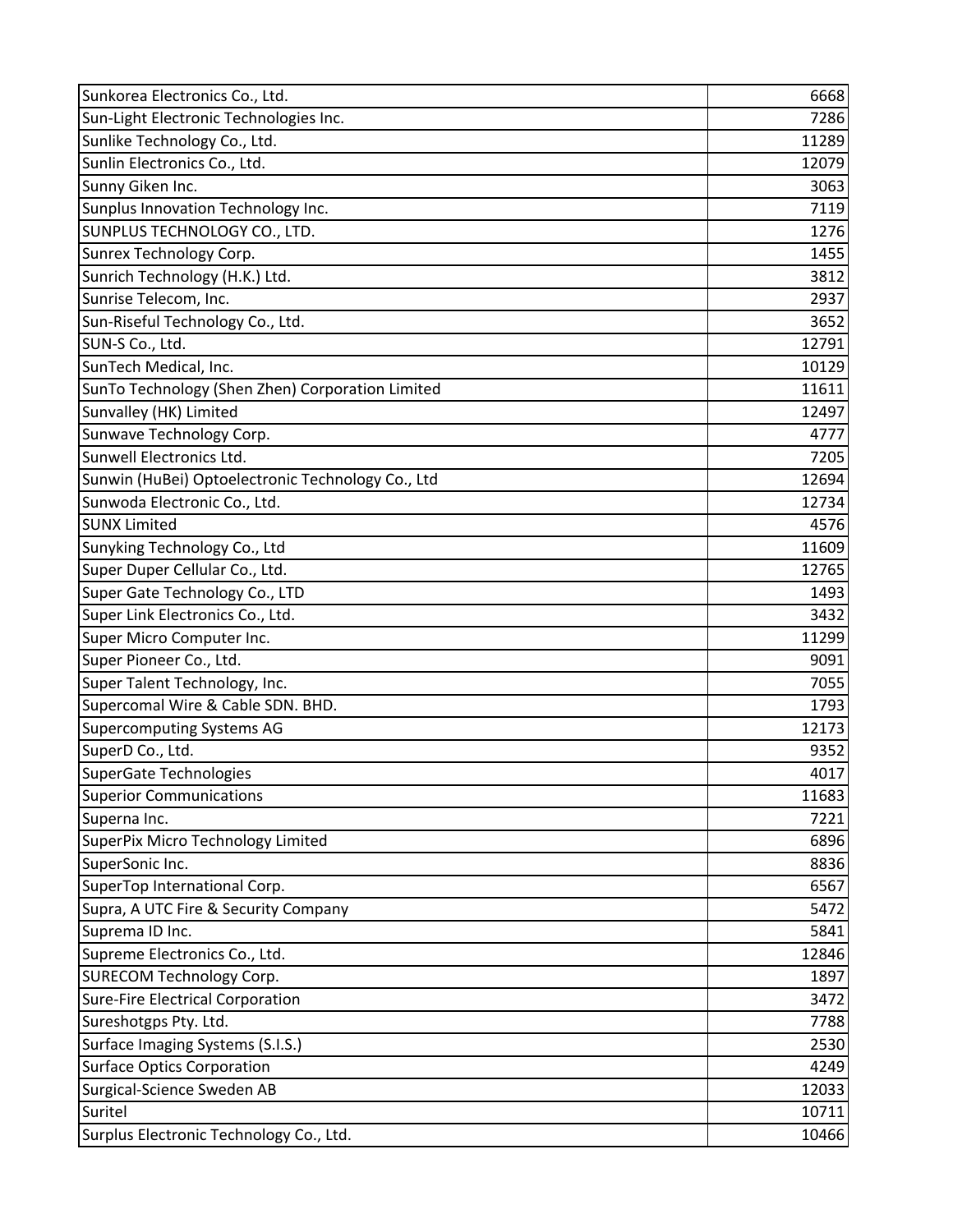| | |
|---|---|
| Sunkorea Electronics Co., Ltd. | 6668 |
| Sun-Light Electronic Technologies Inc. | 7286 |
| Sunlike Technology Co., Ltd. | 11289 |
| Sunlin Electronics Co., Ltd. | 12079 |
| Sunny Giken Inc. | 3063 |
| Sunplus Innovation Technology Inc. | 7119 |
| SUNPLUS TECHNOLOGY CO., LTD. | 1276 |
| Sunrex Technology Corp. | 1455 |
| Sunrich Technology (H.K.) Ltd. | 3812 |
| Sunrise Telecom, Inc. | 2937 |
| Sun-Riseful Technology Co., Ltd. | 3652 |
| SUN-S Co., Ltd. | 12791 |
| SunTech Medical, Inc. | 10129 |
| SunTo Technology (Shen Zhen) Corporation Limited | 11611 |
| Sunvalley (HK) Limited | 12497 |
| Sunwave Technology Corp. | 4777 |
| Sunwell Electronics Ltd. | 7205 |
| Sunwin (HuBei) Optoelectronic Technology Co., Ltd | 12694 |
| Sunwoda Electronic Co., Ltd. | 12734 |
| SUNX Limited | 4576 |
| Sunyking Technology Co., Ltd | 11609 |
| Super Duper Cellular Co., Ltd. | 12765 |
| Super Gate Technology Co., LTD | 1493 |
| Super Link Electronics Co., Ltd. | 3432 |
| Super Micro Computer Inc. | 11299 |
| Super Pioneer Co., Ltd. | 9091 |
| Super Talent Technology, Inc. | 7055 |
| Supercomal Wire & Cable SDN. BHD. | 1793 |
| Supercomputing Systems AG | 12173 |
| SuperD Co., Ltd. | 9352 |
| SuperGate Technologies | 4017 |
| Superior Communications | 11683 |
| Superna Inc. | 7221 |
| SuperPix Micro Technology Limited | 6896 |
| SuperSonic Inc. | 8836 |
| SuperTop International Corp. | 6567 |
| Supra, A UTC Fire & Security Company | 5472 |
| Suprema ID Inc. | 5841 |
| Supreme Electronics Co., Ltd. | 12846 |
| SURECOM Technology Corp. | 1897 |
| Sure-Fire Electrical Corporation | 3472 |
| Sureshotgps Pty. Ltd. | 7788 |
| Surface Imaging Systems (S.I.S.) | 2530 |
| Surface Optics Corporation | 4249 |
| Surgical-Science Sweden AB | 12033 |
| Suritel | 10711 |
| Surplus Electronic Technology Co., Ltd. | 10466 |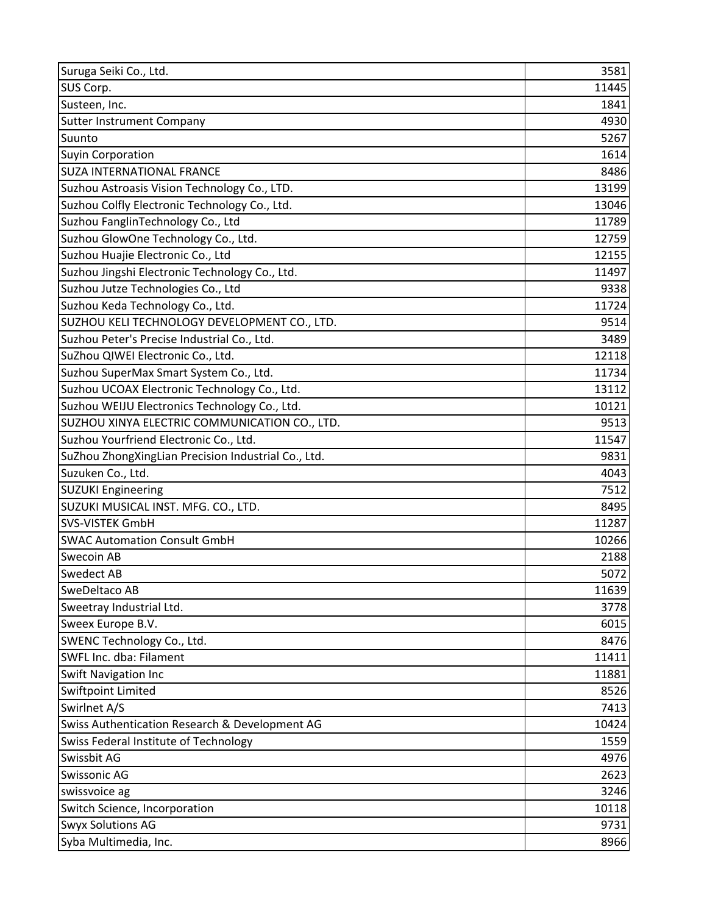| | |
|---|---|
| Suruga Seiki Co., Ltd. | 3581 |
| SUS Corp. | 11445 |
| Susteen, Inc. | 1841 |
| Sutter Instrument Company | 4930 |
| Suunto | 5267 |
| Suyin Corporation | 1614 |
| SUZA INTERNATIONAL FRANCE | 8486 |
| Suzhou Astroasis Vision Technology Co., LTD. | 13199 |
| Suzhou Colfly Electronic Technology Co., Ltd. | 13046 |
| Suzhou FanglinTechnology Co., Ltd | 11789 |
| Suzhou GlowOne Technology Co., Ltd. | 12759 |
| Suzhou Huajie Electronic Co., Ltd | 12155 |
| Suzhou Jingshi Electronic Technology Co., Ltd. | 11497 |
| Suzhou Jutze Technologies Co., Ltd | 9338 |
| Suzhou Keda Technology Co., Ltd. | 11724 |
| SUZHOU KELI TECHNOLOGY DEVELOPMENT CO., LTD. | 9514 |
| Suzhou Peter's Precise Industrial Co., Ltd. | 3489 |
| SuZhou QIWEI Electronic Co., Ltd. | 12118 |
| Suzhou SuperMax Smart System Co., Ltd. | 11734 |
| Suzhou UCOAX Electronic Technology Co., Ltd. | 13112 |
| Suzhou WEIJU Electronics Technology Co., Ltd. | 10121 |
| SUZHOU XINYA ELECTRIC COMMUNICATION CO., LTD. | 9513 |
| Suzhou Yourfriend Electronic Co., Ltd. | 11547 |
| SuZhou ZhongXingLian Precision Industrial Co., Ltd. | 9831 |
| Suzuken Co., Ltd. | 4043 |
| SUZUKI Engineering | 7512 |
| SUZUKI MUSICAL INST. MFG. CO., LTD. | 8495 |
| SVS-VISTEK GmbH | 11287 |
| SWAC Automation Consult GmbH | 10266 |
| Swecoin AB | 2188 |
| Swedect AB | 5072 |
| SweDeltaco AB | 11639 |
| Sweetray Industrial Ltd. | 3778 |
| Sweex Europe B.V. | 6015 |
| SWENC Technology Co., Ltd. | 8476 |
| SWFL Inc. dba: Filament | 11411 |
| Swift Navigation Inc | 11881 |
| Swiftpoint Limited | 8526 |
| Swirlnet A/S | 7413 |
| Swiss Authentication Research & Development AG | 10424 |
| Swiss Federal Institute of Technology | 1559 |
| Swissbit AG | 4976 |
| Swissonic AG | 2623 |
| swissvoice ag | 3246 |
| Switch Science, Incorporation | 10118 |
| Swyx Solutions AG | 9731 |
| Syba Multimedia, Inc. | 8966 |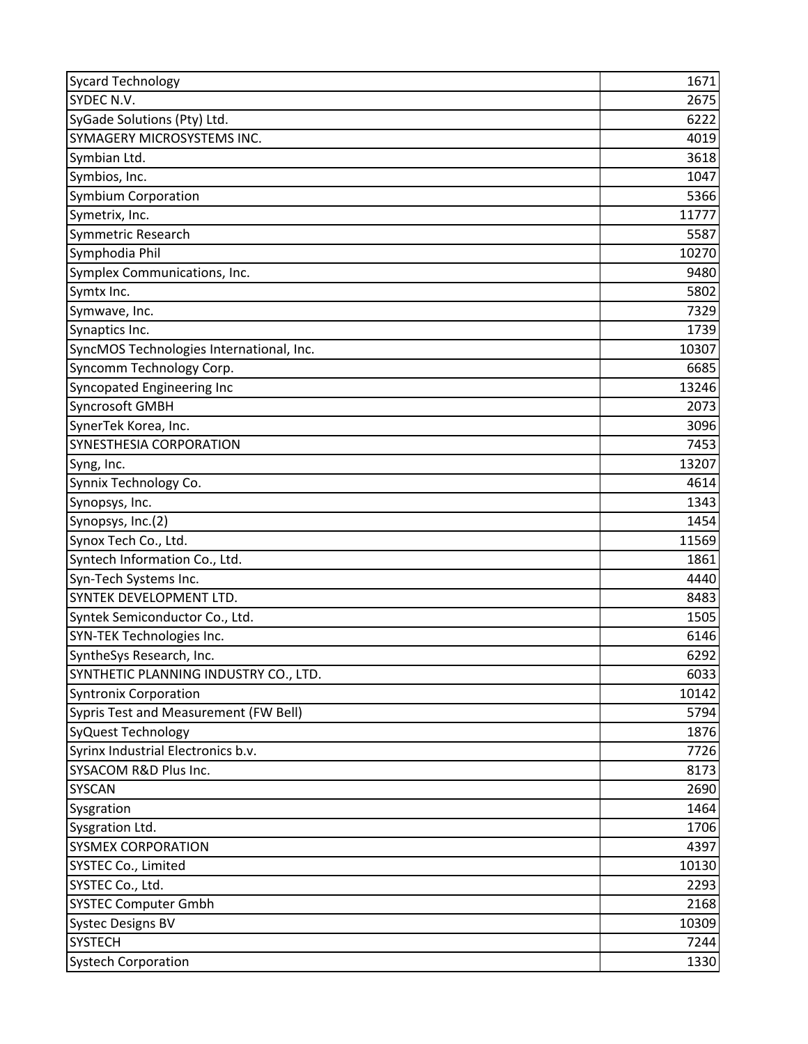| | |
|---|---|
| Sycard Technology | 1671 |
| SYDEC N.V. | 2675 |
| SyGade Solutions (Pty) Ltd. | 6222 |
| SYMAGERY MICROSYSTEMS INC. | 4019 |
| Symbian Ltd. | 3618 |
| Symbios, Inc. | 1047 |
| Symbium Corporation | 5366 |
| Symetrix, Inc. | 11777 |
| Symmetric Research | 5587 |
| Symphodia Phil | 10270 |
| Symplex Communications, Inc. | 9480 |
| Symtx Inc. | 5802 |
| Symwave, Inc. | 7329 |
| Synaptics Inc. | 1739 |
| SyncMOS Technologies International, Inc. | 10307 |
| Syncomm Technology Corp. | 6685 |
| Syncopated Engineering Inc | 13246 |
| Syncrosoft GMBH | 2073 |
| SynerTek Korea, Inc. | 3096 |
| SYNESTHESIA CORPORATION | 7453 |
| Syng, Inc. | 13207 |
| Synnix Technology Co. | 4614 |
| Synopsys, Inc. | 1343 |
| Synopsys, Inc.(2) | 1454 |
| Synox Tech Co., Ltd. | 11569 |
| Syntech Information Co., Ltd. | 1861 |
| Syn-Tech Systems Inc. | 4440 |
| SYNTEK DEVELOPMENT LTD. | 8483 |
| Syntek Semiconductor Co., Ltd. | 1505 |
| SYN-TEK Technologies Inc. | 6146 |
| SyntheSys Research, Inc. | 6292 |
| SYNTHETIC PLANNING INDUSTRY CO., LTD. | 6033 |
| Syntronix Corporation | 10142 |
| Sypris Test and Measurement (FW Bell) | 5794 |
| SyQuest Technology | 1876 |
| Syrinx Industrial Electronics b.v. | 7726 |
| SYSACOM R&D Plus Inc. | 8173 |
| SYSCAN | 2690 |
| Sysgration | 1464 |
| Sysgration Ltd. | 1706 |
| SYSMEX CORPORATION | 4397 |
| SYSTEC Co., Limited | 10130 |
| SYSTEC Co., Ltd. | 2293 |
| SYSTEC Computer Gmbh | 2168 |
| Systec Designs BV | 10309 |
| SYSTECH | 7244 |
| Systech Corporation | 1330 |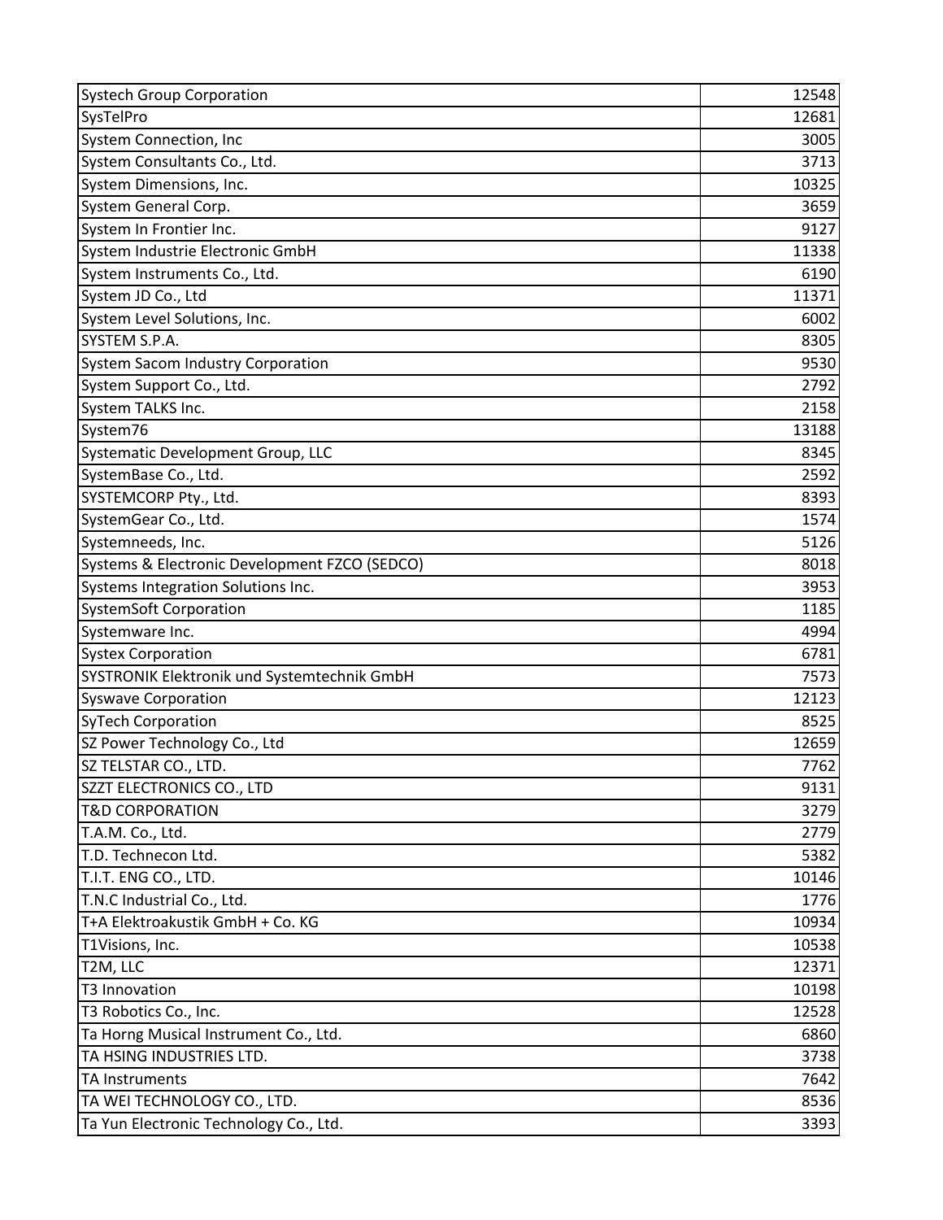| | |
|---|---|
| Systech Group Corporation | 12548 |
| SysTelPro | 12681 |
| System Connection, Inc | 3005 |
| System Consultants Co., Ltd. | 3713 |
| System Dimensions, Inc. | 10325 |
| System General Corp. | 3659 |
| System In Frontier Inc. | 9127 |
| System Industrie Electronic GmbH | 11338 |
| System Instruments Co., Ltd. | 6190 |
| System JD Co., Ltd | 11371 |
| System Level Solutions, Inc. | 6002 |
| SYSTEM S.P.A. | 8305 |
| System Sacom Industry Corporation | 9530 |
| System Support Co., Ltd. | 2792 |
| System TALKS Inc. | 2158 |
| System76 | 13188 |
| Systematic Development Group, LLC | 8345 |
| SystemBase Co., Ltd. | 2592 |
| SYSTEMCORP Pty., Ltd. | 8393 |
| SystemGear Co., Ltd. | 1574 |
| Systemneeds, Inc. | 5126 |
| Systems & Electronic Development FZCO (SEDCO) | 8018 |
| Systems Integration Solutions Inc. | 3953 |
| SystemSoft Corporation | 1185 |
| Systemware Inc. | 4994 |
| Systex Corporation | 6781 |
| SYSTRONIK Elektronik und Systemtechnik GmbH | 7573 |
| Syswave Corporation | 12123 |
| SyTech Corporation | 8525 |
| SZ Power Technology Co., Ltd | 12659 |
| SZ TELSTAR CO., LTD. | 7762 |
| SZZT ELECTRONICS CO., LTD | 9131 |
| T&D CORPORATION | 3279 |
| T.A.M. Co., Ltd. | 2779 |
| T.D. Technecon Ltd. | 5382 |
| T.I.T. ENG CO., LTD. | 10146 |
| T.N.C Industrial Co., Ltd. | 1776 |
| T+A Elektroakustik GmbH + Co. KG | 10934 |
| T1Visions, Inc. | 10538 |
| T2M, LLC | 12371 |
| T3 Innovation | 10198 |
| T3 Robotics Co., Inc. | 12528 |
| Ta Horng Musical Instrument Co., Ltd. | 6860 |
| TA HSING INDUSTRIES LTD. | 3738 |
| TA Instruments | 7642 |
| TA WEI TECHNOLOGY CO., LTD. | 8536 |
| Ta Yun Electronic Technology Co., Ltd. | 3393 |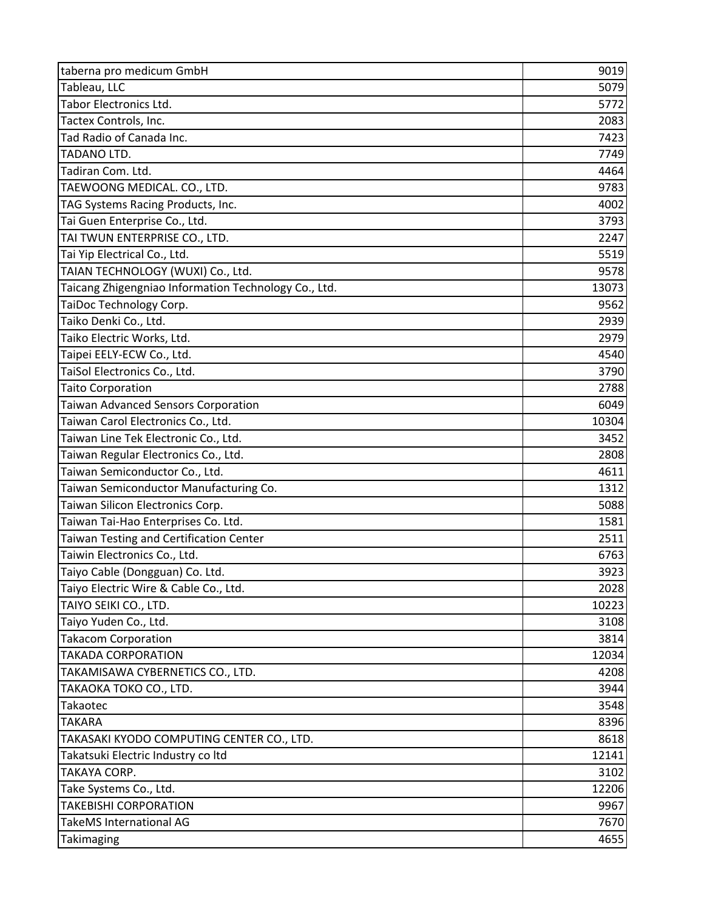| | |
|---|---|
| taberna pro medicum GmbH | 9019 |
| Tableau, LLC | 5079 |
| Tabor Electronics Ltd. | 5772 |
| Tactex Controls, Inc. | 2083 |
| Tad Radio of Canada Inc. | 7423 |
| TADANO LTD. | 7749 |
| Tadiran Com. Ltd. | 4464 |
| TAEWOONG MEDICAL. CO., LTD. | 9783 |
| TAG Systems Racing Products, Inc. | 4002 |
| Tai Guen Enterprise Co., Ltd. | 3793 |
| TAI TWUN ENTERPRISE CO., LTD. | 2247 |
| Tai Yip Electrical Co., Ltd. | 5519 |
| TAIAN TECHNOLOGY (WUXI) Co., Ltd. | 9578 |
| Taicang Zhigengniao Information Technology Co., Ltd. | 13073 |
| TaiDoc Technology Corp. | 9562 |
| Taiko Denki Co., Ltd. | 2939 |
| Taiko Electric Works, Ltd. | 2979 |
| Taipei EELY-ECW Co., Ltd. | 4540 |
| TaiSol Electronics Co., Ltd. | 3790 |
| Taito Corporation | 2788 |
| Taiwan Advanced Sensors Corporation | 6049 |
| Taiwan Carol Electronics Co., Ltd. | 10304 |
| Taiwan Line Tek Electronic Co., Ltd. | 3452 |
| Taiwan Regular Electronics Co., Ltd. | 2808 |
| Taiwan Semiconductor Co., Ltd. | 4611 |
| Taiwan Semiconductor Manufacturing Co. | 1312 |
| Taiwan Silicon Electronics Corp. | 5088 |
| Taiwan Tai-Hao Enterprises Co. Ltd. | 1581 |
| Taiwan Testing and Certification Center | 2511 |
| Taiwin Electronics Co., Ltd. | 6763 |
| Taiyo Cable (Dongguan) Co. Ltd. | 3923 |
| Taiyo Electric Wire & Cable Co., Ltd. | 2028 |
| TAIYO SEIKI CO., LTD. | 10223 |
| Taiyo Yuden Co., Ltd. | 3108 |
| Takacom Corporation | 3814 |
| TAKADA CORPORATION | 12034 |
| TAKAMISAWA CYBERNETICS CO., LTD. | 4208 |
| TAKAOKA TOKO CO., LTD. | 3944 |
| Takaotec | 3548 |
| TAKARA | 8396 |
| TAKASAKI KYODO COMPUTING CENTER CO., LTD. | 8618 |
| Takatsuki Electric Industry co ltd | 12141 |
| TAKAYA CORP. | 3102 |
| Take Systems Co., Ltd. | 12206 |
| TAKEBISHI CORPORATION | 9967 |
| TakeMS International AG | 7670 |
| Takimaging | 4655 |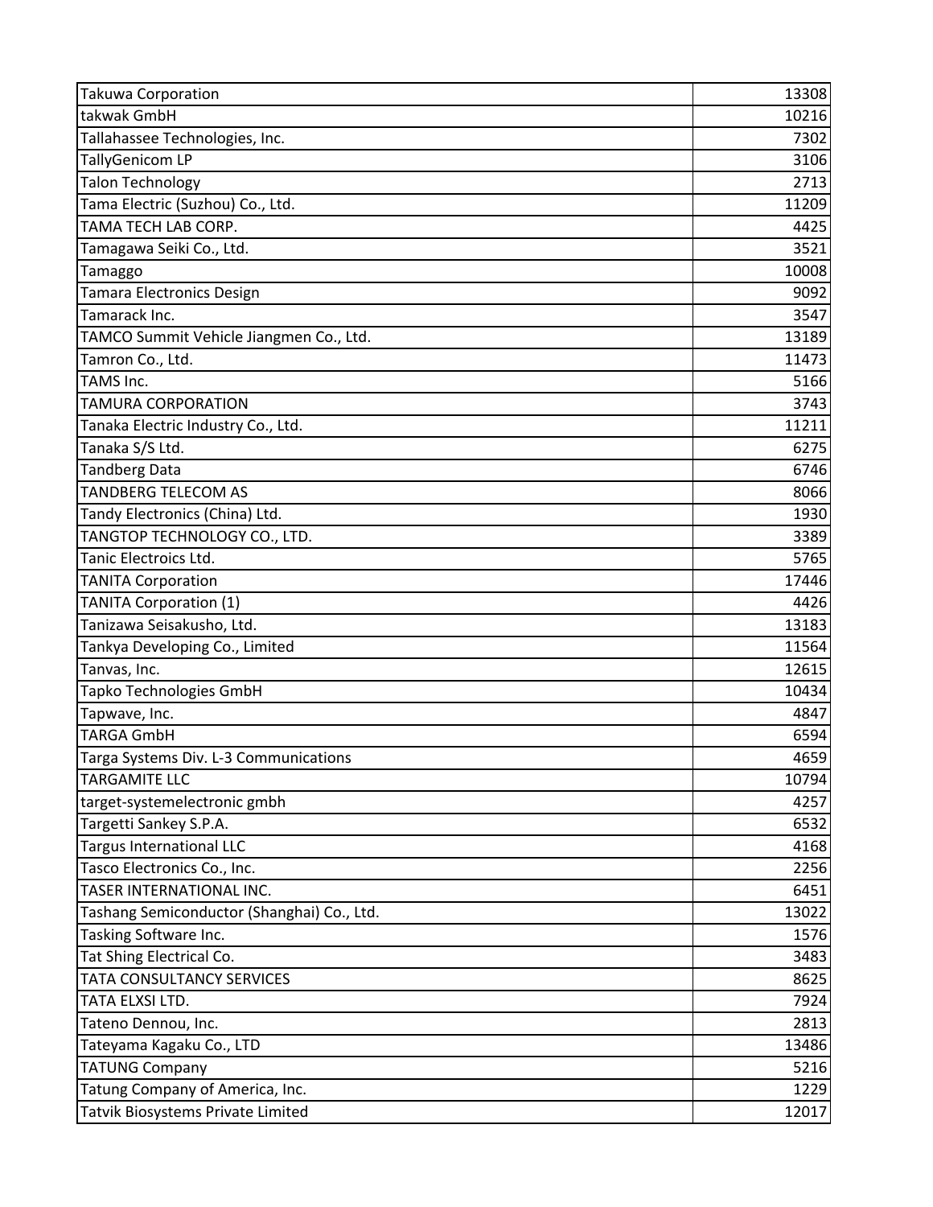| | |
|---|---|
| Takuwa Corporation | 13308 |
| takwak GmbH | 10216 |
| Tallahassee Technologies, Inc. | 7302 |
| TallyGenicom LP | 3106 |
| Talon Technology | 2713 |
| Tama Electric (Suzhou) Co., Ltd. | 11209 |
| TAMA TECH LAB CORP. | 4425 |
| Tamagawa Seiki Co., Ltd. | 3521 |
| Tamaggo | 10008 |
| Tamara Electronics Design | 9092 |
| Tamarack Inc. | 3547 |
| TAMCO Summit Vehicle Jiangmen Co., Ltd. | 13189 |
| Tamron Co., Ltd. | 11473 |
| TAMS Inc. | 5166 |
| TAMURA CORPORATION | 3743 |
| Tanaka Electric Industry Co., Ltd. | 11211 |
| Tanaka S/S Ltd. | 6275 |
| Tandberg Data | 6746 |
| TANDBERG TELECOM AS | 8066 |
| Tandy Electronics (China) Ltd. | 1930 |
| TANGTOP TECHNOLOGY CO., LTD. | 3389 |
| Tanic Electroics Ltd. | 5765 |
| TANITA Corporation | 17446 |
| TANITA Corporation (1) | 4426 |
| Tanizawa Seisakusho, Ltd. | 13183 |
| Tankya Developing Co., Limited | 11564 |
| Tanvas, Inc. | 12615 |
| Tapko Technologies GmbH | 10434 |
| Tapwave, Inc. | 4847 |
| TARGA GmbH | 6594 |
| Targa Systems Div. L-3 Communications | 4659 |
| TARGAMITE LLC | 10794 |
| target-systemelectronic gmbh | 4257 |
| Targetti Sankey S.P.A. | 6532 |
| Targus International LLC | 4168 |
| Tasco Electronics Co., Inc. | 2256 |
| TASER INTERNATIONAL INC. | 6451 |
| Tashang Semiconductor (Shanghai) Co., Ltd. | 13022 |
| Tasking Software Inc. | 1576 |
| Tat Shing Electrical Co. | 3483 |
| TATA CONSULTANCY SERVICES | 8625 |
| TATA ELXSI LTD. | 7924 |
| Tateno Dennou, Inc. | 2813 |
| Tateyama Kagaku Co., LTD | 13486 |
| TATUNG Company | 5216 |
| Tatung Company of America, Inc. | 1229 |
| Tatvik Biosystems Private Limited | 12017 |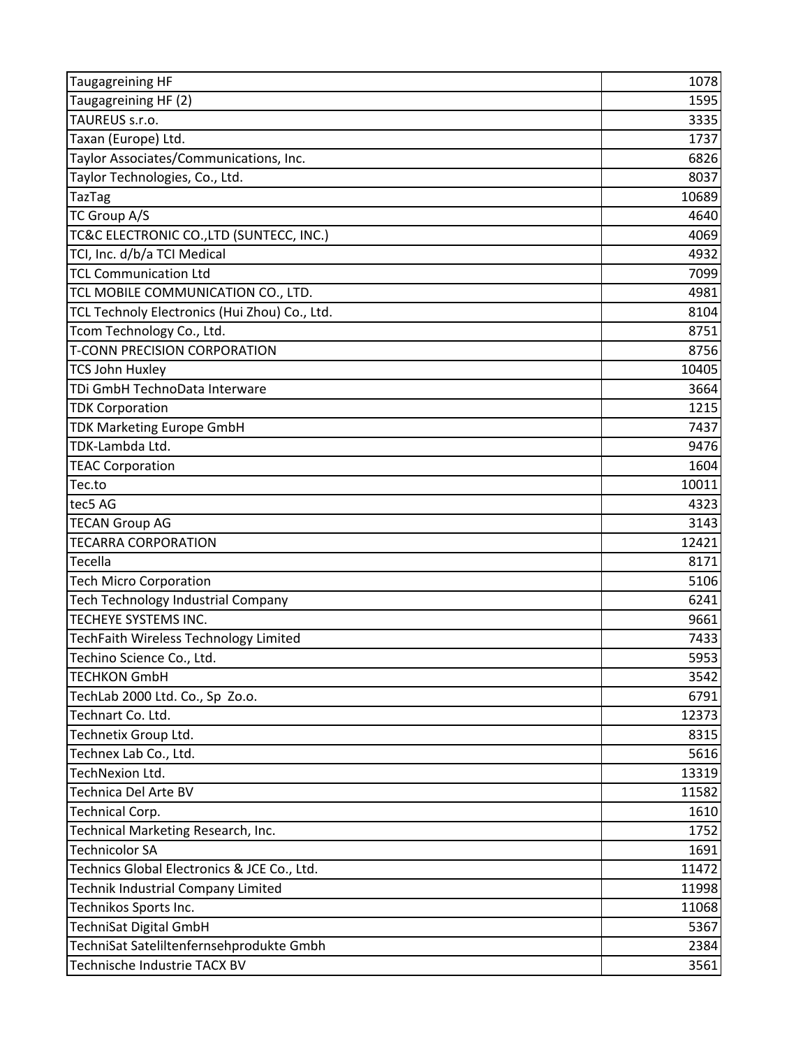| | |
|---|---|
| Taugagreining HF | 1078 |
| Taugagreining HF (2) | 1595 |
| TAUREUS s.r.o. | 3335 |
| Taxan (Europe) Ltd. | 1737 |
| Taylor Associates/Communications, Inc. | 6826 |
| Taylor Technologies, Co., Ltd. | 8037 |
| TazTag | 10689 |
| TC Group A/S | 4640 |
| TC&C ELECTRONIC CO.,LTD (SUNTECC, INC.) | 4069 |
| TCI, Inc. d/b/a TCI Medical | 4932 |
| TCL Communication Ltd | 7099 |
| TCL MOBILE COMMUNICATION CO., LTD. | 4981 |
| TCL Technoly Electronics (Hui Zhou) Co., Ltd. | 8104 |
| Tcom Technology Co., Ltd. | 8751 |
| T-CONN PRECISION CORPORATION | 8756 |
| TCS John Huxley | 10405 |
| TDi GmbH TechnoData Interware | 3664 |
| TDK Corporation | 1215 |
| TDK Marketing Europe GmbH | 7437 |
| TDK-Lambda Ltd. | 9476 |
| TEAC Corporation | 1604 |
| Tec.to | 10011 |
| tec5 AG | 4323 |
| TECAN Group AG | 3143 |
| TECARRA CORPORATION | 12421 |
| Tecella | 8171 |
| Tech Micro Corporation | 5106 |
| Tech Technology Industrial Company | 6241 |
| TECHEYE SYSTEMS INC. | 9661 |
| TechFaith Wireless Technology Limited | 7433 |
| Techino Science Co., Ltd. | 5953 |
| TECHKON GmbH | 3542 |
| TechLab 2000 Ltd. Co., Sp  Zo.o. | 6791 |
| Technart Co. Ltd. | 12373 |
| Technetix Group Ltd. | 8315 |
| Technex Lab Co., Ltd. | 5616 |
| TechNexion Ltd. | 13319 |
| Technica Del Arte BV | 11582 |
| Technical Corp. | 1610 |
| Technical Marketing Research, Inc. | 1752 |
| Technicolor SA | 1691 |
| Technics Global Electronics & JCE Co., Ltd. | 11472 |
| Technik Industrial Company Limited | 11998 |
| Technikos Sports Inc. | 11068 |
| TechniSat Digital GmbH | 5367 |
| TechniSat Sateliltenfernsehprodukte Gmbh | 2384 |
| Technische Industrie TACX BV | 3561 |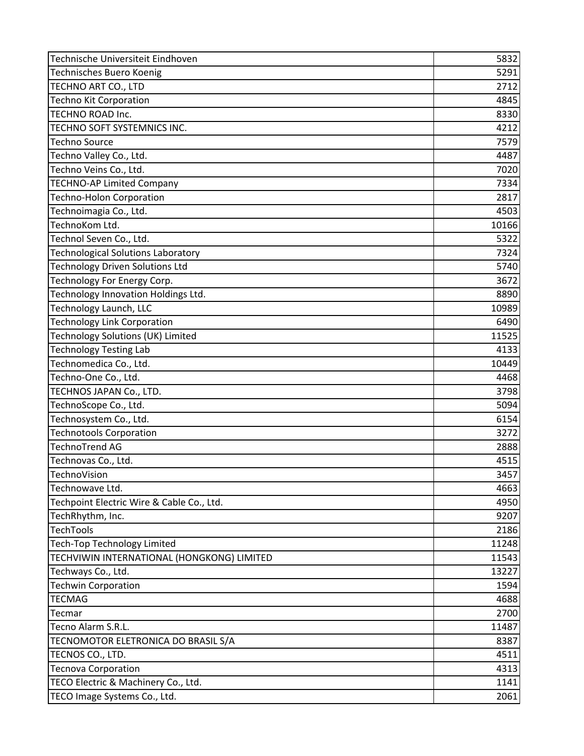| | |
|---|---|
| Technische Universiteit Eindhoven | 5832 |
| Technisches Buero Koenig | 5291 |
| TECHNO ART CO., LTD | 2712 |
| Techno Kit Corporation | 4845 |
| TECHNO ROAD Inc. | 8330 |
| TECHNO SOFT SYSTEMNICS INC. | 4212 |
| Techno Source | 7579 |
| Techno Valley Co., Ltd. | 4487 |
| Techno Veins Co., Ltd. | 7020 |
| TECHNO-AP Limited Company | 7334 |
| Techno-Holon Corporation | 2817 |
| Technoimagia Co., Ltd. | 4503 |
| TechnoKom Ltd. | 10166 |
| Technol Seven Co., Ltd. | 5322 |
| Technological Solutions Laboratory | 7324 |
| Technology Driven Solutions Ltd | 5740 |
| Technology For Energy Corp. | 3672 |
| Technology Innovation Holdings Ltd. | 8890 |
| Technology Launch, LLC | 10989 |
| Technology Link Corporation | 6490 |
| Technology Solutions (UK) Limited | 11525 |
| Technology Testing Lab | 4133 |
| Technomedica Co., Ltd. | 10449 |
| Techno-One Co., Ltd. | 4468 |
| TECHNOS JAPAN Co., LTD. | 3798 |
| TechnoScope Co., Ltd. | 5094 |
| Technosystem Co., Ltd. | 6154 |
| Technotools Corporation | 3272 |
| TechnoTrend AG | 2888 |
| Technovas Co., Ltd. | 4515 |
| TechnoVision | 3457 |
| Technowave Ltd. | 4663 |
| Techpoint Electric Wire & Cable Co., Ltd. | 4950 |
| TechRhythm, Inc. | 9207 |
| TechTools | 2186 |
| Tech-Top Technology Limited | 11248 |
| TECHVIWIN INTERNATIONAL (HONGKONG) LIMITED | 11543 |
| Techways Co., Ltd. | 13227 |
| Techwin Corporation | 1594 |
| TECMAG | 4688 |
| Tecmar | 2700 |
| Tecno Alarm S.R.L. | 11487 |
| TECNOMOTOR ELETRONICA DO BRASIL S/A | 8387 |
| TECNOS CO., LTD. | 4511 |
| Tecnova Corporation | 4313 |
| TECO Electric & Machinery Co., Ltd. | 1141 |
| TECO Image Systems Co., Ltd. | 2061 |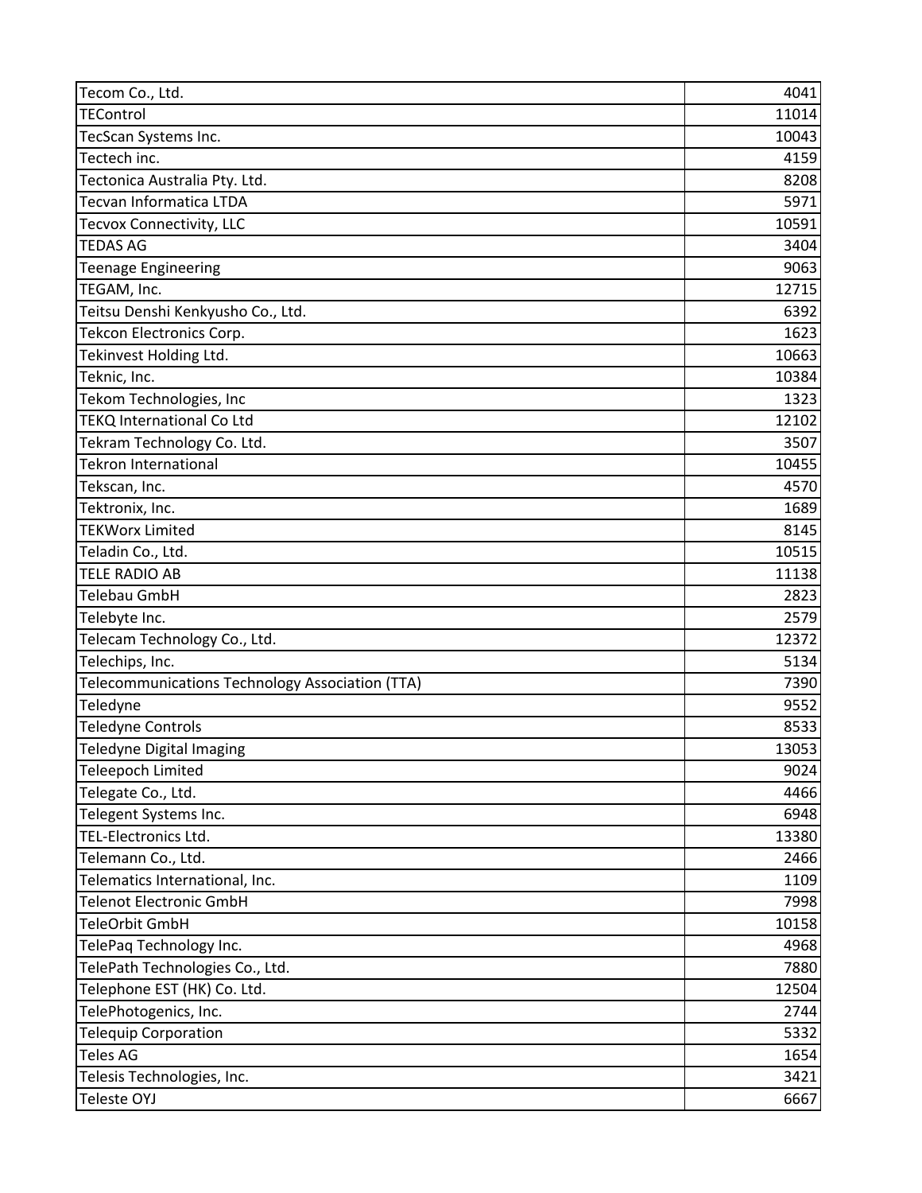| | |
|---|---|
| Tecom Co., Ltd. | 4041 |
| TEControl | 11014 |
| TecScan Systems Inc. | 10043 |
| Tectech inc. | 4159 |
| Tectonica Australia Pty. Ltd. | 8208 |
| Tecvan Informatica LTDA | 5971 |
| Tecvox Connectivity, LLC | 10591 |
| TEDAS AG | 3404 |
| Teenage Engineering | 9063 |
| TEGAM, Inc. | 12715 |
| Teitsu Denshi Kenkyusho Co., Ltd. | 6392 |
| Tekcon Electronics Corp. | 1623 |
| Tekinvest Holding Ltd. | 10663 |
| Teknic, Inc. | 10384 |
| Tekom Technologies, Inc | 1323 |
| TEKQ International Co Ltd | 12102 |
| Tekram Technology Co. Ltd. | 3507 |
| Tekron International | 10455 |
| Tekscan, Inc. | 4570 |
| Tektronix, Inc. | 1689 |
| TEKWorx Limited | 8145 |
| Teladin Co., Ltd. | 10515 |
| TELE RADIO AB | 11138 |
| Telebau GmbH | 2823 |
| Telebyte Inc. | 2579 |
| Telecam Technology Co., Ltd. | 12372 |
| Telechips, Inc. | 5134 |
| Telecommunications Technology Association (TTA) | 7390 |
| Teledyne | 9552 |
| Teledyne Controls | 8533 |
| Teledyne Digital Imaging | 13053 |
| Teleepoch Limited | 9024 |
| Telegate Co., Ltd. | 4466 |
| Telegent Systems Inc. | 6948 |
| TEL-Electronics Ltd. | 13380 |
| Telemann Co., Ltd. | 2466 |
| Telematics International, Inc. | 1109 |
| Telenot Electronic GmbH | 7998 |
| TeleOrbit GmbH | 10158 |
| TelePaq Technology Inc. | 4968 |
| TelePath Technologies Co., Ltd. | 7880 |
| Telephone EST (HK) Co. Ltd. | 12504 |
| TelePhotogenics, Inc. | 2744 |
| Telequip Corporation | 5332 |
| Teles AG | 1654 |
| Telesis Technologies, Inc. | 3421 |
| Teleste OYJ | 6667 |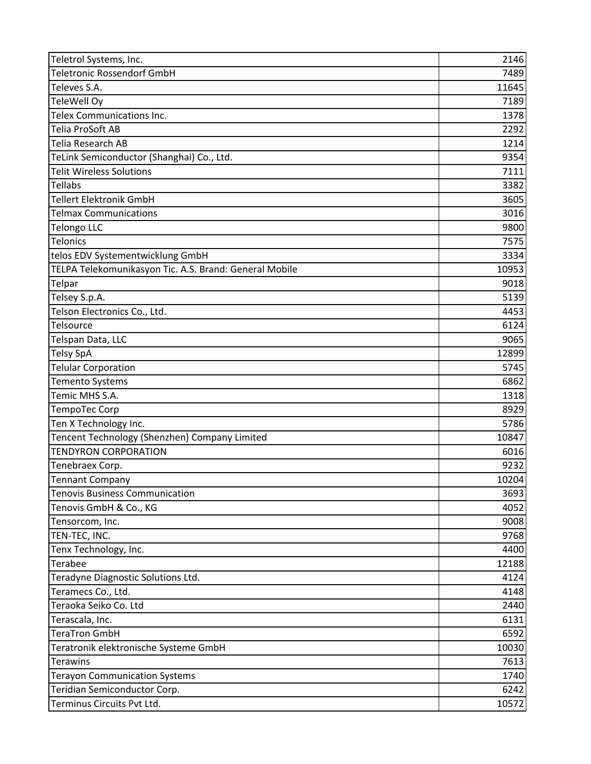| | |
|---|---|
| Teletrol Systems, Inc. | 2146 |
| Teletronic Rossendorf GmbH | 7489 |
| Televes S.A. | 11645 |
| TeleWell Oy | 7189 |
| Telex Communications Inc. | 1378 |
| Telia ProSoft AB | 2292 |
| Telia Research AB | 1214 |
| TeLink Semiconductor (Shanghai) Co., Ltd. | 9354 |
| Telit Wireless Solutions | 7111 |
| Tellabs | 3382 |
| Tellert Elektronik GmbH | 3605 |
| Telmax Communications | 3016 |
| Telongo LLC | 9800 |
| Telonics | 7575 |
| telos EDV Systementwicklung GmbH | 3334 |
| TELPA Telekomunikasyon Tic. A.S. Brand: General Mobile | 10953 |
| Telpar | 9018 |
| Telsey S.p.A. | 5139 |
| Telson Electronics Co., Ltd. | 4453 |
| Telsource | 6124 |
| Telspan Data, LLC | 9065 |
| Telsy SpA | 12899 |
| Telular Corporation | 5745 |
| Temento Systems | 6862 |
| Temic MHS S.A. | 1318 |
| TempoTec Corp | 8929 |
| Ten X Technology Inc. | 5786 |
| Tencent Technology (Shenzhen) Company Limited | 10847 |
| TENDYRON CORPORATION | 6016 |
| Tenebraex Corp. | 9232 |
| Tennant Company | 10204 |
| Tenovis Business Communication | 3693 |
| Tenovis GmbH & Co., KG | 4052 |
| Tensorcom, Inc. | 9008 |
| TEN-TEC, INC. | 9768 |
| Tenx Technology, Inc. | 4400 |
| Terabee | 12188 |
| Teradyne Diagnostic Solutions Ltd. | 4124 |
| Teramecs Co., Ltd. | 4148 |
| Teraoka Seiko Co. Ltd | 2440 |
| Terascala, Inc. | 6131 |
| TeraTron GmbH | 6592 |
| Teratronik elektronische Systeme GmbH | 10030 |
| Terawins | 7613 |
| Terayon Communication Systems | 1740 |
| Teridian Semiconductor Corp. | 6242 |
| Terminus Circuits Pvt Ltd. | 10572 |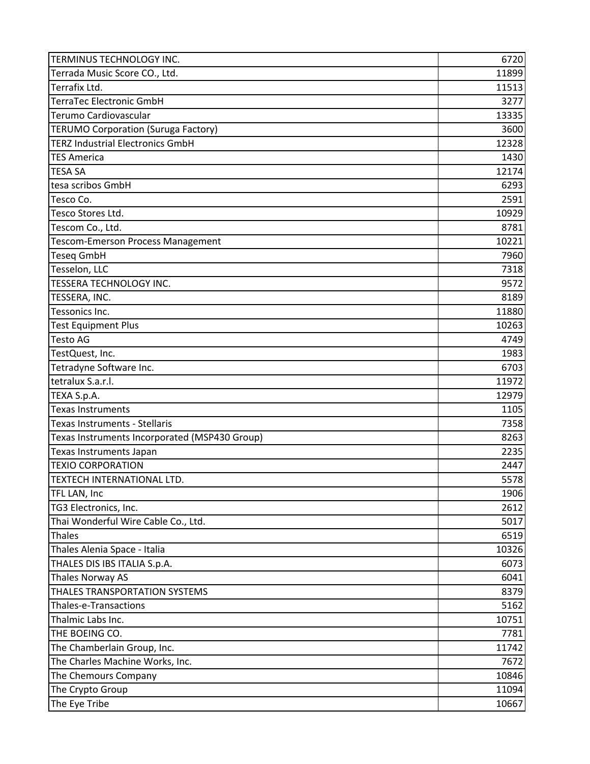| | |
|---|---|
| TERMINUS TECHNOLOGY INC. | 6720 |
| Terrada Music Score CO., Ltd. | 11899 |
| Terrafix Ltd. | 11513 |
| TerraTec Electronic GmbH | 3277 |
| Terumo Cardiovascular | 13335 |
| TERUMO Corporation (Suruga Factory) | 3600 |
| TERZ Industrial Electronics GmbH | 12328 |
| TES America | 1430 |
| TESA SA | 12174 |
| tesa scribos GmbH | 6293 |
| Tesco Co. | 2591 |
| Tesco Stores Ltd. | 10929 |
| Tescom Co., Ltd. | 8781 |
| Tescom-Emerson Process Management | 10221 |
| Teseq GmbH | 7960 |
| Tesselon, LLC | 7318 |
| TESSERA TECHNOLOGY INC. | 9572 |
| TESSERA, INC. | 8189 |
| Tessonics Inc. | 11880 |
| Test Equipment Plus | 10263 |
| Testo AG | 4749 |
| TestQuest, Inc. | 1983 |
| Tetradyne Software Inc. | 6703 |
| tetralux S.a.r.l. | 11972 |
| TEXA S.p.A. | 12979 |
| Texas Instruments | 1105 |
| Texas Instruments - Stellaris | 7358 |
| Texas Instruments Incorporated (MSP430 Group) | 8263 |
| Texas Instruments Japan | 2235 |
| TEXIO CORPORATION | 2447 |
| TEXTECH INTERNATIONAL LTD. | 5578 |
| TFL LAN, Inc | 1906 |
| TG3 Electronics, Inc. | 2612 |
| Thai Wonderful Wire Cable Co., Ltd. | 5017 |
| Thales | 6519 |
| Thales Alenia Space - Italia | 10326 |
| THALES DIS IBS ITALIA S.p.A. | 6073 |
| Thales Norway AS | 6041 |
| THALES TRANSPORTATION SYSTEMS | 8379 |
| Thales-e-Transactions | 5162 |
| Thalmic Labs Inc. | 10751 |
| THE BOEING CO. | 7781 |
| The Chamberlain Group, Inc. | 11742 |
| The Charles Machine Works, Inc. | 7672 |
| The Chemours Company | 10846 |
| The Crypto Group | 11094 |
| The Eye Tribe | 10667 |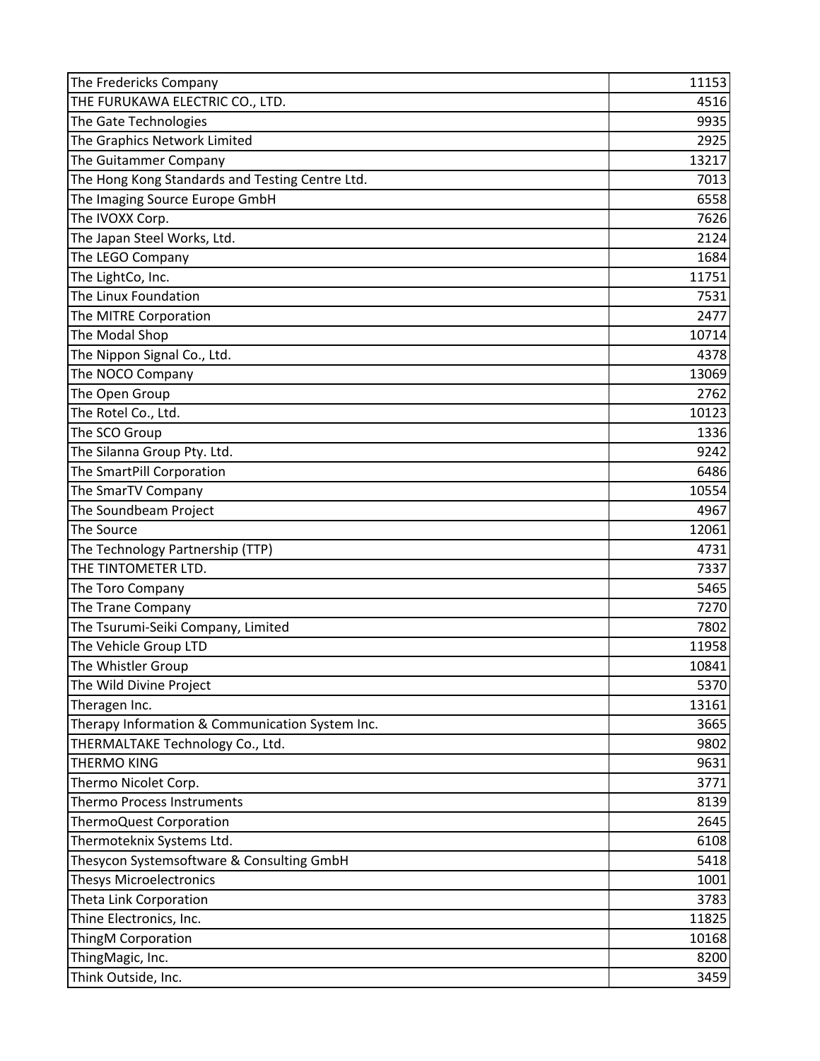| | |
|---|---|
| The Fredericks Company | 11153 |
| THE FURUKAWA ELECTRIC CO., LTD. | 4516 |
| The Gate Technologies | 9935 |
| The Graphics Network Limited | 2925 |
| The Guitammer Company | 13217 |
| The Hong Kong Standards and Testing Centre Ltd. | 7013 |
| The Imaging Source Europe GmbH | 6558 |
| The IVOXX Corp. | 7626 |
| The Japan Steel Works, Ltd. | 2124 |
| The LEGO Company | 1684 |
| The LightCo, Inc. | 11751 |
| The Linux Foundation | 7531 |
| The MITRE Corporation | 2477 |
| The Modal Shop | 10714 |
| The Nippon Signal Co., Ltd. | 4378 |
| The NOCO Company | 13069 |
| The Open Group | 2762 |
| The Rotel Co., Ltd. | 10123 |
| The SCO Group | 1336 |
| The Silanna Group Pty. Ltd. | 9242 |
| The SmartPill Corporation | 6486 |
| The SmarTV Company | 10554 |
| The Soundbeam Project | 4967 |
| The Source | 12061 |
| The Technology Partnership (TTP) | 4731 |
| THE TINTOMETER LTD. | 7337 |
| The Toro Company | 5465 |
| The Trane Company | 7270 |
| The Tsurumi-Seiki Company, Limited | 7802 |
| The Vehicle Group LTD | 11958 |
| The Whistler Group | 10841 |
| The Wild Divine Project | 5370 |
| Theragen Inc. | 13161 |
| Therapy Information & Communication System Inc. | 3665 |
| THERMALTAKE Technology Co., Ltd. | 9802 |
| THERMO KING | 9631 |
| Thermo Nicolet Corp. | 3771 |
| Thermo Process Instruments | 8139 |
| ThermoQuest Corporation | 2645 |
| Thermoteknix Systems Ltd. | 6108 |
| Thesycon Systemsoftware & Consulting GmbH | 5418 |
| Thesys Microelectronics | 1001 |
| Theta Link Corporation | 3783 |
| Thine Electronics, Inc. | 11825 |
| ThingM Corporation | 10168 |
| ThingMagic, Inc. | 8200 |
| Think Outside, Inc. | 3459 |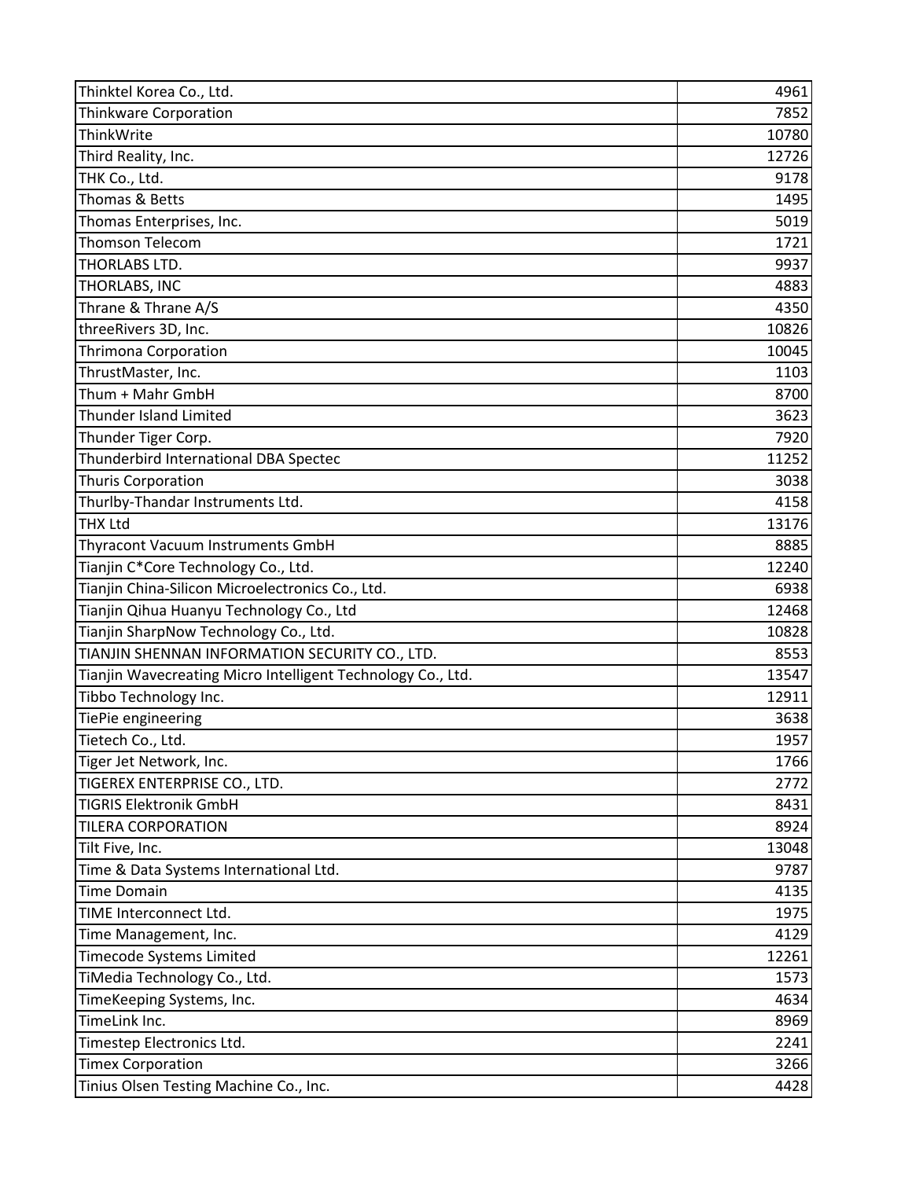| Thinktel Korea Co., Ltd. | 4961 |
|---|---|
| Thinkware Corporation | 7852 |
| ThinkWrite | 10780 |
| Third Reality, Inc. | 12726 |
| THK Co., Ltd. | 9178 |
| Thomas & Betts | 1495 |
| Thomas Enterprises, Inc. | 5019 |
| Thomson Telecom | 1721 |
| THORLABS LTD. | 9937 |
| THORLABS, INC | 4883 |
| Thrane & Thrane A/S | 4350 |
| threeRivers 3D, Inc. | 10826 |
| Thrimona Corporation | 10045 |
| ThrustMaster, Inc. | 1103 |
| Thum + Mahr GmbH | 8700 |
| Thunder Island Limited | 3623 |
| Thunder Tiger Corp. | 7920 |
| Thunderbird International DBA Spectec | 11252 |
| Thuris Corporation | 3038 |
| Thurlby-Thandar Instruments Ltd. | 4158 |
| THX Ltd | 13176 |
| Thyracont Vacuum Instruments GmbH | 8885 |
| Tianjin C*Core Technology Co., Ltd. | 12240 |
| Tianjin China-Silicon Microelectronics Co., Ltd. | 6938 |
| Tianjin Qihua Huanyu Technology Co., Ltd | 12468 |
| Tianjin SharpNow Technology Co., Ltd. | 10828 |
| TIANJIN SHENNAN INFORMATION SECURITY CO., LTD. | 8553 |
| Tianjin Wavecreating Micro Intelligent Technology Co., Ltd. | 13547 |
| Tibbo Technology Inc. | 12911 |
| TiePie engineering | 3638 |
| Tietech Co., Ltd. | 1957 |
| Tiger Jet Network, Inc. | 1766 |
| TIGEREX ENTERPRISE CO., LTD. | 2772 |
| TIGRIS Elektronik GmbH | 8431 |
| TILERA CORPORATION | 8924 |
| Tilt Five, Inc. | 13048 |
| Time & Data Systems International Ltd. | 9787 |
| Time Domain | 4135 |
| TIME Interconnect Ltd. | 1975 |
| Time Management, Inc. | 4129 |
| Timecode Systems Limited | 12261 |
| TiMedia Technology Co., Ltd. | 1573 |
| TimeKeeping Systems, Inc. | 4634 |
| TimeLink Inc. | 8969 |
| Timestep Electronics Ltd. | 2241 |
| Timex Corporation | 3266 |
| Tinius Olsen Testing Machine Co., Inc. | 4428 |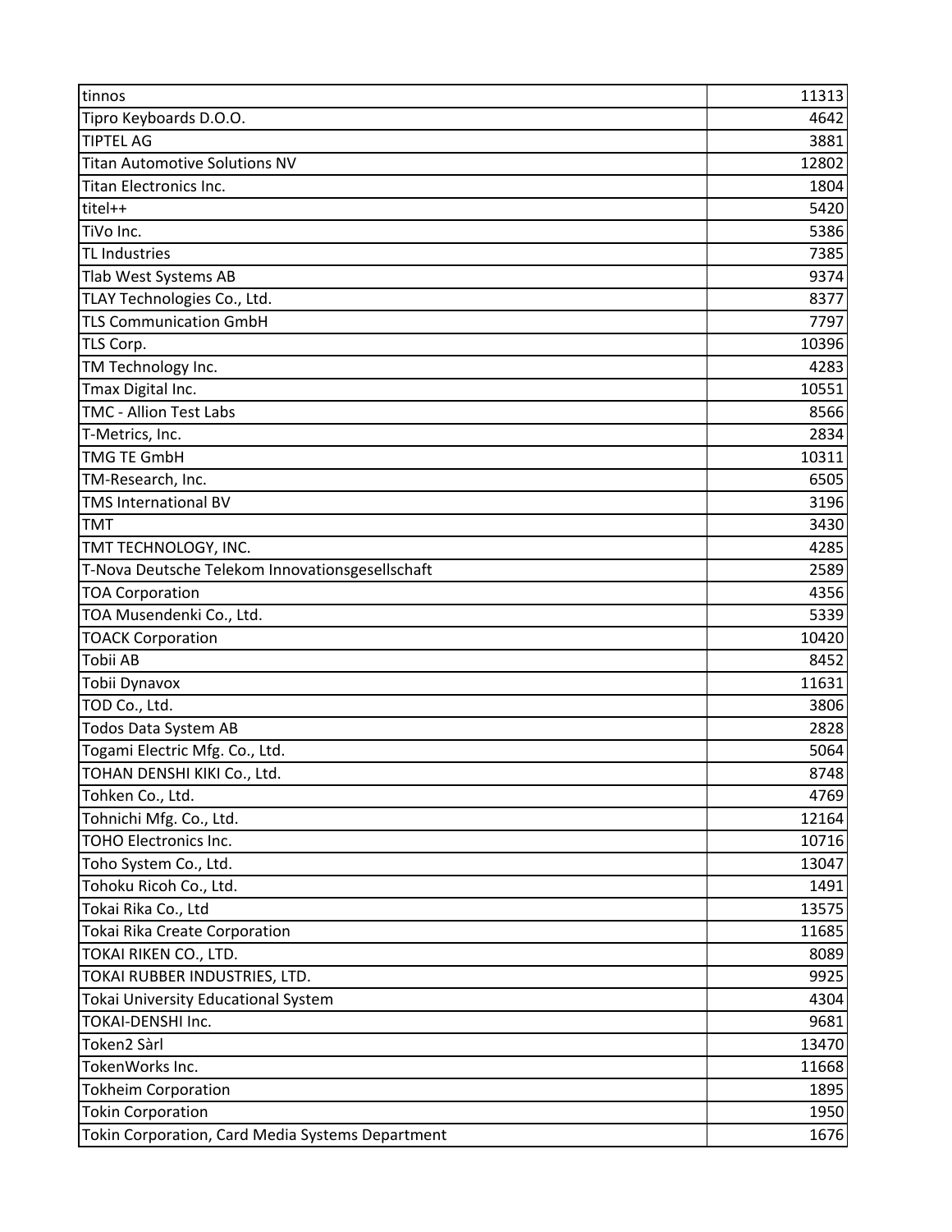| | |
|---|---|
| tinnos | 11313 |
| Tipro Keyboards D.O.O. | 4642 |
| TIPTEL AG | 3881 |
| Titan Automotive Solutions NV | 12802 |
| Titan Electronics Inc. | 1804 |
| titel++ | 5420 |
| TiVo Inc. | 5386 |
| TL Industries | 7385 |
| Tlab West Systems AB | 9374 |
| TLAY Technologies Co., Ltd. | 8377 |
| TLS Communication GmbH | 7797 |
| TLS Corp. | 10396 |
| TM Technology Inc. | 4283 |
| Tmax Digital Inc. | 10551 |
| TMC - Allion Test Labs | 8566 |
| T-Metrics, Inc. | 2834 |
| TMG TE GmbH | 10311 |
| TM-Research, Inc. | 6505 |
| TMS International BV | 3196 |
| TMT | 3430 |
| TMT TECHNOLOGY, INC. | 4285 |
| T-Nova Deutsche Telekom Innovationsgesellschaft | 2589 |
| TOA Corporation | 4356 |
| TOA Musendenki Co., Ltd. | 5339 |
| TOACK Corporation | 10420 |
| Tobii AB | 8452 |
| Tobii Dynavox | 11631 |
| TOD Co., Ltd. | 3806 |
| Todos Data System AB | 2828 |
| Togami Electric Mfg. Co., Ltd. | 5064 |
| TOHAN DENSHI KIKI Co., Ltd. | 8748 |
| Tohken Co., Ltd. | 4769 |
| Tohnichi Mfg. Co., Ltd. | 12164 |
| TOHO Electronics Inc. | 10716 |
| Toho System Co., Ltd. | 13047 |
| Tohoku Ricoh Co., Ltd. | 1491 |
| Tokai Rika Co., Ltd | 13575 |
| Tokai Rika Create Corporation | 11685 |
| TOKAI RIKEN CO., LTD. | 8089 |
| TOKAI RUBBER INDUSTRIES, LTD. | 9925 |
| Tokai University Educational System | 4304 |
| TOKAI-DENSHI Inc. | 9681 |
| Token2 Sàrl | 13470 |
| TokenWorks Inc. | 11668 |
| Tokheim Corporation | 1895 |
| Tokin Corporation | 1950 |
| Tokin Corporation, Card Media Systems Department | 1676 |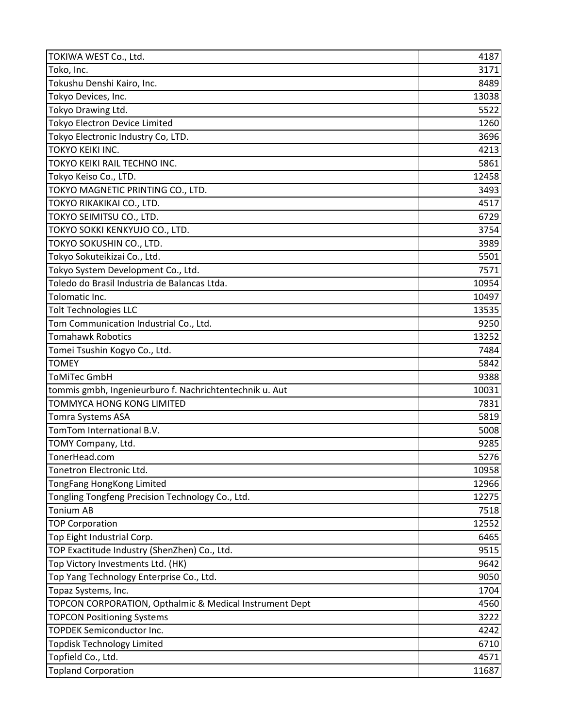| | |
|---|---|
| TOKIWA WEST Co., Ltd. | 4187 |
| Toko, Inc. | 3171 |
| Tokushu Denshi Kairo, Inc. | 8489 |
| Tokyo Devices, Inc. | 13038 |
| Tokyo Drawing Ltd. | 5522 |
| Tokyo Electron Device Limited | 1260 |
| Tokyo Electronic Industry Co, LTD. | 3696 |
| TOKYO KEIKI INC. | 4213 |
| TOKYO KEIKI RAIL TECHNO INC. | 5861 |
| Tokyo Keiso Co., LTD. | 12458 |
| TOKYO MAGNETIC PRINTING CO., LTD. | 3493 |
| TOKYO RIKAKIKAI CO., LTD. | 4517 |
| TOKYO SEIMITSU CO., LTD. | 6729 |
| TOKYO SOKKI KENKYUJO CO., LTD. | 3754 |
| TOKYO SOKUSHIN CO., LTD. | 3989 |
| Tokyo Sokuteikizai Co., Ltd. | 5501 |
| Tokyo System Development Co., Ltd. | 7571 |
| Toledo do Brasil Industria de Balancas Ltda. | 10954 |
| Tolomatic Inc. | 10497 |
| Tolt Technologies LLC | 13535 |
| Tom Communication Industrial Co., Ltd. | 9250 |
| Tomahawk Robotics | 13252 |
| Tomei Tsushin Kogyo Co., Ltd. | 7484 |
| TOMEY | 5842 |
| ToMiTec GmbH | 9388 |
| tommis gmbh, Ingenieurburo f. Nachrichtentechnik u. Aut | 10031 |
| TOMMYCA HONG KONG LIMITED | 7831 |
| Tomra Systems ASA | 5819 |
| TomTom International B.V. | 5008 |
| TOMY Company, Ltd. | 9285 |
| TonerHead.com | 5276 |
| Tonetron Electronic Ltd. | 10958 |
| TongFang HongKong Limited | 12966 |
| Tongling Tongfeng Precision Technology Co., Ltd. | 12275 |
| Tonium AB | 7518 |
| TOP Corporation | 12552 |
| Top Eight Industrial Corp. | 6465 |
| TOP Exactitude Industry (ShenZhen) Co., Ltd. | 9515 |
| Top Victory Investments Ltd. (HK) | 9642 |
| Top Yang Technology Enterprise Co., Ltd. | 9050 |
| Topaz Systems, Inc. | 1704 |
| TOPCON CORPORATION, Opthalmic & Medical Instrument Dept | 4560 |
| TOPCON Positioning Systems | 3222 |
| TOPDEK Semiconductor Inc. | 4242 |
| Topdisk Technology Limited | 6710 |
| Topfield Co., Ltd. | 4571 |
| Topland Corporation | 11687 |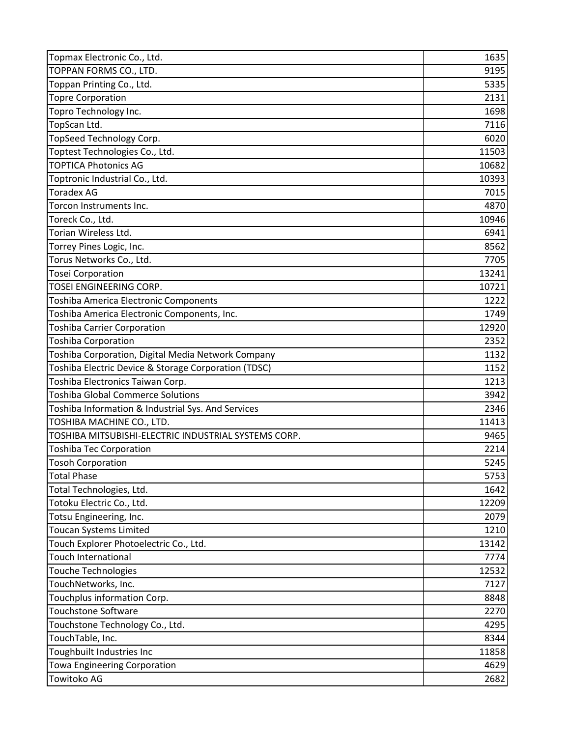| | |
|---|---|
| Topmax Electronic Co., Ltd. | 1635 |
| TOPPAN FORMS CO., LTD. | 9195 |
| Toppan Printing Co., Ltd. | 5335 |
| Topre Corporation | 2131 |
| Topro Technology Inc. | 1698 |
| TopScan Ltd. | 7116 |
| TopSeed Technology Corp. | 6020 |
| Toptest Technologies Co., Ltd. | 11503 |
| TOPTICA Photonics AG | 10682 |
| Toptronic Industrial Co., Ltd. | 10393 |
| Toradex AG | 7015 |
| Torcon Instruments Inc. | 4870 |
| Toreck Co., Ltd. | 10946 |
| Torian Wireless Ltd. | 6941 |
| Torrey Pines Logic, Inc. | 8562 |
| Torus Networks Co., Ltd. | 7705 |
| Tosei Corporation | 13241 |
| TOSEI ENGINEERING CORP. | 10721 |
| Toshiba America Electronic Components | 1222 |
| Toshiba America Electronic Components, Inc. | 1749 |
| Toshiba Carrier Corporation | 12920 |
| Toshiba Corporation | 2352 |
| Toshiba Corporation, Digital Media Network Company | 1132 |
| Toshiba Electric Device & Storage Corporation (TDSC) | 1152 |
| Toshiba Electronics Taiwan Corp. | 1213 |
| Toshiba Global Commerce Solutions | 3942 |
| Toshiba Information & Industrial Sys. And Services | 2346 |
| TOSHIBA MACHINE CO., LTD. | 11413 |
| TOSHIBA MITSUBISHI-ELECTRIC INDUSTRIAL SYSTEMS CORP. | 9465 |
| Toshiba Tec Corporation | 2214 |
| Tosoh Corporation | 5245 |
| Total Phase | 5753 |
| Total Technologies, Ltd. | 1642 |
| Totoku Electric Co., Ltd. | 12209 |
| Totsu Engineering, Inc. | 2079 |
| Toucan Systems Limited | 1210 |
| Touch Explorer Photoelectric Co., Ltd. | 13142 |
| Touch International | 7774 |
| Touche Technologies | 12532 |
| TouchNetworks, Inc. | 7127 |
| Touchplus information Corp. | 8848 |
| Touchstone Software | 2270 |
| Touchstone Technology Co., Ltd. | 4295 |
| TouchTable, Inc. | 8344 |
| Toughbuilt Industries Inc | 11858 |
| Towa Engineering Corporation | 4629 |
| Towitoko AG | 2682 |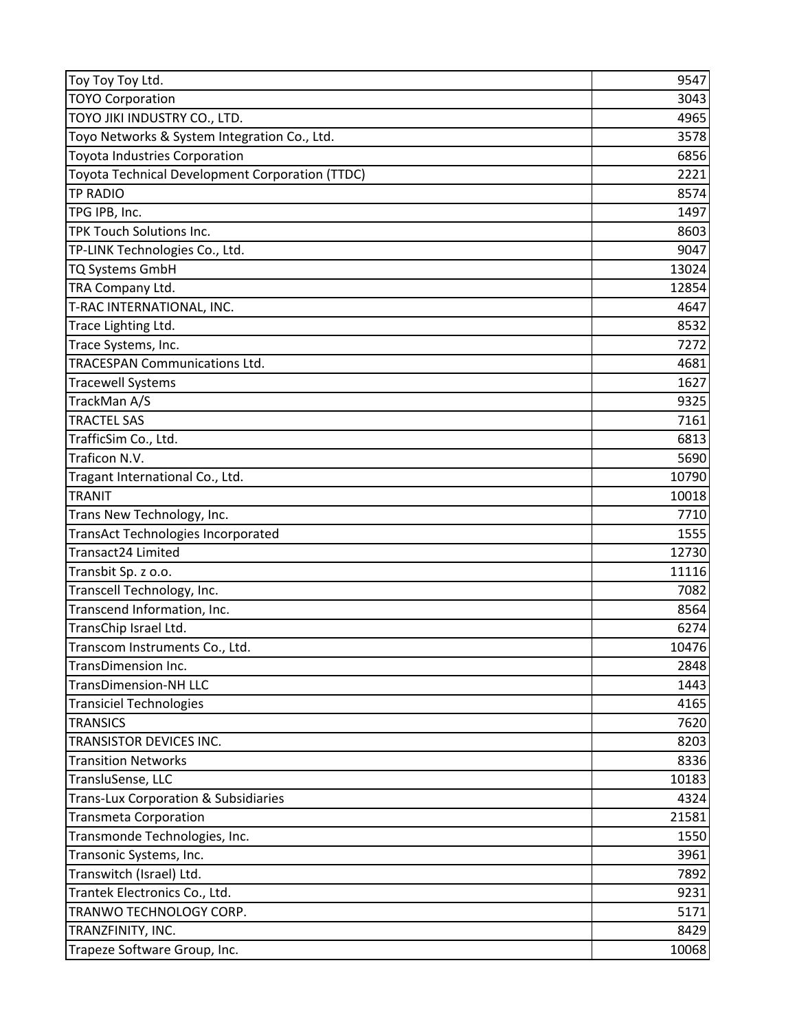| | |
|---|---|
| Toy Toy Toy Ltd. | 9547 |
| TOYO Corporation | 3043 |
| TOYO JIKI INDUSTRY CO., LTD. | 4965 |
| Toyo Networks & System Integration Co., Ltd. | 3578 |
| Toyota Industries Corporation | 6856 |
| Toyota Technical Development Corporation (TTDC) | 2221 |
| TP RADIO | 8574 |
| TPG IPB, Inc. | 1497 |
| TPK Touch Solutions Inc. | 8603 |
| TP-LINK Technologies Co., Ltd. | 9047 |
| TQ Systems GmbH | 13024 |
| TRA Company Ltd. | 12854 |
| T-RAC INTERNATIONAL, INC. | 4647 |
| Trace Lighting Ltd. | 8532 |
| Trace Systems, Inc. | 7272 |
| TRACESPAN Communications Ltd. | 4681 |
| Tracewell Systems | 1627 |
| TrackMan A/S | 9325 |
| TRACTEL SAS | 7161 |
| TrafficSim Co., Ltd. | 6813 |
| Traficon N.V. | 5690 |
| Tragant International Co., Ltd. | 10790 |
| TRANIT | 10018 |
| Trans New Technology, Inc. | 7710 |
| TransAct Technologies Incorporated | 1555 |
| Transact24 Limited | 12730 |
| Transbit Sp. z o.o. | 11116 |
| Transcell Technology, Inc. | 7082 |
| Transcend Information, Inc. | 8564 |
| TransChip Israel Ltd. | 6274 |
| Transcom Instruments Co., Ltd. | 10476 |
| TransDimension Inc. | 2848 |
| TransDimension-NH LLC | 1443 |
| Transiciel Technologies | 4165 |
| TRANSICS | 7620 |
| TRANSISTOR DEVICES INC. | 8203 |
| Transition Networks | 8336 |
| TransluSense, LLC | 10183 |
| Trans-Lux Corporation & Subsidiaries | 4324 |
| Transmeta Corporation | 21581 |
| Transmonde Technologies, Inc. | 1550 |
| Transonic Systems, Inc. | 3961 |
| Transwitch (Israel) Ltd. | 7892 |
| Trantek Electronics Co., Ltd. | 9231 |
| TRANWO TECHNOLOGY CORP. | 5171 |
| TRANZFINITY, INC. | 8429 |
| Trapeze Software Group, Inc. | 10068 |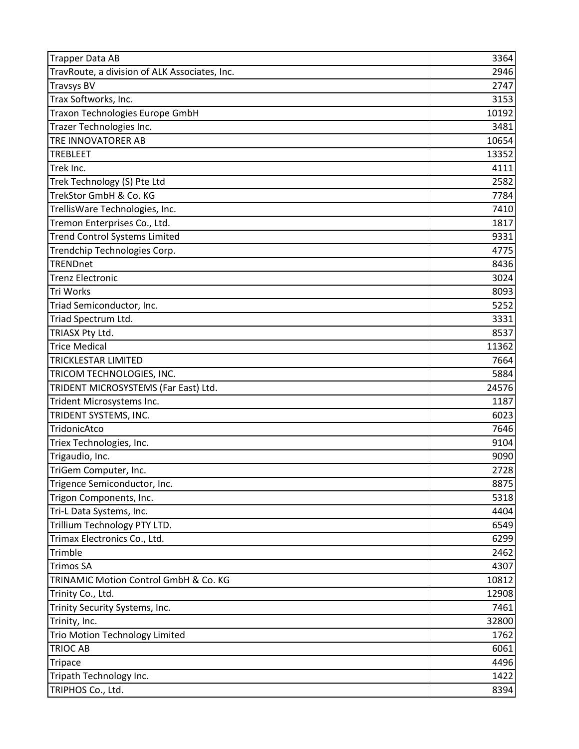| | |
|---|---|
| Trapper Data AB | 3364 |
| TravRoute, a division of ALK Associates, Inc. | 2946 |
| Travsys BV | 2747 |
| Trax Softworks, Inc. | 3153 |
| Traxon Technologies Europe GmbH | 10192 |
| Trazer Technologies Inc. | 3481 |
| TRE INNOVATORER AB | 10654 |
| TREBLEET | 13352 |
| Trek Inc. | 4111 |
| Trek Technology (S) Pte Ltd | 2582 |
| TrekStor GmbH & Co. KG | 7784 |
| TrellisWare Technologies, Inc. | 7410 |
| Tremon Enterprises Co., Ltd. | 1817 |
| Trend Control Systems Limited | 9331 |
| Trendchip Technologies Corp. | 4775 |
| TRENDnet | 8436 |
| Trenz Electronic | 3024 |
| Tri Works | 8093 |
| Triad Semiconductor, Inc. | 5252 |
| Triad Spectrum Ltd. | 3331 |
| TRIASX Pty Ltd. | 8537 |
| Trice Medical | 11362 |
| TRICKLESTAR LIMITED | 7664 |
| TRICOM TECHNOLOGIES, INC. | 5884 |
| TRIDENT MICROSYSTEMS (Far East) Ltd. | 24576 |
| Trident Microsystems Inc. | 1187 |
| TRIDENT SYSTEMS, INC. | 6023 |
| TridonicAtco | 7646 |
| Triex Technologies, Inc. | 9104 |
| Trigaudio, Inc. | 9090 |
| TriGem Computer, Inc. | 2728 |
| Trigence Semiconductor, Inc. | 8875 |
| Trigon Components, Inc. | 5318 |
| Tri-L Data Systems, Inc. | 4404 |
| Trillium Technology PTY LTD. | 6549 |
| Trimax Electronics Co., Ltd. | 6299 |
| Trimble | 2462 |
| Trimos SA | 4307 |
| TRINAMIC Motion Control GmbH & Co. KG | 10812 |
| Trinity Co., Ltd. | 12908 |
| Trinity Security Systems, Inc. | 7461 |
| Trinity, Inc. | 32800 |
| Trio Motion Technology Limited | 1762 |
| TRIOC AB | 6061 |
| Tripace | 4496 |
| Tripath Technology Inc. | 1422 |
| TRIPHOS Co., Ltd. | 8394 |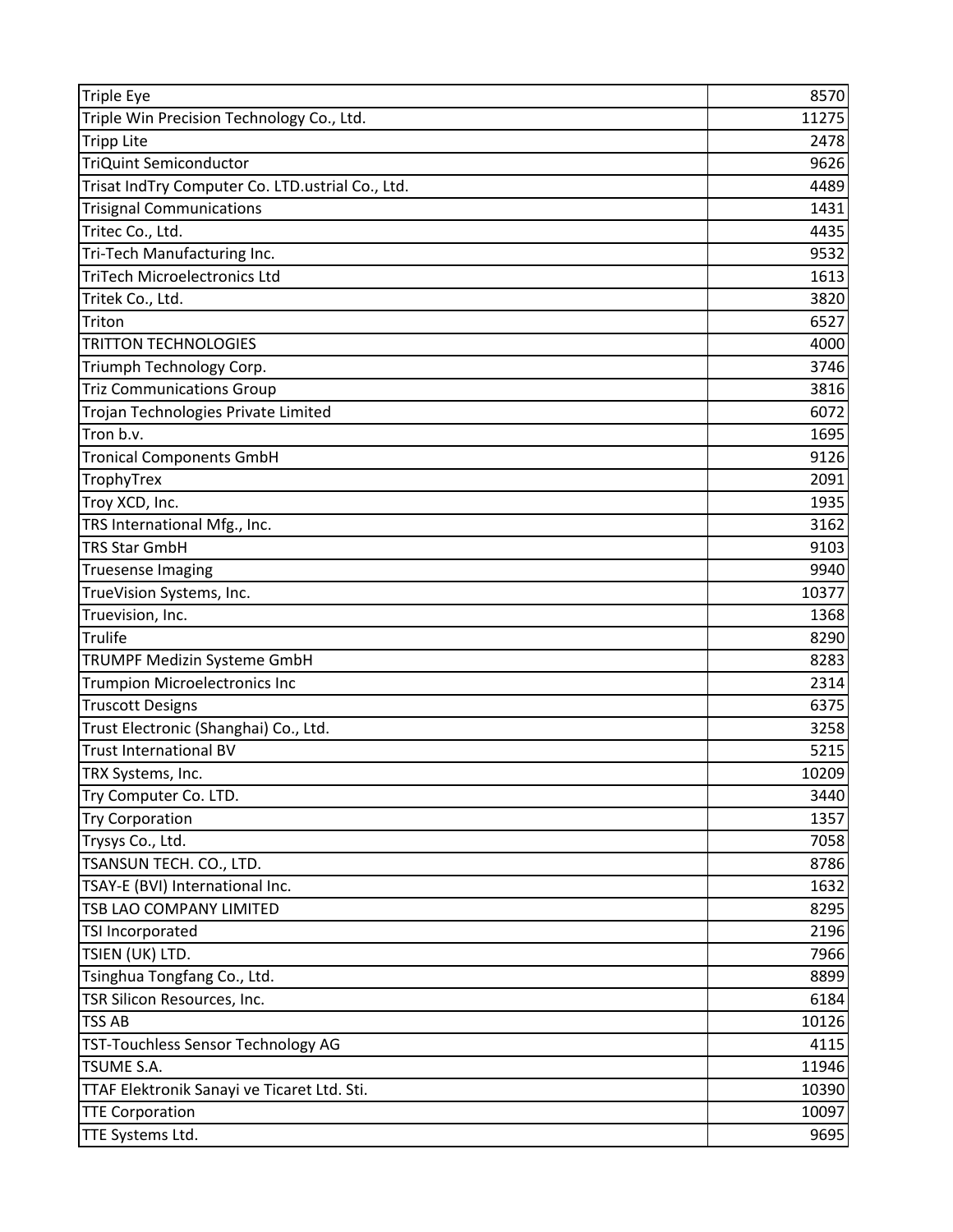| | |
|---|---|
| Triple Eye | 8570 |
| Triple Win Precision Technology Co., Ltd. | 11275 |
| Tripp Lite | 2478 |
| TriQuint Semiconductor | 9626 |
| Trisat IndTry Computer Co. LTD.ustrial Co., Ltd. | 4489 |
| Trisignal Communications | 1431 |
| Tritec Co., Ltd. | 4435 |
| Tri-Tech Manufacturing Inc. | 9532 |
| TriTech Microelectronics Ltd | 1613 |
| Tritek Co., Ltd. | 3820 |
| Triton | 6527 |
| TRITTON TECHNOLOGIES | 4000 |
| Triumph Technology Corp. | 3746 |
| Triz Communications Group | 3816 |
| Trojan Technologies Private Limited | 6072 |
| Tron b.v. | 1695 |
| Tronical Components GmbH | 9126 |
| TrophyTrex | 2091 |
| Troy XCD, Inc. | 1935 |
| TRS International Mfg., Inc. | 3162 |
| TRS Star GmbH | 9103 |
| Truesense Imaging | 9940 |
| TrueVision Systems, Inc. | 10377 |
| Truevision, Inc. | 1368 |
| Trulife | 8290 |
| TRUMPF Medizin Systeme GmbH | 8283 |
| Trumpion Microelectronics Inc | 2314 |
| Truscott Designs | 6375 |
| Trust Electronic (Shanghai) Co., Ltd. | 3258 |
| Trust International BV | 5215 |
| TRX Systems, Inc. | 10209 |
| Try Computer Co. LTD. | 3440 |
| Try Corporation | 1357 |
| Trysys Co., Ltd. | 7058 |
| TSANSUN TECH. CO., LTD. | 8786 |
| TSAY-E (BVI) International Inc. | 1632 |
| TSB LAO COMPANY LIMITED | 8295 |
| TSI Incorporated | 2196 |
| TSIEN (UK) LTD. | 7966 |
| Tsinghua Tongfang Co., Ltd. | 8899 |
| TSR Silicon Resources, Inc. | 6184 |
| TSS AB | 10126 |
| TST-Touchless Sensor Technology AG | 4115 |
| TSUME S.A. | 11946 |
| TTAF Elektronik Sanayi ve Ticaret Ltd. Sti. | 10390 |
| TTE Corporation | 10097 |
| TTE Systems Ltd. | 9695 |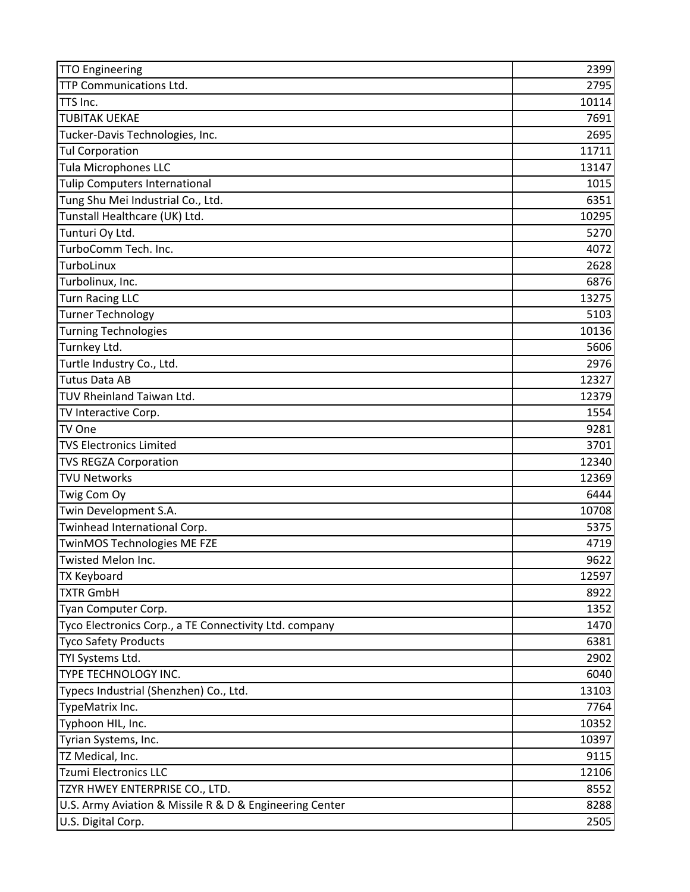| | |
|---|---|
| TTO Engineering | 2399 |
| TTP Communications Ltd. | 2795 |
| TTS Inc. | 10114 |
| TUBITAK UEKAE | 7691 |
| Tucker-Davis Technologies, Inc. | 2695 |
| Tul Corporation | 11711 |
| Tula Microphones LLC | 13147 |
| Tulip Computers International | 1015 |
| Tung Shu Mei Industrial Co., Ltd. | 6351 |
| Tunstall Healthcare (UK) Ltd. | 10295 |
| Tunturi Oy Ltd. | 5270 |
| TurboComm Tech. Inc. | 4072 |
| TurboLinux | 2628 |
| Turbolinux, Inc. | 6876 |
| Turn Racing LLC | 13275 |
| Turner Technology | 5103 |
| Turning Technologies | 10136 |
| Turnkey Ltd. | 5606 |
| Turtle Industry Co., Ltd. | 2976 |
| Tutus Data AB | 12327 |
| TUV Rheinland Taiwan Ltd. | 12379 |
| TV Interactive Corp. | 1554 |
| TV One | 9281 |
| TVS Electronics Limited | 3701 |
| TVS REGZA Corporation | 12340 |
| TVU Networks | 12369 |
| Twig Com Oy | 6444 |
| Twin Development S.A. | 10708 |
| Twinhead International Corp. | 5375 |
| TwinMOS Technologies ME FZE | 4719 |
| Twisted Melon Inc. | 9622 |
| TX Keyboard | 12597 |
| TXTR GmbH | 8922 |
| Tyan Computer Corp. | 1352 |
| Tyco Electronics Corp., a TE Connectivity Ltd. company | 1470 |
| Tyco Safety Products | 6381 |
| TYI Systems Ltd. | 2902 |
| TYPE TECHNOLOGY INC. | 6040 |
| Typecs Industrial (Shenzhen) Co., Ltd. | 13103 |
| TypeMatrix Inc. | 7764 |
| Typhoon HIL, Inc. | 10352 |
| Tyrian Systems, Inc. | 10397 |
| TZ Medical, Inc. | 9115 |
| Tzumi Electronics LLC | 12106 |
| TZYR HWEY ENTERPRISE CO., LTD. | 8552 |
| U.S. Army Aviation & Missile R & D & Engineering Center | 8288 |
| U.S. Digital Corp. | 2505 |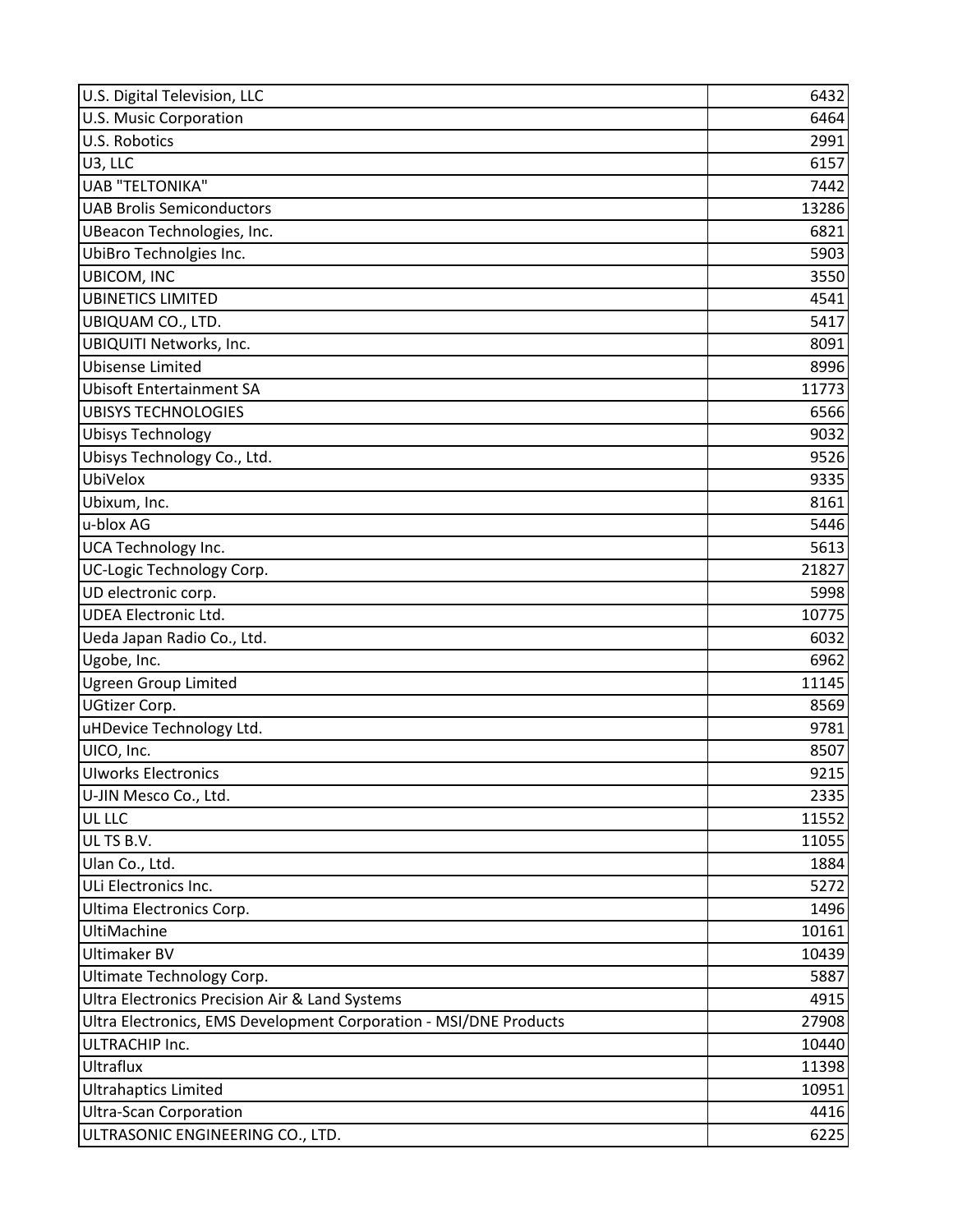| | |
|---|---|
| U.S. Digital Television, LLC | 6432 |
| U.S. Music Corporation | 6464 |
| U.S. Robotics | 2991 |
| U3, LLC | 6157 |
| UAB "TELTONIKA" | 7442 |
| UAB Brolis Semiconductors | 13286 |
| UBeacon Technologies, Inc. | 6821 |
| UbiBro Technolgies Inc. | 5903 |
| UBICOM, INC | 3550 |
| UBINETICS LIMITED | 4541 |
| UBIQUAM CO., LTD. | 5417 |
| UBIQUITI Networks, Inc. | 8091 |
| Ubisense Limited | 8996 |
| Ubisoft Entertainment SA | 11773 |
| UBISYS TECHNOLOGIES | 6566 |
| Ubisys Technology | 9032 |
| Ubisys Technology Co., Ltd. | 9526 |
| UbiVelox | 9335 |
| Ubixum, Inc. | 8161 |
| u-blox AG | 5446 |
| UCA Technology Inc. | 5613 |
| UC-Logic Technology Corp. | 21827 |
| UD electronic corp. | 5998 |
| UDEA Electronic Ltd. | 10775 |
| Ueda Japan Radio Co., Ltd. | 6032 |
| Ugobe, Inc. | 6962 |
| Ugreen Group Limited | 11145 |
| UGtizer Corp. | 8569 |
| uHDevice Technology Ltd. | 9781 |
| UICO, Inc. | 8507 |
| UIworks Electronics | 9215 |
| U-JIN Mesco Co., Ltd. | 2335 |
| UL LLC | 11552 |
| UL TS B.V. | 11055 |
| Ulan Co., Ltd. | 1884 |
| ULi Electronics Inc. | 5272 |
| Ultima Electronics Corp. | 1496 |
| UltiMachine | 10161 |
| Ultimaker BV | 10439 |
| Ultimate Technology Corp. | 5887 |
| Ultra Electronics Precision Air & Land Systems | 4915 |
| Ultra Electronics, EMS Development Corporation - MSI/DNE Products | 27908 |
| ULTRACHIP Inc. | 10440 |
| Ultraflux | 11398 |
| Ultrahaptics Limited | 10951 |
| Ultra-Scan Corporation | 4416 |
| ULTRASONIC ENGINEERING CO., LTD. | 6225 |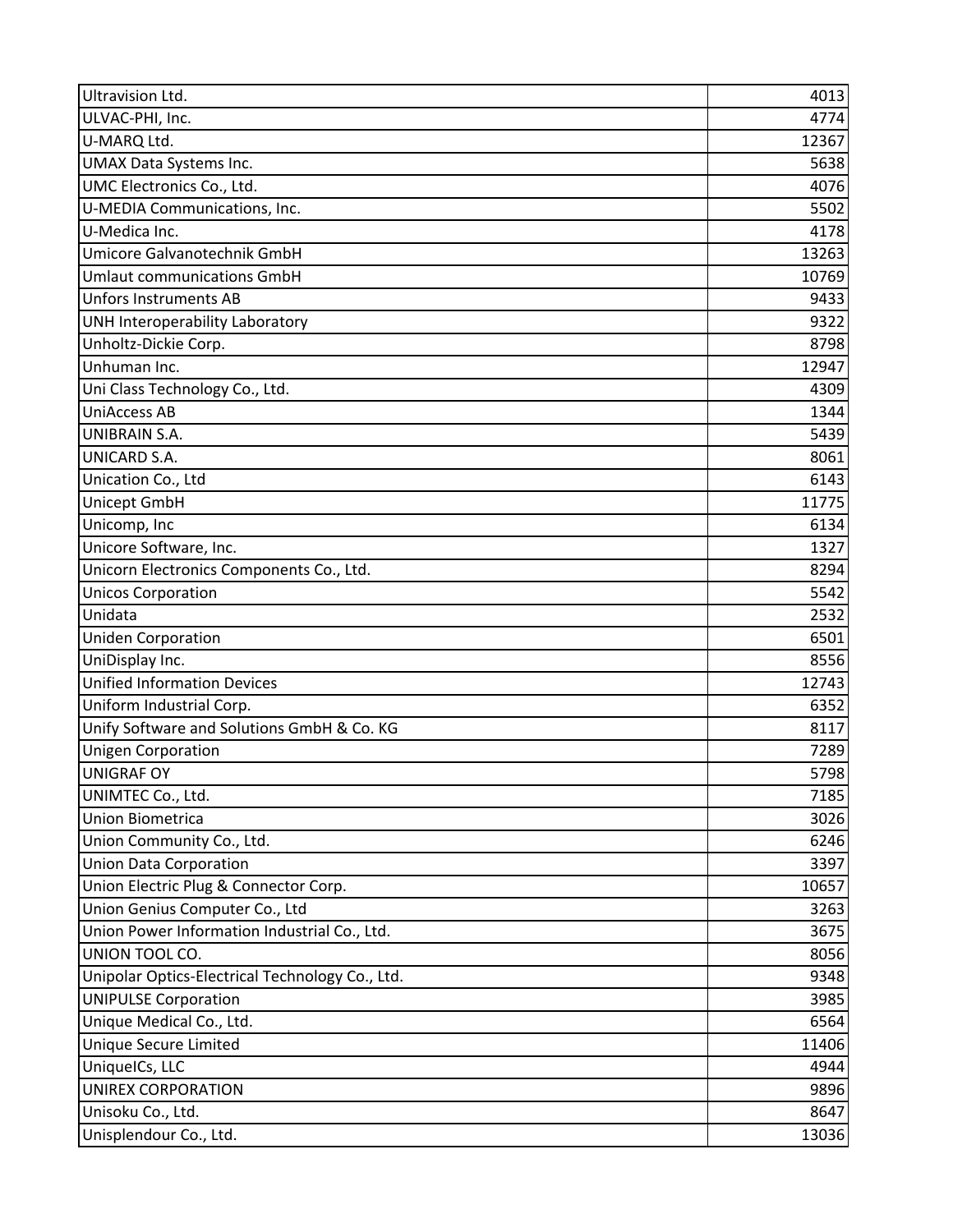| | |
|---|---|
| Ultravision Ltd. | 4013 |
| ULVAC-PHI, Inc. | 4774 |
| U-MARQ Ltd. | 12367 |
| UMAX Data Systems Inc. | 5638 |
| UMC Electronics Co., Ltd. | 4076 |
| U-MEDIA Communications, Inc. | 5502 |
| U-Medica Inc. | 4178 |
| Umicore Galvanotechnik GmbH | 13263 |
| Umlaut communications GmbH | 10769 |
| Unfors Instruments AB | 9433 |
| UNH Interoperability Laboratory | 9322 |
| Unholtz-Dickie Corp. | 8798 |
| Unhuman Inc. | 12947 |
| Uni Class Technology Co., Ltd. | 4309 |
| UniAccess AB | 1344 |
| UNIBRAIN S.A. | 5439 |
| UNICARD S.A. | 8061 |
| Unication Co., Ltd | 6143 |
| Unicept GmbH | 11775 |
| Unicomp, Inc | 6134 |
| Unicore Software, Inc. | 1327 |
| Unicorn Electronics Components Co., Ltd. | 8294 |
| Unicos Corporation | 5542 |
| Unidata | 2532 |
| Uniden Corporation | 6501 |
| UniDisplay Inc. | 8556 |
| Unified Information Devices | 12743 |
| Uniform Industrial Corp. | 6352 |
| Unify Software and Solutions GmbH & Co. KG | 8117 |
| Unigen Corporation | 7289 |
| UNIGRAF OY | 5798 |
| UNIMTEC Co., Ltd. | 7185 |
| Union Biometrica | 3026 |
| Union Community Co., Ltd. | 6246 |
| Union Data Corporation | 3397 |
| Union Electric Plug & Connector Corp. | 10657 |
| Union Genius Computer Co., Ltd | 3263 |
| Union Power Information Industrial Co., Ltd. | 3675 |
| UNION TOOL CO. | 8056 |
| Unipolar Optics-Electrical Technology Co., Ltd. | 9348 |
| UNIPULSE Corporation | 3985 |
| Unique Medical Co., Ltd. | 6564 |
| Unique Secure Limited | 11406 |
| UniqueICs, LLC | 4944 |
| UNIREX CORPORATION | 9896 |
| Unisoku Co., Ltd. | 8647 |
| Unisplendour Co., Ltd. | 13036 |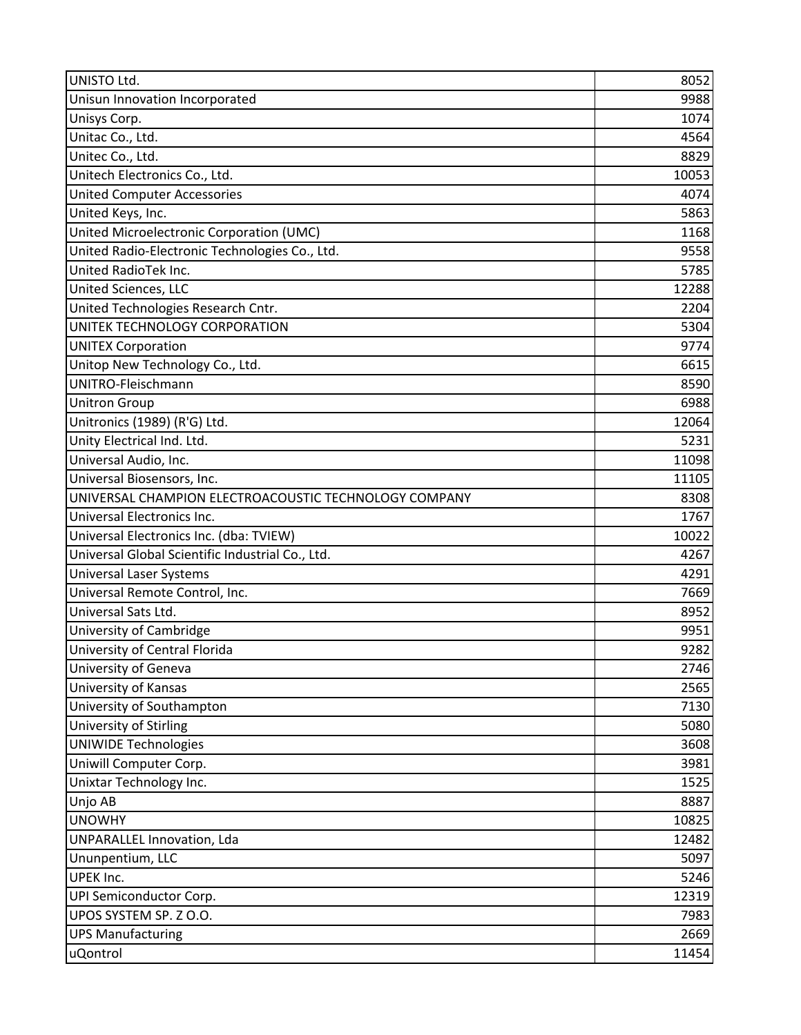| | |
|---|---|
| UNISTO Ltd. | 8052 |
| Unisun Innovation Incorporated | 9988 |
| Unisys Corp. | 1074 |
| Unitac Co., Ltd. | 4564 |
| Unitec Co., Ltd. | 8829 |
| Unitech Electronics Co., Ltd. | 10053 |
| United Computer Accessories | 4074 |
| United Keys, Inc. | 5863 |
| United Microelectronic Corporation (UMC) | 1168 |
| United Radio-Electronic Technologies Co., Ltd. | 9558 |
| United RadioTek Inc. | 5785 |
| United Sciences, LLC | 12288 |
| United Technologies Research Cntr. | 2204 |
| UNITEK TECHNOLOGY CORPORATION | 5304 |
| UNITEX Corporation | 9774 |
| Unitop New Technology Co., Ltd. | 6615 |
| UNITRO-Fleischmann | 8590 |
| Unitron Group | 6988 |
| Unitronics (1989) (R'G) Ltd. | 12064 |
| Unity Electrical Ind. Ltd. | 5231 |
| Universal Audio, Inc. | 11098 |
| Universal Biosensors, Inc. | 11105 |
| UNIVERSAL CHAMPION ELECTROACOUSTIC TECHNOLOGY COMPANY | 8308 |
| Universal Electronics Inc. | 1767 |
| Universal Electronics Inc. (dba: TVIEW) | 10022 |
| Universal Global Scientific Industrial Co., Ltd. | 4267 |
| Universal Laser Systems | 4291 |
| Universal Remote Control, Inc. | 7669 |
| Universal Sats Ltd. | 8952 |
| University of Cambridge | 9951 |
| University of Central Florida | 9282 |
| University of Geneva | 2746 |
| University of Kansas | 2565 |
| University of Southampton | 7130 |
| University of Stirling | 5080 |
| UNIWIDE Technologies | 3608 |
| Uniwill Computer Corp. | 3981 |
| Unixtar Technology Inc. | 1525 |
| Unjo AB | 8887 |
| UNOWHY | 10825 |
| UNPARALLEL Innovation, Lda | 12482 |
| Ununpentium, LLC | 5097 |
| UPEK Inc. | 5246 |
| UPI Semiconductor Corp. | 12319 |
| UPOS SYSTEM SP. Z O.O. | 7983 |
| UPS Manufacturing | 2669 |
| uQontrol | 11454 |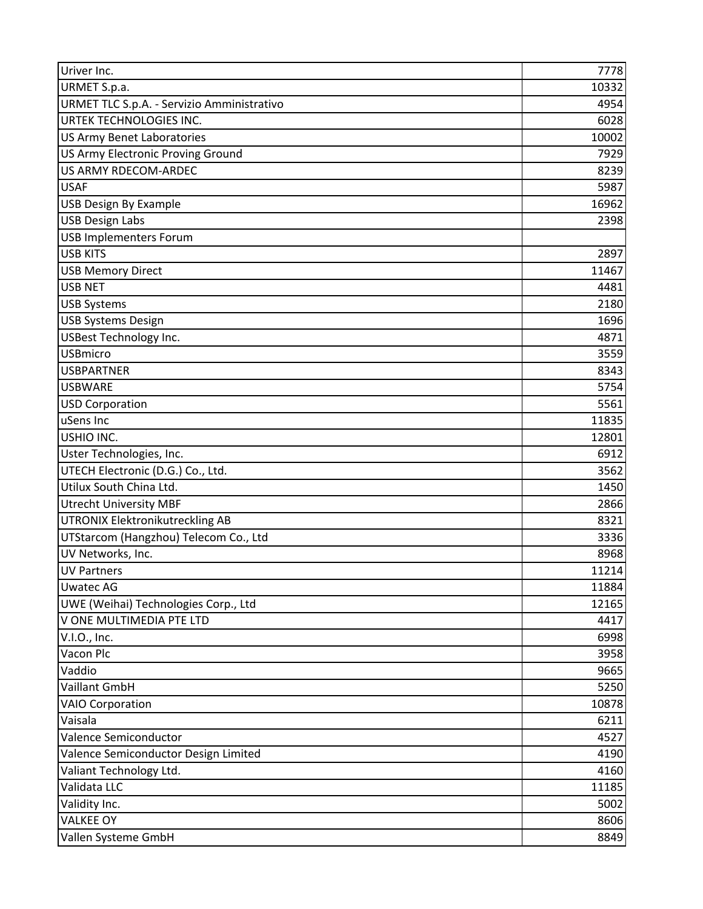| | |
|---|---|
| Uriver Inc. | 7778 |
| URMET S.p.a. | 10332 |
| URMET TLC S.p.A. - Servizio Amministrativo | 4954 |
| URTEK TECHNOLOGIES INC. | 6028 |
| US Army Benet Laboratories | 10002 |
| US Army Electronic Proving Ground | 7929 |
| US ARMY RDECOM-ARDEC | 8239 |
| USAF | 5987 |
| USB Design By Example | 16962 |
| USB Design Labs | 2398 |
| USB Implementers Forum | |
| USB KITS | 2897 |
| USB Memory Direct | 11467 |
| USB NET | 4481 |
| USB Systems | 2180 |
| USB Systems Design | 1696 |
| USBest Technology Inc. | 4871 |
| USBmicro | 3559 |
| USBPARTNER | 8343 |
| USBWARE | 5754 |
| USD Corporation | 5561 |
| uSens Inc | 11835 |
| USHIO INC. | 12801 |
| Uster Technologies, Inc. | 6912 |
| UTECH Electronic (D.G.) Co., Ltd. | 3562 |
| Utilux South China Ltd. | 1450 |
| Utrecht University MBF | 2866 |
| UTRONIX Elektronikutreckling AB | 8321 |
| UTStarcom (Hangzhou) Telecom Co., Ltd | 3336 |
| UV Networks, Inc. | 8968 |
| UV Partners | 11214 |
| Uwatec AG | 11884 |
| UWE (Weihai) Technologies Corp., Ltd | 12165 |
| V ONE MULTIMEDIA PTE LTD | 4417 |
| V.I.O., Inc. | 6998 |
| Vacon Plc | 3958 |
| Vaddio | 9665 |
| Vaillant GmbH | 5250 |
| VAIO Corporation | 10878 |
| Vaisala | 6211 |
| Valence Semiconductor | 4527 |
| Valence Semiconductor Design Limited | 4190 |
| Valiant Technology Ltd. | 4160 |
| Validata LLC | 11185 |
| Validity Inc. | 5002 |
| VALKEE OY | 8606 |
| Vallen Systeme GmbH | 8849 |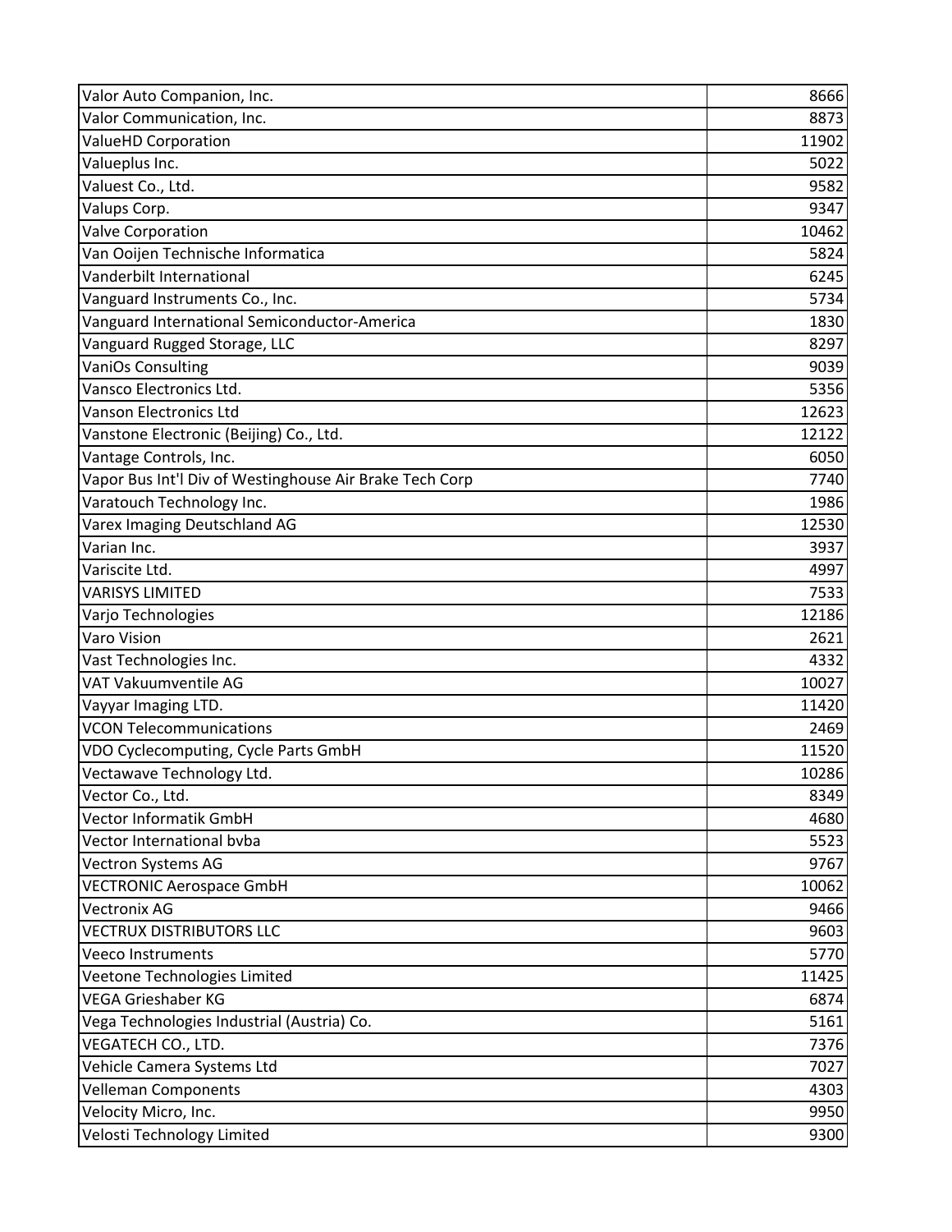| | |
|---|---|
| Valor Auto Companion, Inc. | 8666 |
| Valor Communication, Inc. | 8873 |
| ValueHD Corporation | 11902 |
| Valueplus Inc. | 5022 |
| Valuest Co., Ltd. | 9582 |
| Valups Corp. | 9347 |
| Valve Corporation | 10462 |
| Van Ooijen Technische Informatica | 5824 |
| Vanderbilt International | 6245 |
| Vanguard Instruments Co., Inc. | 5734 |
| Vanguard International Semiconductor-America | 1830 |
| Vanguard Rugged Storage, LLC | 8297 |
| VaniOs Consulting | 9039 |
| Vansco Electronics Ltd. | 5356 |
| Vanson Electronics Ltd | 12623 |
| Vanstone Electronic (Beijing) Co., Ltd. | 12122 |
| Vantage Controls, Inc. | 6050 |
| Vapor Bus Int'l Div of Westinghouse Air Brake Tech Corp | 7740 |
| Varatouch Technology Inc. | 1986 |
| Varex Imaging Deutschland AG | 12530 |
| Varian Inc. | 3937 |
| Variscite Ltd. | 4997 |
| VARISYS LIMITED | 7533 |
| Varjo Technologies | 12186 |
| Varo Vision | 2621 |
| Vast Technologies Inc. | 4332 |
| VAT Vakuumventile AG | 10027 |
| Vayyar Imaging LTD. | 11420 |
| VCON Telecommunications | 2469 |
| VDO Cyclecomputing, Cycle Parts GmbH | 11520 |
| Vectawave Technology Ltd. | 10286 |
| Vector Co., Ltd. | 8349 |
| Vector Informatik GmbH | 4680 |
| Vector International bvba | 5523 |
| Vectron Systems AG | 9767 |
| VECTRONIC Aerospace GmbH | 10062 |
| Vectronix AG | 9466 |
| VECTRUX DISTRIBUTORS LLC | 9603 |
| Veeco Instruments | 5770 |
| Veetone Technologies Limited | 11425 |
| VEGA Grieshaber KG | 6874 |
| Vega Technologies Industrial (Austria) Co. | 5161 |
| VEGATECH CO., LTD. | 7376 |
| Vehicle Camera Systems Ltd | 7027 |
| Velleman Components | 4303 |
| Velocity Micro, Inc. | 9950 |
| Velosti Technology Limited | 9300 |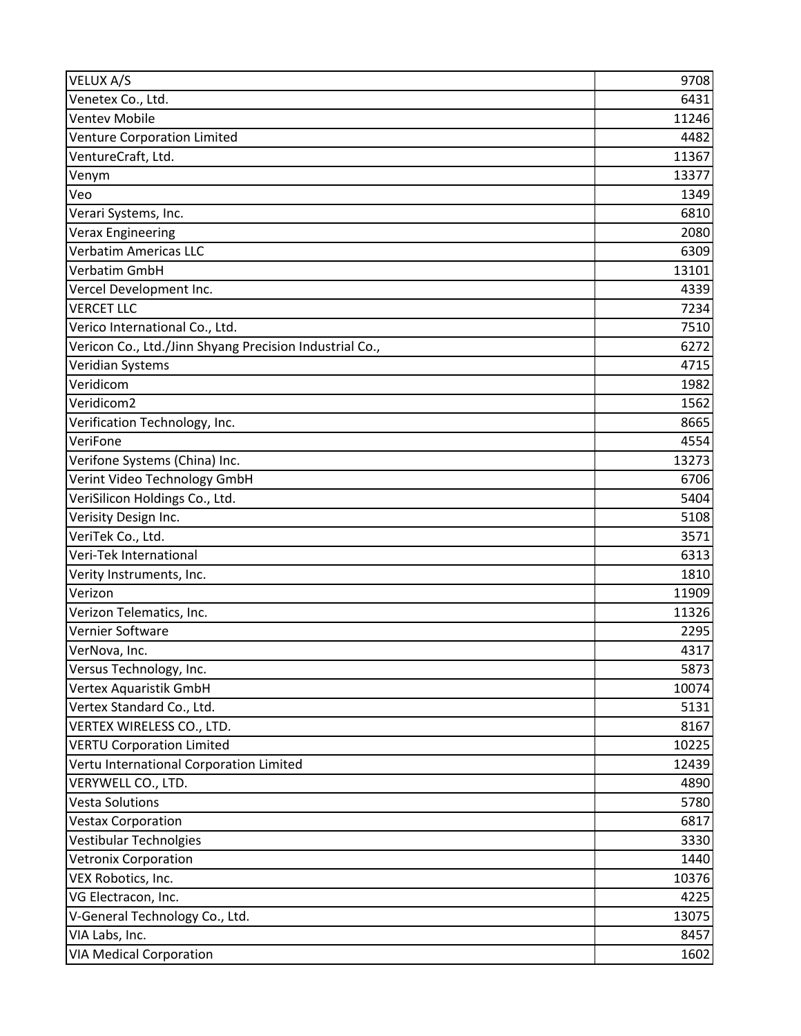| | |
|---|---|
| VELUX A/S | 9708 |
| Venetex Co., Ltd. | 6431 |
| Ventev Mobile | 11246 |
| Venture Corporation Limited | 4482 |
| VentureCraft, Ltd. | 11367 |
| Venym | 13377 |
| Veo | 1349 |
| Verari Systems, Inc. | 6810 |
| Verax Engineering | 2080 |
| Verbatim Americas LLC | 6309 |
| Verbatim GmbH | 13101 |
| Vercel Development Inc. | 4339 |
| VERCET LLC | 7234 |
| Verico International Co., Ltd. | 7510 |
| Vericon Co., Ltd./Jinn Shyang Precision Industrial Co., | 6272 |
| Veridian Systems | 4715 |
| Veridicom | 1982 |
| Veridicom2 | 1562 |
| Verification Technology, Inc. | 8665 |
| VeriFone | 4554 |
| Verifone Systems (China) Inc. | 13273 |
| Verint Video Technology GmbH | 6706 |
| VeriSilicon Holdings Co., Ltd. | 5404 |
| Verisity Design Inc. | 5108 |
| VeriTek Co., Ltd. | 3571 |
| Veri-Tek International | 6313 |
| Verity Instruments, Inc. | 1810 |
| Verizon | 11909 |
| Verizon Telematics, Inc. | 11326 |
| Vernier Software | 2295 |
| VerNova, Inc. | 4317 |
| Versus Technology, Inc. | 5873 |
| Vertex Aquaristik GmbH | 10074 |
| Vertex Standard Co., Ltd. | 5131 |
| VERTEX WIRELESS CO., LTD. | 8167 |
| VERTU Corporation Limited | 10225 |
| Vertu International Corporation Limited | 12439 |
| VERYWELL CO., LTD. | 4890 |
| Vesta Solutions | 5780 |
| Vestax Corporation | 6817 |
| Vestibular Technolgies | 3330 |
| Vetronix Corporation | 1440 |
| VEX Robotics, Inc. | 10376 |
| VG Electracon, Inc. | 4225 |
| V-General Technology Co., Ltd. | 13075 |
| VIA Labs, Inc. | 8457 |
| VIA Medical Corporation | 1602 |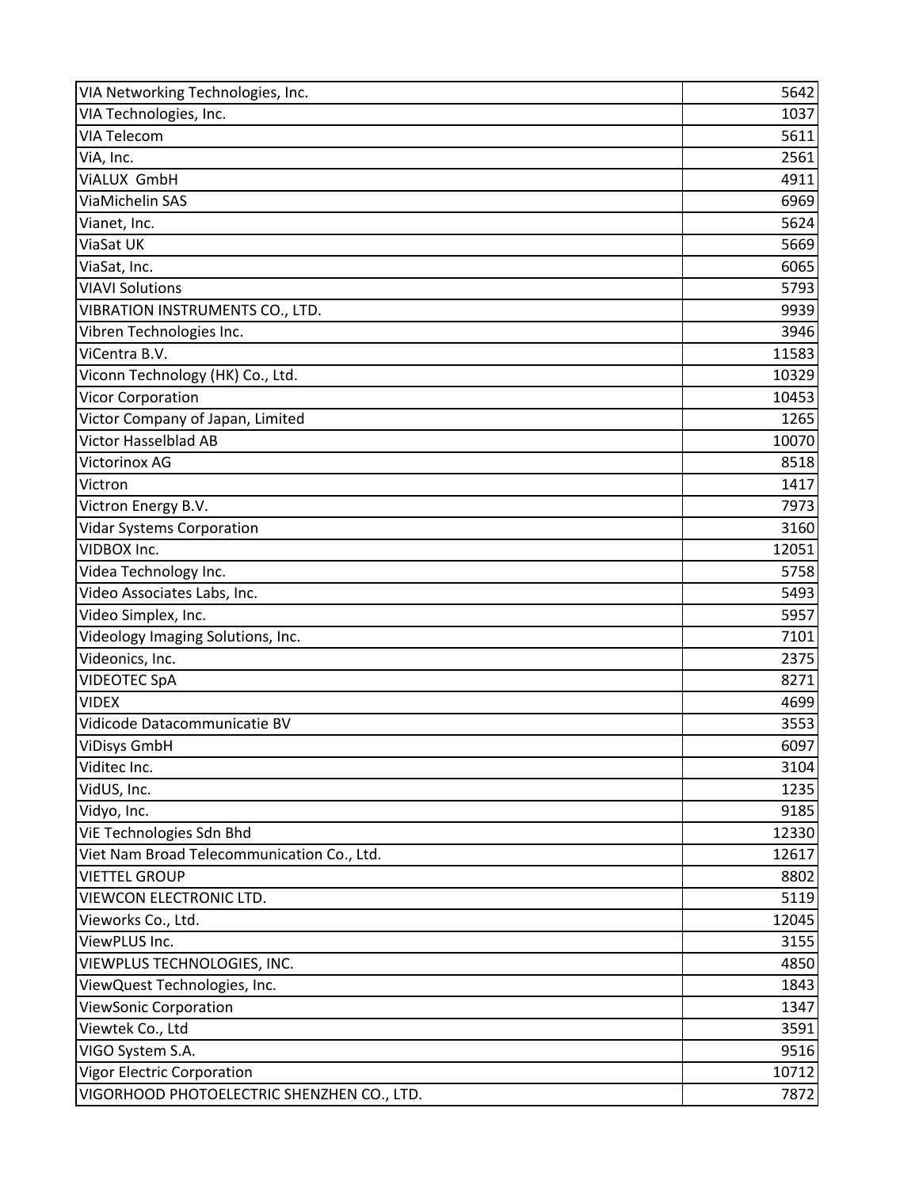| | |
|---|---|
| VIA Networking Technologies, Inc. | 5642 |
| VIA Technologies, Inc. | 1037 |
| VIA Telecom | 5611 |
| ViA, Inc. | 2561 |
| ViALUX  GmbH | 4911 |
| ViaMichelin SAS | 6969 |
| Vianet, Inc. | 5624 |
| ViaSat UK | 5669 |
| ViaSat, Inc. | 6065 |
| VIAVI Solutions | 5793 |
| VIBRATION INSTRUMENTS CO., LTD. | 9939 |
| Vibren Technologies Inc. | 3946 |
| ViCentra B.V. | 11583 |
| Viconn Technology (HK) Co., Ltd. | 10329 |
| Vicor Corporation | 10453 |
| Victor Company of Japan, Limited | 1265 |
| Victor Hasselblad AB | 10070 |
| Victorinox AG | 8518 |
| Victron | 1417 |
| Victron Energy B.V. | 7973 |
| Vidar Systems Corporation | 3160 |
| VIDBOX Inc. | 12051 |
| Videa Technology Inc. | 5758 |
| Video Associates Labs, Inc. | 5493 |
| Video Simplex, Inc. | 5957 |
| Videology Imaging Solutions, Inc. | 7101 |
| Videonics, Inc. | 2375 |
| VIDEOTEC SpA | 8271 |
| VIDEX | 4699 |
| Vidicode Datacommunicatie BV | 3553 |
| ViDisys GmbH | 6097 |
| Viditec Inc. | 3104 |
| VidUS, Inc. | 1235 |
| Vidyo, Inc. | 9185 |
| ViE Technologies Sdn Bhd | 12330 |
| Viet Nam Broad Telecommunication Co., Ltd. | 12617 |
| VIETTEL GROUP | 8802 |
| VIEWCON ELECTRONIC LTD. | 5119 |
| Vieworks Co., Ltd. | 12045 |
| ViewPLUS Inc. | 3155 |
| VIEWPLUS TECHNOLOGIES, INC. | 4850 |
| ViewQuest Technologies, Inc. | 1843 |
| ViewSonic Corporation | 1347 |
| Viewtek Co., Ltd | 3591 |
| VIGO System S.A. | 9516 |
| Vigor Electric Corporation | 10712 |
| VIGORHOOD PHOTOELECTRIC SHENZHEN CO., LTD. | 7872 |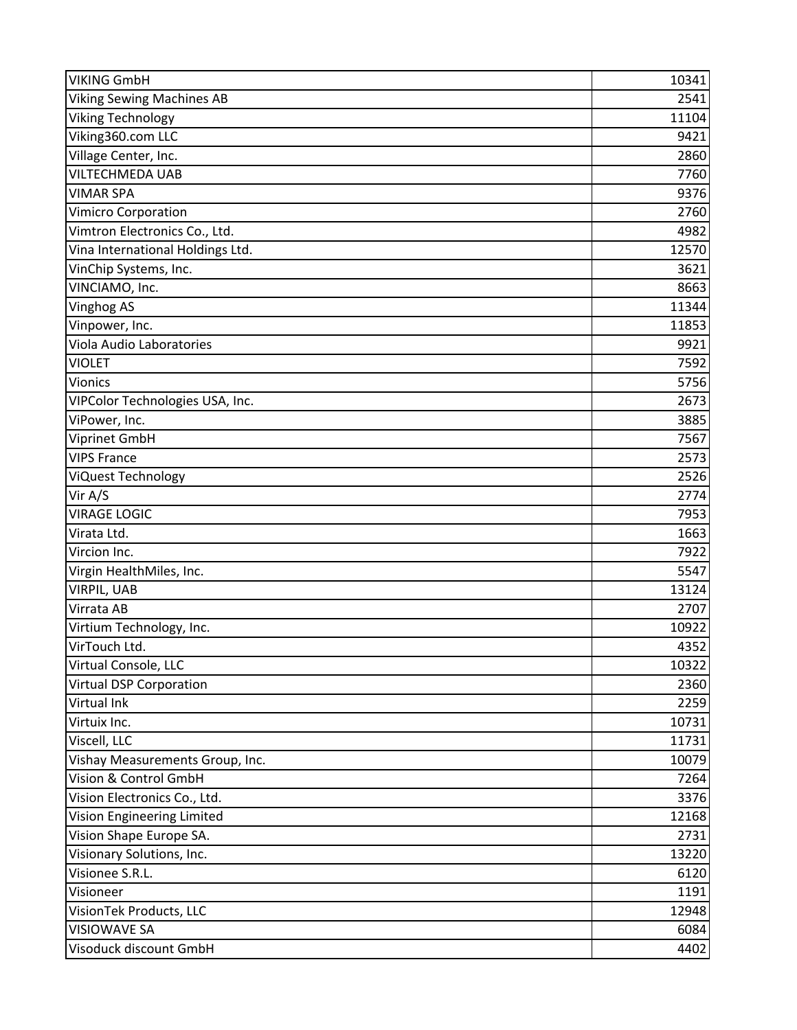| | |
|---|---|
| VIKING GmbH | 10341 |
| Viking Sewing Machines AB | 2541 |
| Viking Technology | 11104 |
| Viking360.com LLC | 9421 |
| Village Center, Inc. | 2860 |
| VILTECHMEDA UAB | 7760 |
| VIMAR SPA | 9376 |
| Vimicro Corporation | 2760 |
| Vimtron Electronics Co., Ltd. | 4982 |
| Vina International Holdings Ltd. | 12570 |
| VinChip Systems, Inc. | 3621 |
| VINCIAMO, Inc. | 8663 |
| Vinghog AS | 11344 |
| Vinpower, Inc. | 11853 |
| Viola Audio Laboratories | 9921 |
| VIOLET | 7592 |
| Vionics | 5756 |
| VIPColor Technologies USA, Inc. | 2673 |
| ViPower, Inc. | 3885 |
| Viprinet GmbH | 7567 |
| VIPS France | 2573 |
| ViQuest Technology | 2526 |
| Vir A/S | 2774 |
| VIRAGE LOGIC | 7953 |
| Virata Ltd. | 1663 |
| Vircion Inc. | 7922 |
| Virgin HealthMiles, Inc. | 5547 |
| VIRPIL, UAB | 13124 |
| Virrata AB | 2707 |
| Virtium Technology, Inc. | 10922 |
| VirTouch Ltd. | 4352 |
| Virtual Console, LLC | 10322 |
| Virtual DSP Corporation | 2360 |
| Virtual Ink | 2259 |
| Virtuix Inc. | 10731 |
| Viscell, LLC | 11731 |
| Vishay Measurements Group, Inc. | 10079 |
| Vision & Control GmbH | 7264 |
| Vision Electronics Co., Ltd. | 3376 |
| Vision Engineering Limited | 12168 |
| Vision Shape Europe SA. | 2731 |
| Visionary Solutions, Inc. | 13220 |
| Visionee S.R.L. | 6120 |
| Visioneer | 1191 |
| VisionTek Products, LLC | 12948 |
| VISIOWAVE SA | 6084 |
| Visoduck discount GmbH | 4402 |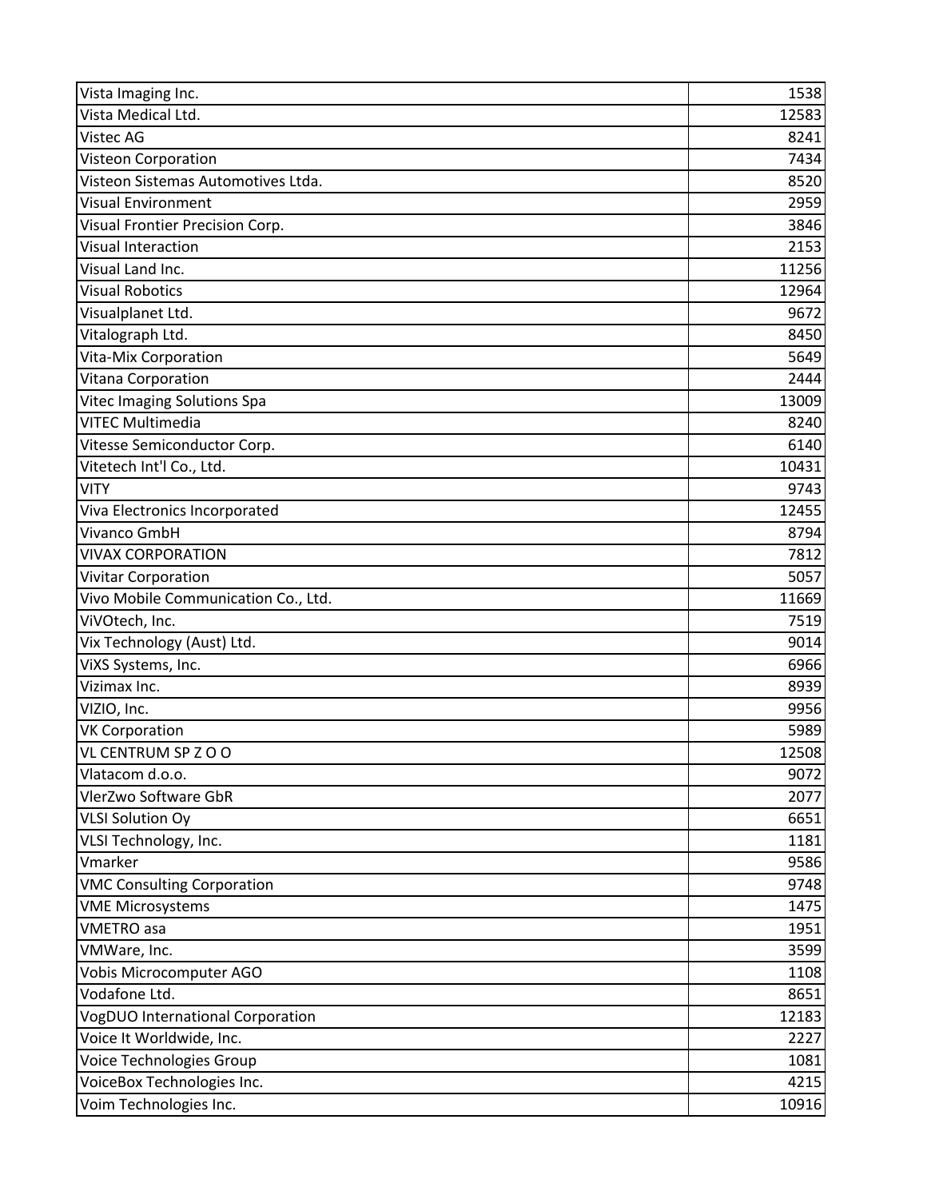| | |
|---|---|
| Vista Imaging Inc. | 1538 |
| Vista Medical Ltd. | 12583 |
| Vistec AG | 8241 |
| Visteon Corporation | 7434 |
| Visteon Sistemas Automotives Ltda. | 8520 |
| Visual Environment | 2959 |
| Visual Frontier Precision Corp. | 3846 |
| Visual Interaction | 2153 |
| Visual Land Inc. | 11256 |
| Visual Robotics | 12964 |
| Visualplanet Ltd. | 9672 |
| Vitalograph Ltd. | 8450 |
| Vita-Mix Corporation | 5649 |
| Vitana Corporation | 2444 |
| Vitec Imaging Solutions Spa | 13009 |
| VITEC Multimedia | 8240 |
| Vitesse Semiconductor Corp. | 6140 |
| Vitetech Int'l Co., Ltd. | 10431 |
| VITY | 9743 |
| Viva Electronics Incorporated | 12455 |
| Vivanco GmbH | 8794 |
| VIVAX CORPORATION | 7812 |
| Vivitar Corporation | 5057 |
| Vivo Mobile Communication Co., Ltd. | 11669 |
| ViVOtech, Inc. | 7519 |
| Vix Technology (Aust) Ltd. | 9014 |
| ViXS Systems, Inc. | 6966 |
| Vizimax Inc. | 8939 |
| VIZIO, Inc. | 9956 |
| VK Corporation | 5989 |
| VL CENTRUM SP Z O O | 12508 |
| Vlatacom d.o.o. | 9072 |
| VlerZwo Software GbR | 2077 |
| VLSI Solution Oy | 6651 |
| VLSI Technology, Inc. | 1181 |
| Vmarker | 9586 |
| VMC Consulting Corporation | 9748 |
| VME Microsystems | 1475 |
| VMETRO asa | 1951 |
| VMWare, Inc. | 3599 |
| Vobis Microcomputer AGO | 1108 |
| Vodafone Ltd. | 8651 |
| VogDUO International Corporation | 12183 |
| Voice It Worldwide, Inc. | 2227 |
| Voice Technologies Group | 1081 |
| VoiceBox Technologies Inc. | 4215 |
| Voim Technologies Inc. | 10916 |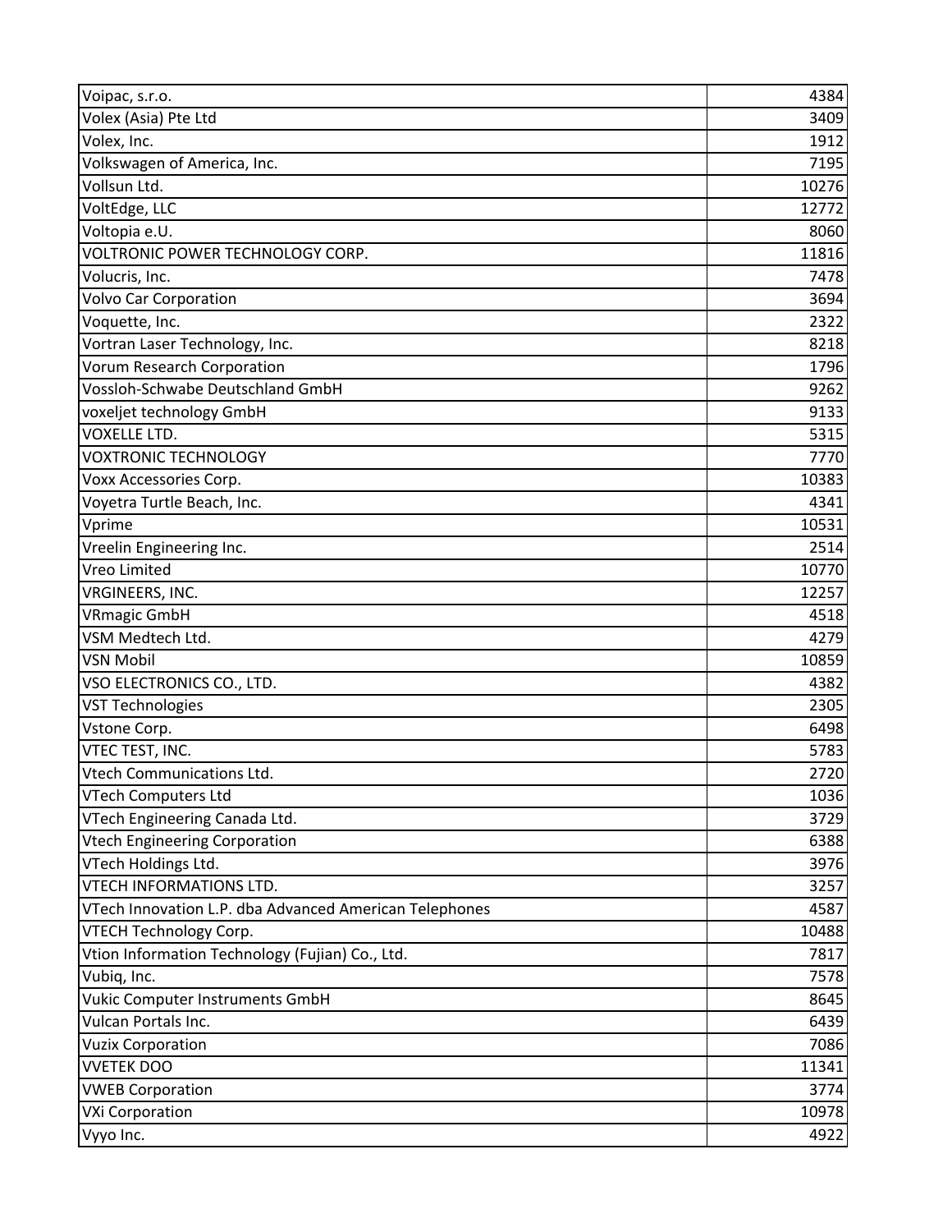| | |
|---|---|
| Voipac, s.r.o. | 4384 |
| Volex (Asia) Pte Ltd | 3409 |
| Volex, Inc. | 1912 |
| Volkswagen of America, Inc. | 7195 |
| Vollsun Ltd. | 10276 |
| VoltEdge, LLC | 12772 |
| Voltopia e.U. | 8060 |
| VOLTRONIC POWER TECHNOLOGY CORP. | 11816 |
| Volucris, Inc. | 7478 |
| Volvo Car Corporation | 3694 |
| Voquette, Inc. | 2322 |
| Vortran Laser Technology, Inc. | 8218 |
| Vorum Research Corporation | 1796 |
| Vossloh-Schwabe Deutschland GmbH | 9262 |
| voxeljet technology GmbH | 9133 |
| VOXELLE LTD. | 5315 |
| VOXTRONIC TECHNOLOGY | 7770 |
| Voxx Accessories Corp. | 10383 |
| Voyetra Turtle Beach, Inc. | 4341 |
| Vprime | 10531 |
| Vreelin Engineering Inc. | 2514 |
| Vreo Limited | 10770 |
| VRGINEERS, INC. | 12257 |
| VRmagic GmbH | 4518 |
| VSM Medtech Ltd. | 4279 |
| VSN Mobil | 10859 |
| VSO ELECTRONICS CO., LTD. | 4382 |
| VST Technologies | 2305 |
| Vstone Corp. | 6498 |
| VTEC TEST, INC. | 5783 |
| Vtech Communications Ltd. | 2720 |
| VTech Computers Ltd | 1036 |
| VTech Engineering Canada Ltd. | 3729 |
| Vtech Engineering Corporation | 6388 |
| VTech Holdings Ltd. | 3976 |
| VTECH INFORMATIONS LTD. | 3257 |
| VTech Innovation L.P. dba Advanced American Telephones | 4587 |
| VTECH Technology Corp. | 10488 |
| Vtion Information Technology (Fujian) Co., Ltd. | 7817 |
| Vubiq, Inc. | 7578 |
| Vukic Computer Instruments GmbH | 8645 |
| Vulcan Portals Inc. | 6439 |
| Vuzix Corporation | 7086 |
| VVETEK DOO | 11341 |
| VWEB Corporation | 3774 |
| VXi Corporation | 10978 |
| Vyyo Inc. | 4922 |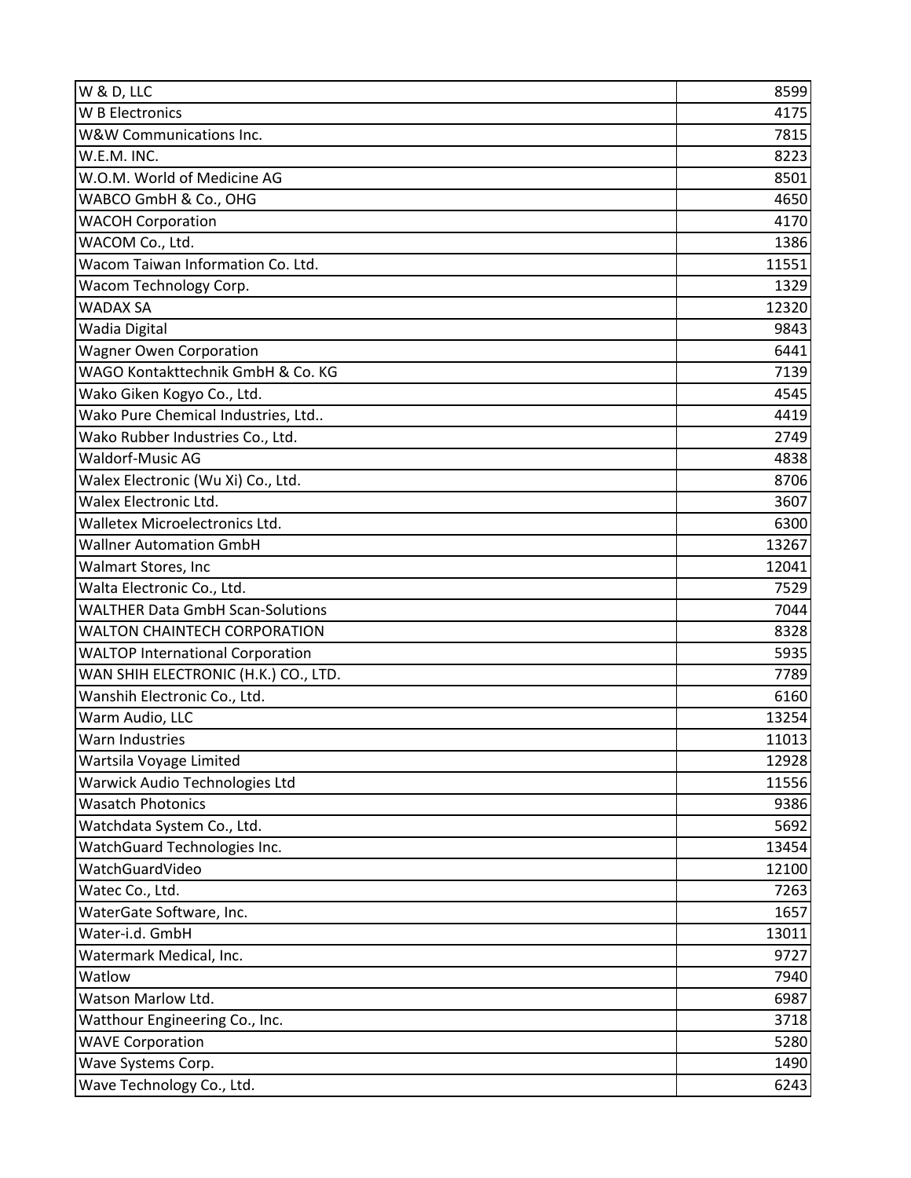| | |
|---|---|
| W & D, LLC | 8599 |
| W B Electronics | 4175 |
| W&W Communications Inc. | 7815 |
| W.E.M. INC. | 8223 |
| W.O.M. World of Medicine AG | 8501 |
| WABCO GmbH & Co., OHG | 4650 |
| WACOH Corporation | 4170 |
| WACOM Co., Ltd. | 1386 |
| Wacom Taiwan Information Co. Ltd. | 11551 |
| Wacom Technology Corp. | 1329 |
| WADAX SA | 12320 |
| Wadia Digital | 9843 |
| Wagner Owen Corporation | 6441 |
| WAGO Kontakttechnik GmbH & Co. KG | 7139 |
| Wako Giken Kogyo Co., Ltd. | 4545 |
| Wako Pure Chemical Industries, Ltd.. | 4419 |
| Wako Rubber Industries Co., Ltd. | 2749 |
| Waldorf-Music AG | 4838 |
| Walex Electronic (Wu Xi) Co., Ltd. | 8706 |
| Walex Electronic Ltd. | 3607 |
| Walletex Microelectronics Ltd. | 6300 |
| Wallner Automation GmbH | 13267 |
| Walmart Stores, Inc | 12041 |
| Walta Electronic Co., Ltd. | 7529 |
| WALTHER Data GmbH Scan-Solutions | 7044 |
| WALTON CHAINTECH CORPORATION | 8328 |
| WALTOP International Corporation | 5935 |
| WAN SHIH ELECTRONIC (H.K.) CO., LTD. | 7789 |
| Wanshih Electronic Co., Ltd. | 6160 |
| Warm Audio, LLC | 13254 |
| Warn Industries | 11013 |
| Wartsila Voyage Limited | 12928 |
| Warwick Audio Technologies Ltd | 11556 |
| Wasatch Photonics | 9386 |
| Watchdata System Co., Ltd. | 5692 |
| WatchGuard Technologies Inc. | 13454 |
| WatchGuardVideo | 12100 |
| Watec Co., Ltd. | 7263 |
| WaterGate Software, Inc. | 1657 |
| Water-i.d. GmbH | 13011 |
| Watermark Medical, Inc. | 9727 |
| Watlow | 7940 |
| Watson Marlow Ltd. | 6987 |
| Watthour Engineering Co., Inc. | 3718 |
| WAVE Corporation | 5280 |
| Wave Systems Corp. | 1490 |
| Wave Technology Co., Ltd. | 6243 |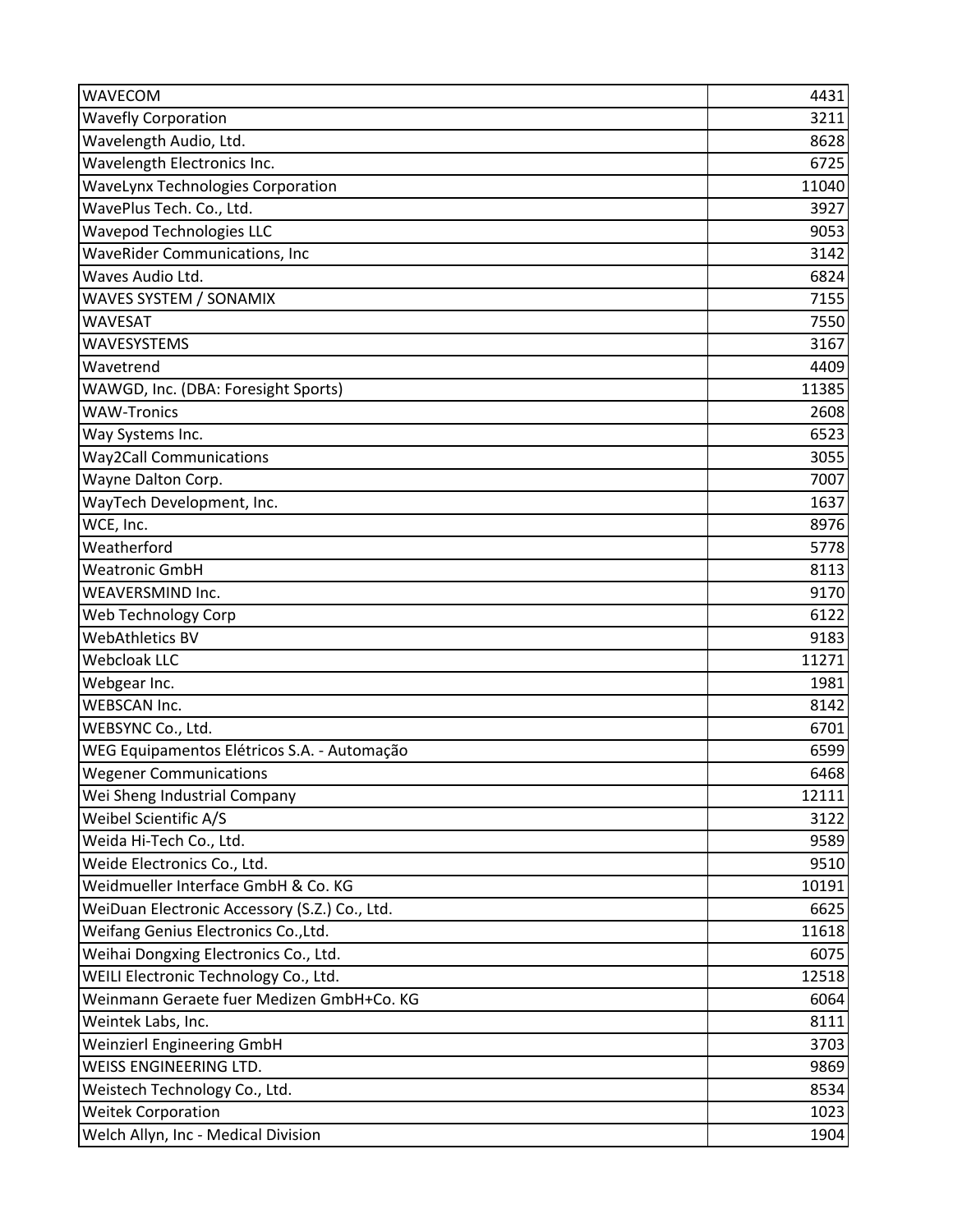| | |
|---|---|
| WAVECOM | 4431 |
| Wavefly Corporation | 3211 |
| Wavelength Audio, Ltd. | 8628 |
| Wavelength Electronics Inc. | 6725 |
| WaveLynx Technologies Corporation | 11040 |
| WavePlus Tech. Co., Ltd. | 3927 |
| Wavepod Technologies LLC | 9053 |
| WaveRider Communications, Inc | 3142 |
| Waves Audio Ltd. | 6824 |
| WAVES SYSTEM / SONAMIX | 7155 |
| WAVESAT | 7550 |
| WAVESYSTEMS | 3167 |
| Wavetrend | 4409 |
| WAWGD, Inc. (DBA: Foresight Sports) | 11385 |
| WAW-Tronics | 2608 |
| Way Systems Inc. | 6523 |
| Way2Call Communications | 3055 |
| Wayne Dalton Corp. | 7007 |
| WayTech Development, Inc. | 1637 |
| WCE, Inc. | 8976 |
| Weatherford | 5778 |
| Weatronic GmbH | 8113 |
| WEAVERSMIND Inc. | 9170 |
| Web Technology Corp | 6122 |
| WebAthletics BV | 9183 |
| Webcloak LLC | 11271 |
| Webgear Inc. | 1981 |
| WEBSCAN Inc. | 8142 |
| WEBSYNC Co., Ltd. | 6701 |
| WEG Equipamentos Elétricos S.A. - Automação | 6599 |
| Wegener Communications | 6468 |
| Wei Sheng Industrial Company | 12111 |
| Weibel Scientific A/S | 3122 |
| Weida Hi-Tech Co., Ltd. | 9589 |
| Weide Electronics Co., Ltd. | 9510 |
| Weidmueller Interface GmbH & Co. KG | 10191 |
| WeiDuan Electronic Accessory (S.Z.) Co., Ltd. | 6625 |
| Weifang Genius Electronics Co.,Ltd. | 11618 |
| Weihai Dongxing Electronics Co., Ltd. | 6075 |
| WEILI Electronic Technology Co., Ltd. | 12518 |
| Weinmann Geraete fuer Medizen GmbH+Co. KG | 6064 |
| Weintek Labs, Inc. | 8111 |
| Weinzierl Engineering GmbH | 3703 |
| WEISS ENGINEERING LTD. | 9869 |
| Weistech Technology Co., Ltd. | 8534 |
| Weitek Corporation | 1023 |
| Welch Allyn, Inc - Medical Division | 1904 |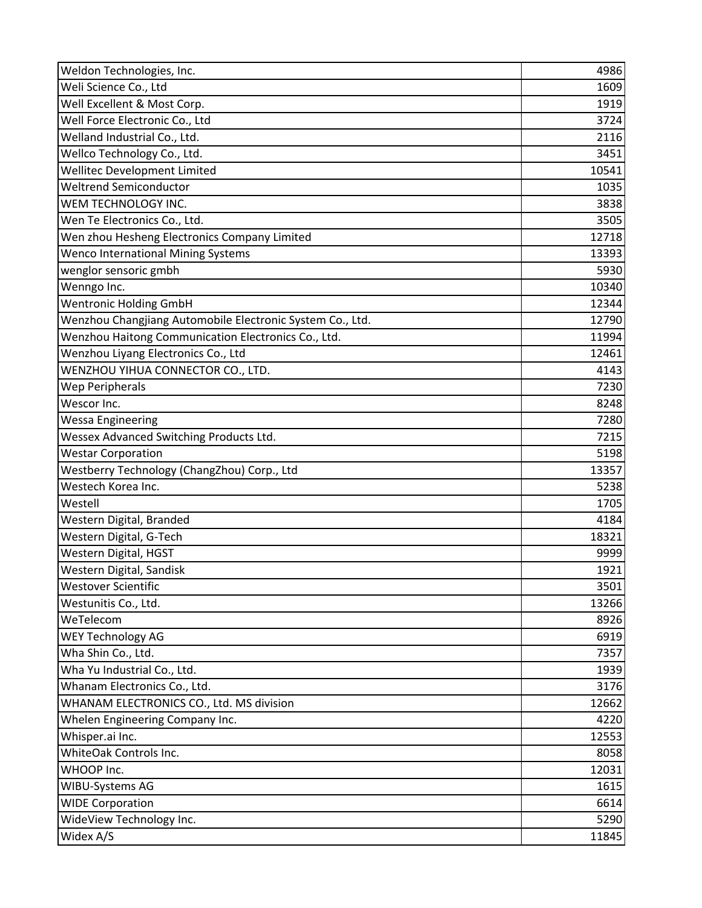| | |
|---|---|
| Weldon Technologies, Inc. | 4986 |
| Weli Science Co., Ltd | 1609 |
| Well Excellent & Most Corp. | 1919 |
| Well Force Electronic Co., Ltd | 3724 |
| Welland Industrial Co., Ltd. | 2116 |
| Wellco Technology Co., Ltd. | 3451 |
| Wellitec Development Limited | 10541 |
| Weltrend Semiconductor | 1035 |
| WEM TECHNOLOGY INC. | 3838 |
| Wen Te Electronics Co., Ltd. | 3505 |
| Wen zhou Hesheng Electronics Company Limited | 12718 |
| Wenco International Mining Systems | 13393 |
| wenglor sensoric gmbh | 5930 |
| Wenngo Inc. | 10340 |
| Wentronic Holding GmbH | 12344 |
| Wenzhou Changjiang Automobile Electronic System Co., Ltd. | 12790 |
| Wenzhou Haitong Communication Electronics Co., Ltd. | 11994 |
| Wenzhou Liyang Electronics Co., Ltd | 12461 |
| WENZHOU YIHUA CONNECTOR CO., LTD. | 4143 |
| Wep Peripherals | 7230 |
| Wescor Inc. | 8248 |
| Wessa Engineering | 7280 |
| Wessex Advanced Switching Products Ltd. | 7215 |
| Westar Corporation | 5198 |
| Westberry Technology (ChangZhou) Corp., Ltd | 13357 |
| Westech Korea Inc. | 5238 |
| Westell | 1705 |
| Western Digital, Branded | 4184 |
| Western Digital, G-Tech | 18321 |
| Western Digital, HGST | 9999 |
| Western Digital, Sandisk | 1921 |
| Westover Scientific | 3501 |
| Westunitis Co., Ltd. | 13266 |
| WeTelecom | 8926 |
| WEY Technology AG | 6919 |
| Wha Shin Co., Ltd. | 7357 |
| Wha Yu Industrial Co., Ltd. | 1939 |
| Whanam Electronics Co., Ltd. | 3176 |
| WHANAM ELECTRONICS CO., Ltd. MS division | 12662 |
| Whelen Engineering Company Inc. | 4220 |
| Whisper.ai Inc. | 12553 |
| WhiteOak Controls Inc. | 8058 |
| WHOOP Inc. | 12031 |
| WIBU-Systems AG | 1615 |
| WIDE Corporation | 6614 |
| WideView Technology Inc. | 5290 |
| Widex A/S | 11845 |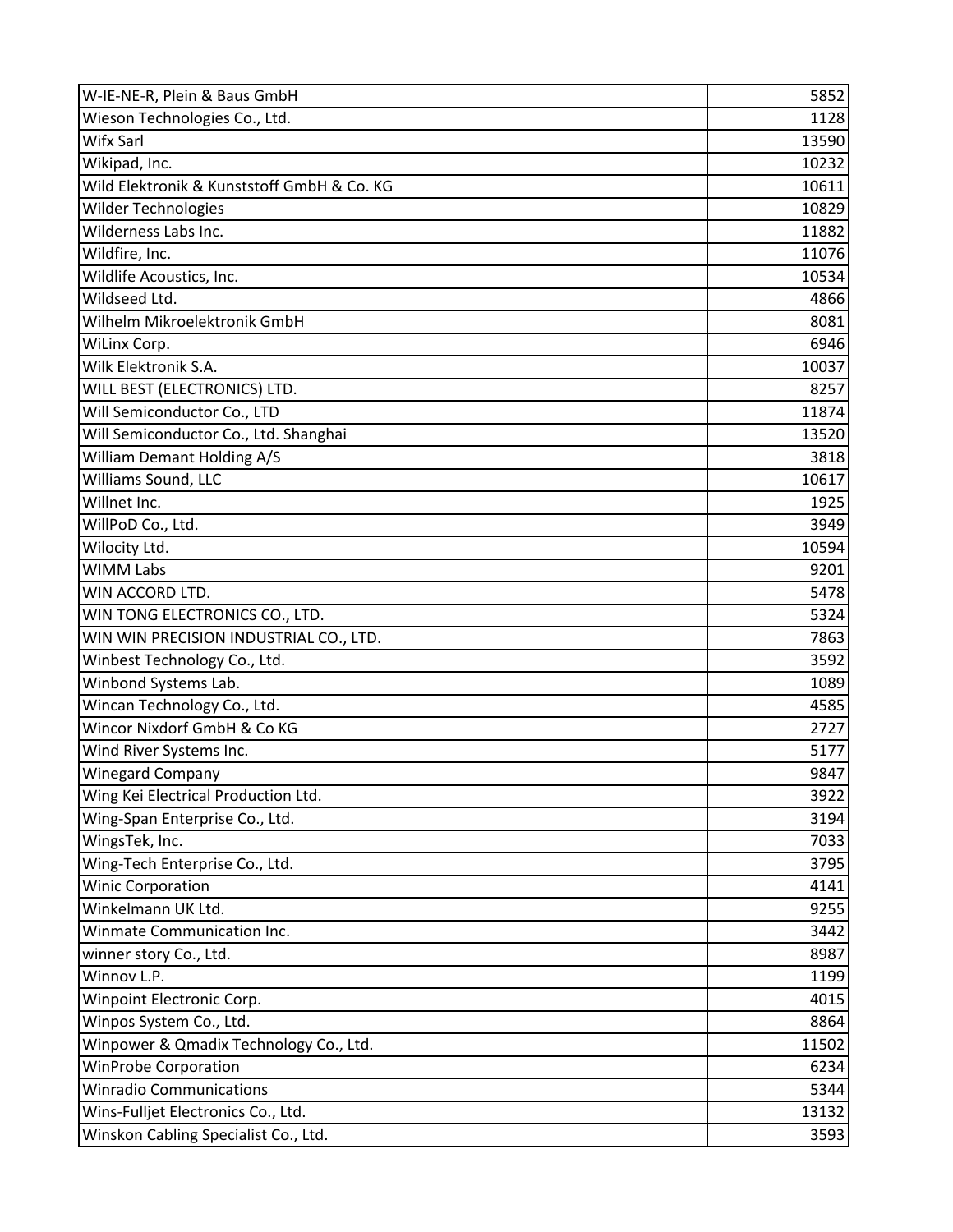| | |
|---|---|
| W-IE-NE-R, Plein & Baus GmbH | 5852 |
| Wieson Technologies Co., Ltd. | 1128 |
| Wifx Sarl | 13590 |
| Wikipad, Inc. | 10232 |
| Wild Elektronik & Kunststoff GmbH & Co. KG | 10611 |
| Wilder Technologies | 10829 |
| Wilderness Labs Inc. | 11882 |
| Wildfire, Inc. | 11076 |
| Wildlife Acoustics, Inc. | 10534 |
| Wildseed Ltd. | 4866 |
| Wilhelm Mikroelektronik GmbH | 8081 |
| WiLinx Corp. | 6946 |
| Wilk Elektronik S.A. | 10037 |
| WILL BEST (ELECTRONICS) LTD. | 8257 |
| Will Semiconductor Co., LTD | 11874 |
| Will Semiconductor Co., Ltd. Shanghai | 13520 |
| William Demant Holding A/S | 3818 |
| Williams Sound, LLC | 10617 |
| Willnet Inc. | 1925 |
| WillPoD Co., Ltd. | 3949 |
| Wilocity Ltd. | 10594 |
| WIMM Labs | 9201 |
| WIN ACCORD LTD. | 5478 |
| WIN TONG ELECTRONICS CO., LTD. | 5324 |
| WIN WIN PRECISION INDUSTRIAL CO., LTD. | 7863 |
| Winbest Technology Co., Ltd. | 3592 |
| Winbond Systems Lab. | 1089 |
| Wincan Technology Co., Ltd. | 4585 |
| Wincor Nixdorf GmbH & Co KG | 2727 |
| Wind River Systems Inc. | 5177 |
| Winegard Company | 9847 |
| Wing Kei Electrical Production Ltd. | 3922 |
| Wing-Span Enterprise Co., Ltd. | 3194 |
| WingsTek, Inc. | 7033 |
| Wing-Tech Enterprise Co., Ltd. | 3795 |
| Winic Corporation | 4141 |
| Winkelmann UK Ltd. | 9255 |
| Winmate Communication Inc. | 3442 |
| winner story Co., Ltd. | 8987 |
| Winnov L.P. | 1199 |
| Winpoint Electronic Corp. | 4015 |
| Winpos System Co., Ltd. | 8864 |
| Winpower & Qmadix Technology Co., Ltd. | 11502 |
| WinProbe Corporation | 6234 |
| Winradio Communications | 5344 |
| Wins-Fulljet Electronics Co., Ltd. | 13132 |
| Winskon Cabling Specialist Co., Ltd. | 3593 |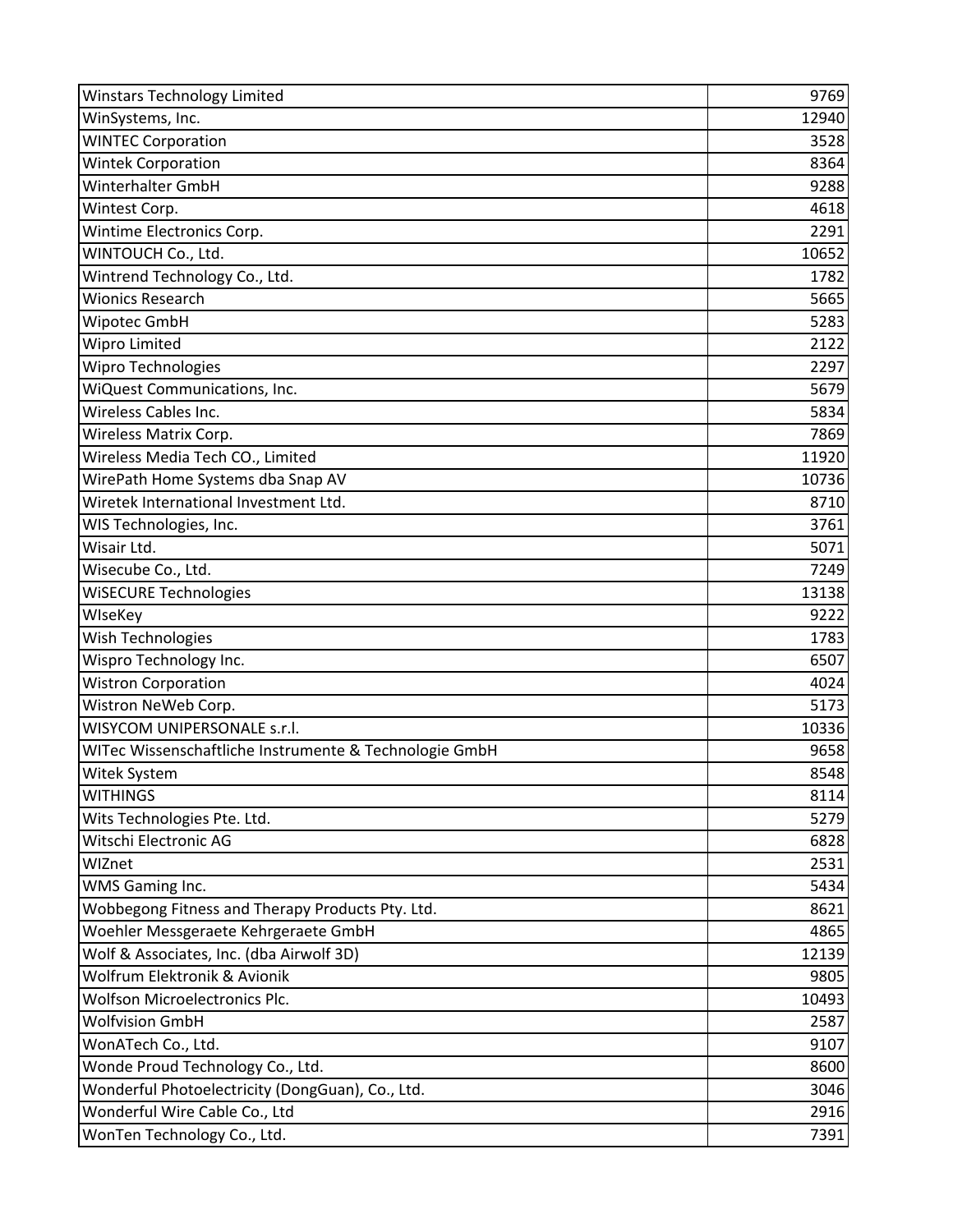| | |
|---|---|
| Winstars Technology Limited | 9769 |
| WinSystems, Inc. | 12940 |
| WINTEC Corporation | 3528 |
| Wintek Corporation | 8364 |
| Winterhalter GmbH | 9288 |
| Wintest Corp. | 4618 |
| Wintime Electronics Corp. | 2291 |
| WINTOUCH Co., Ltd. | 10652 |
| Wintrend Technology Co., Ltd. | 1782 |
| Wionics Research | 5665 |
| Wipotec GmbH | 5283 |
| Wipro Limited | 2122 |
| Wipro Technologies | 2297 |
| WiQuest Communications, Inc. | 5679 |
| Wireless Cables Inc. | 5834 |
| Wireless Matrix Corp. | 7869 |
| Wireless Media Tech CO., Limited | 11920 |
| WirePath Home Systems dba Snap AV | 10736 |
| Wiretek International Investment Ltd. | 8710 |
| WIS Technologies, Inc. | 3761 |
| Wisair Ltd. | 5071 |
| Wisecube Co., Ltd. | 7249 |
| WiSECURE Technologies | 13138 |
| WIseKey | 9222 |
| Wish Technologies | 1783 |
| Wispro Technology Inc. | 6507 |
| Wistron Corporation | 4024 |
| Wistron NeWeb Corp. | 5173 |
| WISYCOM UNIPERSONALE s.r.l. | 10336 |
| WITec Wissenschaftliche Instrumente & Technologie GmbH | 9658 |
| Witek System | 8548 |
| WITHINGS | 8114 |
| Wits Technologies Pte. Ltd. | 5279 |
| Witschi Electronic AG | 6828 |
| WIZnet | 2531 |
| WMS Gaming Inc. | 5434 |
| Wobbegong Fitness and Therapy Products Pty. Ltd. | 8621 |
| Woehler Messgeraete Kehrgeraete GmbH | 4865 |
| Wolf & Associates, Inc. (dba Airwolf 3D) | 12139 |
| Wolfrum Elektronik & Avionik | 9805 |
| Wolfson Microelectronics Plc. | 10493 |
| Wolfvision GmbH | 2587 |
| WonATech Co., Ltd. | 9107 |
| Wonde Proud Technology Co., Ltd. | 8600 |
| Wonderful Photoelectricity (DongGuan), Co., Ltd. | 3046 |
| Wonderful Wire Cable Co., Ltd | 2916 |
| WonTen Technology Co., Ltd. | 7391 |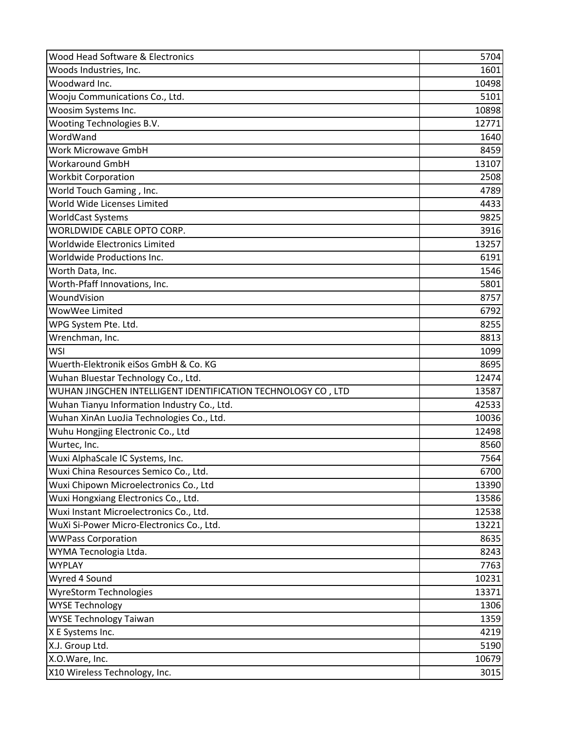| | |
|---|---|
| Wood Head Software & Electronics | 5704 |
| Woods Industries, Inc. | 1601 |
| Woodward Inc. | 10498 |
| Wooju Communications Co., Ltd. | 5101 |
| Woosim Systems Inc. | 10898 |
| Wooting Technologies B.V. | 12771 |
| WordWand | 1640 |
| Work Microwave GmbH | 8459 |
| Workaround GmbH | 13107 |
| Workbit Corporation | 2508 |
| World Touch Gaming , Inc. | 4789 |
| World Wide Licenses Limited | 4433 |
| WorldCast Systems | 9825 |
| WORLDWIDE CABLE OPTO CORP. | 3916 |
| Worldwide Electronics Limited | 13257 |
| Worldwide Productions Inc. | 6191 |
| Worth Data, Inc. | 1546 |
| Worth-Pfaff Innovations, Inc. | 5801 |
| WoundVision | 8757 |
| WowWee Limited | 6792 |
| WPG System Pte. Ltd. | 8255 |
| Wrenchman, Inc. | 8813 |
| WSI | 1099 |
| Wuerth-Elektronik eiSos GmbH & Co. KG | 8695 |
| Wuhan Bluestar Technology Co., Ltd. | 12474 |
| WUHAN JINGCHEN INTELLIGENT IDENTIFICATION TECHNOLOGY CO , LTD | 13587 |
| Wuhan Tianyu Information Industry Co., Ltd. | 42533 |
| Wuhan XinAn LuoJia Technologies Co., Ltd. | 10036 |
| Wuhu Hongjing Electronic Co., Ltd | 12498 |
| Wurtec, Inc. | 8560 |
| Wuxi AlphaScale IC Systems, Inc. | 7564 |
| Wuxi China Resources Semico Co., Ltd. | 6700 |
| Wuxi Chipown Microelectronics Co., Ltd | 13390 |
| Wuxi Hongxiang Electronics Co., Ltd. | 13586 |
| Wuxi Instant Microelectronics Co., Ltd. | 12538 |
| WuXi Si-Power Micro-Electronics Co., Ltd. | 13221 |
| WWPass Corporation | 8635 |
| WYMA Tecnologia Ltda. | 8243 |
| WYPLAY | 7763 |
| Wyred 4 Sound | 10231 |
| WyreStorm Technologies | 13371 |
| WYSE Technology | 1306 |
| WYSE Technology Taiwan | 1359 |
| X E Systems Inc. | 4219 |
| X.J. Group Ltd. | 5190 |
| X.O.Ware, Inc. | 10679 |
| X10 Wireless Technology, Inc. | 3015 |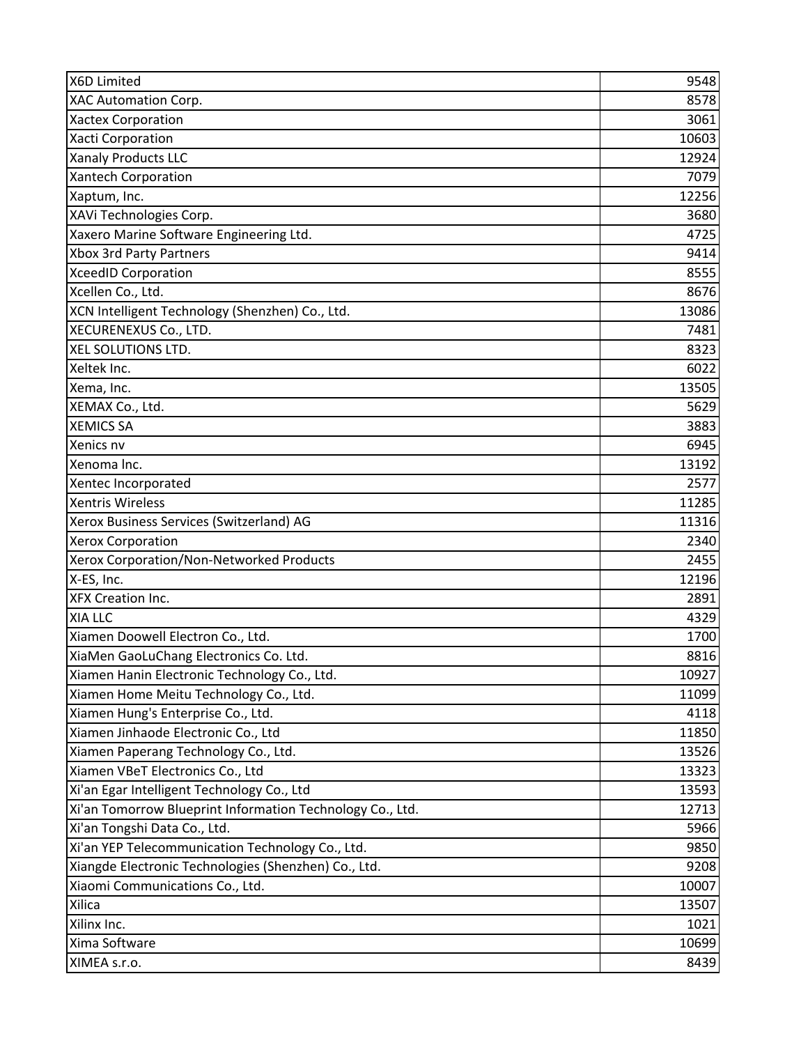| | |
|---|---|
| X6D Limited | 9548 |
| XAC Automation Corp. | 8578 |
| Xactex Corporation | 3061 |
| Xacti Corporation | 10603 |
| Xanaly Products LLC | 12924 |
| Xantech Corporation | 7079 |
| Xaptum, Inc. | 12256 |
| XAVi Technologies Corp. | 3680 |
| Xaxero Marine Software Engineering Ltd. | 4725 |
| Xbox 3rd Party Partners | 9414 |
| XceedID Corporation | 8555 |
| Xcellen Co., Ltd. | 8676 |
| XCN Intelligent Technology (Shenzhen) Co., Ltd. | 13086 |
| XECURENEXUS Co., LTD. | 7481 |
| XEL SOLUTIONS LTD. | 8323 |
| Xeltek Inc. | 6022 |
| Xema, Inc. | 13505 |
| XEMAX Co., Ltd. | 5629 |
| XEMICS SA | 3883 |
| Xenics nv | 6945 |
| Xenoma lnc. | 13192 |
| Xentec Incorporated | 2577 |
| Xentris Wireless | 11285 |
| Xerox Business Services (Switzerland) AG | 11316 |
| Xerox Corporation | 2340 |
| Xerox Corporation/Non-Networked Products | 2455 |
| X-ES, Inc. | 12196 |
| XFX Creation Inc. | 2891 |
| XIA LLC | 4329 |
| Xiamen Doowell Electron Co., Ltd. | 1700 |
| XiaMen GaoLuChang Electronics Co. Ltd. | 8816 |
| Xiamen Hanin Electronic Technology Co., Ltd. | 10927 |
| Xiamen Home Meitu Technology Co., Ltd. | 11099 |
| Xiamen Hung's Enterprise Co., Ltd. | 4118 |
| Xiamen Jinhaode Electronic Co., Ltd | 11850 |
| Xiamen Paperang Technology Co., Ltd. | 13526 |
| Xiamen VBeT Electronics Co., Ltd | 13323 |
| Xi'an Egar Intelligent Technology Co., Ltd | 13593 |
| Xi'an Tomorrow Blueprint Information Technology Co., Ltd. | 12713 |
| Xi'an Tongshi Data Co., Ltd. | 5966 |
| Xi'an YEP Telecommunication Technology Co., Ltd. | 9850 |
| Xiangde Electronic Technologies (Shenzhen) Co., Ltd. | 9208 |
| Xiaomi Communications Co., Ltd. | 10007 |
| Xilica | 13507 |
| Xilinx Inc. | 1021 |
| Xima Software | 10699 |
| XIMEA s.r.o. | 8439 |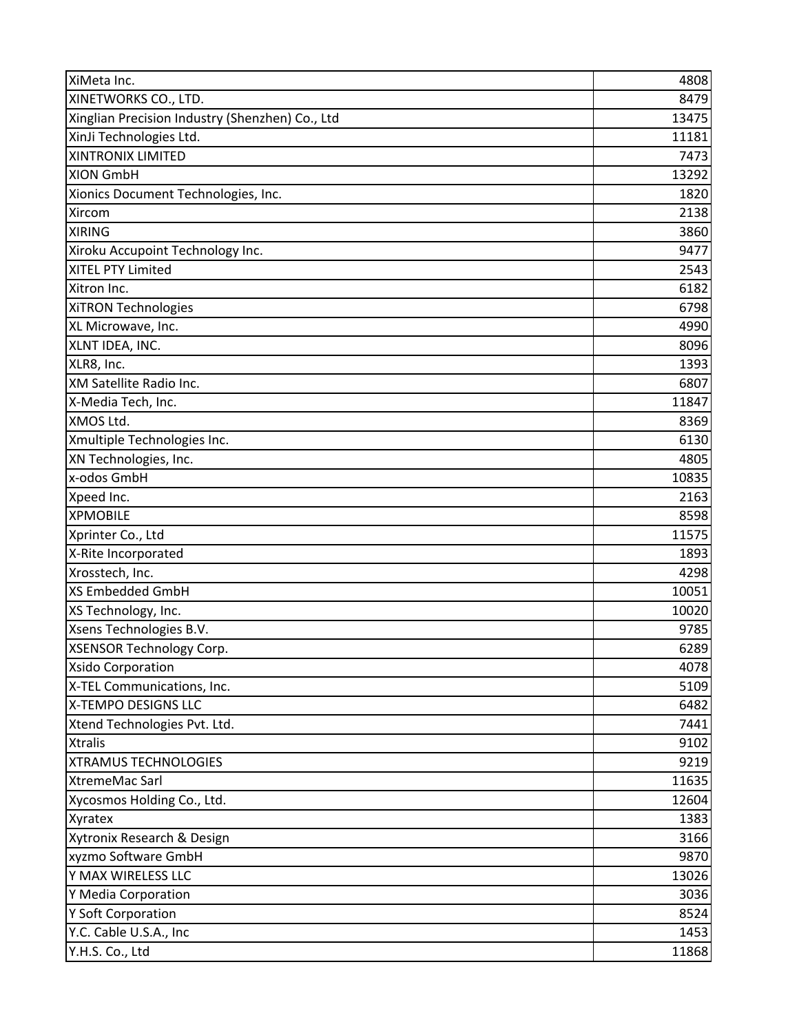| | |
|---|---|
| XiMeta Inc. | 4808 |
| XINETWORKS CO., LTD. | 8479 |
| Xinglian Precision Industry (Shenzhen) Co., Ltd | 13475 |
| XinJi Technologies Ltd. | 11181 |
| XINTRONIX LIMITED | 7473 |
| XION GmbH | 13292 |
| Xionics Document Technologies, Inc. | 1820 |
| Xircom | 2138 |
| XIRING | 3860 |
| Xiroku Accupoint Technology Inc. | 9477 |
| XITEL PTY Limited | 2543 |
| Xitron Inc. | 6182 |
| XiTRON Technologies | 6798 |
| XL Microwave, Inc. | 4990 |
| XLNT IDEA, INC. | 8096 |
| XLR8, Inc. | 1393 |
| XM Satellite Radio Inc. | 6807 |
| X-Media Tech, Inc. | 11847 |
| XMOS Ltd. | 8369 |
| Xmultiple Technologies Inc. | 6130 |
| XN Technologies, Inc. | 4805 |
| x-odos GmbH | 10835 |
| Xpeed Inc. | 2163 |
| XPMOBILE | 8598 |
| Xprinter Co., Ltd | 11575 |
| X-Rite Incorporated | 1893 |
| Xrosstech, Inc. | 4298 |
| XS Embedded GmbH | 10051 |
| XS Technology, Inc. | 10020 |
| Xsens Technologies B.V. | 9785 |
| XSENSOR Technology Corp. | 6289 |
| Xsido Corporation | 4078 |
| X-TEL Communications, Inc. | 5109 |
| X-TEMPO DESIGNS LLC | 6482 |
| Xtend Technologies Pvt. Ltd. | 7441 |
| Xtralis | 9102 |
| XTRAMUS TECHNOLOGIES | 9219 |
| XtremeMac Sarl | 11635 |
| Xycosmos Holding Co., Ltd. | 12604 |
| Xyratex | 1383 |
| Xytronix Research & Design | 3166 |
| xyzmo Software GmbH | 9870 |
| Y MAX WIRELESS LLC | 13026 |
| Y Media Corporation | 3036 |
| Y Soft Corporation | 8524 |
| Y.C. Cable U.S.A., Inc | 1453 |
| Y.H.S. Co., Ltd | 11868 |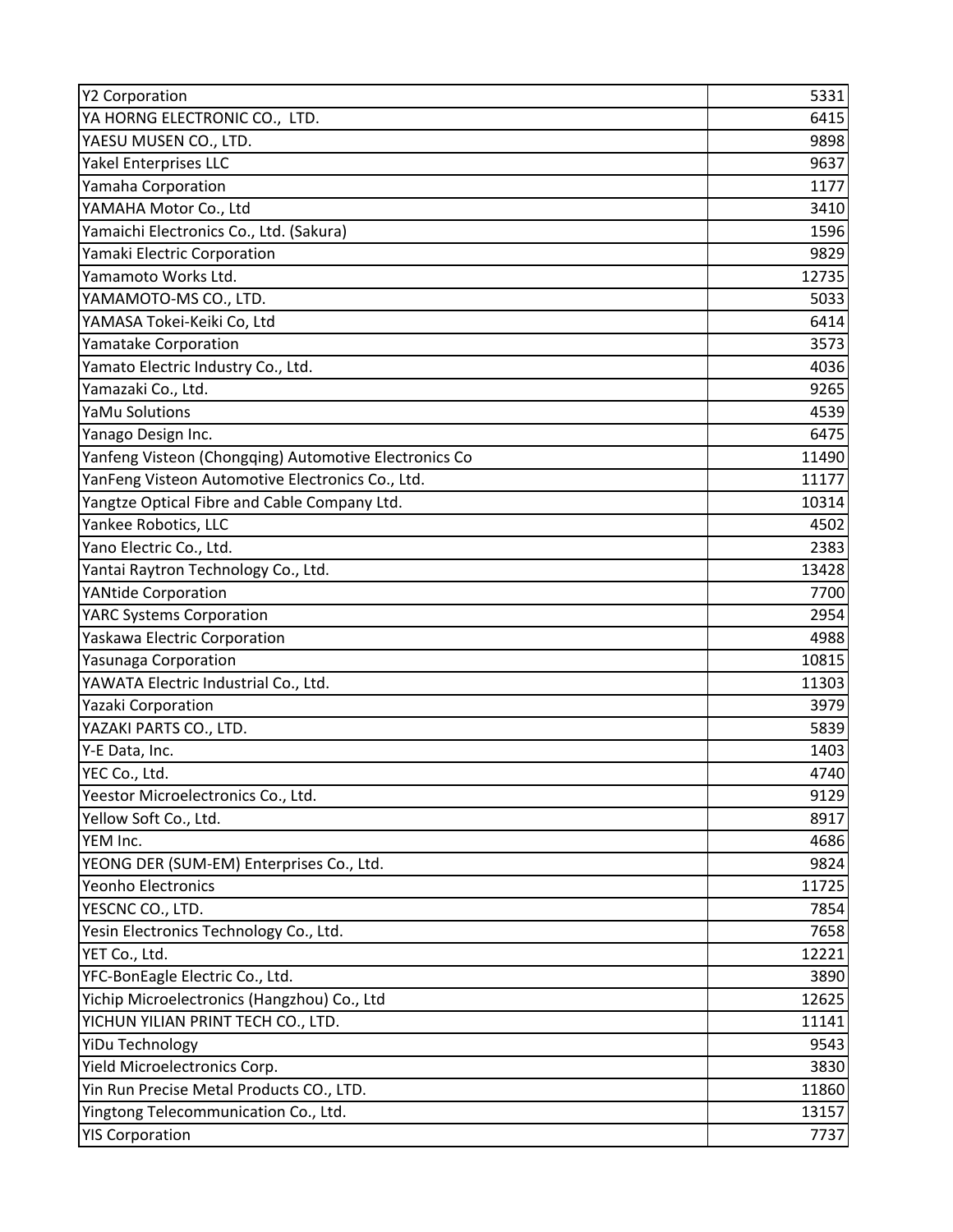| | |
|---|---|
| Y2 Corporation | 5331 |
| YA HORNG ELECTRONIC CO., LTD. | 6415 |
| YAESU MUSEN CO., LTD. | 9898 |
| Yakel Enterprises LLC | 9637 |
| Yamaha Corporation | 1177 |
| YAMAHA Motor Co., Ltd | 3410 |
| Yamaichi Electronics Co., Ltd. (Sakura) | 1596 |
| Yamaki Electric Corporation | 9829 |
| Yamamoto Works Ltd. | 12735 |
| YAMAMOTO-MS CO., LTD. | 5033 |
| YAMASA Tokei-Keiki Co, Ltd | 6414 |
| Yamatake Corporation | 3573 |
| Yamato Electric Industry Co., Ltd. | 4036 |
| Yamazaki Co., Ltd. | 9265 |
| YaMu Solutions | 4539 |
| Yanago Design Inc. | 6475 |
| Yanfeng Visteon (Chongqing) Automotive Electronics Co | 11490 |
| YanFeng Visteon Automotive Electronics Co., Ltd. | 11177 |
| Yangtze Optical Fibre and Cable Company Ltd. | 10314 |
| Yankee Robotics, LLC | 4502 |
| Yano Electric Co., Ltd. | 2383 |
| Yantai Raytron Technology Co., Ltd. | 13428 |
| YANtide Corporation | 7700 |
| YARC Systems Corporation | 2954 |
| Yaskawa Electric Corporation | 4988 |
| Yasunaga Corporation | 10815 |
| YAWATA Electric Industrial Co., Ltd. | 11303 |
| Yazaki Corporation | 3979 |
| YAZAKI PARTS CO., LTD. | 5839 |
| Y-E Data, Inc. | 1403 |
| YEC Co., Ltd. | 4740 |
| Yeestor Microelectronics Co., Ltd. | 9129 |
| Yellow Soft Co., Ltd. | 8917 |
| YEM Inc. | 4686 |
| YEONG DER (SUM-EM) Enterprises Co., Ltd. | 9824 |
| Yeonho Electronics | 11725 |
| YESCNC CO., LTD. | 7854 |
| Yesin Electronics Technology Co., Ltd. | 7658 |
| YET Co., Ltd. | 12221 |
| YFC-BonEagle Electric Co., Ltd. | 3890 |
| Yichip Microelectronics (Hangzhou) Co., Ltd | 12625 |
| YICHUN YILIAN PRINT TECH CO., LTD. | 11141 |
| YiDu Technology | 9543 |
| Yield Microelectronics Corp. | 3830 |
| Yin Run Precise Metal Products CO., LTD. | 11860 |
| Yingtong Telecommunication Co., Ltd. | 13157 |
| YIS Corporation | 7737 |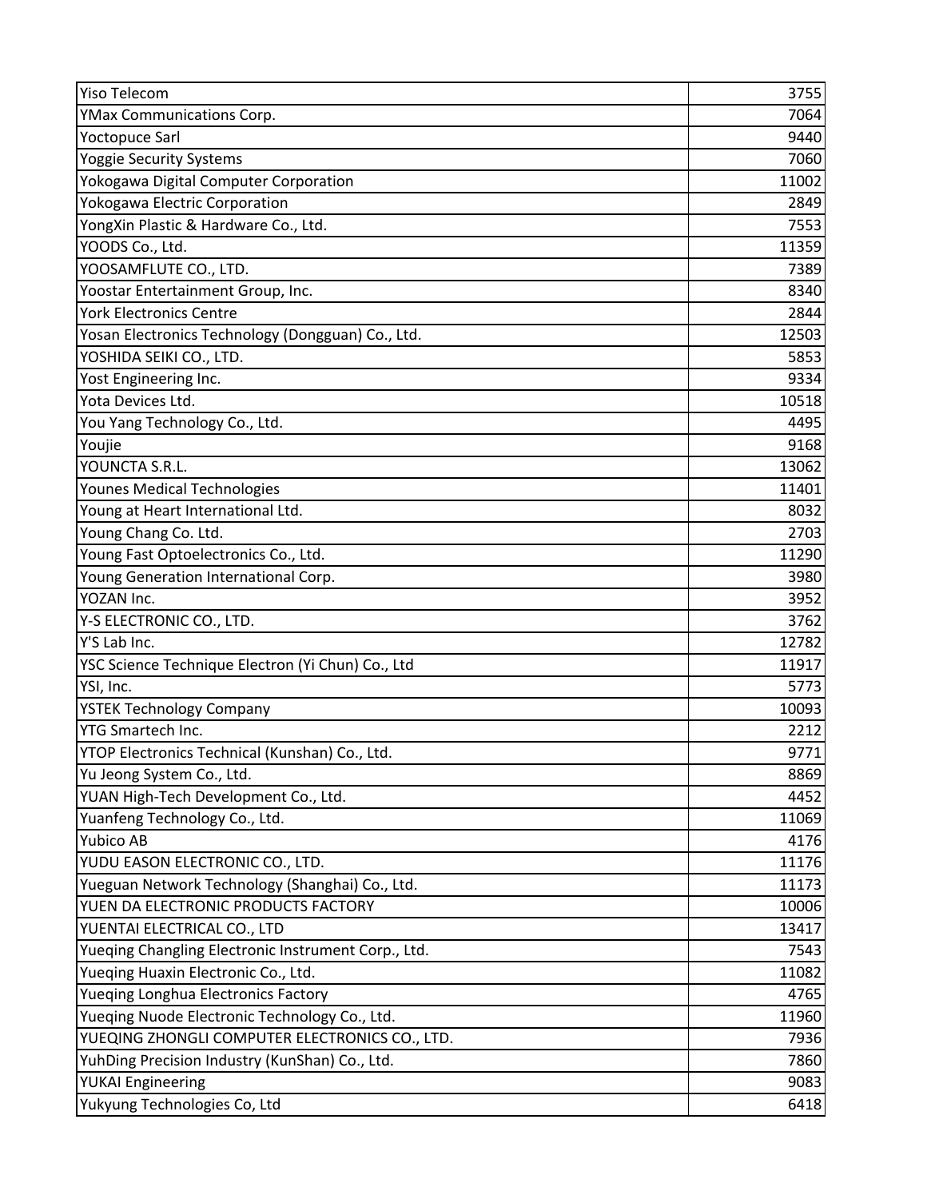| | |
|---|---|
| Yiso Telecom | 3755 |
| YMax Communications Corp. | 7064 |
| Yoctopuce Sarl | 9440 |
| Yoggie Security Systems | 7060 |
| Yokogawa Digital Computer Corporation | 11002 |
| Yokogawa Electric Corporation | 2849 |
| YongXin Plastic & Hardware Co., Ltd. | 7553 |
| YOODS Co., Ltd. | 11359 |
| YOOSAMFLUTE CO., LTD. | 7389 |
| Yoostar Entertainment Group, Inc. | 8340 |
| York Electronics Centre | 2844 |
| Yosan Electronics Technology (Dongguan) Co., Ltd. | 12503 |
| YOSHIDA SEIKI CO., LTD. | 5853 |
| Yost Engineering Inc. | 9334 |
| Yota Devices Ltd. | 10518 |
| You Yang Technology Co., Ltd. | 4495 |
| Youjie | 9168 |
| YOUNCTA S.R.L. | 13062 |
| Younes Medical Technologies | 11401 |
| Young at Heart International Ltd. | 8032 |
| Young Chang Co. Ltd. | 2703 |
| Young Fast Optoelectronics Co., Ltd. | 11290 |
| Young Generation International Corp. | 3980 |
| YOZAN Inc. | 3952 |
| Y-S ELECTRONIC CO., LTD. | 3762 |
| Y'S Lab Inc. | 12782 |
| YSC Science Technique Electron (Yi Chun) Co., Ltd | 11917 |
| YSI, Inc. | 5773 |
| YSTEK Technology Company | 10093 |
| YTG Smartech Inc. | 2212 |
| YTOP Electronics Technical (Kunshan) Co., Ltd. | 9771 |
| Yu Jeong System Co., Ltd. | 8869 |
| YUAN High-Tech Development Co., Ltd. | 4452 |
| Yuanfeng Technology Co., Ltd. | 11069 |
| Yubico AB | 4176 |
| YUDU EASON ELECTRONIC CO., LTD. | 11176 |
| Yueguan Network Technology (Shanghai) Co., Ltd. | 11173 |
| YUEN DA ELECTRONIC PRODUCTS FACTORY | 10006 |
| YUENTAI ELECTRICAL CO., LTD | 13417 |
| Yueqing Changling Electronic Instrument Corp., Ltd. | 7543 |
| Yueqing Huaxin Electronic Co., Ltd. | 11082 |
| Yueqing Longhua Electronics Factory | 4765 |
| Yueqing Nuode Electronic Technology Co., Ltd. | 11960 |
| YUEQING ZHONGLI COMPUTER ELECTRONICS CO., LTD. | 7936 |
| YuhDing Precision Industry (KunShan) Co., Ltd. | 7860 |
| YUKAI Engineering | 9083 |
| Yukyung Technologies Co, Ltd | 6418 |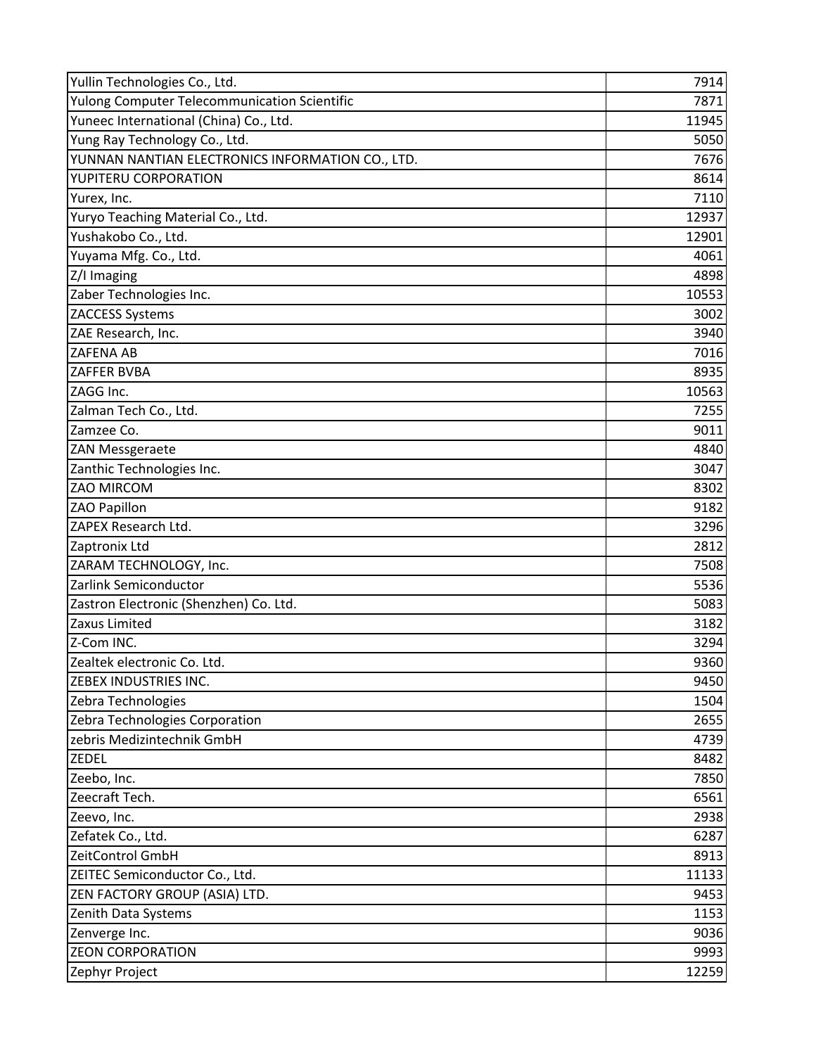| | |
|---|---|
| Yullin Technologies Co., Ltd. | 7914 |
| Yulong Computer Telecommunication Scientific | 7871 |
| Yuneec International (China) Co., Ltd. | 11945 |
| Yung Ray Technology Co., Ltd. | 5050 |
| YUNNAN NANTIAN ELECTRONICS INFORMATION CO., LTD. | 7676 |
| YUPITERU CORPORATION | 8614 |
| Yurex, Inc. | 7110 |
| Yuryo Teaching Material Co., Ltd. | 12937 |
| Yushakobo Co., Ltd. | 12901 |
| Yuyama Mfg. Co., Ltd. | 4061 |
| Z/I Imaging | 4898 |
| Zaber Technologies Inc. | 10553 |
| ZACCESS Systems | 3002 |
| ZAE Research, Inc. | 3940 |
| ZAFENA AB | 7016 |
| ZAFFER BVBA | 8935 |
| ZAGG Inc. | 10563 |
| Zalman Tech Co., Ltd. | 7255 |
| Zamzee Co. | 9011 |
| ZAN Messgeraete | 4840 |
| Zanthic Technologies Inc. | 3047 |
| ZAO MIRCOM | 8302 |
| ZAO Papillon | 9182 |
| ZAPEX Research Ltd. | 3296 |
| Zaptronix Ltd | 2812 |
| ZARAM TECHNOLOGY, Inc. | 7508 |
| Zarlink Semiconductor | 5536 |
| Zastron Electronic (Shenzhen) Co. Ltd. | 5083 |
| Zaxus Limited | 3182 |
| Z-Com INC. | 3294 |
| Zealtek electronic Co. Ltd. | 9360 |
| ZEBEX INDUSTRIES INC. | 9450 |
| Zebra Technologies | 1504 |
| Zebra Technologies Corporation | 2655 |
| zebris Medizintechnik GmbH | 4739 |
| ZEDEL | 8482 |
| Zeebo, Inc. | 7850 |
| Zeecraft Tech. | 6561 |
| Zeevo, Inc. | 2938 |
| Zefatek Co., Ltd. | 6287 |
| ZeitControl GmbH | 8913 |
| ZEITEC Semiconductor Co., Ltd. | 11133 |
| ZEN FACTORY GROUP (ASIA) LTD. | 9453 |
| Zenith Data Systems | 1153 |
| Zenverge Inc. | 9036 |
| ZEON CORPORATION | 9993 |
| Zephyr Project | 12259 |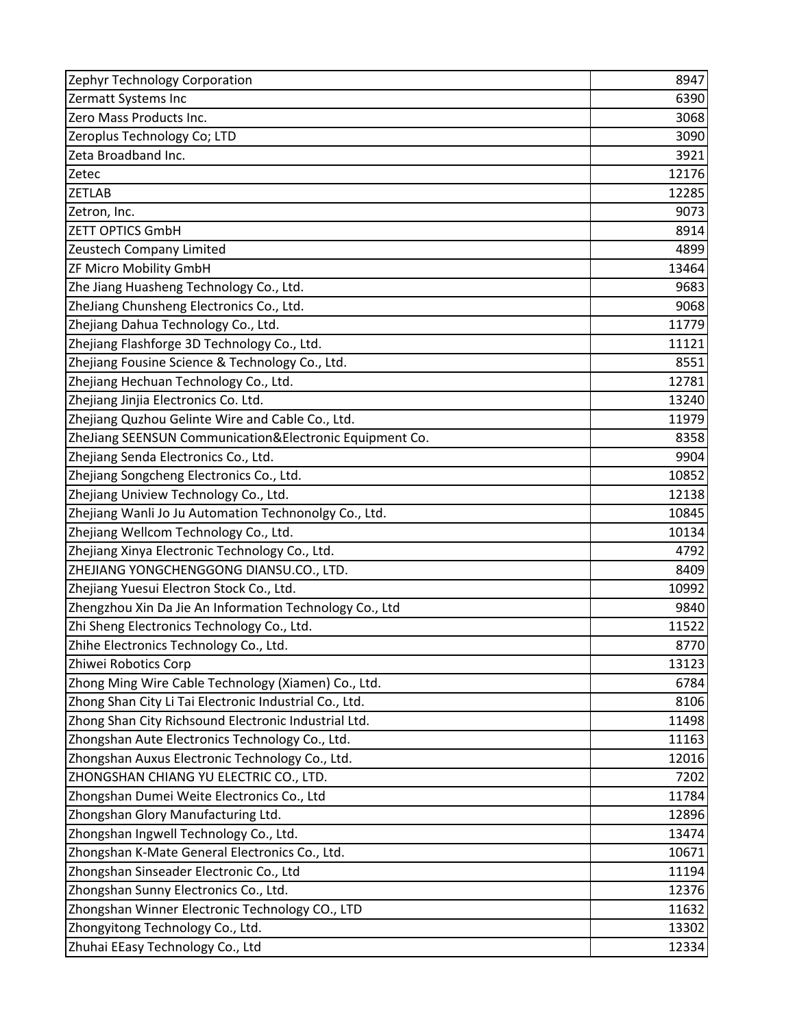| | |
|---|---|
| Zephyr Technology Corporation | 8947 |
| Zermatt Systems Inc | 6390 |
| Zero Mass Products Inc. | 3068 |
| Zeroplus Technology Co; LTD | 3090 |
| Zeta Broadband Inc. | 3921 |
| Zetec | 12176 |
| ZETLAB | 12285 |
| Zetron, Inc. | 9073 |
| ZETT OPTICS GmbH | 8914 |
| Zeustech Company Limited | 4899 |
| ZF Micro Mobility GmbH | 13464 |
| Zhe Jiang Huasheng Technology Co., Ltd. | 9683 |
| ZheJiang Chunsheng Electronics Co., Ltd. | 9068 |
| Zhejiang Dahua Technology Co., Ltd. | 11779 |
| Zhejiang Flashforge 3D Technology Co., Ltd. | 11121 |
| Zhejiang Fousine Science & Technology Co., Ltd. | 8551 |
| Zhejiang Hechuan Technology Co., Ltd. | 12781 |
| Zhejiang Jinjia Electronics Co. Ltd. | 13240 |
| Zhejiang Quzhou Gelinte Wire and Cable Co., Ltd. | 11979 |
| ZheJiang SEENSUN Communication&Electronic Equipment Co. | 8358 |
| Zhejiang Senda Electronics Co., Ltd. | 9904 |
| Zhejiang Songcheng Electronics Co., Ltd. | 10852 |
| Zhejiang Uniview Technology Co., Ltd. | 12138 |
| Zhejiang Wanli Jo Ju Automation Technonolgy Co., Ltd. | 10845 |
| Zhejiang Wellcom Technology Co., Ltd. | 10134 |
| Zhejiang Xinya Electronic Technology Co., Ltd. | 4792 |
| ZHEJIANG YONGCHENGGONG DIANSU.CO., LTD. | 8409 |
| Zhejiang Yuesui Electron Stock Co., Ltd. | 10992 |
| Zhengzhou Xin Da Jie An Information Technology Co., Ltd | 9840 |
| Zhi Sheng Electronics Technology Co., Ltd. | 11522 |
| Zhihe Electronics Technology Co., Ltd. | 8770 |
| Zhiwei Robotics Corp | 13123 |
| Zhong Ming Wire Cable Technology (Xiamen) Co., Ltd. | 6784 |
| Zhong Shan City Li Tai Electronic Industrial Co., Ltd. | 8106 |
| Zhong Shan City Richsound Electronic Industrial Ltd. | 11498 |
| Zhongshan Aute Electronics Technology Co., Ltd. | 11163 |
| Zhongshan Auxus Electronic Technology Co., Ltd. | 12016 |
| ZHONGSHAN CHIANG YU ELECTRIC CO., LTD. | 7202 |
| Zhongshan Dumei Weite Electronics Co., Ltd | 11784 |
| Zhongshan Glory Manufacturing Ltd. | 12896 |
| Zhongshan Ingwell Technology Co., Ltd. | 13474 |
| Zhongshan K-Mate General Electronics Co., Ltd. | 10671 |
| Zhongshan Sinseader Electronic Co., Ltd | 11194 |
| Zhongshan Sunny Electronics Co., Ltd. | 12376 |
| Zhongshan Winner Electronic Technology CO., LTD | 11632 |
| Zhongyitong Technology Co., Ltd. | 13302 |
| Zhuhai EEasy Technology Co., Ltd | 12334 |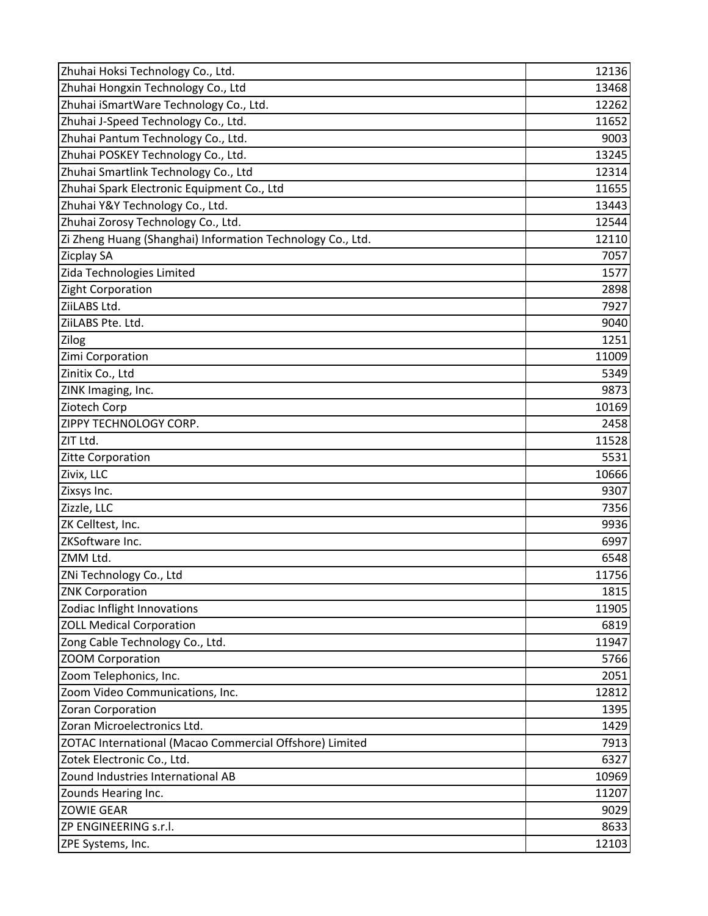| | |
|---|---|
| Zhuhai Hoksi Technology Co., Ltd. | 12136 |
| Zhuhai Hongxin Technology Co., Ltd | 13468 |
| Zhuhai iSmartWare Technology Co., Ltd. | 12262 |
| Zhuhai J-Speed Technology Co., Ltd. | 11652 |
| Zhuhai Pantum Technology Co., Ltd. | 9003 |
| Zhuhai POSKEY Technology Co., Ltd. | 13245 |
| Zhuhai Smartlink Technology Co., Ltd | 12314 |
| Zhuhai Spark Electronic Equipment Co., Ltd | 11655 |
| Zhuhai Y&Y Technology Co., Ltd. | 13443 |
| Zhuhai Zorosy Technology Co., Ltd. | 12544 |
| Zi Zheng Huang (Shanghai) Information Technology Co., Ltd. | 12110 |
| Zicplay SA | 7057 |
| Zida Technologies Limited | 1577 |
| Zight Corporation | 2898 |
| ZiiLABS Ltd. | 7927 |
| ZiiLABS Pte. Ltd. | 9040 |
| Zilog | 1251 |
| Zimi Corporation | 11009 |
| Zinitix Co., Ltd | 5349 |
| ZINK Imaging, Inc. | 9873 |
| Ziotech Corp | 10169 |
| ZIPPY TECHNOLOGY CORP. | 2458 |
| ZIT Ltd. | 11528 |
| Zitte Corporation | 5531 |
| Zivix, LLC | 10666 |
| Zixsys Inc. | 9307 |
| Zizzle, LLC | 7356 |
| ZK Celltest, Inc. | 9936 |
| ZKSoftware Inc. | 6997 |
| ZMM Ltd. | 6548 |
| ZNi Technology Co., Ltd | 11756 |
| ZNK Corporation | 1815 |
| Zodiac Inflight Innovations | 11905 |
| ZOLL Medical Corporation | 6819 |
| Zong Cable Technology Co., Ltd. | 11947 |
| ZOOM Corporation | 5766 |
| Zoom Telephonics, Inc. | 2051 |
| Zoom Video Communications, Inc. | 12812 |
| Zoran Corporation | 1395 |
| Zoran Microelectronics Ltd. | 1429 |
| ZOTAC International (Macao Commercial Offshore) Limited | 7913 |
| Zotek Electronic Co., Ltd. | 6327 |
| Zound Industries International AB | 10969 |
| Zounds Hearing Inc. | 11207 |
| ZOWIE GEAR | 9029 |
| ZP ENGINEERING s.r.l. | 8633 |
| ZPE Systems, Inc. | 12103 |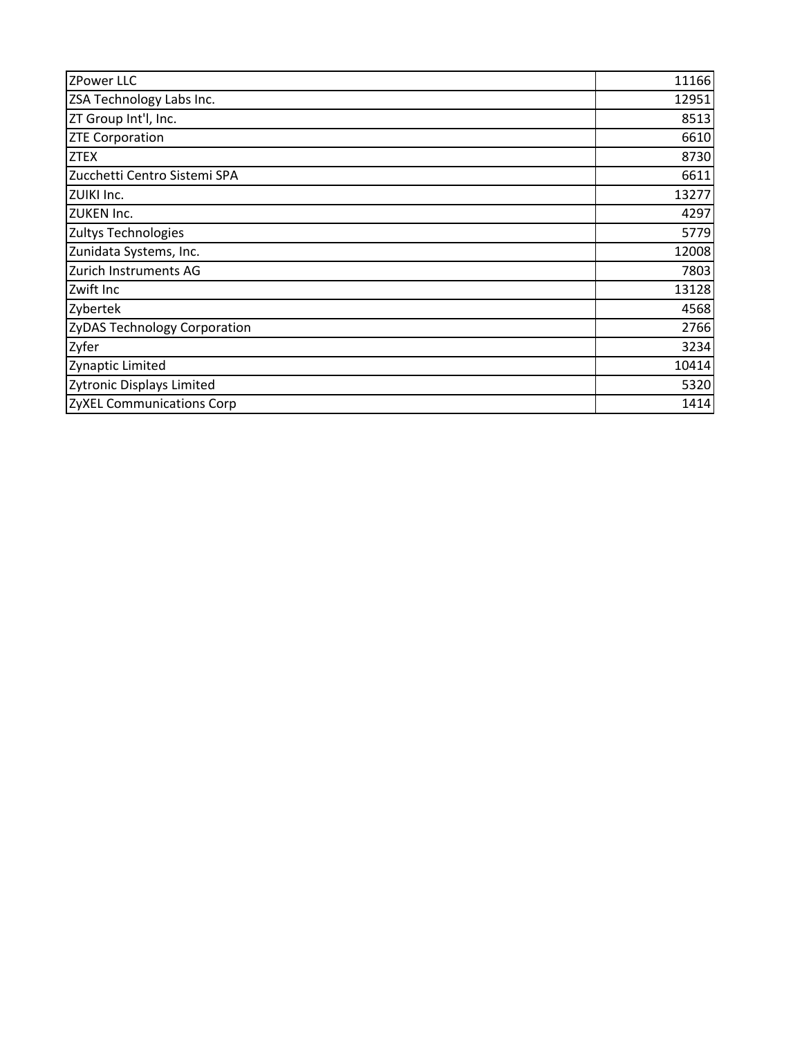| | |
|---|---|
| ZPower LLC | 11166 |
| ZSA Technology Labs Inc. | 12951 |
| ZT Group Int'l, Inc. | 8513 |
| ZTE Corporation | 6610 |
| ZTEX | 8730 |
| Zucchetti Centro Sistemi SPA | 6611 |
| ZUIKI Inc. | 13277 |
| ZUKEN Inc. | 4297 |
| Zultys Technologies | 5779 |
| Zunidata Systems, Inc. | 12008 |
| Zurich Instruments AG | 7803 |
| Zwift Inc | 13128 |
| Zybertek | 4568 |
| ZyDAS Technology Corporation | 2766 |
| Zyfer | 3234 |
| Zynaptic Limited | 10414 |
| Zytronic Displays Limited | 5320 |
| ZyXEL Communications Corp | 1414 |